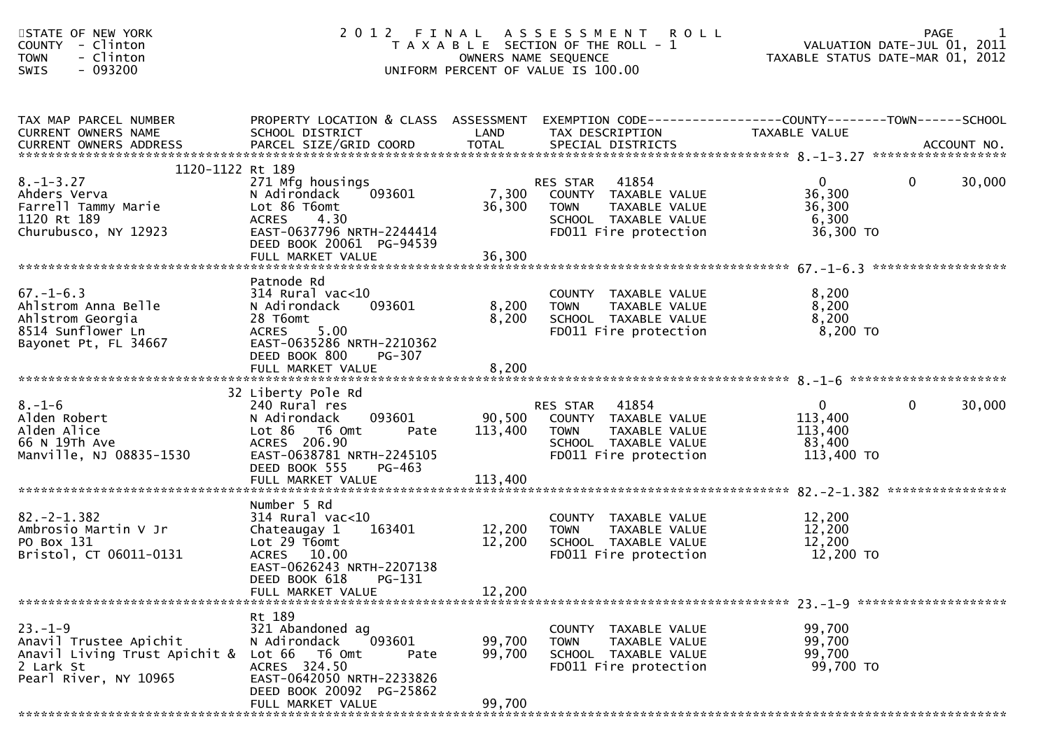STATE OF NEW YORK
COUNTY - Clinton
TOWN - Clinton
SWIS - 093200

# 2012 FINAL ASSESSMENT ROLL

TAXABLE SECTION OF THE ROLL - 1
OWNERS NAME SEQUENCE
UNIFORM PERCENT OF VALUE IS 100.00

VALUATION DATE-JUL 01, 2011
TAXABLE STATUS DATE-MAR 01, 2012

| TAX MAP PARCEL NUMBER / CURRENT OWNERS NAME / CURRENT OWNERS ADDRESS | PROPERTY LOCATION & CLASS / SCHOOL DISTRICT / PARCEL SIZE/GRID COORD | ASSESSMENT LAND / TOTAL | EXEMPTION CODE / TAX DESCRIPTION / SPECIAL DISTRICTS | COUNTY TAXABLE VALUE | TOWN | SCHOOL / ACCOUNT NO. |
|---|---|---|---|---|---|---|
| **8.-1-3.27** | 1120-1122 Rt 189 | | | | | |
| 8.-1-3.27 | 271 Mfg housings | | RES STAR 41854 | 0 | 0 | 30,000 |
| Ahders Verva | N Adirondack 093601 | 7,300 | COUNTY TAXABLE VALUE | 36,300 | | |
| Farrell Tammy Marie | Lot 86 T6omt | 36,300 | TOWN TAXABLE VALUE | 36,300 | | |
| 1120 Rt 189 | ACRES 4.30 | | SCHOOL TAXABLE VALUE | 6,300 | | |
| Churubusco, NY 12923 | EAST-0637796 NRTH-2244414 | | FD011 Fire protection | 36,300 TO | | |
| | DEED BOOK 20061 PG-94539 | | | | | |
| | FULL MARKET VALUE | 36,300 | | | | |
| **67.-1-6.3** | Patnode Rd | | | | | |
| 67.-1-6.3 | 314 Rural vac<10 | | COUNTY TAXABLE VALUE | 8,200 | | |
| Ahlstrom Anna Belle | N Adirondack 093601 | 8,200 | TOWN TAXABLE VALUE | 8,200 | | |
| Ahlstrom Georgia | 28 T6omt | 8,200 | SCHOOL TAXABLE VALUE | 8,200 | | |
| 8514 Sunflower Ln | ACRES 5.00 | | FD011 Fire protection | 8,200 TO | | |
| Bayonet Pt, FL 34667 | EAST-0635286 NRTH-2210362 | | | | | |
| | DEED BOOK 800 PG-307 | | | | | |
| | FULL MARKET VALUE | 8,200 | | | | |
| **8.-1-6** | 32 Liberty Pole Rd | | | | | |
| 8.-1-6 | 240 Rural res | | RES STAR 41854 | 0 | 0 | 30,000 |
| Alden Robert | N Adirondack 093601 | 90,500 | COUNTY TAXABLE VALUE | 113,400 | | |
| Alden Alice | Lot 86 T6 Omt Pate | 113,400 | TOWN TAXABLE VALUE | 113,400 | | |
| 66 N 19Th Ave | ACRES 206.90 | | SCHOOL TAXABLE VALUE | 83,400 | | |
| Manville, NJ 08835-1530 | EAST-0638781 NRTH-2245105 | | FD011 Fire protection | 113,400 TO | | |
| | DEED BOOK 555 PG-463 | | | | | |
| | FULL MARKET VALUE | 113,400 | | | | |
| **82.-2-1.382** | Number 5 Rd | | | | | |
| 82.-2-1.382 | 314 Rural vac<10 | | COUNTY TAXABLE VALUE | 12,200 | | |
| Ambrosio Martin V Jr | Chateaugay 1 163401 | 12,200 | TOWN TAXABLE VALUE | 12,200 | | |
| PO Box 131 | Lot 29 T6omt | 12,200 | SCHOOL TAXABLE VALUE | 12,200 | | |
| Bristol, CT 06011-0131 | ACRES 10.00 | | FD011 Fire protection | 12,200 TO | | |
| | EAST-0626243 NRTH-2207138 | | | | | |
| | DEED BOOK 618 PG-131 | | | | | |
| | FULL MARKET VALUE | 12,200 | | | | |
| **23.-1-9** | Rt 189 | | | | | |
| 23.-1-9 | 321 Abandoned ag | | COUNTY TAXABLE VALUE | 99,700 | | |
| Anavil Trustee Apichit | N Adirondack 093601 | 99,700 | TOWN TAXABLE VALUE | 99,700 | | |
| Anavil Living Trust Apichit & | Lot 66 T6 Omt Pate | 99,700 | SCHOOL TAXABLE VALUE | 99,700 | | |
| 2 Lark St | ACRES 324.50 | | FD011 Fire protection | 99,700 TO | | |
| Pearl River, NY 10965 | EAST-0642050 NRTH-2233826 | | | | | |
| | DEED BOOK 20092 PG-25862 | | | | | |
| | FULL MARKET VALUE | 99,700 | | | | |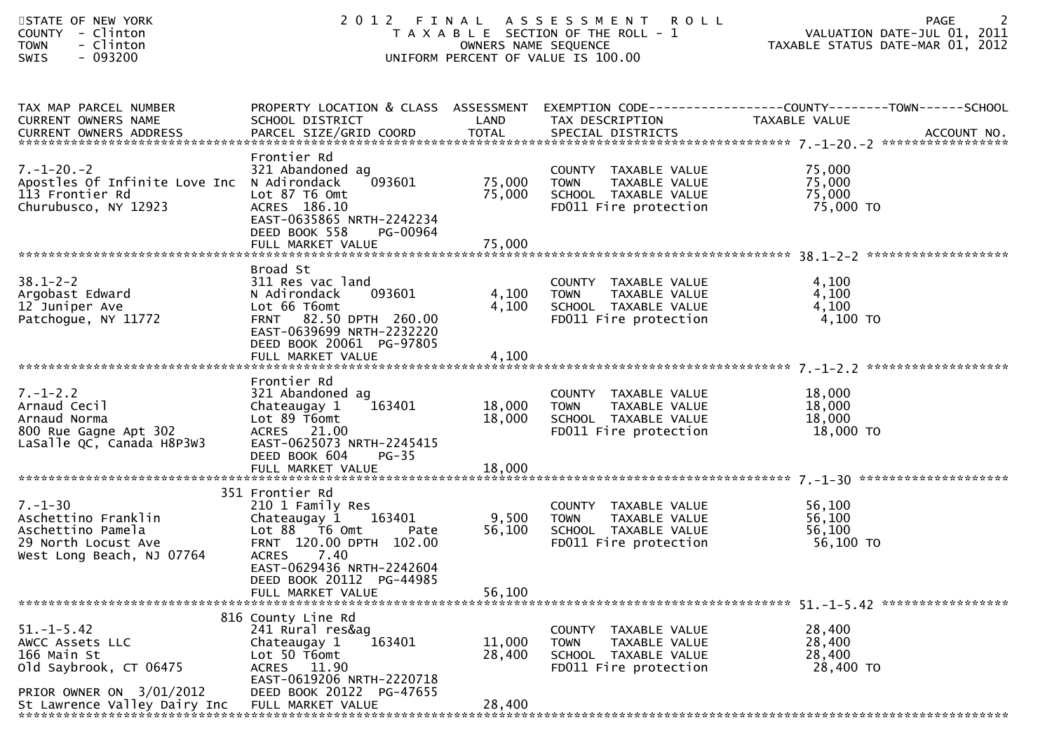STATE OF NEW YORK
COUNTY - Clinton
TOWN - Clinton
SWIS - 093200

# 2012 FINAL ASSESSMENT ROLL
TAXABLE SECTION OF THE ROLL - 1
OWNERS NAME SEQUENCE
UNIFORM PERCENT OF VALUE IS 100.00

VALUATION DATE-JUL 01, 2011
TAXABLE STATUS DATE-MAR 01, 2012

| TAX MAP PARCEL NUMBER / CURRENT OWNERS NAME / CURRENT OWNERS ADDRESS | PROPERTY LOCATION & CLASS / SCHOOL DISTRICT / PARCEL SIZE/GRID COORD | ASSESSMENT LAND / TOTAL | EXEMPTION CODE / TAX DESCRIPTION / SPECIAL DISTRICTS | TAXABLE VALUE (COUNTY--TOWN--SCHOOL) | ACCOUNT NO. |
|---|---|---|---|---|---|
| 7.-1-20.-2 | Frontier Rd | | | | |
| 7.-1-20.-2 | 321 Abandoned ag | | COUNTY TAXABLE VALUE | 75,000 | |
| Apostles Of Infinite Love Inc | N Adirondack 093601 | 75,000 | TOWN TAXABLE VALUE | 75,000 | |
| 113 Frontier Rd | Lot 87 T6 Omt | 75,000 | SCHOOL TAXABLE VALUE | 75,000 | |
| Churubusco, NY 12923 | ACRES 186.10 | | FD011 Fire protection | 75,000 TO | |
| | EAST-0635865 NRTH-2242234 | | | | |
| | DEED BOOK 558 PG-00964 | | | | |
| | FULL MARKET VALUE | 75,000 | | | |
| 38.1-2-2 | Broad St | | | | |
| 38.1-2-2 | 311 Res vac land | | COUNTY TAXABLE VALUE | 4,100 | |
| Argobast Edward | N Adirondack 093601 | 4,100 | TOWN TAXABLE VALUE | 4,100 | |
| 12 Juniper Ave | Lot 66 T6omt | 4,100 | SCHOOL TAXABLE VALUE | 4,100 | |
| Patchogue, NY 11772 | FRNT 82.50 DPTH 260.00 | | FD011 Fire protection | 4,100 TO | |
| | EAST-0639699 NRTH-2232220 | | | | |
| | DEED BOOK 20061 PG-97805 | | | | |
| | FULL MARKET VALUE | 4,100 | | | |
| 7.-1-2.2 | Frontier Rd | | | | |
| 7.-1-2.2 | 321 Abandoned ag | | COUNTY TAXABLE VALUE | 18,000 | |
| Arnaud Cecil | Chateaugay 1 163401 | 18,000 | TOWN TAXABLE VALUE | 18,000 | |
| Arnaud Norma | Lot 89 T6omt | 18,000 | SCHOOL TAXABLE VALUE | 18,000 | |
| 800 Rue Gagne Apt 302 | ACRES 21.00 | | FD011 Fire protection | 18,000 TO | |
| LaSalle QC, Canada H8P3W3 | EAST-0625073 NRTH-2245415 | | | | |
| | DEED BOOK 604 PG-35 | | | | |
| | FULL MARKET VALUE | 18,000 | | | |
| 7.-1-30 | 351 Frontier Rd | | | | |
| 7.-1-30 | 210 1 Family Res | | COUNTY TAXABLE VALUE | 56,100 | |
| Aschettino Franklin | Chateaugay 1 163401 | 9,500 | TOWN TAXABLE VALUE | 56,100 | |
| Aschettino Pamela | Lot 88 T6 Omt Pate | 56,100 | SCHOOL TAXABLE VALUE | 56,100 | |
| 29 North Locust Ave | FRNT 120.00 DPTH 102.00 | | FD011 Fire protection | 56,100 TO | |
| West Long Beach, NJ 07764 | ACRES 7.40 | | | | |
| | EAST-0629436 NRTH-2242604 | | | | |
| | DEED BOOK 20112 PG-44985 | | | | |
| | FULL MARKET VALUE | 56,100 | | | |
| 51.-1-5.42 | 816 County Line Rd | | | | |
| 51.-1-5.42 | 241 Rural res&ag | | COUNTY TAXABLE VALUE | 28,400 | |
| AWCC Assets LLC | Chateaugay 1 163401 | 11,000 | TOWN TAXABLE VALUE | 28,400 | |
| 166 Main St | Lot 50 T6omt | 28,400 | SCHOOL TAXABLE VALUE | 28,400 | |
| Old Saybrook, CT 06475 | ACRES 11.90 | | FD011 Fire protection | 28,400 TO | |
| | EAST-0619206 NRTH-2220718 | | | | |
| PRIOR OWNER ON 3/01/2012 | DEED BOOK 20122 PG-47655 | | | | |
| St Lawrence Valley Dairy Inc | FULL MARKET VALUE | 28,400 | | | |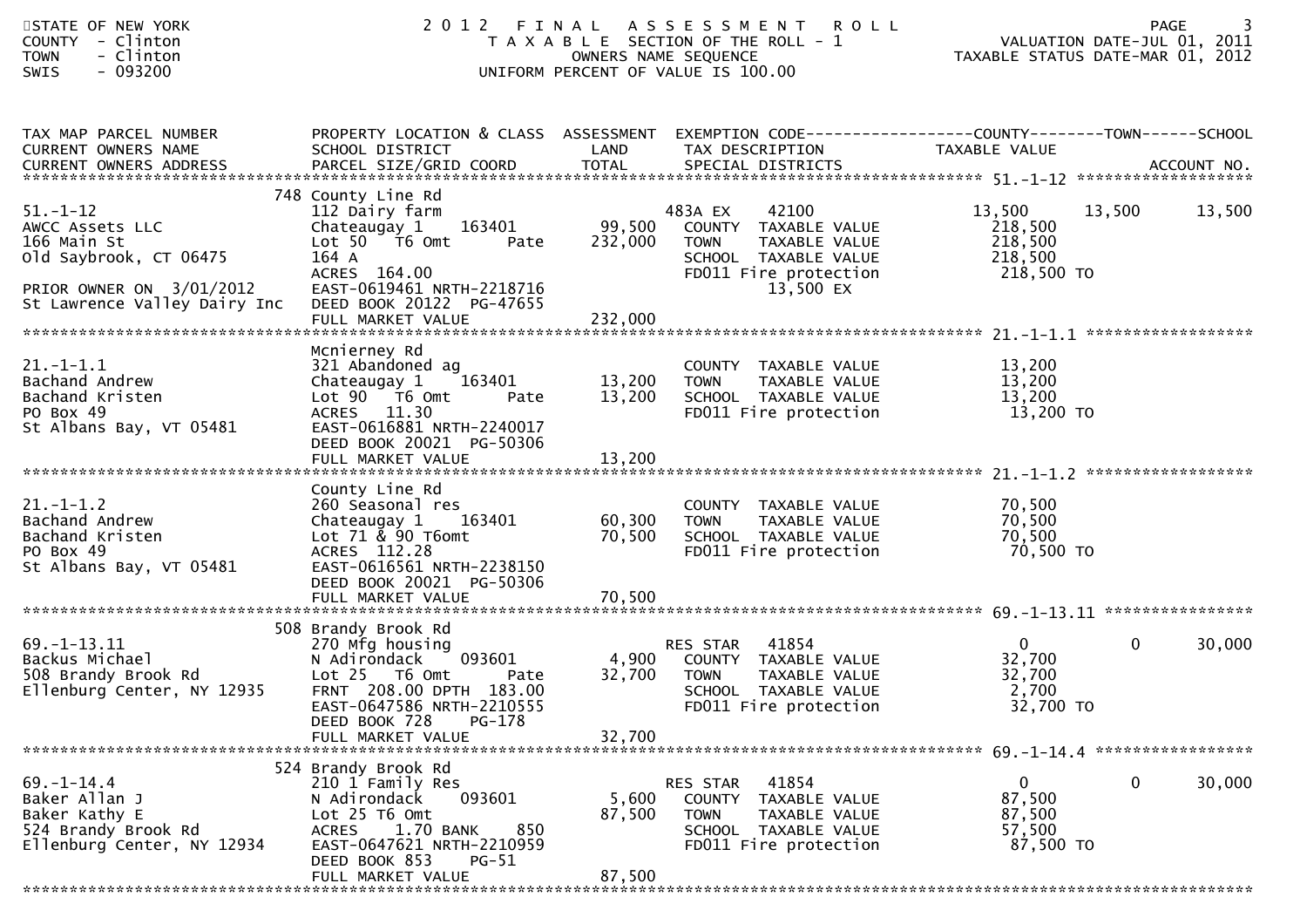STATE OF NEW YORK
COUNTY - Clinton
TOWN - Clinton
SWIS - 093200

# 2012 FINAL ASSESSMENT ROLL

TAXABLE SECTION OF THE ROLL - 1
OWNERS NAME SEQUENCE
UNIFORM PERCENT OF VALUE IS 100.00

VALUATION DATE-JUL 01, 2011
TAXABLE STATUS DATE-MAR 01, 2012

| TAX MAP PARCEL NUMBER / CURRENT OWNERS NAME / CURRENT OWNERS ADDRESS | PROPERTY LOCATION & CLASS / SCHOOL DISTRICT / PARCEL SIZE/GRID COORD | ASSESSMENT LAND / TOTAL | EXEMPTION CODE / TAX DESCRIPTION / SPECIAL DISTRICTS | COUNTY TAXABLE VALUE | TOWN | SCHOOL |
|---|---|---|---|---|---|---|
| **51.-1-12** | 748 County Line Rd | | | | | |
| 51.-1-12 | 112 Dairy farm | | 483A EX 42100 | 13,500 | 13,500 | 13,500 |
| AWCC Assets LLC | Chateaugay 1 163401 | 99,500 | COUNTY TAXABLE VALUE | 218,500 | | |
| 166 Main St | Lot 50 T6 Omt Pate | 232,000 | TOWN TAXABLE VALUE | 218,500 | | |
| Old Saybrook, CT 06475 | 164 A | | SCHOOL TAXABLE VALUE | 218,500 | | |
| | ACRES 164.00 | | FD011 Fire protection | 218,500 TO | | |
| PRIOR OWNER ON 3/01/2012 | EAST-0619461 NRTH-2218716 | | 13,500 EX | | | |
| St Lawrence Valley Dairy Inc | DEED BOOK 20122 PG-47655 | | | | | |
| | FULL MARKET VALUE | 232,000 | | | | |
| **21.-1-1.1** | Mcnierney Rd | | | | | |
| 21.-1-1.1 | 321 Abandoned ag | | COUNTY TAXABLE VALUE | 13,200 | | |
| Bachand Andrew | Chateaugay 1 163401 | 13,200 | TOWN TAXABLE VALUE | 13,200 | | |
| Bachand Kristen | Lot 90 T6 Omt Pate | 13,200 | SCHOOL TAXABLE VALUE | 13,200 | | |
| PO Box 49 | ACRES 11.30 | | FD011 Fire protection | 13,200 TO | | |
| St Albans Bay, VT 05481 | EAST-0616881 NRTH-2240017 | | | | | |
| | DEED BOOK 20021 PG-50306 | | | | | |
| | FULL MARKET VALUE | 13,200 | | | | |
| **21.-1-1.2** | County Line Rd | | | | | |
| 21.-1-1.2 | 260 Seasonal res | | COUNTY TAXABLE VALUE | 70,500 | | |
| Bachand Andrew | Chateaugay 1 163401 | 60,300 | TOWN TAXABLE VALUE | 70,500 | | |
| Bachand Kristen | Lot 71 & 90 T6omt | 70,500 | SCHOOL TAXABLE VALUE | 70,500 | | |
| PO Box 49 | ACRES 112.28 | | FD011 Fire protection | 70,500 TO | | |
| St Albans Bay, VT 05481 | EAST-0616561 NRTH-2238150 | | | | | |
| | DEED BOOK 20021 PG-50306 | | | | | |
| | FULL MARKET VALUE | 70,500 | | | | |
| **69.-1-13.11** | 508 Brandy Brook Rd | | | | | |
| 69.-1-13.11 | 270 Mfg housing | | RES STAR 41854 | 0 | 0 | 30,000 |
| Backus Michael | N Adirondack 093601 | 4,900 | COUNTY TAXABLE VALUE | 32,700 | | |
| 508 Brandy Brook Rd | Lot 25 T6 Omt Pate | 32,700 | TOWN TAXABLE VALUE | 32,700 | | |
| Ellenburg Center, NY 12935 | FRNT 208.00 DPTH 183.00 | | SCHOOL TAXABLE VALUE | 2,700 | | |
| | EAST-0647586 NRTH-2210555 | | FD011 Fire protection | 32,700 TO | | |
| | DEED BOOK 728 PG-178 | | | | | |
| | FULL MARKET VALUE | 32,700 | | | | |
| **69.-1-14.4** | 524 Brandy Brook Rd | | | | | |
| 69.-1-14.4 | 210 1 Family Res | | RES STAR 41854 | 0 | 0 | 30,000 |
| Baker Allan J | N Adirondack 093601 | 5,600 | COUNTY TAXABLE VALUE | 87,500 | | |
| Baker Kathy E | Lot 25 T6 Omt | 87,500 | TOWN TAXABLE VALUE | 87,500 | | |
| 524 Brandy Brook Rd | ACRES 1.70 BANK 850 | | SCHOOL TAXABLE VALUE | 57,500 | | |
| Ellenburg Center, NY 12934 | EAST-0647621 NRTH-2210959 | | FD011 Fire protection | 87,500 TO | | |
| | DEED BOOK 853 PG-51 | | | | | |
| | FULL MARKET VALUE | 87,500 | | | | |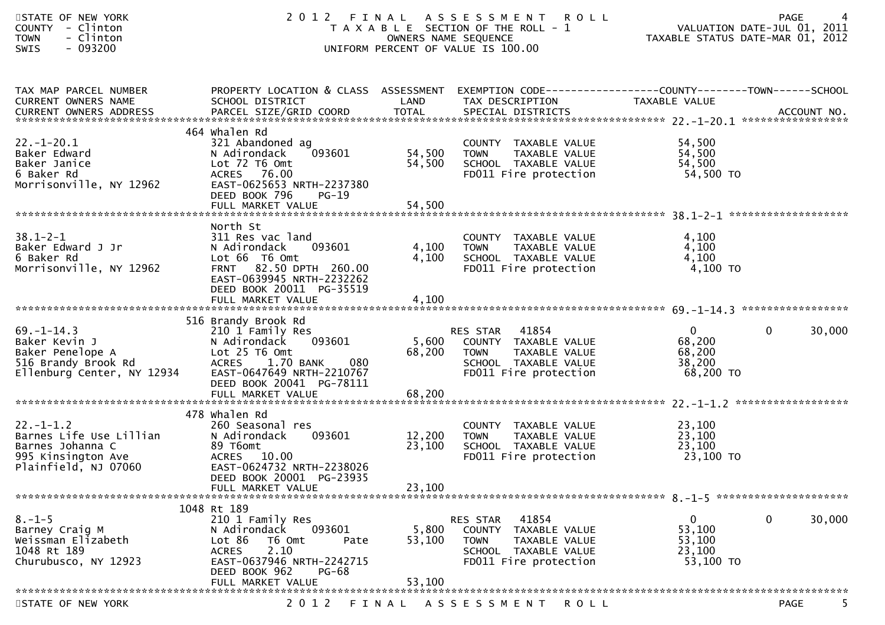STATE OF NEW YORK
COUNTY - Clinton
TOWN - Clinton
SWIS - 093200

# 2012 FINAL ASSESSMENT ROLL
TAXABLE SECTION OF THE ROLL - 1
OWNERS NAME SEQUENCE
UNIFORM PERCENT OF VALUE IS 100.00

VALUATION DATE-JUL 01, 2011
TAXABLE STATUS DATE-MAR 01, 2012

| TAX MAP PARCEL NUMBER / CURRENT OWNERS NAME / CURRENT OWNERS ADDRESS | PROPERTY LOCATION & CLASS / SCHOOL DISTRICT / PARCEL SIZE/GRID COORD | ASSESSMENT LAND | ASSESSMENT TOTAL | EXEMPTION CODE / TAX DESCRIPTION / SPECIAL DISTRICTS | COUNTY TAXABLE VALUE | TOWN | SCHOOL | ACCOUNT NO. |
|---|---|---|---|---|---|---|---|---|
| 22.-1-20.1 | 464 Whalen Rd | | | | | | | |
| 22.-1-20.1 | 321 Abandoned ag | | | COUNTY TAXABLE VALUE | 54,500 | | | |
| Baker Edward | N Adirondack 093601 | 54,500 | | TOWN TAXABLE VALUE | 54,500 | | | |
| Baker Janice | Lot 72 T6 Omt | | 54,500 | SCHOOL TAXABLE VALUE | 54,500 | | | |
| 6 Baker Rd | ACRES 76.00 | | | FD011 Fire protection | 54,500 TO | | | |
| Morrisonville, NY 12962 | EAST-0625653 NRTH-2237380 | | | | | | | |
| | DEED BOOK 796 PG-19 | | | | | | | |
| | FULL MARKET VALUE | | 54,500 | | | | | |
| 38.1-2-1 | North St | | | | | | | |
| 38.1-2-1 | 311 Res vac land | | | COUNTY TAXABLE VALUE | 4,100 | | | |
| Baker Edward J Jr | N Adirondack 093601 | 4,100 | | TOWN TAXABLE VALUE | 4,100 | | | |
| 6 Baker Rd | Lot 66 T6 Omt | | 4,100 | SCHOOL TAXABLE VALUE | 4,100 | | | |
| Morrisonville, NY 12962 | FRNT 82.50 DPTH 260.00 | | | FD011 Fire protection | 4,100 TO | | | |
| | EAST-0639945 NRTH-2232262 | | | | | | | |
| | DEED BOOK 20011 PG-35519 | | | | | | | |
| | FULL MARKET VALUE | | 4,100 | | | | | |
| 69.-1-14.3 | 516 Brandy Brook Rd | | | | | | | |
| 69.-1-14.3 | 210 1 Family Res | | | RES STAR 41854 | 0 | 0 | 30,000 | |
| Baker Kevin J | N Adirondack 093601 | 5,600 | | COUNTY TAXABLE VALUE | 68,200 | | | |
| Baker Penelope A | Lot 25 T6 Omt | | 68,200 | TOWN TAXABLE VALUE | 68,200 | | | |
| 516 Brandy Brook Rd | ACRES 1.70 BANK 080 | | | SCHOOL TAXABLE VALUE | 38,200 | | | |
| Ellenburg Center, NY 12934 | EAST-0647649 NRTH-2210767 | | | FD011 Fire protection | 68,200 TO | | | |
| | DEED BOOK 20041 PG-78111 | | | | | | | |
| | FULL MARKET VALUE | | 68,200 | | | | | |
| 22.-1-1.2 | 478 Whalen Rd | | | | | | | |
| 22.-1-1.2 | 260 Seasonal res | | | COUNTY TAXABLE VALUE | 23,100 | | | |
| Barnes Life Use Lillian | N Adirondack 093601 | 12,200 | | TOWN TAXABLE VALUE | 23,100 | | | |
| Barnes Johanna C | 89 T6omt | | 23,100 | SCHOOL TAXABLE VALUE | 23,100 | | | |
| 995 Kinsington Ave | ACRES 10.00 | | | FD011 Fire protection | 23,100 TO | | | |
| Plainfield, NJ 07060 | EAST-0624732 NRTH-2238026 | | | | | | | |
| | DEED BOOK 20001 PG-23935 | | | | | | | |
| | FULL MARKET VALUE | | 23,100 | | | | | |
| 8.-1-5 | 1048 Rt 189 | | | | | | | |
| 8.-1-5 | 210 1 Family Res | | | RES STAR 41854 | 0 | 0 | 30,000 | |
| Barney Craig M | N Adirondack 093601 | 5,800 | | COUNTY TAXABLE VALUE | 53,100 | | | |
| Weissman Elizabeth | Lot 86 T6 Omt Pate | | 53,100 | TOWN TAXABLE VALUE | 53,100 | | | |
| 1048 Rt 189 | ACRES 2.10 | | | SCHOOL TAXABLE VALUE | 23,100 | | | |
| Churubusco, NY 12923 | EAST-0637946 NRTH-2242715 | | | FD011 Fire protection | 53,100 TO | | | |
| | DEED BOOK 962 PG-68 | | | | | | | |
| | FULL MARKET VALUE | | 53,100 | | | | | |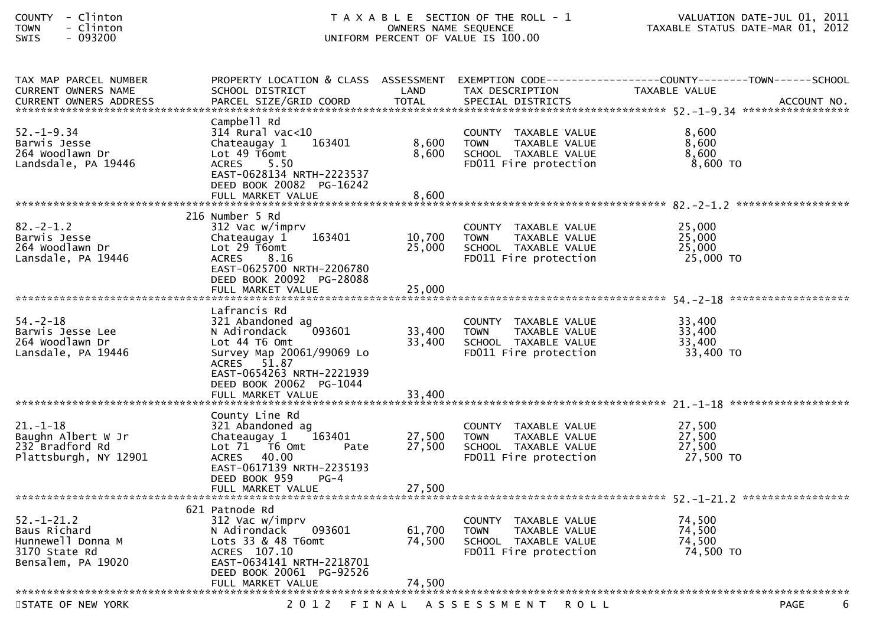COUNTY - Clinton
TOWN - Clinton
SWIS - 093200

# T A X A B L E SECTION OF THE ROLL - 1

OWNERS NAME SEQUENCE
UNIFORM PERCENT OF VALUE IS 100.00

VALUATION DATE-JUL 01, 2011
TAXABLE STATUS DATE-MAR 01, 2012

| TAX MAP PARCEL NUMBER / CURRENT OWNERS NAME / CURRENT OWNERS ADDRESS | PROPERTY LOCATION & CLASS / SCHOOL DISTRICT / PARCEL SIZE/GRID COORD | ASSESSMENT LAND / TOTAL | EXEMPTION CODE / TAX DESCRIPTION / SPECIAL DISTRICTS | COUNTY--------TOWN------SCHOOL TAXABLE VALUE | ACCOUNT NO. |
|---|---|---|---|---|---|
| 52.-1-9.34 | Campbell Rd | | | | |
| | 314 Rural vac<10 | | COUNTY TAXABLE VALUE | 8,600 | |
| Barwis Jesse | Chateaugay 1 163401 | 8,600 | TOWN TAXABLE VALUE | 8,600 | |
| 264 Woodlawn Dr | Lot 49 T6omt | 8,600 | SCHOOL TAXABLE VALUE | 8,600 | |
| Landsdale, PA 19446 | ACRES 5.50 | | FD011 Fire protection | 8,600 TO | |
| | EAST-0628134 NRTH-2223537 | | | | |
| | DEED BOOK 20082 PG-16242 | | | | |
| | FULL MARKET VALUE | 8,600 | | | |
| 82.-2-1.2 | 216 Number 5 Rd | | | | |
| | 312 Vac w/imprv | | COUNTY TAXABLE VALUE | 25,000 | |
| Barwis Jesse | Chateaugay 1 163401 | 10,700 | TOWN TAXABLE VALUE | 25,000 | |
| 264 Woodlawn Dr | Lot 29 T6omt | 25,000 | SCHOOL TAXABLE VALUE | 25,000 | |
| Lansdale, PA 19446 | ACRES 8.16 | | FD011 Fire protection | 25,000 TO | |
| | EAST-0625700 NRTH-2206780 | | | | |
| | DEED BOOK 20092 PG-28088 | | | | |
| | FULL MARKET VALUE | 25,000 | | | |
| 54.-2-18 | Lafrancis Rd | | | | |
| | 321 Abandoned ag | | COUNTY TAXABLE VALUE | 33,400 | |
| Barwis Jesse Lee | N Adirondack 093601 | 33,400 | TOWN TAXABLE VALUE | 33,400 | |
| 264 Woodlawn Dr | Lot 44 T6 Omt | 33,400 | SCHOOL TAXABLE VALUE | 33,400 | |
| Lansdale, PA 19446 | Survey Map 20061/99069 Lo | | FD011 Fire protection | 33,400 TO | |
| | ACRES 51.87 | | | | |
| | EAST-0654263 NRTH-2221939 | | | | |
| | DEED BOOK 20062 PG-1044 | | | | |
| | FULL MARKET VALUE | 33,400 | | | |
| 21.-1-18 | County Line Rd | | | | |
| | 321 Abandoned ag | | COUNTY TAXABLE VALUE | 27,500 | |
| Baughn Albert W Jr | Chateaugay 1 163401 | 27,500 | TOWN TAXABLE VALUE | 27,500 | |
| 232 Bradford Rd | Lot 71 T6 Omt Pate | 27,500 | SCHOOL TAXABLE VALUE | 27,500 | |
| Plattsburgh, NY 12901 | ACRES 40.00 | | FD011 Fire protection | 27,500 TO | |
| | EAST-0617139 NRTH-2235193 | | | | |
| | DEED BOOK 959 PG-4 | | | | |
| | FULL MARKET VALUE | 27,500 | | | |
| 52.-1-21.2 | 621 Patnode Rd | | | | |
| | 312 Vac w/imprv | | COUNTY TAXABLE VALUE | 74,500 | |
| Baus Richard | N Adirondack 093601 | 61,700 | TOWN TAXABLE VALUE | 74,500 | |
| Hunnewell Donna M | Lots 33 & 48 T6omt | 74,500 | SCHOOL TAXABLE VALUE | 74,500 | |
| 3170 State Rd | ACRES 107.10 | | FD011 Fire protection | 74,500 TO | |
| Bensalem, PA 19020 | EAST-0634141 NRTH-2218701 | | | | |
| | DEED BOOK 20061 PG-92526 | | | | |
| | FULL MARKET VALUE | 74,500 | | | |

STATE OF NEW YORK — 2012 FINAL ASSESSMENT ROLL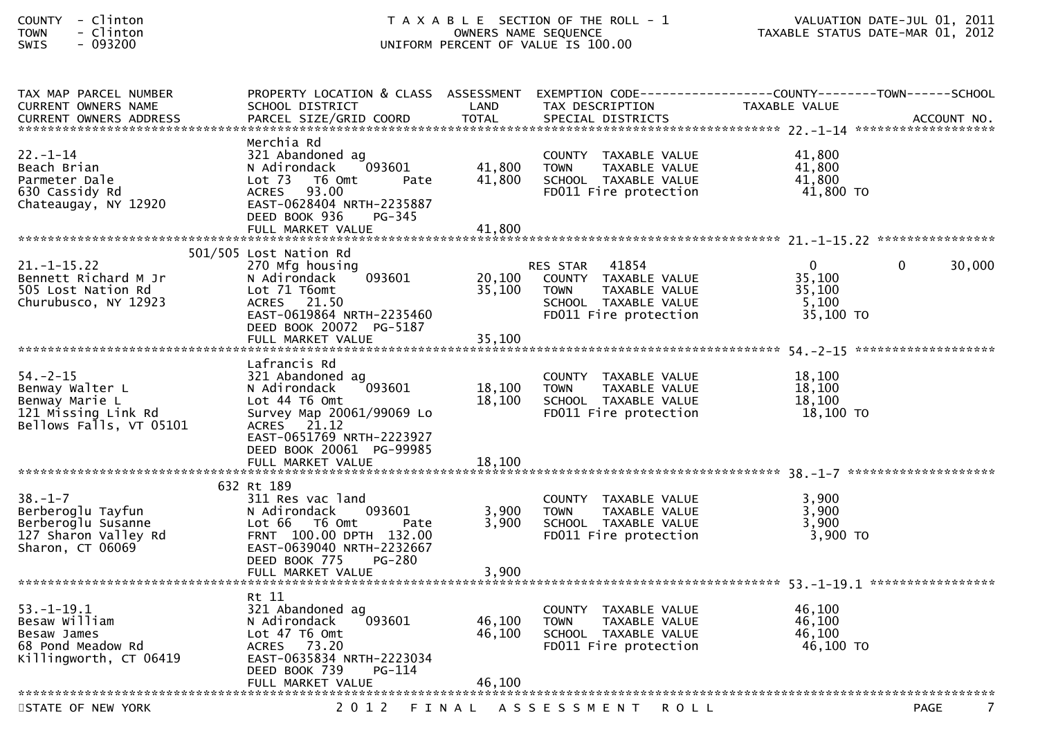COUNTY - Clinton
TOWN - Clinton
SWIS - 093200

T A X A B L E SECTION OF THE ROLL - 1
OWNERS NAME SEQUENCE
UNIFORM PERCENT OF VALUE IS 100.00

VALUATION DATE-JUL 01, 2011
TAXABLE STATUS DATE-MAR 01, 2012

| TAX MAP PARCEL NUMBER / CURRENT OWNERS NAME / CURRENT OWNERS ADDRESS | PROPERTY LOCATION & CLASS / SCHOOL DISTRICT / PARCEL SIZE/GRID COORD | ASSESSMENT LAND / TOTAL | EXEMPTION CODE / TAX DESCRIPTION / SPECIAL DISTRICTS | COUNTY TAXABLE VALUE | TOWN | SCHOOL | ACCOUNT NO. |
|---|---|---|---|---|---|---|---|
| **22.-1-14** | Merchia Rd | | | | | | |
| 22.-1-14 | 321 Abandoned ag | | COUNTY TAXABLE VALUE | 41,800 | | | |
| Beach Brian | N Adirondack 093601 | 41,800 | TOWN TAXABLE VALUE | 41,800 | | | |
| Parmeter Dale | Lot 73 T6 Omt Pate | 41,800 | SCHOOL TAXABLE VALUE | 41,800 | | | |
| 630 Cassidy Rd | ACRES 93.00 | | FD011 Fire protection | 41,800 TO | | | |
| Chateaugay, NY 12920 | EAST-0628404 NRTH-2235887 | | | | | | |
| | DEED BOOK 936 PG-345 | | | | | | |
| | FULL MARKET VALUE | 41,800 | | | | | |
| **21.-1-15.22** | 501/505 Lost Nation Rd | | | | | | |
| 21.-1-15.22 | 270 Mfg housing | | RES STAR 41854 | 0 | 0 | 30,000 | |
| Bennett Richard M Jr | N Adirondack 093601 | 20,100 | COUNTY TAXABLE VALUE | 35,100 | | | |
| 505 Lost Nation Rd | Lot 71 T6omt | 35,100 | TOWN TAXABLE VALUE | 35,100 | | | |
| Churubusco, NY 12923 | ACRES 21.50 | | SCHOOL TAXABLE VALUE | 5,100 | | | |
| | EAST-0619864 NRTH-2235460 | | FD011 Fire protection | 35,100 TO | | | |
| | DEED BOOK 20072 PG-5187 | | | | | | |
| | FULL MARKET VALUE | 35,100 | | | | | |
| **54.-2-15** | Lafrancis Rd | | | | | | |
| 54.-2-15 | 321 Abandoned ag | | COUNTY TAXABLE VALUE | 18,100 | | | |
| Benway Walter L | N Adirondack 093601 | 18,100 | TOWN TAXABLE VALUE | 18,100 | | | |
| Benway Marie L | Lot 44 T6 Omt | 18,100 | SCHOOL TAXABLE VALUE | 18,100 | | | |
| 121 Missing Link Rd | Survey Map 20061/99069 Lo | | FD011 Fire protection | 18,100 TO | | | |
| Bellows Falls, VT 05101 | ACRES 21.12 | | | | | | |
| | EAST-0651769 NRTH-2223927 | | | | | | |
| | DEED BOOK 20061 PG-99985 | | | | | | |
| | FULL MARKET VALUE | 18,100 | | | | | |
| **38.-1-7** | 632 Rt 189 | | | | | | |
| 38.-1-7 | 311 Res vac land | | COUNTY TAXABLE VALUE | 3,900 | | | |
| Berberoglu Tayfun | N Adirondack 093601 | 3,900 | TOWN TAXABLE VALUE | 3,900 | | | |
| Berberoglu Susanne | Lot 66 T6 Omt Pate | 3,900 | SCHOOL TAXABLE VALUE | 3,900 | | | |
| 127 Sharon Valley Rd | FRNT 100.00 DPTH 132.00 | | FD011 Fire protection | 3,900 TO | | | |
| Sharon, CT 06069 | EAST-0639040 NRTH-2232667 | | | | | | |
| | DEED BOOK 775 PG-280 | | | | | | |
| | FULL MARKET VALUE | 3,900 | | | | | |
| **53.-1-19.1** | Rt 11 | | | | | | |
| 53.-1-19.1 | 321 Abandoned ag | | COUNTY TAXABLE VALUE | 46,100 | | | |
| Besaw William | N Adirondack 093601 | 46,100 | TOWN TAXABLE VALUE | 46,100 | | | |
| Besaw James | Lot 47 T6 Omt | 46,100 | SCHOOL TAXABLE VALUE | 46,100 | | | |
| 68 Pond Meadow Rd | ACRES 73.20 | | FD011 Fire protection | 46,100 TO | | | |
| Killingworth, CT 06419 | EAST-0635834 NRTH-2223034 | | | | | | |
| | DEED BOOK 739 PG-114 | | | | | | |
| | FULL MARKET VALUE | 46,100 | | | | | |

STATE OF NEW YORK — 2 0 1 2 F I N A L A S S E S S M E N T R O L L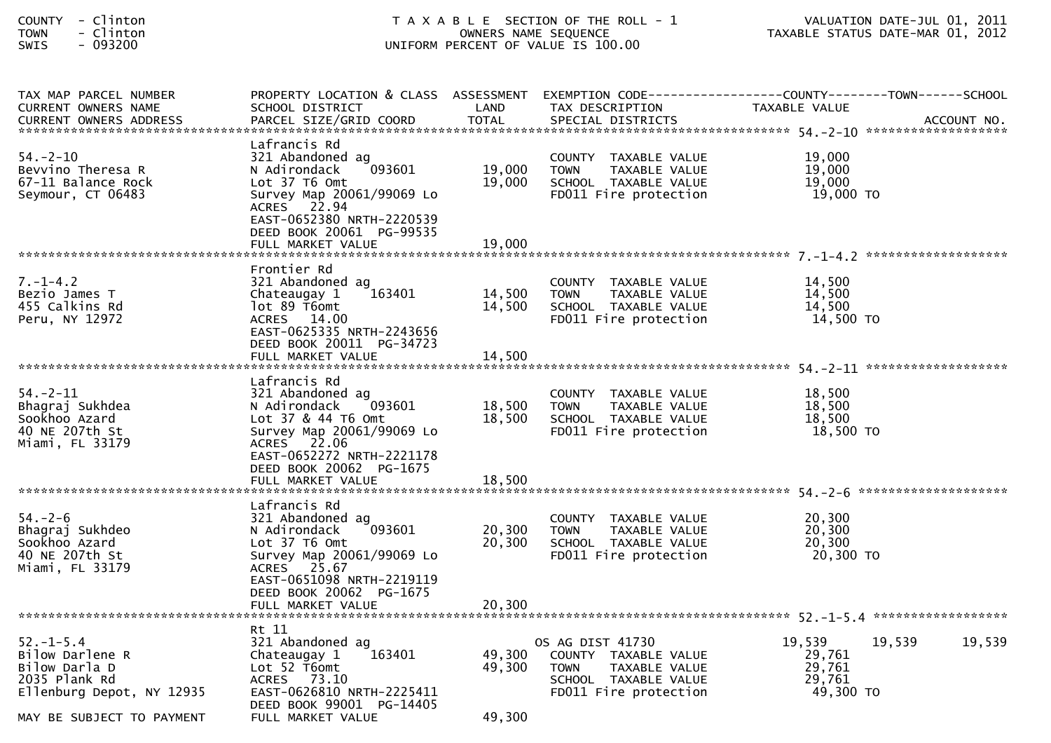COUNTY - Clinton
TOWN - Clinton
SWIS - 093200

T A X A B L E SECTION OF THE ROLL - 1
OWNERS NAME SEQUENCE
UNIFORM PERCENT OF VALUE IS 100.00

VALUATION DATE-JUL 01, 2011
TAXABLE STATUS DATE-MAR 01, 2012

| TAX MAP PARCEL NUMBER<br>CURRENT OWNERS NAME<br>CURRENT OWNERS ADDRESS | PROPERTY LOCATION & CLASS<br>SCHOOL DISTRICT<br>PARCEL SIZE/GRID COORD | ASSESSMENT<br>LAND<br>TOTAL | EXEMPTION CODE<br>TAX DESCRIPTION<br>SPECIAL DISTRICTS | COUNTY<br>TAXABLE VALUE | TOWN | SCHOOL<br>ACCOUNT NO. |
|---|---|---|---|---|---|---|
| 54.-2-10 | Lafrancis Rd | | | | | |
| 54.-2-10<br>Bevvino Theresa R<br>67-11 Balance Rock<br>Seymour, CT 06483 | 321 Abandoned ag<br>N Adirondack 093601<br>Lot 37 T6 Omt<br>Survey Map 20061/99069 Lo<br>ACRES 22.94<br>EAST-0652380 NRTH-2220539<br>DEED BOOK 20061 PG-99535<br>FULL MARKET VALUE | 19,000<br>19,000<br><br><br><br><br><br>19,000 | COUNTY TAXABLE VALUE<br>TOWN TAXABLE VALUE<br>SCHOOL TAXABLE VALUE<br>FD011 Fire protection | 19,000<br>19,000<br>19,000<br>19,000 TO | | |
| 7.-1-4.2 | Frontier Rd | | | | | |
| 7.-1-4.2<br>Bezio James T<br>455 Calkins Rd<br>Peru, NY 12972 | 321 Abandoned ag<br>Chateaugay 1 163401<br>lot 89 T6omt<br>ACRES 14.00<br>EAST-0625335 NRTH-2243656<br>DEED BOOK 20011 PG-34723<br>FULL MARKET VALUE | 14,500<br>14,500<br><br><br><br><br>14,500 | COUNTY TAXABLE VALUE<br>TOWN TAXABLE VALUE<br>SCHOOL TAXABLE VALUE<br>FD011 Fire protection | 14,500<br>14,500<br>14,500<br>14,500 TO | | |
| 54.-2-11 | Lafrancis Rd | | | | | |
| 54.-2-11<br>Bhagraj Sukhdea<br>Sookhoo Azard<br>40 NE 207th St<br>Miami, FL 33179 | 321 Abandoned ag<br>N Adirondack 093601<br>Lot 37 & 44 T6 Omt<br>Survey Map 20061/99069 Lo<br>ACRES 22.06<br>EAST-0652272 NRTH-2221178<br>DEED BOOK 20062 PG-1675<br>FULL MARKET VALUE | 18,500<br>18,500<br><br><br><br><br><br>18,500 | COUNTY TAXABLE VALUE<br>TOWN TAXABLE VALUE<br>SCHOOL TAXABLE VALUE<br>FD011 Fire protection | 18,500<br>18,500<br>18,500<br>18,500 TO | | |
| 54.-2-6 | Lafrancis Rd | | | | | |
| 54.-2-6<br>Bhagraj Sukhdeo<br>Sookhoo Azard<br>40 NE 207th St<br>Miami, FL 33179 | 321 Abandoned ag<br>N Adirondack 093601<br>Lot 37 T6 Omt<br>Survey Map 20061/99069 Lo<br>ACRES 25.67<br>EAST-0651098 NRTH-2219119<br>DEED BOOK 20062 PG-1675<br>FULL MARKET VALUE | 20,300<br>20,300<br><br><br><br><br><br>20,300 | COUNTY TAXABLE VALUE<br>TOWN TAXABLE VALUE<br>SCHOOL TAXABLE VALUE<br>FD011 Fire protection | 20,300<br>20,300<br>20,300<br>20,300 TO | | |
| 52.-1-5.4 | Rt 11 | | | | | |
| 52.-1-5.4<br>Bilow Darlene R<br>Bilow Darla D<br>2035 Plank Rd<br>Ellenburg Depot, NY 12935<br><br>MAY BE SUBJECT TO PAYMENT | 321 Abandoned ag<br>Chateaugay 1 163401<br>Lot 52 T6omt<br>ACRES 73.10<br>EAST-0626810 NRTH-2225411<br>DEED BOOK 99001 PG-14405<br>FULL MARKET VALUE | <br>49,300<br>49,300<br><br><br><br>49,300 | OS AG DIST 41730<br>COUNTY TAXABLE VALUE<br>TOWN TAXABLE VALUE<br>SCHOOL TAXABLE VALUE<br>FD011 Fire protection | 19,539<br>29,761<br>29,761<br>29,761<br>49,300 TO | 19,539 | 19,539 |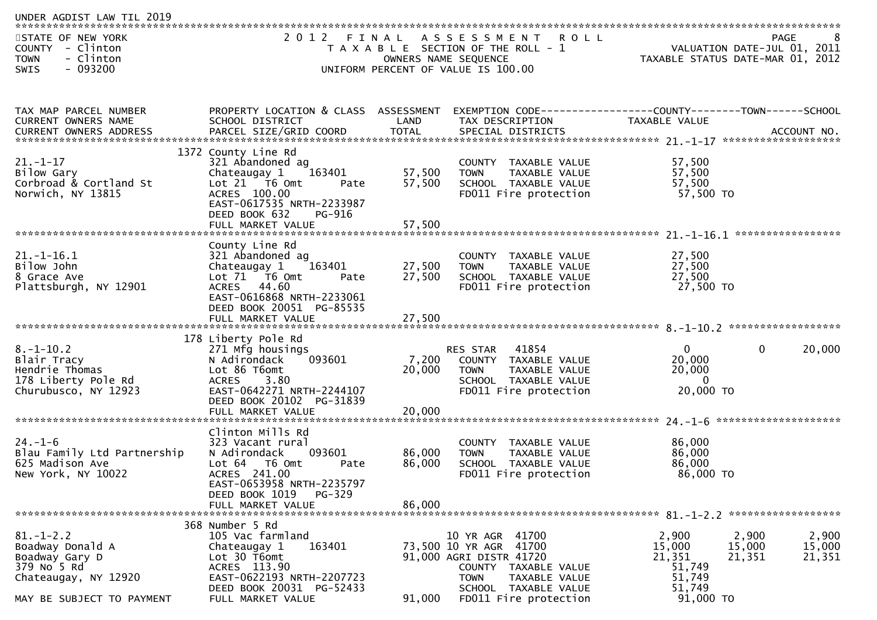UNDER AGDIST LAW TIL 2019

STATE OF NEW YORK — COUNTY - Clinton — TOWN - Clinton — SWIS - 093200

2012 FINAL ASSESSMENT ROLL
TAXABLE SECTION OF THE ROLL - 1
OWNERS NAME SEQUENCE
UNIFORM PERCENT OF VALUE IS 100.00

VALUATION DATE-JUL 01, 2011
TAXABLE STATUS DATE-MAR 01, 2012

| TAX MAP PARCEL NUMBER / CURRENT OWNERS NAME / CURRENT OWNERS ADDRESS | PROPERTY LOCATION & CLASS / SCHOOL DISTRICT / PARCEL SIZE/GRID COORD | ASSESSMENT LAND / TOTAL | EXEMPTION CODE / TAX DESCRIPTION / SPECIAL DISTRICTS | COUNTY TAXABLE VALUE | TOWN | SCHOOL / ACCOUNT NO. |
|---|---|---|---|---|---|---|
| **21.-1-17** | 1372 County Line Rd | | | | | |
| 21.-1-17 | 321 Abandoned ag | | COUNTY TAXABLE VALUE | 57,500 | | |
| Bilow Gary | Chateaugay 1 163401 | 57,500 | TOWN TAXABLE VALUE | 57,500 | | |
| Corbroad & Cortland St | Lot 21 T6 Omt Pate | 57,500 | SCHOOL TAXABLE VALUE | 57,500 | | |
| Norwich, NY 13815 | ACRES 100.00 | | FD011 Fire protection | 57,500 TO | | |
| | EAST-0617535 NRTH-2233987 | | | | | |
| | DEED BOOK 632 PG-916 | | | | | |
| | FULL MARKET VALUE | 57,500 | | | | |
| **21.-1-16.1** | County Line Rd | | | | | |
| 21.-1-16.1 | 321 Abandoned ag | | COUNTY TAXABLE VALUE | 27,500 | | |
| Bilow John | Chateaugay 1 163401 | 27,500 | TOWN TAXABLE VALUE | 27,500 | | |
| 8 Grace Ave | Lot 71 T6 Omt Pate | 27,500 | SCHOOL TAXABLE VALUE | 27,500 | | |
| Plattsburgh, NY 12901 | ACRES 44.60 | | FD011 Fire protection | 27,500 TO | | |
| | EAST-0616868 NRTH-2233061 | | | | | |
| | DEED BOOK 20051 PG-85535 | | | | | |
| | FULL MARKET VALUE | 27,500 | | | | |
| **8.-1-10.2** | 178 Liberty Pole Rd | | | | | |
| 8.-1-10.2 | 271 Mfg housings | | RES STAR 41854 | 0 | 0 | 20,000 |
| Blair Tracy | N Adirondack 093601 | 7,200 | COUNTY TAXABLE VALUE | 20,000 | | |
| Hendrie Thomas | Lot 86 T6omt | 20,000 | TOWN TAXABLE VALUE | 20,000 | | |
| 178 Liberty Pole Rd | ACRES 3.80 | | SCHOOL TAXABLE VALUE | 0 | | |
| Churubusco, NY 12923 | EAST-0642271 NRTH-2244107 | | FD011 Fire protection | 20,000 TO | | |
| | DEED BOOK 20102 PG-31839 | | | | | |
| | FULL MARKET VALUE | 20,000 | | | | |
| **24.-1-6** | Clinton Mills Rd | | | | | |
| 24.-1-6 | 323 Vacant rural | | COUNTY TAXABLE VALUE | 86,000 | | |
| Blau Family Ltd Partnership | N Adirondack 093601 | 86,000 | TOWN TAXABLE VALUE | 86,000 | | |
| 625 Madison Ave | Lot 64 T6 Omt Pate | 86,000 | SCHOOL TAXABLE VALUE | 86,000 | | |
| New York, NY 10022 | ACRES 241.00 | | FD011 Fire protection | 86,000 TO | | |
| | EAST-0653958 NRTH-2235797 | | | | | |
| | DEED BOOK 1019 PG-329 | | | | | |
| | FULL MARKET VALUE | 86,000 | | | | |
| **81.-1-2.2** | 368 Number 5 Rd | | | | | |
| 81.-1-2.2 | 105 Vac farmland | | 10 YR AGR 41700 | 2,900 | 2,900 | 2,900 |
| Boadway Donald A | Chateaugay 1 163401 | 73,500 | 10 YR AGR 41700 | 15,000 | 15,000 | 15,000 |
| Boadway Gary D | Lot 30 T6omt | 91,000 | AGRI DISTR 41720 | 21,351 | 21,351 | 21,351 |
| 379 No 5 Rd | ACRES 113.90 | | COUNTY TAXABLE VALUE | 51,749 | | |
| Chateaugay, NY 12920 | EAST-0622193 NRTH-2207723 | | TOWN TAXABLE VALUE | 51,749 | | |
| | DEED BOOK 20031 PG-52433 | | SCHOOL TAXABLE VALUE | 51,749 | | |
| MAY BE SUBJECT TO PAYMENT | FULL MARKET VALUE | 91,000 | FD011 Fire protection | 91,000 TO | | |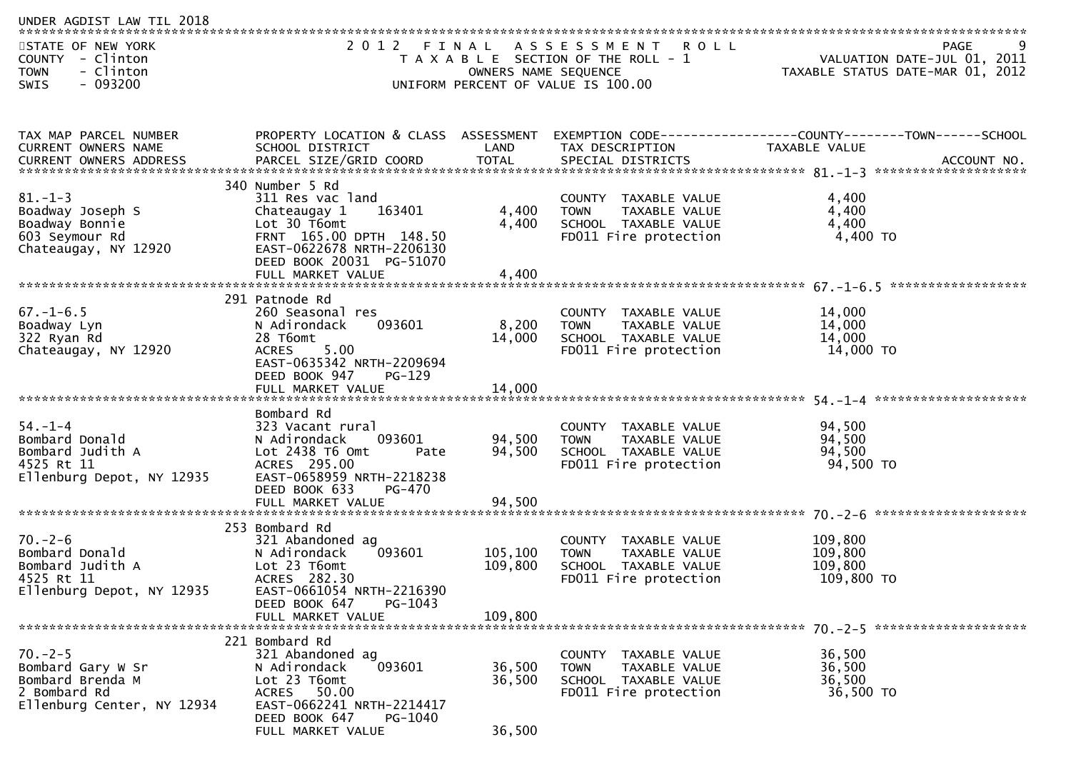UNDER AGDIST LAW TIL 2018

STATE OF NEW YORK
COUNTY - Clinton
TOWN - Clinton
SWIS - 093200

2012 FINAL ASSESSMENT ROLL
TAXABLE SECTION OF THE ROLL - 1
OWNERS NAME SEQUENCE
UNIFORM PERCENT OF VALUE IS 100.00

VALUATION DATE-JUL 01, 2011
TAXABLE STATUS DATE-MAR 01, 2012

| TAX MAP PARCEL NUMBER / CURRENT OWNERS NAME / CURRENT OWNERS ADDRESS | PROPERTY LOCATION & CLASS / SCHOOL DISTRICT / PARCEL SIZE/GRID COORD | ASSESSMENT LAND | ASSESSMENT TOTAL | EXEMPTION CODE / TAX DESCRIPTION / SPECIAL DISTRICTS | TAXABLE VALUE (COUNTY / TOWN / SCHOOL) | ACCOUNT NO. |
|---|---|---|---|---|---|---|
| **81.-1-3** | 340 Number 5 Rd | | | | | |
| 81.-1-3 | 311 Res vac land | | | COUNTY TAXABLE VALUE | 4,400 | |
| Boadway Joseph S | Chateaugay 1 163401 | 4,400 | | TOWN TAXABLE VALUE | 4,400 | |
| Boadway Bonnie | Lot 30 T6omt | | 4,400 | SCHOOL TAXABLE VALUE | 4,400 | |
| 603 Seymour Rd | FRNT 165.00 DPTH 148.50 | | | FD011 Fire protection | 4,400 TO | |
| Chateaugay, NY 12920 | EAST-0622678 NRTH-2206130 | | | | | |
| | DEED BOOK 20031 PG-51070 | | | | | |
| | FULL MARKET VALUE | | 4,400 | | | |
| **67.-1-6.5** | 291 Patnode Rd | | | | | |
| 67.-1-6.5 | 260 Seasonal res | | | COUNTY TAXABLE VALUE | 14,000 | |
| Boadway Lyn | N Adirondack 093601 | 8,200 | | TOWN TAXABLE VALUE | 14,000 | |
| 322 Ryan Rd | 28 T6omt | | 14,000 | SCHOOL TAXABLE VALUE | 14,000 | |
| Chateaugay, NY 12920 | ACRES 5.00 | | | FD011 Fire protection | 14,000 TO | |
| | EAST-0635342 NRTH-2209694 | | | | | |
| | DEED BOOK 947 PG-129 | | | | | |
| | FULL MARKET VALUE | | 14,000 | | | |
| **54.-1-4** | Bombard Rd | | | | | |
| 54.-1-4 | 323 Vacant rural | | | COUNTY TAXABLE VALUE | 94,500 | |
| Bombard Donald | N Adirondack 093601 | 94,500 | | TOWN TAXABLE VALUE | 94,500 | |
| Bombard Judith A | Lot 2438 T6 Omt Pate | | 94,500 | SCHOOL TAXABLE VALUE | 94,500 | |
| 4525 Rt 11 | ACRES 295.00 | | | FD011 Fire protection | 94,500 TO | |
| Ellenburg Depot, NY 12935 | EAST-0658959 NRTH-2218238 | | | | | |
| | DEED BOOK 633 PG-470 | | | | | |
| | FULL MARKET VALUE | | 94,500 | | | |
| **70.-2-6** | 253 Bombard Rd | | | | | |
| 70.-2-6 | 321 Abandoned ag | | | COUNTY TAXABLE VALUE | 109,800 | |
| Bombard Donald | N Adirondack 093601 | 105,100 | | TOWN TAXABLE VALUE | 109,800 | |
| Bombard Judith A | Lot 23 T6omt | | 109,800 | SCHOOL TAXABLE VALUE | 109,800 | |
| 4525 Rt 11 | ACRES 282.30 | | | FD011 Fire protection | 109,800 TO | |
| Ellenburg Depot, NY 12935 | EAST-0661054 NRTH-2216390 | | | | | |
| | DEED BOOK 647 PG-1043 | | | | | |
| | FULL MARKET VALUE | | 109,800 | | | |
| **70.-2-5** | 221 Bombard Rd | | | | | |
| 70.-2-5 | 321 Abandoned ag | | | COUNTY TAXABLE VALUE | 36,500 | |
| Bombard Gary W Sr | N Adirondack 093601 | 36,500 | | TOWN TAXABLE VALUE | 36,500 | |
| Bombard Brenda M | Lot 23 T6omt | | 36,500 | SCHOOL TAXABLE VALUE | 36,500 | |
| 2 Bombard Rd | ACRES 50.00 | | | FD011 Fire protection | 36,500 TO | |
| Ellenburg Center, NY 12934 | EAST-0662241 NRTH-2214417 | | | | | |
| | DEED BOOK 647 PG-1040 | | | | | |
| | FULL MARKET VALUE | | 36,500 | | | |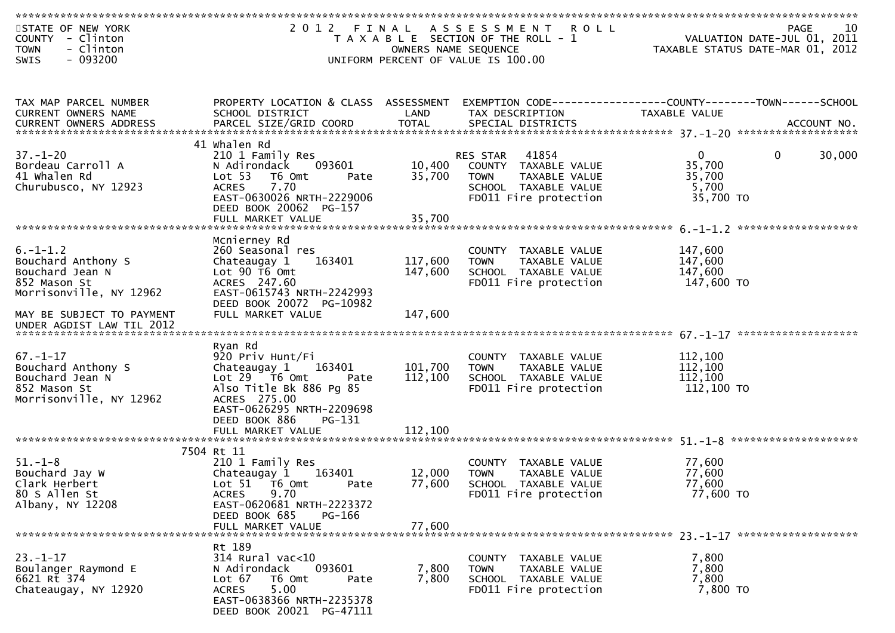STATE OF NEW YORK
COUNTY - Clinton
TOWN - Clinton
SWIS - 093200

# 2012 FINAL ASSESSMENT ROLL

TAXABLE SECTION OF THE ROLL - 1
OWNERS NAME SEQUENCE
UNIFORM PERCENT OF VALUE IS 100.00

VALUATION DATE-JUL 01, 2011
TAXABLE STATUS DATE-MAR 01, 2012

| TAX MAP PARCEL NUMBER / CURRENT OWNERS NAME / CURRENT OWNERS ADDRESS | PROPERTY LOCATION & CLASS / SCHOOL DISTRICT / PARCEL SIZE/GRID COORD | ASSESSMENT LAND / TOTAL | EXEMPTION CODE / TAX DESCRIPTION / SPECIAL DISTRICTS | COUNTY TAXABLE VALUE | TOWN | SCHOOL / ACCOUNT NO. |
|---|---|---|---|---|---|---|
| 37.-1-20 | 41 Whalen Rd | | | | | |
| 37.-1-20 | 210 1 Family Res | | RES STAR 41854 | 0 | 0 | 30,000 |
| Bordeau Carroll A | N Adirondack 093601 | 10,400 | COUNTY TAXABLE VALUE | 35,700 | | |
| 41 Whalen Rd | Lot 53 T6 Omt Pate | 35,700 | TOWN TAXABLE VALUE | 35,700 | | |
| Churubusco, NY 12923 | ACRES 7.70 | | SCHOOL TAXABLE VALUE | 5,700 | | |
| | EAST-0630026 NRTH-2229006 | | FD011 Fire protection | 35,700 TO | | |
| | DEED BOOK 20062 PG-157 | | | | | |
| | FULL MARKET VALUE | 35,700 | | | | |
| 6.-1-1.2 | Mcnierney Rd | | | | | |
| 6.-1-1.2 | 260 Seasonal res | | COUNTY TAXABLE VALUE | 147,600 | | |
| Bouchard Anthony S | Chateaugay 1 163401 | 117,600 | TOWN TAXABLE VALUE | 147,600 | | |
| Bouchard Jean N | Lot 90 T6 Omt | 147,600 | SCHOOL TAXABLE VALUE | 147,600 | | |
| 852 Mason St | ACRES 247.60 | | FD011 Fire protection | 147,600 TO | | |
| Morrisonville, NY 12962 | EAST-0615743 NRTH-2242993 | | | | | |
| | DEED BOOK 20072 PG-10982 | | | | | |
| MAY BE SUBJECT TO PAYMENT | FULL MARKET VALUE | 147,600 | | | | |
| UNDER AGDIST LAW TIL 2012 | | | | | | |
| 67.-1-17 | Ryan Rd | | | | | |
| 67.-1-17 | 920 Priv Hunt/Fi | | COUNTY TAXABLE VALUE | 112,100 | | |
| Bouchard Anthony S | Chateaugay 1 163401 | 101,700 | TOWN TAXABLE VALUE | 112,100 | | |
| Bouchard Jean N | Lot 29 T6 Omt Pate | 112,100 | SCHOOL TAXABLE VALUE | 112,100 | | |
| 852 Mason St | Also Title Bk 886 Pg 85 | | FD011 Fire protection | 112,100 TO | | |
| Morrisonville, NY 12962 | ACRES 275.00 | | | | | |
| | EAST-0626295 NRTH-2209698 | | | | | |
| | DEED BOOK 886 PG-131 | | | | | |
| | FULL MARKET VALUE | 112,100 | | | | |
| 51.-1-8 | 7504 Rt 11 | | | | | |
| 51.-1-8 | 210 1 Family Res | | COUNTY TAXABLE VALUE | 77,600 | | |
| Bouchard Jay W | Chateaugay 1 163401 | 12,000 | TOWN TAXABLE VALUE | 77,600 | | |
| Clark Herbert | Lot 51 T6 Omt Pate | 77,600 | SCHOOL TAXABLE VALUE | 77,600 | | |
| 80 S Allen St | ACRES 9.70 | | FD011 Fire protection | 77,600 TO | | |
| Albany, NY 12208 | EAST-0620681 NRTH-2223372 | | | | | |
| | DEED BOOK 685 PG-166 | | | | | |
| | FULL MARKET VALUE | 77,600 | | | | |
| 23.-1-17 | Rt 189 | | | | | |
| 23.-1-17 | 314 Rural vac<10 | | COUNTY TAXABLE VALUE | 7,800 | | |
| Boulanger Raymond E | N Adirondack 093601 | 7,800 | TOWN TAXABLE VALUE | 7,800 | | |
| 6621 Rt 374 | Lot 67 T6 Omt Pate | 7,800 | SCHOOL TAXABLE VALUE | 7,800 | | |
| Chateaugay, NY 12920 | ACRES 5.00 | | FD011 Fire protection | 7,800 TO | | |
| | EAST-0638366 NRTH-2235378 | | | | | |
| | DEED BOOK 20021 PG-47111 | | | | | |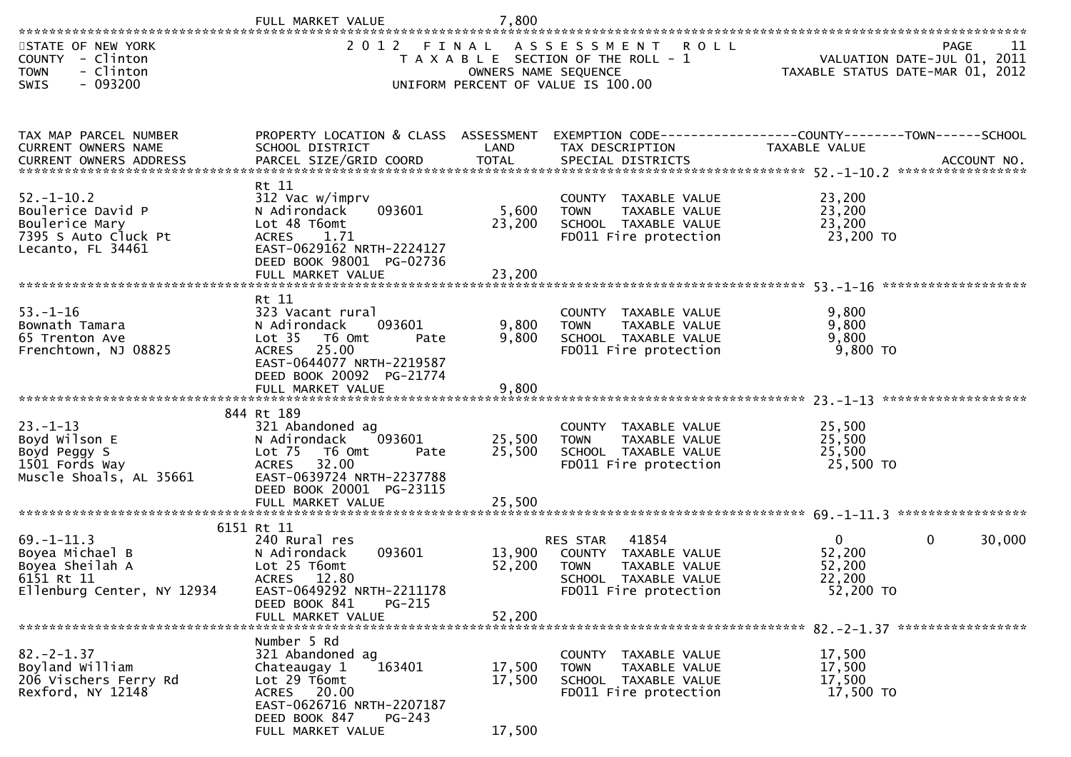FULL MARKET VALUE 7,800

STATE OF NEW YORK
COUNTY - Clinton
TOWN - Clinton
SWIS - 093200

2012 FINAL ASSESSMENT ROLL
TAXABLE SECTION OF THE ROLL - 1
OWNERS NAME SEQUENCE
UNIFORM PERCENT OF VALUE IS 100.00

VALUATION DATE-JUL 01, 2011
TAXABLE STATUS DATE-MAR 01, 2012

| TAX MAP PARCEL NUMBER / CURRENT OWNERS NAME / CURRENT OWNERS ADDRESS | PROPERTY LOCATION & CLASS / SCHOOL DISTRICT / PARCEL SIZE/GRID COORD | ASSESSMENT LAND | TOTAL | EXEMPTION CODE / TAX DESCRIPTION / SPECIAL DISTRICTS | COUNTY TAXABLE VALUE | TOWN | SCHOOL | ACCOUNT NO. |
|---|---|---|---|---|---|---|---|---|
| 52.-1-10.2 | Rt 11 | | | | | | | |
| 52.-1-10.2 | 312 Vac w/imprv | | | COUNTY TAXABLE VALUE | 23,200 | | | |
| Boulerice David P | N Adirondack 093601 | 5,600 | | TOWN TAXABLE VALUE | 23,200 | | | |
| Boulerice Mary | Lot 48 T6omt | | 23,200 | SCHOOL TAXABLE VALUE | 23,200 | | | |
| 7395 S Auto Cluck Pt | ACRES 1.71 | | | FD011 Fire protection | 23,200 TO | | | |
| Lecanto, FL 34461 | EAST-0629162 NRTH-2224127 | | | | | | | |
| | DEED BOOK 98001 PG-02736 | | | | | | | |
| | FULL MARKET VALUE | | 23,200 | | | | | |
| 53.-1-16 | Rt 11 | | | | | | | |
| 53.-1-16 | 323 Vacant rural | | | COUNTY TAXABLE VALUE | 9,800 | | | |
| Bownath Tamara | N Adirondack 093601 | 9,800 | | TOWN TAXABLE VALUE | 9,800 | | | |
| 65 Trenton Ave | Lot 35 T6 Omt Pate | | 9,800 | SCHOOL TAXABLE VALUE | 9,800 | | | |
| Frenchtown, NJ 08825 | ACRES 25.00 | | | FD011 Fire protection | 9,800 TO | | | |
| | EAST-0644077 NRTH-2219587 | | | | | | | |
| | DEED BOOK 20092 PG-21774 | | | | | | | |
| | FULL MARKET VALUE | | 9,800 | | | | | |
| 23.-1-13 | 844 Rt 189 | | | | | | | |
| 23.-1-13 | 321 Abandoned ag | | | COUNTY TAXABLE VALUE | 25,500 | | | |
| Boyd Wilson E | N Adirondack 093601 | 25,500 | | TOWN TAXABLE VALUE | 25,500 | | | |
| Boyd Peggy S | Lot 75 T6 Omt Pate | | 25,500 | SCHOOL TAXABLE VALUE | 25,500 | | | |
| 1501 Fords Way | ACRES 32.00 | | | FD011 Fire protection | 25,500 TO | | | |
| Muscle Shoals, AL 35661 | EAST-0639724 NRTH-2237788 | | | | | | | |
| | DEED BOOK 20001 PG-23115 | | | | | | | |
| | FULL MARKET VALUE | | 25,500 | | | | | |
| 69.-1-11.3 | 6151 Rt 11 | | | | | | | |
| 69.-1-11.3 | 240 Rural res | | | RES STAR 41854 | 0 | 0 | 30,000 | |
| Boyea Michael B | N Adirondack 093601 | 13,900 | | COUNTY TAXABLE VALUE | 52,200 | | | |
| Boyea Sheilah A | Lot 25 T6omt | | 52,200 | TOWN TAXABLE VALUE | 52,200 | | | |
| 6151 Rt 11 | ACRES 12.80 | | | SCHOOL TAXABLE VALUE | 22,200 | | | |
| Ellenburg Center, NY 12934 | EAST-0649292 NRTH-2211178 | | | FD011 Fire protection | 52,200 TO | | | |
| | DEED BOOK 841 PG-215 | | | | | | | |
| | FULL MARKET VALUE | | 52,200 | | | | | |
| 82.-2-1.37 | Number 5 Rd | | | | | | | |
| 82.-2-1.37 | 321 Abandoned ag | | | COUNTY TAXABLE VALUE | 17,500 | | | |
| Boyland William | Chateaugay 1 163401 | 17,500 | | TOWN TAXABLE VALUE | 17,500 | | | |
| 206 Vischers Ferry Rd | Lot 29 T6omt | | 17,500 | SCHOOL TAXABLE VALUE | 17,500 | | | |
| Rexford, NY 12148 | ACRES 20.00 | | | FD011 Fire protection | 17,500 TO | | | |
| | EAST-0626716 NRTH-2207187 | | | | | | | |
| | DEED BOOK 847 PG-243 | | | | | | | |
| | FULL MARKET VALUE | | 17,500 | | | | | |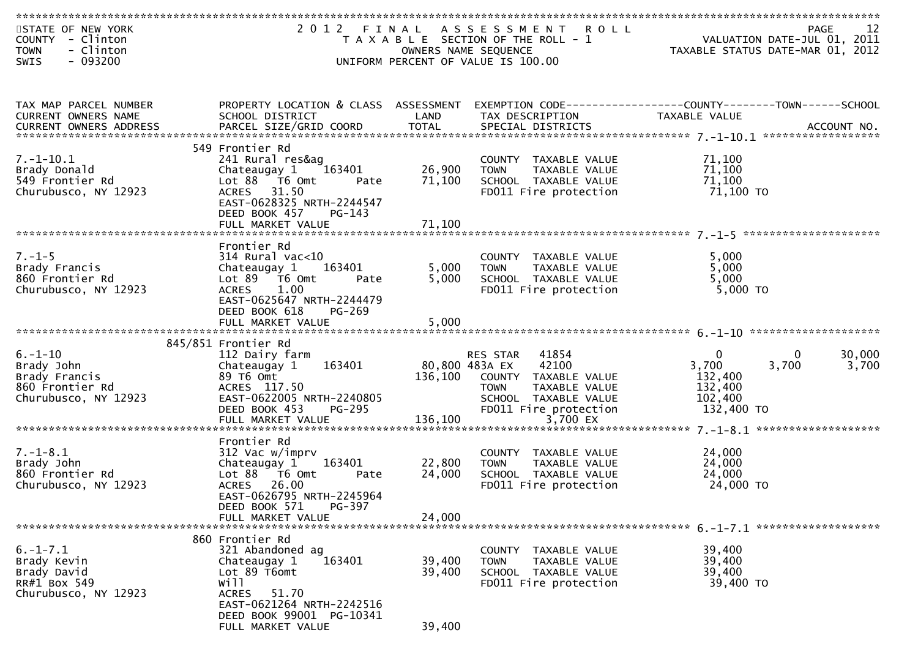STATE OF NEW YORK
COUNTY - Clinton
TOWN - Clinton
SWIS - 093200

2012 FINAL ASSESSMENT ROLL
TAXABLE SECTION OF THE ROLL - 1
OWNERS NAME SEQUENCE
UNIFORM PERCENT OF VALUE IS 100.00

VALUATION DATE-JUL 01, 2011
TAXABLE STATUS DATE-MAR 01, 2012

| TAX MAP PARCEL NUMBER / CURRENT OWNERS NAME / CURRENT OWNERS ADDRESS | PROPERTY LOCATION & CLASS / SCHOOL DISTRICT / PARCEL SIZE/GRID COORD | ASSESSMENT LAND | ASSESSMENT TOTAL | EXEMPTION CODE / TAX DESCRIPTION / SPECIAL DISTRICTS | COUNTY TAXABLE VALUE | TOWN | SCHOOL | ACCOUNT NO. |
|---|---|---|---|---|---|---|---|---|
| 7.-1-10.1 | 549 Frontier Rd | | | | | | | |
| Brady Donald | 241 Rural res&ag | | | COUNTY TAXABLE VALUE | 71,100 | | | |
| 549 Frontier Rd | Chateaugay 1 163401 | 26,900 | | TOWN TAXABLE VALUE | 71,100 | | | |
| Churubusco, NY 12923 | Lot 88 T6 Omt Pate | | 71,100 | SCHOOL TAXABLE VALUE | 71,100 | | | |
| | ACRES 31.50 | | | FD011 Fire protection | 71,100 TO | | | |
| | EAST-0628325 NRTH-2244547 | | | | | | | |
| | DEED BOOK 457 PG-143 | | | | | | | |
| | FULL MARKET VALUE | | 71,100 | | | | | |
| 7.-1-5 | Frontier Rd | | | | | | | |
| Brady Francis | 314 Rural vac<10 | | | COUNTY TAXABLE VALUE | 5,000 | | | |
| 860 Frontier Rd | Chateaugay 1 163401 | 5,000 | | TOWN TAXABLE VALUE | 5,000 | | | |
| Churubusco, NY 12923 | Lot 89 T6 Omt Pate | | 5,000 | SCHOOL TAXABLE VALUE | 5,000 | | | |
| | ACRES 1.00 | | | FD011 Fire protection | 5,000 TO | | | |
| | EAST-0625647 NRTH-2244479 | | | | | | | |
| | DEED BOOK 618 PG-269 | | | | | | | |
| | FULL MARKET VALUE | | 5,000 | | | | | |
| 6.-1-10 | 845/851 Frontier Rd | | | | | | | |
| Brady John | 112 Dairy farm | | | RES STAR 41854 | 0 | 0 | 30,000 | |
| Brady Francis | Chateaugay 1 163401 | 80,800 | | 483A EX 42100 | 3,700 | 3,700 | 3,700 | |
| 860 Frontier Rd | 89 T6 Omt | | 136,100 | COUNTY TAXABLE VALUE | 132,400 | | | |
| Churubusco, NY 12923 | ACRES 117.50 | | | TOWN TAXABLE VALUE | 132,400 | | | |
| | EAST-0622005 NRTH-2240805 | | | SCHOOL TAXABLE VALUE | 102,400 | | | |
| | DEED BOOK 453 PG-295 | | | FD011 Fire protection | 132,400 TO | | | |
| | FULL MARKET VALUE | | 136,100 | 3,700 EX | | | | |
| 7.-1-8.1 | Frontier Rd | | | | | | | |
| Brady John | 312 Vac w/imprv | | | COUNTY TAXABLE VALUE | 24,000 | | | |
| 860 Frontier Rd | Chateaugay 1 163401 | 22,800 | | TOWN TAXABLE VALUE | 24,000 | | | |
| Churubusco, NY 12923 | Lot 88 T6 Omt Pate | | 24,000 | SCHOOL TAXABLE VALUE | 24,000 | | | |
| | ACRES 26.00 | | | FD011 Fire protection | 24,000 TO | | | |
| | EAST-0626795 NRTH-2245964 | | | | | | | |
| | DEED BOOK 571 PG-397 | | | | | | | |
| | FULL MARKET VALUE | | 24,000 | | | | | |
| 6.-1-7.1 | 860 Frontier Rd | | | | | | | |
| Brady Kevin | 321 Abandoned ag | | | COUNTY TAXABLE VALUE | 39,400 | | | |
| Brady David | Chateaugay 1 163401 | 39,400 | | TOWN TAXABLE VALUE | 39,400 | | | |
| RR#1 Box 549 | Lot 89 T6omt | | 39,400 | SCHOOL TAXABLE VALUE | 39,400 | | | |
| Churubusco, NY 12923 | Will | | | FD011 Fire protection | 39,400 TO | | | |
| | ACRES 51.70 | | | | | | | |
| | EAST-0621264 NRTH-2242516 | | | | | | | |
| | DEED BOOK 99001 PG-10341 | | | | | | | |
| | FULL MARKET VALUE | | 39,400 | | | | | |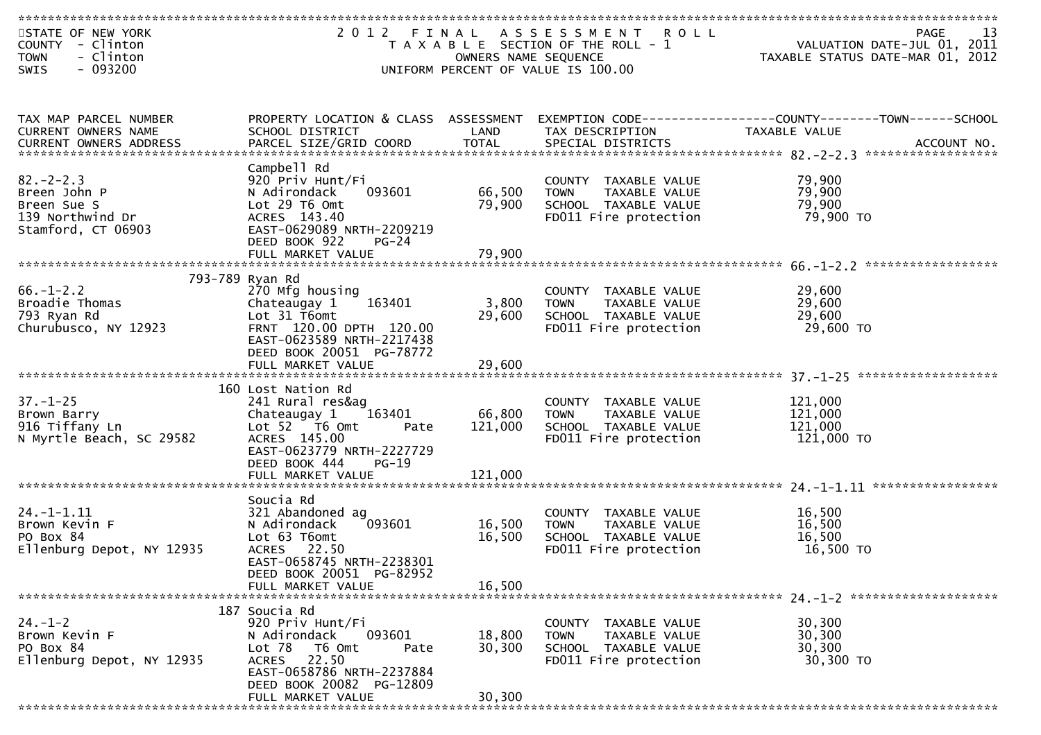STATE OF NEW YORK
COUNTY - Clinton
TOWN - Clinton
SWIS - 093200

# 2012 FINAL ASSESSMENT ROLL

TAXABLE SECTION OF THE ROLL - 1
OWNERS NAME SEQUENCE
UNIFORM PERCENT OF VALUE IS 100.00

VALUATION DATE-JUL 01, 2011
TAXABLE STATUS DATE-MAR 01, 2012

| TAX MAP PARCEL NUMBER / CURRENT OWNERS NAME / CURRENT OWNERS ADDRESS | PROPERTY LOCATION & CLASS / SCHOOL DISTRICT / PARCEL SIZE/GRID COORD | ASSESSMENT LAND / TOTAL | EXEMPTION CODE / TAX DESCRIPTION / SPECIAL DISTRICTS | COUNTY--------TOWN------SCHOOL TAXABLE VALUE | ACCOUNT NO. |
|---|---|---|---|---|---|
| 82.-2-2.3 | Campbell Rd | | | | |
| | 920 Priv Hunt/Fi | | COUNTY TAXABLE VALUE | 79,900 | |
| Breen John P | N Adirondack 093601 | 66,500 | TOWN TAXABLE VALUE | 79,900 | |
| Breen Sue S | Lot 29 T6 Omt | 79,900 | SCHOOL TAXABLE VALUE | 79,900 | |
| 139 Northwind Dr | ACRES 143.40 | | FD011 Fire protection | 79,900 TO | |
| Stamford, CT 06903 | EAST-0629089 NRTH-2209219 | | | | |
| | DEED BOOK 922 PG-24 | | | | |
| | FULL MARKET VALUE | 79,900 | | | |
| 66.-1-2.2 | 793-789 Ryan Rd | | | | |
| | 270 Mfg housing | | COUNTY TAXABLE VALUE | 29,600 | |
| Broadie Thomas | Chateaugay 1 163401 | 3,800 | TOWN TAXABLE VALUE | 29,600 | |
| 793 Ryan Rd | Lot 31 T6omt | 29,600 | SCHOOL TAXABLE VALUE | 29,600 | |
| Churubusco, NY 12923 | FRNT 120.00 DPTH 120.00 | | FD011 Fire protection | 29,600 TO | |
| | EAST-0623589 NRTH-2217438 | | | | |
| | DEED BOOK 20051 PG-78772 | | | | |
| | FULL MARKET VALUE | 29,600 | | | |
| 37.-1-25 | 160 Lost Nation Rd | | | | |
| | 241 Rural res&ag | | COUNTY TAXABLE VALUE | 121,000 | |
| Brown Barry | Chateaugay 1 163401 | 66,800 | TOWN TAXABLE VALUE | 121,000 | |
| 916 Tiffany Ln | Lot 52 T6 Omt Pate | 121,000 | SCHOOL TAXABLE VALUE | 121,000 | |
| N Myrtle Beach, SC 29582 | ACRES 145.00 | | FD011 Fire protection | 121,000 TO | |
| | EAST-0623779 NRTH-2227729 | | | | |
| | DEED BOOK 444 PG-19 | | | | |
| | FULL MARKET VALUE | 121,000 | | | |
| 24.-1-1.11 | Soucia Rd | | | | |
| | 321 Abandoned ag | | COUNTY TAXABLE VALUE | 16,500 | |
| Brown Kevin F | N Adirondack 093601 | 16,500 | TOWN TAXABLE VALUE | 16,500 | |
| PO Box 84 | Lot 63 T6omt | 16,500 | SCHOOL TAXABLE VALUE | 16,500 | |
| Ellenburg Depot, NY 12935 | ACRES 22.50 | | FD011 Fire protection | 16,500 TO | |
| | EAST-0658745 NRTH-2238301 | | | | |
| | DEED BOOK 20051 PG-82952 | | | | |
| | FULL MARKET VALUE | 16,500 | | | |
| 24.-1-2 | 187 Soucia Rd | | | | |
| | 920 Priv Hunt/Fi | | COUNTY TAXABLE VALUE | 30,300 | |
| Brown Kevin F | N Adirondack 093601 | 18,800 | TOWN TAXABLE VALUE | 30,300 | |
| PO Box 84 | Lot 78 T6 Omt Pate | 30,300 | SCHOOL TAXABLE VALUE | 30,300 | |
| Ellenburg Depot, NY 12935 | ACRES 22.50 | | FD011 Fire protection | 30,300 TO | |
| | EAST-0658786 NRTH-2237884 | | | | |
| | DEED BOOK 20082 PG-12809 | | | | |
| | FULL MARKET VALUE | 30,300 | | | |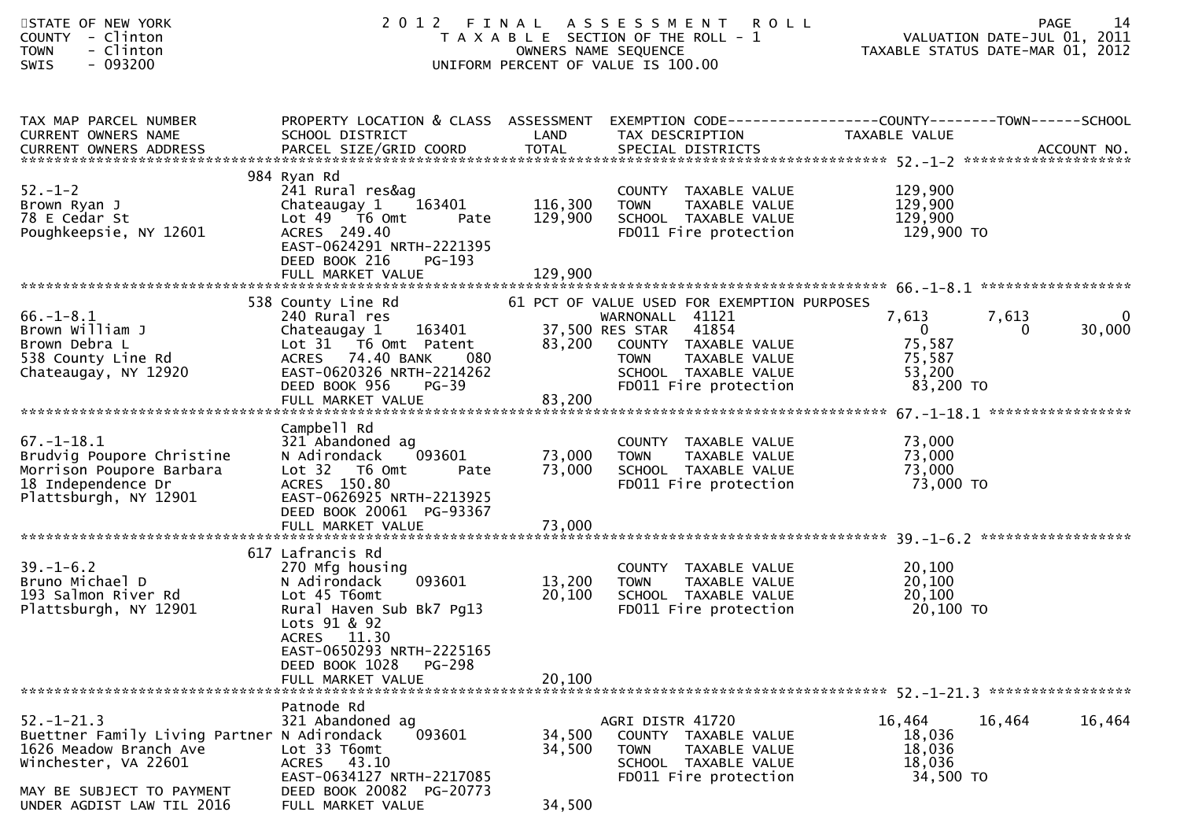STATE OF NEW YORK
COUNTY - Clinton
TOWN - Clinton
SWIS - 093200

# 2012 FINAL ASSESSMENT ROLL
TAXABLE SECTION OF THE ROLL - 1
OWNERS NAME SEQUENCE
UNIFORM PERCENT OF VALUE IS 100.00

VALUATION DATE-JUL 01, 2011
TAXABLE STATUS DATE-MAR 01, 2012

| TAX MAP PARCEL NUMBER / CURRENT OWNERS NAME / CURRENT OWNERS ADDRESS | PROPERTY LOCATION & CLASS / SCHOOL DISTRICT / PARCEL SIZE/GRID COORD | ASSESSMENT LAND | TOTAL | EXEMPTION CODE / TAX DESCRIPTION / SPECIAL DISTRICTS | COUNTY TAXABLE VALUE | TOWN | SCHOOL | ACCOUNT NO. |
|---|---|---|---|---|---|---|---|---|
| **52.-1-2** | 984 Ryan Rd | | | | | | | |
| 52.-1-2 | 241 Rural res&ag | | | COUNTY TAXABLE VALUE | 129,900 | | | |
| Brown Ryan J | Chateaugay 1 163401 | 116,300 | | TOWN TAXABLE VALUE | 129,900 | | | |
| 78 E Cedar St | Lot 49 T6 Omt Pate | | 129,900 | SCHOOL TAXABLE VALUE | 129,900 | | | |
| Poughkeepsie, NY 12601 | ACRES 249.40 | | | FD011 Fire protection | 129,900 TO | | | |
| | EAST-0624291 NRTH-2221395 | | | | | | | |
| | DEED BOOK 216 PG-193 | | | | | | | |
| | FULL MARKET VALUE | | 129,900 | | | | | |
| **66.-1-8.1** | 538 County Line Rd | | | 61 PCT OF VALUE USED FOR EXEMPTION PURPOSES | | | | |
| 66.-1-8.1 | 240 Rural res | | | WARNONALL 41121 | 7,613 | 7,613 | 0 | |
| Brown William J | Chateaugay 1 163401 | 37,500 | | RES STAR 41854 | 0 | 0 | 30,000 | |
| Brown Debra L | Lot 31 T6 Omt Patent | | 83,200 | COUNTY TAXABLE VALUE | 75,587 | | | |
| 538 County Line Rd | ACRES 74.40 BANK 080 | | | TOWN TAXABLE VALUE | 75,587 | | | |
| Chateaugay, NY 12920 | EAST-0620326 NRTH-2214262 | | | SCHOOL TAXABLE VALUE | 53,200 | | | |
| | DEED BOOK 956 PG-39 | | | FD011 Fire protection | 83,200 TO | | | |
| | FULL MARKET VALUE | | 83,200 | | | | | |
| **67.-1-18.1** | Campbell Rd | | | | | | | |
| 67.-1-18.1 | 321 Abandoned ag | | | COUNTY TAXABLE VALUE | 73,000 | | | |
| Brudvig Poupore Christine | N Adirondack 093601 | 73,000 | | TOWN TAXABLE VALUE | 73,000 | | | |
| Morrison Poupore Barbara | Lot 32 T6 Omt Pate | | 73,000 | SCHOOL TAXABLE VALUE | 73,000 | | | |
| 18 Independence Dr | ACRES 150.80 | | | FD011 Fire protection | 73,000 TO | | | |
| Plattsburgh, NY 12901 | EAST-0626925 NRTH-2213925 | | | | | | | |
| | DEED BOOK 20061 PG-93367 | | | | | | | |
| | FULL MARKET VALUE | | 73,000 | | | | | |
| **39.-1-6.2** | 617 Lafrancis Rd | | | | | | | |
| 39.-1-6.2 | 270 Mfg housing | | | COUNTY TAXABLE VALUE | 20,100 | | | |
| Bruno Michael D | N Adirondack 093601 | 13,200 | | TOWN TAXABLE VALUE | 20,100 | | | |
| 193 Salmon River Rd | Lot 45 T6omt | | 20,100 | SCHOOL TAXABLE VALUE | 20,100 | | | |
| Plattsburgh, NY 12901 | Rural Haven Sub Bk7 Pg13 | | | FD011 Fire protection | 20,100 TO | | | |
| | Lots 91 & 92 | | | | | | | |
| | ACRES 11.30 | | | | | | | |
| | EAST-0650293 NRTH-2225165 | | | | | | | |
| | DEED BOOK 1028 PG-298 | | | | | | | |
| | FULL MARKET VALUE | | 20,100 | | | | | |
| **52.-1-21.3** | Patnode Rd | | | | | | | |
| 52.-1-21.3 | 321 Abandoned ag | | | AGRI DISTR 41720 | 16,464 | 16,464 | 16,464 | |
| Buettner Family Living Partner | N Adirondack 093601 | 34,500 | | COUNTY TAXABLE VALUE | 18,036 | | | |
| 1626 Meadow Branch Ave | Lot 33 T6omt | | 34,500 | TOWN TAXABLE VALUE | 18,036 | | | |
| Winchester, VA 22601 | ACRES 43.10 | | | SCHOOL TAXABLE VALUE | 18,036 | | | |
| | EAST-0634127 NRTH-2217085 | | | FD011 Fire protection | 34,500 TO | | | |
| MAY BE SUBJECT TO PAYMENT | DEED BOOK 20082 PG-20773 | | | | | | | |
| UNDER AGDIST LAW TIL 2016 | FULL MARKET VALUE | | 34,500 | | | | | |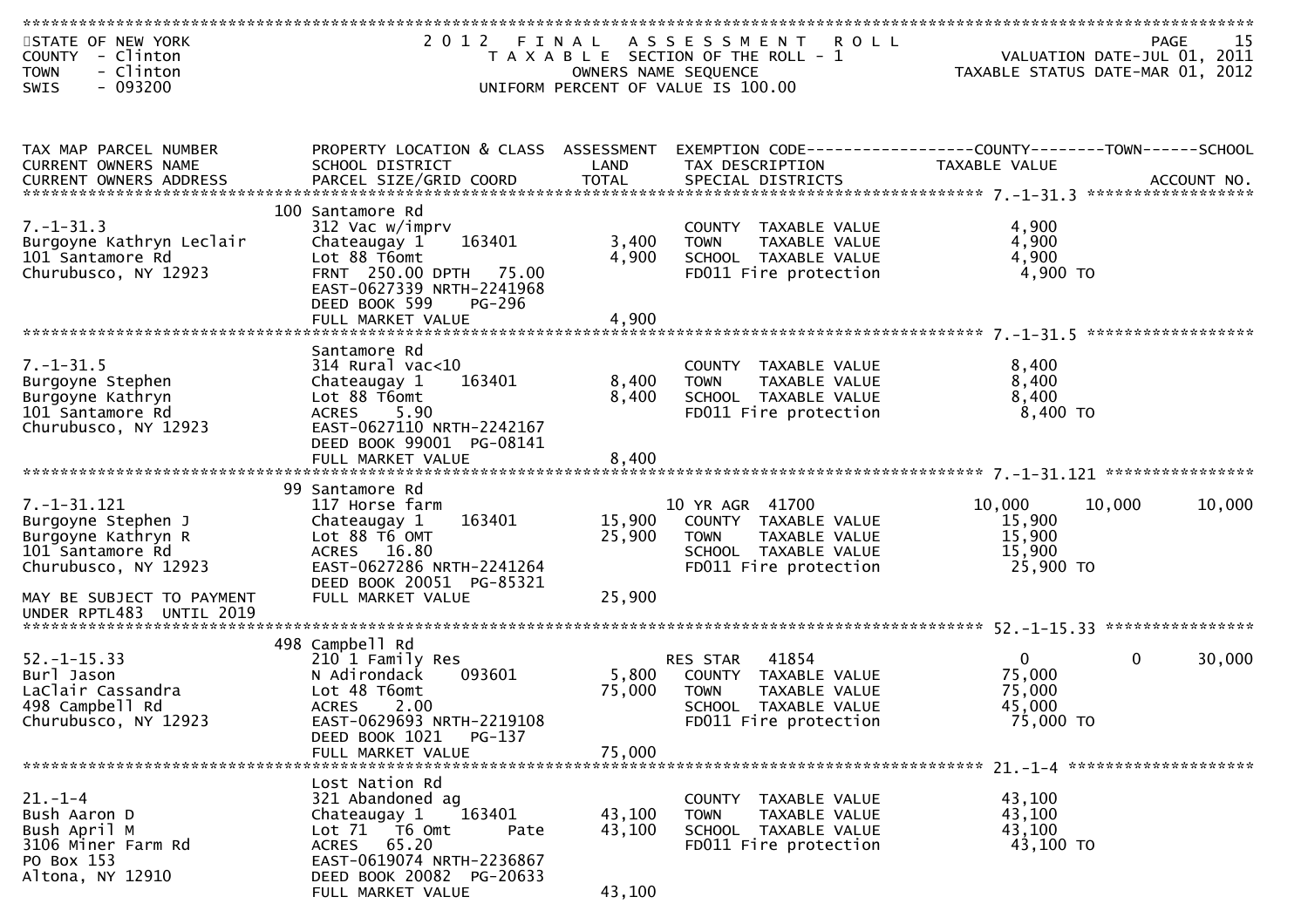STATE OF NEW YORK
COUNTY - Clinton
TOWN - Clinton
SWIS - 093200

2012 FINAL ASSESSMENT ROLL
TAXABLE SECTION OF THE ROLL - 1
OWNERS NAME SEQUENCE
UNIFORM PERCENT OF VALUE IS 100.00

VALUATION DATE-JUL 01, 2011
TAXABLE STATUS DATE-MAR 01, 2012

| TAX MAP PARCEL NUMBER / CURRENT OWNERS NAME / CURRENT OWNERS ADDRESS | PROPERTY LOCATION & CLASS / SCHOOL DISTRICT / PARCEL SIZE/GRID COORD | ASSESSMENT LAND / TOTAL | EXEMPTION CODE / TAX DESCRIPTION / SPECIAL DISTRICTS | COUNTY TAXABLE VALUE | TOWN | SCHOOL | ACCOUNT NO. |
|---|---|---|---|---|---|---|---|
| **7.-1-31.3** | 100 Santamore Rd | | | | | | |
| 7.-1-31.3 | 312 Vac w/imprv | | COUNTY TAXABLE VALUE | 4,900 | | | |
| Burgoyne Kathryn Leclair | Chateaugay 1 163401 | 3,400 | TOWN TAXABLE VALUE | 4,900 | | | |
| 101 Santamore Rd | Lot 88 T6omt | 4,900 | SCHOOL TAXABLE VALUE | 4,900 | | | |
| Churubusco, NY 12923 | FRNT 250.00 DPTH 75.00 | | FD011 Fire protection | 4,900 TO | | | |
| | EAST-0627339 NRTH-2241968 | | | | | | |
| | DEED BOOK 599 PG-296 | | | | | | |
| | FULL MARKET VALUE | 4,900 | | | | | |
| **7.-1-31.5** | Santamore Rd | | | | | | |
| 7.-1-31.5 | 314 Rural vac<10 | | COUNTY TAXABLE VALUE | 8,400 | | | |
| Burgoyne Stephen | Chateaugay 1 163401 | 8,400 | TOWN TAXABLE VALUE | 8,400 | | | |
| Burgoyne Kathryn | Lot 88 T6omt | 8,400 | SCHOOL TAXABLE VALUE | 8,400 | | | |
| 101 Santamore Rd | ACRES 5.90 | | FD011 Fire protection | 8,400 TO | | | |
| Churubusco, NY 12923 | EAST-0627110 NRTH-2242167 | | | | | | |
| | DEED BOOK 99001 PG-08141 | | | | | | |
| | FULL MARKET VALUE | 8,400 | | | | | |
| **7.-1-31.121** | 99 Santamore Rd | | | | | | |
| 7.-1-31.121 | 117 Horse farm | | 10 YR AGR 41700 | 10,000 | 10,000 | 10,000 | |
| Burgoyne Stephen J | Chateaugay 1 163401 | 15,900 | COUNTY TAXABLE VALUE | 15,900 | | | |
| Burgoyne Kathryn R | Lot 88 T6 OMT | 25,900 | TOWN TAXABLE VALUE | 15,900 | | | |
| 101 Santamore Rd | ACRES 16.80 | | SCHOOL TAXABLE VALUE | 15,900 | | | |
| Churubusco, NY 12923 | EAST-0627286 NRTH-2241264 | | FD011 Fire protection | 25,900 TO | | | |
| | DEED BOOK 20051 PG-85321 | | | | | | |
| MAY BE SUBJECT TO PAYMENT UNDER RPTL483 UNTIL 2019 | FULL MARKET VALUE | 25,900 | | | | | |
| **52.-1-15.33** | 498 Campbell Rd | | | | | | |
| 52.-1-15.33 | 210 1 Family Res | | RES STAR 41854 | 0 | 0 | 30,000 | |
| Burl Jason | N Adirondack 093601 | 5,800 | COUNTY TAXABLE VALUE | 75,000 | | | |
| LaClair Cassandra | Lot 48 T6omt | 75,000 | TOWN TAXABLE VALUE | 75,000 | | | |
| 498 Campbell Rd | ACRES 2.00 | | SCHOOL TAXABLE VALUE | 45,000 | | | |
| Churubusco, NY 12923 | EAST-0629693 NRTH-2219108 | | FD011 Fire protection | 75,000 TO | | | |
| | DEED BOOK 1021 PG-137 | | | | | | |
| | FULL MARKET VALUE | 75,000 | | | | | |
| **21.-1-4** | Lost Nation Rd | | | | | | |
| 21.-1-4 | 321 Abandoned ag | | COUNTY TAXABLE VALUE | 43,100 | | | |
| Bush Aaron D | Chateaugay 1 163401 | 43,100 | TOWN TAXABLE VALUE | 43,100 | | | |
| Bush April M | Lot 71 T6 Omt Pate | 43,100 | SCHOOL TAXABLE VALUE | 43,100 | | | |
| 3106 Miner Farm Rd | ACRES 65.20 | | FD011 Fire protection | 43,100 TO | | | |
| PO Box 153 | EAST-0619074 NRTH-2236867 | | | | | | |
| Altona, NY 12910 | DEED BOOK 20082 PG-20633 | | | | | | |
| | FULL MARKET VALUE | 43,100 | | | | | |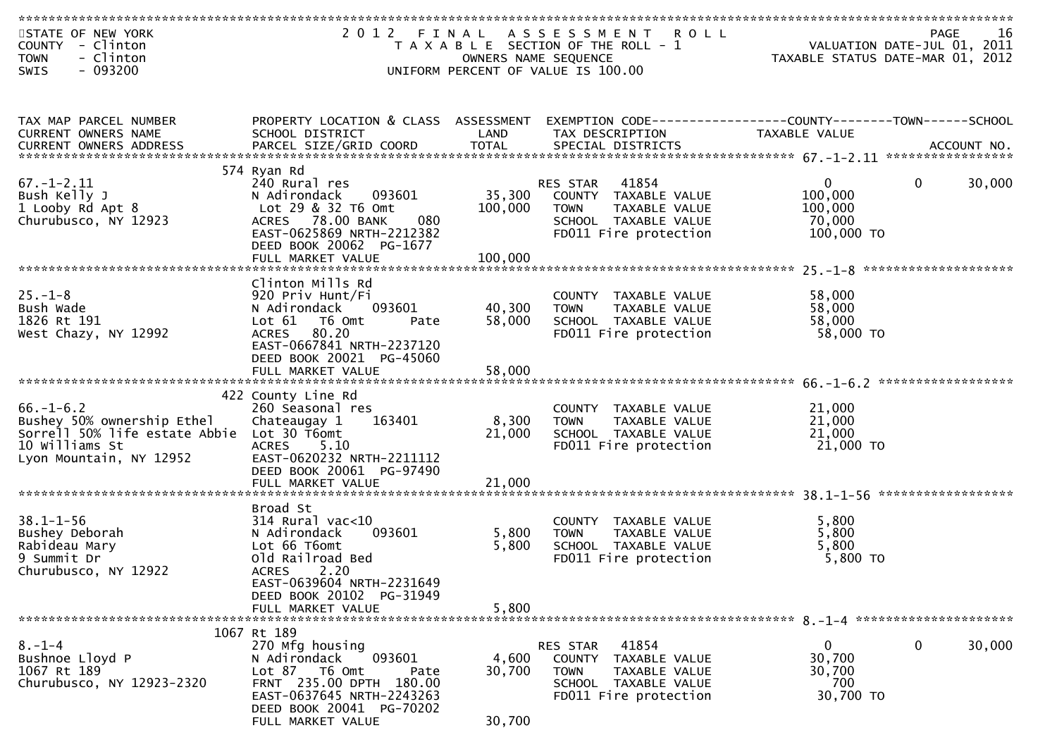STATE OF NEW YORK
COUNTY - Clinton
TOWN - Clinton
SWIS - 093200

# 2012 FINAL ASSESSMENT ROLL
TAXABLE SECTION OF THE ROLL - 1
OWNERS NAME SEQUENCE
UNIFORM PERCENT OF VALUE IS 100.00

VALUATION DATE-JUL 01, 2011
TAXABLE STATUS DATE-MAR 01, 2012

| TAX MAP PARCEL NUMBER / CURRENT OWNERS NAME / CURRENT OWNERS ADDRESS | PROPERTY LOCATION & CLASS / SCHOOL DISTRICT / PARCEL SIZE/GRID COORD | ASSESSMENT LAND / TOTAL | EXEMPTION CODE / TAX DESCRIPTION / SPECIAL DISTRICTS | COUNTY TAXABLE VALUE | TOWN | SCHOOL |
|---|---|---|---|---|---|---|
| 67.-1-2.11 | 574 Ryan Rd | | | | | |
| | 240 Rural res | | RES STAR 41854 | 0 | 0 | 30,000 |
| Bush Kelly J | N Adirondack 093601 | 35,300 | COUNTY TAXABLE VALUE | 100,000 | | |
| 1 Looby Rd Apt 8 | Lot 29 & 32 T6 Omt | 100,000 | TOWN TAXABLE VALUE | 100,000 | | |
| Churubusco, NY 12923 | ACRES 78.00 BANK 080 | | SCHOOL TAXABLE VALUE | 70,000 | | |
| | EAST-0625869 NRTH-2212382 | | FD011 Fire protection | 100,000 TO | | |
| | DEED BOOK 20062 PG-1677 | | | | | |
| | FULL MARKET VALUE | 100,000 | | | | |
| 25.-1-8 | Clinton Mills Rd | | | | | |
| | 920 Priv Hunt/Fi | | COUNTY TAXABLE VALUE | 58,000 | | |
| Bush Wade | N Adirondack 093601 | 40,300 | TOWN TAXABLE VALUE | 58,000 | | |
| 1826 Rt 191 | Lot 61 T6 Omt Pate | 58,000 | SCHOOL TAXABLE VALUE | 58,000 | | |
| West Chazy, NY 12992 | ACRES 80.20 | | FD011 Fire protection | 58,000 TO | | |
| | EAST-0667841 NRTH-2237120 | | | | | |
| | DEED BOOK 20021 PG-45060 | | | | | |
| | FULL MARKET VALUE | 58,000 | | | | |
| 66.-1-6.2 | 422 County Line Rd | | | | | |
| | 260 Seasonal res | | COUNTY TAXABLE VALUE | 21,000 | | |
| Bushey 50% ownership Ethel | Chateaugay 1 163401 | 8,300 | TOWN TAXABLE VALUE | 21,000 | | |
| Sorrell 50% life estate Abbie | Lot 30 T6omt | 21,000 | SCHOOL TAXABLE VALUE | 21,000 | | |
| 10 Williams St | ACRES 5.10 | | FD011 Fire protection | 21,000 TO | | |
| Lyon Mountain, NY 12952 | EAST-0620232 NRTH-2211112 | | | | | |
| | DEED BOOK 20061 PG-97490 | | | | | |
| | FULL MARKET VALUE | 21,000 | | | | |
| 38.1-1-56 | Broad St | | | | | |
| | 314 Rural vac<10 | | COUNTY TAXABLE VALUE | 5,800 | | |
| Bushey Deborah | N Adirondack 093601 | 5,800 | TOWN TAXABLE VALUE | 5,800 | | |
| Rabideau Mary | Lot 66 T6omt | 5,800 | SCHOOL TAXABLE VALUE | 5,800 | | |
| 9 Summit Dr | Old Railroad Bed | | FD011 Fire protection | 5,800 TO | | |
| Churubusco, NY 12922 | ACRES 2.20 | | | | | |
| | EAST-0639604 NRTH-2231649 | | | | | |
| | DEED BOOK 20102 PG-31949 | | | | | |
| | FULL MARKET VALUE | 5,800 | | | | |
| 8.-1-4 | 1067 Rt 189 | | | | | |
| | 270 Mfg housing | | RES STAR 41854 | 0 | 0 | 30,000 |
| Bushnoe Lloyd P | N Adirondack 093601 | 4,600 | COUNTY TAXABLE VALUE | 30,700 | | |
| 1067 Rt 189 | Lot 87 T6 Omt Pate | 30,700 | TOWN TAXABLE VALUE | 30,700 | | |
| Churubusco, NY 12923-2320 | FRNT 235.00 DPTH 180.00 | | SCHOOL TAXABLE VALUE | 700 | | |
| | EAST-0637645 NRTH-2243263 | | FD011 Fire protection | 30,700 TO | | |
| | DEED BOOK 20041 PG-70202 | | | | | |
| | FULL MARKET VALUE | 30,700 | | | | |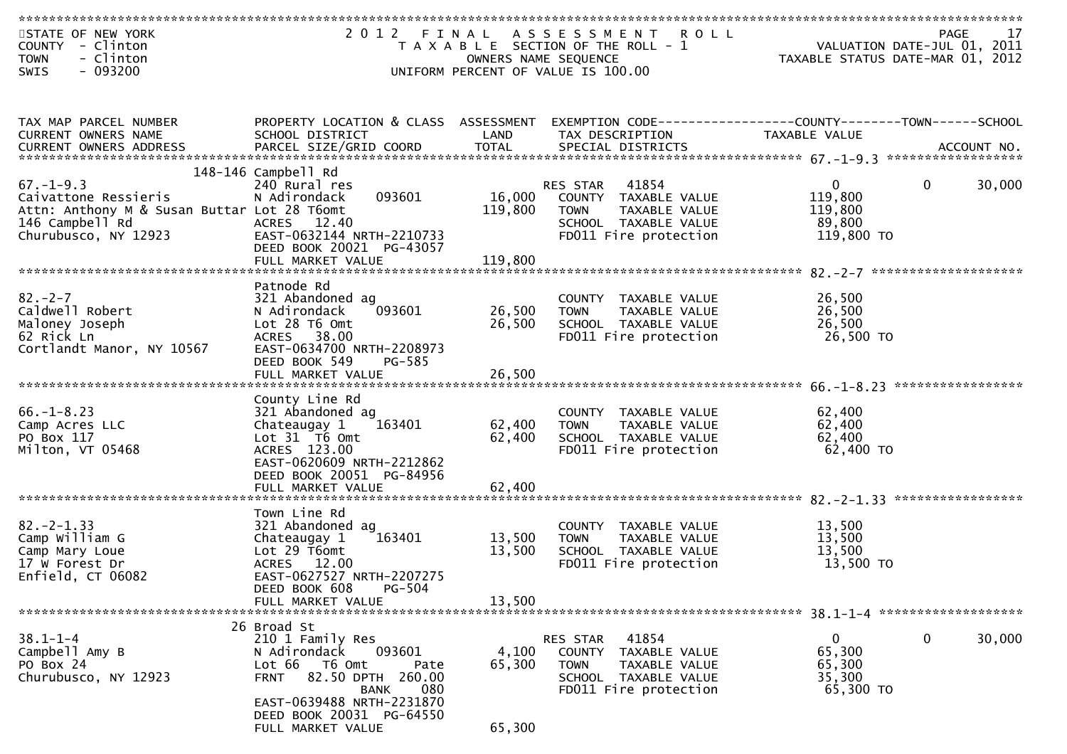STATE OF NEW YORK
COUNTY - Clinton
TOWN - Clinton
SWIS - 093200

2012 FINAL ASSESSMENT ROLL
TAXABLE SECTION OF THE ROLL - 1
OWNERS NAME SEQUENCE
UNIFORM PERCENT OF VALUE IS 100.00

VALUATION DATE-JUL 01, 2011
TAXABLE STATUS DATE-MAR 01, 2012

| TAX MAP PARCEL NUMBER / CURRENT OWNERS NAME / CURRENT OWNERS ADDRESS | PROPERTY LOCATION & CLASS / SCHOOL DISTRICT / PARCEL SIZE/GRID COORD | ASSESSMENT LAND / TOTAL | EXEMPTION CODE / TAX DESCRIPTION / SPECIAL DISTRICTS | COUNTY TAXABLE VALUE | TOWN | SCHOOL | ACCOUNT NO. |
|---|---|---|---|---|---|---|---|
| 67.-1-9.3 | 148-146 Campbell Rd | | | | | | |
| | 240 Rural res | | RES STAR 41854 | 0 | 0 | 30,000 | |
| Caivattone Ressieris | N Adirondack 093601 | 16,000 | COUNTY TAXABLE VALUE | 119,800 | | | |
| Attn: Anthony M & Susan Buttar | Lot 28 T6omt | 119,800 | TOWN TAXABLE VALUE | 119,800 | | | |
| 146 Campbell Rd | ACRES 12.40 | | SCHOOL TAXABLE VALUE | 89,800 | | | |
| Churubusco, NY 12923 | EAST-0632144 NRTH-2210733 | | FD011 Fire protection | 119,800 TO | | | |
| | DEED BOOK 20021 PG-43057 | | | | | | |
| | FULL MARKET VALUE | 119,800 | | | | | |
| 82.-2-7 | Patnode Rd | | | | | | |
| | 321 Abandoned ag | | COUNTY TAXABLE VALUE | 26,500 | | | |
| Caldwell Robert | N Adirondack 093601 | 26,500 | TOWN TAXABLE VALUE | 26,500 | | | |
| Maloney Joseph | Lot 28 T6 Omt | 26,500 | SCHOOL TAXABLE VALUE | 26,500 | | | |
| 62 Rick Ln | ACRES 38.00 | | FD011 Fire protection | 26,500 TO | | | |
| Cortlandt Manor, NY 10567 | EAST-0634700 NRTH-2208973 | | | | | | |
| | DEED BOOK 549 PG-585 | | | | | | |
| | FULL MARKET VALUE | 26,500 | | | | | |
| 66.-1-8.23 | County Line Rd | | | | | | |
| | 321 Abandoned ag | | COUNTY TAXABLE VALUE | 62,400 | | | |
| Camp Acres LLC | Chateaugay 1 163401 | 62,400 | TOWN TAXABLE VALUE | 62,400 | | | |
| PO Box 117 | Lot 31 T6 Omt | 62,400 | SCHOOL TAXABLE VALUE | 62,400 | | | |
| Milton, VT 05468 | ACRES 123.00 | | FD011 Fire protection | 62,400 TO | | | |
| | EAST-0620609 NRTH-2212862 | | | | | | |
| | DEED BOOK 20051 PG-84956 | | | | | | |
| | FULL MARKET VALUE | 62,400 | | | | | |
| 82.-2-1.33 | Town Line Rd | | | | | | |
| | 321 Abandoned ag | | COUNTY TAXABLE VALUE | 13,500 | | | |
| Camp William G | Chateaugay 1 163401 | 13,500 | TOWN TAXABLE VALUE | 13,500 | | | |
| Camp Mary Loue | Lot 29 T6omt | 13,500 | SCHOOL TAXABLE VALUE | 13,500 | | | |
| 17 W Forest Dr | ACRES 12.00 | | FD011 Fire protection | 13,500 TO | | | |
| Enfield, CT 06082 | EAST-0627527 NRTH-2207275 | | | | | | |
| | DEED BOOK 608 PG-504 | | | | | | |
| | FULL MARKET VALUE | 13,500 | | | | | |
| 38.1-1-4 | 26 Broad St | | | | | | |
| | 210 1 Family Res | | RES STAR 41854 | 0 | 0 | 30,000 | |
| Campbell Amy B | N Adirondack 093601 | 4,100 | COUNTY TAXABLE VALUE | 65,300 | | | |
| PO Box 24 | Lot 66 T6 Omt Pate | 65,300 | TOWN TAXABLE VALUE | 65,300 | | | |
| Churubusco, NY 12923 | FRNT 82.50 DPTH 260.00 | | SCHOOL TAXABLE VALUE | 35,300 | | | |
| | BANK 080 | | FD011 Fire protection | 65,300 TO | | | |
| | EAST-0639488 NRTH-2231870 | | | | | | |
| | DEED BOOK 20031 PG-64550 | | | | | | |
| | FULL MARKET VALUE | 65,300 | | | | | |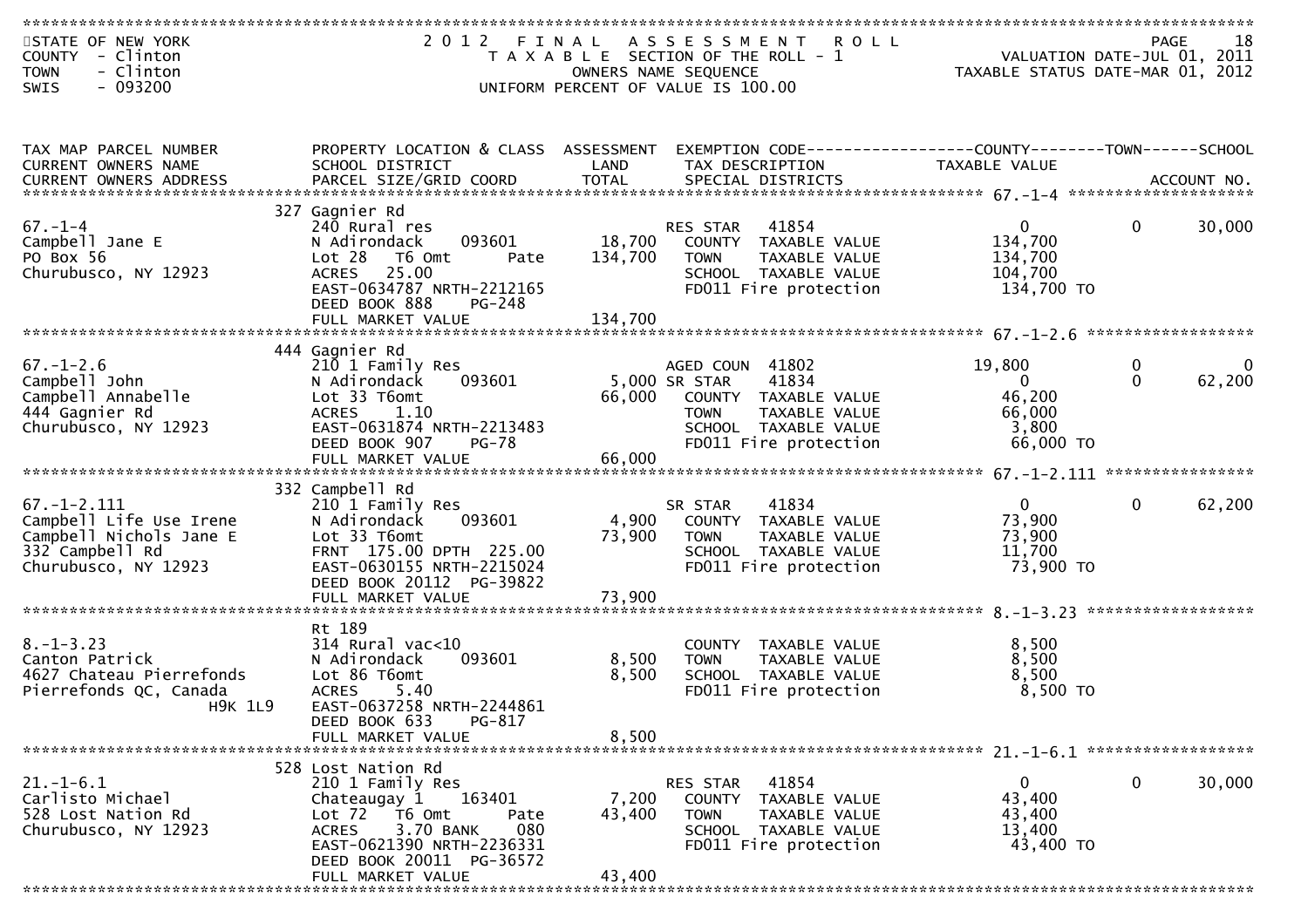STATE OF NEW YORK
COUNTY - Clinton
TOWN - Clinton
SWIS - 093200

2012 FINAL ASSESSMENT ROLL
TAXABLE SECTION OF THE ROLL - 1
OWNERS NAME SEQUENCE
UNIFORM PERCENT OF VALUE IS 100.00

VALUATION DATE-JUL 01, 2011
TAXABLE STATUS DATE-MAR 01, 2012

| TAX MAP PARCEL NUMBER / CURRENT OWNERS NAME / CURRENT OWNERS ADDRESS | PROPERTY LOCATION & CLASS / SCHOOL DISTRICT / PARCEL SIZE/GRID COORD | ASSESSMENT LAND / TOTAL | EXEMPTION CODE / TAX DESCRIPTION / SPECIAL DISTRICTS | COUNTY TAXABLE VALUE | TOWN | SCHOOL / ACCOUNT NO. |
|---|---|---|---|---|---|---|
| **67.-1-4** | 327 Gagnier Rd | | | | | |
| 67.-1-4 | 240 Rural res | | RES STAR 41854 | 0 | 0 | 30,000 |
| Campbell Jane E | N Adirondack 093601 | 18,700 | COUNTY TAXABLE VALUE | 134,700 | | |
| PO Box 56 | Lot 28 T6 Omt Pate | 134,700 | TOWN TAXABLE VALUE | 134,700 | | |
| Churubusco, NY 12923 | ACRES 25.00 | | SCHOOL TAXABLE VALUE | 104,700 | | |
| | EAST-0634787 NRTH-2212165 | | FD011 Fire protection | 134,700 TO | | |
| | DEED BOOK 888 PG-248 | | | | | |
| | FULL MARKET VALUE | 134,700 | | | | |
| **67.-1-2.6** | 444 Gagnier Rd | | | | | |
| 67.-1-2.6 | 210 1 Family Res | | AGED COUN 41802 | 19,800 | 0 | 0 |
| Campbell John | N Adirondack 093601 | 5,000 | SR STAR 41834 | 0 | 0 | 62,200 |
| Campbell Annabelle | Lot 33 T6omt | 66,000 | COUNTY TAXABLE VALUE | 46,200 | | |
| 444 Gagnier Rd | ACRES 1.10 | | TOWN TAXABLE VALUE | 66,000 | | |
| Churubusco, NY 12923 | EAST-0631874 NRTH-2213483 | | SCHOOL TAXABLE VALUE | 3,800 | | |
| | DEED BOOK 907 PG-78 | | FD011 Fire protection | 66,000 TO | | |
| | FULL MARKET VALUE | 66,000 | | | | |
| **67.-1-2.111** | 332 Campbell Rd | | | | | |
| 67.-1-2.111 | 210 1 Family Res | | SR STAR 41834 | 0 | 0 | 62,200 |
| Campbell Life Use Irene | N Adirondack 093601 | 4,900 | COUNTY TAXABLE VALUE | 73,900 | | |
| Campbell Nichols Jane E | Lot 33 T6omt | 73,900 | TOWN TAXABLE VALUE | 73,900 | | |
| 332 Campbell Rd | FRNT 175.00 DPTH 225.00 | | SCHOOL TAXABLE VALUE | 11,700 | | |
| Churubusco, NY 12923 | EAST-0630155 NRTH-2215024 | | FD011 Fire protection | 73,900 TO | | |
| | DEED BOOK 20112 PG-39822 | | | | | |
| | FULL MARKET VALUE | 73,900 | | | | |
| **8.-1-3.23** | Rt 189 | | | | | |
| 8.-1-3.23 | 314 Rural vac<10 | | COUNTY TAXABLE VALUE | 8,500 | | |
| Canton Patrick | N Adirondack 093601 | 8,500 | TOWN TAXABLE VALUE | 8,500 | | |
| 4627 Chateau Pierrefonds | Lot 86 T6omt | 8,500 | SCHOOL TAXABLE VALUE | 8,500 | | |
| Pierrefonds QC, Canada H9K 1L9 | ACRES 5.40 | | FD011 Fire protection | 8,500 TO | | |
| | EAST-0637258 NRTH-2244861 | | | | | |
| | DEED BOOK 633 PG-817 | | | | | |
| | FULL MARKET VALUE | 8,500 | | | | |
| **21.-1-6.1** | 528 Lost Nation Rd | | | | | |
| 21.-1-6.1 | 210 1 Family Res | | RES STAR 41854 | 0 | 0 | 30,000 |
| Carlisto Michael | Chateaugay 1 163401 | 7,200 | COUNTY TAXABLE VALUE | 43,400 | | |
| 528 Lost Nation Rd | Lot 72 T6 Omt Pate | 43,400 | TOWN TAXABLE VALUE | 43,400 | | |
| Churubusco, NY 12923 | ACRES 3.70 BANK 080 | | SCHOOL TAXABLE VALUE | 13,400 | | |
| | EAST-0621390 NRTH-2236331 | | FD011 Fire protection | 43,400 TO | | |
| | DEED BOOK 20011 PG-36572 | | | | | |
| | FULL MARKET VALUE | 43,400 | | | | |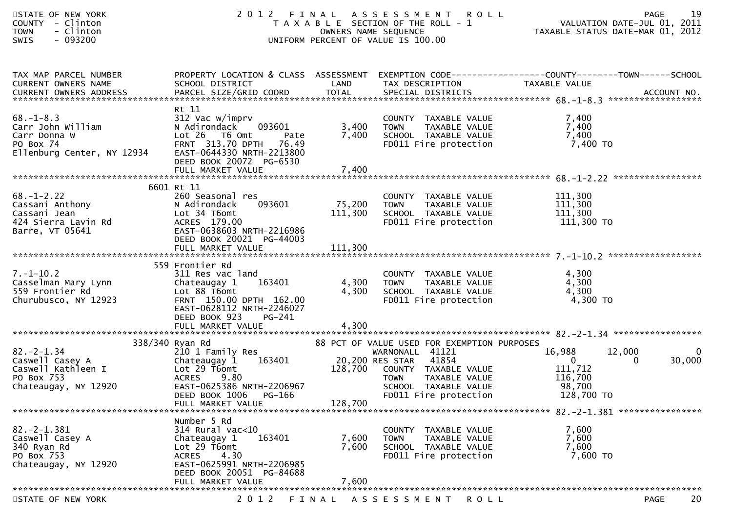STATE OF NEW YORK
COUNTY - Clinton
TOWN - Clinton
SWIS - 093200

# 2012 FINAL ASSESSMENT ROLL

TAXABLE SECTION OF THE ROLL - 1
OWNERS NAME SEQUENCE
UNIFORM PERCENT OF VALUE IS 100.00

VALUATION DATE-JUL 01, 2011
TAXABLE STATUS DATE-MAR 01, 2012

| TAX MAP PARCEL NUMBER / CURRENT OWNERS NAME / CURRENT OWNERS ADDRESS | PROPERTY LOCATION & CLASS / SCHOOL DISTRICT / PARCEL SIZE/GRID COORD | ASSESSMENT LAND / TOTAL | EXEMPTION CODE / TAX DESCRIPTION / SPECIAL DISTRICTS | COUNTY TAXABLE VALUE | TOWN | SCHOOL | ACCOUNT NO. |
|---|---|---|---|---|---|---|---|
| 68.-1-8.3 | Rt 11 | | | | | | |
| 68.-1-8.3 | 312 Vac w/imprv | | COUNTY TAXABLE VALUE | 7,400 | | | |
| Carr John William | N Adirondack 093601 | 3,400 | TOWN TAXABLE VALUE | 7,400 | | | |
| Carr Donna W | Lot 26 T6 Omt Pate | 7,400 | SCHOOL TAXABLE VALUE | 7,400 | | | |
| PO Box 74 | FRNT 313.70 DPTH 76.49 | | FD011 Fire protection | 7,400 TO | | | |
| Ellenburg Center, NY 12934 | EAST-0644330 NRTH-2213800 | | | | | | |
| | DEED BOOK 20072 PG-6530 | | | | | | |
| | FULL MARKET VALUE | 7,400 | | | | | |
| 68.-1-2.22 | 6601 Rt 11 | | | | | | |
| 68.-1-2.22 | 260 Seasonal res | | COUNTY TAXABLE VALUE | 111,300 | | | |
| Cassani Anthony | N Adirondack 093601 | 75,200 | TOWN TAXABLE VALUE | 111,300 | | | |
| Cassani Jean | Lot 34 T6omt | 111,300 | SCHOOL TAXABLE VALUE | 111,300 | | | |
| 424 Sierra Lavin Rd | ACRES 179.00 | | FD011 Fire protection | 111,300 TO | | | |
| Barre, VT 05641 | EAST-0638603 NRTH-2216986 | | | | | | |
| | DEED BOOK 20021 PG-44003 | | | | | | |
| | FULL MARKET VALUE | 111,300 | | | | | |
| 7.-1-10.2 | 559 Frontier Rd | | | | | | |
| 7.-1-10.2 | 311 Res vac land | | COUNTY TAXABLE VALUE | 4,300 | | | |
| Casselman Mary Lynn | Chateaugay 1 163401 | 4,300 | TOWN TAXABLE VALUE | 4,300 | | | |
| 559 Frontier Rd | Lot 88 T6omt | 4,300 | SCHOOL TAXABLE VALUE | 4,300 | | | |
| Churubusco, NY 12923 | FRNT 150.00 DPTH 162.00 | | FD011 Fire protection | 4,300 TO | | | |
| | EAST-0628112 NRTH-2246027 | | | | | | |
| | DEED BOOK 923 PG-241 | | | | | | |
| | FULL MARKET VALUE | 4,300 | | | | | |
| 82.-2-1.34 | 338/340 Ryan Rd | | 88 PCT OF VALUE USED FOR EXEMPTION PURPOSES | | | | |
| 82.-2-1.34 | 210 1 Family Res | | WARNONALL 41121 | 16,988 | 12,000 | 0 | |
| Caswell Casey A | Chateaugay 1 163401 | 20,200 | RES STAR 41854 | 0 | 0 | 30,000 | |
| Caswell Kathleen I | Lot 29 T6omt | 128,700 | COUNTY TAXABLE VALUE | 111,712 | | | |
| PO Box 753 | ACRES 9.80 | | TOWN TAXABLE VALUE | 116,700 | | | |
| Chateaugay, NY 12920 | EAST-0625386 NRTH-2206967 | | SCHOOL TAXABLE VALUE | 98,700 | | | |
| | DEED BOOK 1006 PG-166 | | FD011 Fire protection | 128,700 TO | | | |
| | FULL MARKET VALUE | 128,700 | | | | | |
| 82.-2-1.381 | Number 5 Rd | | | | | | |
| 82.-2-1.381 | 314 Rural vac<10 | | COUNTY TAXABLE VALUE | 7,600 | | | |
| Caswell Casey A | Chateaugay 1 163401 | 7,600 | TOWN TAXABLE VALUE | 7,600 | | | |
| 340 Ryan Rd | Lot 29 T6omt | 7,600 | SCHOOL TAXABLE VALUE | 7,600 | | | |
| PO Box 753 | ACRES 4.30 | | FD011 Fire protection | 7,600 TO | | | |
| Chateaugay, NY 12920 | EAST-0625991 NRTH-2206985 | | | | | | |
| | DEED BOOK 20051 PG-84688 | | | | | | |
| | FULL MARKET VALUE | 7,600 | | | | | |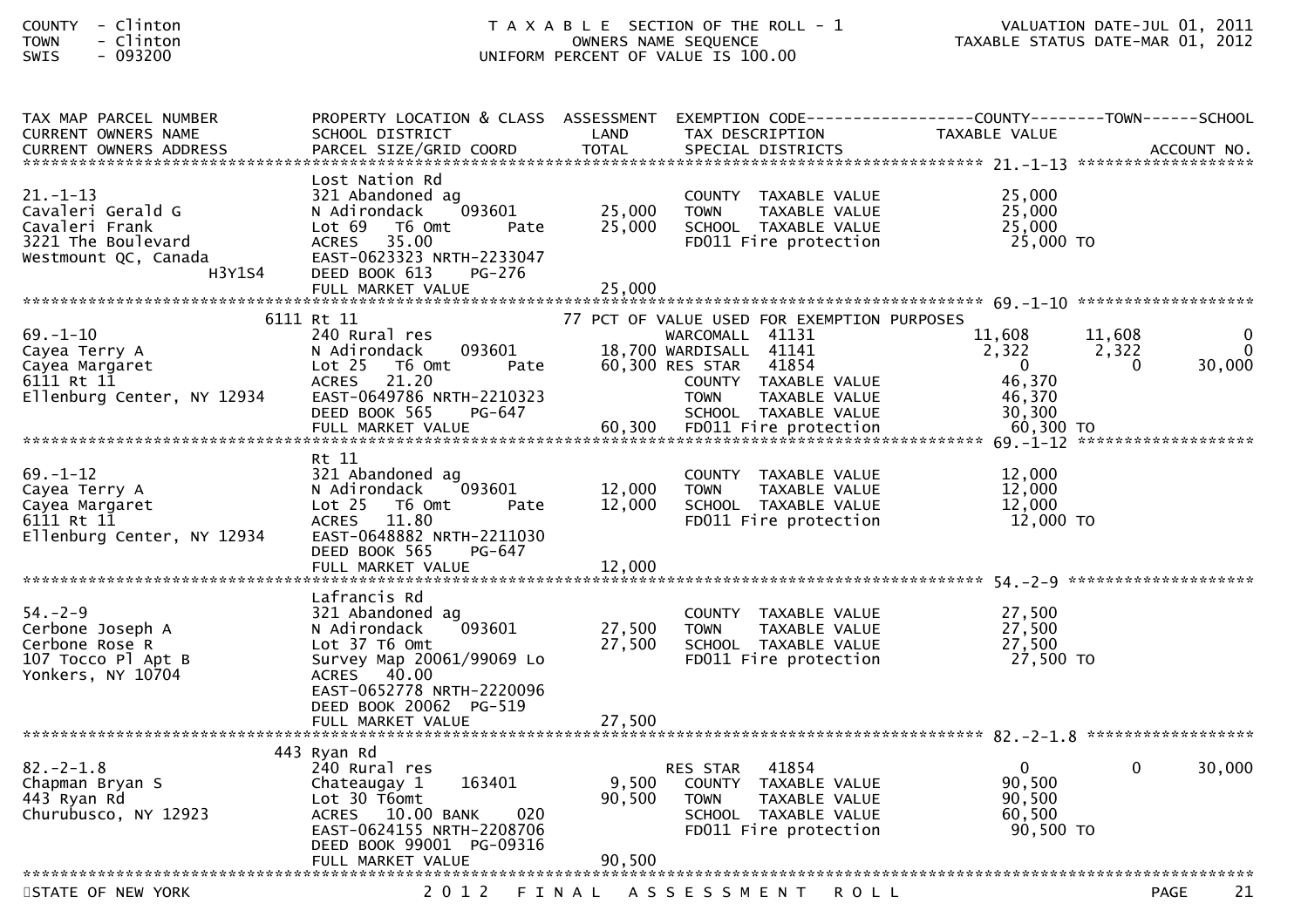COUNTY - Clinton
TOWN - Clinton
SWIS - 093200

T A X A B L E SECTION OF THE ROLL - 1
OWNERS NAME SEQUENCE
UNIFORM PERCENT OF VALUE IS 100.00

VALUATION DATE-JUL 01, 2011
TAXABLE STATUS DATE-MAR 01, 2012

| TAX MAP PARCEL NUMBER / CURRENT OWNERS NAME / CURRENT OWNERS ADDRESS | PROPERTY LOCATION & CLASS / SCHOOL DISTRICT / PARCEL SIZE/GRID COORD | ASSESSMENT LAND / TOTAL | EXEMPTION CODE / TAX DESCRIPTION / SPECIAL DISTRICTS | COUNTY TAXABLE VALUE | TOWN | SCHOOL / ACCOUNT NO. |
|---|---|---|---|---|---|---|
| **21.-1-13** | Lost Nation Rd | | | | | |
| 21.-1-13 | 321 Abandoned ag | | COUNTY TAXABLE VALUE | 25,000 | | |
| Cavaleri Gerald G | N Adirondack 093601 | 25,000 | TOWN TAXABLE VALUE | 25,000 | | |
| Cavaleri Frank | Lot 69 T6 Omt Pate | 25,000 | SCHOOL TAXABLE VALUE | 25,000 | | |
| 3221 The Boulevard | ACRES 35.00 | | FD011 Fire protection | 25,000 TO | | |
| Westmount QC, Canada | EAST-0623323 NRTH-2233047 | | | | | |
| H3Y1S4 | DEED BOOK 613 PG-276 | | | | | |
| | FULL MARKET VALUE | 25,000 | | | | |
| **69.-1-10** | 6111 Rt 11 | | 77 PCT OF VALUE USED FOR EXEMPTION PURPOSES | | | |
| 69.-1-10 | 240 Rural res | | WARCOMALL 41131 | 11,608 | 11,608 | 0 |
| Cayea Terry A | N Adirondack 093601 | 18,700 | WARDISALL 41141 | 2,322 | 2,322 | 0 |
| Cayea Margaret | Lot 25 T6 Omt Pate | 60,300 | RES STAR 41854 | 0 | 0 | 30,000 |
| 6111 Rt 11 | ACRES 21.20 | | COUNTY TAXABLE VALUE | 46,370 | | |
| Ellenburg Center, NY 12934 | EAST-0649786 NRTH-2210323 | | TOWN TAXABLE VALUE | 46,370 | | |
| | DEED BOOK 565 PG-647 | | SCHOOL TAXABLE VALUE | 30,300 | | |
| | FULL MARKET VALUE | 60,300 | FD011 Fire protection | 60,300 TO | | |
| **69.-1-12** | Rt 11 | | | | | |
| 69.-1-12 | 321 Abandoned ag | | COUNTY TAXABLE VALUE | 12,000 | | |
| Cayea Terry A | N Adirondack 093601 | 12,000 | TOWN TAXABLE VALUE | 12,000 | | |
| Cayea Margaret | Lot 25 T6 Omt Pate | 12,000 | SCHOOL TAXABLE VALUE | 12,000 | | |
| 6111 Rt 11 | ACRES 11.80 | | FD011 Fire protection | 12,000 TO | | |
| Ellenburg Center, NY 12934 | EAST-0648882 NRTH-2211030 | | | | | |
| | DEED BOOK 565 PG-647 | | | | | |
| | FULL MARKET VALUE | 12,000 | | | | |
| **54.-2-9** | Lafrancis Rd | | | | | |
| 54.-2-9 | 321 Abandoned ag | | COUNTY TAXABLE VALUE | 27,500 | | |
| Cerbone Joseph A | N Adirondack 093601 | 27,500 | TOWN TAXABLE VALUE | 27,500 | | |
| Cerbone Rose R | Lot 37 T6 Omt | 27,500 | SCHOOL TAXABLE VALUE | 27,500 | | |
| 107 Tocco Pl Apt B | Survey Map 20061/99069 Lo | | FD011 Fire protection | 27,500 TO | | |
| Yonkers, NY 10704 | ACRES 40.00 | | | | | |
| | EAST-0652778 NRTH-2220096 | | | | | |
| | DEED BOOK 20062 PG-519 | | | | | |
| | FULL MARKET VALUE | 27,500 | | | | |
| **82.-2-1.8** | 443 Ryan Rd | | | | | |
| 82.-2-1.8 | 240 Rural res | | RES STAR 41854 | 0 | 0 | 30,000 |
| Chapman Bryan S | Chateaugay 1 163401 | 9,500 | COUNTY TAXABLE VALUE | 90,500 | | |
| 443 Ryan Rd | Lot 30 T6omt | 90,500 | TOWN TAXABLE VALUE | 90,500 | | |
| Churubusco, NY 12923 | ACRES 10.00 BANK 020 | | SCHOOL TAXABLE VALUE | 60,500 | | |
| | EAST-0624155 NRTH-2208706 | | FD011 Fire protection | 90,500 TO | | |
| | DEED BOOK 99001 PG-09316 | | | | | |
| | FULL MARKET VALUE | 90,500 | | | | |

STATE OF NEW YORK — 2012 FINAL ASSESSMENT ROLL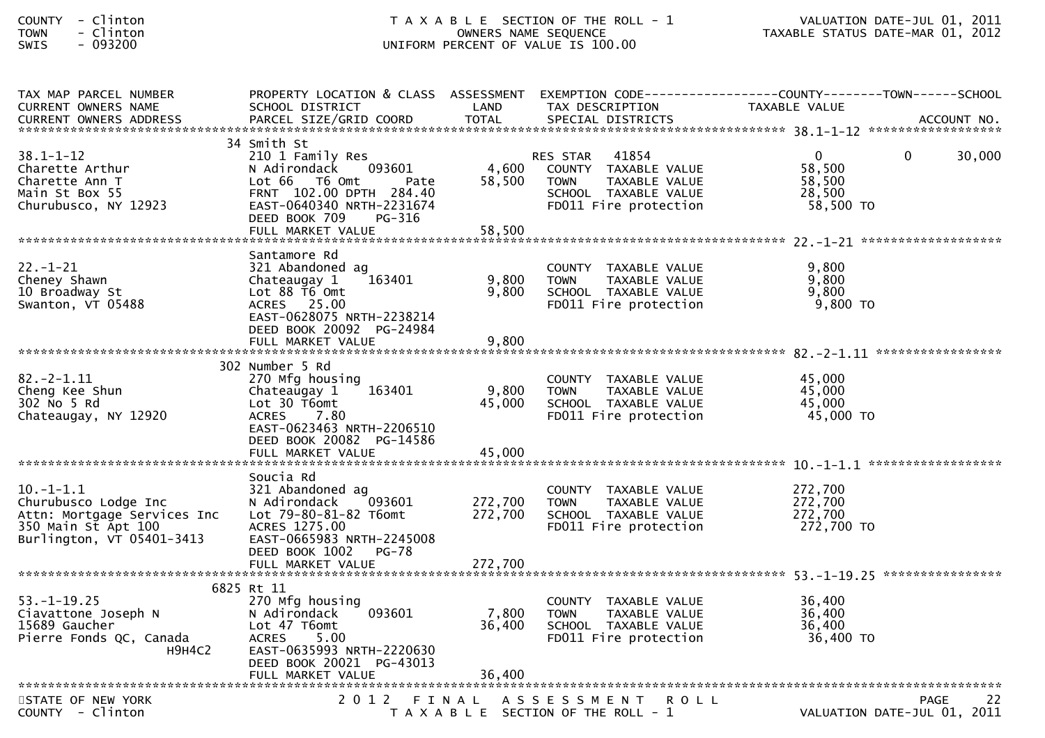| TAX MAP PARCEL NUMBER<br>CURRENT OWNERS NAME<br>CURRENT OWNERS ADDRESS | PROPERTY LOCATION & CLASS<br>SCHOOL DISTRICT<br>PARCEL SIZE/GRID COORD | ASSESSMENT<br>LAND<br>TOTAL | EXEMPTION CODE<br>TAX DESCRIPTION<br>SPECIAL DISTRICTS | COUNTY<br>TAXABLE VALUE | TOWN | SCHOOL<br>ACCOUNT NO. |
|---|---|---|---|---|---|---|
| **38.1-1-12** | 34 Smith St | | | | | |
| 38.1-1-12 | 210 1 Family Res | | RES STAR 41854 | 0 | 0 | 30,000 |
| Charette Arthur | N Adirondack 093601 | 4,600 | COUNTY TAXABLE VALUE | 58,500 | | |
| Charette Ann T | Lot 66 T6 Omt Pate | 58,500 | TOWN TAXABLE VALUE | 58,500 | | |
| Main St Box 55 | FRNT 102.00 DPTH 284.40 | | SCHOOL TAXABLE VALUE | 28,500 | | |
| Churubusco, NY 12923 | EAST-0640340 NRTH-2231674 | | FD011 Fire protection | 58,500 TO | | |
| | DEED BOOK 709 PG-316 | | | | | |
| | FULL MARKET VALUE | 58,500 | | | | |
| **22.-1-21** | Santamore Rd | | | | | |
| 22.-1-21 | 321 Abandoned ag | | COUNTY TAXABLE VALUE | 9,800 | | |
| Cheney Shawn | Chateaugay 1 163401 | 9,800 | TOWN TAXABLE VALUE | 9,800 | | |
| 10 Broadway St | Lot 88 T6 Omt | 9,800 | SCHOOL TAXABLE VALUE | 9,800 | | |
| Swanton, VT 05488 | ACRES 25.00 | | FD011 Fire protection | 9,800 TO | | |
| | EAST-0628075 NRTH-2238214 | | | | | |
| | DEED BOOK 20092 PG-24984 | | | | | |
| | FULL MARKET VALUE | 9,800 | | | | |
| **82.-2-1.11** | 302 Number 5 Rd | | | | | |
| 82.-2-1.11 | 270 Mfg housing | | COUNTY TAXABLE VALUE | 45,000 | | |
| Cheng Kee Shun | Chateaugay 1 163401 | 9,800 | TOWN TAXABLE VALUE | 45,000 | | |
| 302 No 5 Rd | Lot 30 T6omt | 45,000 | SCHOOL TAXABLE VALUE | 45,000 | | |
| Chateaugay, NY 12920 | ACRES 7.80 | | FD011 Fire protection | 45,000 TO | | |
| | EAST-0623463 NRTH-2206510 | | | | | |
| | DEED BOOK 20082 PG-14586 | | | | | |
| | FULL MARKET VALUE | 45,000 | | | | |
| **10.-1-1.1** | Soucia Rd | | | | | |
| 10.-1-1.1 | 321 Abandoned ag | | COUNTY TAXABLE VALUE | 272,700 | | |
| Churubusco Lodge Inc | N Adirondack 093601 | 272,700 | TOWN TAXABLE VALUE | 272,700 | | |
| Attn: Mortgage Services Inc | Lot 79-80-81-82 T6omt | 272,700 | SCHOOL TAXABLE VALUE | 272,700 | | |
| 350 Main St Apt 100 | ACRES 1275.00 | | FD011 Fire protection | 272,700 TO | | |
| Burlington, VT 05401-3413 | EAST-0665983 NRTH-2245008 | | | | | |
| | DEED BOOK 1002 PG-78 | | | | | |
| | FULL MARKET VALUE | 272,700 | | | | |
| **53.-1-19.25** | 6825 Rt 11 | | | | | |
| 53.-1-19.25 | 270 Mfg housing | | COUNTY TAXABLE VALUE | 36,400 | | |
| Ciavattone Joseph N | N Adirondack 093601 | 7,800 | TOWN TAXABLE VALUE | 36,400 | | |
| 15689 Gaucher | Lot 47 T6omt | 36,400 | SCHOOL TAXABLE VALUE | 36,400 | | |
| Pierre Fonds QC, Canada H9H4C2 | ACRES 5.00 | | FD011 Fire protection | 36,400 TO | | |
| | EAST-0635993 NRTH-2220630 | | | | | |
| | DEED BOOK 20021 PG-43013 | | | | | |
| | FULL MARKET VALUE | 36,400 | | | | |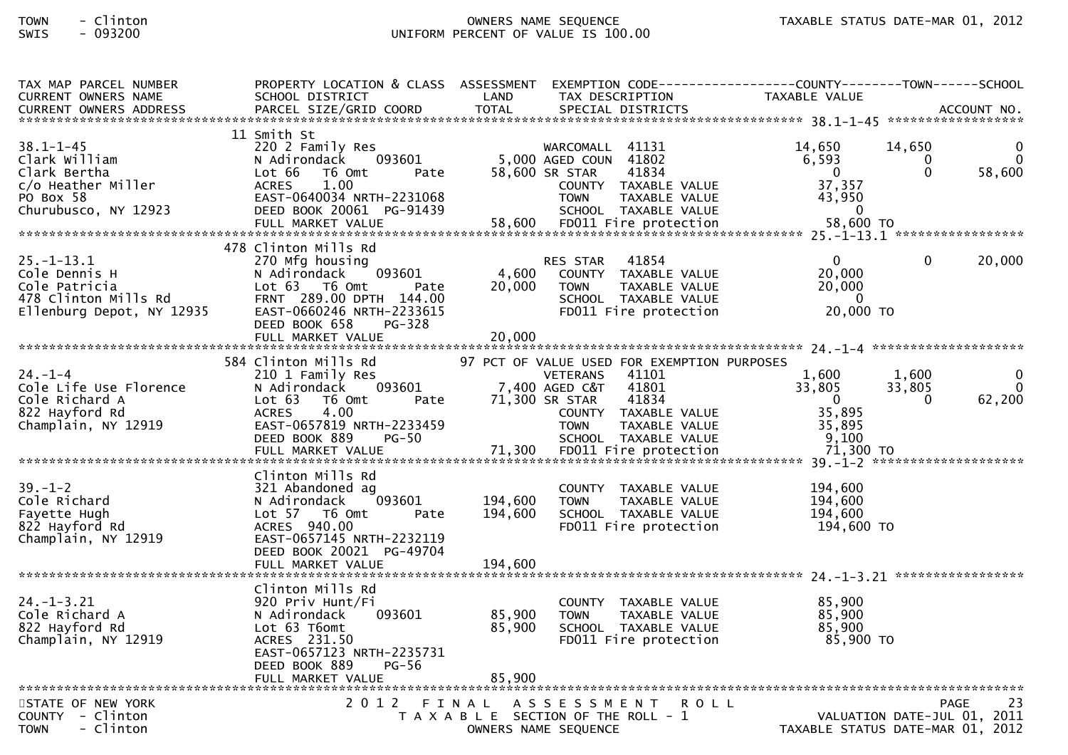TOWN - Clinton
SWIS - 093200

OWNERS NAME SEQUENCE
UNIFORM PERCENT OF VALUE IS 100.00

TAXABLE STATUS DATE-MAR 01, 2012

| TAX MAP PARCEL NUMBER / CURRENT OWNERS NAME / CURRENT OWNERS ADDRESS | PROPERTY LOCATION & CLASS / SCHOOL DISTRICT / PARCEL SIZE/GRID COORD | ASSESSMENT LAND / TOTAL | EXEMPTION CODE / TAX DESCRIPTION / SPECIAL DISTRICTS | COUNTY TAXABLE VALUE | TOWN | SCHOOL / ACCOUNT NO. |
|---|---|---|---|---|---|---|
| **38.1-1-45** | 11 Smith St | | | | | |
| 38.1-1-45 | 220 2 Family Res | | WARCOMALL 41131 | 14,650 | 14,650 | 0 |
| Clark William | N Adirondack 093601 | 5,000 | AGED COUN 41802 | 6,593 | 0 | 0 |
| Clark Bertha | Lot 66 T6 Omt Pate | 58,600 | SR STAR 41834 | 0 | 0 | 58,600 |
| c/o Heather Miller | ACRES 1.00 | | COUNTY TAXABLE VALUE | 37,357 | | |
| PO Box 58 | EAST-0640034 NRTH-2231068 | | TOWN TAXABLE VALUE | 43,950 | | |
| Churubusco, NY 12923 | DEED BOOK 20061 PG-91439 | | SCHOOL TAXABLE VALUE | 0 | | |
| | FULL MARKET VALUE | 58,600 | FD011 Fire protection | 58,600 TO | | |
| **25.-1-13.1** | 478 Clinton Mills Rd | | | | | |
| 25.-1-13.1 | 270 Mfg housing | | RES STAR 41854 | 0 | 0 | 20,000 |
| Cole Dennis H | N Adirondack 093601 | 4,600 | COUNTY TAXABLE VALUE | 20,000 | | |
| Cole Patricia | Lot 63 T6 Omt Pate | 20,000 | TOWN TAXABLE VALUE | 20,000 | | |
| 478 Clinton Mills Rd | FRNT 289.00 DPTH 144.00 | | SCHOOL TAXABLE VALUE | 0 | | |
| Ellenburg Depot, NY 12935 | EAST-0660246 NRTH-2233615 | | FD011 Fire protection | 20,000 TO | | |
| | DEED BOOK 658 PG-328 | | | | | |
| | FULL MARKET VALUE | 20,000 | | | | |
| **24.-1-4** | 584 Clinton Mills Rd | | 97 PCT OF VALUE USED FOR EXEMPTION PURPOSES | | | |
| 24.-1-4 | 210 1 Family Res | | VETERANS 41101 | 1,600 | 1,600 | 0 |
| Cole Life Use Florence | N Adirondack 093601 | 7,400 | AGED C&T 41801 | 33,805 | 33,805 | 0 |
| Cole Richard A | Lot 63 T6 Omt Pate | 71,300 | SR STAR 41834 | 0 | 0 | 62,200 |
| 822 Hayford Rd | ACRES 4.00 | | COUNTY TAXABLE VALUE | 35,895 | | |
| Champlain, NY 12919 | EAST-0657819 NRTH-2233459 | | TOWN TAXABLE VALUE | 35,895 | | |
| | DEED BOOK 889 PG-50 | | SCHOOL TAXABLE VALUE | 9,100 | | |
| | FULL MARKET VALUE | 71,300 | FD011 Fire protection | 71,300 TO | | |
| **39.-1-2** | Clinton Mills Rd | | | | | |
| 39.-1-2 | 321 Abandoned ag | | COUNTY TAXABLE VALUE | 194,600 | | |
| Cole Richard | N Adirondack 093601 | 194,600 | TOWN TAXABLE VALUE | 194,600 | | |
| Fayette Hugh | Lot 57 T6 Omt Pate | 194,600 | SCHOOL TAXABLE VALUE | 194,600 | | |
| 822 Hayford Rd | ACRES 940.00 | | FD011 Fire protection | 194,600 TO | | |
| Champlain, NY 12919 | EAST-0657145 NRTH-2232119 | | | | | |
| | DEED BOOK 20021 PG-49704 | | | | | |
| | FULL MARKET VALUE | 194,600 | | | | |
| **24.-1-3.21** | Clinton Mills Rd | | | | | |
| 24.-1-3.21 | 920 Priv Hunt/Fi | | COUNTY TAXABLE VALUE | 85,900 | | |
| Cole Richard A | N Adirondack 093601 | 85,900 | TOWN TAXABLE VALUE | 85,900 | | |
| 822 Hayford Rd | Lot 63 T6omt | 85,900 | SCHOOL TAXABLE VALUE | 85,900 | | |
| Champlain, NY 12919 | ACRES 231.50 | | FD011 Fire protection | 85,900 TO | | |
| | EAST-0657123 NRTH-2235731 | | | | | |
| | DEED BOOK 889 PG-56 | | | | | |
| | FULL MARKET VALUE | 85,900 | | | | |

STATE OF NEW YORK
COUNTY - Clinton
TOWN - Clinton

2012 FINAL ASSESSMENT ROLL
TAXABLE SECTION OF THE ROLL - 1
OWNERS NAME SEQUENCE

VALUATION DATE-JUL 01, 2011
TAXABLE STATUS DATE-MAR 01, 2012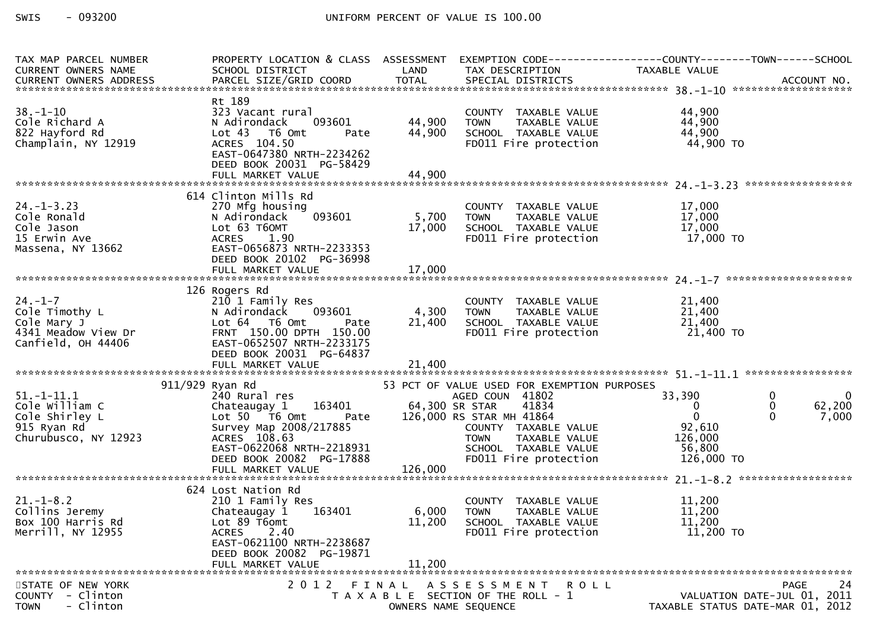SWIS - 093200 UNIFORM PERCENT OF VALUE IS 100.00

| TAX MAP PARCEL NUMBER<br>CURRENT OWNERS NAME<br>CURRENT OWNERS ADDRESS | PROPERTY LOCATION & CLASS<br>SCHOOL DISTRICT<br>PARCEL SIZE/GRID COORD | ASSESSMENT<br>LAND<br>TOTAL | EXEMPTION CODE<br>TAX DESCRIPTION<br>SPECIAL DISTRICTS | COUNTY<br>TAXABLE VALUE | TOWN | SCHOOL<br>ACCOUNT NO. |
|---|---|---|---|---|---|---|
| **38.-1-10** | | | | | | |
| | Rt 189 | | | | | |
| 38.-1-10 | 323 Vacant rural | | COUNTY TAXABLE VALUE | 44,900 | | |
| Cole Richard A | N Adirondack 093601 | 44,900 | TOWN TAXABLE VALUE | 44,900 | | |
| 822 Hayford Rd | Lot 43 T6 Omt Pate | 44,900 | SCHOOL TAXABLE VALUE | 44,900 | | |
| Champlain, NY 12919 | ACRES 104.50 | | FD011 Fire protection | 44,900 TO | | |
| | EAST-0647380 NRTH-2234262 | | | | | |
| | DEED BOOK 20031 PG-58429 | | | | | |
| | FULL MARKET VALUE | 44,900 | | | | |
| **24.-1-3.23** | | | | | | |
| | 614 Clinton Mills Rd | | | | | |
| 24.-1-3.23 | 270 Mfg housing | | COUNTY TAXABLE VALUE | 17,000 | | |
| Cole Ronald | N Adirondack 093601 | 5,700 | TOWN TAXABLE VALUE | 17,000 | | |
| Cole Jason | Lot 63 T6OMT | 17,000 | SCHOOL TAXABLE VALUE | 17,000 | | |
| 15 Erwin Ave | ACRES 1.90 | | FD011 Fire protection | 17,000 TO | | |
| Massena, NY 13662 | EAST-0656873 NRTH-2233353 | | | | | |
| | DEED BOOK 20102 PG-36998 | | | | | |
| | FULL MARKET VALUE | 17,000 | | | | |
| **24.-1-7** | | | | | | |
| | 126 Rogers Rd | | | | | |
| 24.-1-7 | 210 1 Family Res | | COUNTY TAXABLE VALUE | 21,400 | | |
| Cole Timothy L | N Adirondack 093601 | 4,300 | TOWN TAXABLE VALUE | 21,400 | | |
| Cole Mary J | Lot 64 T6 Omt Pate | 21,400 | SCHOOL TAXABLE VALUE | 21,400 | | |
| 4341 Meadow View Dr | FRNT 150.00 DPTH 150.00 | | FD011 Fire protection | 21,400 TO | | |
| Canfield, OH 44406 | EAST-0652507 NRTH-2233175 | | | | | |
| | DEED BOOK 20031 PG-64837 | | | | | |
| | FULL MARKET VALUE | 21,400 | | | | |
| **51.-1-11.1** | | | | | | |
| | 911/929 Ryan Rd | | 53 PCT OF VALUE USED FOR EXEMPTION PURPOSES | | | |
| 51.-1-11.1 | 240 Rural res | | AGED COUN 41802 | 33,390 | 0 | 0 |
| Cole William C | Chateaugay 1 163401 | 64,300 | SR STAR 41834 | 0 | 0 | 62,200 |
| Cole Shirley L | Lot 50 T6 Omt Pate | 126,000 | RS STAR MH 41864 | 0 | 0 | 7,000 |
| 915 Ryan Rd | Survey Map 2008/217885 | | COUNTY TAXABLE VALUE | 92,610 | | |
| Churubusco, NY 12923 | ACRES 108.63 | | TOWN TAXABLE VALUE | 126,000 | | |
| | EAST-0622068 NRTH-2218931 | | SCHOOL TAXABLE VALUE | 56,800 | | |
| | DEED BOOK 20082 PG-17888 | | FD011 Fire protection | 126,000 TO | | |
| | FULL MARKET VALUE | 126,000 | | | | |
| **21.-1-8.2** | | | | | | |
| | 624 Lost Nation Rd | | | | | |
| 21.-1-8.2 | 210 1 Family Res | | COUNTY TAXABLE VALUE | 11,200 | | |
| Collins Jeremy | Chateaugay 1 163401 | 6,000 | TOWN TAXABLE VALUE | 11,200 | | |
| Box 100 Harris Rd | Lot 89 T6omt | 11,200 | SCHOOL TAXABLE VALUE | 11,200 | | |
| Merrill, NY 12955 | ACRES 2.40 | | FD011 Fire protection | 11,200 TO | | |
| | EAST-0621100 NRTH-2238687 | | | | | |
| | DEED BOOK 20082 PG-19871 | | | | | |
| | FULL MARKET VALUE | 11,200 | | | | |

STATE OF NEW YORK
COUNTY - Clinton
TOWN - Clinton

2012 FINAL ASSESSMENT ROLL
TAXABLE SECTION OF THE ROLL - 1
OWNERS NAME SEQUENCE

VALUATION DATE-JUL 01, 2011
TAXABLE STATUS DATE-MAR 01, 2012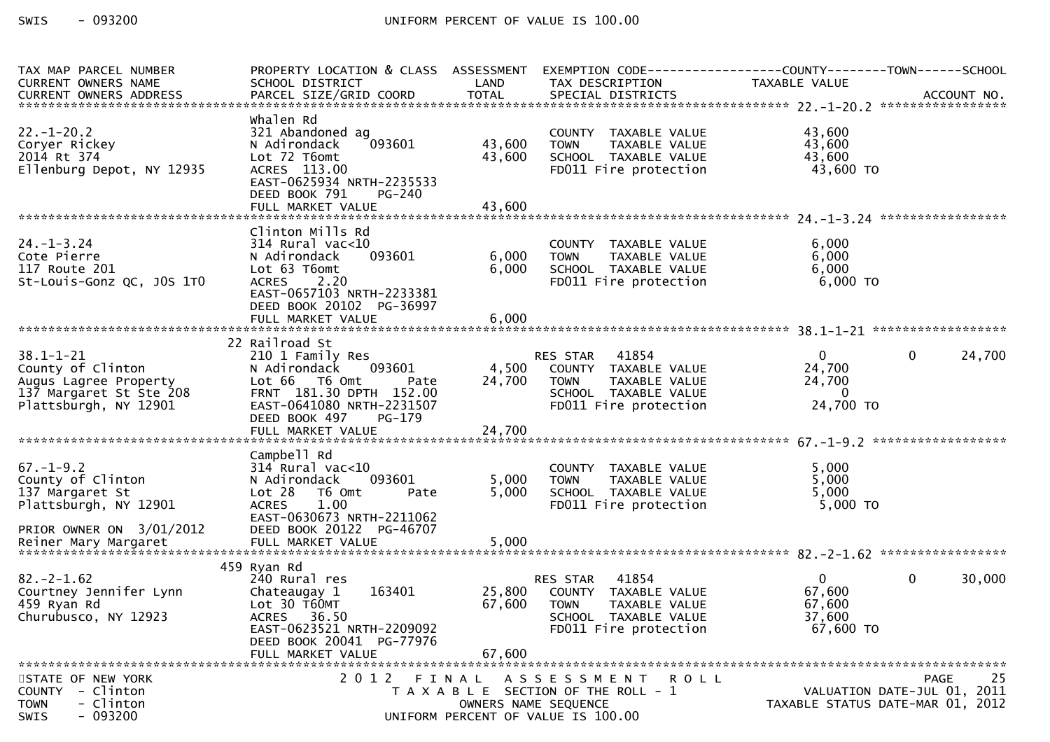| TAX MAP PARCEL NUMBER<br>CURRENT OWNERS NAME<br>CURRENT OWNERS ADDRESS | PROPERTY LOCATION & CLASS<br>SCHOOL DISTRICT<br>PARCEL SIZE/GRID COORD | ASSESSMENT<br>LAND<br>TOTAL | EXEMPTION CODE<br>TAX DESCRIPTION<br>SPECIAL DISTRICTS | COUNTY<br>TAXABLE VALUE | TOWN | SCHOOL<br>ACCOUNT NO. |
|---|---|---|---|---|---|---|
| **22.-1-20.2** | | | | | | |
| | Whalen Rd | | | | | |
| 22.-1-20.2 | 321 Abandoned ag | | COUNTY TAXABLE VALUE | 43,600 | | |
| Coryer Rickey | N Adirondack 093601 | 43,600 | TOWN TAXABLE VALUE | 43,600 | | |
| 2014 Rt 374 | Lot 72 T6omt | 43,600 | SCHOOL TAXABLE VALUE | 43,600 | | |
| Ellenburg Depot, NY 12935 | ACRES 113.00 | | FD011 Fire protection | 43,600 TO | | |
| | EAST-0625934 NRTH-2235533 | | | | | |
| | DEED BOOK 791 PG-240 | | | | | |
| | FULL MARKET VALUE | 43,600 | | | | |
| **24.-1-3.24** | | | | | | |
| | Clinton Mills Rd | | | | | |
| 24.-1-3.24 | 314 Rural vac<10 | | COUNTY TAXABLE VALUE | 6,000 | | |
| Cote Pierre | N Adirondack 093601 | 6,000 | TOWN TAXABLE VALUE | 6,000 | | |
| 117 Route 201 | Lot 63 T6omt | 6,000 | SCHOOL TAXABLE VALUE | 6,000 | | |
| St-Louis-Gonz QC, J0S 1T0 | ACRES 2.20 | | FD011 Fire protection | 6,000 TO | | |
| | EAST-0657103 NRTH-2233381 | | | | | |
| | DEED BOOK 20102 PG-36997 | | | | | |
| | FULL MARKET VALUE | 6,000 | | | | |
| **38.1-1-21** | | | | | | |
| | 22 Railroad St | | | | | |
| 38.1-1-21 | 210 1 Family Res | | RES STAR 41854 | 0 | 0 | 24,700 |
| County of Clinton | N Adirondack 093601 | 4,500 | COUNTY TAXABLE VALUE | 24,700 | | |
| Augus Lagree Property | Lot 66 T6 Omt Pate | 24,700 | TOWN TAXABLE VALUE | 24,700 | | |
| 137 Margaret St Ste 208 | FRNT 181.30 DPTH 152.00 | | SCHOOL TAXABLE VALUE | 0 | | |
| Plattsburgh, NY 12901 | EAST-0641080 NRTH-2231507 | | FD011 Fire protection | 24,700 TO | | |
| | DEED BOOK 497 PG-179 | | | | | |
| | FULL MARKET VALUE | 24,700 | | | | |
| **67.-1-9.2** | | | | | | |
| | Campbell Rd | | | | | |
| 67.-1-9.2 | 314 Rural vac<10 | | COUNTY TAXABLE VALUE | 5,000 | | |
| County of Clinton | N Adirondack 093601 | 5,000 | TOWN TAXABLE VALUE | 5,000 | | |
| 137 Margaret St | Lot 28 T6 Omt Pate | 5,000 | SCHOOL TAXABLE VALUE | 5,000 | | |
| Plattsburgh, NY 12901 | ACRES 1.00 | | FD011 Fire protection | 5,000 TO | | |
| | EAST-0630673 NRTH-2211062 | | | | | |
| PRIOR OWNER ON 3/01/2012 | DEED BOOK 20122 PG-46707 | | | | | |
| Reiner Mary Margaret | FULL MARKET VALUE | 5,000 | | | | |
| **82.-2-1.62** | | | | | | |
| | 459 Ryan Rd | | | | | |
| 82.-2-1.62 | 240 Rural res | | RES STAR 41854 | 0 | 0 | 30,000 |
| Courtney Jennifer Lynn | Chateaugay 1 163401 | 25,800 | COUNTY TAXABLE VALUE | 67,600 | | |
| 459 Ryan Rd | Lot 30 T60MT | 67,600 | TOWN TAXABLE VALUE | 67,600 | | |
| Churubusco, NY 12923 | ACRES 36.50 | | SCHOOL TAXABLE VALUE | 37,600 | | |
| | EAST-0623521 NRTH-2209092 | | FD011 Fire protection | 67,600 TO | | |
| | DEED BOOK 20041 PG-77976 | | | | | |
| | FULL MARKET VALUE | 67,600 | | | | |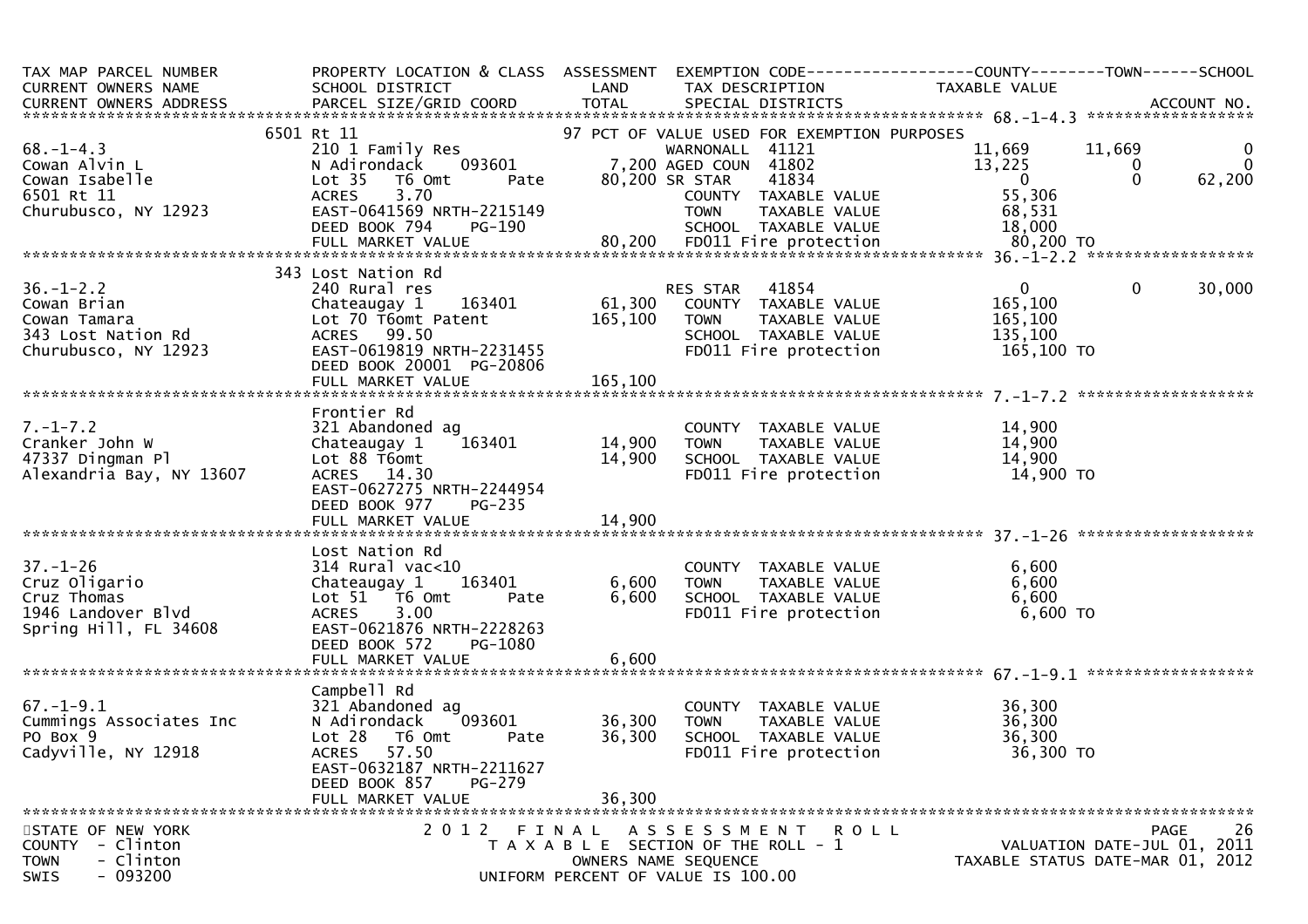| TAX MAP PARCEL NUMBER<br>CURRENT OWNERS NAME<br>CURRENT OWNERS ADDRESS | PROPERTY LOCATION & CLASS<br>SCHOOL DISTRICT<br>PARCEL SIZE/GRID COORD | ASSESSMENT<br>LAND<br>TOTAL | EXEMPTION CODE<br>TAX DESCRIPTION<br>SPECIAL DISTRICTS | COUNTY<br>TAXABLE VALUE | TOWN | SCHOOL<br><br>ACCOUNT NO. |
|---|---|---|---|---|---|---|
| **68.-1-4.3** | | | | | | |
| | 6501 Rt 11 | | 97 PCT OF VALUE USED FOR EXEMPTION PURPOSES | | | |
| 68.-1-4.3 | 210 1 Family Res | | WARNONALL 41121 | 11,669 | 11,669 | 0 |
| Cowan Alvin L | N Adirondack 093601 | 7,200 | AGED COUN 41802 | 13,225 | 0 | 0 |
| Cowan Isabelle | Lot 35 T6 Omt Pate | 80,200 | SR STAR 41834 | 0 | 0 | 62,200 |
| 6501 Rt 11 | ACRES 3.70 | | COUNTY TAXABLE VALUE | 55,306 | | |
| Churubusco, NY 12923 | EAST-0641569 NRTH-2215149 | | TOWN TAXABLE VALUE | 68,531 | | |
| | DEED BOOK 794 PG-190 | | SCHOOL TAXABLE VALUE | 18,000 | | |
| | FULL MARKET VALUE | 80,200 | FD011 Fire protection | 80,200 TO | | |
| **36.-1-2.2** | | | | | | |
| | 343 Lost Nation Rd | | | | | |
| 36.-1-2.2 | 240 Rural res | | RES STAR 41854 | 0 | 0 | 30,000 |
| Cowan Brian | Chateaugay 1 163401 | 61,300 | COUNTY TAXABLE VALUE | 165,100 | | |
| Cowan Tamara | Lot 70 T6omt Patent | 165,100 | TOWN TAXABLE VALUE | 165,100 | | |
| 343 Lost Nation Rd | ACRES 99.50 | | SCHOOL TAXABLE VALUE | 135,100 | | |
| Churubusco, NY 12923 | EAST-0619819 NRTH-2231455 | | FD011 Fire protection | 165,100 TO | | |
| | DEED BOOK 20001 PG-20806 | | | | | |
| | FULL MARKET VALUE | 165,100 | | | | |
| **7.-1-7.2** | | | | | | |
| | Frontier Rd | | | | | |
| 7.-1-7.2 | 321 Abandoned ag | | COUNTY TAXABLE VALUE | 14,900 | | |
| Cranker John W | Chateaugay 1 163401 | 14,900 | TOWN TAXABLE VALUE | 14,900 | | |
| 47337 Dingman Pl | Lot 88 T6omt | 14,900 | SCHOOL TAXABLE VALUE | 14,900 | | |
| Alexandria Bay, NY 13607 | ACRES 14.30 | | FD011 Fire protection | 14,900 TO | | |
| | EAST-0627275 NRTH-2244954 | | | | | |
| | DEED BOOK 977 PG-235 | | | | | |
| | FULL MARKET VALUE | 14,900 | | | | |
| **37.-1-26** | | | | | | |
| | Lost Nation Rd | | | | | |
| 37.-1-26 | 314 Rural vac<10 | | COUNTY TAXABLE VALUE | 6,600 | | |
| Cruz Oligario | Chateaugay 1 163401 | 6,600 | TOWN TAXABLE VALUE | 6,600 | | |
| Cruz Thomas | Lot 51 T6 Omt Pate | 6,600 | SCHOOL TAXABLE VALUE | 6,600 | | |
| 1946 Landover Blvd | ACRES 3.00 | | FD011 Fire protection | 6,600 TO | | |
| Spring Hill, FL 34608 | EAST-0621876 NRTH-2228263 | | | | | |
| | DEED BOOK 572 PG-1080 | | | | | |
| | FULL MARKET VALUE | 6,600 | | | | |
| **67.-1-9.1** | | | | | | |
| | Campbell Rd | | | | | |
| 67.-1-9.1 | 321 Abandoned ag | | COUNTY TAXABLE VALUE | 36,300 | | |
| Cummings Associates Inc | N Adirondack 093601 | 36,300 | TOWN TAXABLE VALUE | 36,300 | | |
| PO Box 9 | Lot 28 T6 Omt Pate | 36,300 | SCHOOL TAXABLE VALUE | 36,300 | | |
| Cadyville, NY 12918 | ACRES 57.50 | | FD011 Fire protection | 36,300 TO | | |
| | EAST-0632187 NRTH-2211627 | | | | | |
| | DEED BOOK 857 PG-279 | | | | | |
| | FULL MARKET VALUE | 36,300 | | | | |

STATE OF NEW YORK — 2012 FINAL ASSESSMENT ROLL — PAGE 26
COUNTY - Clinton — TAXABLE SECTION OF THE ROLL - 1 — VALUATION DATE-JUL 01, 2011
TOWN - Clinton — OWNERS NAME SEQUENCE — TAXABLE STATUS DATE-MAR 01, 2012
SWIS - 093200 — UNIFORM PERCENT OF VALUE IS 100.00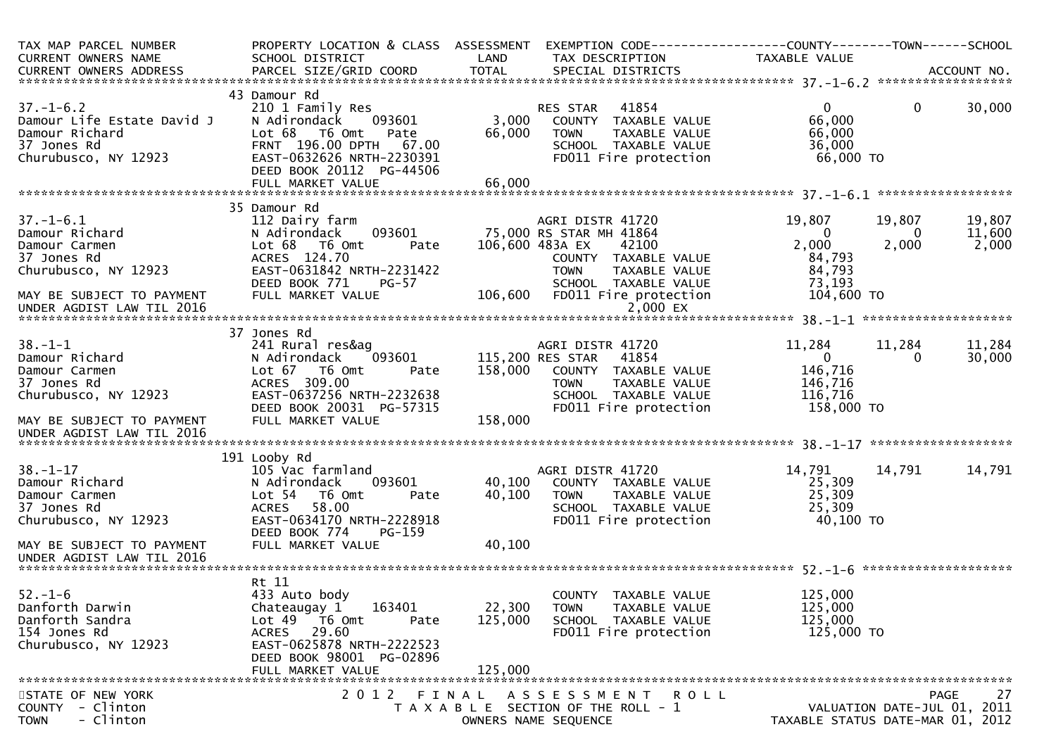```
TAX MAP PARCEL NUMBER          PROPERTY LOCATION & CLASS  ASSESSMENT  EXEMPTION CODE------------------COUNTY--------TOWN------SCHOOL
CURRENT OWNERS NAME            SCHOOL DISTRICT               LAND      TAX DESCRIPTION                TAXABLE VALUE
CURRENT OWNERS ADDRESS         PARCEL SIZE/GRID COORD       TOTAL      SPECIAL DISTRICTS                                       ACCOUNT NO.
******************************************************************************************************* 37.-1-6.2 ******************
                               43 Damour Rd
37.-1-6.2                      210 1 Family Res                       RES STAR    41854                   0             0      30,000
Damour Life Estate David J     N Adirondack    093601          3,000   COUNTY  TAXABLE VALUE           66,000
Damour Richard                 Lot 68  T6 Omt    Pate         66,000   TOWN    TAXABLE VALUE           66,000
37 Jones Rd                    FRNT 196.00 DPTH  67.00                 SCHOOL  TAXABLE VALUE           36,000
Churubusco, NY 12923           EAST-0632626 NRTH-2230391               FD011 Fire protection            66,000 TO
                               DEED BOOK 20112  PG-44506
                               FULL MARKET VALUE              66,000
******************************************************************************************************* 37.-1-6.1 ******************
                               35 Damour Rd
37.-1-6.1                      112 Dairy farm                         AGRI DISTR 41720                19,807      19,807      19,807
Damour Richard                 N Adirondack    093601        75,000 RS STAR MH 41864                      0           0      11,600
Damour Carmen                  Lot 68  T6 Omt    Pate       106,600 483A EX     42100                  2,000       2,000       2,000
37 Jones Rd                    ACRES 124.70                           COUNTY  TAXABLE VALUE           84,793
Churubusco, NY 12923           EAST-0631842 NRTH-2231422              TOWN    TAXABLE VALUE           84,793
                               DEED BOOK 771    PG-57                 SCHOOL  TAXABLE VALUE           73,193
MAY BE SUBJECT TO PAYMENT      FULL MARKET VALUE             106,600   FD011 Fire protection           104,600 TO
UNDER AGDIST LAW TIL 2016                                                    2,000 EX
******************************************************************************************************* 38.-1-1 ********************
                               37 Jones Rd
38.-1-1                        241 Rural res&ag                       AGRI DISTR 41720                11,284      11,284      11,284
Damour Richard                 N Adirondack    093601       115,200 RES STAR    41854                     0           0      30,000
Damour Carmen                  Lot 67  T6 Omt    Pate       158,000   COUNTY  TAXABLE VALUE          146,716
37 Jones Rd                    ACRES 309.00                           TOWN    TAXABLE VALUE          146,716
Churubusco, NY 12923           EAST-0637256 NRTH-2232638              SCHOOL  TAXABLE VALUE          116,716
                               DEED BOOK 20031  PG-57315              FD011 Fire protection           158,000 TO
MAY BE SUBJECT TO PAYMENT      FULL MARKET VALUE             158,000
UNDER AGDIST LAW TIL 2016
******************************************************************************************************* 38.-1-17 *******************
                               191 Looby Rd
38.-1-17                       105 Vac farmland                       AGRI DISTR 41720                14,791      14,791      14,791
Damour Richard                 N Adirondack    093601        40,100   COUNTY  TAXABLE VALUE           25,309
Damour Carmen                  Lot 54  T6 Omt    Pate        40,100   TOWN    TAXABLE VALUE           25,309
37 Jones Rd                    ACRES  58.00                           SCHOOL  TAXABLE VALUE           25,309
Churubusco, NY 12923           EAST-0634170 NRTH-2228918              FD011 Fire protection            40,100 TO
                               DEED BOOK 774    PG-159
MAY BE SUBJECT TO PAYMENT      FULL MARKET VALUE              40,100
UNDER AGDIST LAW TIL 2016
******************************************************************************************************* 52.-1-6 ********************
                               Rt 11
52.-1-6                        433 Auto body                          COUNTY  TAXABLE VALUE          125,000
Danforth Darwin                Chateaugay 1    163401        22,300   TOWN    TAXABLE VALUE          125,000
Danforth Sandra                Lot 49  T6 Omt    Pate       125,000   SCHOOL  TAXABLE VALUE          125,000
154 Jones Rd                   ACRES  29.60                           FD011 Fire protection           125,000 TO
Churubusco, NY 12923           EAST-0625878 NRTH-2222523
                               DEED BOOK 98001  PG-02896
                               FULL MARKET VALUE             125,000
************************************************************************************************************************************
STATE OF NEW YORK                    2 0 1 2   F I N A L   A S S E S S M E N T   R O L L
COUNTY  - Clinton                     T A X A B L E  SECTION OF THE ROLL - 1                  VALUATION DATE-JUL 01, 2011
TOWN    - Clinton                            OWNERS NAME SEQUENCE                          TAXABLE STATUS DATE-MAR 01, 2012
```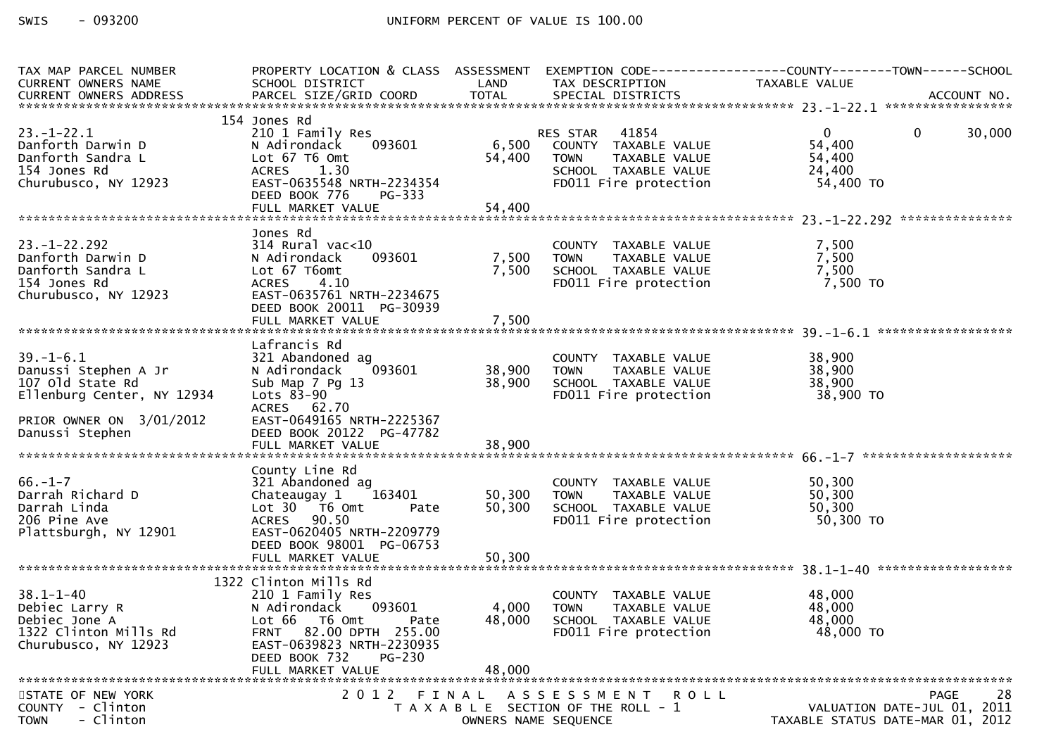SWIS - 093200 UNIFORM PERCENT OF VALUE IS 100.00

| TAX MAP PARCEL NUMBER / CURRENT OWNERS NAME / CURRENT OWNERS ADDRESS | PROPERTY LOCATION & CLASS / SCHOOL DISTRICT / PARCEL SIZE/GRID COORD | ASSESSMENT LAND | TOTAL | EXEMPTION CODE / TAX DESCRIPTION / SPECIAL DISTRICTS | COUNTY TAXABLE VALUE | TOWN | SCHOOL / ACCOUNT NO. |
|---|---|---|---|---|---|---|---|
| **23.-1-22.1** | 154 Jones Rd | | | | | | |
| 23.-1-22.1 | 210 1 Family Res | | | RES STAR 41854 | 0 | 0 | 30,000 |
| Danforth Darwin D | N Adirondack 093601 | 6,500 | | COUNTY TAXABLE VALUE | 54,400 | | |
| Danforth Sandra L | Lot 67 T6 Omt | | 54,400 | TOWN TAXABLE VALUE | 54,400 | | |
| 154 Jones Rd | ACRES 1.30 | | | SCHOOL TAXABLE VALUE | 24,400 | | |
| Churubusco, NY 12923 | EAST-0635548 NRTH-2234354 | | | FD011 Fire protection | 54,400 TO | | |
| | DEED BOOK 776 PG-333 | | | | | | |
| | FULL MARKET VALUE | | 54,400 | | | | |
| **23.-1-22.292** | Jones Rd | | | | | | |
| 23.-1-22.292 | 314 Rural vac<10 | | | COUNTY TAXABLE VALUE | 7,500 | | |
| Danforth Darwin D | N Adirondack 093601 | 7,500 | | TOWN TAXABLE VALUE | 7,500 | | |
| Danforth Sandra L | Lot 67 T6omt | | 7,500 | SCHOOL TAXABLE VALUE | 7,500 | | |
| 154 Jones Rd | ACRES 4.10 | | | FD011 Fire protection | 7,500 TO | | |
| Churubusco, NY 12923 | EAST-0635761 NRTH-2234675 | | | | | | |
| | DEED BOOK 20011 PG-30939 | | | | | | |
| | FULL MARKET VALUE | | 7,500 | | | | |
| **39.-1-6.1** | Lafrancis Rd | | | | | | |
| 39.-1-6.1 | 321 Abandoned ag | | | COUNTY TAXABLE VALUE | 38,900 | | |
| Danussi Stephen A Jr | N Adirondack 093601 | 38,900 | | TOWN TAXABLE VALUE | 38,900 | | |
| 107 Old State Rd | Sub Map 7 Pg 13 | | 38,900 | SCHOOL TAXABLE VALUE | 38,900 | | |
| Ellenburg Center, NY 12934 | Lots 83-90 | | | FD011 Fire protection | 38,900 TO | | |
| | ACRES 62.70 | | | | | | |
| PRIOR OWNER ON 3/01/2012 | EAST-0649165 NRTH-2225367 | | | | | | |
| Danussi Stephen | DEED BOOK 20122 PG-47782 | | | | | | |
| | FULL MARKET VALUE | | 38,900 | | | | |
| **66.-1-7** | County Line Rd | | | | | | |
| 66.-1-7 | 321 Abandoned ag | | | COUNTY TAXABLE VALUE | 50,300 | | |
| Darrah Richard D | Chateaugay 1 163401 | 50,300 | | TOWN TAXABLE VALUE | 50,300 | | |
| Darrah Linda | Lot 30 T6 Omt Pate | | 50,300 | SCHOOL TAXABLE VALUE | 50,300 | | |
| 206 Pine Ave | ACRES 90.50 | | | FD011 Fire protection | 50,300 TO | | |
| Plattsburgh, NY 12901 | EAST-0620405 NRTH-2209779 | | | | | | |
| | DEED BOOK 98001 PG-06753 | | | | | | |
| | FULL MARKET VALUE | | 50,300 | | | | |
| **38.1-1-40** | 1322 Clinton Mills Rd | | | | | | |
| 38.1-1-40 | 210 1 Family Res | | | COUNTY TAXABLE VALUE | 48,000 | | |
| Debiec Larry R | N Adirondack 093601 | 4,000 | | TOWN TAXABLE VALUE | 48,000 | | |
| Debiec Jone A | Lot 66 T6 Omt Pate | | 48,000 | SCHOOL TAXABLE VALUE | 48,000 | | |
| 1322 Clinton Mills Rd | FRNT 82.00 DPTH 255.00 | | | FD011 Fire protection | 48,000 TO | | |
| Churubusco, NY 12923 | EAST-0639823 NRTH-2230935 | | | | | | |
| | DEED BOOK 732 PG-230 | | | | | | |
| | FULL MARKET VALUE | | 48,000 | | | | |

STATE OF NEW YORK — 2012 FINAL ASSESSMENT ROLL — PAGE 28
COUNTY - Clinton — TAXABLE SECTION OF THE ROLL - 1 — VALUATION DATE-JUL 01, 2011
TOWN - Clinton — OWNERS NAME SEQUENCE — TAXABLE STATUS DATE-MAR 01, 2012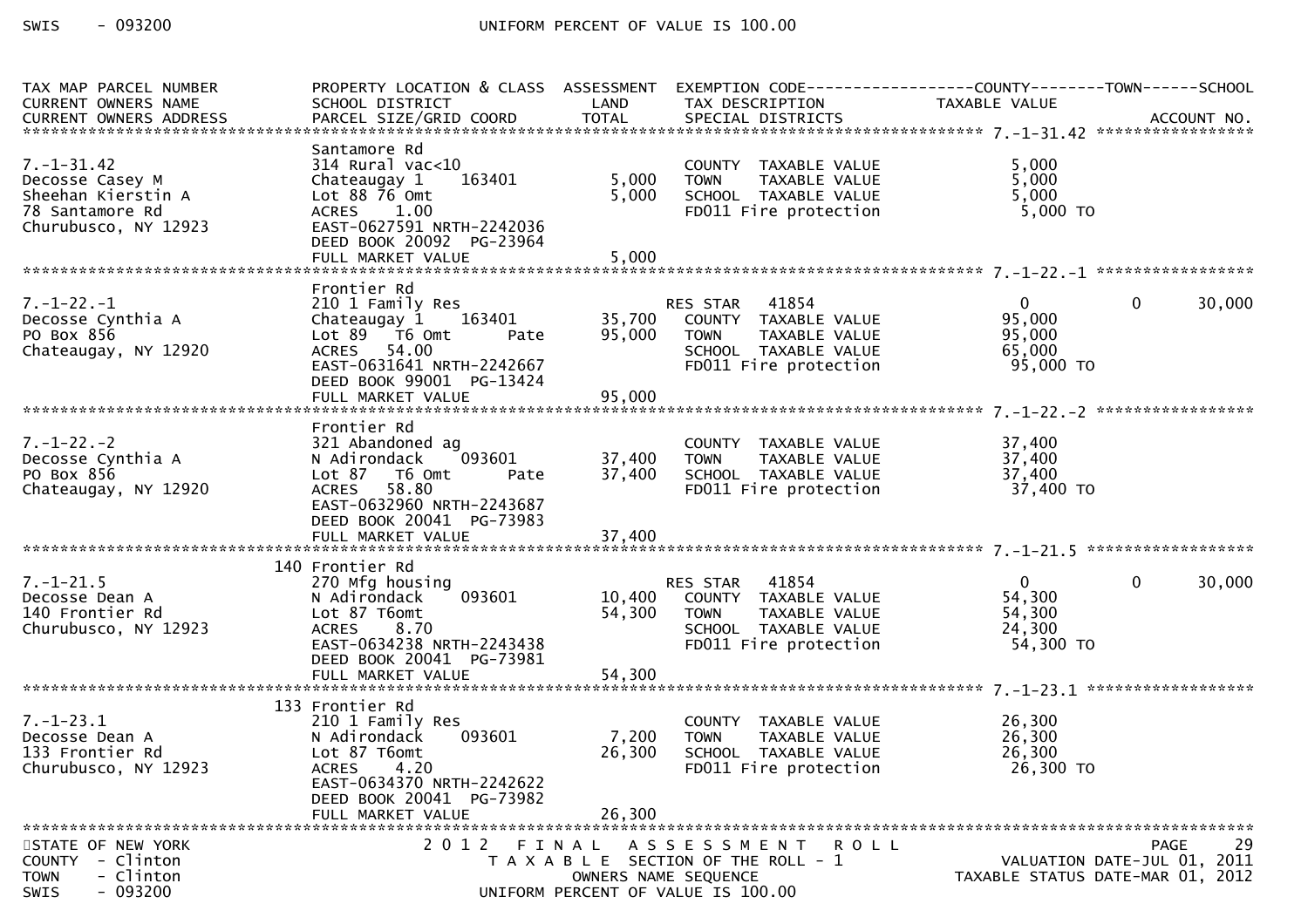| TAX MAP PARCEL NUMBER<br>CURRENT OWNERS NAME<br>CURRENT OWNERS ADDRESS | PROPERTY LOCATION & CLASS<br>SCHOOL DISTRICT<br>PARCEL SIZE/GRID COORD | ASSESSMENT<br>LAND<br>TOTAL | EXEMPTION CODE<br>TAX DESCRIPTION<br>SPECIAL DISTRICTS | COUNTY<br>TAXABLE VALUE | TOWN | SCHOOL<br>ACCOUNT NO. |
|---|---|---|---|---|---|---|
| **7.-1-31.42** | | | | | | |
| 7.-1-31.42 | Santamore Rd | | | | | |
| Decosse Casey M | 314 Rural vac<10 | | COUNTY TAXABLE VALUE | 5,000 | | |
| Sheehan Kierstin A | Chateaugay 1 163401 | 5,000 | TOWN TAXABLE VALUE | 5,000 | | |
| 78 Santamore Rd | Lot 88 76 Omt | 5,000 | SCHOOL TAXABLE VALUE | 5,000 | | |
| Churubusco, NY 12923 | ACRES 1.00 | | FD011 Fire protection | 5,000 TO | | |
| | EAST-0627591 NRTH-2242036 | | | | | |
| | DEED BOOK 20092 PG-23964 | | | | | |
| | FULL MARKET VALUE | 5,000 | | | | |
| **7.-1-22.-1** | | | | | | |
| 7.-1-22.-1 | Frontier Rd | | | | | |
| Decosse Cynthia A | 210 1 Family Res | | RES STAR 41854 | 0 | 0 | 30,000 |
| PO Box 856 | Chateaugay 1 163401 | 35,700 | COUNTY TAXABLE VALUE | 95,000 | | |
| Chateaugay, NY 12920 | Lot 89 T6 Omt Pate | 95,000 | TOWN TAXABLE VALUE | 95,000 | | |
| | ACRES 54.00 | | SCHOOL TAXABLE VALUE | 65,000 | | |
| | EAST-0631641 NRTH-2242667 | | FD011 Fire protection | 95,000 TO | | |
| | DEED BOOK 99001 PG-13424 | | | | | |
| | FULL MARKET VALUE | 95,000 | | | | |
| **7.-1-22.-2** | | | | | | |
| 7.-1-22.-2 | Frontier Rd | | | | | |
| Decosse Cynthia A | 321 Abandoned ag | | COUNTY TAXABLE VALUE | 37,400 | | |
| PO Box 856 | N Adirondack 093601 | 37,400 | TOWN TAXABLE VALUE | 37,400 | | |
| Chateaugay, NY 12920 | Lot 87 T6 Omt Pate | 37,400 | SCHOOL TAXABLE VALUE | 37,400 | | |
| | ACRES 58.80 | | FD011 Fire protection | 37,400 TO | | |
| | EAST-0632960 NRTH-2243687 | | | | | |
| | DEED BOOK 20041 PG-73983 | | | | | |
| | FULL MARKET VALUE | 37,400 | | | | |
| **7.-1-21.5** | | | | | | |
| 7.-1-21.5 | 140 Frontier Rd | | | | | |
| Decosse Dean A | 270 Mfg housing | | RES STAR 41854 | 0 | 0 | 30,000 |
| 140 Frontier Rd | N Adirondack 093601 | 10,400 | COUNTY TAXABLE VALUE | 54,300 | | |
| Churubusco, NY 12923 | Lot 87 T6omt | 54,300 | TOWN TAXABLE VALUE | 54,300 | | |
| | ACRES 8.70 | | SCHOOL TAXABLE VALUE | 24,300 | | |
| | EAST-0634238 NRTH-2243438 | | FD011 Fire protection | 54,300 TO | | |
| | DEED BOOK 20041 PG-73981 | | | | | |
| | FULL MARKET VALUE | 54,300 | | | | |
| **7.-1-23.1** | | | | | | |
| 7.-1-23.1 | 133 Frontier Rd | | | | | |
| Decosse Dean A | 210 1 Family Res | | COUNTY TAXABLE VALUE | 26,300 | | |
| 133 Frontier Rd | N Adirondack 093601 | 7,200 | TOWN TAXABLE VALUE | 26,300 | | |
| Churubusco, NY 12923 | Lot 87 T6omt | 26,300 | SCHOOL TAXABLE VALUE | 26,300 | | |
| | ACRES 4.20 | | FD011 Fire protection | 26,300 TO | | |
| | EAST-0634370 NRTH-2242622 | | | | | |
| | DEED BOOK 20041 PG-73982 | | | | | |
| | FULL MARKET VALUE | 26,300 | | | | |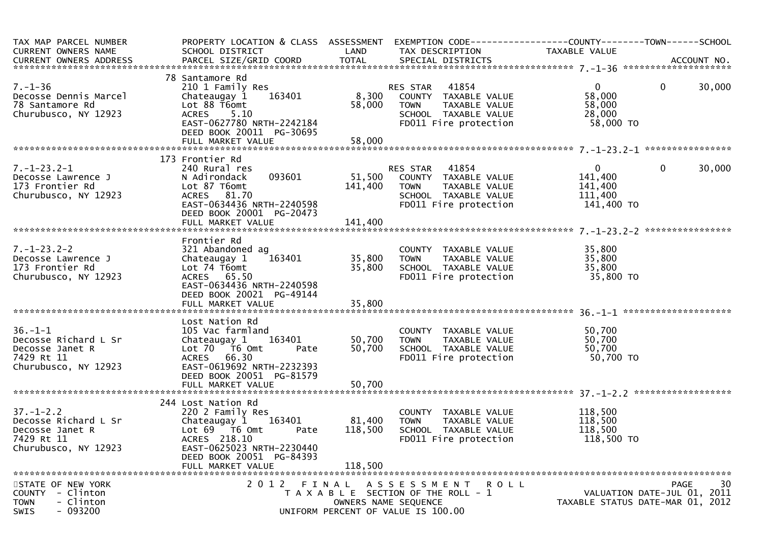| TAX MAP PARCEL NUMBER / CURRENT OWNERS NAME / CURRENT OWNERS ADDRESS | PROPERTY LOCATION & CLASS / SCHOOL DISTRICT / PARCEL SIZE/GRID COORD | ASSESSMENT LAND / TOTAL | EXEMPTION CODE / TAX DESCRIPTION / SPECIAL DISTRICTS | COUNTY TAXABLE VALUE | TOWN | SCHOOL / ACCOUNT NO. |
|---|---|---|---|---|---|---|
| 7.-1-36 | 78 Santamore Rd | | | | | |
| 7.-1-36 | 210 1 Family Res | | RES STAR 41854 | 0 | 0 | 30,000 |
| Decosse Dennis Marcel | Chateaugay 1 163401 | 8,300 | COUNTY TAXABLE VALUE | 58,000 | | |
| 78 Santamore Rd | Lot 88 T6omt | 58,000 | TOWN TAXABLE VALUE | 58,000 | | |
| Churubusco, NY 12923 | ACRES 5.10 | | SCHOOL TAXABLE VALUE | 28,000 | | |
| | EAST-0627780 NRTH-2242184 | | FD011 Fire protection | 58,000 TO | | |
| | DEED BOOK 20011 PG-30695 | | | | | |
| | FULL MARKET VALUE | 58,000 | | | | |
| 7.-1-23.2-1 | 173 Frontier Rd | | | | | |
| 7.-1-23.2-1 | 240 Rural res | | RES STAR 41854 | 0 | 0 | 30,000 |
| Decosse Lawrence J | N Adirondack 093601 | 51,500 | COUNTY TAXABLE VALUE | 141,400 | | |
| 173 Frontier Rd | Lot 87 T6omt | 141,400 | TOWN TAXABLE VALUE | 141,400 | | |
| Churubusco, NY 12923 | ACRES 81.70 | | SCHOOL TAXABLE VALUE | 111,400 | | |
| | EAST-0634436 NRTH-2240598 | | FD011 Fire protection | 141,400 TO | | |
| | DEED BOOK 20001 PG-20473 | | | | | |
| | FULL MARKET VALUE | 141,400 | | | | |
| 7.-1-23.2-2 | Frontier Rd | | | | | |
| 7.-1-23.2-2 | 321 Abandoned ag | | COUNTY TAXABLE VALUE | 35,800 | | |
| Decosse Lawrence J | Chateaugay 1 163401 | 35,800 | TOWN TAXABLE VALUE | 35,800 | | |
| 173 Frontier Rd | Lot 74 T6omt | 35,800 | SCHOOL TAXABLE VALUE | 35,800 | | |
| Churubusco, NY 12923 | ACRES 65.50 | | FD011 Fire protection | 35,800 TO | | |
| | EAST-0634436 NRTH-2240598 | | | | | |
| | DEED BOOK 20021 PG-49144 | | | | | |
| | FULL MARKET VALUE | 35,800 | | | | |
| 36.-1-1 | Lost Nation Rd | | | | | |
| 36.-1-1 | 105 Vac farmland | | COUNTY TAXABLE VALUE | 50,700 | | |
| Decosse Richard L Sr | Chateaugay 1 163401 | 50,700 | TOWN TAXABLE VALUE | 50,700 | | |
| Decosse Janet R | Lot 70 T6 Omt Pate | 50,700 | SCHOOL TAXABLE VALUE | 50,700 | | |
| 7429 Rt 11 | ACRES 66.30 | | FD011 Fire protection | 50,700 TO | | |
| Churubusco, NY 12923 | EAST-0619692 NRTH-2232393 | | | | | |
| | DEED BOOK 20051 PG-81579 | | | | | |
| | FULL MARKET VALUE | 50,700 | | | | |
| 37.-1-2.2 | 244 Lost Nation Rd | | | | | |
| 37.-1-2.2 | 220 2 Family Res | | COUNTY TAXABLE VALUE | 118,500 | | |
| Decosse Richard L Sr | Chateaugay 1 163401 | 81,400 | TOWN TAXABLE VALUE | 118,500 | | |
| Decosse Janet R | Lot 69 T6 Omt Pate | 118,500 | SCHOOL TAXABLE VALUE | 118,500 | | |
| 7429 Rt 11 | ACRES 218.10 | | FD011 Fire protection | 118,500 TO | | |
| Churubusco, NY 12923 | EAST-0625023 NRTH-2230440 | | | | | |
| | DEED BOOK 20051 PG-84393 | | | | | |
| | FULL MARKET VALUE | 118,500 | | | | |

STATE OF NEW YORK
COUNTY - Clinton
TOWN - Clinton
SWIS - 093200

2012 FINAL ASSESSMENT ROLL
TAXABLE SECTION OF THE ROLL - 1
OWNERS NAME SEQUENCE
UNIFORM PERCENT OF VALUE IS 100.00

VALUATION DATE-JUL 01, 2011
TAXABLE STATUS DATE-MAR 01, 2012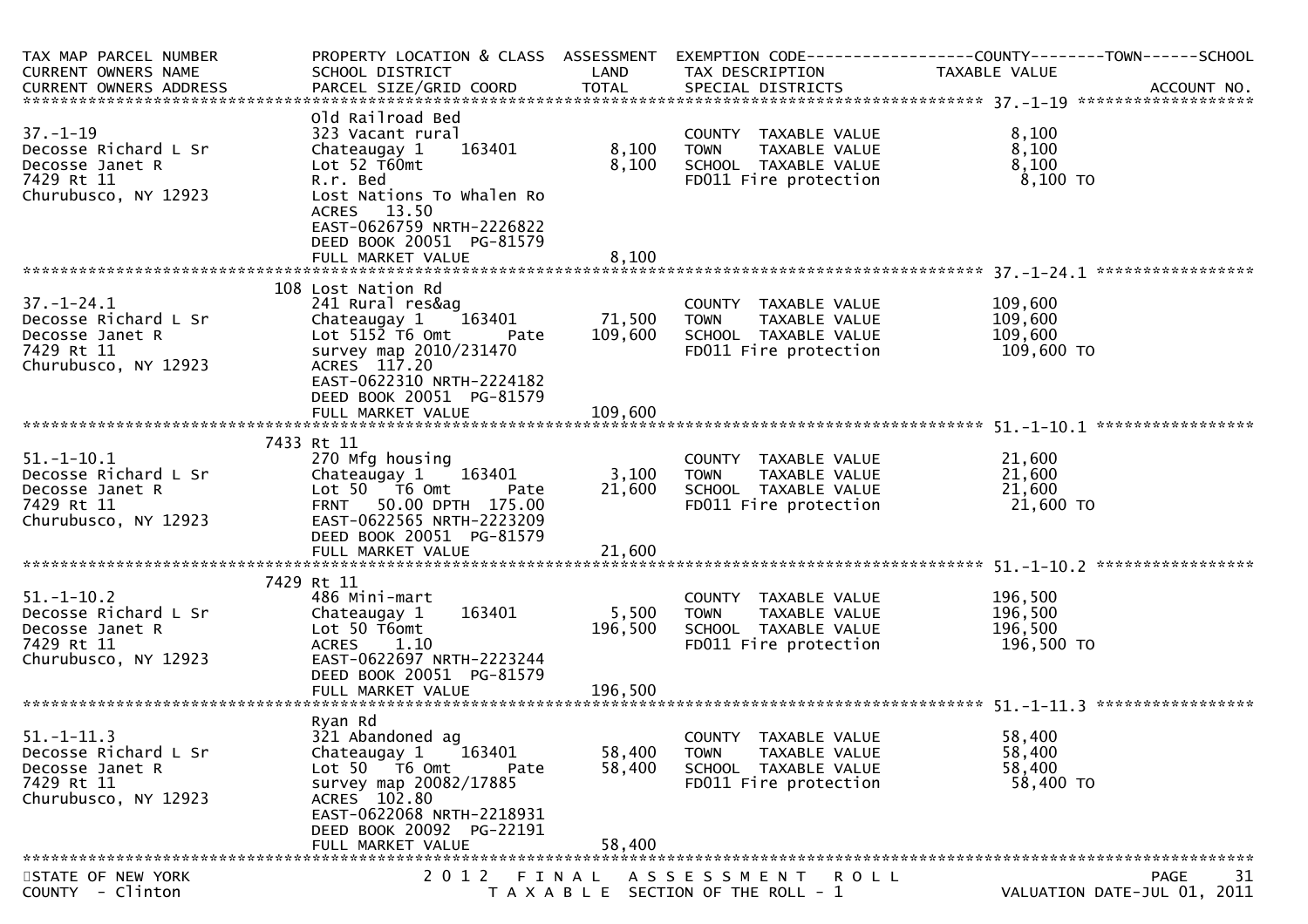| TAX MAP PARCEL NUMBER<br>CURRENT OWNERS NAME<br>CURRENT OWNERS ADDRESS | PROPERTY LOCATION & CLASS<br>SCHOOL DISTRICT<br>PARCEL SIZE/GRID COORD | ASSESSMENT<br>LAND<br>TOTAL | EXEMPTION CODE-----------------COUNTY--------TOWN------SCHOOL<br>TAX DESCRIPTION<br>SPECIAL DISTRICTS | TAXABLE VALUE | ACCOUNT NO. |
|---|---|---|---|---|---|
| **37.-1-19** | Old Railroad Bed | | | | |
| 37.-1-19 | 323 Vacant rural | | COUNTY TAXABLE VALUE | 8,100 | |
| Decosse Richard L Sr | Chateaugay 1 163401 | 8,100 | TOWN TAXABLE VALUE | 8,100 | |
| Decosse Janet R | Lot 52 T60mt | 8,100 | SCHOOL TAXABLE VALUE | 8,100 | |
| 7429 Rt 11 | R.r. Bed | | FD011 Fire protection | 8,100 TO | |
| Churubusco, NY 12923 | Lost Nations To Whalen Ro | | | | |
| | ACRES 13.50 | | | | |
| | EAST-0626759 NRTH-2226822 | | | | |
| | DEED BOOK 20051 PG-81579 | | | | |
| | FULL MARKET VALUE | 8,100 | | | |
| **37.-1-24.1** | 108 Lost Nation Rd | | | | |
| 37.-1-24.1 | 241 Rural res&ag | | COUNTY TAXABLE VALUE | 109,600 | |
| Decosse Richard L Sr | Chateaugay 1 163401 | 71,500 | TOWN TAXABLE VALUE | 109,600 | |
| Decosse Janet R | Lot 5152 T6 Omt Pate | 109,600 | SCHOOL TAXABLE VALUE | 109,600 | |
| 7429 Rt 11 | survey map 2010/231470 | | FD011 Fire protection | 109,600 TO | |
| Churubusco, NY 12923 | ACRES 117.20 | | | | |
| | EAST-0622310 NRTH-2224182 | | | | |
| | DEED BOOK 20051 PG-81579 | | | | |
| | FULL MARKET VALUE | 109,600 | | | |
| **51.-1-10.1** | 7433 Rt 11 | | | | |
| 51.-1-10.1 | 270 Mfg housing | | COUNTY TAXABLE VALUE | 21,600 | |
| Decosse Richard L Sr | Chateaugay 1 163401 | 3,100 | TOWN TAXABLE VALUE | 21,600 | |
| Decosse Janet R | Lot 50 T6 Omt Pate | 21,600 | SCHOOL TAXABLE VALUE | 21,600 | |
| 7429 Rt 11 | FRNT 50.00 DPTH 175.00 | | FD011 Fire protection | 21,600 TO | |
| Churubusco, NY 12923 | EAST-0622565 NRTH-2223209 | | | | |
| | DEED BOOK 20051 PG-81579 | | | | |
| | FULL MARKET VALUE | 21,600 | | | |
| **51.-1-10.2** | 7429 Rt 11 | | | | |
| 51.-1-10.2 | 486 Mini-mart | | COUNTY TAXABLE VALUE | 196,500 | |
| Decosse Richard L Sr | Chateaugay 1 163401 | 5,500 | TOWN TAXABLE VALUE | 196,500 | |
| Decosse Janet R | Lot 50 T6omt | 196,500 | SCHOOL TAXABLE VALUE | 196,500 | |
| 7429 Rt 11 | ACRES 1.10 | | FD011 Fire protection | 196,500 TO | |
| Churubusco, NY 12923 | EAST-0622697 NRTH-2223244 | | | | |
| | DEED BOOK 20051 PG-81579 | | | | |
| | FULL MARKET VALUE | 196,500 | | | |
| **51.-1-11.3** | Ryan Rd | | | | |
| 51.-1-11.3 | 321 Abandoned ag | | COUNTY TAXABLE VALUE | 58,400 | |
| Decosse Richard L Sr | Chateaugay 1 163401 | 58,400 | TOWN TAXABLE VALUE | 58,400 | |
| Decosse Janet R | Lot 50 T6 Omt Pate | 58,400 | SCHOOL TAXABLE VALUE | 58,400 | |
| 7429 Rt 11 | survey map 20082/17885 | | FD011 Fire protection | 58,400 TO | |
| Churubusco, NY 12923 | ACRES 102.80 | | | | |
| | EAST-0622068 NRTH-2218931 | | | | |
| | DEED BOOK 20092 PG-22191 | | | | |
| | FULL MARKET VALUE | 58,400 | | | |

STATE OF NEW YORK
COUNTY - Clinton

2012 FINAL ASSESSMENT ROLL
TAXABLE SECTION OF THE ROLL - 1

VALUATION DATE-JUL 01, 2011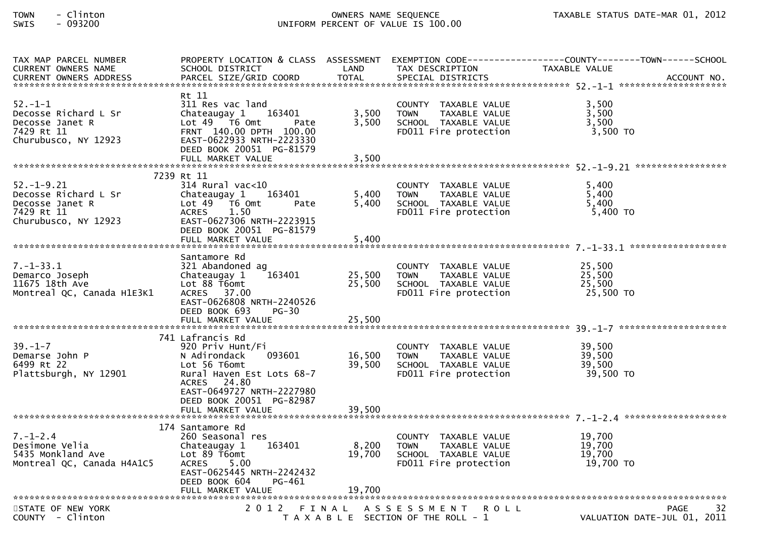| TAX MAP PARCEL NUMBER<br>CURRENT OWNERS NAME<br>CURRENT OWNERS ADDRESS | PROPERTY LOCATION & CLASS<br>SCHOOL DISTRICT<br>PARCEL SIZE/GRID COORD | ASSESSMENT<br>LAND<br>TOTAL | EXEMPTION CODE------COUNTY------TOWN------SCHOOL<br>TAX DESCRIPTION<br>SPECIAL DISTRICTS | TAXABLE VALUE | ACCOUNT NO. |
|---|---|---|---|---|---|
| **52.-1-1** | | | | | |
| 52.-1-1<br>Decosse Richard L Sr<br>Decosse Janet R<br>7429 Rt 11<br>Churubusco, NY 12923 | Rt 11<br>311 Res vac land<br>Chateaugay 1 163401<br>Lot 49 T6 Omt Pate<br>FRNT 140.00 DPTH 100.00<br>EAST-0622933 NRTH-2223330<br>DEED BOOK 20051 PG-81579<br>FULL MARKET VALUE | 3,500<br>3,500<br><br><br><br><br>3,500 | COUNTY TAXABLE VALUE<br>TOWN TAXABLE VALUE<br>SCHOOL TAXABLE VALUE<br>FD011 Fire protection | 3,500<br>3,500<br>3,500<br>3,500 TO | |
| **52.-1-9.21** | | | | | |
| 52.-1-9.21<br>Decosse Richard L Sr<br>Decosse Janet R<br>7429 Rt 11<br>Churubusco, NY 12923 | 7239 Rt 11<br>314 Rural vac<10<br>Chateaugay 1 163401<br>Lot 49 T6 Omt Pate<br>ACRES 1.50<br>EAST-0627306 NRTH-2223915<br>DEED BOOK 20051 PG-81579<br>FULL MARKET VALUE | 5,400<br>5,400<br><br><br><br><br>5,400 | COUNTY TAXABLE VALUE<br>TOWN TAXABLE VALUE<br>SCHOOL TAXABLE VALUE<br>FD011 Fire protection | 5,400<br>5,400<br>5,400<br>5,400 TO | |
| **7.-1-33.1** | | | | | |
| 7.-1-33.1<br>Demarco Joseph<br>11675 18th Ave<br>Montreal QC, Canada H1E3K1 | Santamore Rd<br>321 Abandoned ag<br>Chateaugay 1 163401<br>Lot 88 T6omt<br>ACRES 37.00<br>EAST-0626808 NRTH-2240526<br>DEED BOOK 693 PG-30<br>FULL MARKET VALUE | 25,500<br>25,500<br><br><br><br><br>25,500 | COUNTY TAXABLE VALUE<br>TOWN TAXABLE VALUE<br>SCHOOL TAXABLE VALUE<br>FD011 Fire protection | 25,500<br>25,500<br>25,500<br>25,500 TO | |
| **39.-1-7** | | | | | |
| 39.-1-7<br>Demarse John P<br>6499 Rt 22<br>Plattsburgh, NY 12901 | 741 Lafrancis Rd<br>920 Priv Hunt/Fi<br>N Adirondack 093601<br>Lot 56 T6omt<br>Rural Haven Est Lots 68-7<br>ACRES 24.80<br>EAST-0649727 NRTH-2227980<br>DEED BOOK 20051 PG-82987<br>FULL MARKET VALUE | 16,500<br>39,500<br><br><br><br><br>39,500 | COUNTY TAXABLE VALUE<br>TOWN TAXABLE VALUE<br>SCHOOL TAXABLE VALUE<br>FD011 Fire protection | 39,500<br>39,500<br>39,500<br>39,500 TO | |
| **7.-1-2.4** | | | | | |
| 7.-1-2.4<br>Desimone Velia<br>5435 Monkland Ave<br>Montreal QC, Canada H4A1C5 | 174 Santamore Rd<br>260 Seasonal res<br>Chateaugay 1 163401<br>Lot 89 T6omt<br>ACRES 5.00<br>EAST-0625445 NRTH-2242432<br>DEED BOOK 604 PG-461<br>FULL MARKET VALUE | 8,200<br>19,700<br><br><br><br><br>19,700 | COUNTY TAXABLE VALUE<br>TOWN TAXABLE VALUE<br>SCHOOL TAXABLE VALUE<br>FD011 Fire protection | 19,700<br>19,700<br>19,700<br>19,700 TO | |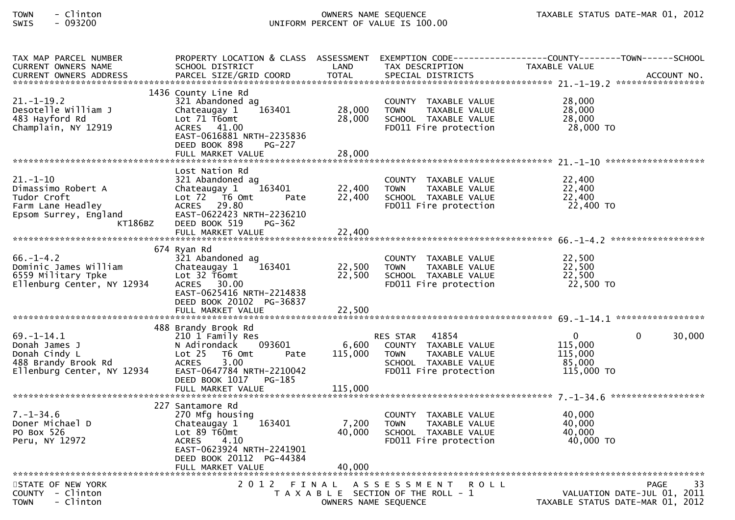| TAX MAP PARCEL NUMBER / CURRENT OWNERS NAME / CURRENT OWNERS ADDRESS | PROPERTY LOCATION & CLASS / SCHOOL DISTRICT / PARCEL SIZE/GRID COORD | ASSESSMENT LAND | ASSESSMENT TOTAL | EXEMPTION CODE / TAX DESCRIPTION / SPECIAL DISTRICTS | COUNTY TAXABLE VALUE | TOWN | SCHOOL | ACCOUNT NO. |
|---|---|---|---|---|---|---|---|---|
| **21.-1-19.2** | 1436 County Line Rd | | | | | | | |
| 21.-1-19.2 | 321 Abandoned ag | | | COUNTY TAXABLE VALUE | 28,000 | | | |
| Desotelle William J | Chateaugay 1 163401 | 28,000 | | TOWN TAXABLE VALUE | 28,000 | | | |
| 483 Hayford Rd | Lot 71 T6omt | | 28,000 | SCHOOL TAXABLE VALUE | 28,000 | | | |
| Champlain, NY 12919 | ACRES 41.00 | | | FD011 Fire protection | 28,000 TO | | | |
| | EAST-0616881 NRTH-2235836 | | | | | | | |
| | DEED BOOK 898 PG-227 | | | | | | | |
| | FULL MARKET VALUE | | 28,000 | | | | | |
| **21.-1-10** | Lost Nation Rd | | | | | | | |
| 21.-1-10 | 321 Abandoned ag | | | COUNTY TAXABLE VALUE | 22,400 | | | |
| Dimassimo Robert A | Chateaugay 1 163401 | 22,400 | | TOWN TAXABLE VALUE | 22,400 | | | |
| Tudor Croft | Lot 72 T6 Omt Pate | | 22,400 | SCHOOL TAXABLE VALUE | 22,400 | | | |
| Farm Lane Headley | ACRES 29.80 | | | FD011 Fire protection | 22,400 TO | | | |
| Epsom Surrey, England | EAST-0622423 NRTH-2236210 | | | | | | | |
| KT186BZ | DEED BOOK 519 PG-362 | | | | | | | |
| | FULL MARKET VALUE | | 22,400 | | | | | |
| **66.-1-4.2** | 674 Ryan Rd | | | | | | | |
| 66.-1-4.2 | 321 Abandoned ag | | | COUNTY TAXABLE VALUE | 22,500 | | | |
| Dominic James William | Chateaugay 1 163401 | 22,500 | | TOWN TAXABLE VALUE | 22,500 | | | |
| 6559 Military Tpke | Lot 32 T6omt | | 22,500 | SCHOOL TAXABLE VALUE | 22,500 | | | |
| Ellenburg Center, NY 12934 | ACRES 30.00 | | | FD011 Fire protection | 22,500 TO | | | |
| | EAST-0625416 NRTH-2214838 | | | | | | | |
| | DEED BOOK 20102 PG-36837 | | | | | | | |
| | FULL MARKET VALUE | | 22,500 | | | | | |
| **69.-1-14.1** | 488 Brandy Brook Rd | | | | | | | |
| 69.-1-14.1 | 210 1 Family Res | | | RES STAR 41854 | 0 | 0 | 30,000 | |
| Donah James J | N Adirondack 093601 | 6,600 | | COUNTY TAXABLE VALUE | 115,000 | | | |
| Donah Cindy L | Lot 25 T6 Omt Pate | | 115,000 | TOWN TAXABLE VALUE | 115,000 | | | |
| 488 Brandy Brook Rd | ACRES 3.00 | | | SCHOOL TAXABLE VALUE | 85,000 | | | |
| Ellenburg Center, NY 12934 | EAST-0647784 NRTH-2210042 | | | FD011 Fire protection | 115,000 TO | | | |
| | DEED BOOK 1017 PG-185 | | | | | | | |
| | FULL MARKET VALUE | | 115,000 | | | | | |
| **7.-1-34.6** | 227 Santamore Rd | | | | | | | |
| 7.-1-34.6 | 270 Mfg housing | | | COUNTY TAXABLE VALUE | 40,000 | | | |
| Doner Michael D | Chateaugay 1 163401 | 7,200 | | TOWN TAXABLE VALUE | 40,000 | | | |
| PO Box 526 | Lot 89 T60mt | | 40,000 | SCHOOL TAXABLE VALUE | 40,000 | | | |
| Peru, NY 12972 | ACRES 4.10 | | | FD011 Fire protection | 40,000 TO | | | |
| | EAST-0623924 NRTH-2241901 | | | | | | | |
| | DEED BOOK 20112 PG-44384 | | | | | | | |
| | FULL MARKET VALUE | | 40,000 | | | | | |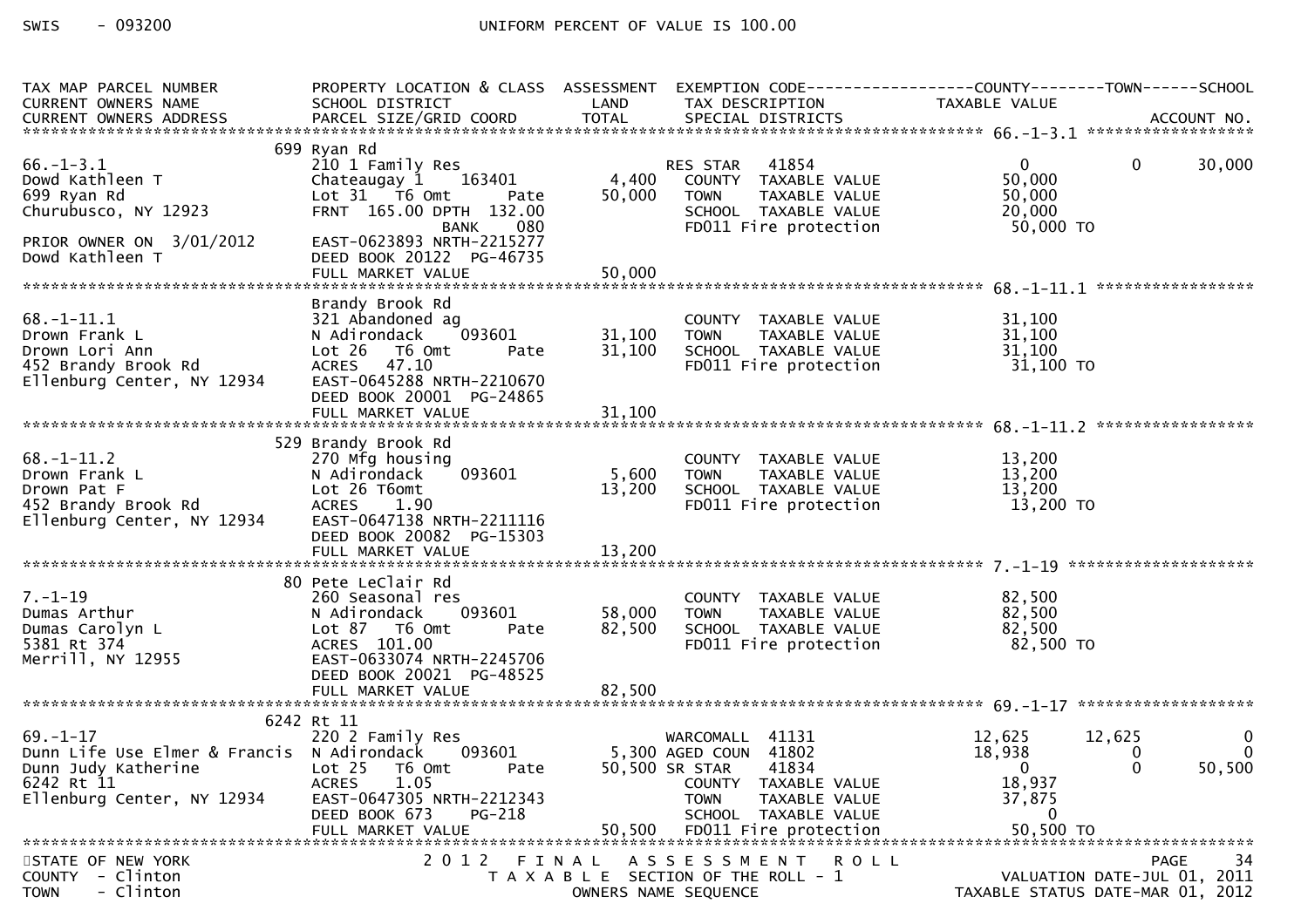SWIS - 093200 UNIFORM PERCENT OF VALUE IS 100.00

| TAX MAP PARCEL NUMBER / CURRENT OWNERS NAME / CURRENT OWNERS ADDRESS | PROPERTY LOCATION & CLASS / SCHOOL DISTRICT / PARCEL SIZE/GRID COORD | ASSESSMENT LAND | TOTAL | EXEMPTION CODE / TAX DESCRIPTION / SPECIAL DISTRICTS | COUNTY TAXABLE VALUE | TOWN | SCHOOL / ACCOUNT NO. |
|---|---|---|---|---|---|---|---|
| **66.-1-3.1** | 699 Ryan Rd | | | | | | |
| 66.-1-3.1 | 210 1 Family Res | | | RES STAR 41854 | 0 | 0 | 30,000 |
| Dowd Kathleen T | Chateaugay 1 163401 | 4,400 | | COUNTY TAXABLE VALUE | 50,000 | | |
| 699 Ryan Rd | Lot 31 T6 Omt Pate | | 50,000 | TOWN TAXABLE VALUE | 50,000 | | |
| Churubusco, NY 12923 | FRNT 165.00 DPTH 132.00 | | | SCHOOL TAXABLE VALUE | 20,000 | | |
| | BANK 080 | | | FD011 Fire protection | 50,000 TO | | |
| PRIOR OWNER ON 3/01/2012 | EAST-0623893 NRTH-2215277 | | | | | | |
| Dowd Kathleen T | DEED BOOK 20122 PG-46735 | | | | | | |
| | FULL MARKET VALUE | | 50,000 | | | | |
| **68.-1-11.1** | Brandy Brook Rd | | | | | | |
| 68.-1-11.1 | 321 Abandoned ag | | | COUNTY TAXABLE VALUE | 31,100 | | |
| Drown Frank L | N Adirondack 093601 | 31,100 | | TOWN TAXABLE VALUE | 31,100 | | |
| Drown Lori Ann | Lot 26 T6 Omt Pate | | 31,100 | SCHOOL TAXABLE VALUE | 31,100 | | |
| 452 Brandy Brook Rd | ACRES 47.10 | | | FD011 Fire protection | 31,100 TO | | |
| Ellenburg Center, NY 12934 | EAST-0645288 NRTH-2210670 | | | | | | |
| | DEED BOOK 20001 PG-24865 | | | | | | |
| | FULL MARKET VALUE | | 31,100 | | | | |
| **68.-1-11.2** | 529 Brandy Brook Rd | | | | | | |
| 68.-1-11.2 | 270 Mfg housing | | | COUNTY TAXABLE VALUE | 13,200 | | |
| Drown Frank L | N Adirondack 093601 | 5,600 | | TOWN TAXABLE VALUE | 13,200 | | |
| Drown Pat F | Lot 26 T6omt | | 13,200 | SCHOOL TAXABLE VALUE | 13,200 | | |
| 452 Brandy Brook Rd | ACRES 1.90 | | | FD011 Fire protection | 13,200 TO | | |
| Ellenburg Center, NY 12934 | EAST-0647138 NRTH-2211116 | | | | | | |
| | DEED BOOK 20082 PG-15303 | | | | | | |
| | FULL MARKET VALUE | | 13,200 | | | | |
| **7.-1-19** | 80 Pete LeClair Rd | | | | | | |
| 7.-1-19 | 260 Seasonal res | | | COUNTY TAXABLE VALUE | 82,500 | | |
| Dumas Arthur | N Adirondack 093601 | 58,000 | | TOWN TAXABLE VALUE | 82,500 | | |
| Dumas Carolyn L | Lot 87 T6 Omt Pate | | 82,500 | SCHOOL TAXABLE VALUE | 82,500 | | |
| 5381 Rt 374 | ACRES 101.00 | | | FD011 Fire protection | 82,500 TO | | |
| Merrill, NY 12955 | EAST-0633074 NRTH-2245706 | | | | | | |
| | DEED BOOK 20021 PG-48525 | | | | | | |
| | FULL MARKET VALUE | | 82,500 | | | | |
| **69.-1-17** | 6242 Rt 11 | | | | | | |
| 69.-1-17 | 220 2 Family Res | | | WARCOMALL 41131 | 12,625 | 12,625 | 0 |
| Dunn Life Use Elmer & Francis | N Adirondack 093601 | 5,300 | | AGED COUN 41802 | 18,938 | 0 | 0 |
| Dunn Judy Katherine | Lot 25 T6 Omt Pate | | 50,500 | SR STAR 41834 | 0 | 0 | 50,500 |
| 6242 Rt 11 | ACRES 1.05 | | | COUNTY TAXABLE VALUE | 18,937 | | |
| Ellenburg Center, NY 12934 | EAST-0647305 NRTH-2212343 | | | TOWN TAXABLE VALUE | 37,875 | | |
| | DEED BOOK 673 PG-218 | | | SCHOOL TAXABLE VALUE | 0 | | |
| | FULL MARKET VALUE | | 50,500 | FD011 Fire protection | 50,500 TO | | |

STATE OF NEW YORK — 2012 FINAL ASSESSMENT ROLL — PAGE 34
COUNTY - Clinton — TAXABLE SECTION OF THE ROLL - 1 — VALUATION DATE-JUL 01, 2011
TOWN - Clinton — OWNERS NAME SEQUENCE — TAXABLE STATUS DATE-MAR 01, 2012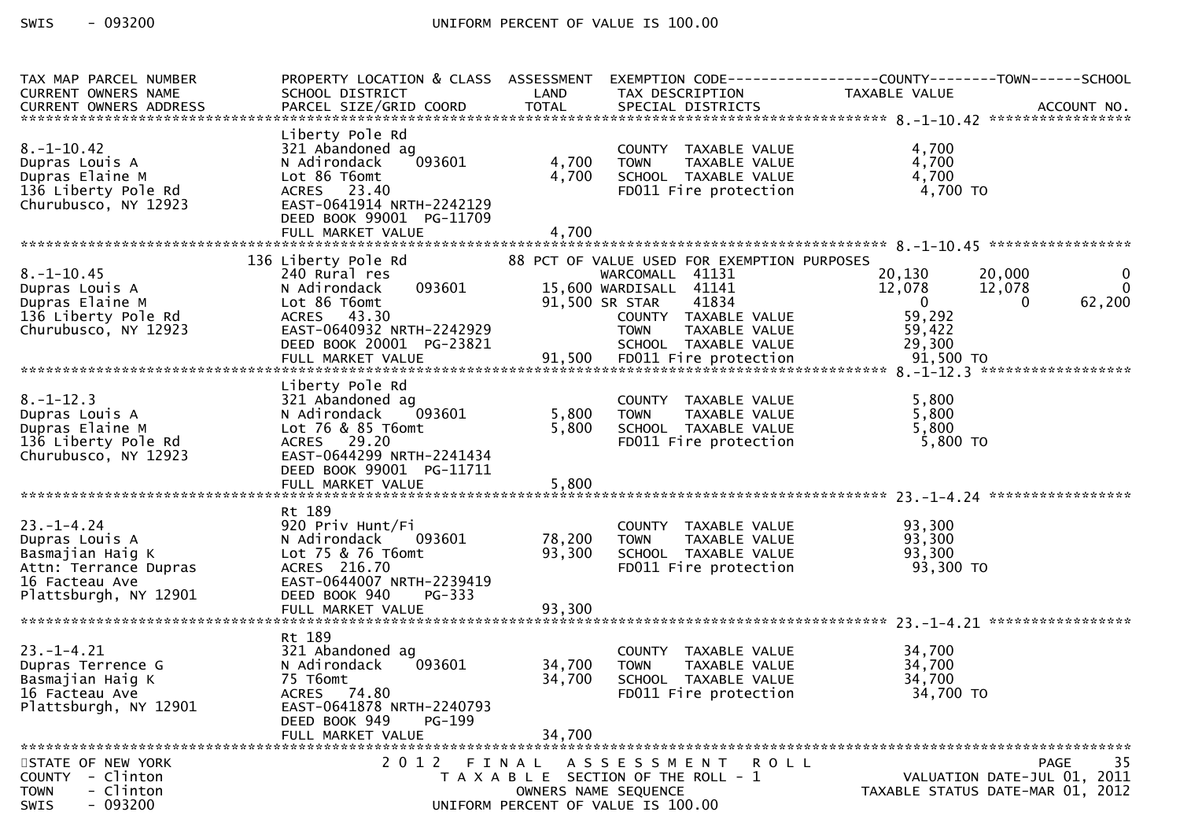| TAX MAP PARCEL NUMBER<br>CURRENT OWNERS NAME<br>CURRENT OWNERS ADDRESS | PROPERTY LOCATION & CLASS<br>SCHOOL DISTRICT<br>PARCEL SIZE/GRID COORD | ASSESSMENT<br>LAND<br>TOTAL | EXEMPTION CODE<br>TAX DESCRIPTION<br>SPECIAL DISTRICTS | COUNTY<br>TAXABLE VALUE | TOWN | SCHOOL<br>ACCOUNT NO. |
|---|---|---|---|---|---|---|
| **8.-1-10.42** | | | | | | |
| | Liberty Pole Rd | | | | | |
| 8.-1-10.42 | 321 Abandoned ag | | COUNTY TAXABLE VALUE | 4,700 | | |
| Dupras Louis A | N Adirondack 093601 | 4,700 | TOWN TAXABLE VALUE | 4,700 | | |
| Dupras Elaine M | Lot 86 T6omt | 4,700 | SCHOOL TAXABLE VALUE | 4,700 | | |
| 136 Liberty Pole Rd | ACRES 23.40 | | FD011 Fire protection | 4,700 TO | | |
| Churubusco, NY 12923 | EAST-0641914 NRTH-2242129 | | | | | |
| | DEED BOOK 99001 PG-11709 | | | | | |
| | FULL MARKET VALUE | 4,700 | | | | |
| **8.-1-10.45** | | | | | | |
| | 136 Liberty Pole Rd | | 88 PCT OF VALUE USED FOR EXEMPTION PURPOSES | | | |
| 8.-1-10.45 | 240 Rural res | | WARCOMALL 41131 | 20,130 | 20,000 | 0 |
| Dupras Louis A | N Adirondack 093601 | 15,600 | WARDISALL 41141 | 12,078 | 12,078 | 0 |
| Dupras Elaine M | Lot 86 T6omt | 91,500 | SR STAR 41834 | 0 | 0 | 62,200 |
| 136 Liberty Pole Rd | ACRES 43.30 | | COUNTY TAXABLE VALUE | 59,292 | | |
| Churubusco, NY 12923 | EAST-0640932 NRTH-2242929 | | TOWN TAXABLE VALUE | 59,422 | | |
| | DEED BOOK 20001 PG-23821 | | SCHOOL TAXABLE VALUE | 29,300 | | |
| | FULL MARKET VALUE | 91,500 | FD011 Fire protection | 91,500 TO | | |
| **8.-1-12.3** | | | | | | |
| | Liberty Pole Rd | | | | | |
| 8.-1-12.3 | 321 Abandoned ag | | COUNTY TAXABLE VALUE | 5,800 | | |
| Dupras Louis A | N Adirondack 093601 | 5,800 | TOWN TAXABLE VALUE | 5,800 | | |
| Dupras Elaine M | Lot 76 & 85 T6omt | 5,800 | SCHOOL TAXABLE VALUE | 5,800 | | |
| 136 Liberty Pole Rd | ACRES 29.20 | | FD011 Fire protection | 5,800 TO | | |
| Churubusco, NY 12923 | EAST-0644299 NRTH-2241434 | | | | | |
| | DEED BOOK 99001 PG-11711 | | | | | |
| | FULL MARKET VALUE | 5,800 | | | | |
| **23.-1-4.24** | | | | | | |
| | Rt 189 | | | | | |
| 23.-1-4.24 | 920 Priv Hunt/Fi | | COUNTY TAXABLE VALUE | 93,300 | | |
| Dupras Louis A | N Adirondack 093601 | 78,200 | TOWN TAXABLE VALUE | 93,300 | | |
| Basmajian Haig K | Lot 75 & 76 T6omt | 93,300 | SCHOOL TAXABLE VALUE | 93,300 | | |
| Attn: Terrance Dupras | ACRES 216.70 | | FD011 Fire protection | 93,300 TO | | |
| 16 Facteau Ave | EAST-0644007 NRTH-2239419 | | | | | |
| Plattsburgh, NY 12901 | DEED BOOK 940 PG-333 | | | | | |
| | FULL MARKET VALUE | 93,300 | | | | |
| **23.-1-4.21** | | | | | | |
| | Rt 189 | | | | | |
| 23.-1-4.21 | 321 Abandoned ag | | COUNTY TAXABLE VALUE | 34,700 | | |
| Dupras Terrence G | N Adirondack 093601 | 34,700 | TOWN TAXABLE VALUE | 34,700 | | |
| Basmajian Haig K | 75 T6omt | 34,700 | SCHOOL TAXABLE VALUE | 34,700 | | |
| 16 Facteau Ave | ACRES 74.80 | | FD011 Fire protection | 34,700 TO | | |
| Plattsburgh, NY 12901 | EAST-0641878 NRTH-2240793 | | | | | |
| | DEED BOOK 949 PG-199 | | | | | |
| | FULL MARKET VALUE | 34,700 | | | | |

STATE OF NEW YORK — 2012 FINAL ASSESSMENT ROLL
COUNTY - Clinton — TAXABLE SECTION OF THE ROLL - 1 — VALUATION DATE-JUL 01, 2011
TOWN - Clinton — OWNERS NAME SEQUENCE — TAXABLE STATUS DATE-MAR 01, 2012
SWIS - 093200 — UNIFORM PERCENT OF VALUE IS 100.00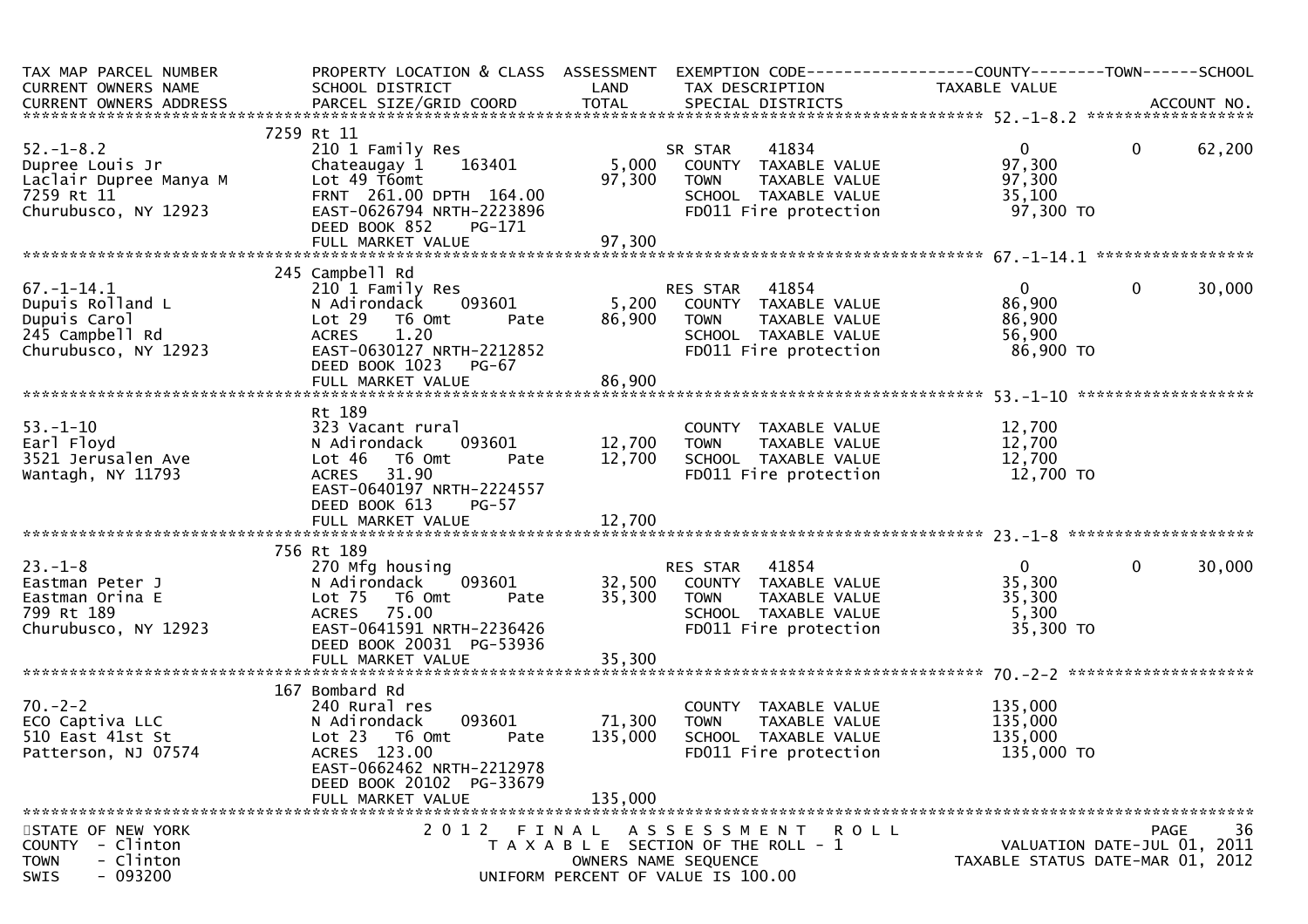| TAX MAP PARCEL NUMBER<br>CURRENT OWNERS NAME<br>CURRENT OWNERS ADDRESS | PROPERTY LOCATION & CLASS<br>SCHOOL DISTRICT<br>PARCEL SIZE/GRID COORD | ASSESSMENT<br>LAND<br>TOTAL | EXEMPTION CODE<br>TAX DESCRIPTION<br>SPECIAL DISTRICTS | COUNTY<br>TAXABLE VALUE | TOWN | SCHOOL<br>ACCOUNT NO. |
|---|---|---|---|---|---|---|
| **52.-1-8.2** | 7259 Rt 11 | | | | | |
| 52.-1-8.2 | 210 1 Family Res | | SR STAR 41834 | 0 | 0 | 62,200 |
| Dupree Louis Jr | Chateaugay 1 163401 | 5,000 | COUNTY TAXABLE VALUE | 97,300 | | |
| Laclair Dupree Manya M | Lot 49 T6omt | 97,300 | TOWN TAXABLE VALUE | 97,300 | | |
| 7259 Rt 11 | FRNT 261.00 DPTH 164.00 | | SCHOOL TAXABLE VALUE | 35,100 | | |
| Churubusco, NY 12923 | EAST-0626794 NRTH-2223896 | | FD011 Fire protection | 97,300 TO | | |
| | DEED BOOK 852 PG-171 | | | | | |
| | FULL MARKET VALUE | 97,300 | | | | |
| **67.-1-14.1** | 245 Campbell Rd | | | | | |
| 67.-1-14.1 | 210 1 Family Res | | RES STAR 41854 | 0 | 0 | 30,000 |
| Dupuis Rolland L | N Adirondack 093601 | 5,200 | COUNTY TAXABLE VALUE | 86,900 | | |
| Dupuis Carol | Lot 29 T6 Omt Pate | 86,900 | TOWN TAXABLE VALUE | 86,900 | | |
| 245 Campbell Rd | ACRES 1.20 | | SCHOOL TAXABLE VALUE | 56,900 | | |
| Churubusco, NY 12923 | EAST-0630127 NRTH-2212852 | | FD011 Fire protection | 86,900 TO | | |
| | DEED BOOK 1023 PG-67 | | | | | |
| | FULL MARKET VALUE | 86,900 | | | | |
| **53.-1-10** | Rt 189 | | | | | |
| 53.-1-10 | 323 Vacant rural | | COUNTY TAXABLE VALUE | 12,700 | | |
| Earl Floyd | N Adirondack 093601 | 12,700 | TOWN TAXABLE VALUE | 12,700 | | |
| 3521 Jerusalen Ave | Lot 46 T6 Omt Pate | 12,700 | SCHOOL TAXABLE VALUE | 12,700 | | |
| Wantagh, NY 11793 | ACRES 31.90 | | FD011 Fire protection | 12,700 TO | | |
| | EAST-0640197 NRTH-2224557 | | | | | |
| | DEED BOOK 613 PG-57 | | | | | |
| | FULL MARKET VALUE | 12,700 | | | | |
| **23.-1-8** | 756 Rt 189 | | | | | |
| 23.-1-8 | 270 Mfg housing | | RES STAR 41854 | 0 | 0 | 30,000 |
| Eastman Peter J | N Adirondack 093601 | 32,500 | COUNTY TAXABLE VALUE | 35,300 | | |
| Eastman Orina E | Lot 75 T6 Omt Pate | 35,300 | TOWN TAXABLE VALUE | 35,300 | | |
| 799 Rt 189 | ACRES 75.00 | | SCHOOL TAXABLE VALUE | 5,300 | | |
| Churubusco, NY 12923 | EAST-0641591 NRTH-2236426 | | FD011 Fire protection | 35,300 TO | | |
| | DEED BOOK 20031 PG-53936 | | | | | |
| | FULL MARKET VALUE | 35,300 | | | | |
| **70.-2-2** | 167 Bombard Rd | | | | | |
| 70.-2-2 | 240 Rural res | | COUNTY TAXABLE VALUE | 135,000 | | |
| ECO Captiva LLC | N Adirondack 093601 | 71,300 | TOWN TAXABLE VALUE | 135,000 | | |
| 510 East 41st St | Lot 23 T6 Omt Pate | 135,000 | SCHOOL TAXABLE VALUE | 135,000 | | |
| Patterson, NJ 07574 | ACRES 123.00 | | FD011 Fire protection | 135,000 TO | | |
| | EAST-0662462 NRTH-2212978 | | | | | |
| | DEED BOOK 20102 PG-33679 | | | | | |
| | FULL MARKET VALUE | 135,000 | | | | |

STATE OF NEW YORK
COUNTY - Clinton
TOWN - Clinton
SWIS - 093200

2012 FINAL ASSESSMENT ROLL
TAXABLE SECTION OF THE ROLL - 1
OWNERS NAME SEQUENCE
UNIFORM PERCENT OF VALUE IS 100.00

VALUATION DATE-JUL 01, 2011
TAXABLE STATUS DATE-MAR 01, 2012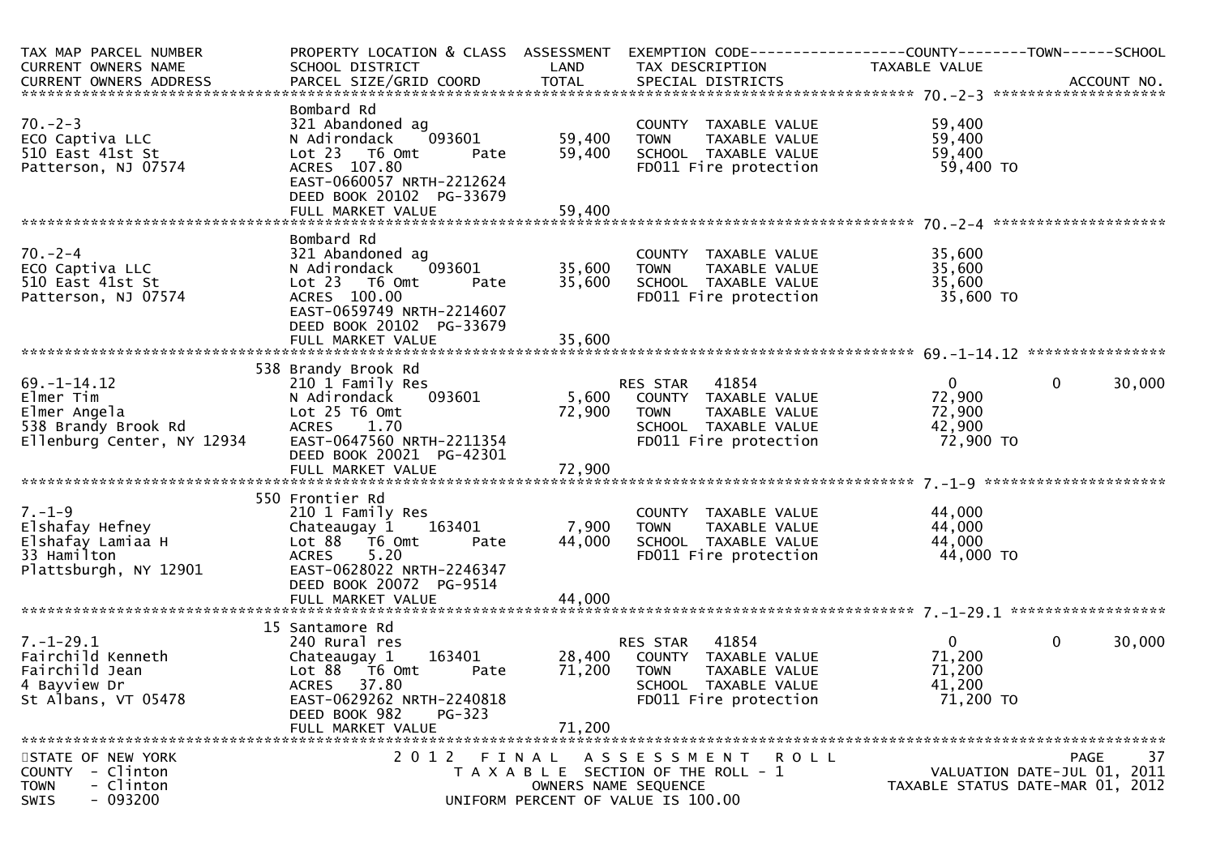| TAX MAP PARCEL NUMBER<br>CURRENT OWNERS NAME<br>CURRENT OWNERS ADDRESS | PROPERTY LOCATION & CLASS<br>SCHOOL DISTRICT<br>PARCEL SIZE/GRID COORD | ASSESSMENT<br>LAND<br>TOTAL | EXEMPTION CODE<br>TAX DESCRIPTION<br>SPECIAL DISTRICTS | COUNTY<br>TAXABLE VALUE | TOWN | SCHOOL<br>ACCOUNT NO. |
|---|---|---|---|---|---|---|
| **70.-2-3** | Bombard Rd | | | | | |
| 70.-2-3 | 321 Abandoned ag | | COUNTY TAXABLE VALUE | 59,400 | | |
| ECO Captiva LLC | N Adirondack 093601 | 59,400 | TOWN TAXABLE VALUE | 59,400 | | |
| 510 East 41st St | Lot 23 T6 Omt Pate | 59,400 | SCHOOL TAXABLE VALUE | 59,400 | | |
| Patterson, NJ 07574 | ACRES 107.80 | | FD011 Fire protection | 59,400 TO | | |
| | EAST-0660057 NRTH-2212624 | | | | | |
| | DEED BOOK 20102 PG-33679 | | | | | |
| | FULL MARKET VALUE | 59,400 | | | | |
| **70.-2-4** | Bombard Rd | | | | | |
| 70.-2-4 | 321 Abandoned ag | | COUNTY TAXABLE VALUE | 35,600 | | |
| ECO Captiva LLC | N Adirondack 093601 | 35,600 | TOWN TAXABLE VALUE | 35,600 | | |
| 510 East 41st St | Lot 23 T6 Omt Pate | 35,600 | SCHOOL TAXABLE VALUE | 35,600 | | |
| Patterson, NJ 07574 | ACRES 100.00 | | FD011 Fire protection | 35,600 TO | | |
| | EAST-0659749 NRTH-2214607 | | | | | |
| | DEED BOOK 20102 PG-33679 | | | | | |
| | FULL MARKET VALUE | 35,600 | | | | |
| **69.-1-14.12** | 538 Brandy Brook Rd | | | | | |
| 69.-1-14.12 | 210 1 Family Res | | RES STAR 41854 | 0 | 0 | 30,000 |
| Elmer Tim | N Adirondack 093601 | 5,600 | COUNTY TAXABLE VALUE | 72,900 | | |
| Elmer Angela | Lot 25 T6 Omt | 72,900 | TOWN TAXABLE VALUE | 72,900 | | |
| 538 Brandy Brook Rd | ACRES 1.70 | | SCHOOL TAXABLE VALUE | 42,900 | | |
| Ellenburg Center, NY 12934 | EAST-0647560 NRTH-2211354 | | FD011 Fire protection | 72,900 TO | | |
| | DEED BOOK 20021 PG-42301 | | | | | |
| | FULL MARKET VALUE | 72,900 | | | | |
| **7.-1-9** | 550 Frontier Rd | | | | | |
| 7.-1-9 | 210 1 Family Res | | COUNTY TAXABLE VALUE | 44,000 | | |
| Elshafay Hefney | Chateaugay 1 163401 | 7,900 | TOWN TAXABLE VALUE | 44,000 | | |
| Elshafay Lamiaa H | Lot 88 T6 Omt Pate | 44,000 | SCHOOL TAXABLE VALUE | 44,000 | | |
| 33 Hamilton | ACRES 5.20 | | FD011 Fire protection | 44,000 TO | | |
| Plattsburgh, NY 12901 | EAST-0628022 NRTH-2246347 | | | | | |
| | DEED BOOK 20072 PG-9514 | | | | | |
| | FULL MARKET VALUE | 44,000 | | | | |
| **7.-1-29.1** | 15 Santamore Rd | | | | | |
| 7.-1-29.1 | 240 Rural res | | RES STAR 41854 | 0 | 0 | 30,000 |
| Fairchild Kenneth | Chateaugay 1 163401 | 28,400 | COUNTY TAXABLE VALUE | 71,200 | | |
| Fairchild Jean | Lot 88 T6 Omt Pate | 71,200 | TOWN TAXABLE VALUE | 71,200 | | |
| 4 Bayview Dr | ACRES 37.80 | | SCHOOL TAXABLE VALUE | 41,200 | | |
| St Albans, VT 05478 | EAST-0629262 NRTH-2240818 | | FD011 Fire protection | 71,200 TO | | |
| | DEED BOOK 982 PG-323 | | | | | |
| | FULL MARKET VALUE | 71,200 | | | | |

STATE OF NEW YORK
COUNTY - Clinton
TOWN - Clinton
SWIS - 093200

2012 FINAL ASSESSMENT ROLL
TAXABLE SECTION OF THE ROLL - 1
OWNERS NAME SEQUENCE
UNIFORM PERCENT OF VALUE IS 100.00

VALUATION DATE-JUL 01, 2011
TAXABLE STATUS DATE-MAR 01, 2012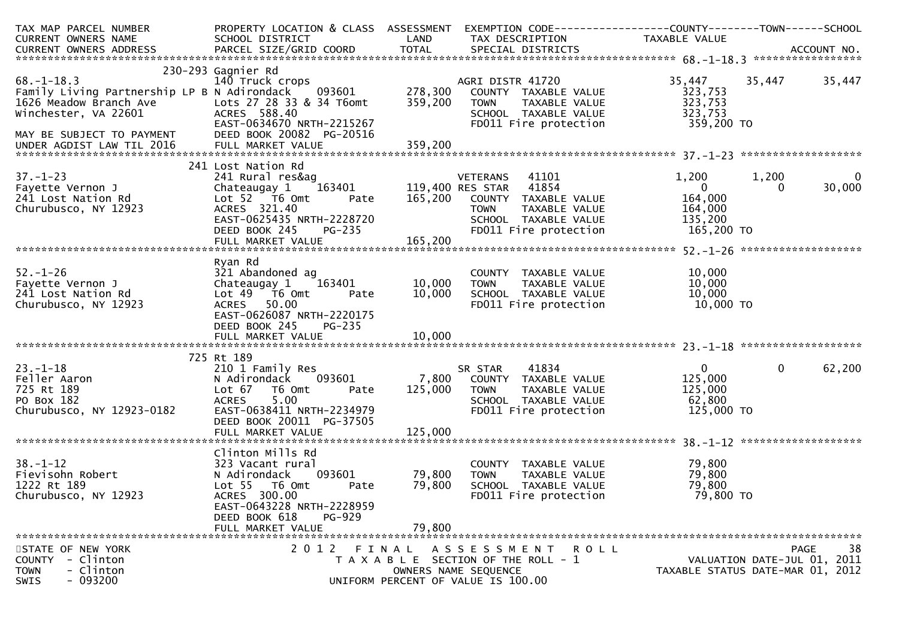```
TAX MAP PARCEL NUMBER          PROPERTY LOCATION & CLASS  ASSESSMENT  EXEMPTION CODE------------------COUNTY--------TOWN------SCHOOL
CURRENT OWNERS NAME            SCHOOL DISTRICT              LAND      TAX DESCRIPTION             TAXABLE VALUE
CURRENT OWNERS ADDRESS         PARCEL SIZE/GRID COORD       TOTAL     SPECIAL DISTRICTS                                       ACCOUNT NO.
******************************************************************************************************* 68.-1-18.3 *****************
                               230-293 Gagnier Rd
68.-1-18.3                     140 Truck crops                        AGRI DISTR 41720               35,447      35,447      35,447
Family Living Partnership LP B N Adirondack    093601     278,300    COUNTY  TAXABLE VALUE         323,753
1626 Meadow Branch Ave         Lots 27 28 33 & 34 T6omt   359,200    TOWN    TAXABLE VALUE         323,753
Winchester, VA 22601           ACRES 588.40                           SCHOOL  TAXABLE VALUE         323,753
                               EAST-0634670 NRTH-2215267              FD011 Fire protection          359,200 TO
MAY BE SUBJECT TO PAYMENT      DEED BOOK 20082  PG-20516
UNDER AGDIST LAW TIL 2016      FULL MARKET VALUE          359,200
******************************************************************************************************* 37.-1-23 *******************
                               241 Lost Nation Rd
37.-1-23                       241 Rural res&ag                       VETERANS    41101               1,200       1,200           0
Fayette Vernon J               Chateaugay 1    163401     119,400 RES STAR    41854                   0           0      30,000
241 Lost Nation Rd             Lot 52  T6 Omt      Pate   165,200    COUNTY  TAXABLE VALUE         164,000
Churubusco, NY 12923           ACRES 321.40                           TOWN    TAXABLE VALUE         164,000
                               EAST-0625435 NRTH-2228720              SCHOOL  TAXABLE VALUE         135,200
                               DEED BOOK 245    PG-235                FD011 Fire protection          165,200 TO
                               FULL MARKET VALUE          165,200
******************************************************************************************************* 52.-1-26 *******************
                               Ryan Rd
52.-1-26                       321 Abandoned ag                       COUNTY  TAXABLE VALUE          10,000
Fayette Vernon J               Chateaugay 1    163401      10,000    TOWN    TAXABLE VALUE          10,000
241 Lost Nation Rd             Lot 49  T6 Omt      Pate    10,000    SCHOOL  TAXABLE VALUE          10,000
Churubusco, NY 12923           ACRES  50.00                           FD011 Fire protection           10,000 TO
                               EAST-0626087 NRTH-2220175
                               DEED BOOK 245    PG-235
                               FULL MARKET VALUE           10,000
******************************************************************************************************* 23.-1-18 *******************
                               725 Rt 189
23.-1-18                       210 1 Family Res                       SR STAR     41834                   0           0      62,200
Feller Aaron                   N Adirondack    093601       7,800    COUNTY  TAXABLE VALUE         125,000
725 Rt 189                     Lot 67  T6 Omt      Pate   125,000    TOWN    TAXABLE VALUE         125,000
PO Box 182                     ACRES   5.00                           SCHOOL  TAXABLE VALUE          62,800
Churubusco, NY 12923-0182      EAST-0638411 NRTH-2234979              FD011 Fire protection          125,000 TO
                               DEED BOOK 20011  PG-37505
                               FULL MARKET VALUE          125,000
******************************************************************************************************* 38.-1-12 *******************
                               Clinton Mills Rd
38.-1-12                       323 Vacant rural                       COUNTY  TAXABLE VALUE          79,800
Fievisohn Robert               N Adirondack    093601      79,800    TOWN    TAXABLE VALUE          79,800
1222 Rt 189                    Lot 55  T6 Omt      Pate    79,800    SCHOOL  TAXABLE VALUE          79,800
Churubusco, NY 12923           ACRES 300.00                           FD011 Fire protection           79,800 TO
                               EAST-0643228 NRTH-2228959
                               DEED BOOK 618    PG-929
                               FULL MARKET VALUE           79,800
************************************************************************************************************************************
STATE OF NEW YORK                    2 0 1 2   F I N A L   A S S E S S M E N T   R O L L                              PAGE    38
COUNTY  - Clinton                       T A X A B L E  SECTION OF THE ROLL - 1                     VALUATION DATE-JUL 01, 2011
TOWN    - Clinton                              OWNERS NAME SEQUENCE                              TAXABLE STATUS DATE-MAR 01, 2012
SWIS    - 093200                        UNIFORM PERCENT OF VALUE IS 100.00
```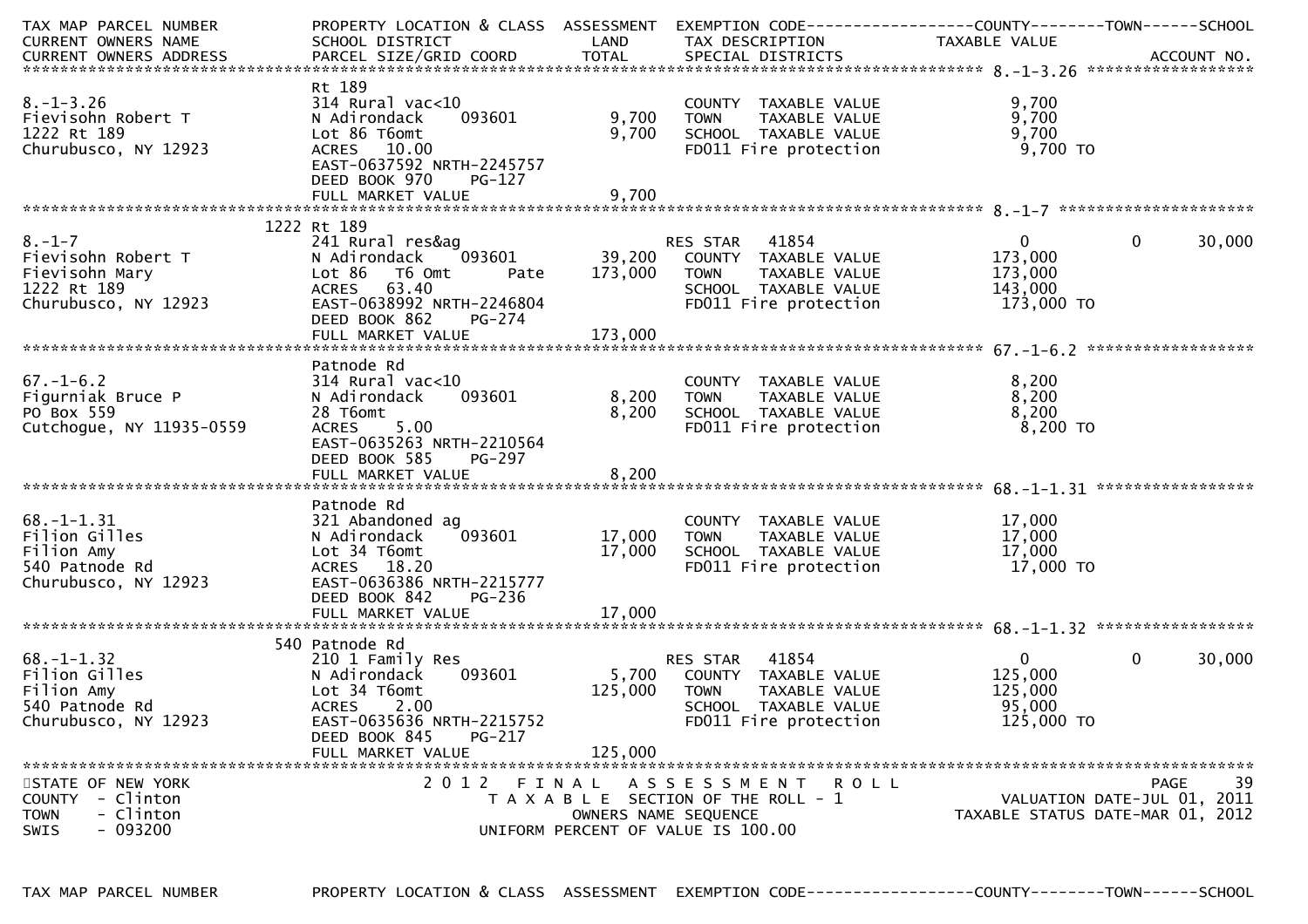```
TAX MAP PARCEL NUMBER          PROPERTY LOCATION & CLASS  ASSESSMENT  EXEMPTION CODE------------------COUNTY--------TOWN------SCHOOL
CURRENT OWNERS NAME            SCHOOL DISTRICT               LAND      TAX DESCRIPTION            TAXABLE VALUE
CURRENT OWNERS ADDRESS         PARCEL SIZE/GRID COORD        TOTAL     SPECIAL DISTRICTS                                   ACCOUNT NO.
****************************************************************************************************** 8.-1-3.26 ******************
                               Rt 189
8.-1-3.26                      314 Rural vac<10                        COUNTY  TAXABLE VALUE              9,700
Fievisohn Robert T             N Adirondack    093601         9,700    TOWN    TAXABLE VALUE              9,700
1222 Rt 189                    Lot 86 T6omt                   9,700    SCHOOL  TAXABLE VALUE              9,700
Churubusco, NY 12923           ACRES   10.00                           FD011 Fire protection              9,700 TO
                               EAST-0637592 NRTH-2245757
                               DEED BOOK 970    PG-127
                               FULL MARKET VALUE              9,700
****************************************************************************************************** 8.-1-7 *********************
                          1222 Rt 189
8.-1-7                         241 Rural res&ag                        RES STAR   41854                   0            0     30,000
Fievisohn Robert T             N Adirondack    093601        39,200    COUNTY  TAXABLE VALUE            173,000
Fievisohn Mary                 Lot 86  T6 Omt        Pate   173,000    TOWN    TAXABLE VALUE            173,000
1222 Rt 189                    ACRES   63.40                           SCHOOL  TAXABLE VALUE            143,000
Churubusco, NY 12923           EAST-0638992 NRTH-2246804               FD011 Fire protection            173,000 TO
                               DEED BOOK 862    PG-274
                               FULL MARKET VALUE            173,000
****************************************************************************************************** 67.-1-6.2 ******************
                               Patnode Rd
67.-1-6.2                      314 Rural vac<10                        COUNTY  TAXABLE VALUE              8,200
Figurniak Bruce P              N Adirondack    093601         8,200    TOWN    TAXABLE VALUE              8,200
PO Box 559                     28 T6omt                       8,200    SCHOOL  TAXABLE VALUE              8,200
Cutchogue, NY 11935-0559       ACRES    5.00                           FD011 Fire protection              8,200 TO
                               EAST-0635263 NRTH-2210564
                               DEED BOOK 585    PG-297
                               FULL MARKET VALUE              8,200
****************************************************************************************************** 68.-1-1.31 *****************
                               Patnode Rd
68.-1-1.31                     321 Abandoned ag                        COUNTY  TAXABLE VALUE             17,000
Filion Gilles                  N Adirondack    093601        17,000    TOWN    TAXABLE VALUE             17,000
Filion Amy                     Lot 34 T6omt                  17,000    SCHOOL  TAXABLE VALUE             17,000
540 Patnode Rd                 ACRES   18.20                           FD011 Fire protection             17,000 TO
Churubusco, NY 12923           EAST-0636386 NRTH-2215777
                               DEED BOOK 842    PG-236
                               FULL MARKET VALUE             17,000
****************************************************************************************************** 68.-1-1.32 *****************
                           540 Patnode Rd
68.-1-1.32                     210 1 Family Res                        RES STAR   41854                   0            0     30,000
Filion Gilles                  N Adirondack    093601         5,700    COUNTY  TAXABLE VALUE            125,000
Filion Amy                     Lot 34 T6omt                 125,000    TOWN    TAXABLE VALUE            125,000
540 Patnode Rd                 ACRES    2.00                           SCHOOL  TAXABLE VALUE             95,000
Churubusco, NY 12923           EAST-0635636 NRTH-2215752               FD011 Fire protection            125,000 TO
                               DEED BOOK 845    PG-217
                               FULL MARKET VALUE            125,000
************************************************************************************************************************************
STATE OF NEW YORK                    2 0 1 2   F I N A L   A S S E S S M E N T   R O L L                                 PAGE    39
COUNTY  - Clinton                       T A X A B L E  SECTION OF THE ROLL - 1                      VALUATION DATE-JUL 01, 2011
TOWN    - Clinton                              OWNERS NAME SEQUENCE                              TAXABLE STATUS DATE-MAR 01, 2012
SWIS    - 093200                         UNIFORM PERCENT OF VALUE IS 100.00

TAX MAP PARCEL NUMBER          PROPERTY LOCATION & CLASS  ASSESSMENT  EXEMPTION CODE------------------COUNTY--------TOWN------SCHOOL
```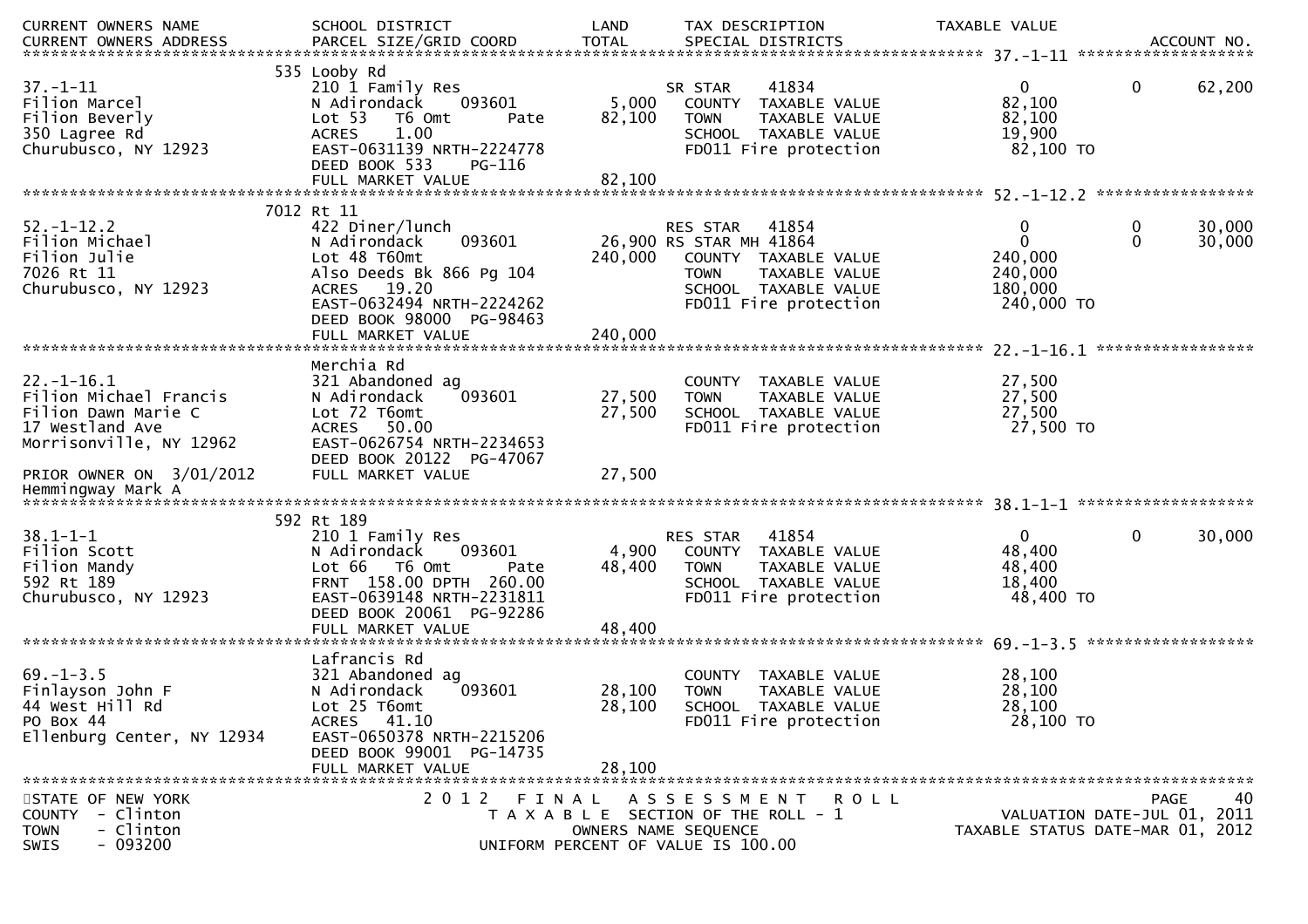| CURRENT OWNERS NAME<br>CURRENT OWNERS ADDRESS | SCHOOL DISTRICT<br>PARCEL SIZE/GRID COORD | LAND<br>TOTAL | TAX DESCRIPTION<br>SPECIAL DISTRICTS | TAXABLE VALUE | | ACCOUNT NO. |
|---|---|---|---|---|---|---|
| **37.-1-11** | 535 Looby Rd | | | | | |
| 37.-1-11 | 210 1 Family Res | | SR STAR 41834 | 0 | 0 | 62,200 |
| Filion Marcel | N Adirondack 093601 | 5,000 | COUNTY TAXABLE VALUE | 82,100 | | |
| Filion Beverly | Lot 53 T6 Omt Pate | 82,100 | TOWN TAXABLE VALUE | 82,100 | | |
| 350 Lagree Rd | ACRES 1.00 | | SCHOOL TAXABLE VALUE | 19,900 | | |
| Churubusco, NY 12923 | EAST-0631139 NRTH-2224778 | | FD011 Fire protection | 82,100 TO | | |
| | DEED BOOK 533 PG-116 | | | | | |
| | FULL MARKET VALUE | 82,100 | | | | |
| **52.-1-12.2** | 7012 Rt 11 | | | | | |
| 52.-1-12.2 | 422 Diner/lunch | | RES STAR 41854 | 0 | 0 | 30,000 |
| Filion Michael | N Adirondack 093601 | 26,900 | RS STAR MH 41864 | 0 | 0 | 30,000 |
| Filion Julie | Lot 48 T60mt | 240,000 | COUNTY TAXABLE VALUE | 240,000 | | |
| 7026 Rt 11 | Also Deeds Bk 866 Pg 104 | | TOWN TAXABLE VALUE | 240,000 | | |
| Churubusco, NY 12923 | ACRES 19.20 | | SCHOOL TAXABLE VALUE | 180,000 | | |
| | EAST-0632494 NRTH-2224262 | | FD011 Fire protection | 240,000 TO | | |
| | DEED BOOK 98000 PG-98463 | | | | | |
| | FULL MARKET VALUE | 240,000 | | | | |
| **22.-1-16.1** | Merchia Rd | | | | | |
| 22.-1-16.1 | 321 Abandoned ag | | COUNTY TAXABLE VALUE | 27,500 | | |
| Filion Michael Francis | N Adirondack 093601 | 27,500 | TOWN TAXABLE VALUE | 27,500 | | |
| Filion Dawn Marie C | Lot 72 T6omt | 27,500 | SCHOOL TAXABLE VALUE | 27,500 | | |
| 17 Westland Ave | ACRES 50.00 | | FD011 Fire protection | 27,500 TO | | |
| Morrisonville, NY 12962 | EAST-0626754 NRTH-2234653 | | | | | |
| | DEED BOOK 20122 PG-47067 | | | | | |
| PRIOR OWNER ON 3/01/2012 | FULL MARKET VALUE | 27,500 | | | | |
| Hemmingway Mark A | | | | | | |
| **38.1-1-1** | 592 Rt 189 | | | | | |
| 38.1-1-1 | 210 1 Family Res | | RES STAR 41854 | 0 | 0 | 30,000 |
| Filion Scott | N Adirondack 093601 | 4,900 | COUNTY TAXABLE VALUE | 48,400 | | |
| Filion Mandy | Lot 66 T6 Omt Pate | 48,400 | TOWN TAXABLE VALUE | 48,400 | | |
| 592 Rt 189 | FRNT 158.00 DPTH 260.00 | | SCHOOL TAXABLE VALUE | 18,400 | | |
| Churubusco, NY 12923 | EAST-0639148 NRTH-2231811 | | FD011 Fire protection | 48,400 TO | | |
| | DEED BOOK 20061 PG-92286 | | | | | |
| | FULL MARKET VALUE | 48,400 | | | | |
| **69.-1-3.5** | Lafrancis Rd | | | | | |
| 69.-1-3.5 | 321 Abandoned ag | | COUNTY TAXABLE VALUE | 28,100 | | |
| Finlayson John F | N Adirondack 093601 | 28,100 | TOWN TAXABLE VALUE | 28,100 | | |
| 44 West Hill Rd | Lot 25 T6omt | 28,100 | SCHOOL TAXABLE VALUE | 28,100 | | |
| PO Box 44 | ACRES 41.10 | | FD011 Fire protection | 28,100 TO | | |
| Ellenburg Center, NY 12934 | EAST-0650378 NRTH-2215206 | | | | | |
| | DEED BOOK 99001 PG-14735 | | | | | |
| | FULL MARKET VALUE | 28,100 | | | | |

STATE OF NEW YORK
COUNTY - Clinton
TOWN - Clinton
SWIS - 093200

2012 FINAL ASSESSMENT ROLL
TAXABLE SECTION OF THE ROLL - 1
OWNERS NAME SEQUENCE
UNIFORM PERCENT OF VALUE IS 100.00

VALUATION DATE-JUL 01, 2011
TAXABLE STATUS DATE-MAR 01, 2012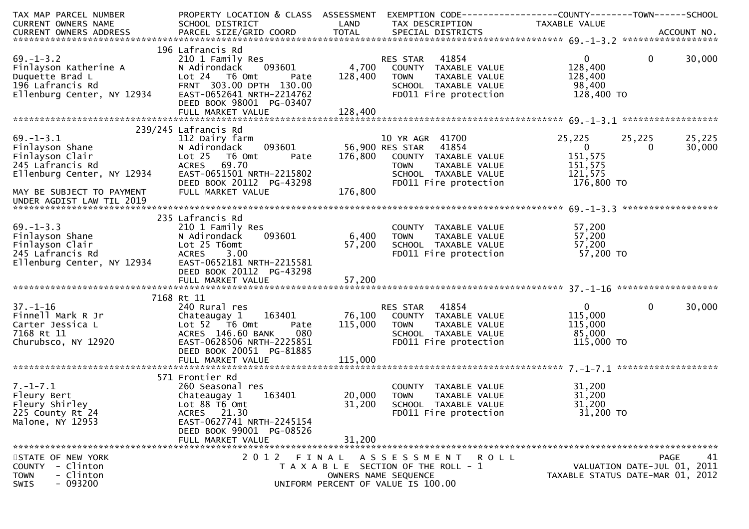| TAX MAP PARCEL NUMBER<br>CURRENT OWNERS NAME<br>CURRENT OWNERS ADDRESS | PROPERTY LOCATION & CLASS<br>SCHOOL DISTRICT<br>PARCEL SIZE/GRID COORD | ASSESSMENT<br>LAND<br>TOTAL | EXEMPTION CODE<br>TAX DESCRIPTION<br>SPECIAL DISTRICTS | COUNTY<br>TAXABLE VALUE | TOWN | SCHOOL<br>ACCOUNT NO. |
|---|---|---|---|---|---|---|
| **69.-1-3.2** | 196 Lafrancis Rd | | | | | |
| 69.-1-3.2 | 210 1 Family Res | | RES STAR 41854 | 0 | 0 | 30,000 |
| Finlayson Katherine A | N Adirondack 093601 | 4,700 | COUNTY TAXABLE VALUE | 128,400 | | |
| Duquette Brad L | Lot 24 T6 Omt Pate | 128,400 | TOWN TAXABLE VALUE | 128,400 | | |
| 196 Lafrancis Rd | FRNT 303.00 DPTH 130.00 | | SCHOOL TAXABLE VALUE | 98,400 | | |
| Ellenburg Center, NY 12934 | EAST-0652641 NRTH-2214762 | | FD011 Fire protection | 128,400 TO | | |
| | DEED BOOK 98001 PG-03407 | | | | | |
| | FULL MARKET VALUE | 128,400 | | | | |
| **69.-1-3.1** | 239/245 Lafrancis Rd | | | | | |
| 69.-1-3.1 | 112 Dairy farm | | 10 YR AGR 41700 | 25,225 | 25,225 | 25,225 |
| Finlayson Shane | N Adirondack 093601 | 56,900 | RES STAR 41854 | 0 | 0 | 30,000 |
| Finlayson Clair | Lot 25 T6 Omt Pate | 176,800 | COUNTY TAXABLE VALUE | 151,575 | | |
| 245 Lafrancis Rd | ACRES 69.70 | | TOWN TAXABLE VALUE | 151,575 | | |
| Ellenburg Center, NY 12934 | EAST-0651501 NRTH-2215802 | | SCHOOL TAXABLE VALUE | 121,575 | | |
| | DEED BOOK 20112 PG-43298 | | FD011 Fire protection | 176,800 TO | | |
| MAY BE SUBJECT TO PAYMENT | FULL MARKET VALUE | 176,800 | | | | |
| UNDER AGDIST LAW TIL 2019 | | | | | | |
| **69.-1-3.3** | 235 Lafrancis Rd | | | | | |
| 69.-1-3.3 | 210 1 Family Res | | COUNTY TAXABLE VALUE | 57,200 | | |
| Finlayson Shane | N Adirondack 093601 | 6,400 | TOWN TAXABLE VALUE | 57,200 | | |
| Finlayson Clair | Lot 25 T6omt | 57,200 | SCHOOL TAXABLE VALUE | 57,200 | | |
| 245 Lafrancis Rd | ACRES 3.00 | | FD011 Fire protection | 57,200 TO | | |
| Ellenburg Center, NY 12934 | EAST-0652181 NRTH-2215581 | | | | | |
| | DEED BOOK 20112 PG-43298 | | | | | |
| | FULL MARKET VALUE | 57,200 | | | | |
| **37.-1-16** | 7168 Rt 11 | | | | | |
| 37.-1-16 | 240 Rural res | | RES STAR 41854 | 0 | 0 | 30,000 |
| Finnell Mark R Jr | Chateaugay 1 163401 | 76,100 | COUNTY TAXABLE VALUE | 115,000 | | |
| Carter Jessica L | Lot 52 T6 Omt Pate | 115,000 | TOWN TAXABLE VALUE | 115,000 | | |
| 7168 Rt 11 | ACRES 146.60 BANK 080 | | SCHOOL TAXABLE VALUE | 85,000 | | |
| Churubsco, NY 12920 | EAST-0628506 NRTH-2225851 | | FD011 Fire protection | 115,000 TO | | |
| | DEED BOOK 20051 PG-81885 | | | | | |
| | FULL MARKET VALUE | 115,000 | | | | |
| **7.-1-7.1** | 571 Frontier Rd | | | | | |
| 7.-1-7.1 | 260 Seasonal res | | COUNTY TAXABLE VALUE | 31,200 | | |
| Fleury Bert | Chateaugay 1 163401 | 20,000 | TOWN TAXABLE VALUE | 31,200 | | |
| Fleury Shirley | Lot 88 T6 Omt | 31,200 | SCHOOL TAXABLE VALUE | 31,200 | | |
| 225 County Rt 24 | ACRES 21.30 | | FD011 Fire protection | 31,200 TO | | |
| Malone, NY 12953 | EAST-0627741 NRTH-2245154 | | | | | |
| | DEED BOOK 99001 PG-08526 | | | | | |
| | FULL MARKET VALUE | 31,200 | | | | |

STATE OF NEW YORK
COUNTY - Clinton
TOWN - Clinton
SWIS - 093200

2012 FINAL ASSESSMENT ROLL
TAXABLE SECTION OF THE ROLL - 1
OWNERS NAME SEQUENCE
UNIFORM PERCENT OF VALUE IS 100.00

VALUATION DATE-JUL 01, 2011
TAXABLE STATUS DATE-MAR 01, 2012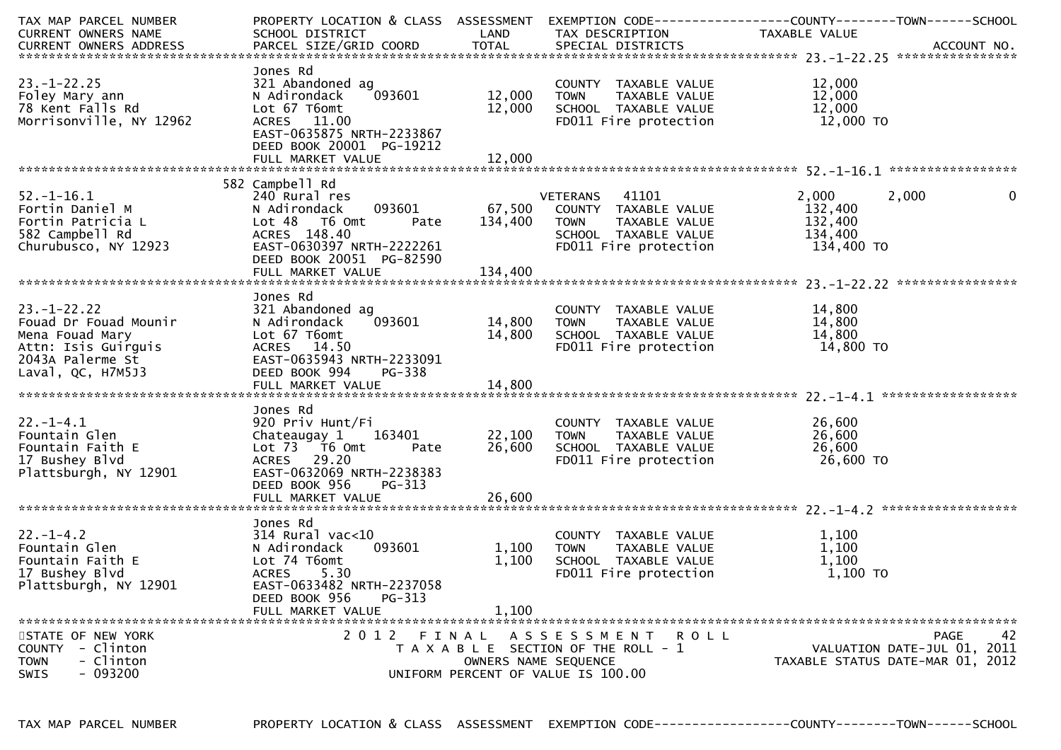| TAX MAP PARCEL NUMBER<br>CURRENT OWNERS NAME<br>CURRENT OWNERS ADDRESS | PROPERTY LOCATION & CLASS<br>SCHOOL DISTRICT<br>PARCEL SIZE/GRID COORD | ASSESSMENT<br>LAND<br>TOTAL | EXEMPTION CODE<br>TAX DESCRIPTION<br>SPECIAL DISTRICTS | COUNTY<br>TAXABLE VALUE | TOWN | SCHOOL<br>ACCOUNT NO. |
|---|---|---|---|---|---|---|
| **23.-1-22.25** | | | | | | |
| 23.-1-22.25 | Jones Rd | | | | | |
| Foley Mary ann | 321 Abandoned ag | | COUNTY TAXABLE VALUE | 12,000 | | |
| 78 Kent Falls Rd | N Adirondack 093601 | 12,000 | TOWN TAXABLE VALUE | 12,000 | | |
| Morrisonville, NY 12962 | Lot 67 T6omt | 12,000 | SCHOOL TAXABLE VALUE | 12,000 | | |
| | ACRES 11.00 | | FD011 Fire protection | 12,000 TO | | |
| | EAST-0635875 NRTH-2233867 | | | | | |
| | DEED BOOK 20001 PG-19212 | | | | | |
| | FULL MARKET VALUE | 12,000 | | | | |
| **52.-1-16.1** | | | | | | |
| 52.-1-16.1 | 582 Campbell Rd | | | | | |
| Fortin Daniel M | 240 Rural res | | VETERANS 41101 | 2,000 | 2,000 | 0 |
| Fortin Patricia L | N Adirondack 093601 | 67,500 | COUNTY TAXABLE VALUE | 132,400 | | |
| 582 Campbell Rd | Lot 48 T6 Omt Pate | 134,400 | TOWN TAXABLE VALUE | 132,400 | | |
| Churubusco, NY 12923 | ACRES 148.40 | | SCHOOL TAXABLE VALUE | 134,400 | | |
| | EAST-0630397 NRTH-2222261 | | FD011 Fire protection | 134,400 TO | | |
| | DEED BOOK 20051 PG-82590 | | | | | |
| | FULL MARKET VALUE | 134,400 | | | | |
| **23.-1-22.22** | | | | | | |
| 23.-1-22.22 | Jones Rd | | | | | |
| Fouad Dr Fouad Mounir | 321 Abandoned ag | | COUNTY TAXABLE VALUE | 14,800 | | |
| Mena Fouad Mary | N Adirondack 093601 | 14,800 | TOWN TAXABLE VALUE | 14,800 | | |
| Attn: Isis Guirguis | Lot 67 T6omt | 14,800 | SCHOOL TAXABLE VALUE | 14,800 | | |
| 2043A Palerme St | ACRES 14.50 | | FD011 Fire protection | 14,800 TO | | |
| Laval, QC, H7M5J3 | EAST-0635943 NRTH-2233091 | | | | | |
| | DEED BOOK 994 PG-338 | | | | | |
| | FULL MARKET VALUE | 14,800 | | | | |
| **22.-1-4.1** | | | | | | |
| 22.-1-4.1 | Jones Rd | | | | | |
| Fountain Glen | 920 Priv Hunt/Fi | | COUNTY TAXABLE VALUE | 26,600 | | |
| Fountain Faith E | Chateaugay 1 163401 | 22,100 | TOWN TAXABLE VALUE | 26,600 | | |
| 17 Bushey Blvd | Lot 73 T6 Omt Pate | 26,600 | SCHOOL TAXABLE VALUE | 26,600 | | |
| Plattsburgh, NY 12901 | ACRES 29.20 | | FD011 Fire protection | 26,600 TO | | |
| | EAST-0632069 NRTH-2238383 | | | | | |
| | DEED BOOK 956 PG-313 | | | | | |
| | FULL MARKET VALUE | 26,600 | | | | |
| **22.-1-4.2** | | | | | | |
| 22.-1-4.2 | Jones Rd | | | | | |
| Fountain Glen | 314 Rural vac<10 | | COUNTY TAXABLE VALUE | 1,100 | | |
| Fountain Faith E | N Adirondack 093601 | 1,100 | TOWN TAXABLE VALUE | 1,100 | | |
| 17 Bushey Blvd | Lot 74 T6omt | 1,100 | SCHOOL TAXABLE VALUE | 1,100 | | |
| Plattsburgh, NY 12901 | ACRES 5.30 | | FD011 Fire protection | 1,100 TO | | |
| | EAST-0633482 NRTH-2237058 | | | | | |
| | DEED BOOK 956 PG-313 | | | | | |
| | FULL MARKET VALUE | 1,100 | | | | |

STATE OF NEW YORK
COUNTY - Clinton
TOWN - Clinton
SWIS - 093200

2012 FINAL ASSESSMENT ROLL
TAXABLE SECTION OF THE ROLL - 1
OWNERS NAME SEQUENCE
UNIFORM PERCENT OF VALUE IS 100.00

VALUATION DATE-JUL 01, 2011
TAXABLE STATUS DATE-MAR 01, 2012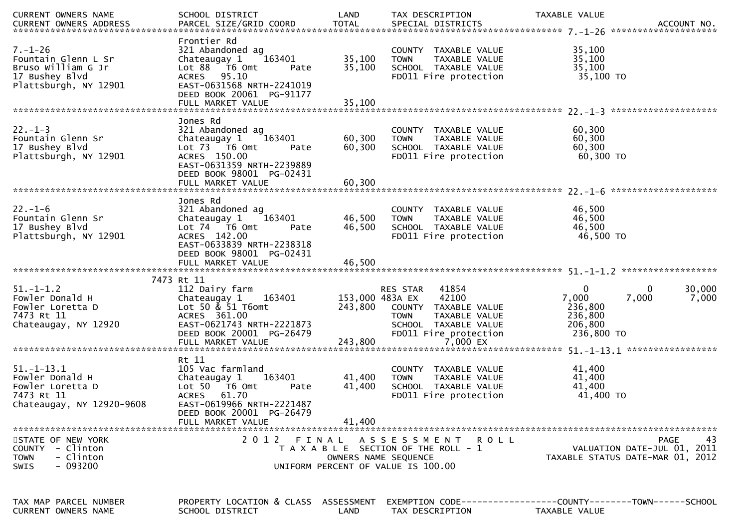| CURRENT OWNERS NAME | SCHOOL DISTRICT | LAND | TAX DESCRIPTION | TAXABLE VALUE | | |
|---|---|---|---|---|---|---|
| CURRENT OWNERS ADDRESS | PARCEL SIZE/GRID COORD | TOTAL | SPECIAL DISTRICTS | | | ACCOUNT NO. |
| ****************************** 7.-1-26 ****************************** | | | | | | |
| | Frontier Rd | | | | | |
| 7.-1-26 | 321 Abandoned ag | | COUNTY TAXABLE VALUE | 35,100 | | |
| Fountain Glenn L Sr | Chateaugay 1 163401 | 35,100 | TOWN TAXABLE VALUE | 35,100 | | |
| Bruso William G Jr | Lot 88 T6 Omt Pate | 35,100 | SCHOOL TAXABLE VALUE | 35,100 | | |
| 17 Bushey Blvd | ACRES 95.10 | | FD011 Fire protection | 35,100 TO | | |
| Plattsburgh, NY 12901 | EAST-0631568 NRTH-2241019 | | | | | |
| | DEED BOOK 20061 PG-91177 | | | | | |
| | FULL MARKET VALUE | 35,100 | | | | |
| ****************************** 22.-1-3 ****************************** | | | | | | |
| | Jones Rd | | | | | |
| 22.-1-3 | 321 Abandoned ag | | COUNTY TAXABLE VALUE | 60,300 | | |
| Fountain Glenn Sr | Chateaugay 1 163401 | 60,300 | TOWN TAXABLE VALUE | 60,300 | | |
| 17 Bushey Blvd | Lot 73 T6 Omt Pate | 60,300 | SCHOOL TAXABLE VALUE | 60,300 | | |
| Plattsburgh, NY 12901 | ACRES 150.00 | | FD011 Fire protection | 60,300 TO | | |
| | EAST-0631359 NRTH-2239889 | | | | | |
| | DEED BOOK 98001 PG-02431 | | | | | |
| | FULL MARKET VALUE | 60,300 | | | | |
| ****************************** 22.-1-6 ****************************** | | | | | | |
| | Jones Rd | | | | | |
| 22.-1-6 | 321 Abandoned ag | | COUNTY TAXABLE VALUE | 46,500 | | |
| Fountain Glenn Sr | Chateaugay 1 163401 | 46,500 | TOWN TAXABLE VALUE | 46,500 | | |
| 17 Bushey Blvd | Lot 74 T6 Omt Pate | 46,500 | SCHOOL TAXABLE VALUE | 46,500 | | |
| Plattsburgh, NY 12901 | ACRES 142.00 | | FD011 Fire protection | 46,500 TO | | |
| | EAST-0633839 NRTH-2238318 | | | | | |
| | DEED BOOK 98001 PG-02431 | | | | | |
| | FULL MARKET VALUE | 46,500 | | | | |
| ****************************** 51.-1-1.2 ****************************** | | | | | | |
| | 7473 Rt 11 | | | | | |
| 51.-1-1.2 | 112 Dairy farm | | RES STAR 41854 | 0 | 0 | 30,000 |
| Fowler Donald H | Chateaugay 1 163401 | 153,000 | 483A EX 42100 | 7,000 | 7,000 | 7,000 |
| Fowler Loretta D | Lot 50 & 51 T6omt | 243,800 | COUNTY TAXABLE VALUE | 236,800 | | |
| 7473 Rt 11 | ACRES 361.00 | | TOWN TAXABLE VALUE | 236,800 | | |
| Chateaugay, NY 12920 | EAST-0621743 NRTH-2221873 | | SCHOOL TAXABLE VALUE | 206,800 | | |
| | DEED BOOK 20001 PG-26479 | | FD011 Fire protection | 236,800 TO | | |
| | FULL MARKET VALUE | 243,800 | 7,000 EX | | | |
| ****************************** 51.-1-13.1 ****************************** | | | | | | |
| | Rt 11 | | | | | |
| 51.-1-13.1 | 105 Vac farmland | | COUNTY TAXABLE VALUE | 41,400 | | |
| Fowler Donald H | Chateaugay 1 163401 | 41,400 | TOWN TAXABLE VALUE | 41,400 | | |
| Fowler Loretta D | Lot 50 T6 Omt Pate | 41,400 | SCHOOL TAXABLE VALUE | 41,400 | | |
| 7473 Rt 11 | ACRES 61.70 | | FD011 Fire protection | 41,400 TO | | |
| Chateaugay, NY 12920-9608 | EAST-0619966 NRTH-2221487 | | | | | |
| | DEED BOOK 20001 PG-26479 | | | | | |
| | FULL MARKET VALUE | 41,400 | | | | |

STATE OF NEW YORK
COUNTY - Clinton
TOWN - Clinton
SWIS - 093200

2 0 1 2 F I N A L A S S E S S M E N T R O L L
T A X A B L E SECTION OF THE ROLL - 1
OWNERS NAME SEQUENCE
UNIFORM PERCENT OF VALUE IS 100.00

VALUATION DATE-JUL 01, 2011
TAXABLE STATUS DATE-MAR 01, 2012

| TAX MAP PARCEL NUMBER | PROPERTY LOCATION & CLASS | ASSESSMENT | EXEMPTION CODE------------------COUNTY--------TOWN------SCHOOL |
|---|---|---|---|
| CURRENT OWNERS NAME | SCHOOL DISTRICT | LAND | TAX DESCRIPTION TAXABLE VALUE |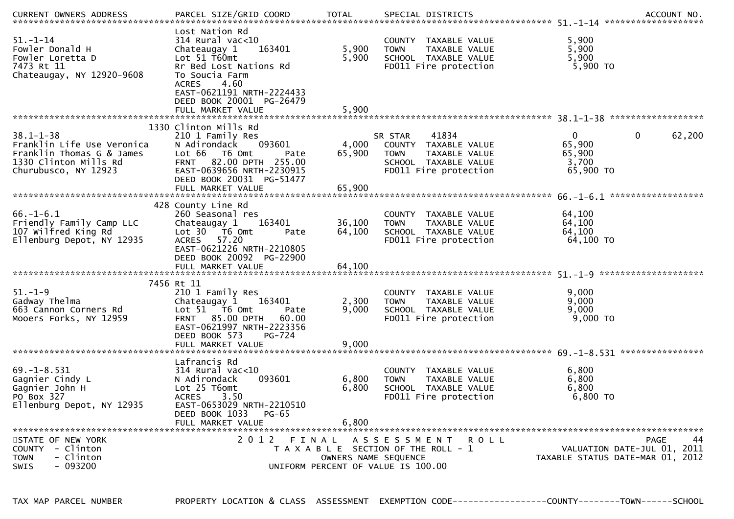STATE OF NEW YORK
COUNTY - Clinton
TOWN - Clinton
SWIS - 093200

2012 FINAL ASSESSMENT ROLL
TAXABLE SECTION OF THE ROLL - 1
OWNERS NAME SEQUENCE
UNIFORM PERCENT OF VALUE IS 100.00

VALUATION DATE-JUL 01, 2011
TAXABLE STATUS DATE-MAR 01, 2012

| TAX MAP PARCEL NUMBER / CURRENT OWNERS NAME / CURRENT OWNERS ADDRESS | PROPERTY LOCATION & CLASS / SCHOOL DISTRICT / PARCEL SIZE/GRID COORD | ASSESSMENT LAND | TOTAL | EXEMPTION CODE / SPECIAL DISTRICTS | COUNTY TAXABLE VALUE | TOWN | SCHOOL | ACCOUNT NO. |
|---|---|---|---|---|---|---|---|---|
| **51.-1-14** | Lost Nation Rd | | | | | | | |
| 51.-1-14 | 314 Rural vac<10 | | | COUNTY TAXABLE VALUE | 5,900 | | | |
| Fowler Donald H | Chateaugay 1 163401 | 5,900 | | TOWN TAXABLE VALUE | 5,900 | | | |
| Fowler Loretta D | Lot 51 T60mt | | 5,900 | SCHOOL TAXABLE VALUE | 5,900 | | | |
| 7473 Rt 11 | Rr Bed Lost Nations Rd | | | FD011 Fire protection | 5,900 TO | | | |
| Chateaugay, NY 12920-9608 | To Soucia Farm | | | | | | | |
| | ACRES 4.60 | | | | | | | |
| | EAST-0621191 NRTH-2224433 | | | | | | | |
| | DEED BOOK 20001 PG-26479 | | | | | | | |
| | FULL MARKET VALUE | | 5,900 | | | | | |
| **38.1-1-38** | 1330 Clinton Mills Rd | | | | | | | |
| 38.1-1-38 | 210 1 Family Res | | | SR STAR 41834 | 0 | 0 | 62,200 | |
| Franklin Life Use Veronica | N Adirondack 093601 | 4,000 | | COUNTY TAXABLE VALUE | 65,900 | | | |
| Franklin Thomas G & James | Lot 66 T6 Omt Pate | | 65,900 | TOWN TAXABLE VALUE | 65,900 | | | |
| 1330 Clinton Mills Rd | FRNT 82.00 DPTH 255.00 | | | SCHOOL TAXABLE VALUE | 3,700 | | | |
| Churubusco, NY 12923 | EAST-0639656 NRTH-2230915 | | | FD011 Fire protection | 65,900 TO | | | |
| | DEED BOOK 20031 PG-51477 | | | | | | | |
| | FULL MARKET VALUE | | 65,900 | | | | | |
| **66.-1-6.1** | 428 County Line Rd | | | | | | | |
| 66.-1-6.1 | 260 Seasonal res | | | COUNTY TAXABLE VALUE | 64,100 | | | |
| Friendly Family Camp LLC | Chateaugay 1 163401 | 36,100 | | TOWN TAXABLE VALUE | 64,100 | | | |
| 107 Wilfred King Rd | Lot 30 T6 Omt Pate | | 64,100 | SCHOOL TAXABLE VALUE | 64,100 | | | |
| Ellenburg Depot, NY 12935 | ACRES 57.20 | | | FD011 Fire protection | 64,100 TO | | | |
| | EAST-0621226 NRTH-2210805 | | | | | | | |
| | DEED BOOK 20092 PG-22900 | | | | | | | |
| | FULL MARKET VALUE | | 64,100 | | | | | |
| **51.-1-9** | 7456 Rt 11 | | | | | | | |
| 51.-1-9 | 210 1 Family Res | | | COUNTY TAXABLE VALUE | 9,000 | | | |
| Gadway Thelma | Chateaugay 1 163401 | 2,300 | | TOWN TAXABLE VALUE | 9,000 | | | |
| 663 Cannon Corners Rd | Lot 51 T6 Omt Pate | | 9,000 | SCHOOL TAXABLE VALUE | 9,000 | | | |
| Mooers Forks, NY 12959 | FRNT 85.00 DPTH 60.00 | | | FD011 Fire protection | 9,000 TO | | | |
| | EAST-0621997 NRTH-2223356 | | | | | | | |
| | DEED BOOK 573 PG-724 | | | | | | | |
| | FULL MARKET VALUE | | 9,000 | | | | | |
| **69.-1-8.531** | Lafrancis Rd | | | | | | | |
| 69.-1-8.531 | 314 Rural vac<10 | | | COUNTY TAXABLE VALUE | 6,800 | | | |
| Gagnier Cindy L | N Adirondack 093601 | 6,800 | | TOWN TAXABLE VALUE | 6,800 | | | |
| Gagnier John H | Lot 25 T6omt | | 6,800 | SCHOOL TAXABLE VALUE | 6,800 | | | |
| PO Box 327 | ACRES 3.50 | | | FD011 Fire protection | 6,800 TO | | | |
| Ellenburg Depot, NY 12935 | EAST-0653029 NRTH-2210510 | | | | | | | |
| | DEED BOOK 1033 PG-65 | | | | | | | |
| | FULL MARKET VALUE | | 6,800 | | | | | |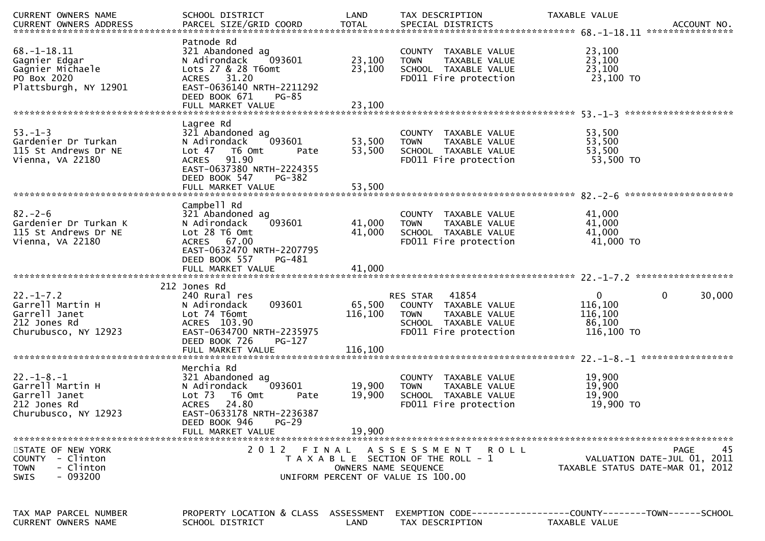| CURRENT OWNERS NAME<br>CURRENT OWNERS ADDRESS | SCHOOL DISTRICT<br>PARCEL SIZE/GRID COORD | LAND<br>TOTAL | TAX DESCRIPTION<br>SPECIAL DISTRICTS | TAXABLE VALUE | ACCOUNT NO. |
|---|---|---|---|---|---|

******************************************************************** 68.-1-18.11 ****************

| | Patnode Rd | | | | |
|---|---|---|---|---|---|
| 68.-1-18.11 | 321 Abandoned ag | | COUNTY TAXABLE VALUE | 23,100 | |
| Gagnier Edgar | N Adirondack 093601 | 23,100 | TOWN TAXABLE VALUE | 23,100 | |
| Gagnier Michaele | Lots 27 & 28 T6omt | 23,100 | SCHOOL TAXABLE VALUE | 23,100 | |
| PO Box 2020 | ACRES 31.20 | | FD011 Fire protection | 23,100 TO | |
| Plattsburgh, NY 12901 | EAST-0636140 NRTH-2211292 | | | | |
| | DEED BOOK 671 PG-85 | | | | |
| | FULL MARKET VALUE | 23,100 | | | |

******************************************************************** 53.-1-3 ********************

| | Lagree Rd | | | | |
|---|---|---|---|---|---|
| 53.-1-3 | 321 Abandoned ag | | COUNTY TAXABLE VALUE | 53,500 | |
| Gardenier Dr Turkan | N Adirondack 093601 | 53,500 | TOWN TAXABLE VALUE | 53,500 | |
| 115 St Andrews Dr NE | Lot 47 T6 Omt Pate | 53,500 | SCHOOL TAXABLE VALUE | 53,500 | |
| Vienna, VA 22180 | ACRES 91.90 | | FD011 Fire protection | 53,500 TO | |
| | EAST-0637380 NRTH-2224355 | | | | |
| | DEED BOOK 547 PG-382 | | | | |
| | FULL MARKET VALUE | 53,500 | | | |

******************************************************************** 82.-2-6 ********************

| | Campbell Rd | | | | |
|---|---|---|---|---|---|
| 82.-2-6 | 321 Abandoned ag | | COUNTY TAXABLE VALUE | 41,000 | |
| Gardenier Dr Turkan K | N Adirondack 093601 | 41,000 | TOWN TAXABLE VALUE | 41,000 | |
| 115 St Andrews Dr NE | Lot 28 T6 Omt | 41,000 | SCHOOL TAXABLE VALUE | 41,000 | |
| Vienna, VA 22180 | ACRES 67.00 | | FD011 Fire protection | 41,000 TO | |
| | EAST-0632470 NRTH-2207795 | | | | |
| | DEED BOOK 557 PG-481 | | | | |
| | FULL MARKET VALUE | 41,000 | | | |

******************************************************************** 22.-1-7.2 ******************

| | 212 Jones Rd | | | | |
|---|---|---|---|---|---|
| 22.-1-7.2 | 240 Rural res | | RES STAR 41854 | 0 0 | 30,000 |
| Garrell Martin H | N Adirondack 093601 | 65,500 | COUNTY TAXABLE VALUE | 116,100 | |
| Garrell Janet | Lot 74 T6omt | 116,100 | TOWN TAXABLE VALUE | 116,100 | |
| 212 Jones Rd | ACRES 103.90 | | SCHOOL TAXABLE VALUE | 86,100 | |
| Churubusco, NY 12923 | EAST-0634700 NRTH-2235975 | | FD011 Fire protection | 116,100 TO | |
| | DEED BOOK 726 PG-127 | | | | |
| | FULL MARKET VALUE | 116,100 | | | |

******************************************************************** 22.-1-8.-1 *****************

| | Merchia Rd | | | | |
|---|---|---|---|---|---|
| 22.-1-8.-1 | 321 Abandoned ag | | COUNTY TAXABLE VALUE | 19,900 | |
| Garrell Martin H | N Adirondack 093601 | 19,900 | TOWN TAXABLE VALUE | 19,900 | |
| Garrell Janet | Lot 73 T6 Omt Pate | 19,900 | SCHOOL TAXABLE VALUE | 19,900 | |
| 212 Jones Rd | ACRES 24.80 | | FD011 Fire protection | 19,900 TO | |
| Churubusco, NY 12923 | EAST-0633178 NRTH-2236387 | | | | |
| | DEED BOOK 946 PG-29 | | | | |
| | FULL MARKET VALUE | 19,900 | | | |

STATE OF NEW YORK — 2012 FINAL ASSESSMENT ROLL
COUNTY - Clinton — TAXABLE SECTION OF THE ROLL - 1 — VALUATION DATE-JUL 01, 2011
TOWN - Clinton — OWNERS NAME SEQUENCE — TAXABLE STATUS DATE-MAR 01, 2012
SWIS - 093200 — UNIFORM PERCENT OF VALUE IS 100.00

| TAX MAP PARCEL NUMBER | PROPERTY LOCATION & CLASS | ASSESSMENT | EXEMPTION CODE------------------COUNTY--------TOWN------SCHOOL |
|---|---|---|---|
| CURRENT OWNERS NAME | SCHOOL DISTRICT | LAND | TAX DESCRIPTION TAXABLE VALUE |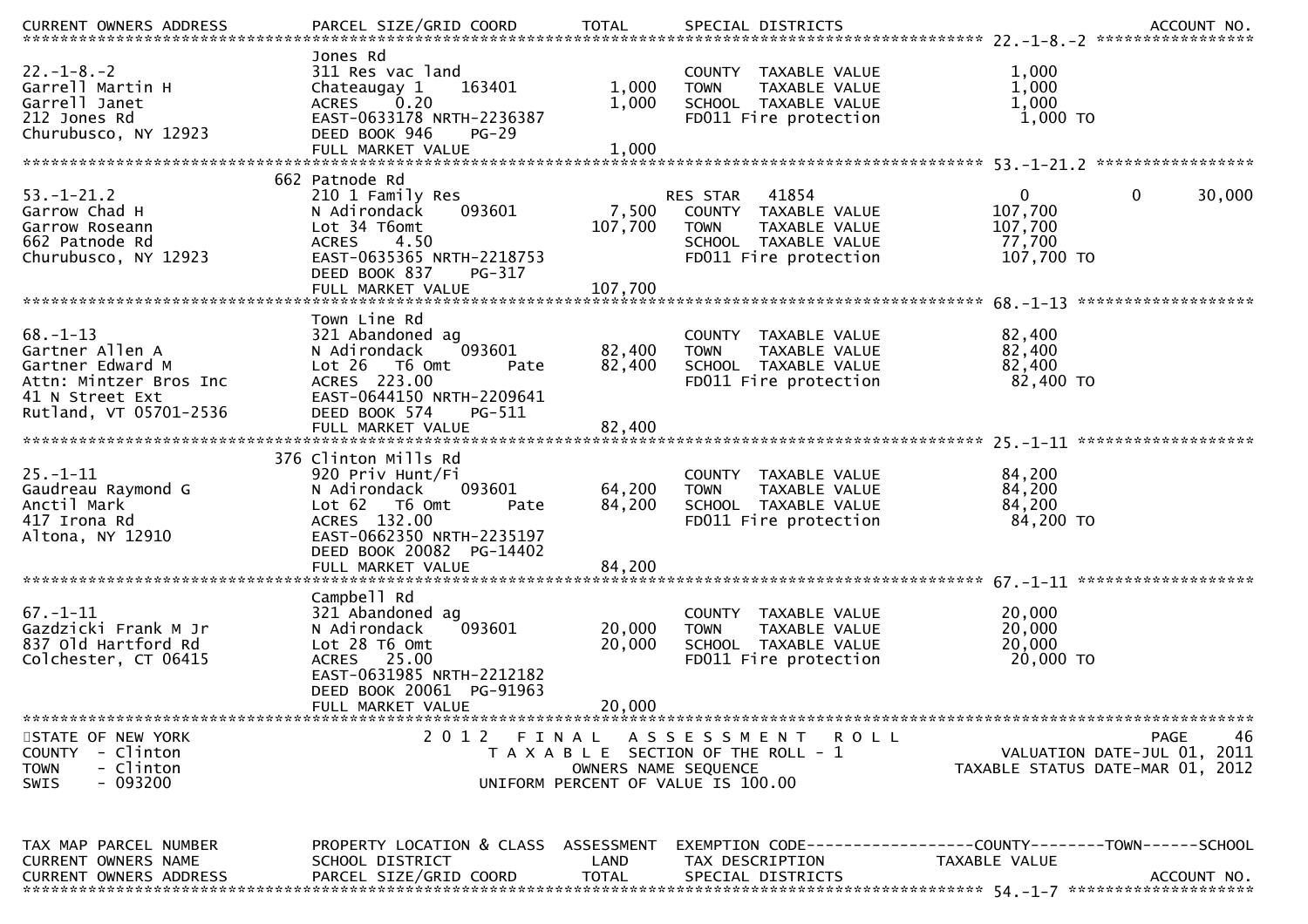| CURRENT OWNERS ADDRESS | PARCEL SIZE/GRID COORD | TOTAL | SPECIAL DISTRICTS | | | ACCOUNT NO. |
|---|---|---|---|---|---|---|
| **22.-1-8.-2** | | | | | | |
| 22.-1-8.-2 | Jones Rd | | | | | |
| Garrell Martin H | 311 Res vac land | | COUNTY TAXABLE VALUE | 1,000 | | |
| Garrell Janet | Chateaugay 1 163401 | 1,000 | TOWN TAXABLE VALUE | 1,000 | | |
| 212 Jones Rd | ACRES 0.20 | 1,000 | SCHOOL TAXABLE VALUE | 1,000 | | |
| Churubusco, NY 12923 | EAST-0633178 NRTH-2236387 | | FD011 Fire protection | 1,000 TO | | |
| | DEED BOOK 946 PG-29 | | | | | |
| | FULL MARKET VALUE | 1,000 | | | | |
| **53.-1-21.2** | | | | | | |
| 53.-1-21.2 | 662 Patnode Rd | | | | | |
| Garrow Chad H | 210 1 Family Res | | RES STAR 41854 | 0 | 0 | 30,000 |
| Garrow Roseann | N Adirondack 093601 | 7,500 | COUNTY TAXABLE VALUE | 107,700 | | |
| 662 Patnode Rd | Lot 34 T6omt | 107,700 | TOWN TAXABLE VALUE | 107,700 | | |
| Churubusco, NY 12923 | ACRES 4.50 | | SCHOOL TAXABLE VALUE | 77,700 | | |
| | EAST-0635365 NRTH-2218753 | | FD011 Fire protection | 107,700 TO | | |
| | DEED BOOK 837 PG-317 | | | | | |
| | FULL MARKET VALUE | 107,700 | | | | |
| **68.-1-13** | | | | | | |
| 68.-1-13 | Town Line Rd | | | | | |
| Gartner Allen A | 321 Abandoned ag | | COUNTY TAXABLE VALUE | 82,400 | | |
| Gartner Edward M | N Adirondack 093601 | 82,400 | TOWN TAXABLE VALUE | 82,400 | | |
| Attn: Mintzer Bros Inc | Lot 26 T6 Omt Pate | 82,400 | SCHOOL TAXABLE VALUE | 82,400 | | |
| 41 N Street Ext | ACRES 223.00 | | FD011 Fire protection | 82,400 TO | | |
| Rutland, VT 05701-2536 | EAST-0644150 NRTH-2209641 | | | | | |
| | DEED BOOK 574 PG-511 | | | | | |
| | FULL MARKET VALUE | 82,400 | | | | |
| **25.-1-11** | | | | | | |
| 25.-1-11 | 376 Clinton Mills Rd | | | | | |
| Gaudreau Raymond G | 920 Priv Hunt/Fi | | COUNTY TAXABLE VALUE | 84,200 | | |
| Anctil Mark | N Adirondack 093601 | 64,200 | TOWN TAXABLE VALUE | 84,200 | | |
| 417 Irona Rd | Lot 62 T6 Omt Pate | 84,200 | SCHOOL TAXABLE VALUE | 84,200 | | |
| Altona, NY 12910 | ACRES 132.00 | | FD011 Fire protection | 84,200 TO | | |
| | EAST-0662350 NRTH-2235197 | | | | | |
| | DEED BOOK 20082 PG-14402 | | | | | |
| | FULL MARKET VALUE | 84,200 | | | | |
| **67.-1-11** | | | | | | |
| 67.-1-11 | Campbell Rd | | | | | |
| Gazdzicki Frank M Jr | 321 Abandoned ag | | COUNTY TAXABLE VALUE | 20,000 | | |
| 837 Old Hartford Rd | N Adirondack 093601 | 20,000 | TOWN TAXABLE VALUE | 20,000 | | |
| Colchester, CT 06415 | Lot 28 T6 Omt | 20,000 | SCHOOL TAXABLE VALUE | 20,000 | | |
| | ACRES 25.00 | | FD011 Fire protection | 20,000 TO | | |
| | EAST-0631985 NRTH-2212182 | | | | | |
| | DEED BOOK 20061 PG-91963 | | | | | |
| | FULL MARKET VALUE | 20,000 | | | | |

STATE OF NEW YORK
COUNTY - Clinton
TOWN - Clinton
SWIS - 093200

2012 FINAL ASSESSMENT ROLL
TAXABLE SECTION OF THE ROLL - 1
OWNERS NAME SEQUENCE
UNIFORM PERCENT OF VALUE IS 100.00

VALUATION DATE-JUL 01, 2011
TAXABLE STATUS DATE-MAR 01, 2012

| TAX MAP PARCEL NUMBER | PROPERTY LOCATION & CLASS | ASSESSMENT | EXEMPTION CODE-----------------COUNTY--------TOWN------SCHOOL |
|---|---|---|---|
| CURRENT OWNERS NAME | SCHOOL DISTRICT | LAND | TAX DESCRIPTION TAXABLE VALUE |
| CURRENT OWNERS ADDRESS | PARCEL SIZE/GRID COORD | TOTAL | SPECIAL DISTRICTS ACCOUNT NO. |
| **54.-1-7** | | | |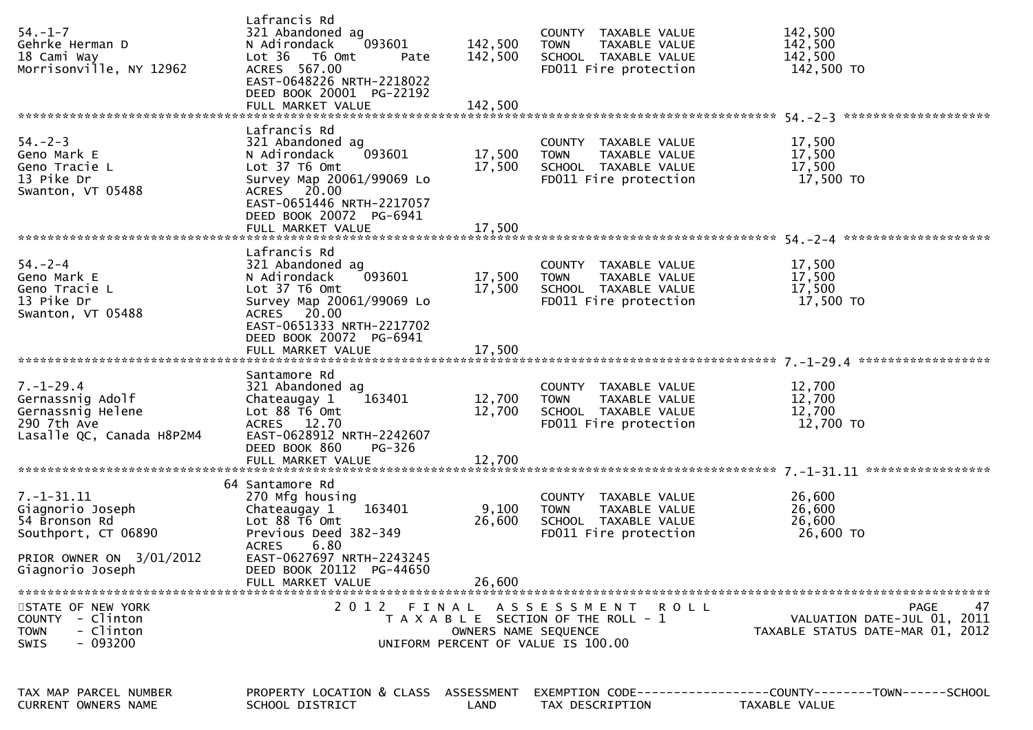| TAX MAP PARCEL NUMBER / CURRENT OWNERS NAME | PROPERTY LOCATION & CLASS / SCHOOL DISTRICT | ASSESSMENT LAND | ASSESSMENT TOTAL | EXEMPTION CODE / TAX DESCRIPTION | TAXABLE VALUE |
|---|---|---|---|---|---|
| 54.-1-7 | Lafrancis Rd | | | | |
| Gehrke Herman D | 321 Abandoned ag | | | COUNTY TAXABLE VALUE | 142,500 |
| 18 Cami Way | N Adirondack 093601 | 142,500 | | TOWN TAXABLE VALUE | 142,500 |
| Morrisonville, NY 12962 | Lot 36 T6 Omt Pate | | 142,500 | SCHOOL TAXABLE VALUE | 142,500 |
| | ACRES 567.00 | | | FD011 Fire protection | 142,500 TO |
| | EAST-0648226 NRTH-2218022 | | | | |
| | DEED BOOK 20001 PG-22192 | | | | |
| | FULL MARKET VALUE | | 142,500 | | |
| 54.-2-3 | Lafrancis Rd | | | | |
| Geno Mark E | 321 Abandoned ag | | | COUNTY TAXABLE VALUE | 17,500 |
| Geno Tracie L | N Adirondack 093601 | 17,500 | | TOWN TAXABLE VALUE | 17,500 |
| 13 Pike Dr | Lot 37 T6 Omt | | 17,500 | SCHOOL TAXABLE VALUE | 17,500 |
| Swanton, VT 05488 | Survey Map 20061/99069 Lo | | | FD011 Fire protection | 17,500 TO |
| | ACRES 20.00 | | | | |
| | EAST-0651446 NRTH-2217057 | | | | |
| | DEED BOOK 20072 PG-6941 | | | | |
| | FULL MARKET VALUE | | 17,500 | | |
| 54.-2-4 | Lafrancis Rd | | | | |
| Geno Mark E | 321 Abandoned ag | | | COUNTY TAXABLE VALUE | 17,500 |
| Geno Tracie L | N Adirondack 093601 | 17,500 | | TOWN TAXABLE VALUE | 17,500 |
| 13 Pike Dr | Lot 37 T6 Omt | | 17,500 | SCHOOL TAXABLE VALUE | 17,500 |
| Swanton, VT 05488 | Survey Map 20061/99069 Lo | | | FD011 Fire protection | 17,500 TO |
| | ACRES 20.00 | | | | |
| | EAST-0651333 NRTH-2217702 | | | | |
| | DEED BOOK 20072 PG-6941 | | | | |
| | FULL MARKET VALUE | | 17,500 | | |
| 7.-1-29.4 | Santamore Rd | | | | |
| Gernassnig Adolf | 321 Abandoned ag | | | COUNTY TAXABLE VALUE | 12,700 |
| Gernassnig Helene | Chateaugay 1 163401 | 12,700 | | TOWN TAXABLE VALUE | 12,700 |
| 290 7th Ave | Lot 88 T6 Omt | | 12,700 | SCHOOL TAXABLE VALUE | 12,700 |
| Lasalle QC, Canada H8P2M4 | ACRES 12.70 | | | FD011 Fire protection | 12,700 TO |
| | EAST-0628912 NRTH-2242607 | | | | |
| | DEED BOOK 860 PG-326 | | | | |
| | FULL MARKET VALUE | | 12,700 | | |
| 7.-1-31.11 | 64 Santamore Rd | | | | |
| Giagnorio Joseph | 270 Mfg housing | | | COUNTY TAXABLE VALUE | 26,600 |
| 54 Bronson Rd | Chateaugay 1 163401 | 9,100 | | TOWN TAXABLE VALUE | 26,600 |
| Southport, CT 06890 | Lot 88 T6 Omt | | 26,600 | SCHOOL TAXABLE VALUE | 26,600 |
| | Previous Deed 382-349 | | | FD011 Fire protection | 26,600 TO |
| PRIOR OWNER ON 3/01/2012 | ACRES 6.80 | | | | |
| Giagnorio Joseph | EAST-0627697 NRTH-2243245 | | | | |
| | DEED BOOK 20112 PG-44650 | | | | |
| | FULL MARKET VALUE | | 26,600 | | |

STATE OF NEW YORK
COUNTY - Clinton
TOWN - Clinton
SWIS - 093200

2012 FINAL ASSESSMENT ROLL
TAXABLE SECTION OF THE ROLL - 1
OWNERS NAME SEQUENCE
UNIFORM PERCENT OF VALUE IS 100.00

VALUATION DATE-JUL 01, 2011
TAXABLE STATUS DATE-MAR 01, 2012

TAX MAP PARCEL NUMBER — PROPERTY LOCATION & CLASS — ASSESSMENT — EXEMPTION CODE------------------COUNTY--------TOWN------SCHOOL
CURRENT OWNERS NAME — SCHOOL DISTRICT — LAND — TAX DESCRIPTION — TAXABLE VALUE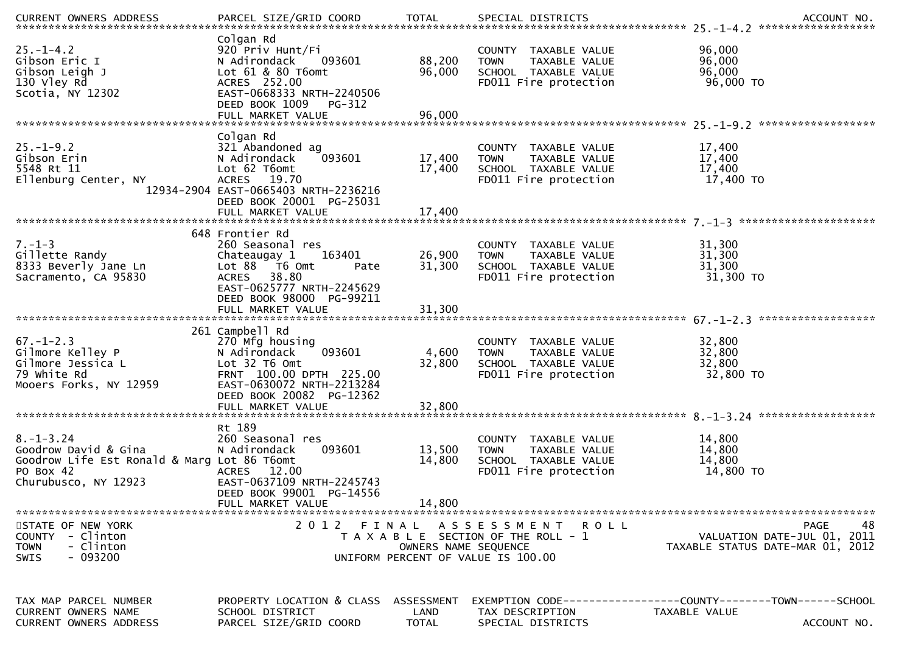| TAX MAP PARCEL NUMBER / CURRENT OWNERS NAME / CURRENT OWNERS ADDRESS | PROPERTY LOCATION & CLASS / SCHOOL DISTRICT / PARCEL SIZE/GRID COORD | ASSESSMENT LAND / TOTAL | EXEMPTION CODE / TAX DESCRIPTION / SPECIAL DISTRICTS | TAXABLE VALUE (COUNTY / TOWN / SCHOOL) | ACCOUNT NO. |
|---|---|---|---|---|---|
| 25.-1-4.2 | Colgan Rd | | | | |
| 25.-1-4.2 | 920 Priv Hunt/Fi | | COUNTY TAXABLE VALUE | 96,000 | |
| Gibson Eric I | N Adirondack 093601 | 88,200 | TOWN TAXABLE VALUE | 96,000 | |
| Gibson Leigh J | Lot 61 & 80 T6omt | 96,000 | SCHOOL TAXABLE VALUE | 96,000 | |
| 130 Vley Rd | ACRES 252.00 | | FD011 Fire protection | 96,000 TO | |
| Scotia, NY 12302 | EAST-0668333 NRTH-2240506 | | | | |
| | DEED BOOK 1009 PG-312 | | | | |
| | FULL MARKET VALUE | 96,000 | | | |
| 25.-1-9.2 | Colgan Rd | | | | |
| 25.-1-9.2 | 321 Abandoned ag | | COUNTY TAXABLE VALUE | 17,400 | |
| Gibson Erin | N Adirondack 093601 | 17,400 | TOWN TAXABLE VALUE | 17,400 | |
| 5548 Rt 11 | Lot 62 T6omt | 17,400 | SCHOOL TAXABLE VALUE | 17,400 | |
| Ellenburg Center, NY | ACRES 19.70 | | FD011 Fire protection | 17,400 TO | |
| 12934-2904 | EAST-0665403 NRTH-2236216 | | | | |
| | DEED BOOK 20001 PG-25031 | | | | |
| | FULL MARKET VALUE | 17,400 | | | |
| 7.-1-3 | 648 Frontier Rd | | | | |
| 7.-1-3 | 260 Seasonal res | | COUNTY TAXABLE VALUE | 31,300 | |
| Gillette Randy | Chateaugay 1 163401 | 26,900 | TOWN TAXABLE VALUE | 31,300 | |
| 8333 Beverly Jane Ln | Lot 88 T6 Omt Pate | 31,300 | SCHOOL TAXABLE VALUE | 31,300 | |
| Sacramento, CA 95830 | ACRES 38.80 | | FD011 Fire protection | 31,300 TO | |
| | EAST-0625777 NRTH-2245629 | | | | |
| | DEED BOOK 98000 PG-99211 | | | | |
| | FULL MARKET VALUE | 31,300 | | | |
| 67.-1-2.3 | 261 Campbell Rd | | | | |
| 67.-1-2.3 | 270 Mfg housing | | COUNTY TAXABLE VALUE | 32,800 | |
| Gilmore Kelley P | N Adirondack 093601 | 4,600 | TOWN TAXABLE VALUE | 32,800 | |
| Gilmore Jessica L | Lot 32 T6 Omt | 32,800 | SCHOOL TAXABLE VALUE | 32,800 | |
| 79 White Rd | FRNT 100.00 DPTH 225.00 | | FD011 Fire protection | 32,800 TO | |
| Mooers Forks, NY 12959 | EAST-0630072 NRTH-2213284 | | | | |
| | DEED BOOK 20082 PG-12362 | | | | |
| | FULL MARKET VALUE | 32,800 | | | |
| 8.-1-3.24 | Rt 189 | | | | |
| 8.-1-3.24 | 260 Seasonal res | | COUNTY TAXABLE VALUE | 14,800 | |
| Goodrow David & Gina | N Adirondack 093601 | 13,500 | TOWN TAXABLE VALUE | 14,800 | |
| Goodrow Life Est Ronald & Marg | Lot 86 T6omt | 14,800 | SCHOOL TAXABLE VALUE | 14,800 | |
| PO Box 42 | ACRES 12.00 | | FD011 Fire protection | 14,800 TO | |
| Churubusco, NY 12923 | EAST-0637109 NRTH-2245743 | | | | |
| | DEED BOOK 99001 PG-14556 | | | | |
| | FULL MARKET VALUE | 14,800 | | | |

STATE OF NEW YORK
COUNTY - Clinton
TOWN - Clinton
SWIS - 093200

2012 FINAL ASSESSMENT ROLL
TAXABLE SECTION OF THE ROLL - 1
OWNERS NAME SEQUENCE
UNIFORM PERCENT OF VALUE IS 100.00

VALUATION DATE-JUL 01, 2011
TAXABLE STATUS DATE-MAR 01, 2012

| TAX MAP PARCEL NUMBER | PROPERTY LOCATION & CLASS | ASSESSMENT | EXEMPTION CODE------------------COUNTY--------TOWN------SCHOOL | |
|---|---|---|---|---|
| CURRENT OWNERS NAME | SCHOOL DISTRICT | LAND | TAX DESCRIPTION | TAXABLE VALUE |
| CURRENT OWNERS ADDRESS | PARCEL SIZE/GRID COORD | TOTAL | SPECIAL DISTRICTS | ACCOUNT NO. |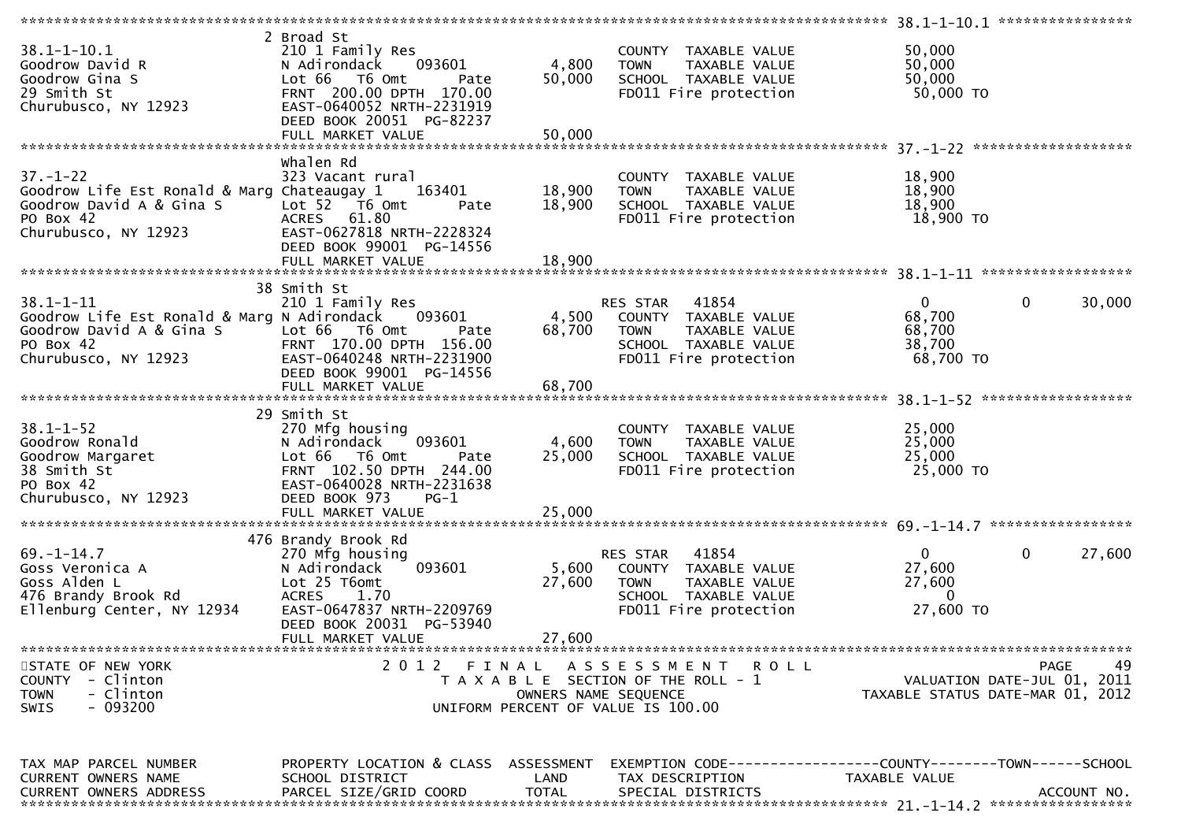```
******************************************************************************************************* 38.1-1-10.1 ****************
                                2 Broad St
38.1-1-10.1                    210 1 Family Res                          COUNTY  TAXABLE VALUE            50,000
Goodrow David R                N Adirondack    093601       4,800       TOWN    TAXABLE VALUE            50,000
Goodrow Gina S                 Lot 66   T6 Omt       Pate   50,000       SCHOOL  TAXABLE VALUE            50,000
29 Smith St                    FRNT 200.00 DPTH 170.00                   FD011 Fire protection             50,000 TO
Churubusco, NY 12923           EAST-0640052 NRTH-2231919
                               DEED BOOK 20051  PG-82237
                               FULL MARKET VALUE            50,000
******************************************************************************************************* 37.-1-22 *******************
                               Whalen Rd
37.-1-22                       323 Vacant rural                          COUNTY  TAXABLE VALUE            18,900
Goodrow Life Est Ronald & Marg Chateaugay 1    163401      18,900       TOWN    TAXABLE VALUE            18,900
Goodrow David A & Gina S       Lot 52   T6 Omt       Pate   18,900       SCHOOL  TAXABLE VALUE            18,900
PO Box 42                      ACRES   61.80                             FD011 Fire protection             18,900 TO
Churubusco, NY 12923           EAST-0627818 NRTH-2228324
                               DEED BOOK 99001  PG-14556
                               FULL MARKET VALUE            18,900
******************************************************************************************************* 38.1-1-11 ******************
                               38 Smith St
38.1-1-11                      210 1 Family Res                          RES STAR   41854                 0           0      30,000
Goodrow Life Est Ronald & Marg N Adirondack    093601       4,500       COUNTY  TAXABLE VALUE            68,700
Goodrow David A & Gina S       Lot 66   T6 Omt       Pate   68,700       TOWN    TAXABLE VALUE            68,700
PO Box 42                      FRNT 170.00 DPTH 156.00                   SCHOOL  TAXABLE VALUE            38,700
Churubusco, NY 12923           EAST-0640248 NRTH-2231900                 FD011 Fire protection             68,700 TO
                               DEED BOOK 99001  PG-14556
                               FULL MARKET VALUE            68,700
******************************************************************************************************* 38.1-1-52 ******************
                               29 Smith St
38.1-1-52                      270 Mfg housing                           COUNTY  TAXABLE VALUE            25,000
Goodrow Ronald                 N Adirondack    093601       4,600       TOWN    TAXABLE VALUE            25,000
Goodrow Margaret               Lot 66   T6 Omt       Pate   25,000       SCHOOL  TAXABLE VALUE            25,000
38 Smith St                    FRNT 102.50 DPTH 244.00                   FD011 Fire protection             25,000 TO
PO Box 42                      EAST-0640028 NRTH-2231638
Churubusco, NY 12923           DEED BOOK 973    PG-1
                               FULL MARKET VALUE            25,000
******************************************************************************************************* 69.-1-14.7 *****************
                              476 Brandy Brook Rd
69.-1-14.7                     270 Mfg housing                           RES STAR   41854                 0           0      27,600
Goss Veronica A                N Adirondack    093601       5,600       COUNTY  TAXABLE VALUE            27,600
Goss Alden L                   Lot 25 T6omt                 27,600       TOWN    TAXABLE VALUE            27,600
476 Brandy Brook Rd            ACRES    1.70                             SCHOOL  TAXABLE VALUE                 0
Ellenburg Center, NY 12934     EAST-0647837 NRTH-2209769                 FD011 Fire protection             27,600 TO
                               DEED BOOK 20031  PG-53940
                               FULL MARKET VALUE            27,600
************************************************************************************************************************************
STATE OF NEW YORK                  2 0 1 2   F I N A L   A S S E S S M E N T   R O L L                                  PAGE     49
COUNTY  - Clinton                       T A X A B L E  SECTION OF THE ROLL - 1                         VALUATION DATE-JUL 01, 2011
TOWN    - Clinton                              OWNERS NAME SEQUENCE                              TAXABLE STATUS DATE-MAR 01, 2012
SWIS    - 093200                         UNIFORM PERCENT OF VALUE IS 100.00


TAX MAP PARCEL NUMBER          PROPERTY LOCATION & CLASS  ASSESSMENT  EXEMPTION CODE-----------------COUNTY--------TOWN------SCHOOL
CURRENT OWNERS NAME            SCHOOL DISTRICT               LAND      TAX DESCRIPTION            TAXABLE VALUE
CURRENT OWNERS ADDRESS         PARCEL SIZE/GRID COORD        TOTAL     SPECIAL DISTRICTS                                 ACCOUNT NO.
******************************************************************************************************* 21.-1-14.2 *****************
```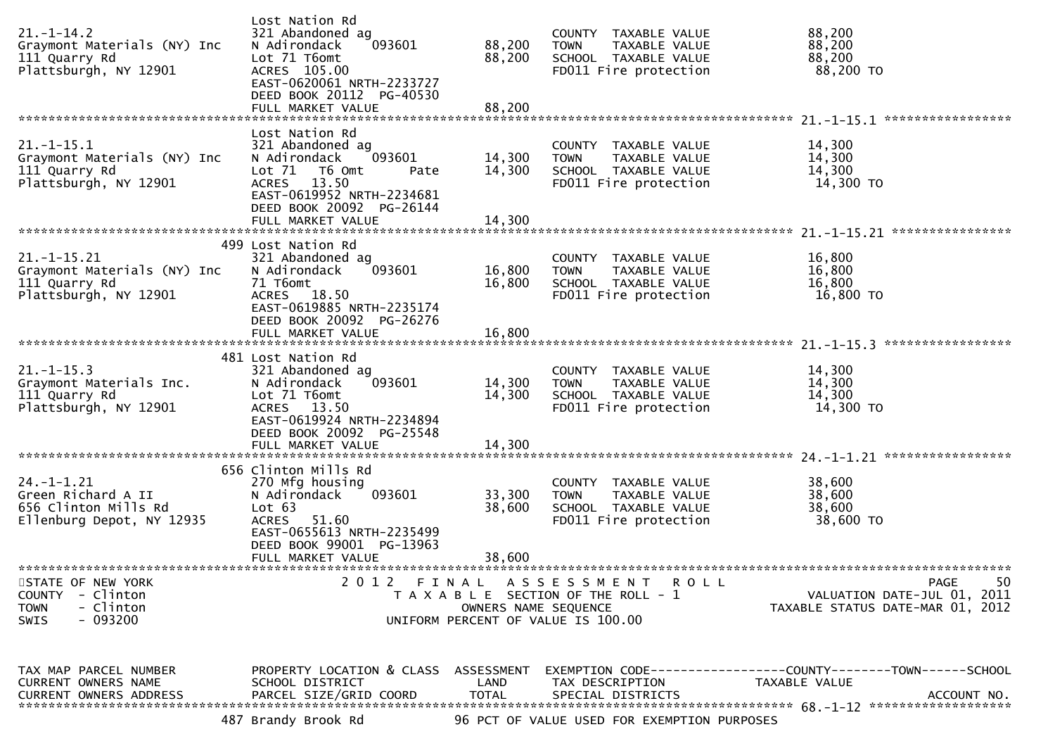```
                              Lost Nation Rd
21.-1-14.2                    321 Abandoned ag                      COUNTY  TAXABLE VALUE              88,200
Graymont Materials (NY) Inc   N Adirondack    093601      88,200   TOWN    TAXABLE VALUE              88,200
111 Quarry Rd                 Lot 71 T6omt                88,200   SCHOOL  TAXABLE VALUE              88,200
Plattsburgh, NY 12901         ACRES 105.00                          FD011 Fire protection               88,200 TO
                              EAST-0620061 NRTH-2233727
                              DEED BOOK 20112  PG-40530
                              FULL MARKET VALUE           88,200
******************************************************************************************************* 21.-1-15.1 *****************
                              Lost Nation Rd
21.-1-15.1                    321 Abandoned ag                      COUNTY  TAXABLE VALUE              14,300
Graymont Materials (NY) Inc   N Adirondack    093601      14,300   TOWN    TAXABLE VALUE              14,300
111 Quarry Rd                 Lot 71  T6 Omt        Pate  14,300   SCHOOL  TAXABLE VALUE              14,300
Plattsburgh, NY 12901         ACRES  13.50                          FD011 Fire protection               14,300 TO
                              EAST-0619952 NRTH-2234681
                              DEED BOOK 20092  PG-26144
                              FULL MARKET VALUE           14,300
******************************************************************************************************* 21.-1-15.21 ****************
                          499 Lost Nation Rd
21.-1-15.21                   321 Abandoned ag                      COUNTY  TAXABLE VALUE              16,800
Graymont Materials (NY) Inc   N Adirondack    093601      16,800   TOWN    TAXABLE VALUE              16,800
111 Quarry Rd                 71 T6omt                    16,800   SCHOOL  TAXABLE VALUE              16,800
Plattsburgh, NY 12901         ACRES  18.50                          FD011 Fire protection               16,800 TO
                              EAST-0619885 NRTH-2235174
                              DEED BOOK 20092  PG-26276
                              FULL MARKET VALUE           16,800
******************************************************************************************************* 21.-1-15.3 *****************
                          481 Lost Nation Rd
21.-1-15.3                    321 Abandoned ag                      COUNTY  TAXABLE VALUE              14,300
Graymont Materials Inc.       N Adirondack    093601      14,300   TOWN    TAXABLE VALUE              14,300
111 Quarry Rd                 Lot 71 T6omt                14,300   SCHOOL  TAXABLE VALUE              14,300
Plattsburgh, NY 12901         ACRES  13.50                          FD011 Fire protection               14,300 TO
                              EAST-0619924 NRTH-2234894
                              DEED BOOK 20092  PG-25548
                              FULL MARKET VALUE           14,300
******************************************************************************************************* 24.-1-1.21 *****************
                          656 Clinton Mills Rd
24.-1-1.21                    270 Mfg housing                       COUNTY  TAXABLE VALUE              38,600
Green Richard A II            N Adirondack    093601      33,300   TOWN    TAXABLE VALUE              38,600
656 Clinton Mills Rd          Lot 63                      38,600   SCHOOL  TAXABLE VALUE              38,600
Ellenburg Depot, NY 12935     ACRES  51.60                          FD011 Fire protection               38,600 TO
                              EAST-0655613 NRTH-2235499
                              DEED BOOK 99001  PG-13963
                              FULL MARKET VALUE           38,600
************************************************************************************************************************************
STATE OF NEW YORK                    2 0 1 2   F I N A L   A S S E S S M E N T   R O L L                          PAGE      50
COUNTY  - Clinton                         T A X A B L E  SECTION OF THE ROLL - 1                       VALUATION DATE-JUL 01, 2011
TOWN    - Clinton                                  OWNERS NAME SEQUENCE                          TAXABLE STATUS DATE-MAR 01, 2012
SWIS    - 093200                            UNIFORM PERCENT OF VALUE IS 100.00


TAX MAP PARCEL NUMBER         PROPERTY LOCATION & CLASS  ASSESSMENT  EXEMPTION CODE------------------COUNTY--------TOWN------SCHOOL
CURRENT OWNERS NAME           SCHOOL DISTRICT               LAND      TAX DESCRIPTION            TAXABLE VALUE
CURRENT OWNERS ADDRESS        PARCEL SIZE/GRID COORD        TOTAL     SPECIAL DISTRICTS                                  ACCOUNT NO.
******************************************************************************************************* 68.-1-12 *******************
                          487 Brandy Brook Rd           96 PCT OF VALUE USED FOR EXEMPTION PURPOSES
```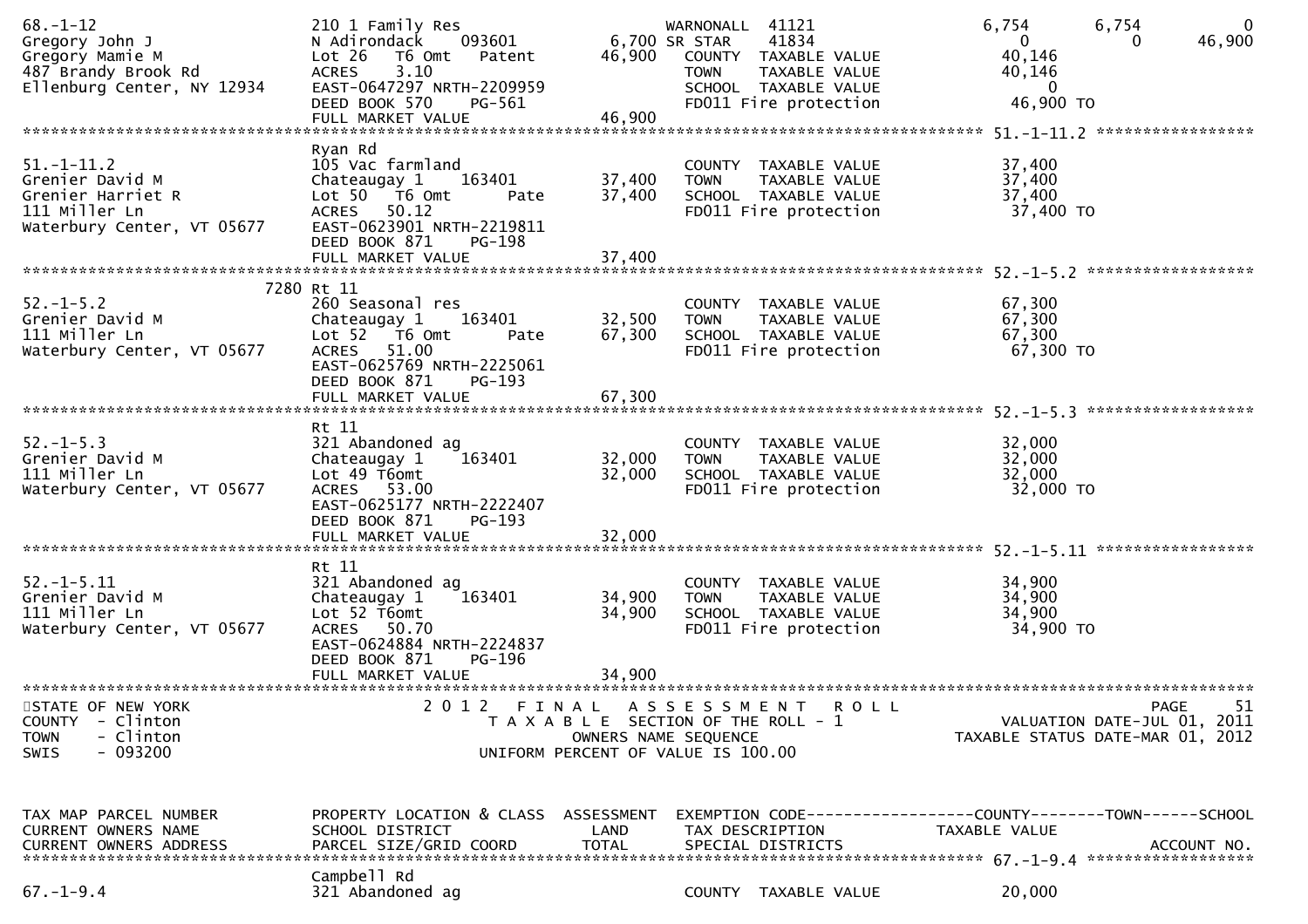```
68.-1-12                      210 1 Family Res                    WARNONALL  41121            6,754        6,754            0
Gregory John J                N Adirondack     093601       6,700 SR STAR    41834                0            0       46,900
Gregory Mamie M               Lot 26   T6 Omt   Patent      46,900   COUNTY  TAXABLE VALUE      40,146
487 Brandy Brook Rd           ACRES    3.10                          TOWN    TAXABLE VALUE      40,146
Ellenburg Center, NY 12934    EAST-0647297 NRTH-2209959              SCHOOL  TAXABLE VALUE           0
                              DEED BOOK 570    PG-561                FD011 Fire protection        46,900 TO
                              FULL MARKET VALUE             46,900
******************************************************************************************************* 51.-1-11.2 *****************
                              Ryan Rd
51.-1-11.2                    105 Vac farmland                       COUNTY  TAXABLE VALUE      37,400
Grenier David M               Chateaugay 1     163401       37,400   TOWN    TAXABLE VALUE      37,400
Grenier Harriet R             Lot 50   T6 Omt      Pate     37,400   SCHOOL  TAXABLE VALUE      37,400
111 Miller Ln                 ACRES   50.12                          FD011 Fire protection        37,400 TO
Waterbury Center, VT 05677    EAST-0623901 NRTH-2219811
                              DEED BOOK 871    PG-198
                              FULL MARKET VALUE             37,400
******************************************************************************************************* 52.-1-5.2 ******************
                         7280 Rt 11
52.-1-5.2                     260 Seasonal res                       COUNTY  TAXABLE VALUE      67,300
Grenier David M               Chateaugay 1     163401       32,500   TOWN    TAXABLE VALUE      67,300
111 Miller Ln                 Lot 52   T6 Omt      Pate     67,300   SCHOOL  TAXABLE VALUE      67,300
Waterbury Center, VT 05677    ACRES   51.00                          FD011 Fire protection        67,300 TO
                              EAST-0625769 NRTH-2225061
                              DEED BOOK 871    PG-193
                              FULL MARKET VALUE             67,300
******************************************************************************************************* 52.-1-5.3 ******************
                              Rt 11
52.-1-5.3                     321 Abandoned ag                       COUNTY  TAXABLE VALUE      32,000
Grenier David M               Chateaugay 1     163401       32,000   TOWN    TAXABLE VALUE      32,000
111 Miller Ln                 Lot 49 T6omt                  32,000   SCHOOL  TAXABLE VALUE      32,000
Waterbury Center, VT 05677    ACRES   53.00                          FD011 Fire protection        32,000 TO
                              EAST-0625177 NRTH-2222407
                              DEED BOOK 871    PG-193
                              FULL MARKET VALUE             32,000
******************************************************************************************************* 52.-1-5.11 *****************
                              Rt 11
52.-1-5.11                    321 Abandoned ag                       COUNTY  TAXABLE VALUE      34,900
Grenier David M               Chateaugay 1     163401       34,900   TOWN    TAXABLE VALUE      34,900
111 Miller Ln                 Lot 52 T6omt                  34,900   SCHOOL  TAXABLE VALUE      34,900
Waterbury Center, VT 05677    ACRES   50.70                          FD011 Fire protection        34,900 TO
                              EAST-0624884 NRTH-2224837
                              DEED BOOK 871    PG-196
                              FULL MARKET VALUE             34,900
************************************************************************************************************************************
STATE OF NEW YORK                   2 0 1 2   F I N A L   A S S E S S M E N T   R O L L                                   PAGE    51
COUNTY  - Clinton                      T A X A B L E  SECTION OF THE ROLL - 1                       VALUATION DATE-JUL 01, 2011
TOWN    - Clinton                              OWNERS NAME SEQUENCE                            TAXABLE STATUS DATE-MAR 01, 2012
SWIS    - 093200                          UNIFORM PERCENT OF VALUE IS 100.00


TAX MAP PARCEL NUMBER         PROPERTY LOCATION & CLASS  ASSESSMENT  EXEMPTION CODE------------------COUNTY--------TOWN------SCHOOL
CURRENT OWNERS NAME           SCHOOL DISTRICT               LAND     TAX DESCRIPTION              TAXABLE VALUE
CURRENT OWNERS ADDRESS        PARCEL SIZE/GRID COORD       TOTAL     SPECIAL DISTRICTS                                   ACCOUNT NO.
******************************************************************************************************* 67.-1-9.4 ******************
                              Campbell Rd
67.-1-9.4                     321 Abandoned ag                       COUNTY  TAXABLE VALUE      20,000
```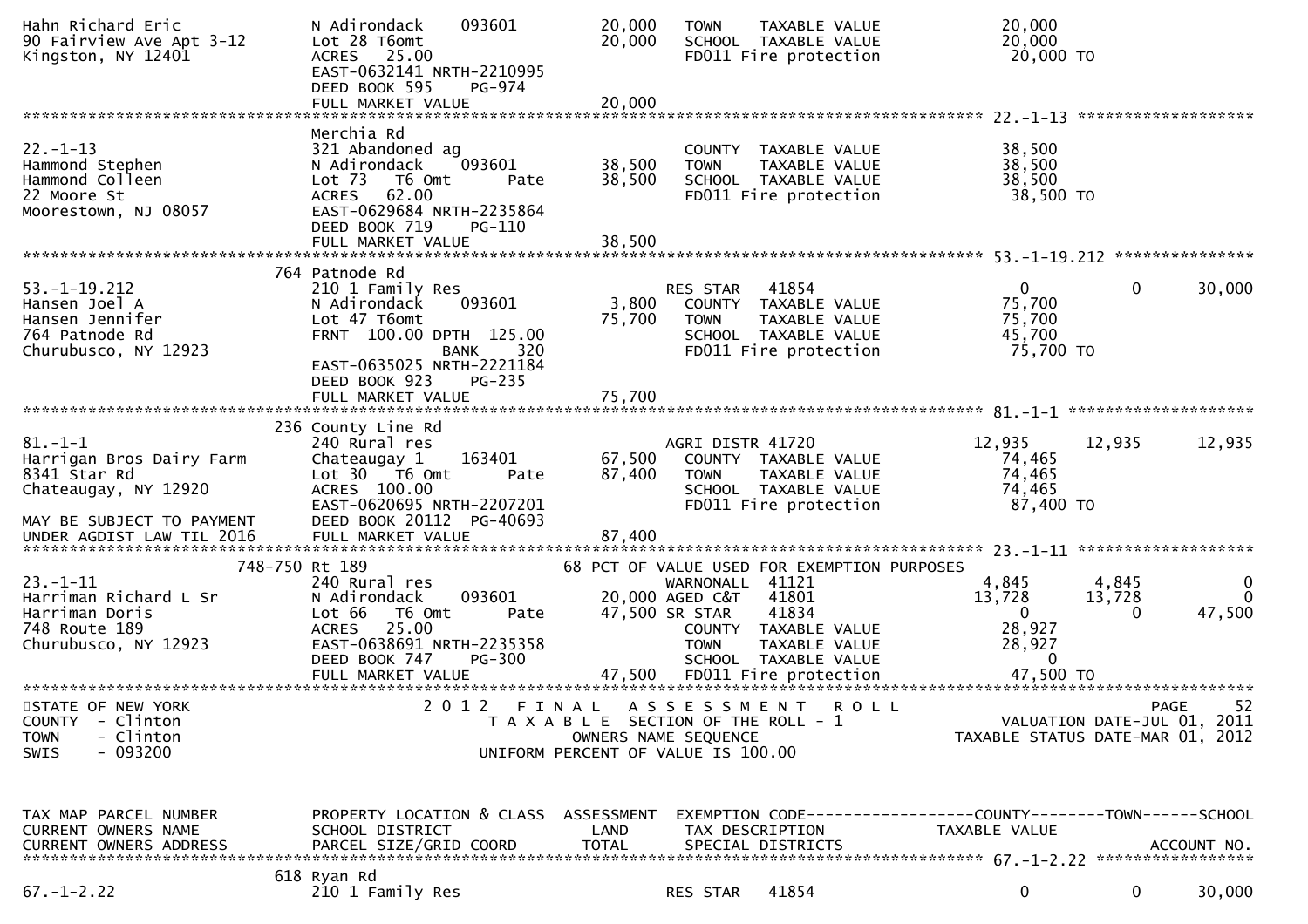```
Hahn Richard Eric              N Adirondack     093601          20,000   TOWN     TAXABLE VALUE              20,000
90 Fairview Ave Apt 3-12       Lot 28 T6omt                     20,000   SCHOOL  TAXABLE VALUE              20,000
Kingston, NY 12401             ACRES   25.00                             FD011 Fire protection               20,000 TO
                               EAST-0632141 NRTH-2210995
                               DEED BOOK 595     PG-974
                               FULL MARKET VALUE                20,000
******************************************************************************************************* 22.-1-13 ******************
                               Merchia Rd
22.-1-13                       321 Abandoned ag                          COUNTY  TAXABLE VALUE              38,500
Hammond Stephen                N Adirondack     093601          38,500   TOWN     TAXABLE VALUE              38,500
Hammond Colleen                Lot 73  T6 Omt          Pate     38,500   SCHOOL  TAXABLE VALUE              38,500
22 Moore St                    ACRES   62.00                             FD011 Fire protection               38,500 TO
Moorestown, NJ 08057           EAST-0629684 NRTH-2235864
                               DEED BOOK 719     PG-110
                               FULL MARKET VALUE                38,500
******************************************************************************************************* 53.-1-19.212 **************
                          764 Patnode Rd
53.-1-19.212                   210 1 Family Res                          RES STAR   41854                  0            0      30,000
Hansen Joel A                  N Adirondack     093601           3,800   COUNTY  TAXABLE VALUE              75,700
Hansen Jennifer                Lot 47 T6omt                     75,700   TOWN     TAXABLE VALUE              75,700
764 Patnode Rd                 FRNT 100.00 DPTH 125.00                   SCHOOL  TAXABLE VALUE              45,700
Churubusco, NY 12923                             BANK    320             FD011 Fire protection               75,700 TO
                               EAST-0635025 NRTH-2221184
                               DEED BOOK 923     PG-235
                               FULL MARKET VALUE                75,700
******************************************************************************************************* 81.-1-1 *******************
                          236 County Line Rd
81.-1-1                        240 Rural res                             AGRI DISTR 41720              12,935       12,935      12,935
Harrigan Bros Dairy Farm       Chateaugay 1     163401          67,500   COUNTY  TAXABLE VALUE              74,465
8341 Star Rd                   Lot 30  T6 Omt          Pate     87,400   TOWN     TAXABLE VALUE              74,465
Chateaugay, NY 12920           ACRES  100.00                             SCHOOL  TAXABLE VALUE              74,465
                               EAST-0620695 NRTH-2207201                 FD011 Fire protection               87,400 TO
MAY BE SUBJECT TO PAYMENT      DEED BOOK 20112  PG-40693
UNDER AGDIST LAW TIL 2016      FULL MARKET VALUE                87,400
******************************************************************************************************* 23.-1-11 ******************
                      748-750 Rt 189                            68 PCT OF VALUE USED FOR EXEMPTION PURPOSES
23.-1-11                       240 Rural res                             WARNONALL  41121                4,845        4,845           0
Harriman Richard L Sr          N Adirondack     093601          20,000 AGED C&T   41801               13,728       13,728           0
Harriman Doris                 Lot 66  T6 Omt          Pate     47,500 SR STAR    41834                    0            0      47,500
748 Route 189                  ACRES   25.00                             COUNTY  TAXABLE VALUE              28,927
Churubusco, NY 12923           EAST-0638691 NRTH-2235358                 TOWN     TAXABLE VALUE              28,927
                               DEED BOOK 747     PG-300                  SCHOOL  TAXABLE VALUE                   0
                               FULL MARKET VALUE                47,500   FD011 Fire protection               47,500 TO
************************************************************************************************************************************
STATE OF NEW YORK                         2 0 1 2   F I N A L   A S S E S S M E N T   R O L L                             PAGE     52
COUNTY  - Clinton                           T A X A B L E  SECTION OF THE ROLL - 1                  VALUATION DATE-JUL 01, 2011
TOWN    - Clinton                                   OWNERS NAME SEQUENCE                      TAXABLE STATUS DATE-MAR 01, 2012
SWIS    - 093200                              UNIFORM PERCENT OF VALUE IS 100.00


TAX MAP PARCEL NUMBER          PROPERTY LOCATION & CLASS  ASSESSMENT  EXEMPTION CODE------------------COUNTY--------TOWN------SCHOOL
CURRENT OWNERS NAME            SCHOOL DISTRICT               LAND      TAX DESCRIPTION            TAXABLE VALUE
CURRENT OWNERS ADDRESS         PARCEL SIZE/GRID COORD        TOTAL     SPECIAL DISTRICTS                                   ACCOUNT NO.
******************************************************************************************************* 67.-1-2.22 ****************
                          618 Ryan Rd
67.-1-2.22                     210 1 Family Res                          RES STAR   41854                  0            0      30,000
```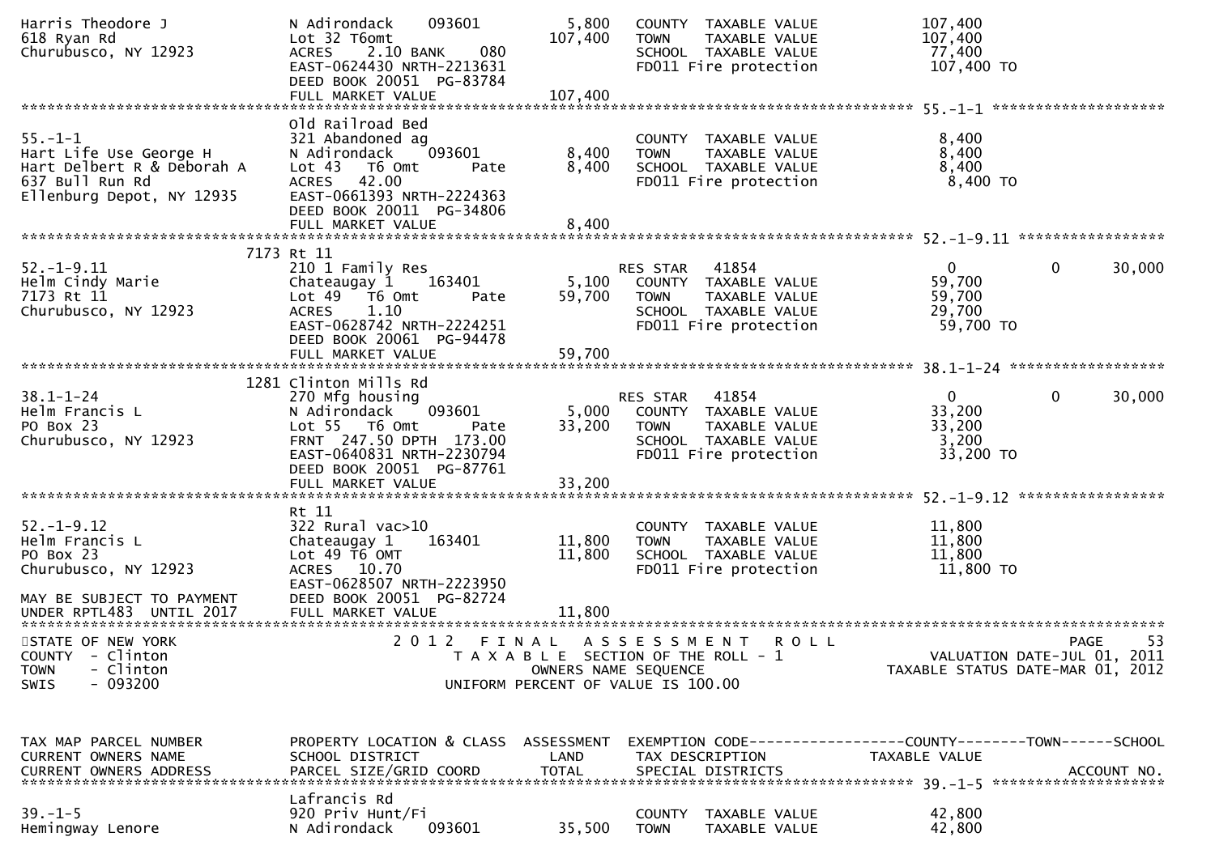```
Harris Theodore J              N Adirondack    093601          5,800   COUNTY  TAXABLE VALUE            107,400
618 Ryan Rd                    Lot 32 T6omt                  107,400   TOWN    TAXABLE VALUE            107,400
Churubusco, NY 12923           ACRES    2.10 BANK     080               SCHOOL  TAXABLE VALUE             77,400
                               EAST-0624430 NRTH-2213631                FD011 Fire protection            107,400 TO
                               DEED BOOK 20051  PG-83784
                               FULL MARKET VALUE             107,400
******************************************************************************************************* 55.-1-1 ********************
                               Old Railroad Bed
55.-1-1                        321 Abandoned ag                         COUNTY  TAXABLE VALUE              8,400
Hart Life Use George H         N Adirondack    093601          8,400   TOWN    TAXABLE VALUE              8,400
Hart Delbert R & Deborah A     Lot 43  T6 Omt       Pate       8,400   SCHOOL  TAXABLE VALUE              8,400
637 Bull Run Rd                ACRES   42.00                            FD011 Fire protection              8,400 TO
Ellenburg Depot, NY 12935      EAST-0661393 NRTH-2224363
                               DEED BOOK 20011  PG-34806
                               FULL MARKET VALUE               8,400
******************************************************************************************************* 52.-1-9.11 *****************
                          7173 Rt 11
52.-1-9.11                     210 1 Family Res                   RES STAR   41854                     0             0       30,000
Helm Cindy Marie               Chateaugay 1    163401          5,100   COUNTY  TAXABLE VALUE             59,700
7173 Rt 11                     Lot 49  T6 Omt       Pate      59,700   TOWN    TAXABLE VALUE             59,700
Churubusco, NY 12923           ACRES    1.10                            SCHOOL  TAXABLE VALUE             29,700
                               EAST-0628742 NRTH-2224251                FD011 Fire protection             59,700 TO
                               DEED BOOK 20061  PG-94478
                               FULL MARKET VALUE              59,700
******************************************************************************************************* 38.1-1-24 ******************
                          1281 Clinton Mills Rd
38.1-1-24                      270 Mfg housing                    RES STAR   41854                     0             0       30,000
Helm Francis L                 N Adirondack    093601          5,000   COUNTY  TAXABLE VALUE             33,200
PO Box 23                      Lot 55  T6 Omt       Pate      33,200   TOWN    TAXABLE VALUE             33,200
Churubusco, NY 12923           FRNT 247.50 DPTH 173.00                  SCHOOL  TAXABLE VALUE              3,200
                               EAST-0640831 NRTH-2230794                FD011 Fire protection             33,200 TO
                               DEED BOOK 20051  PG-87761
                               FULL MARKET VALUE              33,200
******************************************************************************************************* 52.-1-9.12 *****************
                               Rt 11
52.-1-9.12                     322 Rural vac>10                         COUNTY  TAXABLE VALUE             11,800
Helm Francis L                 Chateaugay 1    163401         11,800   TOWN    TAXABLE VALUE             11,800
PO Box 23                      Lot 49 T6 OMT                  11,800   SCHOOL  TAXABLE VALUE             11,800
Churubusco, NY 12923           ACRES   10.70                            FD011 Fire protection             11,800 TO
                               EAST-0628507 NRTH-2223950
MAY BE SUBJECT TO PAYMENT      DEED BOOK 20051  PG-82724
UNDER RPTL483  UNTIL 2017      FULL MARKET VALUE              11,800
************************************************************************************************************************************
STATE OF NEW YORK                    2 0 1 2   F I N A L   A S S E S S M E N T   R O L L                                PAGE    53
COUNTY  - Clinton                       T A X A B L E  SECTION OF THE ROLL - 1                    VALUATION DATE-JUL 01, 2011
TOWN    - Clinton                              OWNERS NAME SEQUENCE                              TAXABLE STATUS DATE-MAR 01, 2012
SWIS    - 093200                        UNIFORM PERCENT OF VALUE IS 100.00


TAX MAP PARCEL NUMBER          PROPERTY LOCATION & CLASS  ASSESSMENT  EXEMPTION CODE------------------COUNTY--------TOWN------SCHOOL
CURRENT OWNERS NAME            SCHOOL DISTRICT               LAND      TAX DESCRIPTION              TAXABLE VALUE
CURRENT OWNERS ADDRESS         PARCEL SIZE/GRID COORD        TOTAL     SPECIAL DISTRICTS                                  ACCOUNT NO.
******************************************************************************************************* 39.-1-5 ********************
                               Lafrancis Rd
39.-1-5                        920 Priv Hunt/Fi                         COUNTY  TAXABLE VALUE             42,800
Hemingway Lenore               N Adirondack    093601         35,500   TOWN    TAXABLE VALUE             42,800
```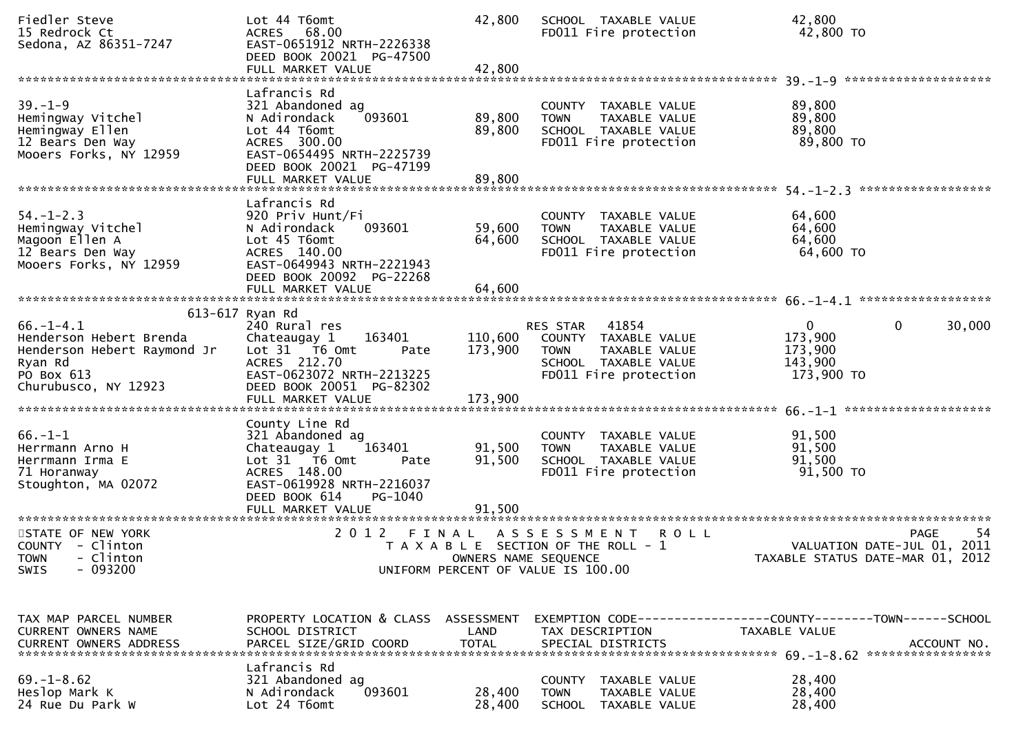```
Fiedler Steve                  Lot 44 T6omt                    42,800    SCHOOL  TAXABLE VALUE              42,800
15 Redrock Ct                  ACRES   68.00                             FD011 Fire protection               42,800 TO
Sedona, AZ 86351-7247          EAST-0651912 NRTH-2226338
                               DEED BOOK 20021  PG-47500
                               FULL MARKET VALUE               42,800
******************************************************************************************************* 39.-1-9 ********************
                               Lafrancis Rd
39.-1-9                        321 Abandoned ag                          COUNTY  TAXABLE VALUE              89,800
Hemingway Vitchel              N Adirondack     093601         89,800    TOWN    TAXABLE VALUE              89,800
Hemingway Ellen                Lot 44 T6omt                    89,800    SCHOOL  TAXABLE VALUE              89,800
12 Bears Den Way               ACRES  300.00                             FD011 Fire protection               89,800 TO
Mooers Forks, NY 12959         EAST-0654495 NRTH-2225739
                               DEED BOOK 20021  PG-47199
                               FULL MARKET VALUE               89,800
******************************************************************************************************* 54.-1-2.3 ******************
                               Lafrancis Rd
54.-1-2.3                      920 Priv Hunt/Fi                          COUNTY  TAXABLE VALUE              64,600
Hemingway Vitchel              N Adirondack     093601         59,600    TOWN    TAXABLE VALUE              64,600
Magoon Ellen A                 Lot 45 T6omt                    64,600    SCHOOL  TAXABLE VALUE              64,600
12 Bears Den Way               ACRES  140.00                             FD011 Fire protection               64,600 TO
Mooers Forks, NY 12959         EAST-0649943 NRTH-2221943
                               DEED BOOK 20092  PG-22268
                               FULL MARKET VALUE               64,600
******************************************************************************************************* 66.-1-4.1 ******************
                       613-617 Ryan Rd
66.-1-4.1                      240 Rural res                             RES STAR   41854                       0            0       30,000
Henderson Hebert Brenda        Chateaugay 1     163401        110,600    COUNTY  TAXABLE VALUE             173,900
Henderson Hebert Raymond Jr    Lot 31  T6 Omt       Pate      173,900    TOWN    TAXABLE VALUE             173,900
Ryan Rd                        ACRES  212.70                             SCHOOL  TAXABLE VALUE             143,900
PO Box 613                     EAST-0623072 NRTH-2213225                 FD011 Fire protection              173,900 TO
Churubusco, NY 12923           DEED BOOK 20051  PG-82302
                               FULL MARKET VALUE              173,900
******************************************************************************************************* 66.-1-1 ********************
                               County Line Rd
66.-1-1                        321 Abandoned ag                          COUNTY  TAXABLE VALUE              91,500
Herrmann Arno H                Chateaugay 1     163401         91,500    TOWN    TAXABLE VALUE              91,500
Herrmann Irma E                Lot 31  T6 Omt       Pate       91,500    SCHOOL  TAXABLE VALUE              91,500
71 Horanway                    ACRES  148.00                             FD011 Fire protection               91,500 TO
Stoughton, MA 02072            EAST-0619928 NRTH-2216037
                               DEED BOOK 614    PG-1040
                               FULL MARKET VALUE               91,500
************************************************************************************************************************************
STATE OF NEW YORK                    2 0 1 2   F I N A L   A S S E S S M E N T   R O L L                              PAGE     54
COUNTY  - Clinton                         T A X A B L E  SECTION OF THE ROLL - 1                      VALUATION DATE-JUL 01, 2011
TOWN    - Clinton                              OWNERS NAME SEQUENCE                              TAXABLE STATUS DATE-MAR 01, 2012
SWIS    - 093200                         UNIFORM PERCENT OF VALUE IS 100.00


TAX MAP PARCEL NUMBER          PROPERTY LOCATION & CLASS  ASSESSMENT  EXEMPTION CODE------------------COUNTY--------TOWN------SCHOOL
CURRENT OWNERS NAME            SCHOOL DISTRICT               LAND      TAX DESCRIPTION            TAXABLE VALUE
CURRENT OWNERS ADDRESS         PARCEL SIZE/GRID COORD        TOTAL     SPECIAL DISTRICTS                                 ACCOUNT NO.
******************************************************************************************************* 69.-1-8.62 *****************
                               Lafrancis Rd
69.-1-8.62                     321 Abandoned ag                          COUNTY  TAXABLE VALUE              28,400
Heslop Mark K                  N Adirondack     093601         28,400    TOWN    TAXABLE VALUE              28,400
24 Rue Du Park W               Lot 24 T6omt                    28,400    SCHOOL  TAXABLE VALUE              28,400
```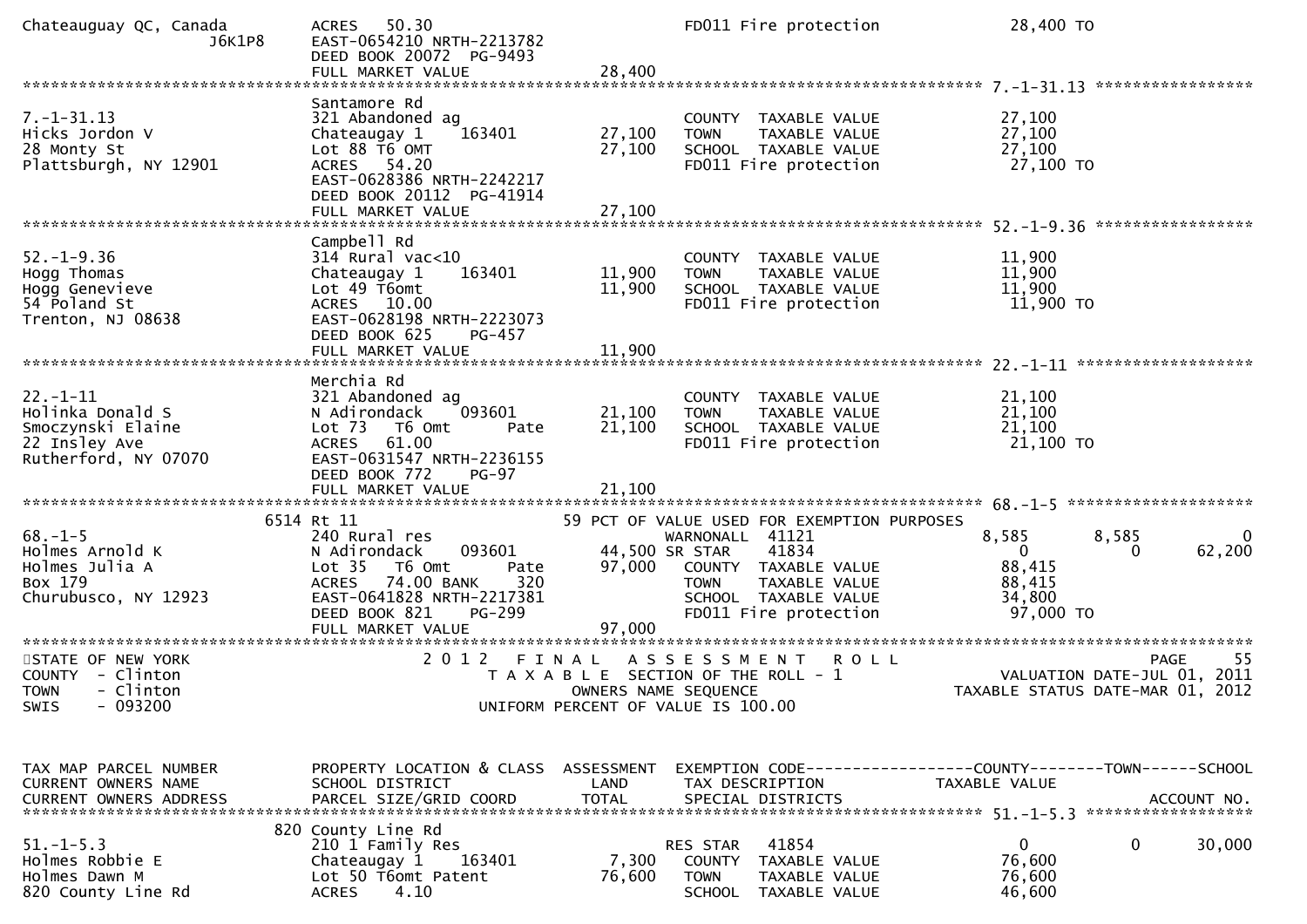```
Chateauguay QC, Canada       ACRES   50.30                                  FD011 Fire protection            28,400 TO
              J6K1P8         EAST-0654210 NRTH-2213782
                             DEED BOOK 20072  PG-9493
                             FULL MARKET VALUE              28,400
******************************************************************************************************* 7.-1-31.13 *****************
                             Santamore Rd
7.-1-31.13                   321 Abandoned ag                        COUNTY  TAXABLE VALUE             27,100
Hicks Jordon V               Chateaugay 1    163401       27,100     TOWN    TAXABLE VALUE             27,100
28 Monty St                  Lot 88 T6 OMT                27,100     SCHOOL  TAXABLE VALUE             27,100
Plattsburgh, NY 12901        ACRES   54.20                           FD011 Fire protection             27,100 TO
                             EAST-0628386 NRTH-2242217
                             DEED BOOK 20112  PG-41914
                             FULL MARKET VALUE              27,100
******************************************************************************************************* 52.-1-9.36 *****************
                             Campbell Rd
52.-1-9.36                   314 Rural vac<10                        COUNTY  TAXABLE VALUE             11,900
Hogg Thomas                  Chateaugay 1    163401       11,900     TOWN    TAXABLE VALUE             11,900
Hogg Genevieve               Lot 49 T6omt                 11,900     SCHOOL  TAXABLE VALUE             11,900
54 Poland St                 ACRES   10.00                           FD011 Fire protection             11,900 TO
Trenton, NJ 08638            EAST-0628198 NRTH-2223073
                             DEED BOOK 625    PG-457
                             FULL MARKET VALUE              11,900
******************************************************************************************************* 22.-1-11 *******************
                             Merchia Rd
22.-1-11                     321 Abandoned ag                        COUNTY  TAXABLE VALUE             21,100
Holinka Donald S             N Adirondack    093601       21,100     TOWN    TAXABLE VALUE             21,100
Smoczynski Elaine            Lot 73  T6 Omt      Pate     21,100     SCHOOL  TAXABLE VALUE             21,100
22 Insley Ave                ACRES   61.00                           FD011 Fire protection             21,100 TO
Rutherford, NY 07070         EAST-0631547 NRTH-2236155
                             DEED BOOK 772    PG-97
                             FULL MARKET VALUE              21,100
******************************************************************************************************* 68.-1-5 ********************
                         6514 Rt 11                           59 PCT OF VALUE USED FOR EXEMPTION PURPOSES
68.-1-5                      240 Rural res                           WARNONALL  41121                  8,585        8,585           0
Holmes Arnold K              N Adirondack    093601       44,500 SR STAR    41834                      0            0       62,200
Holmes Julia A               Lot 35  T6 Omt      Pate     97,000     COUNTY  TAXABLE VALUE             88,415
Box 179                      ACRES   74.00 BANK    320               TOWN    TAXABLE VALUE             88,415
Churubusco, NY 12923         EAST-0641828 NRTH-2217381               SCHOOL  TAXABLE VALUE             34,800
                             DEED BOOK 821    PG-299                 FD011 Fire protection             97,000 TO
                             FULL MARKET VALUE              97,000
************************************************************************************************************************************
STATE OF NEW YORK                      2 0 1 2   F I N A L   A S S E S S M E N T   R O L L                              PAGE     55
COUNTY  - Clinton                          T A X A B L E  SECTION OF THE ROLL - 1                          VALUATION DATE-JUL 01, 2011
TOWN    - Clinton                                OWNERS NAME SEQUENCE                                  TAXABLE STATUS DATE-MAR 01, 2012
SWIS    - 093200                          UNIFORM PERCENT OF VALUE IS 100.00


TAX MAP PARCEL NUMBER        PROPERTY LOCATION & CLASS  ASSESSMENT  EXEMPTION CODE-----------------COUNTY--------TOWN------SCHOOL
CURRENT OWNERS NAME          SCHOOL DISTRICT               LAND     TAX DESCRIPTION               TAXABLE VALUE
CURRENT OWNERS ADDRESS       PARCEL SIZE/GRID COORD        TOTAL    SPECIAL DISTRICTS                                    ACCOUNT NO.
******************************************************************************************************* 51.-1-5.3 ******************
                         820 County Line Rd
51.-1-5.3                    210 1 Family Res                        RES STAR   41854                      0            0       30,000
Holmes Robbie E              Chateaugay 1    163401        7,300     COUNTY  TAXABLE VALUE             76,600
Holmes Dawn M                Lot 50 T6omt Patent          76,600     TOWN    TAXABLE VALUE             76,600
820 County Line Rd           ACRES    4.10                           SCHOOL  TAXABLE VALUE             46,600
```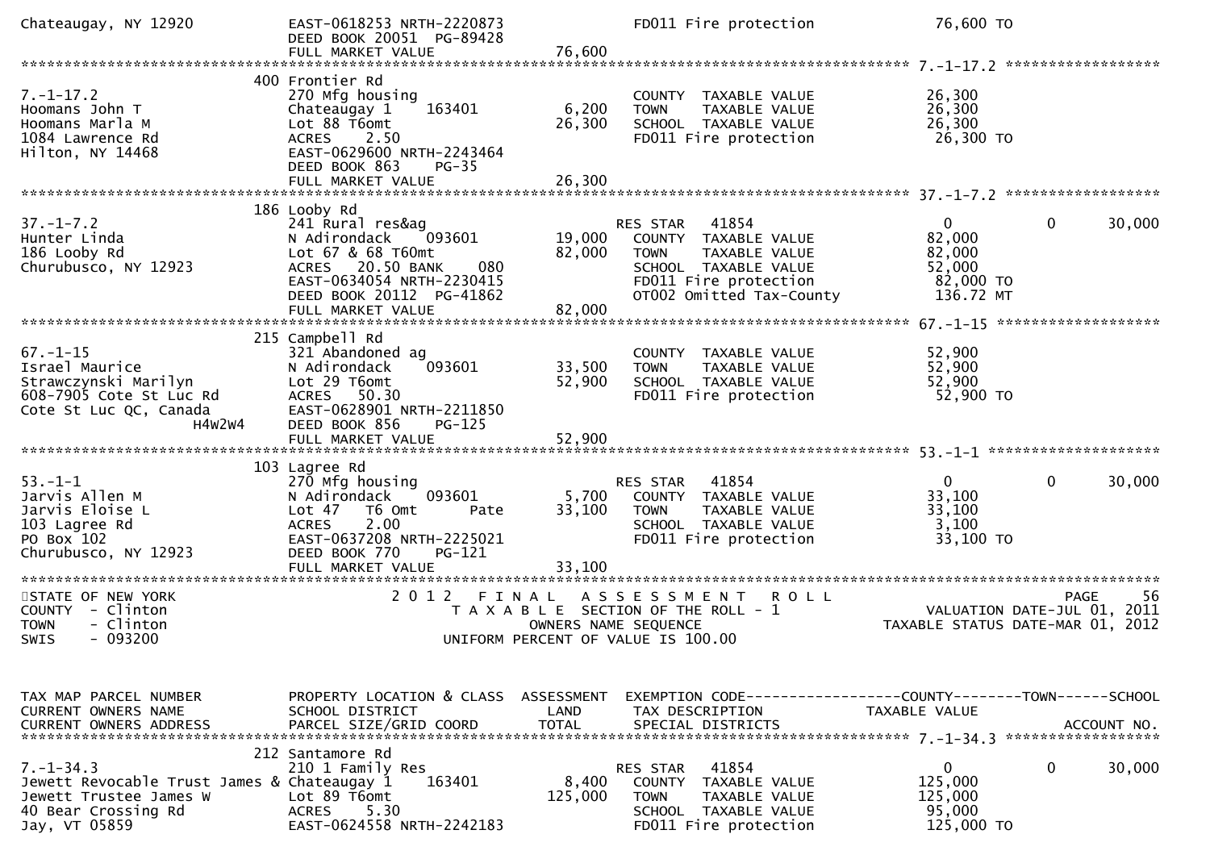```
Chateaugay, NY 12920          EAST-0618253 NRTH-2220873              FD011 Fire protection              76,600 TO
                              DEED BOOK 20051  PG-89428
                              FULL MARKET VALUE              76,600
******************************************************************************************************* 7.-1-17.2 ******************
                              400 Frontier Rd
7.-1-17.2                     270 Mfg housing                        COUNTY  TAXABLE VALUE              26,300
Hoomans John T                Chateaugay 1    163401        6,200    TOWN    TAXABLE VALUE              26,300
Hoomans Marla M               Lot 88 T6omt                 26,300    SCHOOL  TAXABLE VALUE              26,300
1084 Lawrence Rd              ACRES    2.50                          FD011 Fire protection              26,300 TO
Hilton, NY 14468              EAST-0629600 NRTH-2243464
                              DEED BOOK 863    PG-35
                              FULL MARKET VALUE              26,300
******************************************************************************************************* 37.-1-7.2 ******************
                              186 Looby Rd
37.-1-7.2                     241 Rural res&ag                       RES STAR   41854                   0            0       30,000
Hunter Linda                  N Adirondack    093601       19,000    COUNTY  TAXABLE VALUE              82,000
186 Looby Rd                  Lot 67 & 68 T60mt            82,000    TOWN    TAXABLE VALUE              82,000
Churubusco, NY 12923          ACRES   20.50 BANK     080             SCHOOL  TAXABLE VALUE              52,000
                              EAST-0634054 NRTH-2230415              FD011 Fire protection              82,000 TO
                              DEED BOOK 20112  PG-41862              OT002 Omitted Tax-County           136.72 MT
                              FULL MARKET VALUE              82,000
******************************************************************************************************* 67.-1-15 *******************
                              215 Campbell Rd
67.-1-15                      321 Abandoned ag                       COUNTY  TAXABLE VALUE              52,900
Israel Maurice                N Adirondack    093601       33,500    TOWN    TAXABLE VALUE              52,900
Strawczynski Marilyn          Lot 29 T6omt                 52,900    SCHOOL  TAXABLE VALUE              52,900
608-7905 Cote St Luc Rd       ACRES   50.30                          FD011 Fire protection              52,900 TO
Cote St Luc QC, Canada        EAST-0628901 NRTH-2211850
              H4W2W4          DEED BOOK 856    PG-125
                              FULL MARKET VALUE              52,900
******************************************************************************************************* 53.-1-1 ********************
                              103 Lagree Rd
53.-1-1                       270 Mfg housing                        RES STAR   41854                   0            0       30,000
Jarvis Allen M                N Adirondack    093601        5,700    COUNTY  TAXABLE VALUE              33,100
Jarvis Eloise L               Lot 47   T6 Omt        Pate  33,100    TOWN    TAXABLE VALUE              33,100
103 Lagree Rd                 ACRES    2.00                          SCHOOL  TAXABLE VALUE               3,100
PO Box 102                    EAST-0637208 NRTH-2225021              FD011 Fire protection              33,100 TO
Churubusco, NY 12923          DEED BOOK 770    PG-121
                              FULL MARKET VALUE              33,100
************************************************************************************************************************************
STATE OF NEW YORK                      2 0 1 2   F I N A L   A S S E S S M E N T   R O L L                               PAGE    56
COUNTY  - Clinton                        T A X A B L E  SECTION OF THE ROLL - 1                      VALUATION DATE-JUL 01, 2011
TOWN    - Clinton                             OWNERS NAME SEQUENCE                             TAXABLE STATUS DATE-MAR 01, 2012
SWIS    - 093200                        UNIFORM PERCENT OF VALUE IS 100.00


TAX MAP PARCEL NUMBER         PROPERTY LOCATION & CLASS  ASSESSMENT  EXEMPTION CODE------------------COUNTY--------TOWN------SCHOOL
CURRENT OWNERS NAME           SCHOOL DISTRICT               LAND      TAX DESCRIPTION            TAXABLE VALUE
CURRENT OWNERS ADDRESS        PARCEL SIZE/GRID COORD       TOTAL      SPECIAL DISTRICTS                                  ACCOUNT NO.
******************************************************************************************************* 7.-1-34.3 ******************
                              212 Santamore Rd
7.-1-34.3                     210 1 Family Res                       RES STAR   41854                   0            0       30,000
Jewett Revocable Trust James & Chateaugay 1   163401        8,400    COUNTY  TAXABLE VALUE             125,000
Jewett Trustee James W        Lot 89 T6omt                125,000    TOWN    TAXABLE VALUE             125,000
40 Bear Crossing Rd           ACRES    5.30                          SCHOOL  TAXABLE VALUE              95,000
Jay, VT 05859                 EAST-0624558 NRTH-2242183              FD011 Fire protection             125,000 TO
```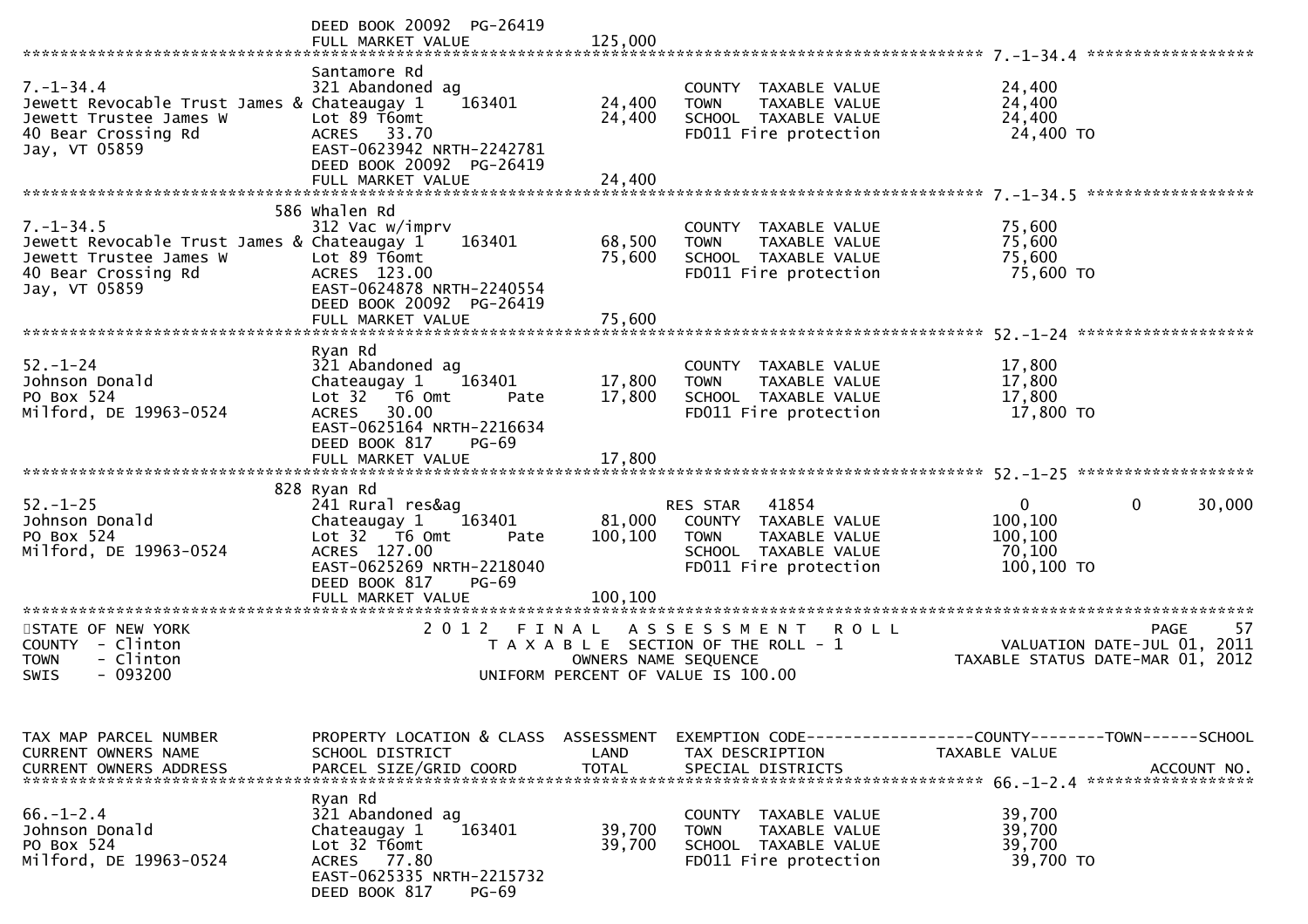```
                              DEED BOOK 20092  PG-26419
                              FULL MARKET VALUE             125,000
******************************************************************************************************* 7.-1-34.4 *****************
                              Santamore Rd
7.-1-34.4                     321 Abandoned ag                        COUNTY  TAXABLE VALUE            24,400
Jewett Revocable Trust James & Chateaugay 1    163401        24,400   TOWN    TAXABLE VALUE            24,400
Jewett Trustee James W        Lot 89 T6omt                   24,400   SCHOOL  TAXABLE VALUE            24,400
40 Bear Crossing Rd           ACRES  33.70                            FD011 Fire protection             24,400 TO
Jay, VT 05859                 EAST-0623942 NRTH-2242781
                              DEED BOOK 20092  PG-26419
                              FULL MARKET VALUE              24,400
******************************************************************************************************* 7.-1-34.5 *****************
                          586 Whalen Rd
7.-1-34.5                     312 Vac w/imprv                         COUNTY  TAXABLE VALUE            75,600
Jewett Revocable Trust James & Chateaugay 1    163401        68,500   TOWN    TAXABLE VALUE            75,600
Jewett Trustee James W        Lot 89 T6omt                   75,600   SCHOOL  TAXABLE VALUE            75,600
40 Bear Crossing Rd           ACRES 123.00                            FD011 Fire protection             75,600 TO
Jay, VT 05859                 EAST-0624878 NRTH-2240554
                              DEED BOOK 20092  PG-26419
                              FULL MARKET VALUE              75,600
******************************************************************************************************* 52.-1-24 ******************
                              Ryan Rd
52.-1-24                      321 Abandoned ag                        COUNTY  TAXABLE VALUE            17,800
Johnson Donald                Chateaugay 1    163401         17,800   TOWN    TAXABLE VALUE            17,800
PO Box 524                    Lot 32  T6 Omt       Pate      17,800   SCHOOL  TAXABLE VALUE            17,800
Milford, DE 19963-0524        ACRES  30.00                            FD011 Fire protection             17,800 TO
                              EAST-0625164 NRTH-2216634
                              DEED BOOK 817     PG-69
                              FULL MARKET VALUE              17,800
******************************************************************************************************* 52.-1-25 ******************
                          828 Ryan Rd
52.-1-25                      241 Rural res&ag                       RES STAR   41854                    0            0      30,000
Johnson Donald                Chateaugay 1    163401         81,000   COUNTY  TAXABLE VALUE           100,100
PO Box 524                    Lot 32  T6 Omt       Pate     100,100   TOWN    TAXABLE VALUE           100,100
Milford, DE 19963-0524        ACRES 127.00                            SCHOOL  TAXABLE VALUE            70,100
                              EAST-0625269 NRTH-2218040               FD011 Fire protection            100,100 TO
                              DEED BOOK 817     PG-69
                              FULL MARKET VALUE             100,100
************************************************************************************************************************************
STATE OF NEW YORK                       2 0 1 2   F I N A L   A S S E S S M E N T   R O L L                              PAGE    57
COUNTY  - Clinton                            T A X A B L E  SECTION OF THE ROLL - 1                       VALUATION DATE-JUL 01, 2011
TOWN    - Clinton                                  OWNERS NAME SEQUENCE                               TAXABLE STATUS DATE-MAR 01, 2012
SWIS    - 093200                             UNIFORM PERCENT OF VALUE IS 100.00


TAX MAP PARCEL NUMBER         PROPERTY LOCATION & CLASS  ASSESSMENT  EXEMPTION CODE------------------COUNTY--------TOWN------SCHOOL
CURRENT OWNERS NAME           SCHOOL DISTRICT               LAND      TAX DESCRIPTION              TAXABLE VALUE
CURRENT OWNERS ADDRESS        PARCEL SIZE/GRID COORD        TOTAL     SPECIAL DISTRICTS                                  ACCOUNT NO.
******************************************************************************************************* 66.-1-2.4 *****************
                              Ryan Rd
66.-1-2.4                     321 Abandoned ag                        COUNTY  TAXABLE VALUE            39,700
Johnson Donald                Chateaugay 1    163401         39,700   TOWN    TAXABLE VALUE            39,700
PO Box 524                    Lot 32 T6omt                   39,700   SCHOOL  TAXABLE VALUE            39,700
Milford, DE 19963-0524        ACRES  77.80                            FD011 Fire protection             39,700 TO
                              EAST-0625335 NRTH-2215732
                              DEED BOOK 817     PG-69
```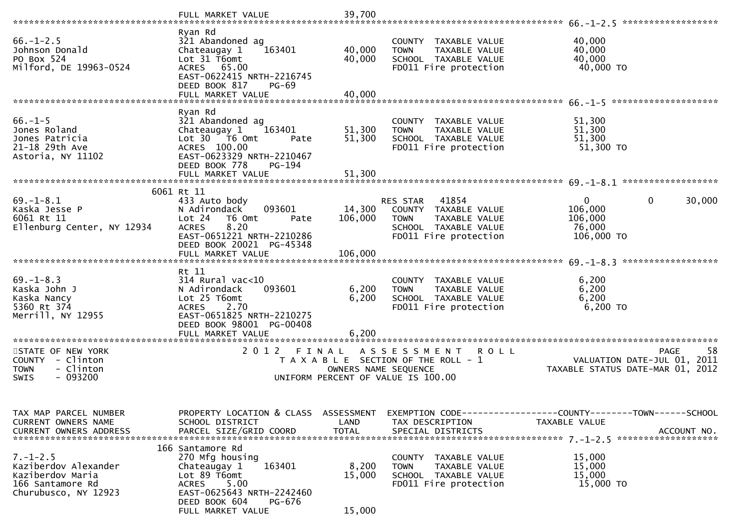FULL MARKET VALUE 39,700

```
******************************************************************************************************* 66.-1-2.5 ******************
                              Ryan Rd
66.-1-2.5                     321 Abandoned ag                           COUNTY  TAXABLE VALUE            40,000
Johnson Donald                Chateaugay 1     163401       40,000       TOWN    TAXABLE VALUE            40,000
PO Box 524                    Lot 31 T6omt                  40,000       SCHOOL  TAXABLE VALUE            40,000
Milford, DE 19963-0524        ACRES   65.00                              FD011 Fire protection             40,000 TO
                              EAST-0622415 NRTH-2216745
                              DEED BOOK 817     PG-69
                              FULL MARKET VALUE             40,000
******************************************************************************************************* 66.-1-5 ********************
                              Ryan Rd
66.-1-5                       321 Abandoned ag                           COUNTY  TAXABLE VALUE            51,300
Jones Roland                  Chateaugay 1     163401       51,300       TOWN    TAXABLE VALUE            51,300
Jones Patricia                Lot 30   T6 Omt        Pate   51,300       SCHOOL  TAXABLE VALUE            51,300
21-18 29th Ave                ACRES  100.00                              FD011 Fire protection             51,300 TO
Astoria, NY 11102             EAST-0623329 NRTH-2210467
                              DEED BOOK 778     PG-194
                              FULL MARKET VALUE             51,300
******************************************************************************************************* 69.-1-8.1 ******************
                         6061 Rt 11
69.-1-8.1                     433 Auto body                              RES STAR    41854                  0              0        30,000
Kaska Jesse P                 N Adirondack     093601       14,300       COUNTY  TAXABLE VALUE           106,000
6061 Rt 11                    Lot 24   T6 Omt        Pate  106,000       TOWN    TAXABLE VALUE           106,000
Ellenburg Center, NY 12934    ACRES    8.20                              SCHOOL  TAXABLE VALUE            76,000
                              EAST-0651221 NRTH-2210286                  FD011 Fire protection            106,000 TO
                              DEED BOOK 20021  PG-45348
                              FULL MARKET VALUE            106,000
******************************************************************************************************* 69.-1-8.3 ******************
                              Rt 11
69.-1-8.3                     314 Rural vac<10                           COUNTY  TAXABLE VALUE             6,200
Kaska John J                  N Adirondack     093601        6,200       TOWN    TAXABLE VALUE             6,200
Kaska Nancy                   Lot 25 T6omt                   6,200       SCHOOL  TAXABLE VALUE             6,200
5360 Rt 374                   ACRES    2.70                              FD011 Fire protection              6,200 TO
Merrill, NY 12955             EAST-0651825 NRTH-2210275
                              DEED BOOK 98001  PG-00408
                              FULL MARKET VALUE              6,200
************************************************************************************************************************************
```

STATE OF NEW YORK — 2 0 1 2 F I N A L A S S E S S M E N T R O L L — PAGE 58
COUNTY - Clinton — T A X A B L E SECTION OF THE ROLL - 1 — VALUATION DATE-JUL 01, 2011
TOWN - Clinton — OWNERS NAME SEQUENCE — TAXABLE STATUS DATE-MAR 01, 2012
SWIS - 093200 — UNIFORM PERCENT OF VALUE IS 100.00

```
TAX MAP PARCEL NUMBER         PROPERTY LOCATION & CLASS  ASSESSMENT  EXEMPTION CODE------------------COUNTY--------TOWN------SCHOOL
CURRENT OWNERS NAME           SCHOOL DISTRICT               LAND      TAX DESCRIPTION              TAXABLE VALUE
CURRENT OWNERS ADDRESS        PARCEL SIZE/GRID COORD        TOTAL     SPECIAL DISTRICTS                                  ACCOUNT NO.
******************************************************************************************************* 7.-1-2.5 *******************
                          166 Santamore Rd
7.-1-2.5                      270 Mfg housing                            COUNTY  TAXABLE VALUE            15,000
Kaziberdov Alexander          Chateaugay 1     163401        8,200       TOWN    TAXABLE VALUE            15,000
Kaziberdov Maria              Lot 89 T6omt                  15,000       SCHOOL  TAXABLE VALUE            15,000
166 Santamore Rd              ACRES    5.00                              FD011 Fire protection             15,000 TO
Churubusco, NY 12923          EAST-0625643 NRTH-2242460
                              DEED BOOK 604     PG-676
                              FULL MARKET VALUE             15,000
```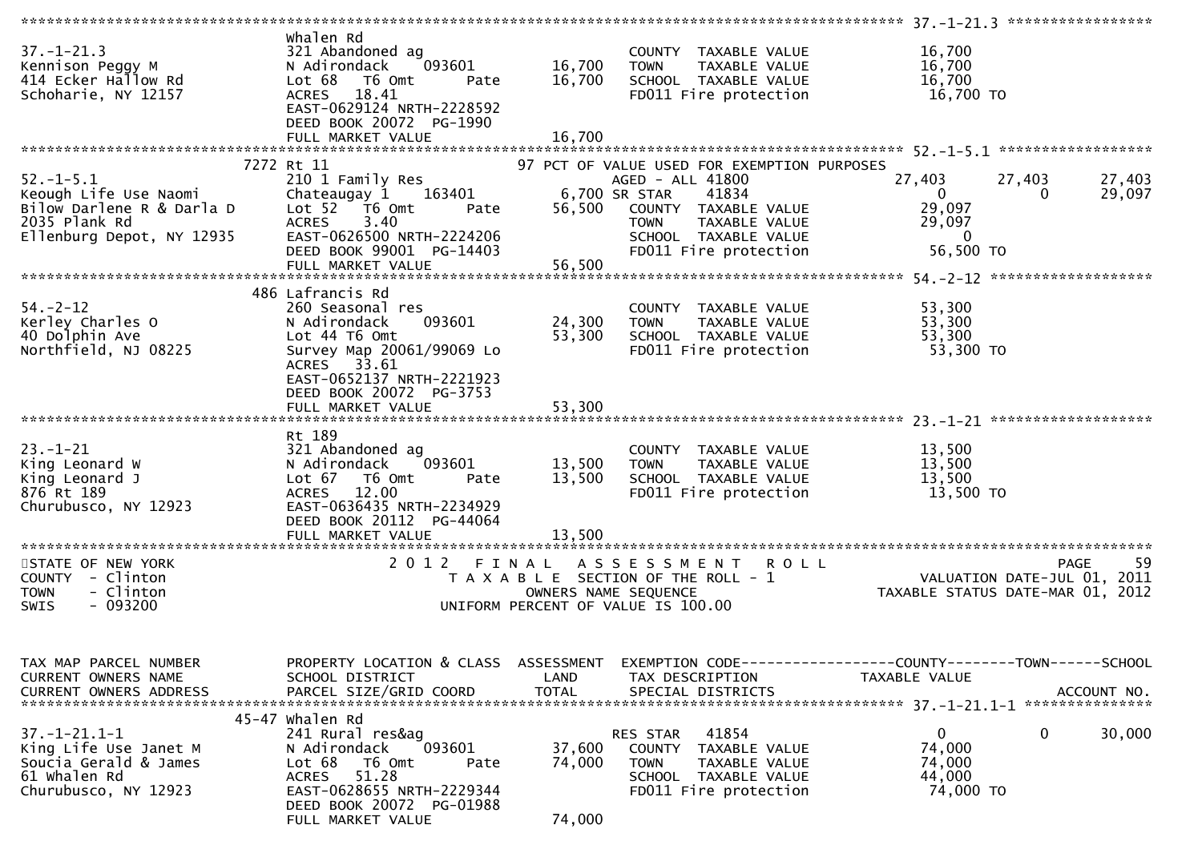```
******************************************************************************************************* 37.-1-21.3 *****************
                               Whalen Rd
37.-1-21.3                     321 Abandoned ag                       COUNTY  TAXABLE VALUE            16,700
Kennison Peggy M               N Adirondack    093601      16,700     TOWN    TAXABLE VALUE            16,700
414 Ecker Hallow Rd            Lot 68   T6 Omt      Pate   16,700     SCHOOL  TAXABLE VALUE            16,700
Schoharie, NY 12157            ACRES   18.41                          FD011 Fire protection             16,700 TO
                               EAST-0629124 NRTH-2228592
                               DEED BOOK 20072  PG-1990
                               FULL MARKET VALUE           16,700
******************************************************************************************************* 52.-1-5.1 ******************
                     7272 Rt 11                            97 PCT OF VALUE USED FOR EXEMPTION PURPOSES
52.-1-5.1                      210 1 Family Res                       AGED - ALL 41800          27,403       27,403        27,403
Keough Life Use Naomi          Chateaugay 1    163401       6,700 SR STAR    41834                 0            0         29,097
Bilow Darlene R & Darla D      Lot 52   T6 Omt      Pate   56,500     COUNTY  TAXABLE VALUE            29,097
2035 Plank Rd                  ACRES    3.40                          TOWN    TAXABLE VALUE            29,097
Ellenburg Depot, NY 12935      EAST-0626500 NRTH-2224206              SCHOOL  TAXABLE VALUE                 0
                               DEED BOOK 99001  PG-14403              FD011 Fire protection             56,500 TO
                               FULL MARKET VALUE           56,500
******************************************************************************************************* 54.-2-12 *******************
                      486 Lafrancis Rd
54.-2-12                       260 Seasonal res                       COUNTY  TAXABLE VALUE            53,300
Kerley Charles O               N Adirondack    093601      24,300     TOWN    TAXABLE VALUE            53,300
40 Dolphin Ave                 Lot 44 T6 Omt               53,300     SCHOOL  TAXABLE VALUE            53,300
Northfield, NJ 08225           Survey Map 20061/99069 Lo              FD011 Fire protection             53,300 TO
                               ACRES   33.61
                               EAST-0652137 NRTH-2221923
                               DEED BOOK 20072  PG-3753
                               FULL MARKET VALUE           53,300
******************************************************************************************************* 23.-1-21 *******************
                               Rt 189
23.-1-21                       321 Abandoned ag                       COUNTY  TAXABLE VALUE            13,500
King Leonard W                 N Adirondack    093601      13,500     TOWN    TAXABLE VALUE            13,500
King Leonard J                 Lot 67   T6 Omt      Pate   13,500     SCHOOL  TAXABLE VALUE            13,500
876 Rt 189                     ACRES   12.00                          FD011 Fire protection             13,500 TO
Churubusco, NY 12923           EAST-0636435 NRTH-2234929
                               DEED BOOK 20112  PG-44064
                               FULL MARKET VALUE           13,500
************************************************************************************************************************************
STATE OF NEW YORK                    2 0 1 2   F I N A L   A S S E S S M E N T   R O L L                                PAGE    59
COUNTY  - Clinton                       T A X A B L E  SECTION OF THE ROLL - 1                       VALUATION DATE-JUL 01, 2011
TOWN    - Clinton                                 OWNERS NAME SEQUENCE                              TAXABLE STATUS DATE-MAR 01, 2012
SWIS    - 093200                            UNIFORM PERCENT OF VALUE IS 100.00



TAX MAP PARCEL NUMBER          PROPERTY LOCATION & CLASS  ASSESSMENT  EXEMPTION CODE------------------COUNTY--------TOWN------SCHOOL
CURRENT OWNERS NAME            SCHOOL DISTRICT               LAND     TAX DESCRIPTION            TAXABLE VALUE
CURRENT OWNERS ADDRESS         PARCEL SIZE/GRID COORD        TOTAL    SPECIAL DISTRICTS                                  ACCOUNT NO.
******************************************************************************************************* 37.-1-21.1-1 ***************
                    45-47 Whalen Rd
37.-1-21.1-1                   241 Rural res&ag                       RES STAR    41854                0            0         30,000
King Life Use Janet M          N Adirondack    093601      37,600     COUNTY  TAXABLE VALUE            74,000
Soucia Gerald & James          Lot 68   T6 Omt      Pate   74,000     TOWN    TAXABLE VALUE            74,000
61 Whalen Rd                   ACRES   51.28                          SCHOOL  TAXABLE VALUE            44,000
Churubusco, NY 12923           EAST-0628655 NRTH-2229344              FD011 Fire protection             74,000 TO
                               DEED BOOK 20072  PG-01988
                               FULL MARKET VALUE           74,000
```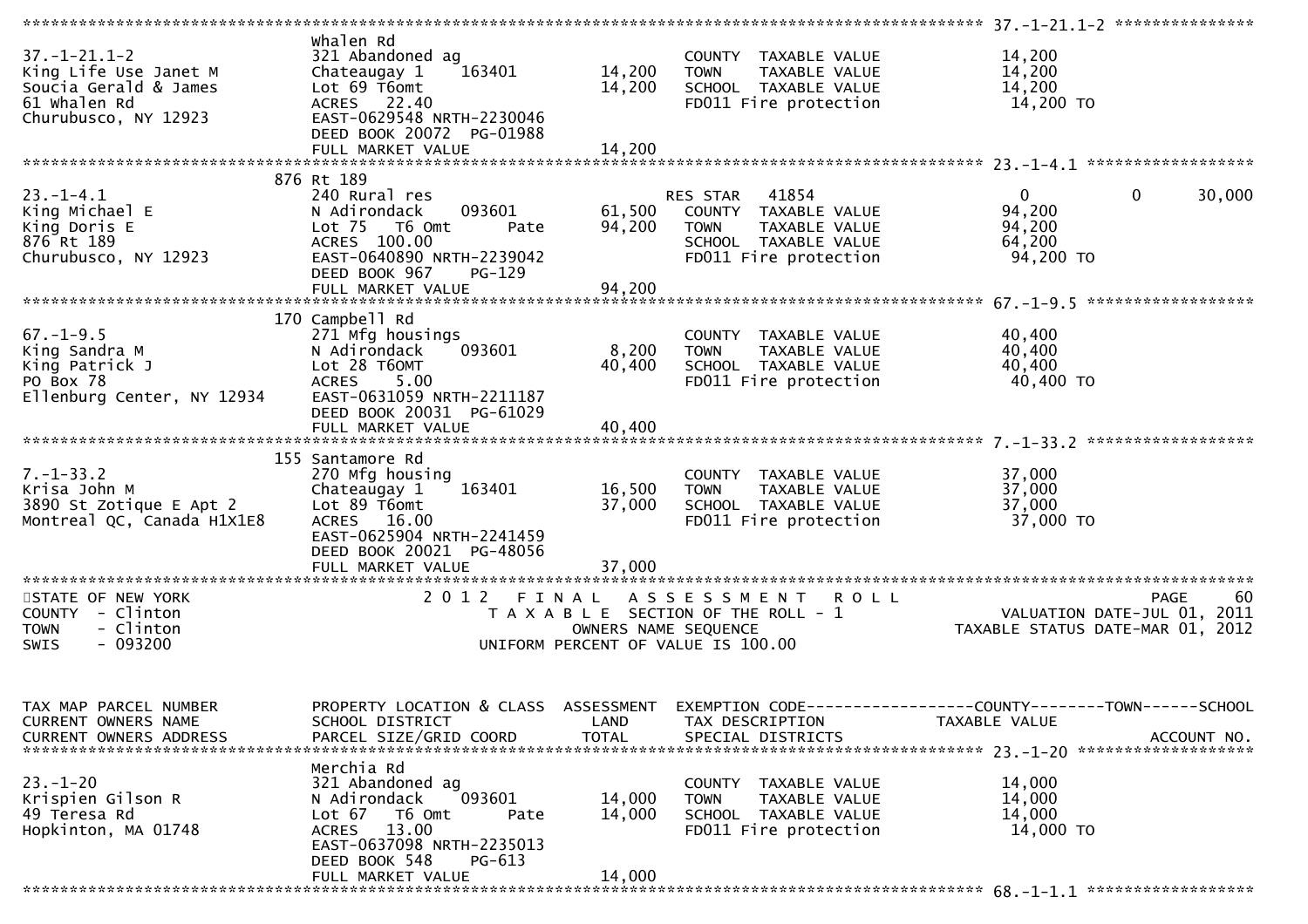```
******************************************************************************************************* 37.-1-21.1-2 ***************
37.-1-21.1-2               Whalen Rd
King Life Use Janet M      321 Abandoned ag                          COUNTY  TAXABLE VALUE            14,200
Soucia Gerald & James      Chateaugay 1    163401        14,200      TOWN    TAXABLE VALUE            14,200
61 Whalen Rd               Lot 69 T6omt                  14,200      SCHOOL  TAXABLE VALUE            14,200
Churubusco, NY 12923       ACRES   22.40                             FD011 Fire protection             14,200 TO
                           EAST-0629548 NRTH-2230046
                           DEED BOOK 20072  PG-01988
                           FULL MARKET VALUE             14,200
******************************************************************************************************* 23.-1-4.1 ******************
                       876 Rt 189
23.-1-4.1                  240 Rural res                              RES STAR   41854                  0             0      30,000
King Michael E             N Adirondack     093601        61,500      COUNTY  TAXABLE VALUE            94,200
King Doris E               Lot 75   T6 Omt       Pate     94,200      TOWN    TAXABLE VALUE            94,200
876 Rt 189                 ACRES  100.00                              SCHOOL  TAXABLE VALUE            64,200
Churubusco, NY 12923       EAST-0640890 NRTH-2239042                  FD011 Fire protection             94,200 TO
                           DEED BOOK 967    PG-129
                           FULL MARKET VALUE              94,200
******************************************************************************************************* 67.-1-9.5 ******************
                       170 Campbell Rd
67.-1-9.5                  271 Mfg housings                          COUNTY  TAXABLE VALUE            40,400
King Sandra M              N Adirondack     093601         8,200     TOWN    TAXABLE VALUE            40,400
King Patrick J             Lot 28 T6OMT                   40,400     SCHOOL  TAXABLE VALUE            40,400
PO Box 78                  ACRES    5.00                             FD011 Fire protection             40,400 TO
Ellenburg Center, NY 12934 EAST-0631059 NRTH-2211187
                           DEED BOOK 20031  PG-61029
                           FULL MARKET VALUE              40,400
******************************************************************************************************* 7.-1-33.2 ******************
                       155 Santamore Rd
7.-1-33.2                  270 Mfg housing                           COUNTY  TAXABLE VALUE            37,000
Krisa John M               Chateaugay 1    163401        16,500      TOWN    TAXABLE VALUE            37,000
3890 St Zotique E Apt 2    Lot 89 T6omt                  37,000      SCHOOL  TAXABLE VALUE            37,000
Montreal QC, Canada H1X1E8 ACRES   16.00                             FD011 Fire protection             37,000 TO
                           EAST-0625904 NRTH-2241459
                           DEED BOOK 20021  PG-48056
                           FULL MARKET VALUE              37,000
************************************************************************************************************************************
STATE OF NEW YORK                 2 0 1 2   F I N A L   A S S E S S M E N T   R O L L                                   PAGE    60
COUNTY  - Clinton                       T A X A B L E  SECTION OF THE ROLL - 1                      VALUATION DATE-JUL 01, 2011
TOWN    - Clinton                               OWNERS NAME SEQUENCE                           TAXABLE STATUS DATE-MAR 01, 2012
SWIS    - 093200                          UNIFORM PERCENT OF VALUE IS 100.00


TAX MAP PARCEL NUMBER      PROPERTY LOCATION & CLASS  ASSESSMENT  EXEMPTION CODE------------------COUNTY--------TOWN------SCHOOL
CURRENT OWNERS NAME        SCHOOL DISTRICT               LAND      TAX DESCRIPTION            TAXABLE VALUE
CURRENT OWNERS ADDRESS     PARCEL SIZE/GRID COORD        TOTAL     SPECIAL DISTRICTS                                  ACCOUNT NO.
******************************************************************************************************* 23.-1-20 *******************
                           Merchia Rd
23.-1-20                   321 Abandoned ag                          COUNTY  TAXABLE VALUE            14,000
Krispien Gilson R          N Adirondack     093601        14,000     TOWN    TAXABLE VALUE            14,000
49 Teresa Rd               Lot 67   T6 Omt       Pate     14,000     SCHOOL  TAXABLE VALUE            14,000
Hopkinton, MA 01748        ACRES   13.00                             FD011 Fire protection             14,000 TO
                           EAST-0637098 NRTH-2235013
                           DEED BOOK 548    PG-613
                           FULL MARKET VALUE              14,000
******************************************************************************************************* 68.-1-1.1 ******************
```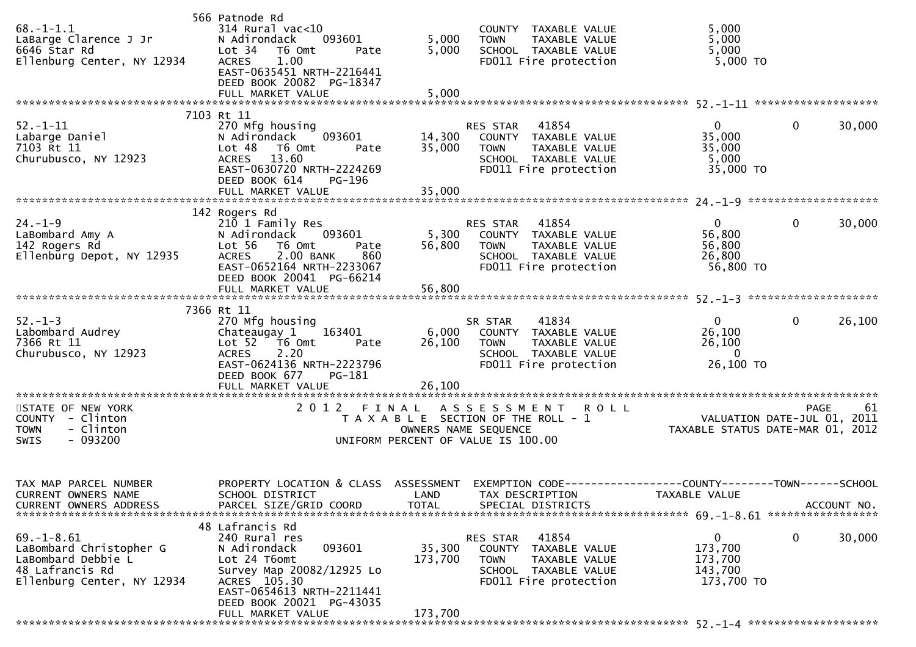```
                                 566 Patnode Rd
68.-1-1.1                        314 Rural vac<10                        COUNTY  TAXABLE VALUE              5,000
LaBarge Clarence J Jr            N Adirondack     093601        5,000    TOWN    TAXABLE VALUE              5,000
6646 Star Rd                     Lot 34   T6 Omt       Pate     5,000    SCHOOL  TAXABLE VALUE              5,000
Ellenburg Center, NY 12934       ACRES    1.00                           FD011 Fire protection               5,000 TO
                                 EAST-0635451 NRTH-2216441
                                 DEED BOOK 20082  PG-18347
                                 FULL MARKET VALUE              5,000
******************************************************************************************************* 52.-1-11 ******************
                                 7103 Rt 11
52.-1-11                         270 Mfg housing                         RES STAR    41854                  0            0       30,000
Labarge Daniel                   N Adirondack     093601       14,300    COUNTY  TAXABLE VALUE             35,000
7103 Rt 11                       Lot 48   T6 Omt       Pate    35,000    TOWN    TAXABLE VALUE             35,000
Churubusco, NY 12923             ACRES   13.60                           SCHOOL  TAXABLE VALUE              5,000
                                 EAST-0630720 NRTH-2224269               FD011 Fire protection              35,000 TO
                                 DEED BOOK 614    PG-196
                                 FULL MARKET VALUE             35,000
******************************************************************************************************* 24.-1-9 *******************
                                 142 Rogers Rd
24.-1-9                          210 1 Family Res                        RES STAR    41854                  0            0       30,000
LaBombard Amy A                  N Adirondack     093601        5,300    COUNTY  TAXABLE VALUE             56,800
142 Rogers Rd                    Lot 56   T6 Omt       Pate    56,800    TOWN    TAXABLE VALUE             56,800
Ellenburg Depot, NY 12935        ACRES    2.00 BANK     860              SCHOOL  TAXABLE VALUE             26,800
                                 EAST-0652164 NRTH-2233067               FD011 Fire protection              56,800 TO
                                 DEED BOOK 20041  PG-66214
                                 FULL MARKET VALUE             56,800
******************************************************************************************************* 52.-1-3 *******************
                                 7366 Rt 11
52.-1-3                          270 Mfg housing                         SR STAR     41834                  0            0       26,100
Labombard Audrey                 Chateaugay 1     163401        6,000    COUNTY  TAXABLE VALUE             26,100
7366 Rt 11                       Lot 52   T6 Omt       Pate    26,100    TOWN    TAXABLE VALUE             26,100
Churubusco, NY 12923             ACRES    2.20                           SCHOOL  TAXABLE VALUE                  0
                                 EAST-0624136 NRTH-2223796               FD011 Fire protection              26,100 TO
                                 DEED BOOK 677    PG-181
                                 FULL MARKET VALUE             26,100
************************************************************************************************************************************
STATE OF NEW YORK                    2 0 1 2   F I N A L   A S S E S S M E N T   R O L L                              PAGE    61
COUNTY  - Clinton                       T A X A B L E  SECTION OF THE ROLL - 1                    VALUATION DATE-JUL 01, 2011
TOWN    - Clinton                             OWNERS NAME SEQUENCE                               TAXABLE STATUS DATE-MAR 01, 2012
SWIS    - 093200                         UNIFORM PERCENT OF VALUE IS 100.00


TAX MAP PARCEL NUMBER            PROPERTY LOCATION & CLASS  ASSESSMENT  EXEMPTION CODE------------------COUNTY--------TOWN------SCHOOL
CURRENT OWNERS NAME              SCHOOL DISTRICT               LAND      TAX DESCRIPTION                TAXABLE VALUE
CURRENT OWNERS ADDRESS           PARCEL SIZE/GRID COORD        TOTAL     SPECIAL DISTRICTS                                  ACCOUNT NO.
******************************************************************************************************* 69.-1-8.61 ****************
                                 48 Lafrancis Rd
69.-1-8.61                       240 Rural res                           RES STAR    41854                  0            0       30,000
LaBombard Christopher G          N Adirondack     093601       35,300    COUNTY  TAXABLE VALUE            173,700
LaBombard Debbie L               Lot 24 T6omt                 173,700    TOWN    TAXABLE VALUE            173,700
48 Lafrancis Rd                  Survey Map 20082/12925 Lo               SCHOOL  TAXABLE VALUE            143,700
Ellenburg Center, NY 12934       ACRES  105.30                           FD011 Fire protection             173,700 TO
                                 EAST-0654613 NRTH-2211441
                                 DEED BOOK 20021  PG-43035
                                 FULL MARKET VALUE            173,700
******************************************************************************************************* 52.-1-4 *******************
```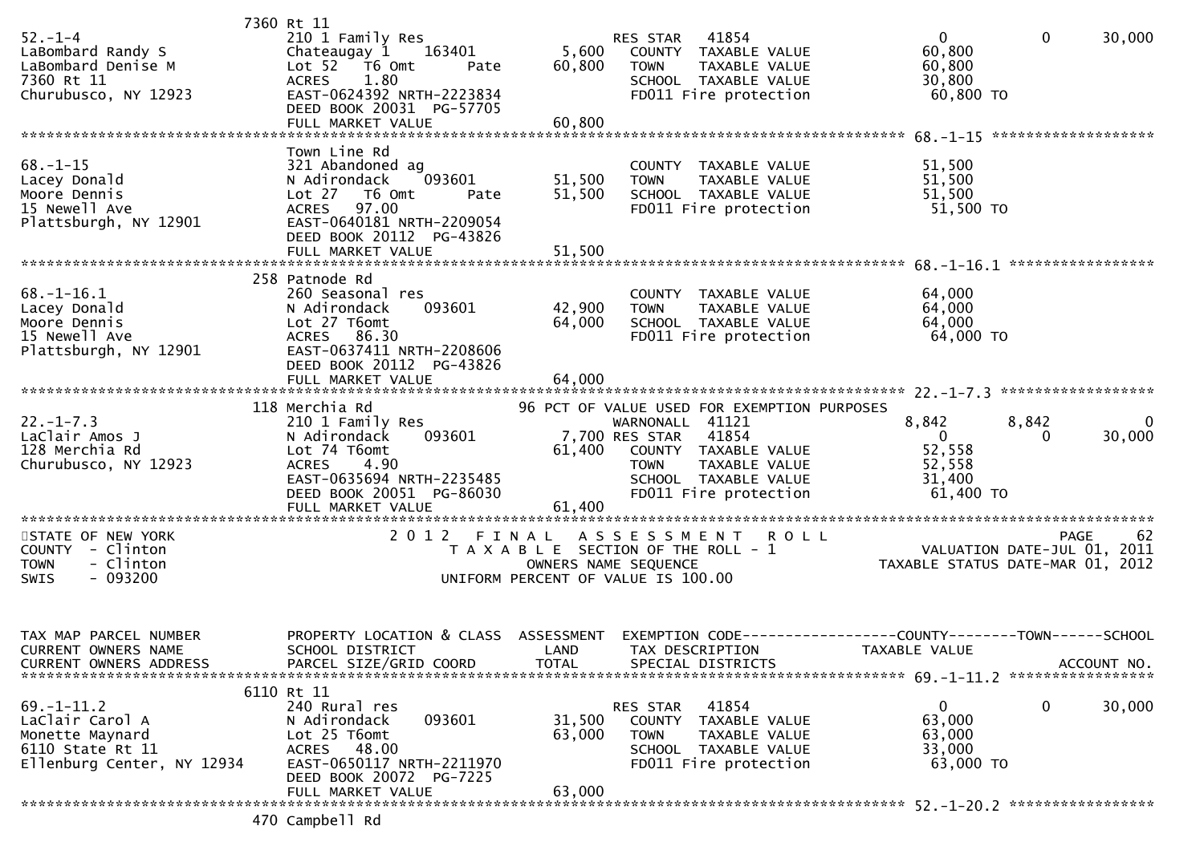```
                       7360 Rt 11
52.-1-4                         210 1 Family Res                      RES STAR   41854                    0            0       30,000
LaBombard Randy S               Chateaugay 1    163401         5,600   COUNTY  TAXABLE VALUE             60,800
LaBombard Denise M              Lot 52   T6 Omt        Pate   60,800   TOWN    TAXABLE VALUE             60,800
7360 Rt 11                      ACRES    1.80                          SCHOOL  TAXABLE VALUE             30,800
Churubusco, NY 12923            EAST-0624392 NRTH-2223834              FD011 Fire protection              60,800 TO
                                DEED BOOK 20031  PG-57705
                                FULL MARKET VALUE             60,800
******************************************************************************************************* 68.-1-15 *******************
                                Town Line Rd
68.-1-15                        321 Abandoned ag                       COUNTY  TAXABLE VALUE             51,500
Lacey Donald                    N Adirondack    093601        51,500   TOWN    TAXABLE VALUE             51,500
Moore Dennis                    Lot 27   T6 Omt        Pate   51,500   SCHOOL  TAXABLE VALUE             51,500
15 Newell Ave                   ACRES   97.00                          FD011 Fire protection              51,500 TO
Plattsburgh, NY 12901           EAST-0640181 NRTH-2209054
                                DEED BOOK 20112  PG-43826
                                FULL MARKET VALUE             51,500
******************************************************************************************************* 68.-1-16.1 *****************
                       258 Patnode Rd
68.-1-16.1                      260 Seasonal res                       COUNTY  TAXABLE VALUE             64,000
Lacey Donald                    N Adirondack    093601        42,900   TOWN    TAXABLE VALUE             64,000
Moore Dennis                    Lot 27 T6omt                  64,000   SCHOOL  TAXABLE VALUE             64,000
15 Newell Ave                   ACRES   86.30                          FD011 Fire protection              64,000 TO
Plattsburgh, NY 12901           EAST-0637411 NRTH-2208606
                                DEED BOOK 20112  PG-43826
                                FULL MARKET VALUE             64,000
******************************************************************************************************* 22.-1-7.3 ******************
                       118 Merchia Rd                   96 PCT OF VALUE USED FOR EXEMPTION PURPOSES
22.-1-7.3                       210 1 Family Res                      WARNONALL  41121                8,842        8,842            0
LaClair Amos J                  N Adirondack    093601         7,700 RES STAR   41854                    0            0       30,000
128 Merchia Rd                  Lot 74 T6omt                  61,400   COUNTY  TAXABLE VALUE             52,558
Churubusco, NY 12923            ACRES    4.90                          TOWN    TAXABLE VALUE             52,558
                                EAST-0635694 NRTH-2235485              SCHOOL  TAXABLE VALUE             31,400
                                DEED BOOK 20051  PG-86030              FD011 Fire protection              61,400 TO
                                FULL MARKET VALUE             61,400
************************************************************************************************************************************
STATE OF NEW YORK                        2 0 1 2   F I N A L   A S S E S S M E N T   R O L L                                PAGE    62
COUNTY  - Clinton                           T A X A B L E  SECTION OF THE ROLL - 1                        VALUATION DATE-JUL 01, 2011
TOWN    - Clinton                                  OWNERS NAME SEQUENCE                              TAXABLE STATUS DATE-MAR 01, 2012
SWIS    - 093200                              UNIFORM PERCENT OF VALUE IS 100.00


TAX MAP PARCEL NUMBER           PROPERTY LOCATION & CLASS  ASSESSMENT  EXEMPTION CODE------------------COUNTY--------TOWN------SCHOOL
CURRENT OWNERS NAME             SCHOOL DISTRICT               LAND      TAX DESCRIPTION                 TAXABLE VALUE
CURRENT OWNERS ADDRESS          PARCEL SIZE/GRID COORD        TOTAL     SPECIAL DISTRICTS                                    ACCOUNT NO.
******************************************************************************************************* 69.-1-11.2 *****************
                       6110 Rt 11
69.-1-11.2                      240 Rural res                         RES STAR   41854                    0            0       30,000
LaClair Carol A                 N Adirondack    093601        31,500   COUNTY  TAXABLE VALUE             63,000
Monette Maynard                 Lot 25 T6omt                  63,000   TOWN    TAXABLE VALUE             63,000
6110 State Rt 11                ACRES   48.00                          SCHOOL  TAXABLE VALUE             33,000
Ellenburg Center, NY 12934      EAST-0650117 NRTH-2211970              FD011 Fire protection              63,000 TO
                                DEED BOOK 20072  PG-7225
                                FULL MARKET VALUE             63,000
******************************************************************************************************* 52.-1-20.2 *****************
                       470 Campbell Rd
```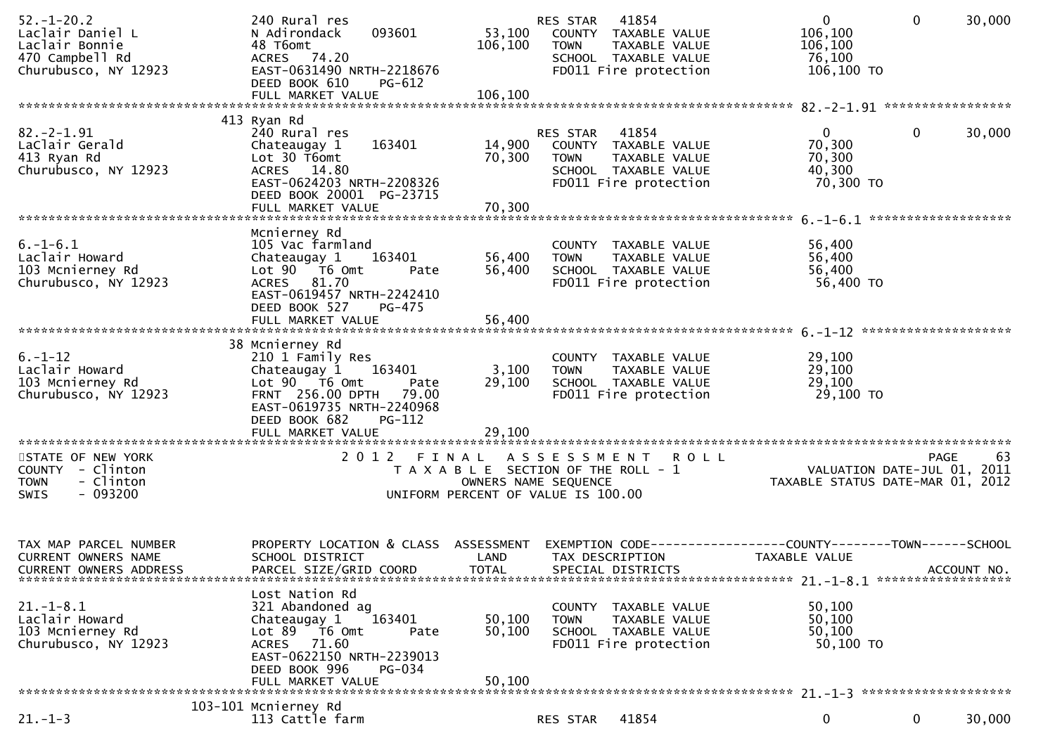```
52.-1-20.2                  240 Rural res                          RES STAR   41854                    0             0      30,000
Laclair Daniel L            N Adirondack     093601        53,100    COUNTY  TAXABLE VALUE         106,100
Laclair Bonnie              48 T6omt                      106,100    TOWN    TAXABLE VALUE         106,100
470 Campbell Rd             ACRES  74.20                             SCHOOL  TAXABLE VALUE          76,100
Churubusco, NY 12923        EAST-0631490 NRTH-2218676                FD011 Fire protection          106,100 TO
                            DEED BOOK 610     PG-612
                            FULL MARKET VALUE             106,100
******************************************************************************************************* 82.-2-1.91 *****************
                          413 Ryan Rd
82.-2-1.91                  240 Rural res                          RES STAR   41854                    0             0      30,000
LaClair Gerald              Chateaugay 1     163401        14,900    COUNTY  TAXABLE VALUE          70,300
413 Ryan Rd                 Lot 30 T6omt                   70,300    TOWN    TAXABLE VALUE          70,300
Churubusco, NY 12923        ACRES  14.80                             SCHOOL  TAXABLE VALUE          40,300
                            EAST-0624203 NRTH-2208326                FD011 Fire protection           70,300 TO
                            DEED BOOK 20001 PG-23715
                            FULL MARKET VALUE              70,300
******************************************************************************************************* 6.-1-6.1 *******************
                            Mcnierney Rd
6.-1-6.1                    105 Vac farmland                         COUNTY  TAXABLE VALUE          56,400
Laclair Howard              Chateaugay 1     163401        56,400    TOWN    TAXABLE VALUE          56,400
103 Mcnierney Rd            Lot 90   T6 Omt      Pate      56,400    SCHOOL  TAXABLE VALUE          56,400
Churubusco, NY 12923        ACRES  81.70                             FD011 Fire protection           56,400 TO
                            EAST-0619457 NRTH-2242410
                            DEED BOOK 527     PG-475
                            FULL MARKET VALUE              56,400
******************************************************************************************************* 6.-1-12 ********************
                          38 Mcnierney Rd
6.-1-12                     210 1 Family Res                         COUNTY  TAXABLE VALUE          29,100
Laclair Howard              Chateaugay 1     163401         3,100    TOWN    TAXABLE VALUE          29,100
103 Mcnierney Rd            Lot 90   T6 Omt      Pate      29,100    SCHOOL  TAXABLE VALUE          29,100
Churubusco, NY 12923        FRNT 256.00 DPTH  79.00                  FD011 Fire protection           29,100 TO
                            EAST-0619735 NRTH-2240968
                            DEED BOOK 682     PG-112
                            FULL MARKET VALUE              29,100
************************************************************************************************************************************
STATE OF NEW YORK                    2 0 1 2   F I N A L   A S S E S S M E N T   R O L L                               PAGE    63
COUNTY  - Clinton                       T A X A B L E  SECTION OF THE ROLL - 1                        VALUATION DATE-JUL 01, 2011
TOWN    - Clinton                              OWNERS NAME SEQUENCE                                  TAXABLE STATUS DATE-MAR 01, 2012
SWIS    - 093200                       UNIFORM PERCENT OF VALUE IS 100.00


TAX MAP PARCEL NUMBER       PROPERTY LOCATION & CLASS  ASSESSMENT  EXEMPTION CODE------------------COUNTY--------TOWN------SCHOOL
CURRENT OWNERS NAME         SCHOOL DISTRICT               LAND     TAX DESCRIPTION            TAXABLE VALUE
CURRENT OWNERS ADDRESS      PARCEL SIZE/GRID COORD        TOTAL    SPECIAL DISTRICTS                                      ACCOUNT NO.
******************************************************************************************************* 21.-1-8.1 ******************
                            Lost Nation Rd
21.-1-8.1                   321 Abandoned ag                         COUNTY  TAXABLE VALUE          50,100
Laclair Howard              Chateaugay 1     163401        50,100    TOWN    TAXABLE VALUE          50,100
103 Mcnierney Rd            Lot 89   T6 Omt      Pate      50,100    SCHOOL  TAXABLE VALUE          50,100
Churubusco, NY 12923        ACRES  71.60                             FD011 Fire protection           50,100 TO
                            EAST-0622150 NRTH-2239013
                            DEED BOOK 996     PG-034
                            FULL MARKET VALUE              50,100
******************************************************************************************************* 21.-1-3 ********************
                      103-101 Mcnierney Rd
21.-1-3                     113 Cattle farm                        RES STAR   41854                    0             0      30,000
```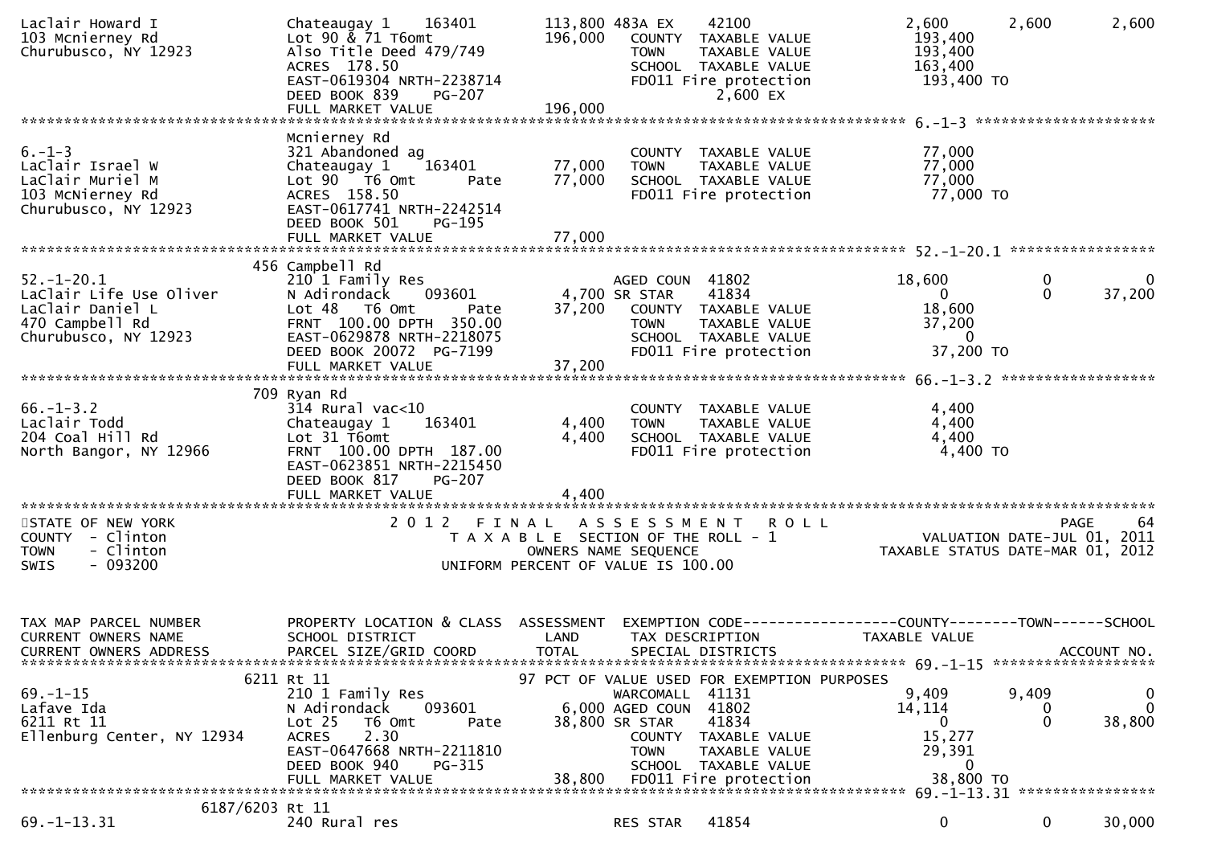```
Laclair Howard I              Chateaugay 1    163401      113,800 483A EX     42100             2,600      2,600      2,600
103 Mcnierney Rd              Lot 90 & 71 T6omt           196,000   COUNTY  TAXABLE VALUE        193,400
Churubusco, NY 12923          Also Title Deed 479/749                TOWN    TAXABLE VALUE        193,400
                              ACRES 178.50                           SCHOOL  TAXABLE VALUE        163,400
                              EAST-0619304 NRTH-2238714              FD011 Fire protection         193,400 TO
                              DEED BOOK 839    PG-207                         2,600 EX
                              FULL MARKET VALUE           196,000
******************************************************************************************************* 6.-1-3 ********************
                              Mcnierney Rd
6.-1-3                        321 Abandoned ag                       COUNTY  TAXABLE VALUE         77,000
LaClair Israel W              Chateaugay 1    163401       77,000   TOWN    TAXABLE VALUE         77,000
LaClair Muriel M              Lot 90  T6 Omt       Pate    77,000   SCHOOL  TAXABLE VALUE         77,000
103 McNierney Rd              ACRES 158.50                           FD011 Fire protection          77,000 TO
Churubusco, NY 12923          EAST-0617741 NRTH-2242514
                              DEED BOOK 501    PG-195
                              FULL MARKET VALUE            77,000
******************************************************************************************************* 52.-1-20.1 ****************
                          456 Campbell Rd
52.-1-20.1                    210 1 Family Res                       AGED COUN  41802             18,600          0          0
LaClair Life Use Oliver       N Adirondack    093601        4,700 SR STAR     41834                  0          0     37,200
LaClair Daniel L              Lot 48  T6 Omt       Pate    37,200   COUNTY  TAXABLE VALUE         18,600
470 Campbell Rd               FRNT 100.00 DPTH 350.00                TOWN    TAXABLE VALUE         37,200
Churubusco, NY 12923          EAST-0629878 NRTH-2218075              SCHOOL  TAXABLE VALUE              0
                              DEED BOOK 20072 PG-7199                FD011 Fire protection          37,200 TO
                              FULL MARKET VALUE            37,200
******************************************************************************************************* 66.-1-3.2 *****************
                          709 Ryan Rd
66.-1-3.2                     314 Rural vac<10                       COUNTY  TAXABLE VALUE          4,400
Laclair Todd                  Chateaugay 1    163401        4,400   TOWN    TAXABLE VALUE          4,400
204 Coal Hill Rd              Lot 31 T6omt                  4,400   SCHOOL  TAXABLE VALUE          4,400
North Bangor, NY 12966        FRNT 100.00 DPTH 187.00                FD011 Fire protection           4,400 TO
                              EAST-0623851 NRTH-2215450
                              DEED BOOK 817    PG-207
                              FULL MARKET VALUE             4,400
*******************************************************************************************************************************
STATE OF NEW YORK                      2 0 1 2   F I N A L   A S S E S S M E N T   R O L L                              PAGE    64
COUNTY  - Clinton                         T A X A B L E  SECTION OF THE ROLL - 1                       VALUATION DATE-JUL 01, 2011
TOWN    - Clinton                                OWNERS NAME SEQUENCE                              TAXABLE STATUS DATE-MAR 01, 2012
SWIS    - 093200                         UNIFORM PERCENT OF VALUE IS 100.00


TAX MAP PARCEL NUMBER         PROPERTY LOCATION & CLASS  ASSESSMENT  EXEMPTION CODE------------------COUNTY--------TOWN------SCHOOL
CURRENT OWNERS NAME           SCHOOL DISTRICT               LAND      TAX DESCRIPTION             TAXABLE VALUE
CURRENT OWNERS ADDRESS        PARCEL SIZE/GRID COORD        TOTAL     SPECIAL DISTRICTS                                  ACCOUNT NO.
******************************************************************************************************* 69.-1-15 ******************
                         6211 Rt 11                          97 PCT OF VALUE USED FOR EXEMPTION PURPOSES
69.-1-15                      210 1 Family Res                       WARCOMALL  41131              9,409      9,409          0
Lafave Ida                    N Adirondack    093601        6,000 AGED COUN  41802             14,114          0          0
6211 Rt 11                    Lot 25  T6 Omt       Pate    38,800 SR STAR     41834                  0          0     38,800
Ellenburg Center, NY 12934    ACRES   2.30                           COUNTY  TAXABLE VALUE         15,277
                              EAST-0647668 NRTH-2211810              TOWN    TAXABLE VALUE         29,391
                              DEED BOOK 940    PG-315                SCHOOL  TAXABLE VALUE              0
                              FULL MARKET VALUE            38,800   FD011 Fire protection          38,800 TO
******************************************************************************************************* 69.-1-13.31 ***************
                    6187/6203 Rt 11
69.-1-13.31                   240 Rural res                          RES STAR   41854                  0          0     30,000
```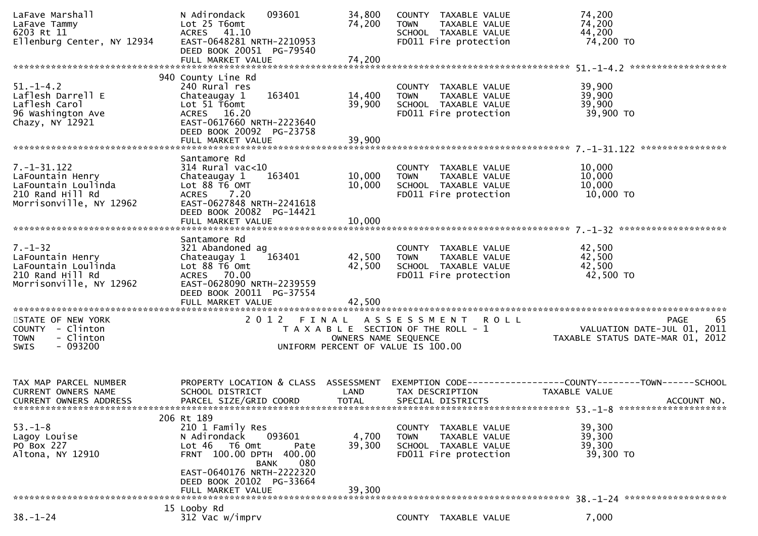```
LaFave Marshall              N Adirondack    093601        34,800   COUNTY  TAXABLE VALUE              74,200
LaFave Tammy                 Lot 25 T6omt                  74,200   TOWN    TAXABLE VALUE              74,200
6203 Rt 11                   ACRES   41.10                          SCHOOL  TAXABLE VALUE              44,200
Ellenburg Center, NY 12934   EAST-0648281 NRTH-2210953              FD011 Fire protection               74,200 TO
                             DEED BOOK 20051  PG-79540
                             FULL MARKET VALUE             74,200
******************************************************************************************************* 51.-1-4.2 *****************
                         940 County Line Rd
51.-1-4.2                    240 Rural res                          COUNTY  TAXABLE VALUE              39,900
Laflesh Darrell E            Chateaugay 1    163401        14,400   TOWN    TAXABLE VALUE              39,900
Laflesh Carol                Lot 51 T6omt                  39,900   SCHOOL  TAXABLE VALUE              39,900
96 Washington Ave            ACRES   16.20                          FD011 Fire protection               39,900 TO
Chazy, NY 12921              EAST-0617660 NRTH-2223640
                             DEED BOOK 20092  PG-23758
                             FULL MARKET VALUE             39,900
******************************************************************************************************* 7.-1-31.122 ***************
                             Santamore Rd
7.-1-31.122                  314 Rural vac<10                       COUNTY  TAXABLE VALUE              10,000
LaFountain Henry             Chateaugay 1    163401        10,000   TOWN    TAXABLE VALUE              10,000
LaFountain Loulinda          Lot 88 T6 OMT                 10,000   SCHOOL  TAXABLE VALUE              10,000
210 Rand Hill Rd             ACRES    7.20                          FD011 Fire protection               10,000 TO
Morrisonville, NY 12962      EAST-0627848 NRTH-2241618
                             DEED BOOK 20082  PG-14421
                             FULL MARKET VALUE             10,000
******************************************************************************************************* 7.-1-32 *******************
                             Santamore Rd
7.-1-32                      321 Abandoned ag                       COUNTY  TAXABLE VALUE              42,500
LaFountain Henry             Chateaugay 1    163401        42,500   TOWN    TAXABLE VALUE              42,500
LaFountain Loulinda          Lot 88 T6 Omt                 42,500   SCHOOL  TAXABLE VALUE              42,500
210 Rand Hill Rd             ACRES   70.00                          FD011 Fire protection               42,500 TO
Morrisonville, NY 12962      EAST-0628090 NRTH-2239559
                             DEED BOOK 20011  PG-37554
                             FULL MARKET VALUE             42,500
************************************************************************************************************************************
STATE OF NEW YORK                        2 0 1 2   F I N A L   A S S E S S M E N T   R O L L                          PAGE    65
COUNTY  - Clinton                              T A X A B L E  SECTION OF THE ROLL - 1                  VALUATION DATE-JUL 01, 2011
TOWN    - Clinton                                  OWNERS NAME SEQUENCE                        TAXABLE STATUS DATE-MAR 01, 2012
SWIS    - 093200                            UNIFORM PERCENT OF VALUE IS 100.00


TAX MAP PARCEL NUMBER        PROPERTY LOCATION & CLASS  ASSESSMENT  EXEMPTION CODE------------------COUNTY--------TOWN------SCHOOL
CURRENT OWNERS NAME          SCHOOL DISTRICT               LAND     TAX DESCRIPTION            TAXABLE VALUE
CURRENT OWNERS ADDRESS       PARCEL SIZE/GRID COORD        TOTAL    SPECIAL DISTRICTS                                  ACCOUNT NO.
******************************************************************************************************* 53.-1-8 *******************
                         206 Rt 189
53.-1-8                      210 1 Family Res                       COUNTY  TAXABLE VALUE              39,300
Lagoy Louise                 N Adirondack    093601         4,700   TOWN    TAXABLE VALUE              39,300
PO Box 227                   Lot 46   T6 Omt        Pate   39,300   SCHOOL  TAXABLE VALUE              39,300
Altona, NY 12910             FRNT 100.00 DPTH  400.00               FD011 Fire protection               39,300 TO
                                             BANK    080
                             EAST-0640176 NRTH-2222320
                             DEED BOOK 20102  PG-33664
                             FULL MARKET VALUE             39,300
******************************************************************************************************* 38.-1-24 ******************
                          15 Looby Rd
38.-1-24                     312 Vac w/imprv                        COUNTY  TAXABLE VALUE               7,000
```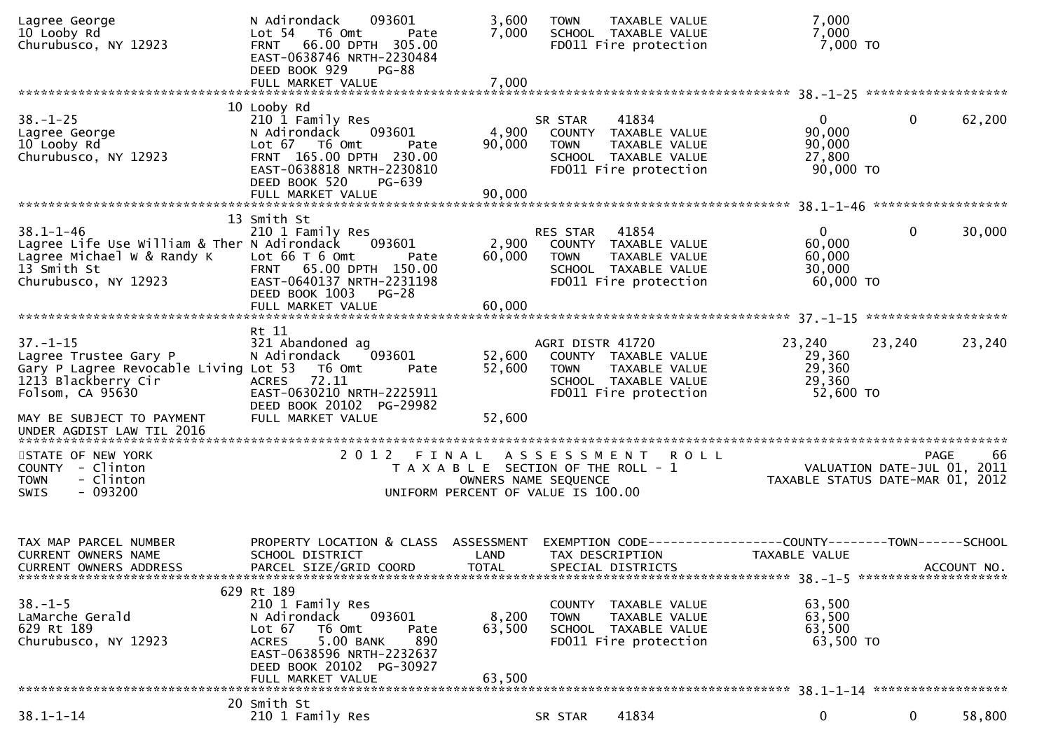```
Lagree George                  N Adirondack    093601        3,600   TOWN    TAXABLE VALUE              7,000
10 Looby Rd                    Lot 54   T6 Omt      Pate     7,000   SCHOOL  TAXABLE VALUE              7,000
Churubusco, NY 12923           FRNT   66.00 DPTH  305.00             FD011 Fire protection               7,000 TO
                               EAST-0638746 NRTH-2230484
                               DEED BOOK 929     PG-88
                               FULL MARKET VALUE             7,000
******************************************************************************************************* 38.-1-25 ******************
                             10 Looby Rd
38.-1-25                       210 1 Family Res                      SR STAR     41834                  0             0     62,200
Lagree George                  N Adirondack    093601        4,900   COUNTY  TAXABLE VALUE             90,000
10 Looby Rd                    Lot 67   T6 Omt      Pate    90,000   TOWN    TAXABLE VALUE             90,000
Churubusco, NY 12923           FRNT  165.00 DPTH  230.00             SCHOOL  TAXABLE VALUE             27,800
                               EAST-0638818 NRTH-2230810             FD011 Fire protection              90,000 TO
                               DEED BOOK 520     PG-639
                               FULL MARKET VALUE            90,000
******************************************************************************************************* 38.1-1-46 *****************
                             13 Smith St
38.1-1-46                      210 1 Family Res                      RES STAR    41854                  0             0     30,000
Lagree Life Use William & Ther N Adirondack    093601        2,900   COUNTY  TAXABLE VALUE             60,000
Lagree Michael W & Randy K     Lot 66 T 6 Omt       Pate    60,000   TOWN    TAXABLE VALUE             60,000
13 Smith St                    FRNT   65.00 DPTH  150.00             SCHOOL  TAXABLE VALUE             30,000
Churubusco, NY 12923           EAST-0640137 NRTH-2231198             FD011 Fire protection              60,000 TO
                               DEED BOOK 1003    PG-28
                               FULL MARKET VALUE            60,000
******************************************************************************************************* 37.-1-15 ******************
                               Rt 11
37.-1-15                       321 Abandoned ag                      AGRI DISTR 41720              23,240        23,240     23,240
Lagree Trustee Gary P          N Adirondack    093601       52,600   COUNTY  TAXABLE VALUE             29,360
Gary P Lagree Revocable Living Lot 53   T6 Omt      Pate    52,600   TOWN    TAXABLE VALUE             29,360
1213 Blackberry Cir            ACRES   72.11                         SCHOOL  TAXABLE VALUE             29,360
Folsom, CA 95630               EAST-0630210 NRTH-2225911             FD011 Fire protection              52,600 TO
                               DEED BOOK 20102 PG-29982
MAY BE SUBJECT TO PAYMENT      FULL MARKET VALUE            52,600
UNDER AGDIST LAW TIL 2016
************************************************************************************************************************************
STATE OF NEW YORK                         2 0 1 2   F I N A L   A S S E S S M E N T   R O L L                          PAGE     66
COUNTY  - Clinton                            T A X A B L E  SECTION OF THE ROLL - 1                     VALUATION DATE-JUL 01, 2011
TOWN    - Clinton                                   OWNERS NAME SEQUENCE                              TAXABLE STATUS DATE-MAR 01, 2012
SWIS    - 093200                             UNIFORM PERCENT OF VALUE IS 100.00


TAX MAP PARCEL NUMBER          PROPERTY LOCATION & CLASS  ASSESSMENT  EXEMPTION CODE------------------COUNTY--------TOWN------SCHOOL
CURRENT OWNERS NAME            SCHOOL DISTRICT               LAND     TAX DESCRIPTION              TAXABLE VALUE
CURRENT OWNERS ADDRESS         PARCEL SIZE/GRID COORD        TOTAL    SPECIAL DISTRICTS                                  ACCOUNT NO.
******************************************************************************************************* 38.-1-5 *******************
                            629 Rt 189
38.-1-5                        210 1 Family Res                      COUNTY  TAXABLE VALUE             63,500
LaMarche Gerald                N Adirondack    093601        8,200   TOWN    TAXABLE VALUE             63,500
629 Rt 189                     Lot 67   T6 Omt      Pate    63,500   SCHOOL  TAXABLE VALUE             63,500
Churubusco, NY 12923           ACRES    5.00 BANK     890            FD011 Fire protection              63,500 TO
                               EAST-0638596 NRTH-2232637
                               DEED BOOK 20102 PG-30927
                               FULL MARKET VALUE            63,500
******************************************************************************************************* 38.1-1-14 *****************
                             20 Smith St
38.1-1-14                      210 1 Family Res                      SR STAR     41834                  0             0     58,800
```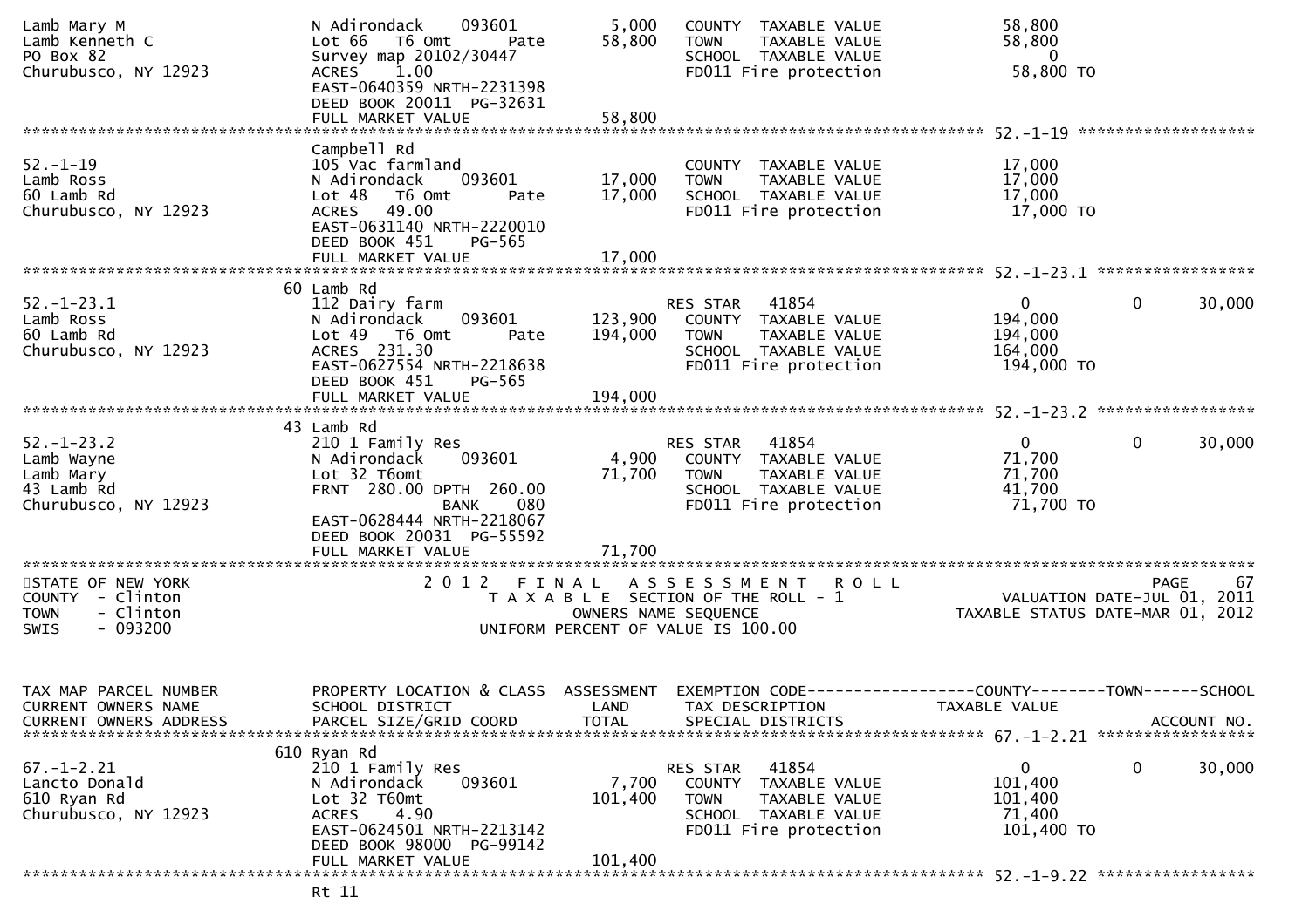```
Lamb Mary M                    N Adirondack    093601         5,000    COUNTY  TAXABLE VALUE             58,800
Lamb Kenneth C                 Lot 66  T6 Omt      Pate      58,800    TOWN    TAXABLE VALUE             58,800
PO Box 82                      Survey map 20102/30447                  SCHOOL  TAXABLE VALUE                  0
Churubusco, NY 12923           ACRES    1.00                           FD011 Fire protection             58,800 TO
                               EAST-0640359 NRTH-2231398
                               DEED BOOK 20011  PG-32631
                               FULL MARKET VALUE             58,800
******************************************************************************************************* 52.-1-19 ******************
                               Campbell Rd
52.-1-19                       105 Vac farmland                        COUNTY  TAXABLE VALUE             17,000
Lamb Ross                      N Adirondack    093601        17,000    TOWN    TAXABLE VALUE             17,000
60 Lamb Rd                     Lot 48  T6 Omt      Pate      17,000    SCHOOL  TAXABLE VALUE             17,000
Churubusco, NY 12923           ACRES   49.00                           FD011 Fire protection             17,000 TO
                               EAST-0631140 NRTH-2220010
                               DEED BOOK 451    PG-565
                               FULL MARKET VALUE             17,000
******************************************************************************************************* 52.-1-23.1 ****************
                            60 Lamb Rd
52.-1-23.1                     112 Dairy farm                          RES STAR   41854                       0          0      30,000
Lamb Ross                      N Adirondack    093601       123,900    COUNTY  TAXABLE VALUE            194,000
60 Lamb Rd                     Lot 49  T6 Omt      Pate     194,000    TOWN    TAXABLE VALUE            194,000
Churubusco, NY 12923           ACRES  231.30                           SCHOOL  TAXABLE VALUE            164,000
                               EAST-0627554 NRTH-2218638               FD011 Fire protection            194,000 TO
                               DEED BOOK 451    PG-565
                               FULL MARKET VALUE            194,000
******************************************************************************************************* 52.-1-23.2 ****************
                            43 Lamb Rd
52.-1-23.2                     210 1 Family Res                        RES STAR   41854                       0          0      30,000
Lamb Wayne                     N Adirondack    093601         4,900    COUNTY  TAXABLE VALUE             71,700
Lamb Mary                      Lot 32 T6omt                  71,700    TOWN    TAXABLE VALUE             71,700
43 Lamb Rd                     FRNT 280.00 DPTH 260.00                 SCHOOL  TAXABLE VALUE             41,700
Churubusco, NY 12923                          BANK    080              FD011 Fire protection             71,700 TO
                               EAST-0628444 NRTH-2218067
                               DEED BOOK 20031  PG-55592
                               FULL MARKET VALUE             71,700
************************************************************************************************************************************
STATE OF NEW YORK                  2 0 1 2   F I N A L   A S S E S S M E N T   R O L L                                  PAGE     67
COUNTY  - Clinton                       T A X A B L E  SECTION OF THE ROLL - 1                         VALUATION DATE-JUL 01, 2011
TOWN    - Clinton                                OWNERS NAME SEQUENCE                          TAXABLE STATUS DATE-MAR 01, 2012
SWIS    - 093200                          UNIFORM PERCENT OF VALUE IS 100.00


TAX MAP PARCEL NUMBER          PROPERTY LOCATION & CLASS  ASSESSMENT  EXEMPTION CODE------------------COUNTY--------TOWN------SCHOOL
CURRENT OWNERS NAME            SCHOOL DISTRICT               LAND      TAX DESCRIPTION                 TAXABLE VALUE
CURRENT OWNERS ADDRESS         PARCEL SIZE/GRID COORD        TOTAL     SPECIAL DISTRICTS                                 ACCOUNT NO.
******************************************************************************************************* 67.-1-2.21 *****************
                           610 Ryan Rd
67.-1-2.21                     210 1 Family Res                        RES STAR   41854                       0          0      30,000
Lancto Donald                  N Adirondack    093601         7,700    COUNTY  TAXABLE VALUE            101,400
610 Ryan Rd                    Lot 32 T60mt                 101,400    TOWN    TAXABLE VALUE            101,400
Churubusco, NY 12923           ACRES    4.90                           SCHOOL  TAXABLE VALUE             71,400
                               EAST-0624501 NRTH-2213142               FD011 Fire protection            101,400 TO
                               DEED BOOK 98000  PG-99142
                               FULL MARKET VALUE            101,400
******************************************************************************************************* 52.-1-9.22 ****************
                               Rt 11
```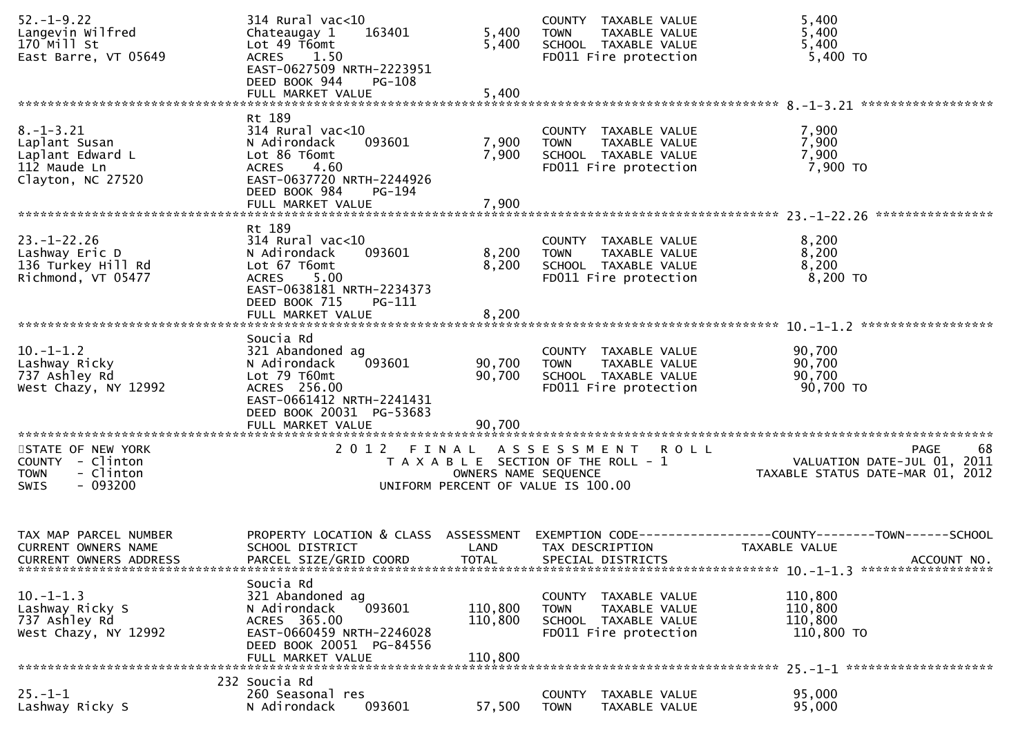| TAX MAP PARCEL NUMBER / CURRENT OWNERS NAME / CURRENT OWNERS ADDRESS | PROPERTY LOCATION & CLASS / SCHOOL DISTRICT / PARCEL SIZE/GRID COORD | ASSESSMENT LAND | TOTAL | EXEMPTION CODE / TAX DESCRIPTION / SPECIAL DISTRICTS | TAXABLE VALUE |
|---|---|---|---|---|---|
| 52.-1-9.22 | 314 Rural vac<10 | | | COUNTY TAXABLE VALUE | 5,400 |
| Langevin Wilfred | Chateaugay 1 163401 | 5,400 | | TOWN TAXABLE VALUE | 5,400 |
| 170 Mill St | Lot 49 T6omt | | 5,400 | SCHOOL TAXABLE VALUE | 5,400 |
| East Barre, VT 05649 | ACRES 1.50 | | | FD011 Fire protection | 5,400 TO |
| | EAST-0627509 NRTH-2223951 | | | | |
| | DEED BOOK 944 PG-108 | | | | |
| | FULL MARKET VALUE | | 5,400 | | |
| **8.-1-3.21** | | | | | |
| | Rt 189 | | | | |
| 8.-1-3.21 | 314 Rural vac<10 | | | COUNTY TAXABLE VALUE | 7,900 |
| Laplant Susan | N Adirondack 093601 | 7,900 | | TOWN TAXABLE VALUE | 7,900 |
| Laplant Edward L | Lot 86 T6omt | | 7,900 | SCHOOL TAXABLE VALUE | 7,900 |
| 112 Maude Ln | ACRES 4.60 | | | FD011 Fire protection | 7,900 TO |
| Clayton, NC 27520 | EAST-0637720 NRTH-2244926 | | | | |
| | DEED BOOK 984 PG-194 | | | | |
| | FULL MARKET VALUE | | 7,900 | | |
| **23.-1-22.26** | | | | | |
| | Rt 189 | | | | |
| 23.-1-22.26 | 314 Rural vac<10 | | | COUNTY TAXABLE VALUE | 8,200 |
| Lashway Eric D | N Adirondack 093601 | 8,200 | | TOWN TAXABLE VALUE | 8,200 |
| 136 Turkey Hill Rd | Lot 67 T6omt | | 8,200 | SCHOOL TAXABLE VALUE | 8,200 |
| Richmond, VT 05477 | ACRES 5.00 | | | FD011 Fire protection | 8,200 TO |
| | EAST-0638181 NRTH-2234373 | | | | |
| | DEED BOOK 715 PG-111 | | | | |
| | FULL MARKET VALUE | | 8,200 | | |
| **10.-1-1.2** | | | | | |
| | Soucia Rd | | | | |
| 10.-1-1.2 | 321 Abandoned ag | | | COUNTY TAXABLE VALUE | 90,700 |
| Lashway Ricky | N Adirondack 093601 | 90,700 | | TOWN TAXABLE VALUE | 90,700 |
| 737 Ashley Rd | Lot 79 T60mt | | 90,700 | SCHOOL TAXABLE VALUE | 90,700 |
| West Chazy, NY 12992 | ACRES 256.00 | | | FD011 Fire protection | 90,700 TO |
| | EAST-0661412 NRTH-2241431 | | | | |
| | DEED BOOK 20031 PG-53683 | | | | |
| | FULL MARKET VALUE | | 90,700 | | |

STATE OF NEW YORK
COUNTY - Clinton
TOWN - Clinton
SWIS - 093200

2012 FINAL ASSESSMENT ROLL
TAXABLE SECTION OF THE ROLL - 1
OWNERS NAME SEQUENCE
UNIFORM PERCENT OF VALUE IS 100.00

PAGE 68
VALUATION DATE-JUL 01, 2011
TAXABLE STATUS DATE-MAR 01, 2012

| TAX MAP PARCEL NUMBER / CURRENT OWNERS NAME / CURRENT OWNERS ADDRESS | PROPERTY LOCATION & CLASS / SCHOOL DISTRICT / PARCEL SIZE/GRID COORD | ASSESSMENT LAND | TOTAL | EXEMPTION CODE---COUNTY---TOWN---SCHOOL / TAX DESCRIPTION / SPECIAL DISTRICTS | TAXABLE VALUE / ACCOUNT NO. |
|---|---|---|---|---|---|
| **10.-1-1.3** | | | | | |
| | Soucia Rd | | | | |
| 10.-1-1.3 | 321 Abandoned ag | | | COUNTY TAXABLE VALUE | 110,800 |
| Lashway Ricky S | N Adirondack 093601 | 110,800 | | TOWN TAXABLE VALUE | 110,800 |
| 737 Ashley Rd | ACRES 365.00 | | 110,800 | SCHOOL TAXABLE VALUE | 110,800 |
| West Chazy, NY 12992 | EAST-0660459 NRTH-2246028 | | | FD011 Fire protection | 110,800 TO |
| | DEED BOOK 20051 PG-84556 | | | | |
| | FULL MARKET VALUE | | 110,800 | | |
| **25.-1-1** | | | | | |
| | 232 Soucia Rd | | | | |
| 25.-1-1 | 260 Seasonal res | | | COUNTY TAXABLE VALUE | 95,000 |
| Lashway Ricky S | N Adirondack 093601 | 57,500 | | TOWN TAXABLE VALUE | 95,000 |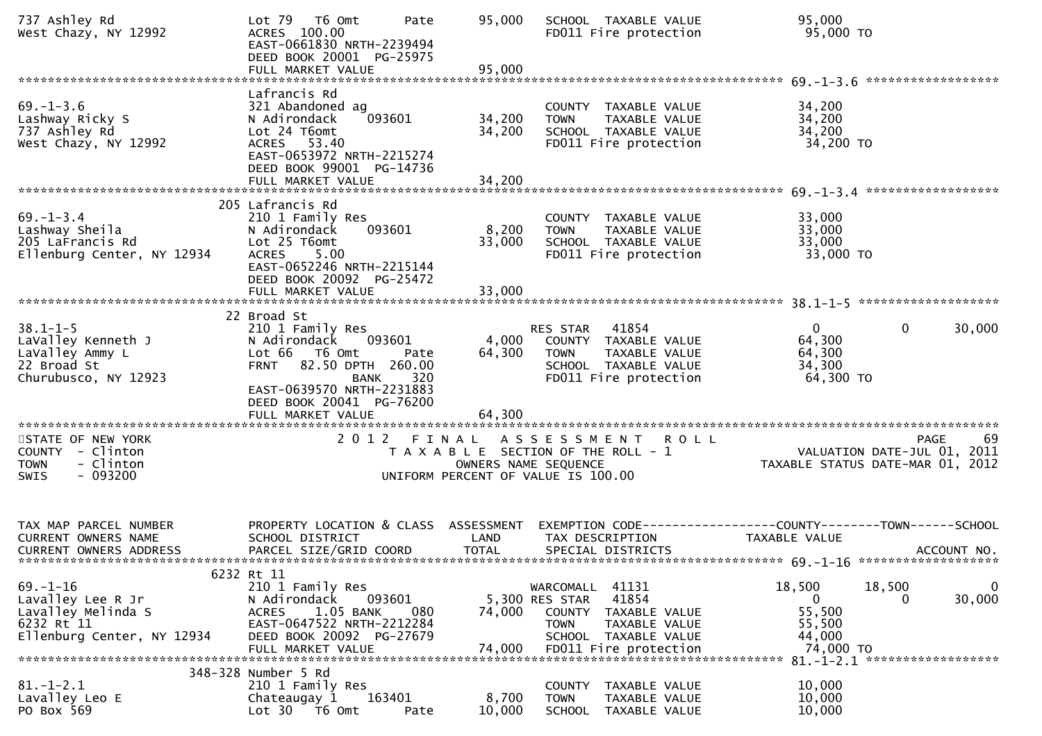```
737 Ashley Rd                 Lot 79   T6 Omt        Pate       95,000   SCHOOL  TAXABLE VALUE              95,000
West Chazy, NY 12992          ACRES  100.00                              FD011 Fire protection               95,000 TO
                              EAST-0661830 NRTH-2239494
                              DEED BOOK 20001  PG-25975
                              FULL MARKET VALUE                 95,000
******************************************************************************************************* 69.-1-3.6 ******************
                              Lafrancis Rd
69.-1-3.6                     321 Abandoned ag                           COUNTY  TAXABLE VALUE              34,200
Lashway Ricky S               N Adirondack     093601       34,200   TOWN    TAXABLE VALUE              34,200
737 Ashley Rd                 Lot 24 T6omt                  34,200   SCHOOL  TAXABLE VALUE              34,200
West Chazy, NY 12992          ACRES   53.40                              FD011 Fire protection               34,200 TO
                              EAST-0653972 NRTH-2215274
                              DEED BOOK 99001  PG-14736
                              FULL MARKET VALUE                 34,200
******************************************************************************************************* 69.-1-3.4 ******************
                          205 Lafrancis Rd
69.-1-3.4                     210 1 Family Res                           COUNTY  TAXABLE VALUE              33,000
Lashway Sheila                N Adirondack     093601        8,200   TOWN    TAXABLE VALUE              33,000
205 LaFrancis Rd              Lot 25 T6omt                  33,000   SCHOOL  TAXABLE VALUE              33,000
Ellenburg Center, NY 12934    ACRES    5.00                              FD011 Fire protection               33,000 TO
                              EAST-0652246 NRTH-2215144
                              DEED BOOK 20092  PG-25472
                              FULL MARKET VALUE                 33,000
******************************************************************************************************* 38.1-1-5 *******************
                          22 Broad St
38.1-1-5                      210 1 Family Res                           RES STAR   41854                  0             0       30,000
LaValley Kenneth J            N Adirondack     093601        4,000    COUNTY  TAXABLE VALUE             64,300
LaValley Ammy L               Lot 66   T6 Omt        Pate       64,300    TOWN    TAXABLE VALUE             64,300
22 Broad St                   FRNT   82.50 DPTH  260.00                  SCHOOL  TAXABLE VALUE             34,300
Churubusco, NY 12923                         BANK     320                FD011 Fire protection               64,300 TO
                              EAST-0639570 NRTH-2231883
                              DEED BOOK 20041  PG-76200
                              FULL MARKET VALUE                 64,300
************************************************************************************************************************************
STATE OF NEW YORK                    2 0 1 2   F I N A L   A S S E S S M E N T   R O L L                              PAGE     69
COUNTY  - Clinton                       T A X A B L E  SECTION OF THE ROLL - 1                       VALUATION DATE-JUL 01, 2011
TOWN    - Clinton                             OWNERS NAME SEQUENCE                             TAXABLE STATUS DATE-MAR 01, 2012
SWIS    - 093200                        UNIFORM PERCENT OF VALUE IS 100.00


TAX MAP PARCEL NUMBER         PROPERTY LOCATION & CLASS  ASSESSMENT  EXEMPTION CODE------------------COUNTY--------TOWN------SCHOOL
CURRENT OWNERS NAME           SCHOOL DISTRICT               LAND      TAX DESCRIPTION            TAXABLE VALUE
CURRENT OWNERS ADDRESS        PARCEL SIZE/GRID COORD        TOTAL     SPECIAL DISTRICTS                                  ACCOUNT NO.
******************************************************************************************************* 69.-1-16 *******************
                         6232 Rt 11
69.-1-16                      210 1 Family Res                           WARCOMALL  41131             18,500        18,500             0
Lavalley Lee R Jr             N Adirondack     093601        5,300 RES STAR   41854                  0             0       30,000
Lavalley Melinda S            ACRES    1.05 BANK     080    74,000   COUNTY  TAXABLE VALUE             55,500
6232 Rt 11                    EAST-0647522 NRTH-2212284              TOWN    TAXABLE VALUE             55,500
Ellenburg Center, NY 12934    DEED BOOK 20092  PG-27679              SCHOOL  TAXABLE VALUE             44,000
                              FULL MARKET VALUE                 74,000   FD011 Fire protection               74,000 TO
******************************************************************************************************* 81.-1-2.1 ******************
                      348-328 Number 5 Rd
81.-1-2.1                     210 1 Family Res                           COUNTY  TAXABLE VALUE              10,000
Lavalley Leo E                Chateaugay 1     163401        8,700   TOWN    TAXABLE VALUE              10,000
PO Box 569                    Lot 30   T6 Omt        Pate       10,000   SCHOOL  TAXABLE VALUE              10,000
```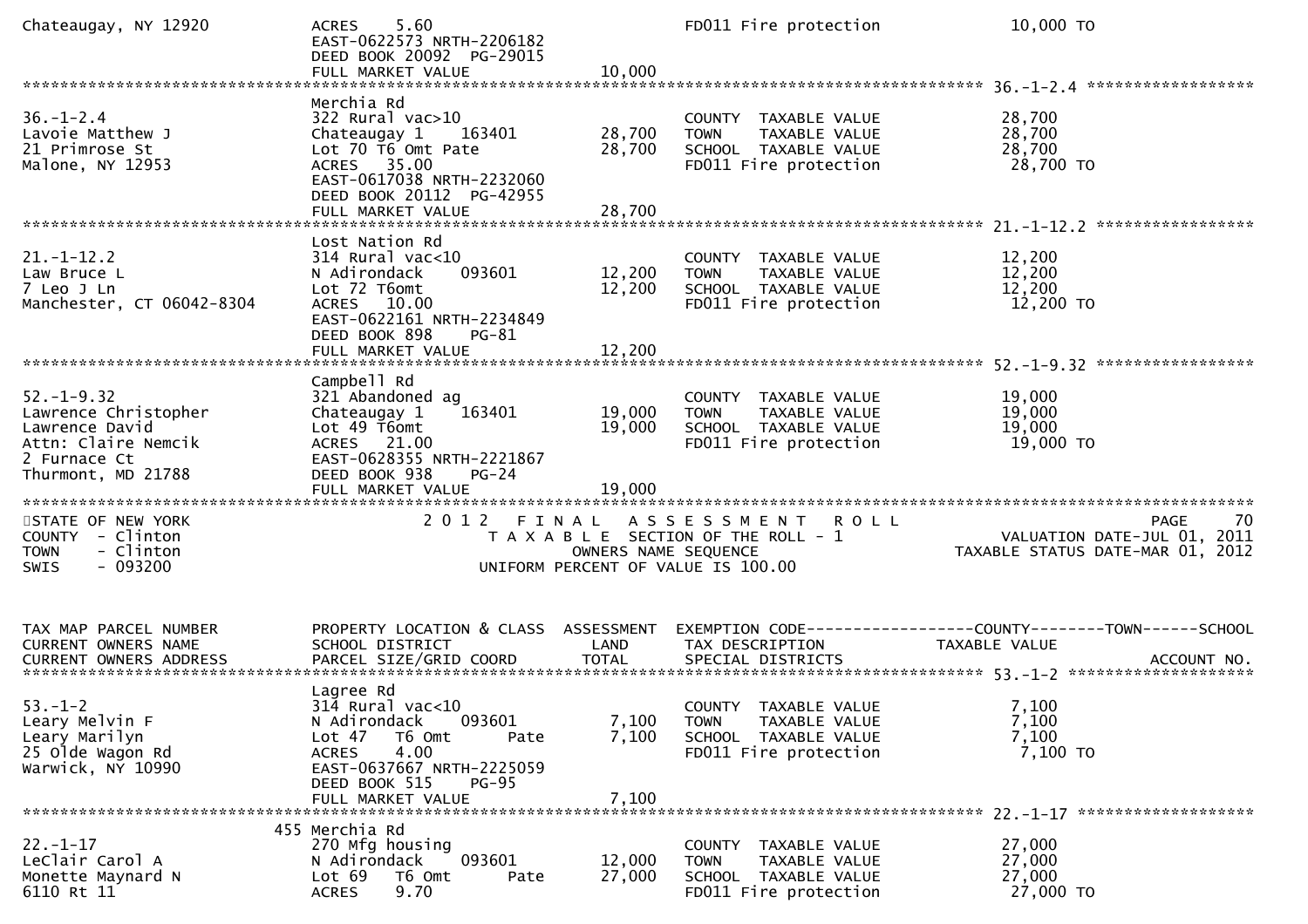```
Chateaugay, NY 12920          ACRES     5.60                                FD011 Fire protection              10,000 TO
                              EAST-0622573 NRTH-2206182
                              DEED BOOK 20092  PG-29015
                              FULL MARKET VALUE              10,000
******************************************************************************************************* 36.-1-2.4 ******************
                              Merchia Rd
36.-1-2.4                     322 Rural vac>10                    COUNTY  TAXABLE VALUE              28,700
Lavoie Matthew J              Chateaugay 1    163401       28,700   TOWN    TAXABLE VALUE              28,700
21 Primrose St                Lot 70 T6 Omt Pate           28,700   SCHOOL  TAXABLE VALUE              28,700
Malone, NY 12953              ACRES   35.00                         FD011 Fire protection              28,700 TO
                              EAST-0617038 NRTH-2232060
                              DEED BOOK 20112  PG-42955
                              FULL MARKET VALUE              28,700
******************************************************************************************************* 21.-1-12.2 *****************
                              Lost Nation Rd
21.-1-12.2                    314 Rural vac<10                    COUNTY  TAXABLE VALUE              12,200
Law Bruce L                   N Adirondack    093601       12,200   TOWN    TAXABLE VALUE              12,200
7 Leo J Ln                    Lot 72 T6omt                 12,200   SCHOOL  TAXABLE VALUE              12,200
Manchester, CT 06042-8304     ACRES   10.00                         FD011 Fire protection              12,200 TO
                              EAST-0622161 NRTH-2234849
                              DEED BOOK 898     PG-81
                              FULL MARKET VALUE              12,200
******************************************************************************************************* 52.-1-9.32 *****************
                              Campbell Rd
52.-1-9.32                    321 Abandoned ag                    COUNTY  TAXABLE VALUE              19,000
Lawrence Christopher          Chateaugay 1    163401       19,000   TOWN    TAXABLE VALUE              19,000
Lawrence David                Lot 49 T6omt                 19,000   SCHOOL  TAXABLE VALUE              19,000
Attn: Claire Nemcik           ACRES   21.00                         FD011 Fire protection              19,000 TO
2 Furnace Ct                  EAST-0628355 NRTH-2221867
Thurmont, MD 21788            DEED BOOK 938     PG-24
                              FULL MARKET VALUE              19,000
************************************************************************************************************************************
STATE OF NEW YORK                    2 0 1 2   F I N A L   A S S E S S M E N T   R O L L                                  PAGE    70
COUNTY  - Clinton                       T A X A B L E  SECTION OF THE ROLL - 1                         VALUATION DATE-JUL 01, 2011
TOWN    - Clinton                               OWNERS NAME SEQUENCE                              TAXABLE STATUS DATE-MAR 01, 2012
SWIS    - 093200                          UNIFORM PERCENT OF VALUE IS 100.00


TAX MAP PARCEL NUMBER         PROPERTY LOCATION & CLASS  ASSESSMENT  EXEMPTION CODE------------------COUNTY--------TOWN------SCHOOL
CURRENT OWNERS NAME           SCHOOL DISTRICT               LAND      TAX DESCRIPTION               TAXABLE VALUE
CURRENT OWNERS ADDRESS        PARCEL SIZE/GRID COORD        TOTAL     SPECIAL DISTRICTS                                  ACCOUNT NO.
******************************************************************************************************* 53.-1-2 ********************
                              Lagree Rd
53.-1-2                       314 Rural vac<10                    COUNTY  TAXABLE VALUE               7,100
Leary Melvin F                N Adirondack    093601        7,100   TOWN    TAXABLE VALUE               7,100
Leary Marilyn                 Lot 47   T6 Omt      Pate     7,100   SCHOOL  TAXABLE VALUE               7,100
25 Olde Wagon Rd              ACRES     4.00                        FD011 Fire protection               7,100 TO
Warwick, NY 10990             EAST-0637667 NRTH-2225059
                              DEED BOOK 515     PG-95
                              FULL MARKET VALUE               7,100
******************************************************************************************************* 22.-1-17 *******************
                          455 Merchia Rd
22.-1-17                      270 Mfg housing                     COUNTY  TAXABLE VALUE              27,000
LeClair Carol A               N Adirondack    093601       12,000   TOWN    TAXABLE VALUE              27,000
Monette Maynard N             Lot 69   T6 Omt      Pate    27,000   SCHOOL  TAXABLE VALUE              27,000
6110 Rt 11                    ACRES     9.70                        FD011 Fire protection              27,000 TO
```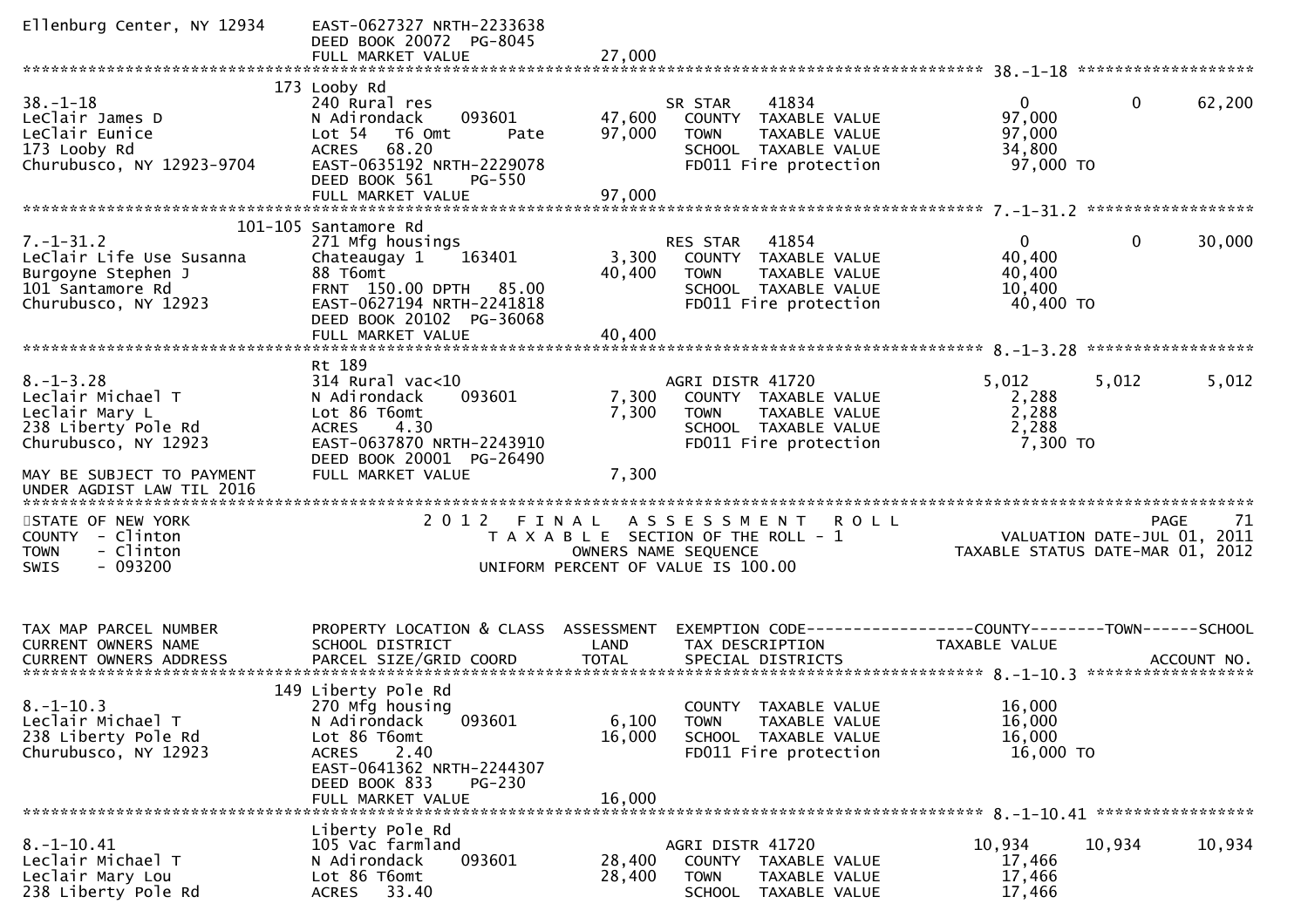```
Ellenburg Center, NY 12934     EAST-0627327 NRTH-2233638
                               DEED BOOK 20072  PG-8045
                               FULL MARKET VALUE              27,000
******************************************************************************************************* 38.-1-18 ******************
                           173 Looby Rd
38.-1-18                       240 Rural res                      SR STAR     41834                   0            0       62,200
LeClair James D                N Adirondack      093601     47,600   COUNTY  TAXABLE VALUE            97,000
LeClair Eunice                 Lot 54   T6 Omt        Pate  97,000   TOWN    TAXABLE VALUE            97,000
173 Looby Rd                   ACRES   68.20                         SCHOOL  TAXABLE VALUE            34,800
Churubusco, NY 12923-9704      EAST-0635192 NRTH-2229078             FD011 Fire protection            97,000 TO
                               DEED BOOK 561     PG-550
                               FULL MARKET VALUE              97,000
******************************************************************************************************* 7.-1-31.2 ******************
                       101-105 Santamore Rd
7.-1-31.2                      271 Mfg housings                   RES STAR    41854                   0            0       30,000
LeClair Life Use Susanna       Chateaugay 1      163401      3,300   COUNTY  TAXABLE VALUE            40,400
Burgoyne Stephen J             88 T6omt                     40,400   TOWN    TAXABLE VALUE            40,400
101 Santamore Rd               FRNT 150.00 DPTH   85.00              SCHOOL  TAXABLE VALUE            10,400
Churubusco, NY 12923           EAST-0627194 NRTH-2241818             FD011 Fire protection            40,400 TO
                               DEED BOOK 20102  PG-36068
                               FULL MARKET VALUE              40,400
******************************************************************************************************* 8.-1-3.28 ******************
                               Rt 189
8.-1-3.28                      314 Rural vac<10                   AGRI DISTR 41720                5,012        5,012       5,012
Leclair Michael T              N Adirondack      093601      7,300   COUNTY  TAXABLE VALUE             2,288
Leclair Mary L                 Lot 86 T6omt                  7,300   TOWN    TAXABLE VALUE             2,288
238 Liberty Pole Rd            ACRES    4.30                         SCHOOL  TAXABLE VALUE             2,288
Churubusco, NY 12923           EAST-0637870 NRTH-2243910             FD011 Fire protection             7,300 TO
                               DEED BOOK 20001  PG-26490
MAY BE SUBJECT TO PAYMENT      FULL MARKET VALUE               7,300
UNDER AGDIST LAW TIL 2016
************************************************************************************************************************************
STATE OF NEW YORK                 2 0 1 2   F I N A L   A S S E S S M E N T   R O L L                                  PAGE    71
COUNTY  - Clinton                    T A X A B L E  SECTION OF THE ROLL - 1                         VALUATION DATE-JUL 01, 2011
TOWN    - Clinton                          OWNERS NAME SEQUENCE                                  TAXABLE STATUS DATE-MAR 01, 2012
SWIS    - 093200                     UNIFORM PERCENT OF VALUE IS 100.00


TAX MAP PARCEL NUMBER          PROPERTY LOCATION & CLASS  ASSESSMENT  EXEMPTION CODE------------------COUNTY--------TOWN------SCHOOL
CURRENT OWNERS NAME            SCHOOL DISTRICT               LAND      TAX DESCRIPTION            TAXABLE VALUE
CURRENT OWNERS ADDRESS         PARCEL SIZE/GRID COORD        TOTAL     SPECIAL DISTRICTS                                 ACCOUNT NO.
******************************************************************************************************* 8.-1-10.3 ******************
                           149 Liberty Pole Rd
8.-1-10.3                      270 Mfg housing                       COUNTY  TAXABLE VALUE            16,000
Leclair Michael T              N Adirondack      093601      6,100   TOWN    TAXABLE VALUE            16,000
238 Liberty Pole Rd            Lot 86 T6omt                 16,000   SCHOOL  TAXABLE VALUE            16,000
Churubusco, NY 12923           ACRES    2.40                         FD011 Fire protection            16,000 TO
                               EAST-0641362 NRTH-2244307
                               DEED BOOK 833     PG-230
                               FULL MARKET VALUE              16,000
******************************************************************************************************* 8.-1-10.41 *****************
                               Liberty Pole Rd
8.-1-10.41                     105 Vac farmland                   AGRI DISTR 41720               10,934       10,934      10,934
Leclair Michael T              N Adirondack      093601     28,400   COUNTY  TAXABLE VALUE            17,466
Leclair Mary Lou               Lot 86 T6omt                 28,400   TOWN    TAXABLE VALUE            17,466
238 Liberty Pole Rd            ACRES   33.40                         SCHOOL  TAXABLE VALUE            17,466
```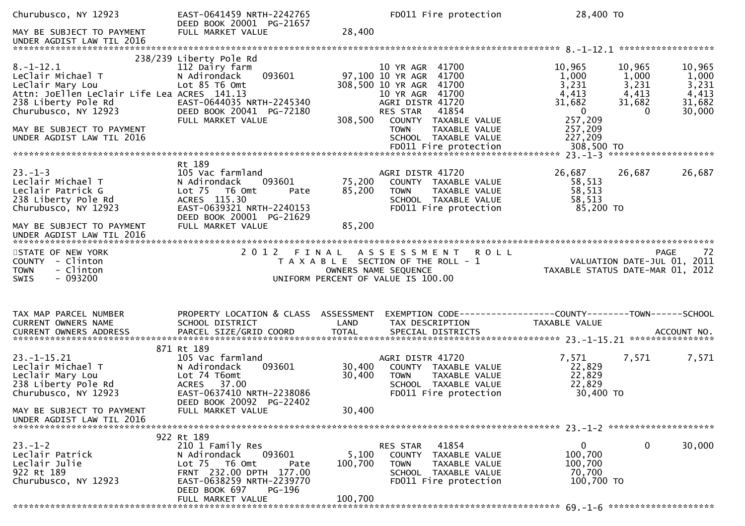```
Churubusco, NY 12923           EAST-0641459 NRTH-2242765           FD011 Fire protection          28,400 TO
                               DEED BOOK 20001  PG-21657
MAY BE SUBJECT TO PAYMENT      FULL MARKET VALUE              28,400
UNDER AGDIST LAW TIL 2016
******************************************************************************************************* 8.-1-12.1 *****************
                 238/239 Liberty Pole Rd
8.-1-12.1                      112 Dairy farm                        10 YR AGR  41700           10,965     10,965     10,965
LeClair Michael T              N Adirondack     093601       97,100 10 YR AGR  41700            1,000      1,000      1,000
LeClair Mary Lou               Lot 85 T6 Omt                308,500 10 YR AGR  41700            3,231      3,231      3,231
Attn: JoEllen LeClair Life Lea ACRES 141.13                         10 YR AGR  41700            4,413      4,413      4,413
238 Liberty Pole Rd            EAST-0644035 NRTH-2245340            AGRI DISTR 41720           31,682     31,682     31,682
Churubusco, NY 12923           DEED BOOK 20041  PG-72180            RES STAR   41854                0          0     30,000
                               FULL MARKET VALUE             308,500   COUNTY  TAXABLE VALUE       257,209
MAY BE SUBJECT TO PAYMENT                                              TOWN    TAXABLE VALUE       257,209
UNDER AGDIST LAW TIL 2016                                              SCHOOL  TAXABLE VALUE       227,209
                                                                       FD011 Fire protection       308,500 TO
******************************************************************************************************* 23.-1-3 *******************
                               Rt 189
23.-1-3                        105 Vac farmland                     AGRI DISTR 41720           26,687     26,687     26,687
Leclair Michael T              N Adirondack     093601       75,200   COUNTY  TAXABLE VALUE        58,513
Leclair Patrick G              Lot 75   T6 Omt        Pate   85,200   TOWN    TAXABLE VALUE        58,513
238 Liberty Pole Rd            ACRES 115.30                           SCHOOL  TAXABLE VALUE        58,513
Churubusco, NY 12923           EAST-0639321 NRTH-2240153              FD011 Fire protection        85,200 TO
                               DEED BOOK 20001  PG-21629
MAY BE SUBJECT TO PAYMENT      FULL MARKET VALUE              85,200
UNDER AGDIST LAW TIL 2016
************************************************************************************************************************************
STATE OF NEW YORK                      2 0 1 2   F I N A L   A S S E S S M E N T   R O L L                          PAGE    72
COUNTY  - Clinton                          T A X A B L E  SECTION OF THE ROLL - 1                   VALUATION DATE-JUL 01, 2011
TOWN    - Clinton                                 OWNERS NAME SEQUENCE                           TAXABLE STATUS DATE-MAR 01, 2012
SWIS    - 093200                             UNIFORM PERCENT OF VALUE IS 100.00


TAX MAP PARCEL NUMBER          PROPERTY LOCATION & CLASS  ASSESSMENT  EXEMPTION CODE-----------------COUNTY--------TOWN------SCHOOL
CURRENT OWNERS NAME            SCHOOL DISTRICT               LAND      TAX DESCRIPTION             TAXABLE VALUE
CURRENT OWNERS ADDRESS         PARCEL SIZE/GRID COORD       TOTAL      SPECIAL DISTRICTS                                  ACCOUNT NO.
******************************************************************************************************* 23.-1-15.21 ***************
                 871 Rt 189
23.-1-15.21                    105 Vac farmland                     AGRI DISTR 41720            7,571      7,571      7,571
Leclair Michael T              N Adirondack     093601       30,400   COUNTY  TAXABLE VALUE        22,829
Leclair Mary Lou               Lot 74 T6omt                  30,400   TOWN    TAXABLE VALUE        22,829
238 Liberty Pole Rd            ACRES  37.00                           SCHOOL  TAXABLE VALUE        22,829
Churubusco, NY 12923           EAST-0637410 NRTH-2238086              FD011 Fire protection        30,400 TO
                               DEED BOOK 20092  PG-22402
MAY BE SUBJECT TO PAYMENT      FULL MARKET VALUE              30,400
UNDER AGDIST LAW TIL 2016
******************************************************************************************************* 23.-1-2 *******************
                 922 Rt 189
23.-1-2                        210 1 Family Res                     RES STAR   41854                0          0     30,000
Leclair Patrick                N Adirondack     093601        5,100   COUNTY  TAXABLE VALUE       100,700
Leclair Julie                  Lot 75   T6 Omt        Pate  100,700   TOWN    TAXABLE VALUE       100,700
922 Rt 189                     FRNT 232.00 DPTH 177.00                SCHOOL  TAXABLE VALUE        70,700
Churubusco, NY 12923           EAST-0638259 NRTH-2239770              FD011 Fire protection       100,700 TO
                               DEED BOOK 697    PG-196
                               FULL MARKET VALUE             100,700
******************************************************************************************************* 69.-1-6 *******************
```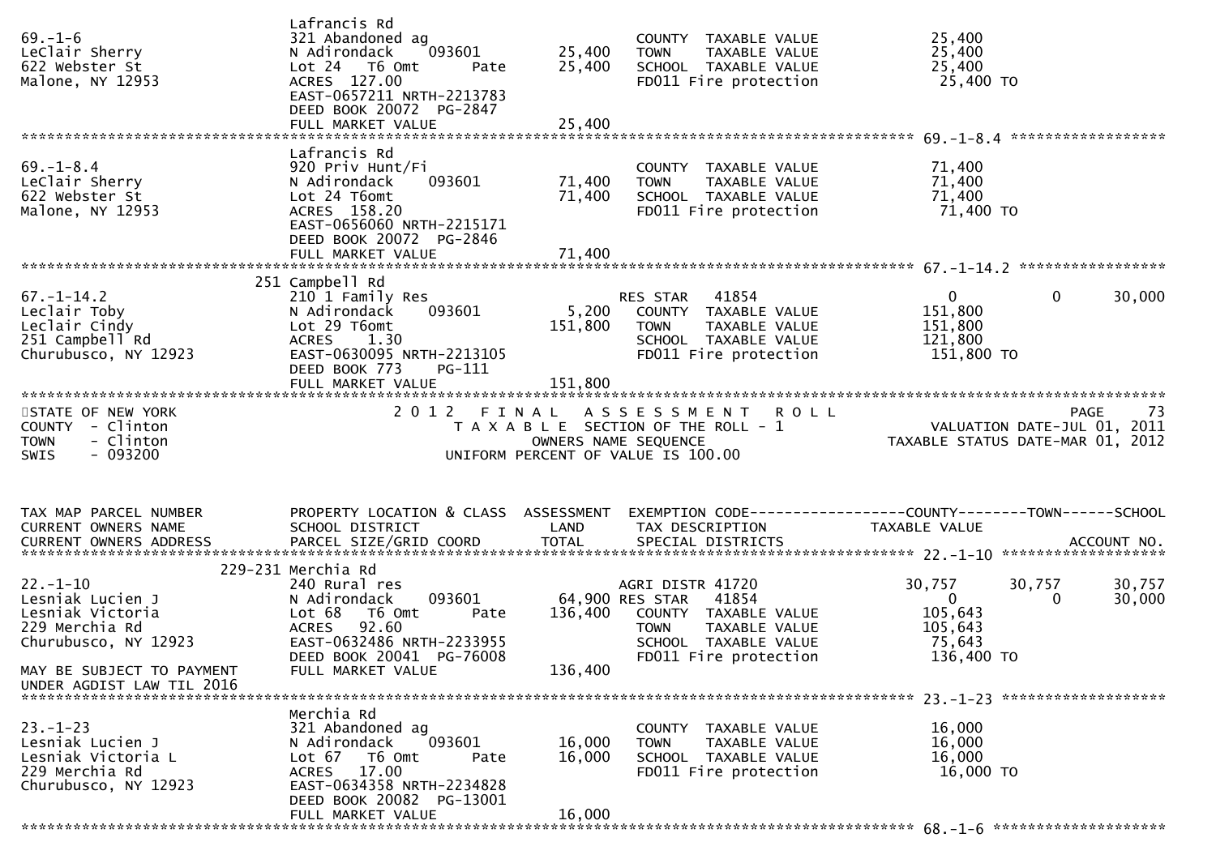| TAX MAP PARCEL NUMBER | PROPERTY LOCATION & CLASS | ASSESSMENT | EXEMPTION CODE | COUNTY | TOWN | SCHOOL |
|---|---|---|---|---|---|---|
| CURRENT OWNERS NAME | SCHOOL DISTRICT | LAND | TAX DESCRIPTION | TAXABLE VALUE | | |
| CURRENT OWNERS ADDRESS | PARCEL SIZE/GRID COORD | TOTAL | SPECIAL DISTRICTS | | | ACCOUNT NO. |
| | Lafrancis Rd | | | | | |
| 69.-1-6 | 321 Abandoned ag | | COUNTY TAXABLE VALUE | 25,400 | | |
| LeClair Sherry | N Adirondack 093601 | 25,400 | TOWN TAXABLE VALUE | 25,400 | | |
| 622 Webster St | Lot 24 T6 Omt Pate | 25,400 | SCHOOL TAXABLE VALUE | 25,400 | | |
| Malone, NY 12953 | ACRES 127.00 | | FD011 Fire protection | 25,400 TO | | |
| | EAST-0657211 NRTH-2213783 | | | | | |
| | DEED BOOK 20072 PG-2847 | | | | | |
| | FULL MARKET VALUE | 25,400 | | | | |
| | Lafrancis Rd | | | | | 69.-1-8.4 |
| 69.-1-8.4 | 920 Priv Hunt/Fi | | COUNTY TAXABLE VALUE | 71,400 | | |
| LeClair Sherry | N Adirondack 093601 | 71,400 | TOWN TAXABLE VALUE | 71,400 | | |
| 622 Webster St | Lot 24 T6omt | 71,400 | SCHOOL TAXABLE VALUE | 71,400 | | |
| Malone, NY 12953 | ACRES 158.20 | | FD011 Fire protection | 71,400 TO | | |
| | EAST-0656060 NRTH-2215171 | | | | | |
| | DEED BOOK 20072 PG-2846 | | | | | |
| | FULL MARKET VALUE | 71,400 | | | | |
| | 251 Campbell Rd | | | | | 67.-1-14.2 |
| 67.-1-14.2 | 210 1 Family Res | | RES STAR 41854 | 0 | 0 | 30,000 |
| Leclair Toby | N Adirondack 093601 | 5,200 | COUNTY TAXABLE VALUE | 151,800 | | |
| Leclair Cindy | Lot 29 T6omt | 151,800 | TOWN TAXABLE VALUE | 151,800 | | |
| 251 Campbell Rd | ACRES 1.30 | | SCHOOL TAXABLE VALUE | 121,800 | | |
| Churubusco, NY 12923 | EAST-0630095 NRTH-2213105 | | FD011 Fire protection | 151,800 TO | | |
| | DEED BOOK 773 PG-111 | | | | | |
| | FULL MARKET VALUE | 151,800 | | | | |

STATE OF NEW YORK
COUNTY - Clinton
TOWN - Clinton
SWIS - 093200

2012 FINAL ASSESSMENT ROLL
TAXABLE SECTION OF THE ROLL - 1
OWNERS NAME SEQUENCE
UNIFORM PERCENT OF VALUE IS 100.00

PAGE 73
VALUATION DATE-JUL 01, 2011
TAXABLE STATUS DATE-MAR 01, 2012

| TAX MAP PARCEL NUMBER | PROPERTY LOCATION & CLASS | ASSESSMENT | EXEMPTION CODE | COUNTY | TOWN | SCHOOL |
|---|---|---|---|---|---|---|
| CURRENT OWNERS NAME | SCHOOL DISTRICT | LAND | TAX DESCRIPTION | TAXABLE VALUE | | |
| CURRENT OWNERS ADDRESS | PARCEL SIZE/GRID COORD | TOTAL | SPECIAL DISTRICTS | | | ACCOUNT NO. |
| | 229-231 Merchia Rd | | | | | 22.-1-10 |
| 22.-1-10 | 240 Rural res | | AGRI DISTR 41720 | 30,757 | 30,757 | 30,757 |
| Lesniak Lucien J | N Adirondack 093601 | 64,900 | RES STAR 41854 | 0 | 0 | 30,000 |
| Lesniak Victoria | Lot 68 T6 Omt Pate | 136,400 | COUNTY TAXABLE VALUE | 105,643 | | |
| 229 Merchia Rd | ACRES 92.60 | | TOWN TAXABLE VALUE | 105,643 | | |
| Churubusco, NY 12923 | EAST-0632486 NRTH-2233955 | | SCHOOL TAXABLE VALUE | 75,643 | | |
| | DEED BOOK 20041 PG-76008 | | FD011 Fire protection | 136,400 TO | | |
| MAY BE SUBJECT TO PAYMENT | FULL MARKET VALUE | 136,400 | | | | |
| UNDER AGDIST LAW TIL 2016 | | | | | | |
| | Merchia Rd | | | | | 23.-1-23 |
| 23.-1-23 | 321 Abandoned ag | | COUNTY TAXABLE VALUE | 16,000 | | |
| Lesniak Lucien J | N Adirondack 093601 | 16,000 | TOWN TAXABLE VALUE | 16,000 | | |
| Lesniak Victoria L | Lot 67 T6 Omt Pate | 16,000 | SCHOOL TAXABLE VALUE | 16,000 | | |
| 229 Merchia Rd | ACRES 17.00 | | FD011 Fire protection | 16,000 TO | | |
| Churubusco, NY 12923 | EAST-0634358 NRTH-2234828 | | | | | |
| | DEED BOOK 20082 PG-13001 | | | | | |
| | FULL MARKET VALUE | 16,000 | | | | |
| | | | | | | 68.-1-6 |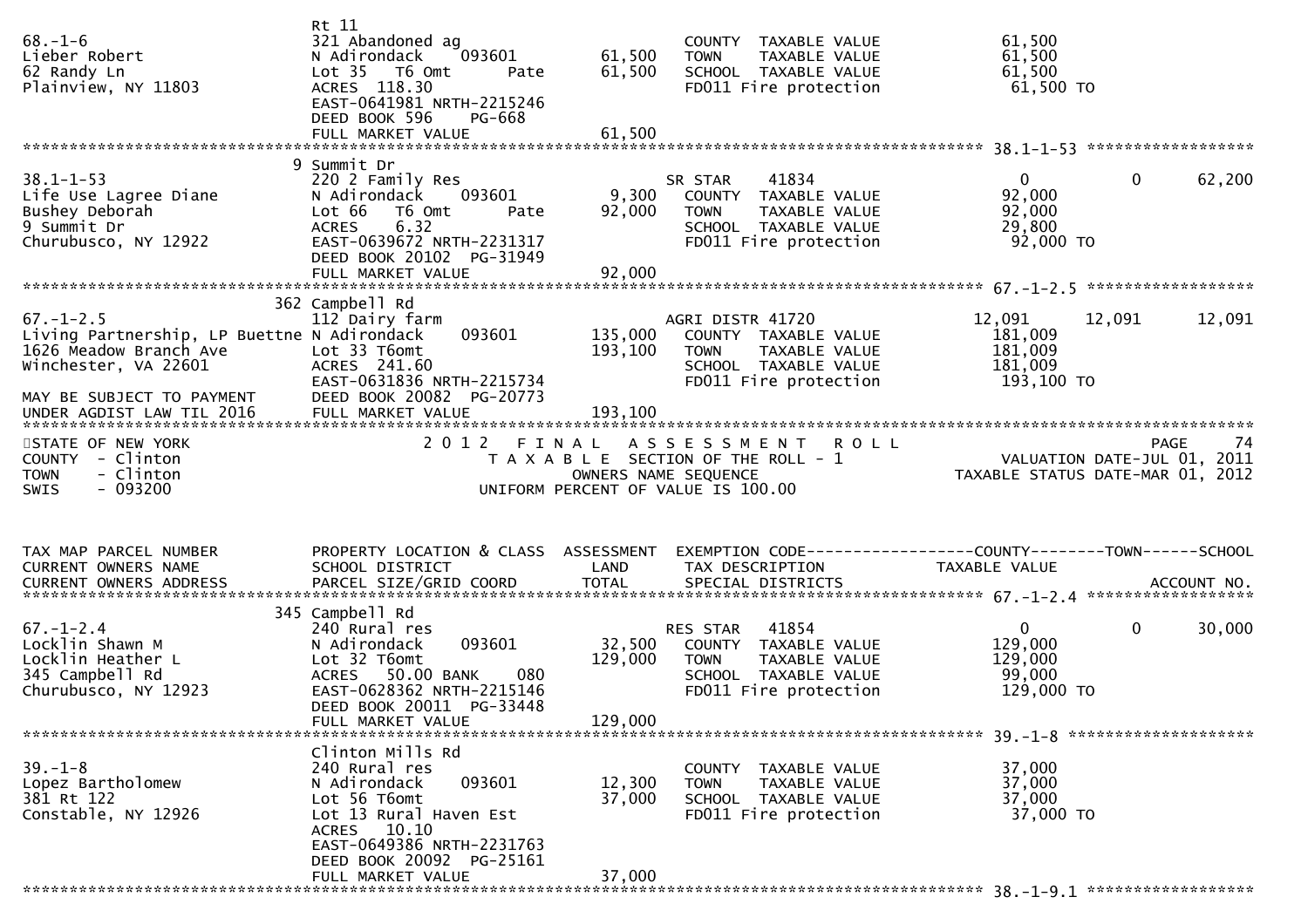```
                              Rt 11
68.-1-6                       321 Abandoned ag                       COUNTY  TAXABLE VALUE            61,500
Lieber Robert                 N Adirondack    093601      61,500     TOWN    TAXABLE VALUE            61,500
62 Randy Ln                   Lot 35  T6 Omt      Pate    61,500     SCHOOL  TAXABLE VALUE            61,500
Plainview, NY 11803           ACRES 118.30                           FD011 Fire protection             61,500 TO
                              EAST-0641981 NRTH-2215246
                              DEED BOOK 596    PG-668
                              FULL MARKET VALUE           61,500
******************************************************************************************************* 38.1-1-53 ******************
                            9 Summit Dr
38.1-1-53                     220 2 Family Res                       SR STAR    41834                   0          0        62,200
Life Use Lagree Diane         N Adirondack    093601       9,300     COUNTY  TAXABLE VALUE            92,000
Bushey Deborah                Lot 66  T6 Omt      Pate    92,000     TOWN    TAXABLE VALUE            92,000
9 Summit Dr                   ACRES    6.32                          SCHOOL  TAXABLE VALUE            29,800
Churubusco, NY 12922          EAST-0639672 NRTH-2231317              FD011 Fire protection             92,000 TO
                              DEED BOOK 20102  PG-31949
                              FULL MARKET VALUE           92,000
******************************************************************************************************* 67.-1-2.5 ******************
                          362 Campbell Rd
67.-1-2.5                     112 Dairy farm                         AGRI DISTR 41720               12,091     12,091       12,091
Living Partnership, LP Buettne N Adirondack   093601     135,000     COUNTY  TAXABLE VALUE           181,009
1626 Meadow Branch Ave        Lot 33 T6omt               193,100     TOWN    TAXABLE VALUE           181,009
Winchester, VA 22601          ACRES 241.60                           SCHOOL  TAXABLE VALUE           181,009
                              EAST-0631836 NRTH-2215734              FD011 Fire protection            193,100 TO
MAY BE SUBJECT TO PAYMENT     DEED BOOK 20082  PG-20773
UNDER AGDIST LAW TIL 2016     FULL MARKET VALUE          193,100
************************************************************************************************************************************
STATE OF NEW YORK                      2 0 1 2   F I N A L   A S S E S S M E N T   R O L L                              PAGE    74
COUNTY  - Clinton                         T A X A B L E  SECTION OF THE ROLL - 1                       VALUATION DATE-JUL 01, 2011
TOWN    - Clinton                                 OWNERS NAME SEQUENCE                              TAXABLE STATUS DATE-MAR 01, 2012
SWIS    - 093200                          UNIFORM PERCENT OF VALUE IS 100.00


TAX MAP PARCEL NUMBER         PROPERTY LOCATION & CLASS  ASSESSMENT  EXEMPTION CODE------------------COUNTY--------TOWN------SCHOOL
CURRENT OWNERS NAME           SCHOOL DISTRICT              LAND      TAX DESCRIPTION                 TAXABLE VALUE
CURRENT OWNERS ADDRESS        PARCEL SIZE/GRID COORD       TOTAL     SPECIAL DISTRICTS                                   ACCOUNT NO.
******************************************************************************************************* 67.-1-2.4 ******************
                          345 Campbell Rd
67.-1-2.4                     240 Rural res                          RES STAR   41854                   0          0        30,000
Locklin Shawn M               N Adirondack    093601      32,500     COUNTY  TAXABLE VALUE           129,000
Locklin Heather L             Lot 32 T6omt               129,000     TOWN    TAXABLE VALUE           129,000
345 Campbell Rd               ACRES   50.00 BANK    080              SCHOOL  TAXABLE VALUE            99,000
Churubusco, NY 12923          EAST-0628362 NRTH-2215146              FD011 Fire protection            129,000 TO
                              DEED BOOK 20011  PG-33448
                              FULL MARKET VALUE          129,000
******************************************************************************************************* 39.-1-8 ********************
                              Clinton Mills Rd
39.-1-8                       240 Rural res                          COUNTY  TAXABLE VALUE            37,000
Lopez Bartholomew             N Adirondack    093601      12,300     TOWN    TAXABLE VALUE            37,000
381 Rt 122                    Lot 56 T6omt                37,000     SCHOOL  TAXABLE VALUE            37,000
Constable, NY 12926           Lot 13 Rural Haven Est                 FD011 Fire protection             37,000 TO
                              ACRES   10.10
                              EAST-0649386 NRTH-2231763
                              DEED BOOK 20092  PG-25161
                              FULL MARKET VALUE           37,000
******************************************************************************************************* 38.-1-9.1 ******************
```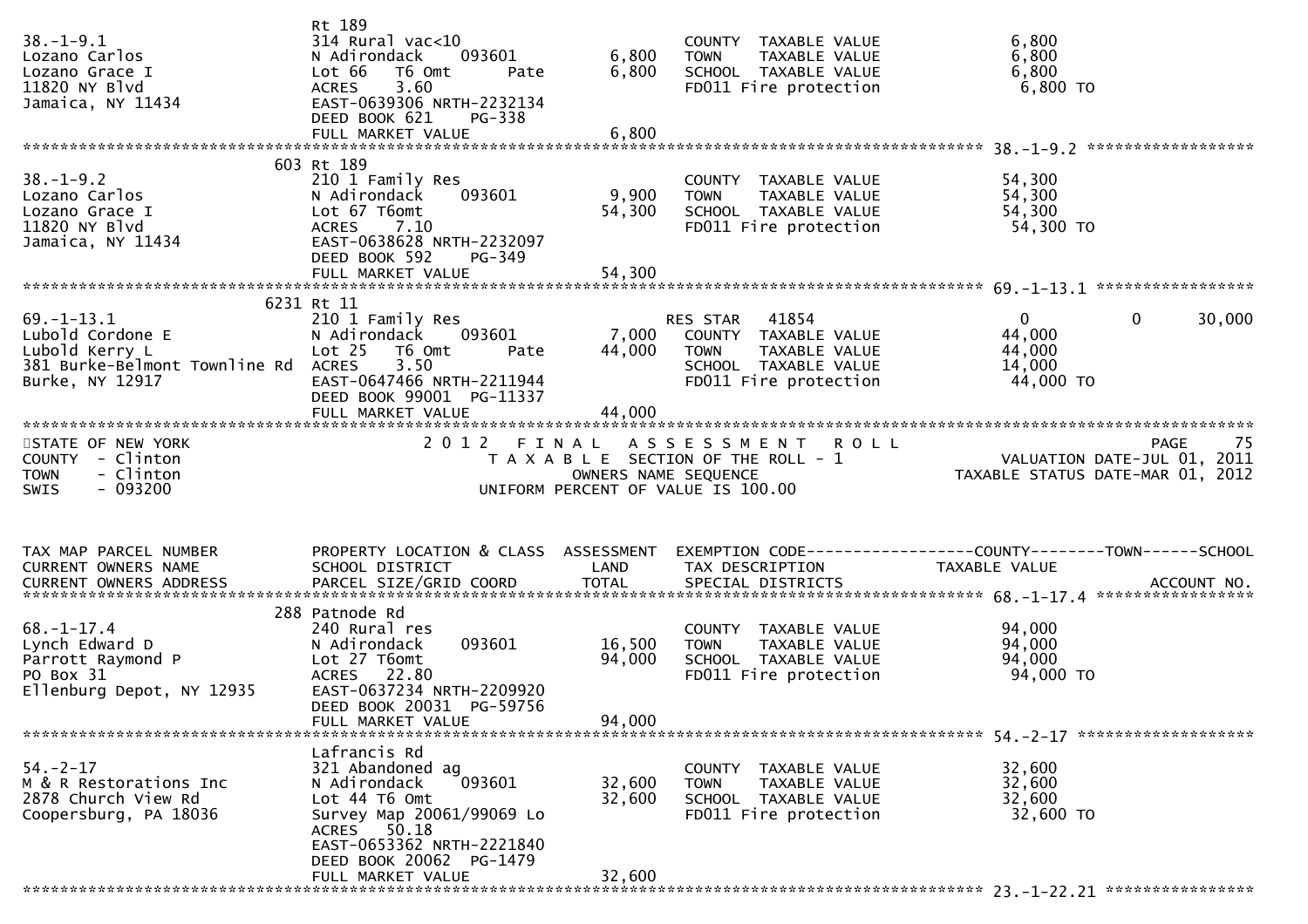```
                              Rt 189
38.-1-9.1                     314 Rural vac<10                      COUNTY  TAXABLE VALUE            6,800
Lozano Carlos                 N Adirondack    093601      6,800     TOWN    TAXABLE VALUE            6,800
Lozano Grace I                Lot 66   T6 Omt       Pate  6,800     SCHOOL  TAXABLE VALUE            6,800
11820 NY Blvd                 ACRES    3.60                         FD011 Fire protection             6,800 TO
Jamaica, NY 11434             EAST-0639306 NRTH-2232134
                              DEED BOOK 621    PG-338
                              FULL MARKET VALUE           6,800
******************************************************************************************************* 38.-1-9.2 ******************
                          603 Rt 189
38.-1-9.2                     210 1 Family Res                      COUNTY  TAXABLE VALUE           54,300
Lozano Carlos                 N Adirondack    093601      9,900     TOWN    TAXABLE VALUE           54,300
Lozano Grace I                Lot 67 T6omt               54,300     SCHOOL  TAXABLE VALUE           54,300
11820 NY Blvd                 ACRES    7.10                         FD011 Fire protection            54,300 TO
Jamaica, NY 11434             EAST-0638628 NRTH-2232097
                              DEED BOOK 592    PG-349
                              FULL MARKET VALUE          54,300
******************************************************************************************************* 69.-1-13.1 *****************
                         6231 Rt 11
69.-1-13.1                    210 1 Family Res                      RES STAR   41854                     0           0      30,000
Lubold Cordone E              N Adirondack    093601      7,000     COUNTY  TAXABLE VALUE           44,000
Lubold Kerry L                Lot 25   T6 Omt       Pate 44,000     TOWN    TAXABLE VALUE           44,000
381 Burke-Belmont Townline Rd ACRES    3.50                         SCHOOL  TAXABLE VALUE           14,000
Burke, NY 12917               EAST-0647466 NRTH-2211944             FD011 Fire protection            44,000 TO
                              DEED BOOK 99001 PG-11337
                              FULL MARKET VALUE          44,000
************************************************************************************************************************************
STATE OF NEW YORK                    2 0 1 2   F I N A L   A S S E S S M E N T   R O L L                              PAGE     75
COUNTY  - Clinton                       T A X A B L E  SECTION OF THE ROLL - 1                        VALUATION DATE-JUL 01, 2011
TOWN    - Clinton                              OWNERS NAME SEQUENCE                              TAXABLE STATUS DATE-MAR 01, 2012
SWIS    - 093200                         UNIFORM PERCENT OF VALUE IS 100.00


TAX MAP PARCEL NUMBER         PROPERTY LOCATION & CLASS  ASSESSMENT  EXEMPTION CODE-----------------COUNTY--------TOWN------SCHOOL
CURRENT OWNERS NAME           SCHOOL DISTRICT               LAND      TAX DESCRIPTION              TAXABLE VALUE
CURRENT OWNERS ADDRESS        PARCEL SIZE/GRID COORD        TOTAL     SPECIAL DISTRICTS                                  ACCOUNT NO.
******************************************************************************************************* 68.-1-17.4 *****************
                          288 Patnode Rd
68.-1-17.4                    240 Rural res                         COUNTY  TAXABLE VALUE           94,000
Lynch Edward D                N Adirondack    093601     16,500     TOWN    TAXABLE VALUE           94,000
Parrott Raymond P             Lot 27 T6omt               94,000     SCHOOL  TAXABLE VALUE           94,000
PO Box 31                     ACRES   22.80                         FD011 Fire protection            94,000 TO
Ellenburg Depot, NY 12935     EAST-0637234 NRTH-2209920
                              DEED BOOK 20031 PG-59756
                              FULL MARKET VALUE          94,000
******************************************************************************************************* 54.-2-17 *******************
                              Lafrancis Rd
54.-2-17                      321 Abandoned ag                      COUNTY  TAXABLE VALUE           32,600
M & R Restorations Inc        N Adirondack    093601     32,600     TOWN    TAXABLE VALUE           32,600
2878 Church View Rd           Lot 44 T6 Omt              32,600     SCHOOL  TAXABLE VALUE           32,600
Coopersburg, PA 18036         Survey Map 20061/99069 Lo             FD011 Fire protection            32,600 TO
                              ACRES   50.18
                              EAST-0653362 NRTH-2221840
                              DEED BOOK 20062 PG-1479
                              FULL MARKET VALUE          32,600
******************************************************************************************************* 23.-1-22.21 ****************
```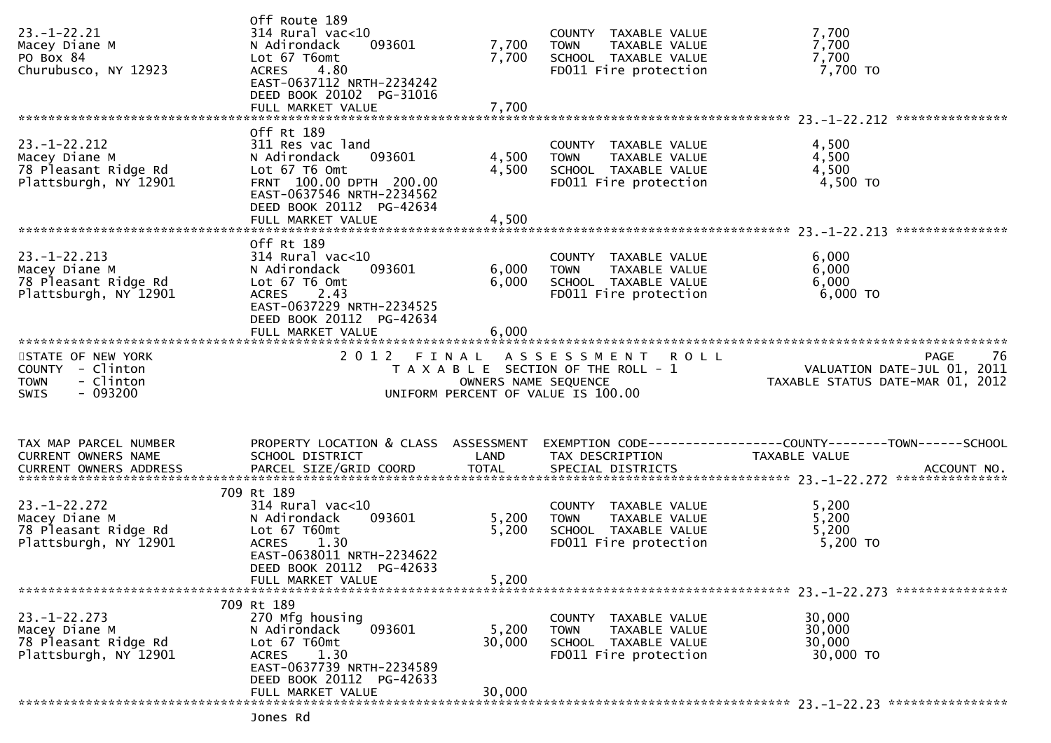| Tax Map Parcel Number / Current Owners Name / Current Owners Address | Property Location & Class / School District / Parcel Size/Grid Coord | Assessment Land | Assessment Total | Exemption Code / Tax Description / Special Districts | Taxable Value | Account No. |
|---|---|---|---|---|---|---|
| 23.-1-22.21 | Off Route 189 | | | | | |
| Macey Diane M | 314 Rural vac<10 | | | COUNTY TAXABLE VALUE | 7,700 | |
| PO Box 84 | N Adirondack 093601 | 7,700 | | TOWN TAXABLE VALUE | 7,700 | |
| Churubusco, NY 12923 | Lot 67 T6omt | | 7,700 | SCHOOL TAXABLE VALUE | 7,700 | |
| | ACRES 4.80 | | | FD011 Fire protection | 7,700 TO | |
| | EAST-0637112 NRTH-2234242 | | | | | |
| | DEED BOOK 20102 PG-31016 | | | | | |
| | FULL MARKET VALUE | | 7,700 | | | |
| 23.-1-22.212 | Off Rt 189 | | | | | |
| Macey Diane M | 311 Res vac land | | | COUNTY TAXABLE VALUE | 4,500 | |
| 78 Pleasant Ridge Rd | N Adirondack 093601 | 4,500 | | TOWN TAXABLE VALUE | 4,500 | |
| Plattsburgh, NY 12901 | Lot 67 T6 Omt | | 4,500 | SCHOOL TAXABLE VALUE | 4,500 | |
| | FRNT 100.00 DPTH 200.00 | | | FD011 Fire protection | 4,500 TO | |
| | EAST-0637546 NRTH-2234562 | | | | | |
| | DEED BOOK 20112 PG-42634 | | | | | |
| | FULL MARKET VALUE | | 4,500 | | | |
| 23.-1-22.213 | Off Rt 189 | | | | | |
| Macey Diane M | 314 Rural vac<10 | | | COUNTY TAXABLE VALUE | 6,000 | |
| 78 Pleasant Ridge Rd | N Adirondack 093601 | 6,000 | | TOWN TAXABLE VALUE | 6,000 | |
| Plattsburgh, NY 12901 | Lot 67 T6 Omt | | 6,000 | SCHOOL TAXABLE VALUE | 6,000 | |
| | ACRES 2.43 | | | FD011 Fire protection | 6,000 TO | |
| | EAST-0637229 NRTH-2234525 | | | | | |
| | DEED BOOK 20112 PG-42634 | | | | | |
| | FULL MARKET VALUE | | 6,000 | | | |

STATE OF NEW YORK
COUNTY - Clinton
TOWN - Clinton
SWIS - 093200

2012 FINAL ASSESSMENT ROLL
TAXABLE SECTION OF THE ROLL - 1
OWNERS NAME SEQUENCE
UNIFORM PERCENT OF VALUE IS 100.00

VALUATION DATE-JUL 01, 2011
TAXABLE STATUS DATE-MAR 01, 2012

| Tax Map Parcel Number / Current Owners Name / Current Owners Address | Property Location & Class / School District / Parcel Size/Grid Coord | Assessment Land | Assessment Total | Exemption Code / Tax Description / Special Districts | Taxable Value | Account No. |
|---|---|---|---|---|---|---|
| 23.-1-22.272 | 709 Rt 189 | | | | | |
| Macey Diane M | 314 Rural vac<10 | | | COUNTY TAXABLE VALUE | 5,200 | |
| 78 Pleasant Ridge Rd | N Adirondack 093601 | 5,200 | | TOWN TAXABLE VALUE | 5,200 | |
| Plattsburgh, NY 12901 | Lot 67 T60mt | | 5,200 | SCHOOL TAXABLE VALUE | 5,200 | |
| | ACRES 1.30 | | | FD011 Fire protection | 5,200 TO | |
| | EAST-0638011 NRTH-2234622 | | | | | |
| | DEED BOOK 20112 PG-42633 | | | | | |
| | FULL MARKET VALUE | | 5,200 | | | |
| 23.-1-22.273 | 709 Rt 189 | | | | | |
| Macey Diane M | 270 Mfg housing | | | COUNTY TAXABLE VALUE | 30,000 | |
| 78 Pleasant Ridge Rd | N Adirondack 093601 | 5,200 | | TOWN TAXABLE VALUE | 30,000 | |
| Plattsburgh, NY 12901 | Lot 67 T60mt | | 30,000 | SCHOOL TAXABLE VALUE | 30,000 | |
| | ACRES 1.30 | | | FD011 Fire protection | 30,000 TO | |
| | EAST-0637739 NRTH-2234589 | | | | | |
| | DEED BOOK 20112 PG-42633 | | | | | |
| | FULL MARKET VALUE | | 30,000 | | | |
| 23.-1-22.23 | Jones Rd | | | | | |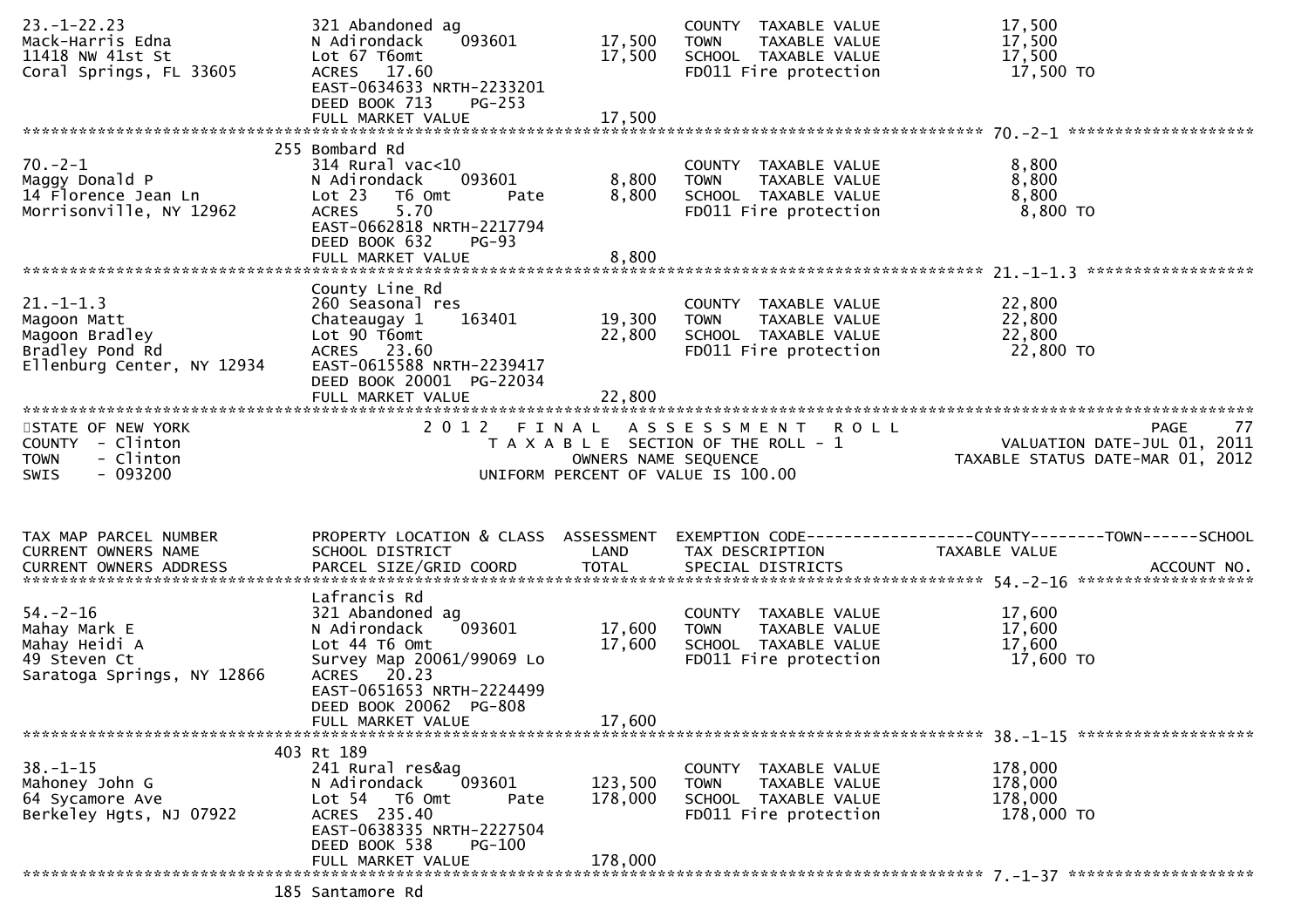```
23.-1-22.23                    321 Abandoned ag                        COUNTY  TAXABLE VALUE            17,500
Mack-Harris Edna               N Adirondack    093601        17,500    TOWN    TAXABLE VALUE            17,500
11418 NW 41st St               Lot 67 T6omt                  17,500    SCHOOL  TAXABLE VALUE            17,500
Coral Springs, FL 33605        ACRES  17.60                            FD011 Fire protection             17,500 TO
                               EAST-0634633 NRTH-2233201
                               DEED BOOK 713    PG-253
                               FULL MARKET VALUE             17,500
******************************************************************************************************* 70.-2-1 *******************
                           255 Bombard Rd
70.-2-1                        314 Rural vac<10                        COUNTY  TAXABLE VALUE             8,800
Maggy Donald P                 N Adirondack    093601         8,800    TOWN    TAXABLE VALUE             8,800
14 Florence Jean Ln            Lot 23   T6 Omt       Pate     8,800    SCHOOL  TAXABLE VALUE             8,800
Morrisonville, NY 12962        ACRES    5.70                           FD011 Fire protection              8,800 TO
                               EAST-0662818 NRTH-2217794
                               DEED BOOK 632    PG-93
                               FULL MARKET VALUE              8,800
******************************************************************************************************* 21.-1-1.3 *****************
                               County Line Rd
21.-1-1.3                      260 Seasonal res                        COUNTY  TAXABLE VALUE            22,800
Magoon Matt                    Chateaugay 1    163401        19,300    TOWN    TAXABLE VALUE            22,800
Magoon Bradley                 Lot 90 T6omt                  22,800    SCHOOL  TAXABLE VALUE            22,800
Bradley Pond Rd                ACRES  23.60                            FD011 Fire protection             22,800 TO
Ellenburg Center, NY 12934     EAST-0615588 NRTH-2239417
                               DEED BOOK 20001 PG-22034
                               FULL MARKET VALUE             22,800
************************************************************************************************************************************
STATE OF NEW YORK                  2 0 1 2   F I N A L   A S S E S S M E N T   R O L L                           PAGE     77
COUNTY  - Clinton                     T A X A B L E  SECTION OF THE ROLL - 1                        VALUATION DATE-JUL 01, 2011
TOWN    - Clinton                              OWNERS NAME SEQUENCE                            TAXABLE STATUS DATE-MAR 01, 2012
SWIS    - 093200                        UNIFORM PERCENT OF VALUE IS 100.00


TAX MAP PARCEL NUMBER          PROPERTY LOCATION & CLASS  ASSESSMENT  EXEMPTION CODE------------------COUNTY--------TOWN------SCHOOL
CURRENT OWNERS NAME            SCHOOL DISTRICT               LAND     TAX DESCRIPTION               TAXABLE VALUE
CURRENT OWNERS ADDRESS         PARCEL SIZE/GRID COORD       TOTAL     SPECIAL DISTRICTS                                ACCOUNT NO.
******************************************************************************************************* 54.-2-16 ******************
                               Lafrancis Rd
54.-2-16                       321 Abandoned ag                        COUNTY  TAXABLE VALUE            17,600
Mahay Mark E                   N Adirondack    093601        17,600    TOWN    TAXABLE VALUE            17,600
Mahay Heidi A                  Lot 44 T6 Omt                 17,600    SCHOOL  TAXABLE VALUE            17,600
49 Steven Ct                   Survey Map 20061/99069 Lo               FD011 Fire protection             17,600 TO
Saratoga Springs, NY 12866     ACRES  20.23
                               EAST-0651653 NRTH-2224499
                               DEED BOOK 20062 PG-808
                               FULL MARKET VALUE             17,600
******************************************************************************************************* 38.-1-15 ******************
                           403 Rt 189
38.-1-15                       241 Rural res&ag                        COUNTY  TAXABLE VALUE           178,000
Mahoney John G                 N Adirondack    093601       123,500    TOWN    TAXABLE VALUE           178,000
64 Sycamore Ave                Lot 54   T6 Omt       Pate   178,000    SCHOOL  TAXABLE VALUE           178,000
Berkeley Hgts, NJ 07922        ACRES 235.40                            FD011 Fire protection            178,000 TO
                               EAST-0638335 NRTH-2227504
                               DEED BOOK 538    PG-100
                               FULL MARKET VALUE            178,000
******************************************************************************************************* 7.-1-37 *******************
                           185 Santamore Rd
```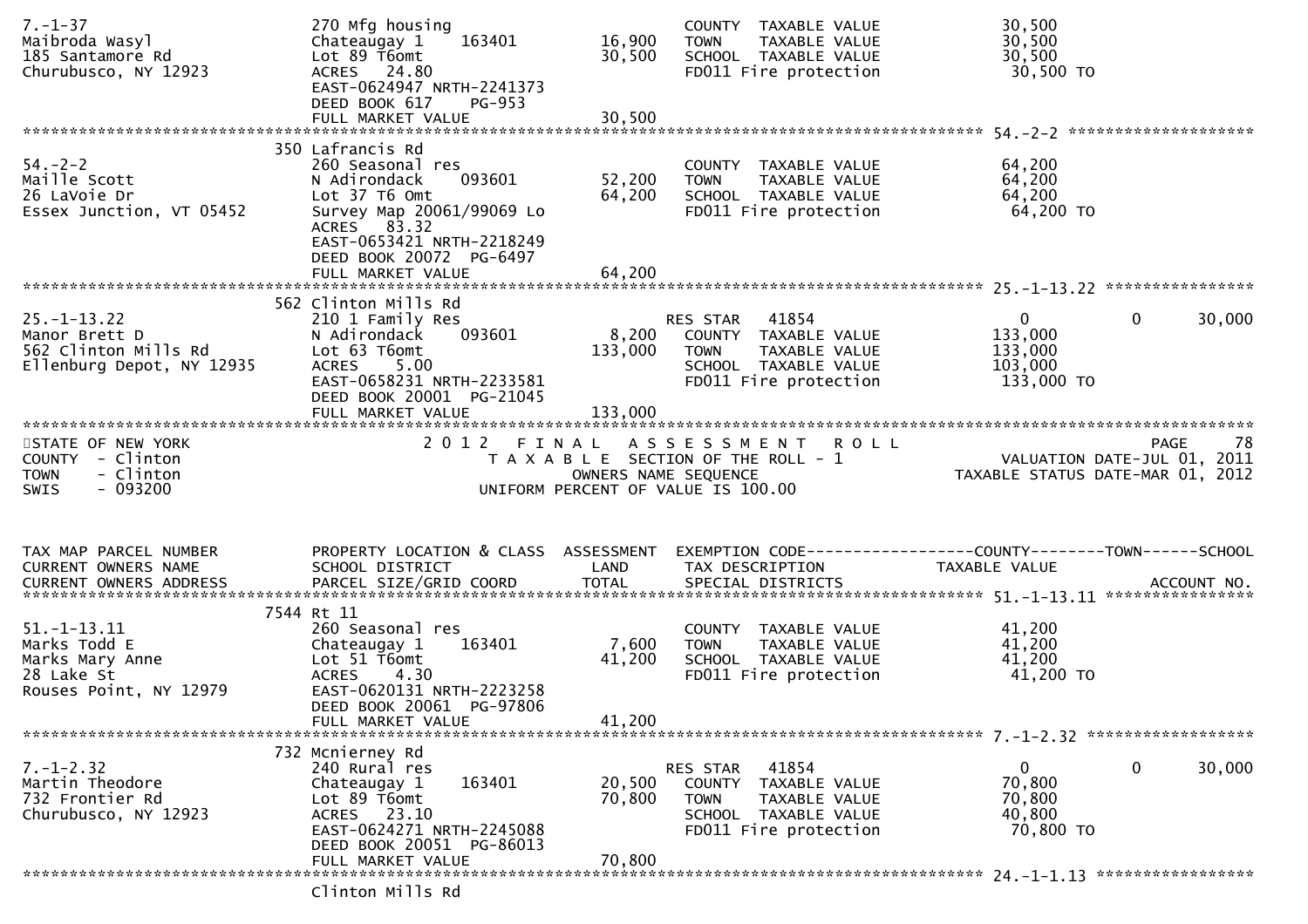| TAX MAP PARCEL NUMBER | PROPERTY LOCATION & CLASS | ASSESSMENT | EXEMPTION CODE------------------COUNTY--------TOWN------SCHOOL | | | |
|---|---|---|---|---|---|---|
| CURRENT OWNERS NAME | SCHOOL DISTRICT | LAND | TAX DESCRIPTION | TAXABLE VALUE | | |
| CURRENT OWNERS ADDRESS | PARCEL SIZE/GRID COORD | TOTAL | SPECIAL DISTRICTS | | | ACCOUNT NO. |
| 7.-1-37 | 270 Mfg housing | | COUNTY TAXABLE VALUE | 30,500 | | |
| Maibroda Wasyl | Chateaugay 1 163401 | 16,900 | TOWN TAXABLE VALUE | 30,500 | | |
| 185 Santamore Rd | Lot 89 T6omt | 30,500 | SCHOOL TAXABLE VALUE | 30,500 | | |
| Churubusco, NY 12923 | ACRES 24.80 | | FD011 Fire protection | 30,500 TO | | |
| | EAST-0624947 NRTH-2241373 | | | | | |
| | DEED BOOK 617 PG-953 | | | | | |
| | FULL MARKET VALUE | 30,500 | | | | |
| **54.-2-2** | 350 Lafrancis Rd | | | | | |
| 54.-2-2 | 260 Seasonal res | | COUNTY TAXABLE VALUE | 64,200 | | |
| Maille Scott | N Adirondack 093601 | 52,200 | TOWN TAXABLE VALUE | 64,200 | | |
| 26 LaVoie Dr | Lot 37 T6 Omt | 64,200 | SCHOOL TAXABLE VALUE | 64,200 | | |
| Essex Junction, VT 05452 | Survey Map 20061/99069 Lo | | FD011 Fire protection | 64,200 TO | | |
| | ACRES 83.32 | | | | | |
| | EAST-0653421 NRTH-2218249 | | | | | |
| | DEED BOOK 20072 PG-6497 | | | | | |
| | FULL MARKET VALUE | 64,200 | | | | |
| **25.-1-13.22** | 562 Clinton Mills Rd | | | | | |
| 25.-1-13.22 | 210 1 Family Res | | RES STAR 41854 | 0 | 0 | 30,000 |
| Manor Brett D | N Adirondack 093601 | 8,200 | COUNTY TAXABLE VALUE | 133,000 | | |
| 562 Clinton Mills Rd | Lot 63 T6omt | 133,000 | TOWN TAXABLE VALUE | 133,000 | | |
| Ellenburg Depot, NY 12935 | ACRES 5.00 | | SCHOOL TAXABLE VALUE | 103,000 | | |
| | EAST-0658231 NRTH-2233581 | | FD011 Fire protection | 133,000 TO | | |
| | DEED BOOK 20001 PG-21045 | | | | | |
| | FULL MARKET VALUE | 133,000 | | | | |

STATE OF NEW YORK
COUNTY - Clinton
TOWN - Clinton
SWIS - 093200

2 0 1 2 F I N A L A S S E S S M E N T R O L L
T A X A B L E SECTION OF THE ROLL - 1
OWNERS NAME SEQUENCE
UNIFORM PERCENT OF VALUE IS 100.00

PAGE 78
VALUATION DATE-JUL 01, 2011
TAXABLE STATUS DATE-MAR 01, 2012

| TAX MAP PARCEL NUMBER | PROPERTY LOCATION & CLASS | ASSESSMENT | EXEMPTION CODE------------------COUNTY--------TOWN------SCHOOL | | | |
|---|---|---|---|---|---|---|
| CURRENT OWNERS NAME | SCHOOL DISTRICT | LAND | TAX DESCRIPTION | TAXABLE VALUE | | |
| CURRENT OWNERS ADDRESS | PARCEL SIZE/GRID COORD | TOTAL | SPECIAL DISTRICTS | | | ACCOUNT NO. |
| **51.-1-13.11** | 7544 Rt 11 | | | | | |
| 51.-1-13.11 | 260 Seasonal res | | COUNTY TAXABLE VALUE | 41,200 | | |
| Marks Todd E | Chateaugay 1 163401 | 7,600 | TOWN TAXABLE VALUE | 41,200 | | |
| Marks Mary Anne | Lot 51 T6omt | 41,200 | SCHOOL TAXABLE VALUE | 41,200 | | |
| 28 Lake St | ACRES 4.30 | | FD011 Fire protection | 41,200 TO | | |
| Rouses Point, NY 12979 | EAST-0620131 NRTH-2223258 | | | | | |
| | DEED BOOK 20061 PG-97806 | | | | | |
| | FULL MARKET VALUE | 41,200 | | | | |
| **7.-1-2.32** | 732 Mcnierney Rd | | | | | |
| 7.-1-2.32 | 240 Rural res | | RES STAR 41854 | 0 | 0 | 30,000 |
| Martin Theodore | Chateaugay 1 163401 | 20,500 | COUNTY TAXABLE VALUE | 70,800 | | |
| 732 Frontier Rd | Lot 89 T6omt | 70,800 | TOWN TAXABLE VALUE | 70,800 | | |
| Churubusco, NY 12923 | ACRES 23.10 | | SCHOOL TAXABLE VALUE | 40,800 | | |
| | EAST-0624271 NRTH-2245088 | | FD011 Fire protection | 70,800 TO | | |
| | DEED BOOK 20051 PG-86013 | | | | | |
| | FULL MARKET VALUE | 70,800 | | | | |
| **24.-1-1.13** | Clinton Mills Rd | | | | | |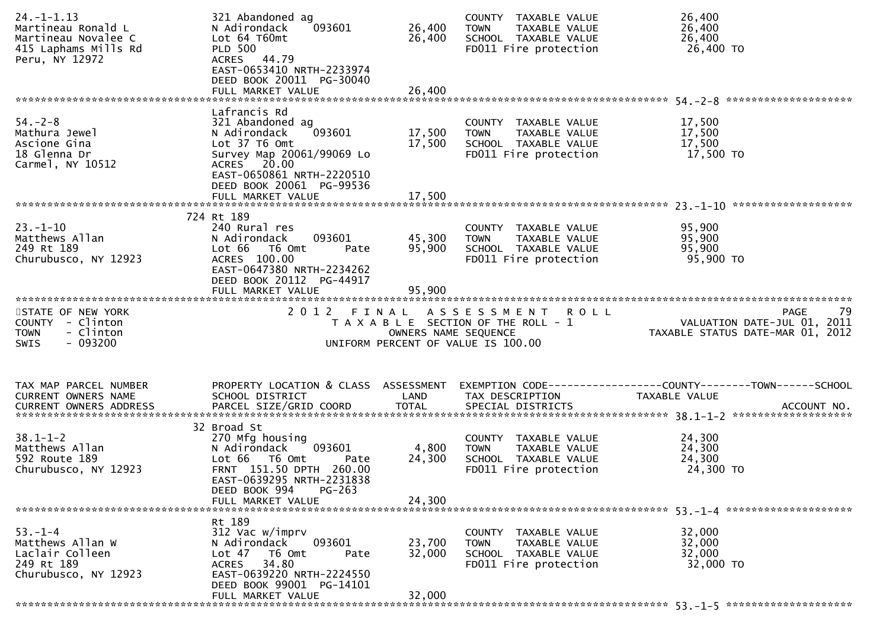```
24.-1-1.13                  321 Abandoned ag                         COUNTY  TAXABLE VALUE            26,400
Martineau Ronald L          N Adirondack    093601       26,400      TOWN    TAXABLE VALUE            26,400
Martineau Novalee C         Lot 64 T60mt                 26,400      SCHOOL  TAXABLE VALUE            26,400
415 Laphams Mills Rd        PLD 500                                  FD011 Fire protection             26,400 TO
Peru, NY 12972              ACRES   44.79
                            EAST-0653410 NRTH-2233974
                            DEED BOOK 20011  PG-30040
                            FULL MARKET VALUE            26,400
******************************************************************************************************* 54.-2-8 ********************
                            Lafrancis Rd
54.-2-8                     321 Abandoned ag                         COUNTY  TAXABLE VALUE            17,500
Mathura Jewel               N Adirondack    093601       17,500      TOWN    TAXABLE VALUE            17,500
Ascione Gina                Lot 37 T6 Omt                17,500      SCHOOL  TAXABLE VALUE            17,500
18 Glenna Dr                Survey Map 20061/99069 Lo                FD011 Fire protection             17,500 TO
Carmel, NY 10512            ACRES   20.00
                            EAST-0650861 NRTH-2220510
                            DEED BOOK 20061  PG-99536
                            FULL MARKET VALUE            17,500
******************************************************************************************************* 23.-1-10 *******************
                        724 Rt 189
23.-1-10                    240 Rural res                            COUNTY  TAXABLE VALUE            95,900
Matthews Allan              N Adirondack    093601       45,300      TOWN    TAXABLE VALUE            95,900
249 Rt 189                  Lot 66   T6 Omt      Pate    95,900      SCHOOL  TAXABLE VALUE            95,900
Churubusco, NY 12923        ACRES  100.00                            FD011 Fire protection             95,900 TO
                            EAST-0647380 NRTH-2234262
                            DEED BOOK 20112  PG-44917
                            FULL MARKET VALUE            95,900
************************************************************************************************************************************
STATE OF NEW YORK                 2 0 1 2   F I N A L   A S S E S S M E N T   R O L L                              PAGE     79
COUNTY  - Clinton                     T A X A B L E  SECTION OF THE ROLL - 1                         VALUATION DATE-JUL 01, 2011
TOWN    - Clinton                           OWNERS NAME SEQUENCE                                TAXABLE STATUS DATE-MAR 01, 2012
SWIS    - 093200                    UNIFORM PERCENT OF VALUE IS 100.00


TAX MAP PARCEL NUMBER       PROPERTY LOCATION & CLASS  ASSESSMENT  EXEMPTION CODE------------------COUNTY--------TOWN------SCHOOL
CURRENT OWNERS NAME         SCHOOL DISTRICT               LAND     TAX DESCRIPTION             TAXABLE VALUE
CURRENT OWNERS ADDRESS      PARCEL SIZE/GRID COORD        TOTAL    SPECIAL DISTRICTS                                  ACCOUNT NO.
******************************************************************************************************* 38.1-1-2 *******************
                         32 Broad St
38.1-1-2                    270 Mfg housing                          COUNTY  TAXABLE VALUE            24,300
Matthews Allan              N Adirondack    093601        4,800      TOWN    TAXABLE VALUE            24,300
592 Route 189               Lot 66   T6 Omt      Pate    24,300      SCHOOL  TAXABLE VALUE            24,300
Churubusco, NY 12923        FRNT 151.50 DPTH 260.00                  FD011 Fire protection             24,300 TO
                            EAST-0639295 NRTH-2231838
                            DEED BOOK 994     PG-263
                            FULL MARKET VALUE            24,300
******************************************************************************************************* 53.-1-4 ********************
                            Rt 189
53.-1-4                     312 Vac w/imprv                          COUNTY  TAXABLE VALUE            32,000
Matthews Allan W            N Adirondack    093601       23,700      TOWN    TAXABLE VALUE            32,000
Laclair Colleen             Lot 47   T6 Omt      Pate    32,000      SCHOOL  TAXABLE VALUE            32,000
249 Rt 189                  ACRES   34.80                            FD011 Fire protection             32,000 TO
Churubusco, NY 12923        EAST-0639220 NRTH-2224550
                            DEED BOOK 99001  PG-14101
                            FULL MARKET VALUE            32,000
******************************************************************************************************* 53.-1-5 ********************
```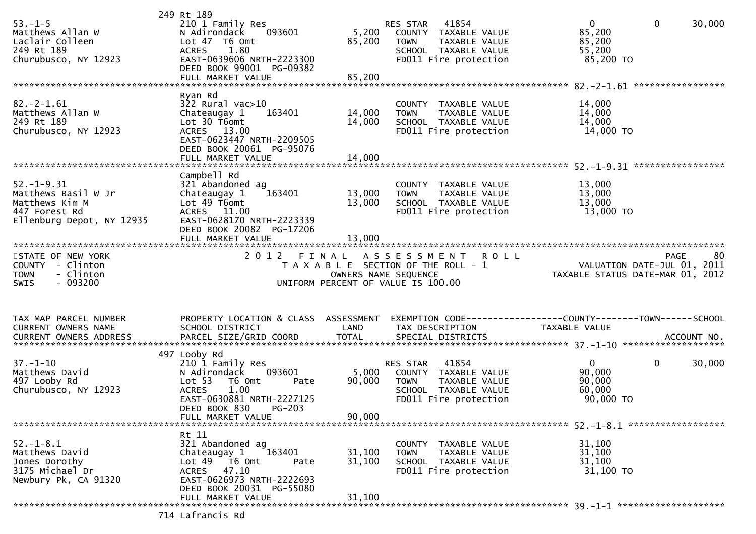```
                           249 Rt 189
53.-1-5                    210 1 Family Res                      RES STAR   41854                    0           0       30,000
Matthews Allan W           N Adirondack     093601       5,200   COUNTY  TAXABLE VALUE          85,200
Laclair Colleen            Lot 47  T6 Omt               85,200   TOWN    TAXABLE VALUE          85,200
249 Rt 189                 ACRES    1.80                         SCHOOL  TAXABLE VALUE          55,200
Churubusco, NY 12923       EAST-0639606 NRTH-2223300             FD011 Fire protection           85,200 TO
                           DEED BOOK 99001  PG-09382
                           FULL MARKET VALUE            85,200
******************************************************************************************************* 82.-2-1.61 *****************
                           Ryan Rd
82.-2-1.61                 322 Rural vac>10                      COUNTY  TAXABLE VALUE          14,000
Matthews Allan W           Chateaugay 1     163401      14,000   TOWN    TAXABLE VALUE          14,000
249 Rt 189                 Lot 30 T6omt                 14,000   SCHOOL  TAXABLE VALUE          14,000
Churubusco, NY 12923       ACRES   13.00                         FD011 Fire protection           14,000 TO
                           EAST-0623447 NRTH-2209505
                           DEED BOOK 20061  PG-95076
                           FULL MARKET VALUE            14,000
******************************************************************************************************* 52.-1-9.31 *****************
                           Campbell Rd
52.-1-9.31                 321 Abandoned ag                      COUNTY  TAXABLE VALUE          13,000
Matthews Basil W Jr        Chateaugay 1     163401      13,000   TOWN    TAXABLE VALUE          13,000
Matthews Kim M             Lot 49 T6omt                 13,000   SCHOOL  TAXABLE VALUE          13,000
447 Forest Rd              ACRES   11.00                         FD011 Fire protection           13,000 TO
Ellenburg Depot, NY 12935  EAST-0628170 NRTH-2223339
                           DEED BOOK 20082  PG-17206
                           FULL MARKET VALUE            13,000
************************************************************************************************************************************
STATE OF NEW YORK                 2 0 1 2   F I N A L   A S S E S S M E N T   R O L L                                    PAGE    80
COUNTY  - Clinton                    T A X A B L E  SECTION OF THE ROLL - 1                           VALUATION DATE-JUL 01, 2011
TOWN    - Clinton                           OWNERS NAME SEQUENCE                                 TAXABLE STATUS DATE-MAR 01, 2012
SWIS    - 093200                      UNIFORM PERCENT OF VALUE IS 100.00


TAX MAP PARCEL NUMBER      PROPERTY LOCATION & CLASS  ASSESSMENT  EXEMPTION CODE-----------------COUNTY--------TOWN------SCHOOL
CURRENT OWNERS NAME        SCHOOL DISTRICT               LAND     TAX DESCRIPTION               TAXABLE VALUE
CURRENT OWNERS ADDRESS     PARCEL SIZE/GRID COORD       TOTAL     SPECIAL DISTRICTS                                  ACCOUNT NO.
******************************************************************************************************* 37.-1-10 *******************
                           497 Looby Rd
37.-1-10                   210 1 Family Res                      RES STAR   41854                    0           0       30,000
Matthews David             N Adirondack     093601       5,000   COUNTY  TAXABLE VALUE          90,000
497 Looby Rd               Lot 53   T6 Omt       Pate   90,000   TOWN    TAXABLE VALUE          90,000
Churubusco, NY 12923       ACRES    1.00                         SCHOOL  TAXABLE VALUE          60,000
                           EAST-0630881 NRTH-2227125             FD011 Fire protection           90,000 TO
                           DEED BOOK 830    PG-203
                           FULL MARKET VALUE            90,000
******************************************************************************************************* 52.-1-8.1 ******************
                           Rt 11
52.-1-8.1                  321 Abandoned ag                      COUNTY  TAXABLE VALUE          31,100
Matthews David             Chateaugay 1     163401      31,100   TOWN    TAXABLE VALUE          31,100
Jones Dorothy              Lot 49   T6 Omt       Pate   31,100   SCHOOL  TAXABLE VALUE          31,100
3175 Michael Dr            ACRES   47.10                         FD011 Fire protection           31,100 TO
Newbury Pk, CA 91320       EAST-0626973 NRTH-2222693
                           DEED BOOK 20031  PG-55080
                           FULL MARKET VALUE            31,100
******************************************************************************************************* 39.-1-1 ********************
                           714 Lafrancis Rd
```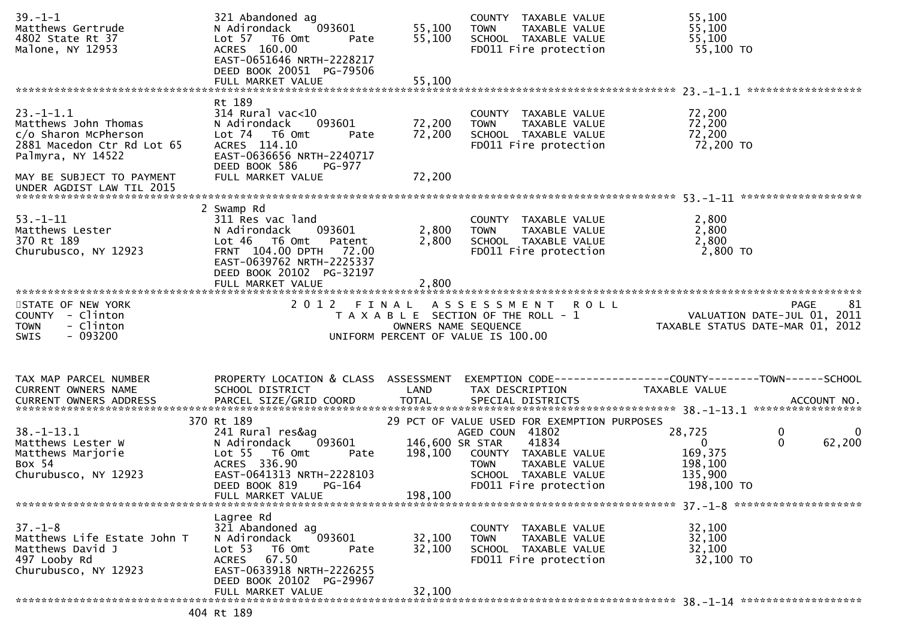```
39.-1-1                        321 Abandoned ag                         COUNTY  TAXABLE VALUE             55,100
Matthews Gertrude              N Adirondack    093601       55,100      TOWN    TAXABLE VALUE             55,100
4802 State Rt 37               Lot 57  T6 Omt       Pate    55,100      SCHOOL  TAXABLE VALUE             55,100
Malone, NY 12953               ACRES 160.00                             FD011 Fire protection              55,100 TO
                               EAST-0651646 NRTH-2228217
                               DEED BOOK 20051 PG-79506
                               FULL MARKET VALUE            55,100
******************************************************************************************************* 23.-1-1.1 ******************
                               Rt 189
23.-1-1.1                      314 Rural vac<10                         COUNTY  TAXABLE VALUE             72,200
Matthews John Thomas           N Adirondack    093601       72,200      TOWN    TAXABLE VALUE             72,200
c/o Sharon McPherson           Lot 74  T6 Omt       Pate    72,200      SCHOOL  TAXABLE VALUE             72,200
2881 Macedon Ctr Rd Lot 65     ACRES 114.10                             FD011 Fire protection              72,200 TO
Palmyra, NY 14522              EAST-0636656 NRTH-2240717
                               DEED BOOK 586    PG-977
MAY BE SUBJECT TO PAYMENT      FULL MARKET VALUE            72,200
UNDER AGDIST LAW TIL 2015
******************************************************************************************************* 53.-1-11 *******************
                             2 Swamp Rd
53.-1-11                       311 Res vac land                         COUNTY  TAXABLE VALUE              2,800
Matthews Lester                N Adirondack    093601        2,800      TOWN    TAXABLE VALUE              2,800
370 Rt 189                     Lot 46  T6 Omt    Patent      2,800      SCHOOL  TAXABLE VALUE              2,800
Churubusco, NY 12923           FRNT 104.00 DPTH  72.00                  FD011 Fire protection               2,800 TO
                               EAST-0639762 NRTH-2225337
                               DEED BOOK 20102 PG-32197
                               FULL MARKET VALUE             2,800
************************************************************************************************************************************
STATE OF NEW YORK                 2 0 1 2   F I N A L   A S S E S S M E N T   R O L L                                    PAGE    81
COUNTY  - Clinton                   T A X A B L E  SECTION OF THE ROLL - 1                         VALUATION DATE-JUL 01, 2011
TOWN    - Clinton                          OWNERS NAME SEQUENCE                              TAXABLE STATUS DATE-MAR 01, 2012
SWIS    - 093200                    UNIFORM PERCENT OF VALUE IS 100.00


TAX MAP PARCEL NUMBER          PROPERTY LOCATION & CLASS  ASSESSMENT  EXEMPTION CODE------------------COUNTY--------TOWN------SCHOOL
CURRENT OWNERS NAME            SCHOOL DISTRICT               LAND     TAX DESCRIPTION             TAXABLE VALUE
CURRENT OWNERS ADDRESS         PARCEL SIZE/GRID COORD        TOTAL    SPECIAL DISTRICTS                                  ACCOUNT NO.
******************************************************************************************************* 38.-1-13.1 *****************
                           370 Rt 189                         29 PCT OF VALUE USED FOR EXEMPTION PURPOSES
38.-1-13.1                     241 Rural res&ag                         AGED COUN  41802                  28,725          0          0
Matthews Lester W              N Adirondack    093601      146,600 SR STAR     41834                           0          0     62,200
Matthews Marjorie              Lot 55  T6 Omt       Pate   198,100      COUNTY  TAXABLE VALUE            169,375
Box 54                         ACRES 336.90                             TOWN    TAXABLE VALUE            198,100
Churubusco, NY 12923           EAST-0641313 NRTH-2228103                SCHOOL  TAXABLE VALUE            135,900
                               DEED BOOK 819    PG-164                  FD011 Fire protection             198,100 TO
                               FULL MARKET VALUE           198,100
******************************************************************************************************* 37.-1-8 ********************
                               Lagree Rd
37.-1-8                        321 Abandoned ag                         COUNTY  TAXABLE VALUE             32,100
Matthews Life Estate John T    N Adirondack    093601       32,100      TOWN    TAXABLE VALUE             32,100
Matthews David J               Lot 53  T6 Omt       Pate    32,100      SCHOOL  TAXABLE VALUE             32,100
497 Looby Rd                   ACRES  67.50                             FD011 Fire protection              32,100 TO
Churubusco, NY 12923           EAST-0633918 NRTH-2226255
                               DEED BOOK 20102 PG-29967
                               FULL MARKET VALUE            32,100
******************************************************************************************************* 38.-1-14 *******************
                           404 Rt 189
```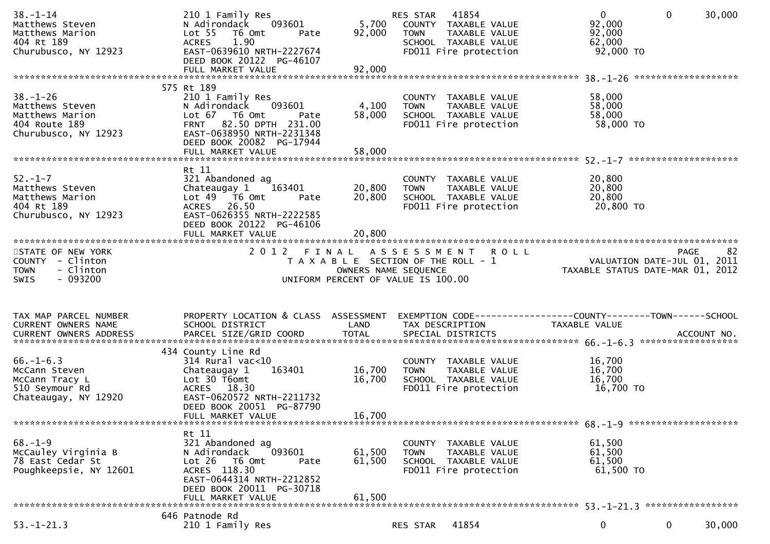```
38.-1-14                       210 1 Family Res                     RES STAR   41854                    0          0      30,000
Matthews Steven                N Adirondack    093601       5,700    COUNTY  TAXABLE VALUE             92,000
Matthews Marion                Lot 55   T6 Omt       Pate  92,000    TOWN    TAXABLE VALUE             92,000
404 Rt 189                     ACRES    1.90                         SCHOOL  TAXABLE VALUE             62,000
Churubusco, NY 12923           EAST-0639610 NRTH-2227674             FD011 Fire protection              92,000 TO
                               DEED BOOK 20122  PG-46107
                               FULL MARKET VALUE              92,000
******************************************************************************************************* 38.-1-26 ******************
                             575 Rt 189
38.-1-26                       210 1 Family Res                      COUNTY  TAXABLE VALUE             58,000
Matthews Steven                N Adirondack    093601       4,100    TOWN    TAXABLE VALUE             58,000
Matthews Marion                Lot 67   T6 Omt       Pate  58,000    SCHOOL  TAXABLE VALUE             58,000
404 Route 189                  FRNT   82.50 DPTH  231.00             FD011 Fire protection              58,000 TO
Churubusco, NY 12923           EAST-0638950 NRTH-2231348
                               DEED BOOK 20082  PG-17944
                               FULL MARKET VALUE              58,000
******************************************************************************************************* 52.-1-7 *******************
                               Rt 11
52.-1-7                        321 Abandoned ag                      COUNTY  TAXABLE VALUE             20,800
Matthews Steven                Chateaugay 1    163401      20,800    TOWN    TAXABLE VALUE             20,800
Matthews Marion                Lot 49   T6 Omt       Pate  20,800    SCHOOL  TAXABLE VALUE             20,800
404 Rt 189                     ACRES   26.50                         FD011 Fire protection              20,800 TO
Churubusco, NY 12923           EAST-0626355 NRTH-2222585
                               DEED BOOK 20122  PG-46106
                               FULL MARKET VALUE              20,800
************************************************************************************************************************************
STATE OF NEW YORK                      2 0 1 2   F I N A L   A S S E S S M E N T   R O L L                              PAGE     82
COUNTY  - Clinton                          T A X A B L E  SECTION OF THE ROLL - 1                       VALUATION DATE-JUL 01, 2011
TOWN    - Clinton                                  OWNERS NAME SEQUENCE                            TAXABLE STATUS DATE-MAR 01, 2012
SWIS    - 093200                            UNIFORM PERCENT OF VALUE IS 100.00


TAX MAP PARCEL NUMBER          PROPERTY LOCATION & CLASS  ASSESSMENT  EXEMPTION CODE------------------COUNTY--------TOWN------SCHOOL
CURRENT OWNERS NAME            SCHOOL DISTRICT               LAND      TAX DESCRIPTION             TAXABLE VALUE
CURRENT OWNERS ADDRESS         PARCEL SIZE/GRID COORD        TOTAL     SPECIAL DISTRICTS                                    ACCOUNT NO.
******************************************************************************************************* 66.-1-6.3 *****************
                             434 County Line Rd
66.-1-6.3                      314 Rural vac<10                      COUNTY  TAXABLE VALUE             16,700
McCann Steven                  Chateaugay 1    163401      16,700    TOWN    TAXABLE VALUE             16,700
McCann Tracy L                 Lot 30 T6omt                16,700    SCHOOL  TAXABLE VALUE             16,700
510 Seymour Rd                 ACRES   18.30                         FD011 Fire protection              16,700 TO
Chateaugay, NY 12920           EAST-0620572 NRTH-2211732
                               DEED BOOK 20051  PG-87790
                               FULL MARKET VALUE              16,700
******************************************************************************************************* 68.-1-9 *******************
                               Rt 11
68.-1-9                        321 Abandoned ag                      COUNTY  TAXABLE VALUE             61,500
McCauley Virginia B            N Adirondack    093601      61,500    TOWN    TAXABLE VALUE             61,500
78 East Cedar St               Lot 26   T6 Omt       Pate  61,500    SCHOOL  TAXABLE VALUE             61,500
Poughkeepsie, NY 12601         ACRES  118.30                         FD011 Fire protection              61,500 TO
                               EAST-0644314 NRTH-2212852
                               DEED BOOK 20011  PG-30718
                               FULL MARKET VALUE              61,500
******************************************************************************************************* 53.-1-21.3 ****************
                             646 Patnode Rd
53.-1-21.3                     210 1 Family Res                     RES STAR   41854                    0          0      30,000
```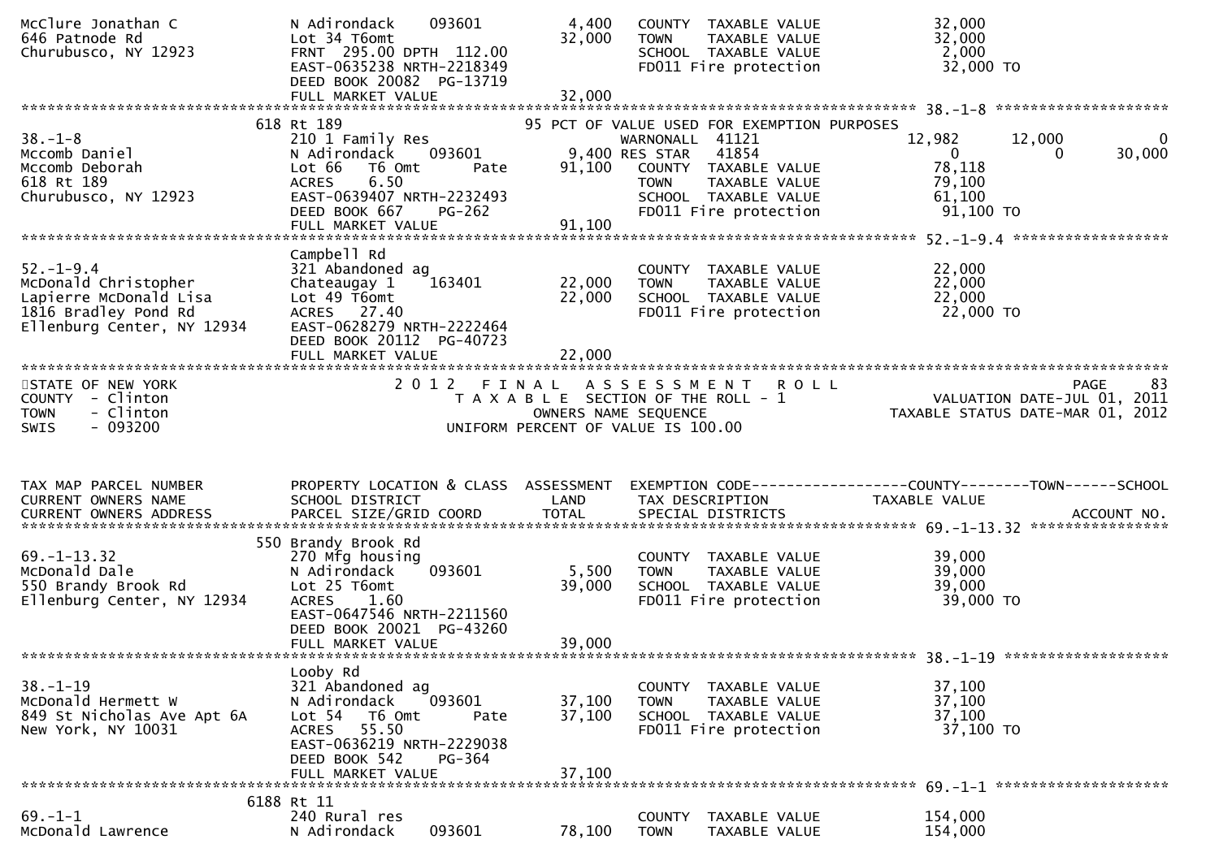```
McClure Jonathan C             N Adirondack    093601          4,400    COUNTY  TAXABLE VALUE             32,000
646 Patnode Rd                 Lot 34 T6omt                   32,000    TOWN    TAXABLE VALUE             32,000
Churubusco, NY 12923           FRNT 295.00 DPTH 112.00                  SCHOOL  TAXABLE VALUE              2,000
                               EAST-0635238 NRTH-2218349                FD011 Fire protection             32,000 TO
                               DEED BOOK 20082 PG-13719
                               FULL MARKET VALUE              32,000
******************************************************************************************************* 38.-1-8 ********************
                            618 Rt 189                               95 PCT OF VALUE USED FOR EXEMPTION PURPOSES
38.-1-8                        210 1 Family Res                         WARNONALL  41121              12,982      12,000           0
Mccomb Daniel                  N Adirondack    093601          9,400 RES STAR   41854                  0           0      30,000
Mccomb Deborah                 Lot 66  T6 Omt        Pate     91,100    COUNTY  TAXABLE VALUE             78,118
618 Rt 189                     ACRES     6.50                           TOWN    TAXABLE VALUE             79,100
Churubusco, NY 12923           EAST-0639407 NRTH-2232493                SCHOOL  TAXABLE VALUE             61,100
                               DEED BOOK 667    PG-262                  FD011 Fire protection             91,100 TO
                               FULL MARKET VALUE              91,100
******************************************************************************************************* 52.-1-9.4 ******************
                               Campbell Rd
52.-1-9.4                      321 Abandoned ag                         COUNTY  TAXABLE VALUE             22,000
McDonald Christopher           Chateaugay 1    163401         22,000    TOWN    TAXABLE VALUE             22,000
Lapierre McDonald Lisa         Lot 49 T6omt                   22,000    SCHOOL  TAXABLE VALUE             22,000
1816 Bradley Pond Rd           ACRES    27.40                           FD011 Fire protection             22,000 TO
Ellenburg Center, NY 12934     EAST-0628279 NRTH-2222464
                               DEED BOOK 20112 PG-40723
                               FULL MARKET VALUE              22,000
************************************************************************************************************************************
STATE OF NEW YORK                        2 0 1 2   F I N A L   A S S E S S M E N T   R O L L                              PAGE    83
COUNTY  - Clinton                           T A X A B L E  SECTION OF THE ROLL - 1                          VALUATION DATE-JUL 01, 2011
TOWN    - Clinton                                  OWNERS NAME SEQUENCE                                  TAXABLE STATUS DATE-MAR 01, 2012
SWIS    - 093200                            UNIFORM PERCENT OF VALUE IS 100.00


TAX MAP PARCEL NUMBER          PROPERTY LOCATION & CLASS  ASSESSMENT  EXEMPTION CODE------------------COUNTY--------TOWN------SCHOOL
CURRENT OWNERS NAME            SCHOOL DISTRICT               LAND      TAX DESCRIPTION              TAXABLE VALUE
CURRENT OWNERS ADDRESS         PARCEL SIZE/GRID COORD        TOTAL     SPECIAL DISTRICTS                                  ACCOUNT NO.
******************************************************************************************************* 69.-1-13.32 ****************
                            550 Brandy Brook Rd
69.-1-13.32                    270 Mfg housing                          COUNTY  TAXABLE VALUE             39,000
McDonald Dale                  N Adirondack    093601          5,500    TOWN    TAXABLE VALUE             39,000
550 Brandy Brook Rd            Lot 25 T6omt                   39,000    SCHOOL  TAXABLE VALUE             39,000
Ellenburg Center, NY 12934     ACRES     1.60                           FD011 Fire protection             39,000 TO
                               EAST-0647546 NRTH-2211560
                               DEED BOOK 20021 PG-43260
                               FULL MARKET VALUE              39,000
******************************************************************************************************* 38.-1-19 *******************
                               Looby Rd
38.-1-19                       321 Abandoned ag                         COUNTY  TAXABLE VALUE             37,100
McDonald Hermett W             N Adirondack    093601         37,100    TOWN    TAXABLE VALUE             37,100
849 St Nicholas Ave Apt 6A     Lot 54   T6 Omt       Pate     37,100    SCHOOL  TAXABLE VALUE             37,100
New York, NY 10031             ACRES    55.50                           FD011 Fire protection             37,100 TO
                               EAST-0636219 NRTH-2229038
                               DEED BOOK 542    PG-364
                               FULL MARKET VALUE              37,100
******************************************************************************************************* 69.-1-1 ********************
                           6188 Rt 11
69.-1-1                        240 Rural res                            COUNTY  TAXABLE VALUE            154,000
McDonald Lawrence              N Adirondack    093601         78,100    TOWN    TAXABLE VALUE            154,000
```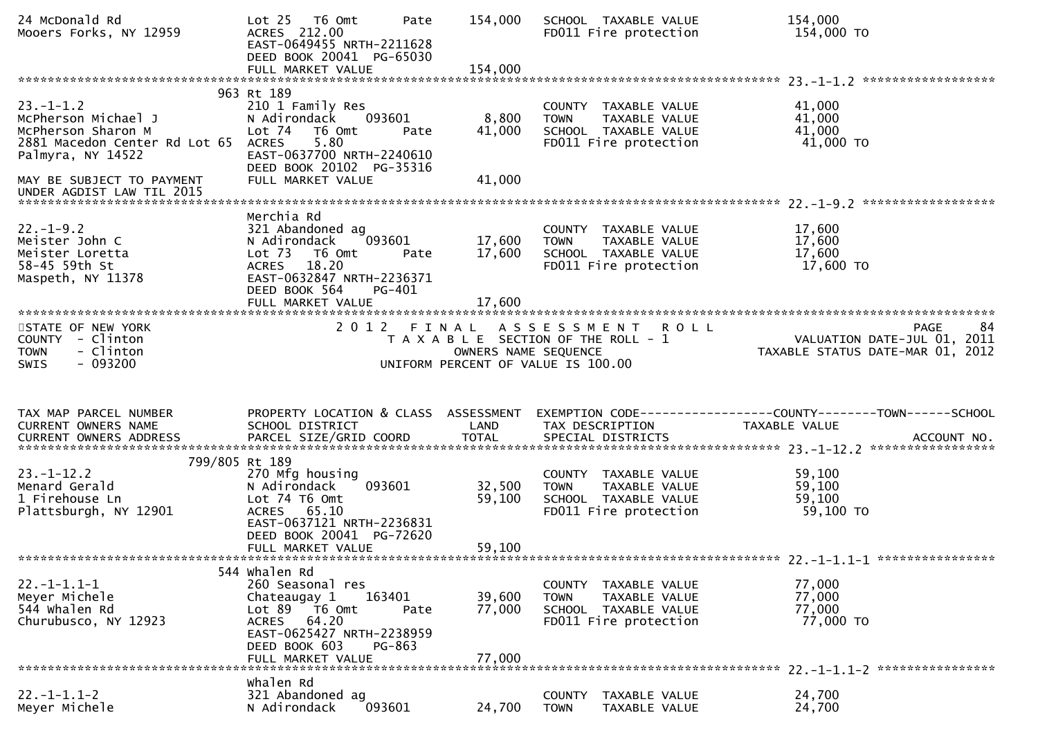```
24 McDonald Rd                  Lot 25   T6 Omt      Pate      154,000    SCHOOL  TAXABLE VALUE              154,000
Mooers Forks, NY 12959          ACRES  212.00                             FD011 Fire protection               154,000 TO
                                EAST-0649455 NRTH-2211628
                                DEED BOOK 20041  PG-65030
                                FULL MARKET VALUE                154,000
******************************************************************************************************* 23.-1-1.2 ******************
                            963 Rt 189
23.-1-1.2                       210 1 Family Res                          COUNTY  TAXABLE VALUE               41,000
McPherson Michael J             N Adirondack     093601          8,800    TOWN    TAXABLE VALUE               41,000
McPherson Sharon M              Lot 74   T6 Omt      Pate       41,000    SCHOOL  TAXABLE VALUE               41,000
2881 Macedon Center Rd Lot 65   ACRES    5.80                             FD011 Fire protection                41,000 TO
Palmyra, NY 14522               EAST-0637700 NRTH-2240610
                                DEED BOOK 20102  PG-35316
MAY BE SUBJECT TO PAYMENT       FULL MARKET VALUE                 41,000
UNDER AGDIST LAW TIL 2015
******************************************************************************************************* 22.-1-9.2 ******************
                                Merchia Rd
22.-1-9.2                       321 Abandoned ag                          COUNTY  TAXABLE VALUE               17,600
Meister John C                  N Adirondack     093601         17,600    TOWN    TAXABLE VALUE               17,600
Meister Loretta                 Lot 73   T6 Omt      Pate       17,600    SCHOOL  TAXABLE VALUE               17,600
58-45 59th St                   ACRES   18.20                             FD011 Fire protection                17,600 TO
Maspeth, NY 11378               EAST-0632847 NRTH-2236371
                                DEED BOOK 564    PG-401
                                FULL MARKET VALUE                 17,600
************************************************************************************************************************************
STATE OF NEW YORK                        2 0 1 2   F I N A L   A S S E S S M E N T   R O L L                              PAGE    84
COUNTY  - Clinton                           T A X A B L E  SECTION OF THE ROLL - 1                          VALUATION DATE-JUL 01, 2011
TOWN    - Clinton                                 OWNERS NAME SEQUENCE                                    TAXABLE STATUS DATE-MAR 01, 2012
SWIS    - 093200                             UNIFORM PERCENT OF VALUE IS 100.00



TAX MAP PARCEL NUMBER           PROPERTY LOCATION & CLASS  ASSESSMENT  EXEMPTION CODE------------------COUNTY--------TOWN------SCHOOL
CURRENT OWNERS NAME             SCHOOL DISTRICT               LAND      TAX DESCRIPTION              TAXABLE VALUE
CURRENT OWNERS ADDRESS          PARCEL SIZE/GRID COORD        TOTAL     SPECIAL DISTRICTS                                   ACCOUNT NO.
******************************************************************************************************* 23.-1-12.2 *****************
                        799/805 Rt 189
23.-1-12.2                      270 Mfg housing                           COUNTY  TAXABLE VALUE               59,100
Menard Gerald                   N Adirondack     093601         32,500    TOWN    TAXABLE VALUE               59,100
1 Firehouse Ln                  Lot 74 T6 Omt                   59,100    SCHOOL  TAXABLE VALUE               59,100
Plattsburgh, NY 12901           ACRES   65.10                             FD011 Fire protection                59,100 TO
                                EAST-0637121 NRTH-2236831
                                DEED BOOK 20041  PG-72620
                                FULL MARKET VALUE                 59,100
******************************************************************************************************* 22.-1-1.1-1 ****************
                            544 Whalen Rd
22.-1-1.1-1                     260 Seasonal res                          COUNTY  TAXABLE VALUE               77,000
Meyer Michele                   Chateaugay 1     163401         39,600    TOWN    TAXABLE VALUE               77,000
544 Whalen Rd                   Lot 89   T6 Omt      Pate       77,000    SCHOOL  TAXABLE VALUE               77,000
Churubusco, NY 12923            ACRES   64.20                             FD011 Fire protection                77,000 TO
                                EAST-0625427 NRTH-2238959
                                DEED BOOK 603    PG-863
                                FULL MARKET VALUE                 77,000
******************************************************************************************************* 22.-1-1.1-2 ****************
                                Whalen Rd
22.-1-1.1-2                     321 Abandoned ag                          COUNTY  TAXABLE VALUE               24,700
Meyer Michele                   N Adirondack     093601         24,700    TOWN    TAXABLE VALUE               24,700
```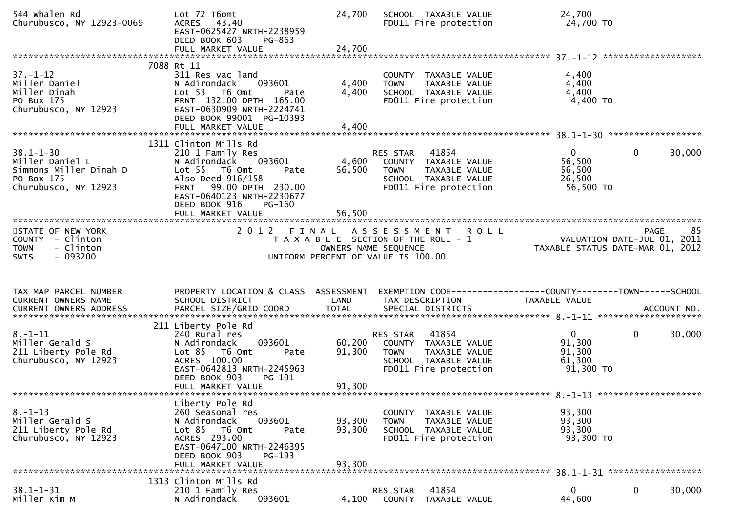```
544 Whalen Rd                    Lot 72 T6omt                        24,700   SCHOOL  TAXABLE VALUE               24,700
Churubusco, NY 12923-0069        ACRES   43.40                                FD011 Fire protection                24,700 TO
                                 EAST-0625427 NRTH-2238959
                                 DEED BOOK 603     PG-863
                                 FULL MARKET VALUE                   24,700
******************************************************************************************************* 37.-1-12 ******************
                            7088 Rt 11
37.-1-12                         311 Res vac land                             COUNTY  TAXABLE VALUE                4,400
Miller Daniel                    N Adirondack     093601              4,400   TOWN    TAXABLE VALUE                4,400
Miller Dinah                     Lot 53   T6 Omt         Pate         4,400   SCHOOL  TAXABLE VALUE                4,400
PO Box 175                       FRNT  132.00 DPTH  165.00                    FD011 Fire protection                 4,400 TO
Churubusco, NY 12923             EAST-0630909 NRTH-2224741
                                 DEED BOOK 99001  PG-10393
                                 FULL MARKET VALUE                    4,400
******************************************************************************************************* 38.1-1-30 *****************
                            1311 Clinton Mills Rd
38.1-1-30                        210 1 Family Res                             RES STAR   41854                      0           0     30,000
Miller Daniel L                  N Adirondack     093601              4,600   COUNTY  TAXABLE VALUE               56,500
Simmons Miller Dinah D           Lot 55   T6 Omt         Pate        56,500   TOWN    TAXABLE VALUE               56,500
PO Box 175                       Also Deed 916/158                            SCHOOL  TAXABLE VALUE               26,500
Churubusco, NY 12923             FRNT   99.00 DPTH  230.00                    FD011 Fire protection                56,500 TO
                                 EAST-0640123 NRTH-2230677
                                 DEED BOOK 916     PG-160
                                 FULL MARKET VALUE                   56,500
************************************************************************************************************************************
STATE OF NEW YORK                           2 0 1 2   F I N A L   A S S E S S M E N T   R O L L                                PAGE     85
COUNTY  - Clinton                              T A X A B L E  SECTION OF THE ROLL - 1                          VALUATION DATE-JUL 01, 2011
TOWN    - Clinton                                       OWNERS NAME SEQUENCE                               TAXABLE STATUS DATE-MAR 01, 2012
SWIS    - 093200                                  UNIFORM PERCENT OF VALUE IS 100.00


TAX MAP PARCEL NUMBER            PROPERTY LOCATION & CLASS  ASSESSMENT  EXEMPTION CODE------------------COUNTY--------TOWN------SCHOOL
CURRENT OWNERS NAME              SCHOOL DISTRICT               LAND      TAX DESCRIPTION                  TAXABLE VALUE
CURRENT OWNERS ADDRESS           PARCEL SIZE/GRID COORD        TOTAL     SPECIAL DISTRICTS                                    ACCOUNT NO.
******************************************************************************************************* 8.-1-11 ********************
                             211 Liberty Pole Rd
8.-1-11                          240 Rural res                                RES STAR   41854                      0           0     30,000
Miller Gerald S                  N Adirondack     093601             60,200   COUNTY  TAXABLE VALUE               91,300
211 Liberty Pole Rd              Lot 85   T6 Omt         Pate        91,300   TOWN    TAXABLE VALUE               91,300
Churubusco, NY 12923             ACRES  100.00                                SCHOOL  TAXABLE VALUE               61,300
                                 EAST-0642813 NRTH-2245963                    FD011 Fire protection                91,300 TO
                                 DEED BOOK 903     PG-191
                                 FULL MARKET VALUE                   91,300
******************************************************************************************************* 8.-1-13 ********************
                                 Liberty Pole Rd
8.-1-13                          260 Seasonal res                             COUNTY  TAXABLE VALUE               93,300
Miller Gerald S                  N Adirondack     093601             93,300   TOWN    TAXABLE VALUE               93,300
211 Liberty Pole Rd              Lot 85   T6 Omt         Pate        93,300   SCHOOL  TAXABLE VALUE               93,300
Churubusco, NY 12923             ACRES  293.00                                FD011 Fire protection                93,300 TO
                                 EAST-0647100 NRTH-2246395
                                 DEED BOOK 903     PG-193
                                 FULL MARKET VALUE                   93,300
******************************************************************************************************* 38.1-1-31 *****************
                            1313 Clinton Mills Rd
38.1-1-31                        210 1 Family Res                             RES STAR   41854                      0           0     30,000
Miller Kim M                     N Adirondack     093601              4,100   COUNTY  TAXABLE VALUE               44,600
```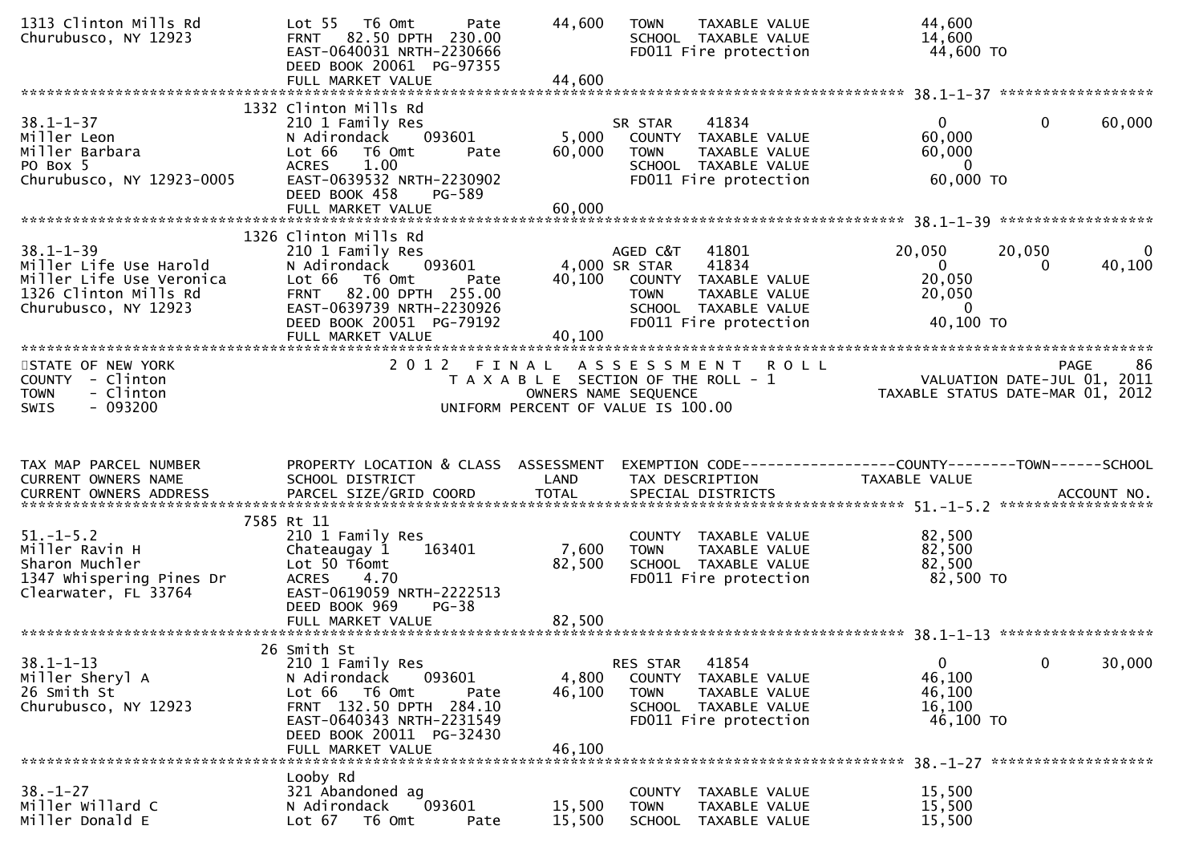```
1313 Clinton Mills Rd          Lot 55   T6 Omt        Pate        44,600   TOWN    TAXABLE VALUE            44,600
Churubusco, NY 12923           FRNT  82.50 DPTH  230.00                     SCHOOL  TAXABLE VALUE            14,600
                               EAST-0640031 NRTH-2230666                    FD011 Fire protection            44,600 TO
                               DEED BOOK 20061  PG-97355
                               FULL MARKET VALUE                  44,600
******************************************************************************************************* 38.1-1-37 ******************
                            1332 Clinton Mills Rd
38.1-1-37                      210 1 Family Res                            SR STAR    41834                   0          0      60,000
Miller Leon                    N Adirondack     093601          5,000   COUNTY  TAXABLE VALUE            60,000
Miller Barbara                 Lot 66   T6 Omt        Pate        60,000   TOWN    TAXABLE VALUE            60,000
PO Box 5                       ACRES    1.00                                SCHOOL  TAXABLE VALUE                 0
Churubusco, NY 12923-0005      EAST-0639532 NRTH-2230902                    FD011 Fire protection            60,000 TO
                               DEED BOOK 458     PG-589
                               FULL MARKET VALUE                  60,000
******************************************************************************************************* 38.1-1-39 ******************
                            1326 Clinton Mills Rd
38.1-1-39                      210 1 Family Res                            AGED C&T   41801              20,050     20,050           0
Miller Life Use Harold         N Adirondack     093601          4,000 SR STAR    41834                   0          0      40,100
Miller Life Use Veronica       Lot 66   T6 Omt        Pate        40,100   COUNTY  TAXABLE VALUE            20,050
1326 Clinton Mills Rd          FRNT  82.00 DPTH  255.00                     TOWN    TAXABLE VALUE            20,050
Churubusco, NY 12923           EAST-0639739 NRTH-2230926                    SCHOOL  TAXABLE VALUE                 0
                               DEED BOOK 20051  PG-79192                    FD011 Fire protection            40,100 TO
                               FULL MARKET VALUE                  40,100
************************************************************************************************************************************
STATE OF NEW YORK                          2 0 1 2   F I N A L   A S S E S S M E N T   R O L L                              PAGE    86
COUNTY  - Clinton                              T A X A B L E  SECTION OF THE ROLL - 1                       VALUATION DATE-JUL 01, 2011
TOWN    - Clinton                                    OWNERS NAME SEQUENCE                                TAXABLE STATUS DATE-MAR 01, 2012
SWIS    - 093200                                UNIFORM PERCENT OF VALUE IS 100.00


TAX MAP PARCEL NUMBER          PROPERTY LOCATION & CLASS  ASSESSMENT  EXEMPTION CODE------------------COUNTY--------TOWN------SCHOOL
CURRENT OWNERS NAME            SCHOOL DISTRICT               LAND      TAX DESCRIPTION                  TAXABLE VALUE
CURRENT OWNERS ADDRESS         PARCEL SIZE/GRID COORD        TOTAL     SPECIAL DISTRICTS                                       ACCOUNT NO.
******************************************************************************************************* 51.-1-5.2 ******************
                            7585 Rt 11
51.-1-5.2                      210 1 Family Res                             COUNTY  TAXABLE VALUE            82,500
Miller Ravin H                 Chateaugay 1     163401          7,600   TOWN    TAXABLE VALUE            82,500
Sharon Muchler                 Lot 50 T6omt                       82,500   SCHOOL  TAXABLE VALUE            82,500
1347 Whispering Pines Dr       ACRES    4.70                                FD011 Fire protection            82,500 TO
Clearwater, FL 33764           EAST-0619059 NRTH-2222513
                               DEED BOOK 969     PG-38
                               FULL MARKET VALUE                  82,500
******************************************************************************************************* 38.1-1-13 ******************
                            26 Smith St
38.1-1-13                      210 1 Family Res                            RES STAR   41854                   0          0      30,000
Miller Sheryl A                N Adirondack     093601          4,800   COUNTY  TAXABLE VALUE            46,100
26 Smith St                    Lot 66   T6 Omt        Pate        46,100   TOWN    TAXABLE VALUE            46,100
Churubusco, NY 12923           FRNT 132.50 DPTH  284.10                     SCHOOL  TAXABLE VALUE            16,100
                               EAST-0640343 NRTH-2231549                    FD011 Fire protection            46,100 TO
                               DEED BOOK 20011  PG-32430
                               FULL MARKET VALUE                  46,100
******************************************************************************************************* 38.-1-27 *******************
                               Looby Rd
38.-1-27                       321 Abandoned ag                             COUNTY  TAXABLE VALUE            15,500
Miller Willard C               N Adirondack     093601         15,500   TOWN    TAXABLE VALUE            15,500
Miller Donald E                Lot 67   T6 Omt        Pate        15,500   SCHOOL  TAXABLE VALUE            15,500
```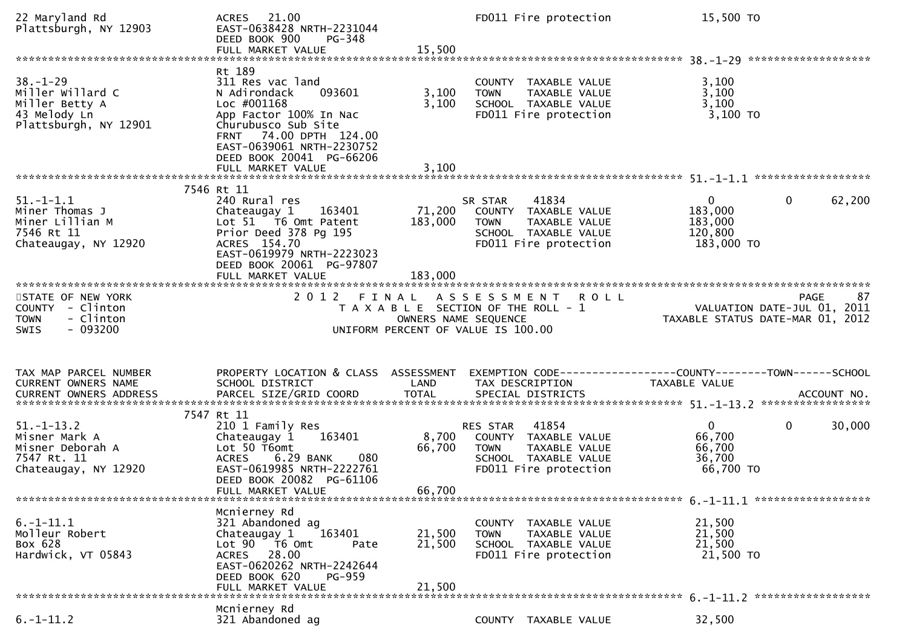```
22 Maryland Rd                     ACRES   21.00                                 FD011 Fire protection           15,500 TO
Plattsburgh, NY 12903              EAST-0638428 NRTH-2231044
                                   DEED BOOK 900    PG-348
                                   FULL MARKET VALUE                 15,500
******************************************************************************************************* 38.-1-29 *******************
                                   Rt 189
38.-1-29                           311 Res vac land                         COUNTY  TAXABLE VALUE              3,100
Miller Willard C                   N Adirondack      093601       3,100     TOWN    TAXABLE VALUE              3,100
Miller Betty A                     Loc #001168                    3,100     SCHOOL  TAXABLE VALUE              3,100
43 Melody Ln                       App Factor 100% In Nac                   FD011 Fire protection               3,100 TO
Plattsburgh, NY 12901              Churubusco Sub Site
                                   FRNT   74.00 DPTH  124.00
                                   EAST-0639061 NRTH-2230752
                                   DEED BOOK 20041  PG-66206
                                   FULL MARKET VALUE                  3,100
******************************************************************************************************* 51.-1-1.1 ******************
                              7546 Rt 11
51.-1-1.1                          240 Rural res                            SR STAR    41834                    0           0      62,200
Miner Thomas J                     Chateaugay 1      163401      71,200     COUNTY  TAXABLE VALUE            183,000
Miner Lillian M                    Lot 51   T6 Omt Patent       183,000     TOWN    TAXABLE VALUE            183,000
7546 Rt 11                         Prior Deed 378 Pg 195                    SCHOOL  TAXABLE VALUE            120,800
Chateaugay, NY 12920               ACRES  154.70                            FD011 Fire protection             183,000 TO
                                   EAST-0619979 NRTH-2223023
                                   DEED BOOK 20061  PG-97807
                                   FULL MARKET VALUE                183,000
************************************************************************************************************************************
STATE OF NEW YORK                      2 0 1 2   F I N A L   A S S E S S M E N T   R O L L                                  PAGE     87
COUNTY  - Clinton                            T A X A B L E  SECTION OF THE ROLL - 1                        VALUATION DATE-JUL 01, 2011
TOWN    - Clinton                                    OWNERS NAME SEQUENCE                             TAXABLE STATUS DATE-MAR 01, 2012
SWIS    - 093200                                UNIFORM PERCENT OF VALUE IS 100.00


TAX MAP PARCEL NUMBER              PROPERTY LOCATION & CLASS  ASSESSMENT  EXEMPTION CODE------------------COUNTY--------TOWN------SCHOOL
CURRENT OWNERS NAME                SCHOOL DISTRICT               LAND      TAX DESCRIPTION                 TAXABLE VALUE
CURRENT OWNERS ADDRESS             PARCEL SIZE/GRID COORD        TOTAL     SPECIAL DISTRICTS                                   ACCOUNT NO.
******************************************************************************************************* 51.-1-13.2 *****************
                              7547 Rt 11
51.-1-13.2                         210 1 Family Res                         RES STAR   41854                    0           0      30,000
Misner Mark A                      Chateaugay 1      163401       8,700     COUNTY  TAXABLE VALUE             66,700
Misner Deborah A                   Lot 50 T6omt                  66,700     TOWN    TAXABLE VALUE             66,700
7547 Rt. 11                        ACRES    6.29 BANK     080               SCHOOL  TAXABLE VALUE             36,700
Chateaugay, NY 12920               EAST-0619985 NRTH-2222761                FD011 Fire protection              66,700 TO
                                   DEED BOOK 20082  PG-61106
                                   FULL MARKET VALUE                 66,700
******************************************************************************************************* 6.-1-11.1 ******************
                                   Mcnierney Rd
6.-1-11.1                          321 Abandoned ag                         COUNTY  TAXABLE VALUE             21,500
Molleur Robert                     Chateaugay 1      163401      21,500     TOWN    TAXABLE VALUE             21,500
Box 628                            Lot 90   T6 Omt       Pate    21,500     SCHOOL  TAXABLE VALUE             21,500
Hardwick, VT 05843                 ACRES   28.00                            FD011 Fire protection              21,500 TO
                                   EAST-0620262 NRTH-2242644
                                   DEED BOOK 620     PG-959
                                   FULL MARKET VALUE                 21,500
******************************************************************************************************* 6.-1-11.2 ******************
                                   Mcnierney Rd
6.-1-11.2                          321 Abandoned ag                         COUNTY  TAXABLE VALUE             32,500
```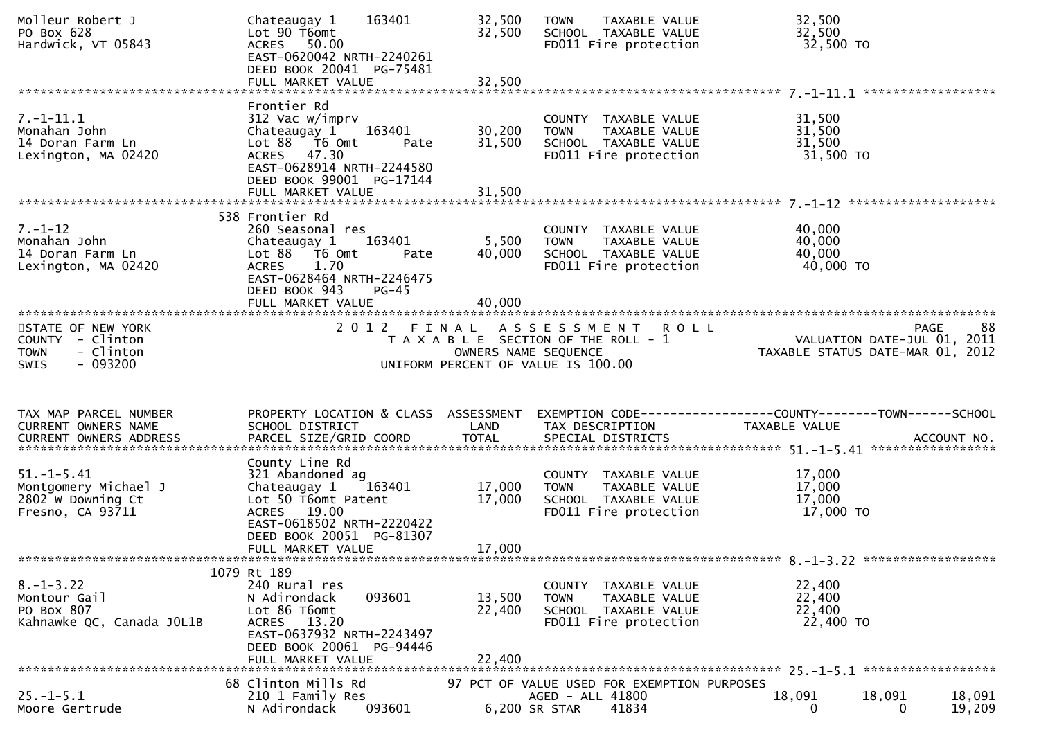```
Molleur Robert J              Chateaugay 1    163401        32,500   TOWN    TAXABLE VALUE            32,500
PO Box 628                    Lot 90 T6omt                  32,500   SCHOOL  TAXABLE VALUE            32,500
Hardwick, VT 05843            ACRES   50.00                          FD011 Fire protection             32,500 TO
                              EAST-0620042 NRTH-2240261
                              DEED BOOK 20041  PG-75481
                              FULL MARKET VALUE             32,500
******************************************************************************************************* 7.-1-11.1 ******************
                              Frontier Rd
7.-1-11.1                     312 Vac w/imprv                        COUNTY  TAXABLE VALUE            31,500
Monahan John                  Chateaugay 1    163401        30,200   TOWN    TAXABLE VALUE            31,500
14 Doran Farm Ln              Lot 88   T6 Omt      Pate     31,500   SCHOOL  TAXABLE VALUE            31,500
Lexington, MA 02420           ACRES   47.30                          FD011 Fire protection             31,500 TO
                              EAST-0628914 NRTH-2244580
                              DEED BOOK 99001  PG-17144
                              FULL MARKET VALUE             31,500
******************************************************************************************************* 7.-1-12 ********************
                          538 Frontier Rd
7.-1-12                       260 Seasonal res                       COUNTY  TAXABLE VALUE            40,000
Monahan John                  Chateaugay 1    163401         5,500   TOWN    TAXABLE VALUE            40,000
14 Doran Farm Ln              Lot 88   T6 Omt      Pate     40,000   SCHOOL  TAXABLE VALUE            40,000
Lexington, MA 02420           ACRES    1.70                          FD011 Fire protection             40,000 TO
                              EAST-0628464 NRTH-2246475
                              DEED BOOK 943    PG-45
                              FULL MARKET VALUE             40,000
************************************************************************************************************************************
STATE OF NEW YORK                     2 0 1 2   F I N A L   A S S E S S M E N T   R O L L                           PAGE     88
COUNTY  - Clinton                          T A X A B L E  SECTION OF THE ROLL - 1                       VALUATION DATE-JUL 01, 2011
TOWN    - Clinton                                 OWNERS NAME SEQUENCE                            TAXABLE STATUS DATE-MAR 01, 2012
SWIS    - 093200                          UNIFORM PERCENT OF VALUE IS 100.00


TAX MAP PARCEL NUMBER         PROPERTY LOCATION & CLASS  ASSESSMENT  EXEMPTION CODE------------------COUNTY--------TOWN------SCHOOL
CURRENT OWNERS NAME           SCHOOL DISTRICT               LAND     TAX DESCRIPTION              TAXABLE VALUE
CURRENT OWNERS ADDRESS        PARCEL SIZE/GRID COORD        TOTAL    SPECIAL DISTRICTS                                  ACCOUNT NO.
******************************************************************************************************* 51.-1-5.41 *****************
                              County Line Rd
51.-1-5.41                    321 Abandoned ag                       COUNTY  TAXABLE VALUE            17,000
Montgomery Michael J          Chateaugay 1    163401        17,000   TOWN    TAXABLE VALUE            17,000
2802 W Downing Ct             Lot 50 T6omt Patent           17,000   SCHOOL  TAXABLE VALUE            17,000
Fresno, CA 93711              ACRES   19.00                          FD011 Fire protection             17,000 TO
                              EAST-0618502 NRTH-2220422
                              DEED BOOK 20051  PG-81307
                              FULL MARKET VALUE             17,000
******************************************************************************************************* 8.-1-3.22 ******************
                         1079 Rt 189
8.-1-3.22                     240 Rural res                          COUNTY  TAXABLE VALUE            22,400
Montour Gail                  N Adirondack    093601        13,500   TOWN    TAXABLE VALUE            22,400
PO Box 807                    Lot 86 T6omt                  22,400   SCHOOL  TAXABLE VALUE            22,400
Kahnawke QC, Canada J0L1B     ACRES   13.20                          FD011 Fire protection             22,400 TO
                              EAST-0637932 NRTH-2243497
                              DEED BOOK 20061  PG-94446
                              FULL MARKET VALUE             22,400
******************************************************************************************************* 25.-1-5.1 ******************
                           68 Clinton Mills Rd            97 PCT OF VALUE USED FOR EXEMPTION PURPOSES
25.-1-5.1                     210 1 Family Res                         AGED - ALL 41800             18,091       18,091       18,091
Moore Gertrude                N Adirondack    093601         6,200 SR STAR     41834                    0            0       19,209
```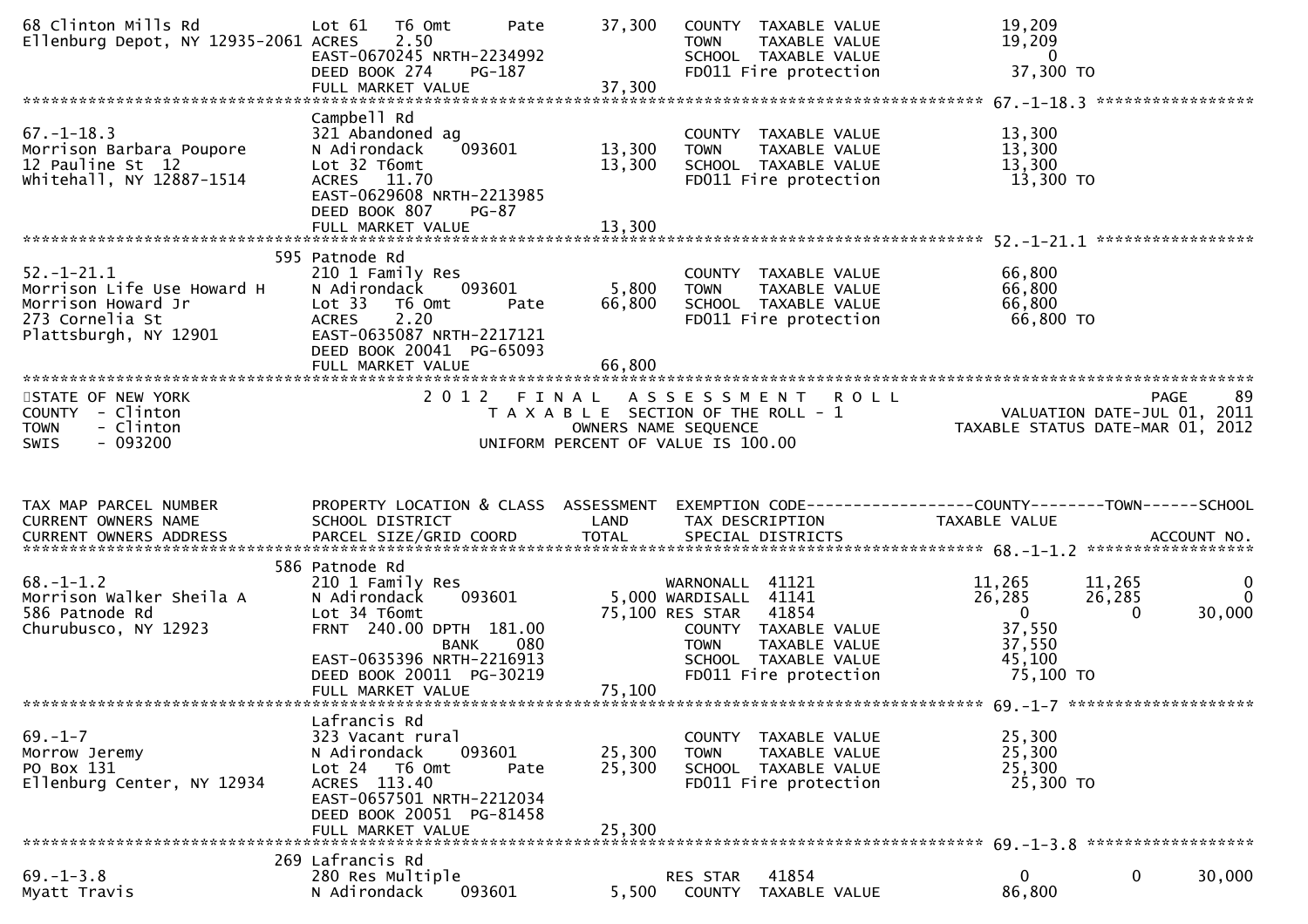```
68 Clinton Mills Rd               Lot 61   T6 Omt       Pate         37,300   COUNTY  TAXABLE VALUE              19,209
Ellenburg Depot, NY 12935-2061 ACRES     2.50                                 TOWN    TAXABLE VALUE              19,209
                                  EAST-0670245 NRTH-2234992                   SCHOOL  TAXABLE VALUE                   0
                                  DEED BOOK 274     PG-187                    FD011 Fire protection              37,300 TO
                                  FULL MARKET VALUE                  37,300
******************************************************************************************************* 67.-1-18.3 *****************
                                  Campbell Rd
67.-1-18.3                        321 Abandoned ag                            COUNTY  TAXABLE VALUE              13,300
Morrison Barbara Poupore          N Adirondack     093601            13,300   TOWN    TAXABLE VALUE              13,300
12 Pauline St  12                 Lot 32 T6omt                       13,300   SCHOOL  TAXABLE VALUE              13,300
Whitehall, NY 12887-1514          ACRES    11.70                              FD011 Fire protection              13,300 TO
                                  EAST-0629608 NRTH-2213985
                                  DEED BOOK 807     PG-87
                                  FULL MARKET VALUE                  13,300
******************************************************************************************************* 52.-1-21.1 *****************
                                  595 Patnode Rd
52.-1-21.1                        210 1 Family Res                            COUNTY  TAXABLE VALUE              66,800
Morrison Life Use Howard H        N Adirondack     093601             5,800   TOWN    TAXABLE VALUE              66,800
Morrison Howard Jr                Lot 33   T6 Omt       Pate         66,800   SCHOOL  TAXABLE VALUE              66,800
273 Cornelia St                   ACRES     2.20                              FD011 Fire protection              66,800 TO
Plattsburgh, NY 12901             EAST-0635087 NRTH-2217121
                                  DEED BOOK 20041  PG-65093
                                  FULL MARKET VALUE                  66,800
************************************************************************************************************************************
STATE OF NEW YORK                           2 0 1 2   F I N A L   A S S E S S M E N T   R O L L                              PAGE    89
COUNTY  - Clinton                                  T A X A B L E  SECTION OF THE ROLL - 1                        VALUATION DATE-JUL 01, 2011
TOWN    - Clinton                                       OWNERS NAME SEQUENCE                               TAXABLE STATUS DATE-MAR 01, 2012
SWIS    - 093200                                  UNIFORM PERCENT OF VALUE IS 100.00


TAX MAP PARCEL NUMBER             PROPERTY LOCATION & CLASS  ASSESSMENT  EXEMPTION CODE------------------COUNTY--------TOWN------SCHOOL
CURRENT OWNERS NAME               SCHOOL DISTRICT               LAND      TAX DESCRIPTION              TAXABLE VALUE
CURRENT OWNERS ADDRESS            PARCEL SIZE/GRID COORD        TOTAL     SPECIAL DISTRICTS                                  ACCOUNT NO.
******************************************************************************************************* 68.-1-1.2 ******************
                                  586 Patnode Rd
68.-1-1.2                         210 1 Family Res                          WARNONALL  41121            11,265      11,265           0
Morrison Walker Sheila A          N Adirondack     093601          5,000 WARDISALL  41141            26,285      26,285           0
586 Patnode Rd                    Lot 34 T6omt                     75,100 RES STAR   41854                 0           0      30,000
Churubusco, NY 12923              FRNT  240.00 DPTH  181.00                 COUNTY  TAXABLE VALUE              37,550
                                                 BANK     080               TOWN    TAXABLE VALUE              37,550
                                  EAST-0635396 NRTH-2216913                 SCHOOL  TAXABLE VALUE              45,100
                                  DEED BOOK 20011  PG-30219                 FD011 Fire protection              75,100 TO
                                  FULL MARKET VALUE                  75,100
******************************************************************************************************* 69.-1-7 ********************
                                  Lafrancis Rd
69.-1-7                           323 Vacant rural                            COUNTY  TAXABLE VALUE              25,300
Morrow Jeremy                     N Adirondack     093601            25,300   TOWN    TAXABLE VALUE              25,300
PO Box 131                        Lot 24   T6 Omt       Pate         25,300   SCHOOL  TAXABLE VALUE              25,300
Ellenburg Center, NY 12934        ACRES   113.40                              FD011 Fire protection              25,300 TO
                                  EAST-0657501 NRTH-2212034
                                  DEED BOOK 20051  PG-81458
                                  FULL MARKET VALUE                  25,300
******************************************************************************************************* 69.-1-3.8 ******************
                                  269 Lafrancis Rd
69.-1-3.8                         280 Res Multiple                          RES STAR   41854                 0           0      30,000
Myatt Travis                      N Adirondack     093601          5,500    COUNTY  TAXABLE VALUE              86,800
```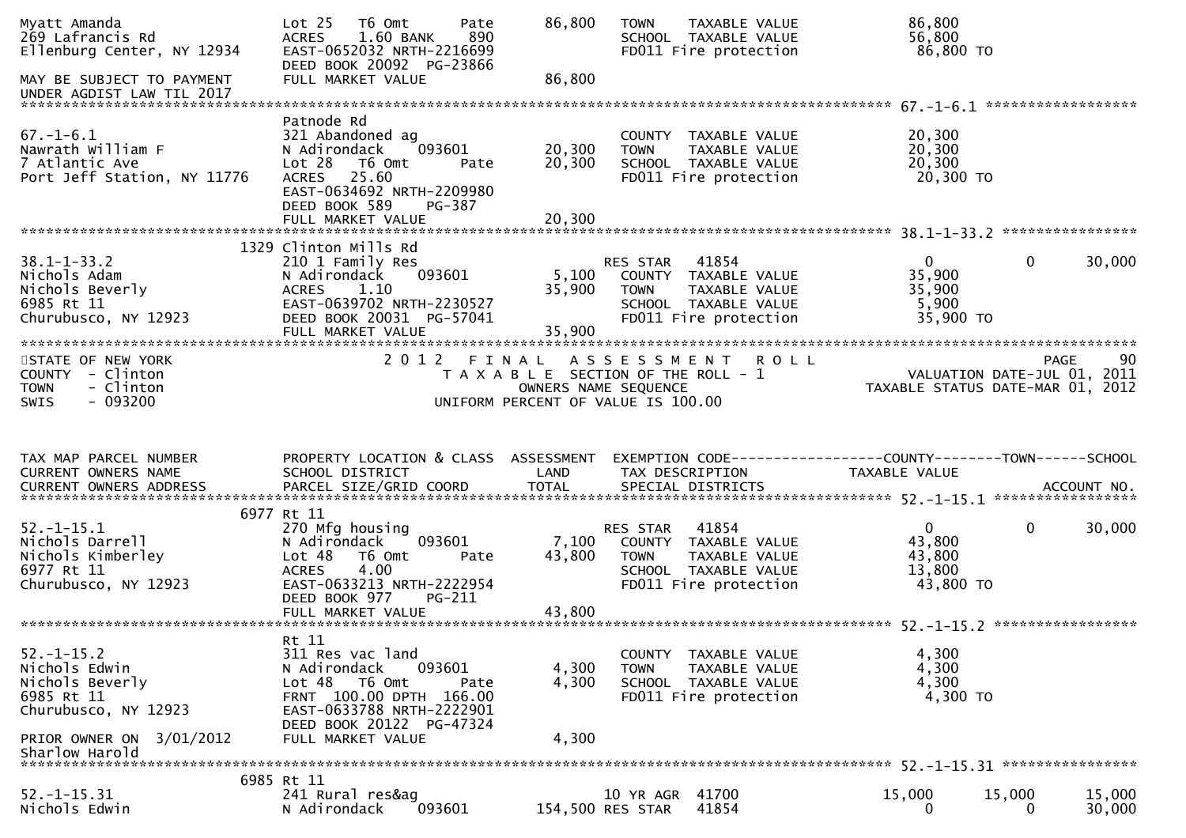```
Myatt Amanda                       Lot 25   T6 Omt       Pate        86,800   TOWN    TAXABLE VALUE              86,800
269 Lafrancis Rd                   ACRES    1.60 BANK     890                  SCHOOL  TAXABLE VALUE              56,800
Ellenburg Center, NY 12934         EAST-0652032 NRTH-2216699                   FD011 Fire protection               86,800 TO
                                   DEED BOOK 20092  PG-23866
MAY BE SUBJECT TO PAYMENT          FULL MARKET VALUE                 86,800
UNDER AGDIST LAW TIL 2017
******************************************************************************************************* 67.-1-6.1 ******************
                                   Patnode Rd
67.-1-6.1                          321 Abandoned ag                            COUNTY  TAXABLE VALUE              20,300
Nawrath William F                  N Adirondack    093601        20,300        TOWN    TAXABLE VALUE              20,300
7 Atlantic Ave                     Lot 28   T6 Omt       Pate    20,300        SCHOOL  TAXABLE VALUE              20,300
Port Jeff Station, NY 11776        ACRES   25.60                               FD011 Fire protection               20,300 TO
                                   EAST-0634692 NRTH-2209980
                                   DEED BOOK 589     PG-387
                                   FULL MARKET VALUE                 20,300
******************************************************************************************************* 38.1-1-33.2 ****************
                              1329 Clinton Mills Rd
38.1-1-33.2                        210 1 Family Res                            RES STAR   41854                0           0      30,000
Nichols Adam                       N Adirondack    093601         5,100        COUNTY  TAXABLE VALUE              35,900
Nichols Beverly                    ACRES    1.10                 35,900        TOWN    TAXABLE VALUE              35,900
6985 Rt 11                         EAST-0639702 NRTH-2230527                   SCHOOL  TAXABLE VALUE               5,900
Churubusco, NY 12923               DEED BOOK 20031  PG-57041                   FD011 Fire protection               35,900 TO
                                   FULL MARKET VALUE                 35,900
************************************************************************************************************************************
STATE OF NEW YORK                      2 0 1 2   F I N A L   A S S E S S M E N T   R O L L                              PAGE     90
COUNTY  - Clinton                          T A X A B L E  SECTION OF THE ROLL - 1                      VALUATION DATE-JUL 01, 2011
TOWN    - Clinton                                 OWNERS NAME SEQUENCE                           TAXABLE STATUS DATE-MAR 01, 2012
SWIS    - 093200                          UNIFORM PERCENT OF VALUE IS 100.00


TAX MAP PARCEL NUMBER              PROPERTY LOCATION & CLASS  ASSESSMENT  EXEMPTION CODE------------------COUNTY--------TOWN------SCHOOL
CURRENT OWNERS NAME                SCHOOL DISTRICT               LAND      TAX DESCRIPTION            TAXABLE VALUE
CURRENT OWNERS ADDRESS             PARCEL SIZE/GRID COORD       TOTAL      SPECIAL DISTRICTS                                 ACCOUNT NO.
******************************************************************************************************* 52.-1-15.1 *****************
                              6977 Rt 11
52.-1-15.1                         270 Mfg housing                             RES STAR   41854                0           0      30,000
Nichols Darrell                    N Adirondack    093601         7,100        COUNTY  TAXABLE VALUE              43,800
Nichols Kimberley                  Lot 48   T6 Omt       Pate    43,800        TOWN    TAXABLE VALUE              43,800
6977 Rt 11                         ACRES    4.00                               SCHOOL  TAXABLE VALUE              13,800
Churubusco, NY 12923               EAST-0633213 NRTH-2222954                   FD011 Fire protection               43,800 TO
                                   DEED BOOK 977     PG-211
                                   FULL MARKET VALUE                 43,800
******************************************************************************************************* 52.-1-15.2 *****************
                                   Rt 11
52.-1-15.2                         311 Res vac land                            COUNTY  TAXABLE VALUE               4,300
Nichols Edwin                      N Adirondack    093601         4,300        TOWN    TAXABLE VALUE               4,300
Nichols Beverly                    Lot 48   T6 Omt       Pate     4,300        SCHOOL  TAXABLE VALUE               4,300
6985 Rt 11                         FRNT 100.00 DPTH 166.00                     FD011 Fire protection                4,300 TO
Churubusco, NY 12923               EAST-0633788 NRTH-2222901
                                   DEED BOOK 20122  PG-47324
PRIOR OWNER ON  3/01/2012          FULL MARKET VALUE                  4,300
Sharlow Harold
******************************************************************************************************* 52.-1-15.31 ****************
                              6985 Rt 11
52.-1-15.31                        241 Rural res&ag                            10 YR AGR  41700           15,000      15,000      15,000
Nichols Edwin                      N Adirondack    093601       154,500 RES STAR   41854                0           0      30,000
```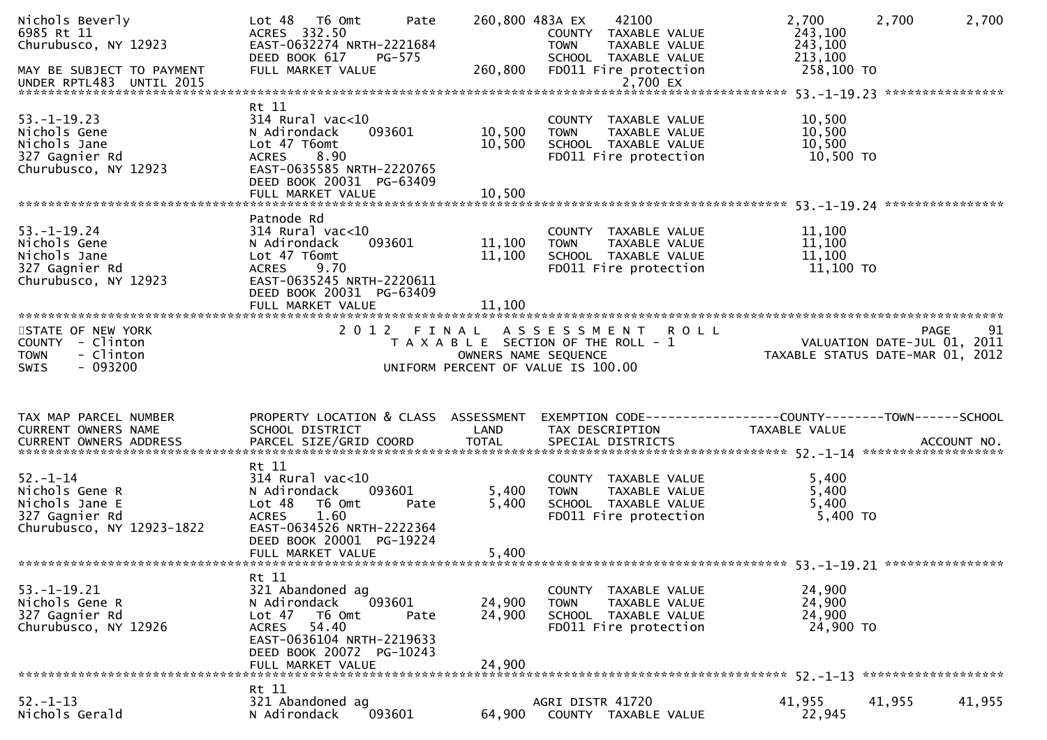```
Nichols Beverly                Lot 48   T6 Omt       Pate     260,800 483A EX     42100              2,700      2,700      2,700
6985 Rt 11                     ACRES  332.50                          COUNTY  TAXABLE VALUE        243,100
Churubusco, NY 12923           EAST-0632274 NRTH-2221684              TOWN    TAXABLE VALUE        243,100
                               DEED BOOK 617     PG-575               SCHOOL  TAXABLE VALUE        213,100
MAY BE SUBJECT TO PAYMENT      FULL MARKET VALUE              260,800   FD011 Fire protection        258,100 TO
UNDER RPTL483  UNTIL 2015                                                        2,700 EX
******************************************************************************************************* 53.-1-19.23 ****************
                               Rt 11
53.-1-19.23                    314 Rural vac<10                       COUNTY  TAXABLE VALUE         10,500
Nichols Gene                   N Adirondack      093601       10,500   TOWN    TAXABLE VALUE         10,500
Nichols Jane                   Lot 47 T6Omt                   10,500   SCHOOL  TAXABLE VALUE         10,500
327 Gagnier Rd                 ACRES     8.90                          FD011 Fire protection          10,500 TO
Churubusco, NY 12923           EAST-0635585 NRTH-2220765
                               DEED BOOK 20031  PG-63409
                               FULL MARKET VALUE               10,500
******************************************************************************************************* 53.-1-19.24 ****************
                               Patnode Rd
53.-1-19.24                    314 Rural vac<10                       COUNTY  TAXABLE VALUE         11,100
Nichols Gene                   N Adirondack      093601       11,100   TOWN    TAXABLE VALUE         11,100
Nichols Jane                   Lot 47 T6omt                   11,100   SCHOOL  TAXABLE VALUE         11,100
327 Gagnier Rd                 ACRES     9.70                          FD011 Fire protection          11,100 TO
Churubusco, NY 12923           EAST-0635245 NRTH-2220611
                               DEED BOOK 20031  PG-63409
                               FULL MARKET VALUE               11,100
*************************************************************************************************************************************
STATE OF NEW YORK                              2 0 1 2   F I N A L   A S S E S S M E N T   R O L L                          PAGE    91
COUNTY  - Clinton                                 T A X A B L E  SECTION OF THE ROLL - 1                    VALUATION DATE-JUL 01, 2011
TOWN    - Clinton                                       OWNERS NAME SEQUENCE                           TAXABLE STATUS DATE-MAR 01, 2012
SWIS    - 093200                                  UNIFORM PERCENT OF VALUE IS 100.00


TAX MAP PARCEL NUMBER          PROPERTY LOCATION & CLASS  ASSESSMENT  EXEMPTION CODE------------------COUNTY--------TOWN------SCHOOL
CURRENT OWNERS NAME            SCHOOL DISTRICT               LAND      TAX DESCRIPTION              TAXABLE VALUE
CURRENT OWNERS ADDRESS         PARCEL SIZE/GRID COORD        TOTAL     SPECIAL DISTRICTS                                ACCOUNT NO.
******************************************************************************************************* 52.-1-14 *******************
                               Rt 11
52.-1-14                       314 Rural vac<10                       COUNTY  TAXABLE VALUE          5,400
Nichols Gene R                 N Adirondack      093601        5,400   TOWN    TAXABLE VALUE          5,400
Nichols Jane E                 Lot 48   T6 Omt       Pate      5,400   SCHOOL  TAXABLE VALUE          5,400
327 Gagnier Rd                 ACRES     1.60                          FD011 Fire protection           5,400 TO
Churubusco, NY 12923-1822      EAST-0634526 NRTH-2222364
                               DEED BOOK 20001  PG-19224
                               FULL MARKET VALUE                5,400
******************************************************************************************************* 53.-1-19.21 ****************
                               Rt 11
53.-1-19.21                    321 Abandoned ag                       COUNTY  TAXABLE VALUE         24,900
Nichols Gene R                 N Adirondack      093601       24,900   TOWN    TAXABLE VALUE         24,900
327 Gagnier Rd                 Lot 47   T6 Omt       Pate     24,900   SCHOOL  TAXABLE VALUE         24,900
Churubusco, NY 12926           ACRES    54.40                          FD011 Fire protection          24,900 TO
                               EAST-0636104 NRTH-2219633
                               DEED BOOK 20072  PG-10243
                               FULL MARKET VALUE               24,900
******************************************************************************************************* 52.-1-13 *******************
                               Rt 11
52.-1-13                       321 Abandoned ag                       AGRI DISTR 41720            41,955     41,955     41,955
Nichols Gerald                 N Adirondack      093601       64,900   COUNTY  TAXABLE VALUE         22,945
```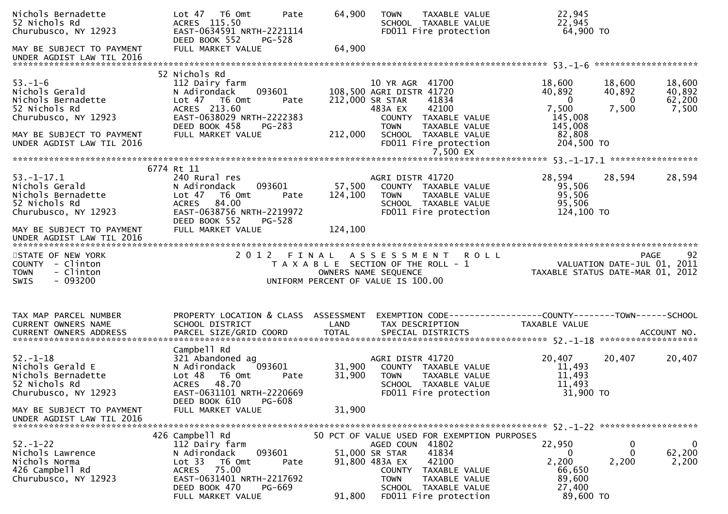```
Nichols Bernadette              Lot 47   T6 Omt      Pate      64,900   TOWN     TAXABLE VALUE            22,945
52 Nichols Rd                   ACRES  115.50                            SCHOOL  TAXABLE VALUE            22,945
Churubusco, NY 12923            EAST-0634591 NRTH-2221114                FD011 Fire protection             64,900 TO
                                DEED BOOK 552    PG-528
MAY BE SUBJECT TO PAYMENT       FULL MARKET VALUE                64,900
UNDER AGDIST LAW TIL 2016
****************************************************************************************************** 53.-1-6 ********************
                              52 Nichols Rd
53.-1-6                         112 Dairy farm                           10 YR AGR  41700            18,600     18,600     18,600
Nichols Gerald                  N Adirondack      093601        108,500 AGRI DISTR 41720            40,892     40,892     40,892
Nichols Bernadette              Lot 47   T6 Omt      Pate       212,000 SR STAR    41834                 0          0     62,200
52 Nichols Rd                   ACRES  213.60                            483A EX    42100             7,500      7,500      7,500
Churubusco, NY 12923            EAST-0638029 NRTH-2222383                COUNTY  TAXABLE VALUE           145,008
                                DEED BOOK 458    PG-283                  TOWN    TAXABLE VALUE           145,008
MAY BE SUBJECT TO PAYMENT       FULL MARKET VALUE               212,000  SCHOOL  TAXABLE VALUE            82,808
UNDER AGDIST LAW TIL 2016                                                FD011 Fire protection            204,500 TO
                                                                                  7,500 EX
****************************************************************************************************** 53.-1-17.1 *****************
                            6774 Rt 11
53.-1-17.1                      240 Rural res                            AGRI DISTR 41720            28,594     28,594     28,594
Nichols Gerald                  N Adirondack      093601         57,500    COUNTY  TAXABLE VALUE         95,506
Nichols Bernadette              Lot 47   T6 Omt      Pate       124,100    TOWN    TAXABLE VALUE         95,506
52 Nichols Rd                   ACRES   84.00                              SCHOOL  TAXABLE VALUE         95,506
Churubusco, NY 12923            EAST-0638756 NRTH-2219972                  FD011 Fire protection        124,100 TO
                                DEED BOOK 552    PG-528
MAY BE SUBJECT TO PAYMENT       FULL MARKET VALUE               124,100
UNDER AGDIST LAW TIL 2016
************************************************************************************************************************************
STATE OF NEW YORK                     2 0 1 2   F I N A L   A S S E S S M E N T   R O L L                              PAGE     92
COUNTY  - Clinton                        T A X A B L E  SECTION OF THE ROLL - 1                          VALUATION DATE-JUL 01, 2011
TOWN    - Clinton                                  OWNERS NAME SEQUENCE                               TAXABLE STATUS DATE-MAR 01, 2012
SWIS    - 093200                          UNIFORM PERCENT OF VALUE IS 100.00


TAX MAP PARCEL NUMBER           PROPERTY LOCATION & CLASS  ASSESSMENT  EXEMPTION CODE------------------COUNTY--------TOWN------SCHOOL
CURRENT OWNERS NAME             SCHOOL DISTRICT               LAND      TAX DESCRIPTION             TAXABLE VALUE
CURRENT OWNERS ADDRESS          PARCEL SIZE/GRID COORD        TOTAL     SPECIAL DISTRICTS                                 ACCOUNT NO.
****************************************************************************************************** 52.-1-18 *******************
                                Campbell Rd
52.-1-18                        321 Abandoned ag                         AGRI DISTR 41720            20,407     20,407     20,407
Nichols Gerald E                N Adirondack      093601         31,900    COUNTY  TAXABLE VALUE         11,493
Nichols Bernadette              Lot 48   T6 Omt      Pate        31,900    TOWN    TAXABLE VALUE         11,493
52 Nichols Rd                   ACRES   48.70                              SCHOOL  TAXABLE VALUE         11,493
Churubusco, NY 12923            EAST-0631101 NRTH-2220669                  FD011 Fire protection         31,900 TO
                                DEED BOOK 610    PG-608
MAY BE SUBJECT TO PAYMENT       FULL MARKET VALUE                31,900
UNDER AGDIST LAW TIL 2016
****************************************************************************************************** 52.-1-22 *******************
                            426 Campbell Rd                     50 PCT OF VALUE USED FOR EXEMPTION PURPOSES
52.-1-22                        112 Dairy farm                           AGED COUN  41802            22,950          0          0
Nichols Lawrence                N Adirondack      093601         51,000 SR STAR    41834                 0          0     62,200
Nichols Norma                   Lot 33   T6 Omt      Pate        91,800 483A EX    42100             2,200      2,200      2,200
426 Campbell Rd                 ACRES   75.00                              COUNTY  TAXABLE VALUE         66,650
Churubusco, NY 12923            EAST-0631401 NRTH-2217692                  TOWN    TAXABLE VALUE         89,600
                                DEED BOOK 470    PG-669                    SCHOOL  TAXABLE VALUE         27,400
                                FULL MARKET VALUE                91,800    FD011 Fire protection         89,600 TO
```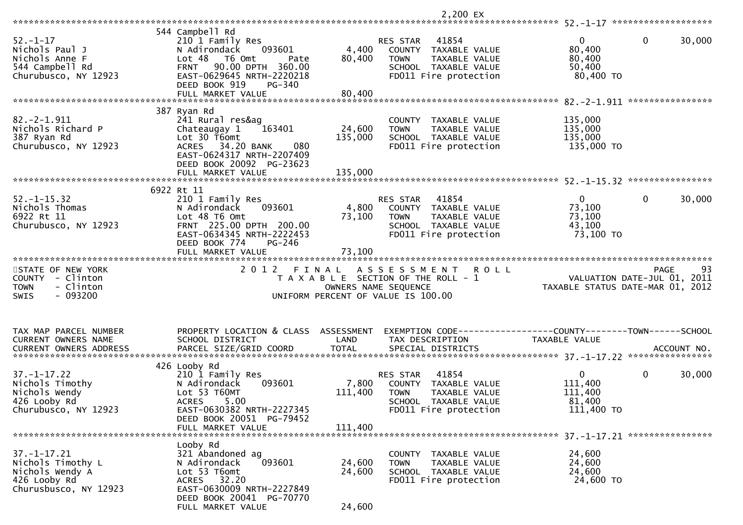2,200 EX

```
******************************************************************************************************* 52.-1-17 ******************
                          544 Campbell Rd
52.-1-17                  210 1 Family Res                   RES STAR   41854                  0            0       30,000
Nichols Paul J            N Adirondack     093601      4,400    COUNTY  TAXABLE VALUE         80,400
Nichols Anne F            Lot 48   T6 Omt       Pate  80,400    TOWN    TAXABLE VALUE         80,400
544 Campbell Rd           FRNT   90.00 DPTH  360.00             SCHOOL  TAXABLE VALUE         50,400
Churubusco, NY 12923      EAST-0629645 NRTH-2220218             FD011 Fire protection          80,400 TO
                          DEED BOOK 919     PG-340
                          FULL MARKET VALUE           80,400
******************************************************************************************************* 82.-2-1.911 ****************
                          387 Ryan Rd
82.-2-1.911               241 Rural res&ag                      COUNTY  TAXABLE VALUE        135,000
Nichols Richard P         Chateaugay 1    163401      24,600    TOWN    TAXABLE VALUE        135,000
387 Ryan Rd               Lot 30 T6omt               135,000    SCHOOL  TAXABLE VALUE        135,000
Churubusco, NY 12923      ACRES   34.20 BANK    080             FD011 Fire protection         135,000 TO
                          EAST-0624317 NRTH-2207409
                          DEED BOOK 20092  PG-23623
                          FULL MARKET VALUE          135,000
******************************************************************************************************* 52.-1-15.32 ****************
                          6922 Rt 11
52.-1-15.32               210 1 Family Res                   RES STAR   41854                  0            0       30,000
Nichols Thomas            N Adirondack     093601      4,800    COUNTY  TAXABLE VALUE         73,100
6922 Rt 11                Lot 48 T6 Omt               73,100    TOWN    TAXABLE VALUE         73,100
Churubusco, NY 12923      FRNT  225.00 DPTH  200.00             SCHOOL  TAXABLE VALUE         43,100
                          EAST-0634345 NRTH-2222453             FD011 Fire protection          73,100 TO
                          DEED BOOK 774     PG-246
                          FULL MARKET VALUE           73,100
************************************************************************************************************************************
STATE OF NEW YORK                    2 0 1 2   F I N A L   A S S E S S M E N T   R O L L                                 PAGE    93
COUNTY  - Clinton                         T A X A B L E  SECTION OF THE ROLL - 1                      VALUATION DATE-JUL 01, 2011
TOWN    - Clinton                              OWNERS NAME SEQUENCE                          TAXABLE STATUS DATE-MAR 01, 2012
SWIS    - 093200                          UNIFORM PERCENT OF VALUE IS 100.00


TAX MAP PARCEL NUMBER          PROPERTY LOCATION & CLASS  ASSESSMENT  EXEMPTION CODE------------------COUNTY--------TOWN------SCHOOL
CURRENT OWNERS NAME            SCHOOL DISTRICT               LAND      TAX DESCRIPTION            TAXABLE VALUE
CURRENT OWNERS ADDRESS         PARCEL SIZE/GRID COORD       TOTAL      SPECIAL DISTRICTS                                  ACCOUNT NO.
******************************************************************************************************* 37.-1-17.22 ****************
                          426 Looby Rd
37.-1-17.22               210 1 Family Res                   RES STAR   41854                  0            0       30,000
Nichols Timothy           N Adirondack     093601      7,800    COUNTY  TAXABLE VALUE        111,400
Nichols Wendy             Lot 53 T60MT               111,400    TOWN    TAXABLE VALUE        111,400
426 Looby Rd              ACRES    5.00                         SCHOOL  TAXABLE VALUE         81,400
Churubusco, NY 12923      EAST-0630382 NRTH-2227345             FD011 Fire protection         111,400 TO
                          DEED BOOK 20051  PG-79452
                          FULL MARKET VALUE          111,400
******************************************************************************************************* 37.-1-17.21 ****************
                          Looby Rd
37.-1-17.21               321 Abandoned ag                      COUNTY  TAXABLE VALUE         24,600
Nichols Timothy L         N Adirondack     093601     24,600    TOWN    TAXABLE VALUE         24,600
Nichols Wendy A           Lot 53 T6omt                24,600    SCHOOL  TAXABLE VALUE         24,600
426 Looby Rd              ACRES   32.20                         FD011 Fire protection          24,600 TO
Churusbusco, NY 12923     EAST-0630009 NRTH-2227849
                          DEED BOOK 20041  PG-70770
                          FULL MARKET VALUE           24,600
```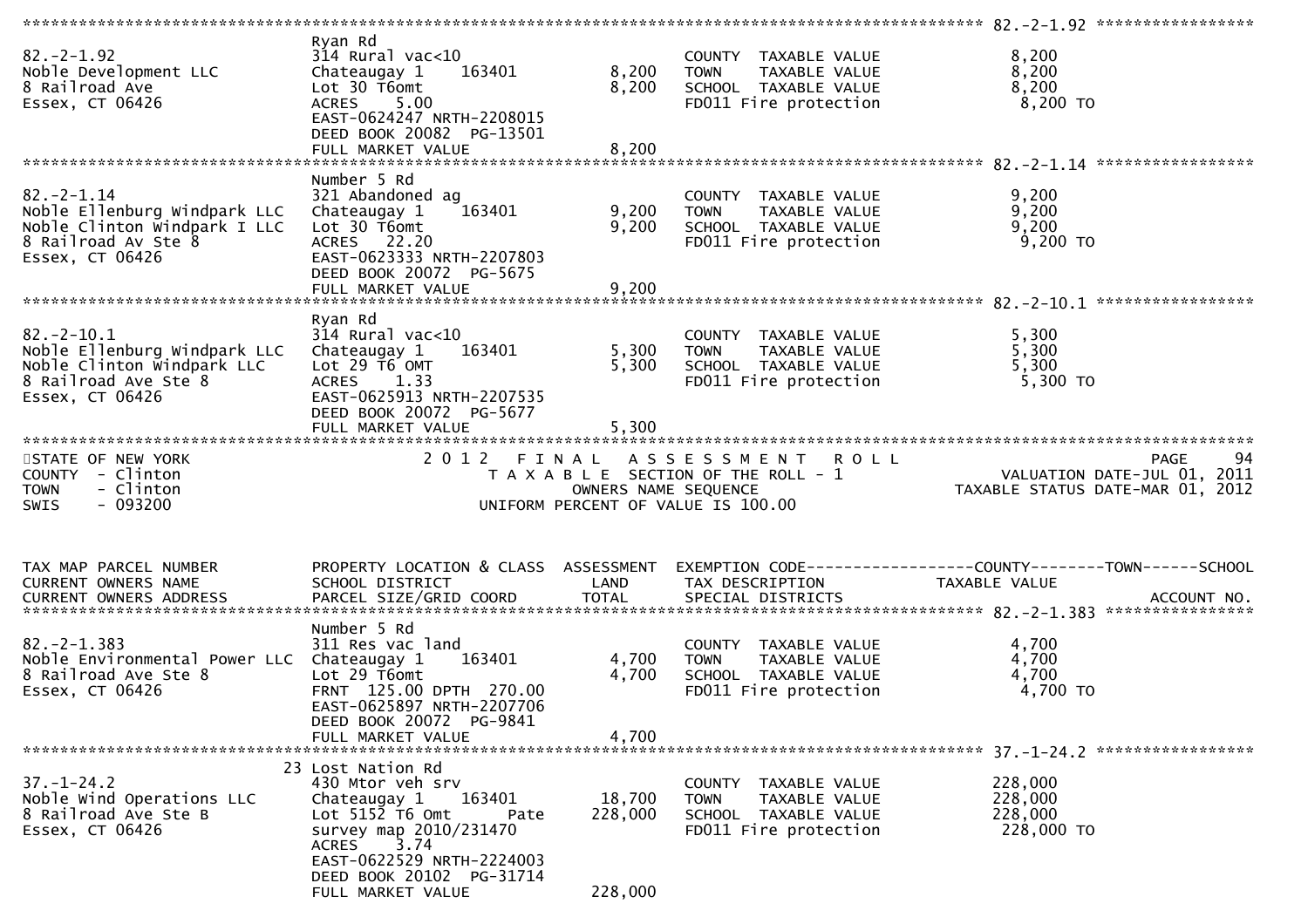| TAX MAP PARCEL NUMBER / CURRENT OWNERS NAME / CURRENT OWNERS ADDRESS | PROPERTY LOCATION & CLASS / SCHOOL DISTRICT / PARCEL SIZE/GRID COORD | ASSESSMENT LAND / TOTAL | EXEMPTION CODE / TAX DESCRIPTION / SPECIAL DISTRICTS | TAXABLE VALUE |
|---|---|---|---|---|
| **82.-2-1.92** | Ryan Rd | | | |
| Noble Development LLC | 314 Rural vac<10 | | COUNTY TAXABLE VALUE | 8,200 |
| 8 Railroad Ave | Chateaugay 1 163401 | 8,200 | TOWN TAXABLE VALUE | 8,200 |
| Essex, CT 06426 | Lot 30 T6omt | 8,200 | SCHOOL TAXABLE VALUE | 8,200 |
| | ACRES 5.00 | | FD011 Fire protection | 8,200 TO |
| | EAST-0624247 NRTH-2208015 | | | |
| | DEED BOOK 20082 PG-13501 | | | |
| | FULL MARKET VALUE | 8,200 | | |
| **82.-2-1.14** | Number 5 Rd | | | |
| Noble Ellenburg Windpark LLC | 321 Abandoned ag | | COUNTY TAXABLE VALUE | 9,200 |
| Noble Clinton Windpark I LLC | Chateaugay 1 163401 | 9,200 | TOWN TAXABLE VALUE | 9,200 |
| 8 Railroad Av Ste 8 | Lot 30 T6omt | 9,200 | SCHOOL TAXABLE VALUE | 9,200 |
| Essex, CT 06426 | ACRES 22.20 | | FD011 Fire protection | 9,200 TO |
| | EAST-0623333 NRTH-2207803 | | | |
| | DEED BOOK 20072 PG-5675 | | | |
| | FULL MARKET VALUE | 9,200 | | |
| **82.-2-10.1** | Ryan Rd | | | |
| Noble Ellenburg Windpark LLC | 314 Rural vac<10 | | COUNTY TAXABLE VALUE | 5,300 |
| Noble Clinton Windpark LLC | Chateaugay 1 163401 | 5,300 | TOWN TAXABLE VALUE | 5,300 |
| 8 Railroad Ave Ste 8 | Lot 29 T6 OMT | 5,300 | SCHOOL TAXABLE VALUE | 5,300 |
| Essex, CT 06426 | ACRES 1.33 | | FD011 Fire protection | 5,300 TO |
| | EAST-0625913 NRTH-2207535 | | | |
| | DEED BOOK 20072 PG-5677 | | | |
| | FULL MARKET VALUE | 5,300 | | |

STATE OF NEW YORK
COUNTY - Clinton
TOWN - Clinton
SWIS - 093200

2012 FINAL ASSESSMENT ROLL
TAXABLE SECTION OF THE ROLL - 1
OWNERS NAME SEQUENCE
UNIFORM PERCENT OF VALUE IS 100.00

PAGE 94
VALUATION DATE-JUL 01, 2011
TAXABLE STATUS DATE-MAR 01, 2012

| TAX MAP PARCEL NUMBER / CURRENT OWNERS NAME / CURRENT OWNERS ADDRESS | PROPERTY LOCATION & CLASS / SCHOOL DISTRICT / PARCEL SIZE/GRID COORD | ASSESSMENT LAND / TOTAL | EXEMPTION CODE-----COUNTY-----TOWN-----SCHOOL / TAX DESCRIPTION / SPECIAL DISTRICTS | TAXABLE VALUE / ACCOUNT NO. |
|---|---|---|---|---|
| **82.-2-1.383** | Number 5 Rd | | | |
| Noble Environmental Power LLC | 311 Res vac land | | COUNTY TAXABLE VALUE | 4,700 |
| 8 Railroad Ave Ste 8 | Chateaugay 1 163401 | 4,700 | TOWN TAXABLE VALUE | 4,700 |
| Essex, CT 06426 | Lot 29 T6omt | 4,700 | SCHOOL TAXABLE VALUE | 4,700 |
| | FRNT 125.00 DPTH 270.00 | | FD011 Fire protection | 4,700 TO |
| | EAST-0625897 NRTH-2207706 | | | |
| | DEED BOOK 20072 PG-9841 | | | |
| | FULL MARKET VALUE | 4,700 | | |
| **37.-1-24.2** | 23 Lost Nation Rd | | | |
| Noble Wind Operations LLC | 430 Mtor veh srv | | COUNTY TAXABLE VALUE | 228,000 |
| 8 Railroad Ave Ste B | Chateaugay 1 163401 | 18,700 | TOWN TAXABLE VALUE | 228,000 |
| Essex, CT 06426 | Lot 5152 T6 Omt Pate | 228,000 | SCHOOL TAXABLE VALUE | 228,000 |
| | survey map 2010/231470 | | FD011 Fire protection | 228,000 TO |
| | ACRES 3.74 | | | |
| | EAST-0622529 NRTH-2224003 | | | |
| | DEED BOOK 20102 PG-31714 | | | |
| | FULL MARKET VALUE | 228,000 | | |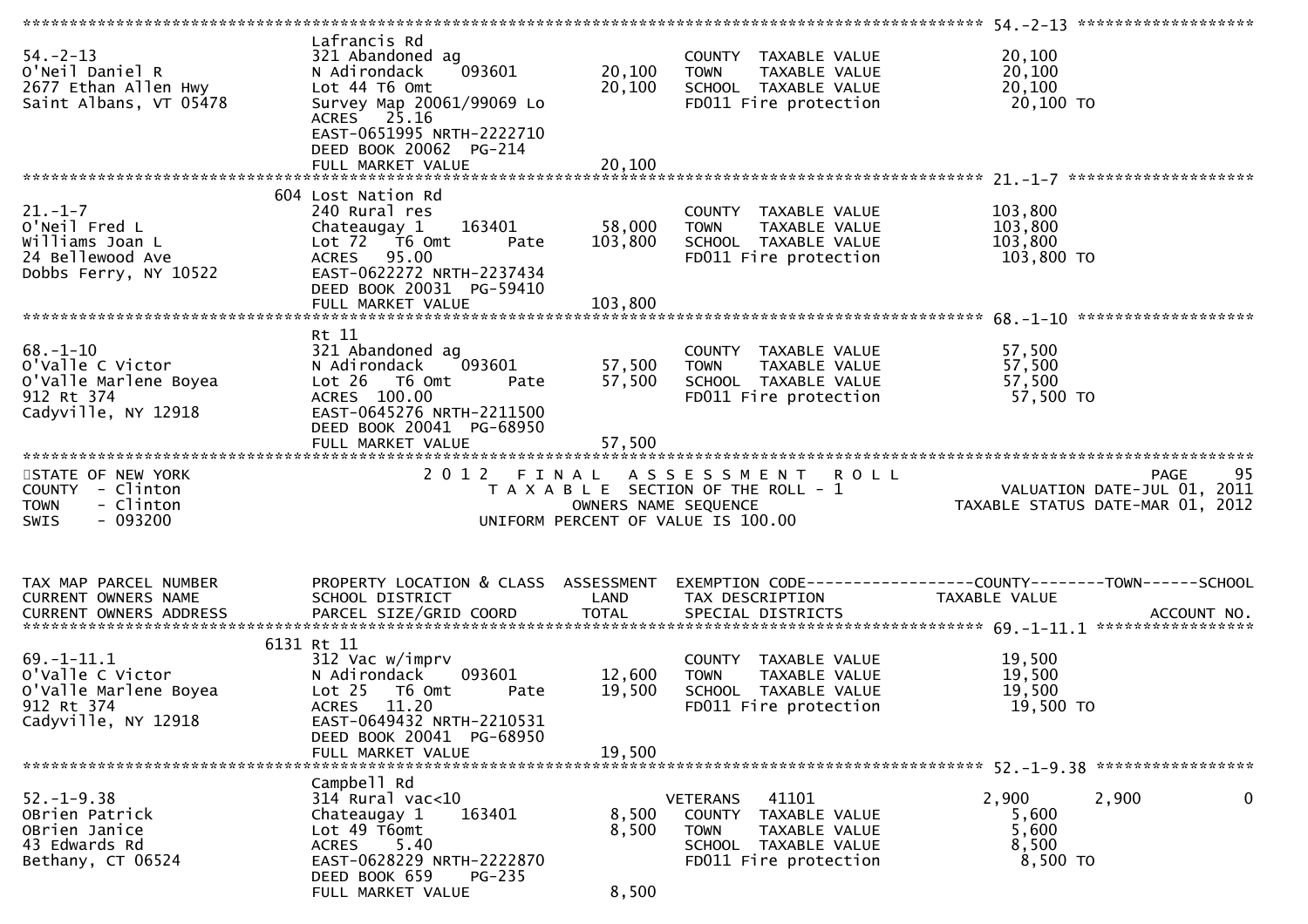| TAX MAP PARCEL NUMBER / CURRENT OWNERS NAME / CURRENT OWNERS ADDRESS | PROPERTY LOCATION & CLASS / SCHOOL DISTRICT / PARCEL SIZE/GRID COORD | ASSESSMENT LAND | ASSESSMENT TOTAL | EXEMPTION CODE / TAX DESCRIPTION / SPECIAL DISTRICTS | COUNTY TAXABLE VALUE | TOWN | SCHOOL / ACCOUNT NO. |
|---|---|---|---|---|---|---|---|
| **54.-2-13** | Lafrancis Rd | | | | | | |
| 54.-2-13 | 321 Abandoned ag | | | COUNTY TAXABLE VALUE | 20,100 | | |
| O'Neil Daniel R | N Adirondack 093601 | 20,100 | | TOWN TAXABLE VALUE | 20,100 | | |
| 2677 Ethan Allen Hwy | Lot 44 T6 Omt | | 20,100 | SCHOOL TAXABLE VALUE | 20,100 | | |
| Saint Albans, VT 05478 | Survey Map 20061/99069 Lo | | | FD011 Fire protection | 20,100 TO | | |
| | ACRES 25.16 | | | | | | |
| | EAST-0651995 NRTH-2222710 | | | | | | |
| | DEED BOOK 20062 PG-214 | | | | | | |
| | FULL MARKET VALUE | | 20,100 | | | | |
| **21.-1-7** | 604 Lost Nation Rd | | | | | | |
| 21.-1-7 | 240 Rural res | | | COUNTY TAXABLE VALUE | 103,800 | | |
| O'Neil Fred L | Chateaugay 1 163401 | 58,000 | | TOWN TAXABLE VALUE | 103,800 | | |
| Williams Joan L | Lot 72 T6 Omt Pate | | 103,800 | SCHOOL TAXABLE VALUE | 103,800 | | |
| 24 Bellewood Ave | ACRES 95.00 | | | FD011 Fire protection | 103,800 TO | | |
| Dobbs Ferry, NY 10522 | EAST-0622272 NRTH-2237434 | | | | | | |
| | DEED BOOK 20031 PG-59410 | | | | | | |
| | FULL MARKET VALUE | | 103,800 | | | | |
| **68.-1-10** | Rt 11 | | | | | | |
| 68.-1-10 | 321 Abandoned ag | | | COUNTY TAXABLE VALUE | 57,500 | | |
| O'Valle C Victor | N Adirondack 093601 | 57,500 | | TOWN TAXABLE VALUE | 57,500 | | |
| O'Valle Marlene Boyea | Lot 26 T6 Omt Pate | | 57,500 | SCHOOL TAXABLE VALUE | 57,500 | | |
| 912 Rt 374 | ACRES 100.00 | | | FD011 Fire protection | 57,500 TO | | |
| Cadyville, NY 12918 | EAST-0645276 NRTH-2211500 | | | | | | |
| | DEED BOOK 20041 PG-68950 | | | | | | |
| | FULL MARKET VALUE | | 57,500 | | | | |

STATE OF NEW YORK
COUNTY - Clinton
TOWN - Clinton
SWIS - 093200

2012 FINAL ASSESSMENT ROLL
TAXABLE SECTION OF THE ROLL - 1
OWNERS NAME SEQUENCE
UNIFORM PERCENT OF VALUE IS 100.00

PAGE 95
VALUATION DATE-JUL 01, 2011
TAXABLE STATUS DATE-MAR 01, 2012

| TAX MAP PARCEL NUMBER / CURRENT OWNERS NAME / CURRENT OWNERS ADDRESS | PROPERTY LOCATION & CLASS / SCHOOL DISTRICT / PARCEL SIZE/GRID COORD | ASSESSMENT LAND | ASSESSMENT TOTAL | EXEMPTION CODE / TAX DESCRIPTION / SPECIAL DISTRICTS | COUNTY TAXABLE VALUE | TOWN | SCHOOL / ACCOUNT NO. |
|---|---|---|---|---|---|---|---|
| **69.-1-11.1** | 6131 Rt 11 | | | | | | |
| 69.-1-11.1 | 312 Vac w/imprv | | | COUNTY TAXABLE VALUE | 19,500 | | |
| O'Valle C Victor | N Adirondack 093601 | 12,600 | | TOWN TAXABLE VALUE | 19,500 | | |
| O'Valle Marlene Boyea | Lot 25 T6 Omt Pate | | 19,500 | SCHOOL TAXABLE VALUE | 19,500 | | |
| 912 Rt 374 | ACRES 11.20 | | | FD011 Fire protection | 19,500 TO | | |
| Cadyville, NY 12918 | EAST-0649432 NRTH-2210531 | | | | | | |
| | DEED BOOK 20041 PG-68950 | | | | | | |
| | FULL MARKET VALUE | | 19,500 | | | | |
| **52.-1-9.38** | Campbell Rd | | | | | | |
| 52.-1-9.38 | 314 Rural vac<10 | | | VETERANS 41101 | 2,900 | 2,900 | 0 |
| OBrien Patrick | Chateaugay 1 163401 | 8,500 | | COUNTY TAXABLE VALUE | 5,600 | | |
| OBrien Janice | Lot 49 T6omt | | 8,500 | TOWN TAXABLE VALUE | 5,600 | | |
| 43 Edwards Rd | ACRES 5.40 | | | SCHOOL TAXABLE VALUE | 8,500 | | |
| Bethany, CT 06524 | EAST-0628229 NRTH-2222870 | | | FD011 Fire protection | 8,500 TO | | |
| | DEED BOOK 659 PG-235 | | | | | | |
| | FULL MARKET VALUE | | 8,500 | | | | |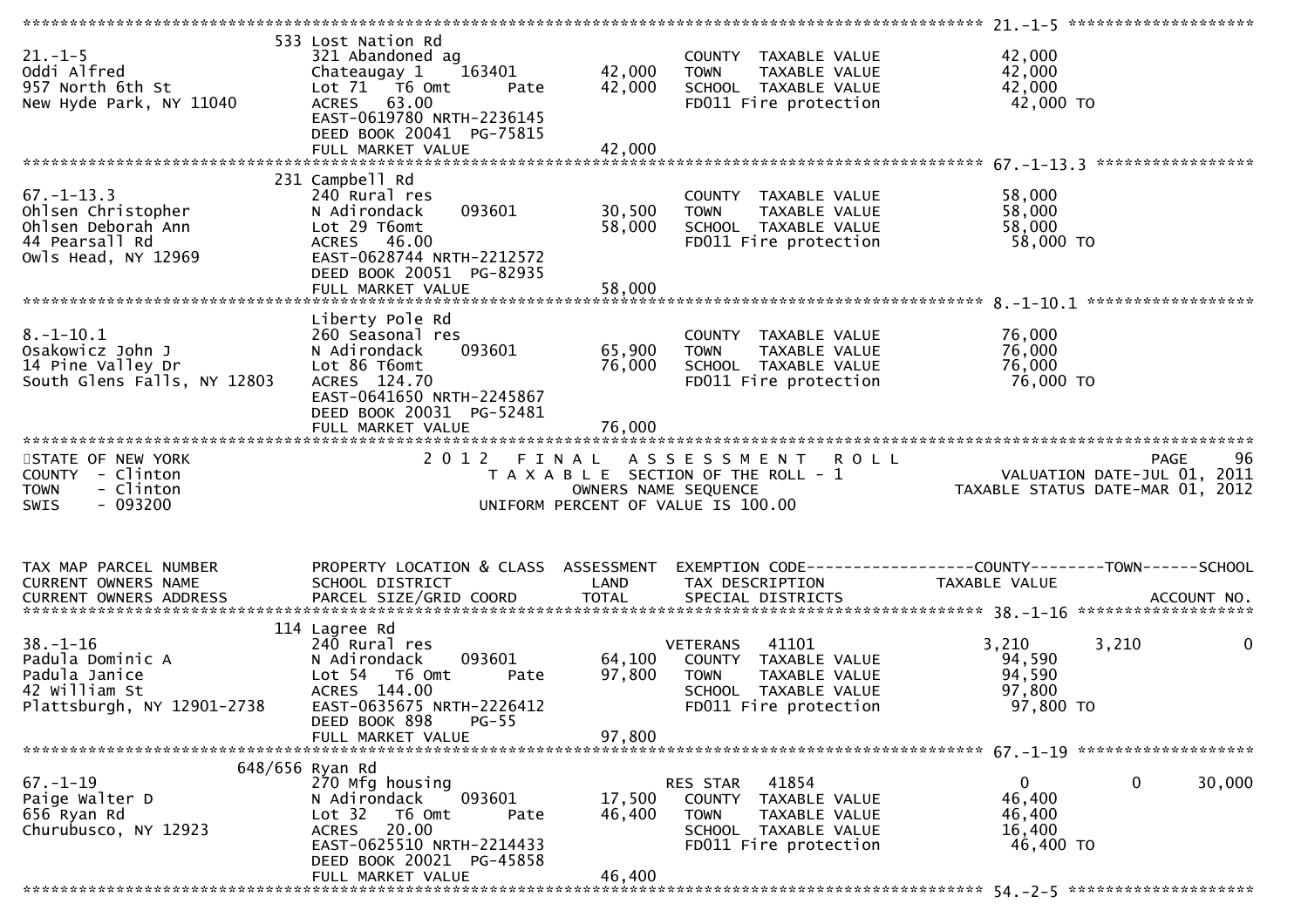```
******************************************************************************************************* 21.-1-5 ********************
                     533 Lost Nation Rd
21.-1-5              321 Abandoned ag                          COUNTY  TAXABLE VALUE            42,000
Oddi Alfred          Chateaugay 1    163401       42,000       TOWN    TAXABLE VALUE            42,000
957 North 6th St     Lot 71  T6 Omt      Pate     42,000       SCHOOL  TAXABLE VALUE            42,000
New Hyde Park, NY 11040  ACRES  63.00                          FD011 Fire protection             42,000 TO
                     EAST-0619780 NRTH-2236145
                     DEED BOOK 20041  PG-75815
                     FULL MARKET VALUE            42,000
******************************************************************************************************* 67.-1-13.3 *****************
                     231 Campbell Rd
67.-1-13.3           240 Rural res                             COUNTY  TAXABLE VALUE            58,000
Ohlsen Christopher   N Adirondack    093601       30,500       TOWN    TAXABLE VALUE            58,000
Ohlsen Deborah Ann   Lot 29 T6omt                 58,000       SCHOOL  TAXABLE VALUE            58,000
44 Pearsall Rd       ACRES  46.00                              FD011 Fire protection             58,000 TO
Owls Head, NY 12969  EAST-0628744 NRTH-2212572
                     DEED BOOK 20051  PG-82935
                     FULL MARKET VALUE            58,000
******************************************************************************************************* 8.-1-10.1 ******************
                     Liberty Pole Rd
8.-1-10.1            260 Seasonal res                          COUNTY  TAXABLE VALUE            76,000
Osakowicz John J     N Adirondack    093601       65,900       TOWN    TAXABLE VALUE            76,000
14 Pine Valley Dr    Lot 86 T6omt                 76,000       SCHOOL  TAXABLE VALUE            76,000
South Glens Falls, NY 12803  ACRES 124.70                      FD011 Fire protection             76,000 TO
                     EAST-0641650 NRTH-2245867
                     DEED BOOK 20031  PG-52481
                     FULL MARKET VALUE            76,000
************************************************************************************************************************************
STATE OF NEW YORK              2 0 1 2   F I N A L   A S S E S S M E N T   R O L L                               PAGE     96
COUNTY  - Clinton                  T A X A B L E  SECTION OF THE ROLL - 1                           VALUATION DATE-JUL 01, 2011
TOWN    - Clinton                         OWNERS NAME SEQUENCE                                   TAXABLE STATUS DATE-MAR 01, 2012
SWIS    - 093200                    UNIFORM PERCENT OF VALUE IS 100.00


TAX MAP PARCEL NUMBER    PROPERTY LOCATION & CLASS  ASSESSMENT  EXEMPTION CODE------------------COUNTY--------TOWN------SCHOOL
CURRENT OWNERS NAME      SCHOOL DISTRICT               LAND      TAX DESCRIPTION              TAXABLE VALUE
CURRENT OWNERS ADDRESS   PARCEL SIZE/GRID COORD       TOTAL      SPECIAL DISTRICTS                                    ACCOUNT NO.
******************************************************************************************************* 38.-1-16 *******************
                     114 Lagree Rd
38.-1-16             240 Rural res                             VETERANS   41101               3,210        3,210            0
Padula Dominic A     N Adirondack    093601       64,100       COUNTY  TAXABLE VALUE            94,590
Padula Janice        Lot 54  T6 Omt      Pate     97,800       TOWN    TAXABLE VALUE            94,590
42 William St        ACRES 144.00                              SCHOOL  TAXABLE VALUE            97,800
Plattsburgh, NY 12901-2738  EAST-0635675 NRTH-2226412          FD011 Fire protection             97,800 TO
                     DEED BOOK 898     PG-55
                     FULL MARKET VALUE            97,800
******************************************************************************************************* 67.-1-19 *******************
                 648/656 Ryan Rd
67.-1-19             270 Mfg housing                           RES STAR   41854                   0            0       30,000
Paige Walter D       N Adirondack    093601       17,500       COUNTY  TAXABLE VALUE            46,400
656 Ryan Rd          Lot 32  T6 Omt      Pate     46,400       TOWN    TAXABLE VALUE            46,400
Churubusco, NY 12923 ACRES  20.00                              SCHOOL  TAXABLE VALUE            16,400
                     EAST-0625510 NRTH-2214433                 FD011 Fire protection             46,400 TO
                     DEED BOOK 20021  PG-45858
                     FULL MARKET VALUE            46,400
******************************************************************************************************* 54.-2-5 ********************
```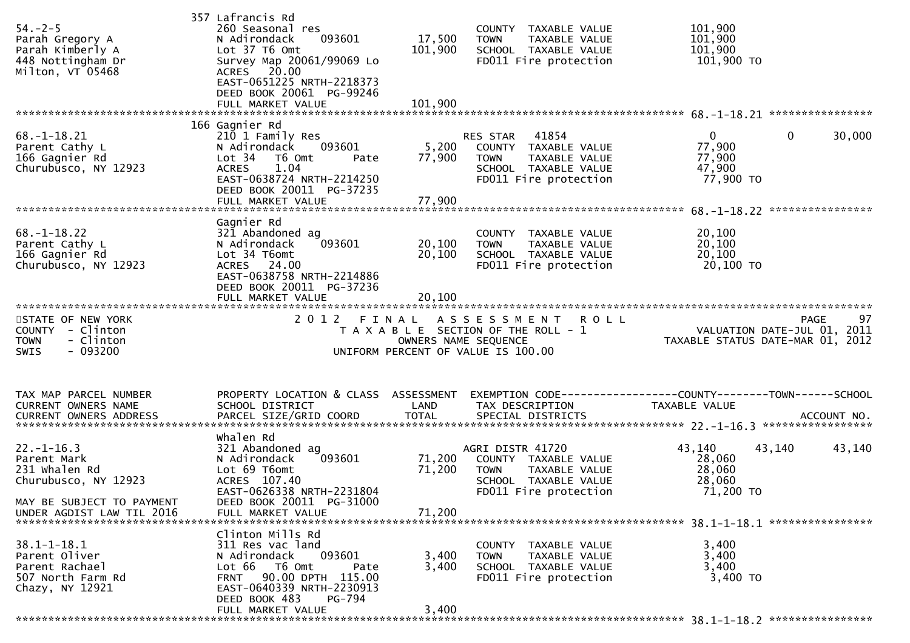| TAX MAP PARCEL NUMBER / CURRENT OWNERS NAME / CURRENT OWNERS ADDRESS | PROPERTY LOCATION & CLASS / SCHOOL DISTRICT / PARCEL SIZE/GRID COORD | ASSESSMENT LAND / TOTAL | EXEMPTION CODE / TAX DESCRIPTION / SPECIAL DISTRICTS | COUNTY TAXABLE VALUE | TOWN | SCHOOL | ACCOUNT NO. |
|---|---|---|---|---|---|---|---|
| 54.-2-5 | 357 Lafrancis Rd | | | | | | |
| Parah Gregory A | 260 Seasonal res | | COUNTY TAXABLE VALUE | 101,900 | | | |
| Parah Kimberly A | N Adirondack 093601 | 17,500 | TOWN TAXABLE VALUE | 101,900 | | | |
| 448 Nottingham Dr | Lot 37 T6 Omt | 101,900 | SCHOOL TAXABLE VALUE | 101,900 | | | |
| Milton, VT 05468 | Survey Map 20061/99069 Lo | | FD011 Fire protection | 101,900 TO | | | |
| | ACRES 20.00 | | | | | | |
| | EAST-0651225 NRTH-2218373 | | | | | | |
| | DEED BOOK 20061 PG-99246 | | | | | | |
| | FULL MARKET VALUE | 101,900 | | | | | |
| 68.-1-18.21 | 166 Gagnier Rd | | | | | | |
| Parent Cathy L | 210 1 Family Res | | RES STAR 41854 | 0 | 0 | 30,000 | |
| 166 Gagnier Rd | N Adirondack 093601 | 5,200 | COUNTY TAXABLE VALUE | 77,900 | | | |
| Churubusco, NY 12923 | Lot 34 T6 Omt Pate | 77,900 | TOWN TAXABLE VALUE | 77,900 | | | |
| | ACRES 1.04 | | SCHOOL TAXABLE VALUE | 47,900 | | | |
| | EAST-0638724 NRTH-2214250 | | FD011 Fire protection | 77,900 TO | | | |
| | DEED BOOK 20011 PG-37235 | | | | | | |
| | FULL MARKET VALUE | 77,900 | | | | | |
| 68.-1-18.22 | Gagnier Rd | | | | | | |
| Parent Cathy L | 321 Abandoned ag | | COUNTY TAXABLE VALUE | 20,100 | | | |
| 166 Gagnier Rd | N Adirondack 093601 | 20,100 | TOWN TAXABLE VALUE | 20,100 | | | |
| Churubusco, NY 12923 | Lot 34 T6omt | 20,100 | SCHOOL TAXABLE VALUE | 20,100 | | | |
| | ACRES 24.00 | | FD011 Fire protection | 20,100 TO | | | |
| | EAST-0638758 NRTH-2214886 | | | | | | |
| | DEED BOOK 20011 PG-37236 | | | | | | |
| | FULL MARKET VALUE | 20,100 | | | | | |

STATE OF NEW YORK — COUNTY - Clinton — TOWN - Clinton — SWIS - 093200

2012 FINAL ASSESSMENT ROLL — TAXABLE SECTION OF THE ROLL - 1 — OWNERS NAME SEQUENCE — UNIFORM PERCENT OF VALUE IS 100.00

PAGE 97 — VALUATION DATE-JUL 01, 2011 — TAXABLE STATUS DATE-MAR 01, 2012

| TAX MAP PARCEL NUMBER / CURRENT OWNERS NAME / CURRENT OWNERS ADDRESS | PROPERTY LOCATION & CLASS / SCHOOL DISTRICT / PARCEL SIZE/GRID COORD | ASSESSMENT LAND / TOTAL | EXEMPTION CODE / TAX DESCRIPTION / SPECIAL DISTRICTS | COUNTY TAXABLE VALUE | TOWN | SCHOOL | ACCOUNT NO. |
|---|---|---|---|---|---|---|---|
| 22.-1-16.3 | Whalen Rd | | | | | | |
| Parent Mark | 321 Abandoned ag | | AGRI DISTR 41720 | 43,140 | 43,140 | 43,140 | |
| 231 Whalen Rd | N Adirondack 093601 | 71,200 | COUNTY TAXABLE VALUE | 28,060 | | | |
| Churubusco, NY 12923 | Lot 69 T6omt | 71,200 | TOWN TAXABLE VALUE | 28,060 | | | |
| | ACRES 107.40 | | SCHOOL TAXABLE VALUE | 28,060 | | | |
| MAY BE SUBJECT TO PAYMENT | EAST-0626338 NRTH-2231804 | | FD011 Fire protection | 71,200 TO | | | |
| UNDER AGDIST LAW TIL 2016 | DEED BOOK 20011 PG-31000 | | | | | | |
| | FULL MARKET VALUE | 71,200 | | | | | |
| 38.1-1-18.1 | Clinton Mills Rd | | | | | | |
| Parent Oliver | 311 Res vac land | | COUNTY TAXABLE VALUE | 3,400 | | | |
| Parent Rachael | N Adirondack 093601 | 3,400 | TOWN TAXABLE VALUE | 3,400 | | | |
| 507 North Farm Rd | Lot 66 T6 Omt Pate | 3,400 | SCHOOL TAXABLE VALUE | 3,400 | | | |
| Chazy, NY 12921 | FRNT 90.00 DPTH 115.00 | | FD011 Fire protection | 3,400 TO | | | |
| | EAST-0640339 NRTH-2230913 | | | | | | |
| | DEED BOOK 483 PG-794 | | | | | | |
| | FULL MARKET VALUE | 3,400 | | | | | |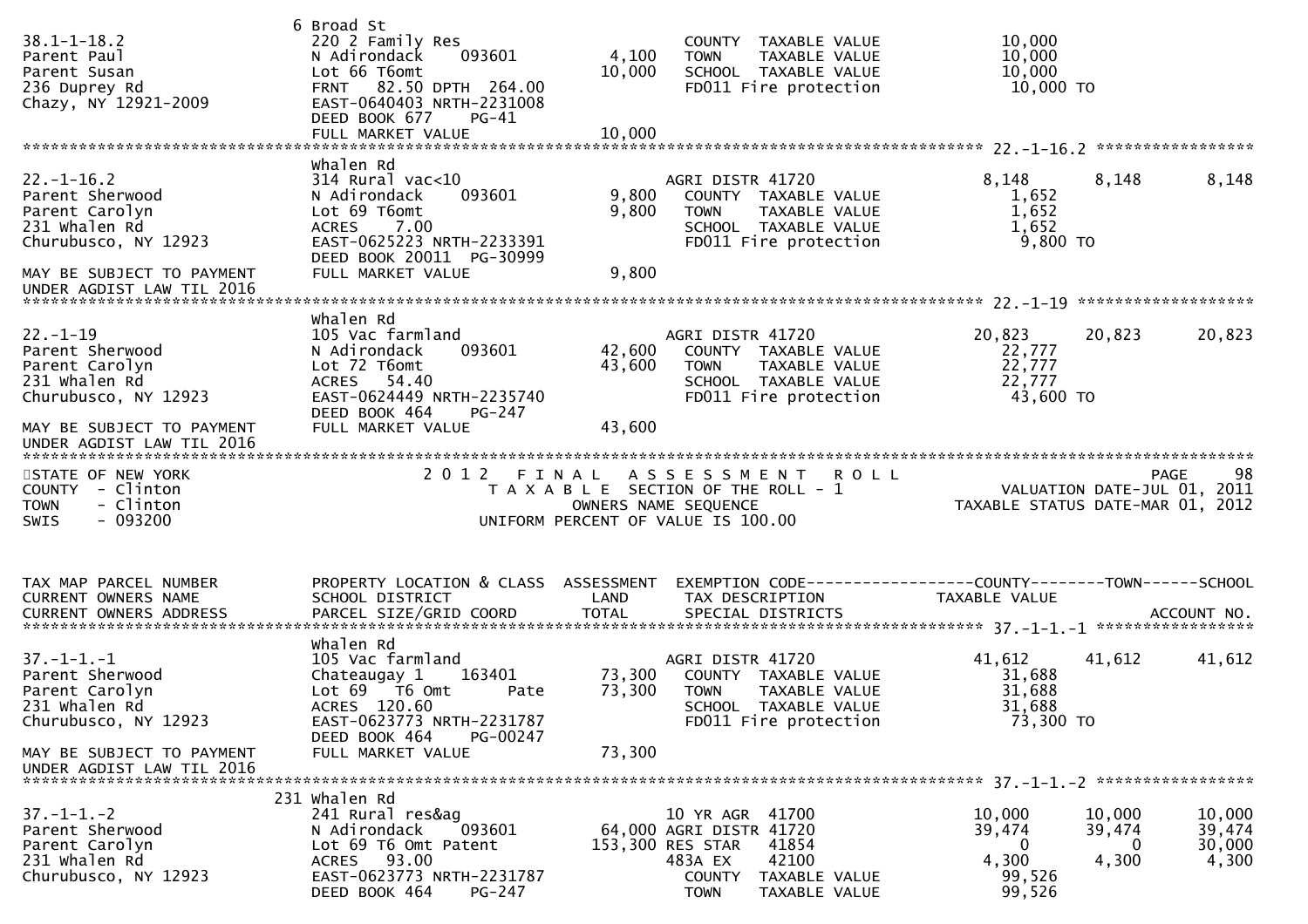```
                              6 Broad St
38.1-1-18.2                   220 2 Family Res                       COUNTY  TAXABLE VALUE             10,000
Parent Paul                   N Adirondack    093601       4,100     TOWN    TAXABLE VALUE             10,000
Parent Susan                  Lot 66 T6omt                10,000     SCHOOL  TAXABLE VALUE             10,000
236 Duprey Rd                 FRNT  82.50 DPTH 264.00                FD011 Fire protection              10,000 TO
Chazy, NY 12921-2009          EAST-0640403 NRTH-2231008
                              DEED BOOK 677    PG-41
                              FULL MARKET VALUE           10,000
******************************************************************************************************* 22.-1-16.2 *****************
                              Whalen Rd
22.-1-16.2                    314 Rural vac<10                       AGRI DISTR 41720                   8,148       8,148       8,148
Parent Sherwood               N Adirondack    093601       9,800     COUNTY  TAXABLE VALUE              1,652
Parent Carolyn                Lot 69 T6omt                 9,800     TOWN    TAXABLE VALUE              1,652
231 Whalen Rd                 ACRES    7.00                          SCHOOL  TAXABLE VALUE              1,652
Churubusco, NY 12923          EAST-0625223 NRTH-2233391              FD011 Fire protection               9,800 TO
                              DEED BOOK 20011  PG-30999
MAY BE SUBJECT TO PAYMENT     FULL MARKET VALUE            9,800
UNDER AGDIST LAW TIL 2016
******************************************************************************************************* 22.-1-19 *******************
                              Whalen Rd
22.-1-19                      105 Vac farmland                       AGRI DISTR 41720                  20,823      20,823      20,823
Parent Sherwood               N Adirondack    093601      42,600     COUNTY  TAXABLE VALUE             22,777
Parent Carolyn                Lot 72 T6omt                43,600     TOWN    TAXABLE VALUE             22,777
231 Whalen Rd                 ACRES   54.40                          SCHOOL  TAXABLE VALUE             22,777
Churubusco, NY 12923          EAST-0624449 NRTH-2235740              FD011 Fire protection              43,600 TO
                              DEED BOOK 464    PG-247
MAY BE SUBJECT TO PAYMENT     FULL MARKET VALUE           43,600
UNDER AGDIST LAW TIL 2016
************************************************************************************************************************************
STATE OF NEW YORK                     2 0 1 2   F I N A L   A S S E S S M E N T   R O L L                                PAGE    98
COUNTY  - Clinton                       T A X A B L E  SECTION OF THE ROLL - 1                        VALUATION DATE-JUL 01, 2011
TOWN    - Clinton                              OWNERS NAME SEQUENCE                              TAXABLE STATUS DATE-MAR 01, 2012
SWIS    - 093200                         UNIFORM PERCENT OF VALUE IS 100.00


TAX MAP PARCEL NUMBER         PROPERTY LOCATION & CLASS  ASSESSMENT  EXEMPTION CODE------------------COUNTY--------TOWN------SCHOOL
CURRENT OWNERS NAME           SCHOOL DISTRICT               LAND      TAX DESCRIPTION             TAXABLE VALUE
CURRENT OWNERS ADDRESS        PARCEL SIZE/GRID COORD        TOTAL     SPECIAL DISTRICTS                                  ACCOUNT NO.
******************************************************************************************************* 37.-1-1.-1 *****************
                              Whalen Rd
37.-1-1.-1                    105 Vac farmland                       AGRI DISTR 41720                  41,612      41,612      41,612
Parent Sherwood               Chateaugay 1    163401      73,300     COUNTY  TAXABLE VALUE             31,688
Parent Carolyn                Lot 69   T6 Omt      Pate   73,300     TOWN    TAXABLE VALUE             31,688
231 Whalen Rd                 ACRES  120.60                          SCHOOL  TAXABLE VALUE             31,688
Churubusco, NY 12923          EAST-0623773 NRTH-2231787              FD011 Fire protection              73,300 TO
                              DEED BOOK 464    PG-00247
MAY BE SUBJECT TO PAYMENT     FULL MARKET VALUE           73,300
UNDER AGDIST LAW TIL 2016
******************************************************************************************************* 37.-1-1.-2 *****************
                              231 Whalen Rd
37.-1-1.-2                    241 Rural res&ag                       10 YR AGR  41700                  10,000      10,000      10,000
Parent Sherwood               N Adirondack    093601      64,000 AGRI DISTR 41720                  39,474      39,474      39,474
Parent Carolyn                Lot 69 T6 Omt Patent       153,300 RES STAR   41854                       0           0      30,000
231 Whalen Rd                 ACRES   93.00                          483A EX    42100                   4,300       4,300       4,300
Churubusco, NY 12923          EAST-0623773 NRTH-2231787              COUNTY  TAXABLE VALUE             99,526
                              DEED BOOK 464    PG-247                TOWN    TAXABLE VALUE             99,526
```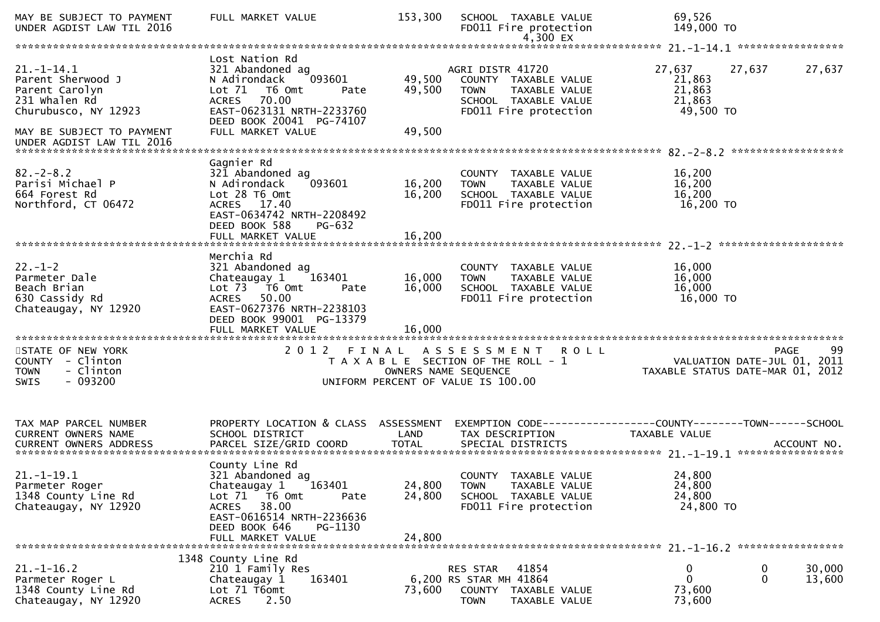```
MAY BE SUBJECT TO PAYMENT      FULL MARKET VALUE              153,300   SCHOOL  TAXABLE VALUE              69,526
UNDER AGDIST LAW TIL 2016                                               FD011 Fire protection             149,000 TO
                                                                              4,300 EX
******************************************************************************************************* 21.-1-14.1 *****************
                               Lost Nation Rd
21.-1-14.1                     321 Abandoned ag                         AGRI DISTR 41720                   27,637      27,637      27,637
Parent Sherwood J              N Adirondack    093601          49,500   COUNTY  TAXABLE VALUE              21,863
Parent Carolyn                 Lot 71   T6 Omt          Pate   49,500   TOWN    TAXABLE VALUE              21,863
231 Whalen Rd                  ACRES   70.00                            SCHOOL  TAXABLE VALUE              21,863
Churubusco, NY 12923           EAST-0623131 NRTH-2233760                FD011 Fire protection              49,500 TO
                               DEED BOOK 20041  PG-74107
MAY BE SUBJECT TO PAYMENT      FULL MARKET VALUE               49,500
UNDER AGDIST LAW TIL 2016
******************************************************************************************************* 82.-2-8.2 ******************
                               Gagnier Rd
82.-2-8.2                      321 Abandoned ag                         COUNTY  TAXABLE VALUE              16,200
Parisi Michael P               N Adirondack    093601          16,200   TOWN    TAXABLE VALUE              16,200
664 Forest Rd                  Lot 28 T6 Omt                   16,200   SCHOOL  TAXABLE VALUE              16,200
Northford, CT 06472            ACRES   17.40                            FD011 Fire protection              16,200 TO
                               EAST-0634742 NRTH-2208492
                               DEED BOOK 588     PG-632
                               FULL MARKET VALUE               16,200
******************************************************************************************************* 22.-1-2 ********************
                               Merchia Rd
22.-1-2                        321 Abandoned ag                         COUNTY  TAXABLE VALUE              16,000
Parmeter Dale                  Chateaugay 1    163401          16,000   TOWN    TAXABLE VALUE              16,000
Beach Brian                    Lot 73   T6 Omt          Pate   16,000   SCHOOL  TAXABLE VALUE              16,000
630 Cassidy Rd                 ACRES   50.00                            FD011 Fire protection              16,000 TO
Chateaugay, NY 12920           EAST-0627376 NRTH-2238103
                               DEED BOOK 99001  PG-13379
                               FULL MARKET VALUE               16,000
************************************************************************************************************************************
STATE OF NEW YORK                    2 0 1 2   F I N A L   A S S E S S M E N T   R O L L                                 PAGE     99
COUNTY  - Clinton                       T A X A B L E  SECTION OF THE ROLL - 1                          VALUATION DATE-JUL 01, 2011
TOWN    - Clinton                              OWNERS NAME SEQUENCE                                 TAXABLE STATUS DATE-MAR 01, 2012
SWIS    - 093200                        UNIFORM PERCENT OF VALUE IS 100.00


TAX MAP PARCEL NUMBER          PROPERTY LOCATION & CLASS  ASSESSMENT  EXEMPTION CODE------------------COUNTY--------TOWN------SCHOOL
CURRENT OWNERS NAME            SCHOOL DISTRICT               LAND      TAX DESCRIPTION                  TAXABLE VALUE
CURRENT OWNERS ADDRESS         PARCEL SIZE/GRID COORD        TOTAL     SPECIAL DISTRICTS                                   ACCOUNT NO.
******************************************************************************************************* 21.-1-19.1 *****************
                               County Line Rd
21.-1-19.1                     321 Abandoned ag                         COUNTY  TAXABLE VALUE              24,800
Parmeter Roger                 Chateaugay 1    163401          24,800   TOWN    TAXABLE VALUE              24,800
1348 County Line Rd            Lot 71   T6 Omt          Pate   24,800   SCHOOL  TAXABLE VALUE              24,800
Chateaugay, NY 12920           ACRES   38.00                            FD011 Fire protection              24,800 TO
                               EAST-0616514 NRTH-2236636
                               DEED BOOK 646     PG-1130
                               FULL MARKET VALUE               24,800
******************************************************************************************************* 21.-1-16.2 *****************
                          1348 County Line Rd
21.-1-16.2                     210 1 Family Res                         RES STAR   41854                       0           0      30,000
Parmeter Roger L               Chateaugay 1    163401           6,200 RS STAR MH 41864                         0           0      13,600
1348 County Line Rd            Lot 71 T6omt                    73,600   COUNTY  TAXABLE VALUE              73,600
Chateaugay, NY 12920           ACRES    2.50                            TOWN    TAXABLE VALUE              73,600
```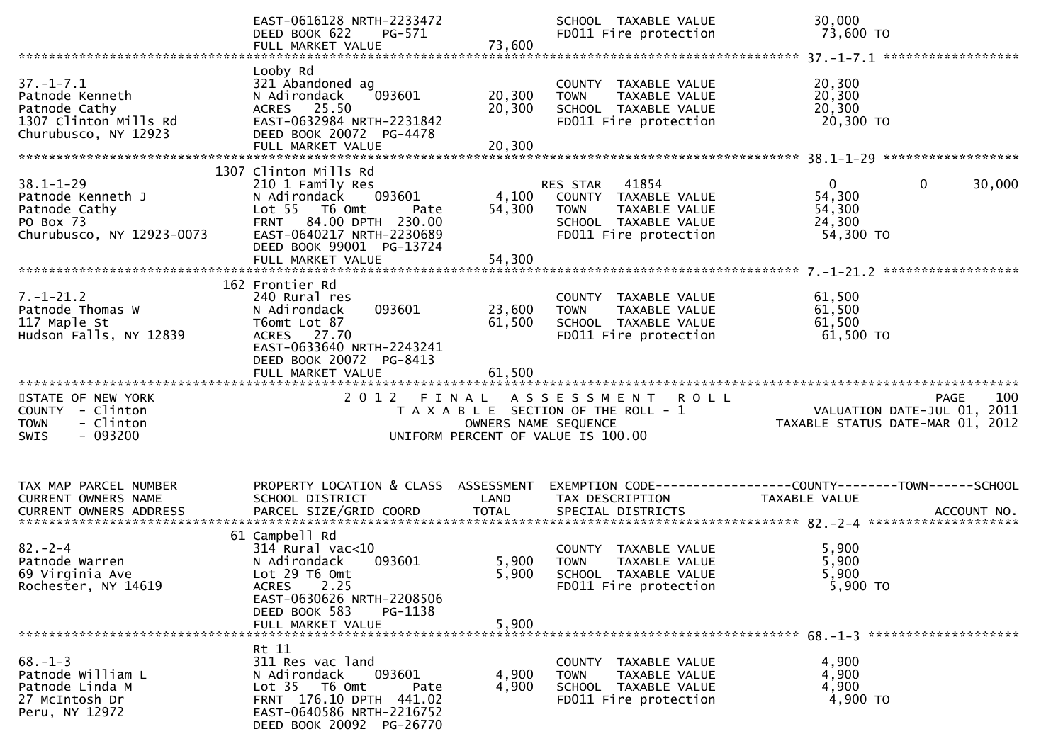```
                             EAST-0616128 NRTH-2233472              SCHOOL  TAXABLE VALUE            30,000
                             DEED BOOK 622    PG-571                FD011 Fire protection             73,600 TO
                             FULL MARKET VALUE              73,600
******************************************************************************************************* 37.-1-7.1 ******************
                             Looby Rd
37.-1-7.1                    321 Abandoned ag                       COUNTY  TAXABLE VALUE            20,300
Patnode Kenneth              N Adirondack    093601         20,300  TOWN    TAXABLE VALUE            20,300
Patnode Cathy                ACRES   25.50                  20,300  SCHOOL  TAXABLE VALUE            20,300
1307 Clinton Mills Rd        EAST-0632984 NRTH-2231842              FD011 Fire protection             20,300 TO
Churubusco, NY 12923         DEED BOOK 20072  PG-4478
                             FULL MARKET VALUE              20,300
******************************************************************************************************* 38.1-1-29 ******************
                        1307 Clinton Mills Rd
38.1-1-29                    210 1 Family Res                       RES STAR   41854                  0            0       30,000
Patnode Kenneth J            N Adirondack    093601          4,100  COUNTY  TAXABLE VALUE            54,300
Patnode Cathy                Lot 55   T6 Omt        Pate    54,300  TOWN    TAXABLE VALUE            54,300
PO Box 73                    FRNT   84.00 DPTH  230.00              SCHOOL  TAXABLE VALUE            24,300
Churubusco, NY 12923-0073    EAST-0640217 NRTH-2230689              FD011 Fire protection             54,300 TO
                             DEED BOOK 99001  PG-13724
                             FULL MARKET VALUE              54,300
******************************************************************************************************* 7.-1-21.2 ******************
                         162 Frontier Rd
7.-1-21.2                    240 Rural res                          COUNTY  TAXABLE VALUE            61,500
Patnode Thomas W             N Adirondack    093601         23,600  TOWN    TAXABLE VALUE            61,500
117 Maple St                 T6omt Lot 87                   61,500  SCHOOL  TAXABLE VALUE            61,500
Hudson Falls, NY 12839       ACRES   27.70                          FD011 Fire protection             61,500 TO
                             EAST-0633640 NRTH-2243241
                             DEED BOOK 20072  PG-8413
                             FULL MARKET VALUE              61,500
************************************************************************************************************************************
STATE OF NEW YORK                     2 0 1 2   F I N A L   A S S E S S M E N T   R O L L                                  PAGE    100
COUNTY  - Clinton                           T A X A B L E  SECTION OF THE ROLL - 1                      VALUATION DATE-JUL 01, 2011
TOWN    - Clinton                                 OWNERS NAME SEQUENCE                             TAXABLE STATUS DATE-MAR 01, 2012
SWIS    - 093200                             UNIFORM PERCENT OF VALUE IS 100.00


TAX MAP PARCEL NUMBER        PROPERTY LOCATION & CLASS  ASSESSMENT  EXEMPTION CODE------------------COUNTY--------TOWN------SCHOOL
CURRENT OWNERS NAME          SCHOOL DISTRICT               LAND     TAX DESCRIPTION               TAXABLE VALUE
CURRENT OWNERS ADDRESS       PARCEL SIZE/GRID COORD        TOTAL    SPECIAL DISTRICTS                                   ACCOUNT NO.
******************************************************************************************************* 82.-2-4 ********************
                          61 Campbell Rd
82.-2-4                      314 Rural vac<10                       COUNTY  TAXABLE VALUE             5,900
Patnode Warren               N Adirondack    093601          5,900  TOWN    TAXABLE VALUE             5,900
69 Virginia Ave              Lot 29 T6 Omt                   5,900  SCHOOL  TAXABLE VALUE             5,900
Rochester, NY 14619          ACRES    2.25                          FD011 Fire protection              5,900 TO
                             EAST-0630626 NRTH-2208506
                             DEED BOOK 583    PG-1138
                             FULL MARKET VALUE               5,900
******************************************************************************************************* 68.-1-3 ********************
                             Rt 11
68.-1-3                      311 Res vac land                       COUNTY  TAXABLE VALUE             4,900
Patnode William L            N Adirondack    093601          4,900  TOWN    TAXABLE VALUE             4,900
Patnode Linda M              Lot 35   T6 Omt        Pate     4,900  SCHOOL  TAXABLE VALUE             4,900
27 McIntosh Dr               FRNT  176.10 DPTH  441.02              FD011 Fire protection              4,900 TO
Peru, NY 12972               EAST-0640586 NRTH-2216752
                             DEED BOOK 20092  PG-26770
```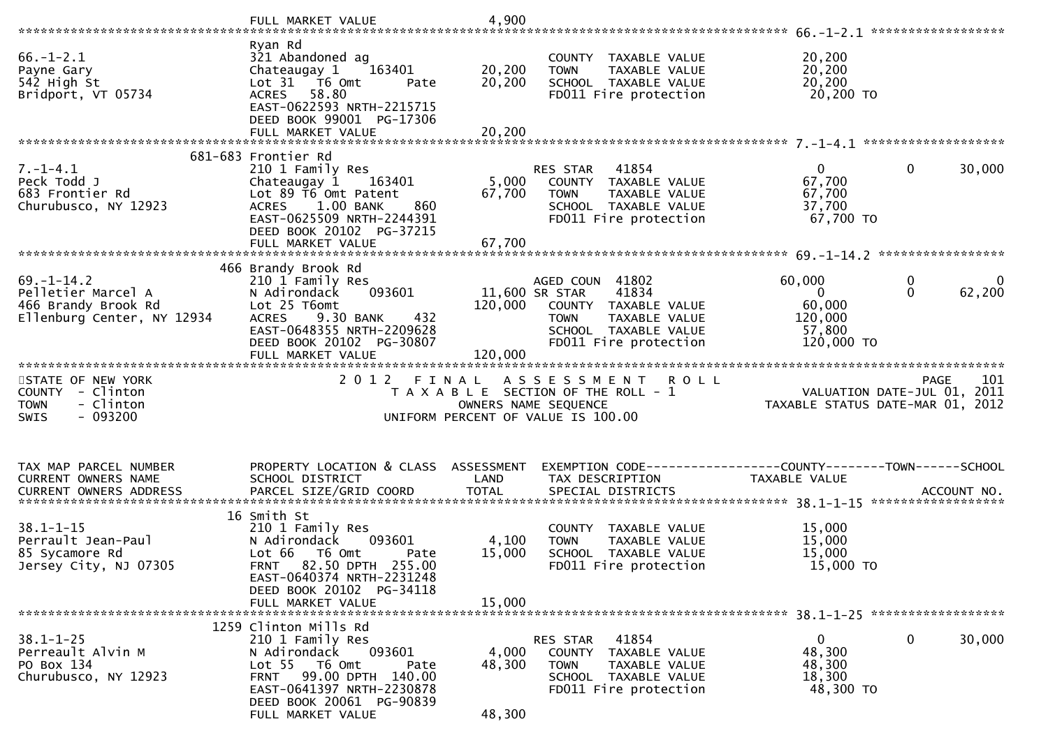```
                                   FULL MARKET VALUE                4,900
******************************************************************************************************* 66.-1-2.1 ******************
                                   Ryan Rd
66.-1-2.1                          321 Abandoned ag                         COUNTY  TAXABLE VALUE           20,200
Payne Gary                         Chateaugay 1     163401       20,200     TOWN    TAXABLE VALUE           20,200
542 High St                        Lot 31   T6 Omt      Pate     20,200     SCHOOL  TAXABLE VALUE           20,200
Bridport, VT 05734                 ACRES   58.80                            FD011 Fire protection            20,200 TO
                                   EAST-0622593 NRTH-2215715
                                   DEED BOOK 99001  PG-17306
                                   FULL MARKET VALUE               20,200
******************************************************************************************************* 7.-1-4.1 *******************
                           681-683 Frontier Rd
7.-1-4.1                           210 1 Family Res                         RES STAR    41854                   0            0      30,000
Peck Todd J                        Chateaugay 1     163401        5,000     COUNTY  TAXABLE VALUE           67,700
683 Frontier Rd                    Lot 89 T6 Omt Patent          67,700     TOWN    TAXABLE VALUE           67,700
Churubusco, NY 12923               ACRES    1.00 BANK     860               SCHOOL  TAXABLE VALUE           37,700
                                   EAST-0625509 NRTH-2244391                FD011 Fire protection            67,700 TO
                                   DEED BOOK 20102  PG-37215
                                   FULL MARKET VALUE               67,700
******************************************************************************************************* 69.-1-14.2 *****************
                               466 Brandy Brook Rd
69.-1-14.2                         210 1 Family Res                         AGED COUN  41802               60,000            0           0
Pelletier Marcel A                 N Adirondack     093601       11,600 SR STAR     41834                   0            0      62,200
466 Brandy Brook Rd                Lot 25 T6omt                 120,000     COUNTY  TAXABLE VALUE           60,000
Ellenburg Center, NY 12934         ACRES    9.30 BANK     432               TOWN    TAXABLE VALUE          120,000
                                   EAST-0648355 NRTH-2209628                SCHOOL  TAXABLE VALUE           57,800
                                   DEED BOOK 20102  PG-30807                FD011 Fire protection           120,000 TO
                                   FULL MARKET VALUE              120,000
************************************************************************************************************************************
STATE OF NEW YORK                             2 0 1 2   F I N A L   A S S E S S M E N T   R O L L                                 PAGE   101
COUNTY  - Clinton                                T A X A B L E  SECTION OF THE ROLL - 1                     VALUATION DATE-JUL 01, 2011
TOWN    - Clinton                                    OWNERS NAME SEQUENCE                            TAXABLE STATUS DATE-MAR 01, 2012
SWIS    - 093200                               UNIFORM PERCENT OF VALUE IS 100.00


TAX MAP PARCEL NUMBER              PROPERTY LOCATION & CLASS  ASSESSMENT  EXEMPTION CODE------------------COUNTY--------TOWN------SCHOOL
CURRENT OWNERS NAME                SCHOOL DISTRICT               LAND      TAX DESCRIPTION             TAXABLE VALUE
CURRENT OWNERS ADDRESS             PARCEL SIZE/GRID COORD        TOTAL     SPECIAL DISTRICTS                                 ACCOUNT NO.
******************************************************************************************************* 38.1-1-15 ******************
                                16 Smith St
38.1-1-15                          210 1 Family Res                         COUNTY  TAXABLE VALUE           15,000
Perrault Jean-Paul                 N Adirondack     093601        4,100     TOWN    TAXABLE VALUE           15,000
85 Sycamore Rd                     Lot 66   T6 Omt      Pate     15,000     SCHOOL  TAXABLE VALUE           15,000
Jersey City, NJ 07305              FRNT   82.50 DPTH 255.00                 FD011 Fire protection            15,000 TO
                                   EAST-0640374 NRTH-2231248
                                   DEED BOOK 20102  PG-34118
                                   FULL MARKET VALUE               15,000
******************************************************************************************************* 38.1-1-25 ******************
                              1259 Clinton Mills Rd
38.1-1-25                          210 1 Family Res                         RES STAR    41854                   0            0      30,000
Perreault Alvin M                  N Adirondack     093601        4,000     COUNTY  TAXABLE VALUE           48,300
PO Box 134                         Lot 55   T6 Omt      Pate     48,300     TOWN    TAXABLE VALUE           48,300
Churubusco, NY 12923               FRNT   99.00 DPTH 140.00                 SCHOOL  TAXABLE VALUE           18,300
                                   EAST-0641397 NRTH-2230878                FD011 Fire protection            48,300 TO
                                   DEED BOOK 20061  PG-90839
                                   FULL MARKET VALUE               48,300
```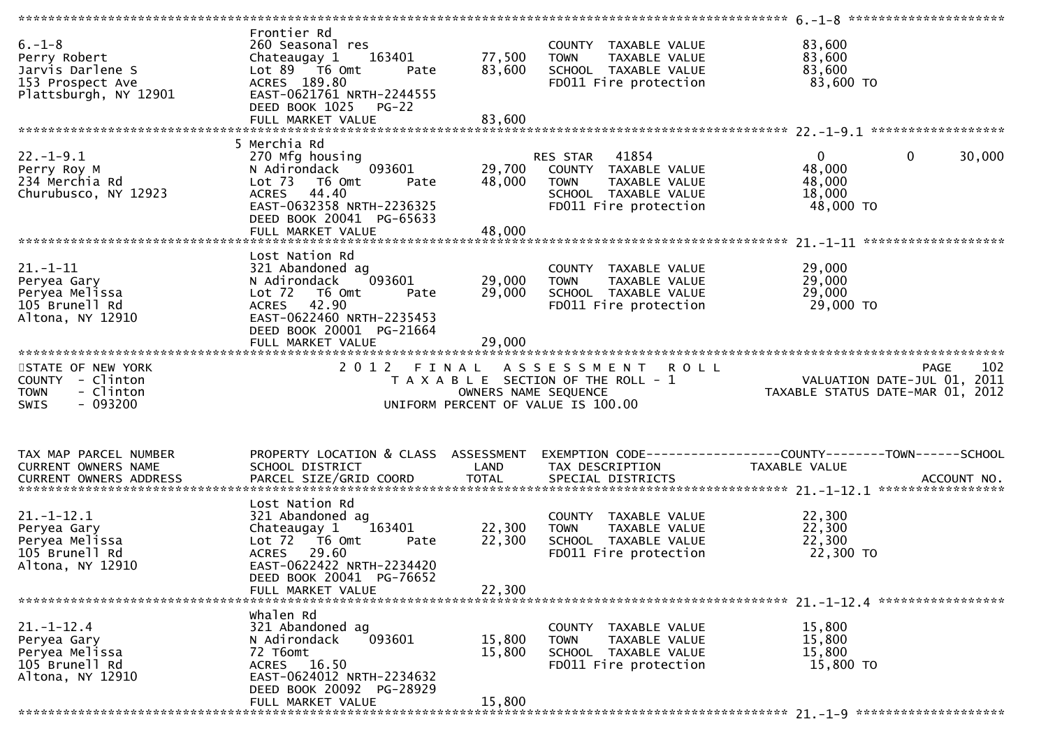```
******************************************************************************************************* 6.-1-8 *********************
                               Frontier Rd
6.-1-8                         260 Seasonal res                      COUNTY  TAXABLE VALUE           83,600
Perry Robert                   Chateaugay 1    163401      77,500    TOWN    TAXABLE VALUE           83,600
Jarvis Darlene S               Lot 89  T6 Omt       Pate   83,600    SCHOOL  TAXABLE VALUE           83,600
153 Prospect Ave               ACRES 189.80                          FD011 Fire protection            83,600 TO
Plattsburgh, NY 12901          EAST-0621761 NRTH-2244555
                               DEED BOOK 1025   PG-22
                               FULL MARKET VALUE           83,600
******************************************************************************************************* 22.-1-9.1 ******************
                             5 Merchia Rd
22.-1-9.1                      270 Mfg housing                       RES STAR   41854                 0             0        30,000
Perry Roy M                    N Adirondack    093601      29,700    COUNTY  TAXABLE VALUE           48,000
234 Merchia Rd                 Lot 73  T6 Omt       Pate   48,000    TOWN    TAXABLE VALUE           48,000
Churubusco, NY 12923           ACRES  44.40                          SCHOOL  TAXABLE VALUE           18,000
                               EAST-0632358 NRTH-2236325             FD011 Fire protection            48,000 TO
                               DEED BOOK 20041 PG-65633
                               FULL MARKET VALUE           48,000
******************************************************************************************************* 21.-1-11 *******************
                               Lost Nation Rd
21.-1-11                       321 Abandoned ag                      COUNTY  TAXABLE VALUE           29,000
Peryea Gary                    N Adirondack    093601      29,000    TOWN    TAXABLE VALUE           29,000
Peryea Melissa                 Lot 72  T6 Omt       Pate   29,000    SCHOOL  TAXABLE VALUE           29,000
105 Brunell Rd                 ACRES  42.90                          FD011 Fire protection            29,000 TO
Altona, NY 12910               EAST-0622460 NRTH-2235453
                               DEED BOOK 20001 PG-21664
                               FULL MARKET VALUE           29,000
************************************************************************************************************************************
STATE OF NEW YORK                2 0 1 2   F I N A L   A S S E S S M E N T   R O L L                                   PAGE    102
COUNTY  - Clinton                   T A X A B L E  SECTION OF THE ROLL - 1                          VALUATION DATE-JUL 01, 2011
TOWN    - Clinton                          OWNERS NAME SEQUENCE                                  TAXABLE STATUS DATE-MAR 01, 2012
SWIS    - 093200                   UNIFORM PERCENT OF VALUE IS 100.00


TAX MAP PARCEL NUMBER          PROPERTY LOCATION & CLASS  ASSESSMENT  EXEMPTION CODE------------------COUNTY--------TOWN------SCHOOL
CURRENT OWNERS NAME            SCHOOL DISTRICT               LAND      TAX DESCRIPTION             TAXABLE VALUE
CURRENT OWNERS ADDRESS         PARCEL SIZE/GRID COORD        TOTAL     SPECIAL DISTRICTS                                 ACCOUNT NO.
******************************************************************************************************* 21.-1-12.1 *****************
                               Lost Nation Rd
21.-1-12.1                     321 Abandoned ag                      COUNTY  TAXABLE VALUE           22,300
Peryea Gary                    Chateaugay 1    163401      22,300    TOWN    TAXABLE VALUE           22,300
Peryea Melissa                 Lot 72  T6 Omt       Pate   22,300    SCHOOL  TAXABLE VALUE           22,300
105 Brunell Rd                 ACRES  29.60                          FD011 Fire protection            22,300 TO
Altona, NY 12910               EAST-0622422 NRTH-2234420
                               DEED BOOK 20041 PG-76652
                               FULL MARKET VALUE           22,300
******************************************************************************************************* 21.-1-12.4 *****************
                               Whalen Rd
21.-1-12.4                     321 Abandoned ag                      COUNTY  TAXABLE VALUE           15,800
Peryea Gary                    N Adirondack    093601      15,800    TOWN    TAXABLE VALUE           15,800
Peryea Melissa                 72 T6omt                    15,800    SCHOOL  TAXABLE VALUE           15,800
105 Brunell Rd                 ACRES  16.50                          FD011 Fire protection            15,800 TO
Altona, NY 12910               EAST-0624012 NRTH-2234632
                               DEED BOOK 20092 PG-28929
                               FULL MARKET VALUE           15,800
******************************************************************************************************* 21.-1-9 ********************
```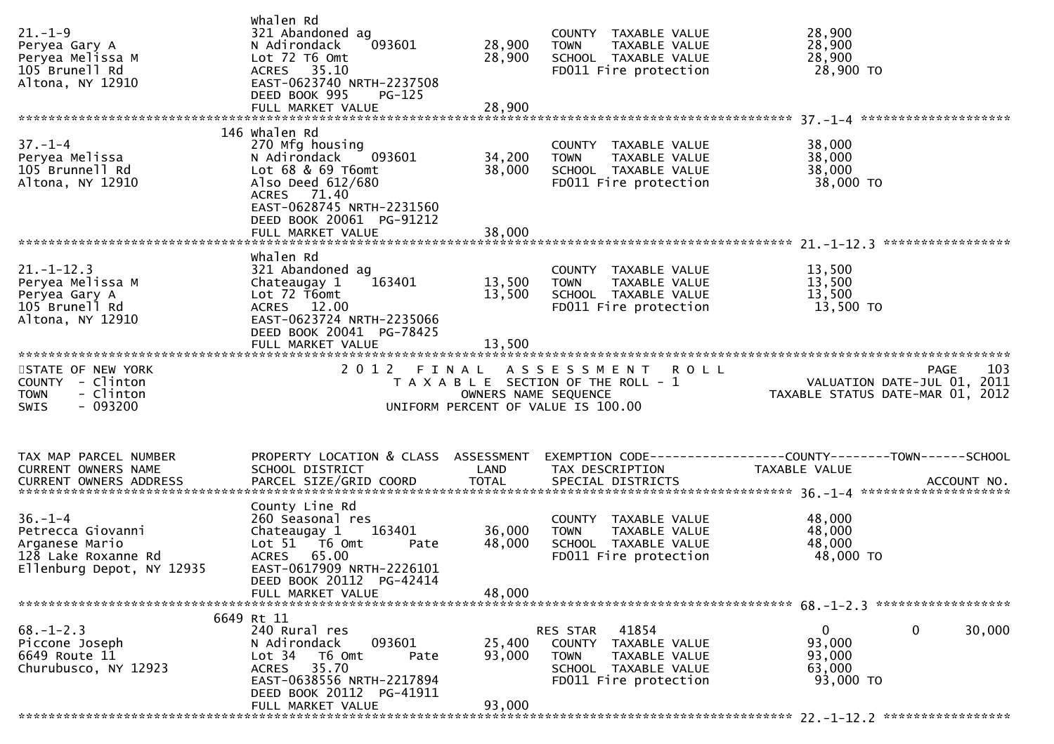| TAX MAP PARCEL NUMBER / CURRENT OWNERS NAME / CURRENT OWNERS ADDRESS | PROPERTY LOCATION & CLASS / SCHOOL DISTRICT / PARCEL SIZE/GRID COORD | ASSESSMENT LAND / TOTAL | EXEMPTION CODE / TAX DESCRIPTION / SPECIAL DISTRICTS | COUNTY TAXABLE VALUE | TOWN | SCHOOL | ACCOUNT NO. |
|---|---|---|---|---|---|---|---|
| 21.-1-9 | Whalen Rd | | | | | | |
| Peryea Gary A | 321 Abandoned ag | | COUNTY TAXABLE VALUE | 28,900 | | | |
| Peryea Melissa M | N Adirondack 093601 | 28,900 | TOWN TAXABLE VALUE | 28,900 | | | |
| 105 Brunell Rd | Lot 72 T6 Omt | 28,900 | SCHOOL TAXABLE VALUE | 28,900 | | | |
| Altona, NY 12910 | ACRES 35.10 | | FD011 Fire protection | 28,900 TO | | | |
| | EAST-0623740 NRTH-2237508 | | | | | | |
| | DEED BOOK 995 PG-125 | | | | | | |
| | FULL MARKET VALUE | 28,900 | | | | | |
| 37.-1-4 | 146 Whalen Rd | | | | | | |
| Peryea Melissa | 270 Mfg housing | | COUNTY TAXABLE VALUE | 38,000 | | | |
| 105 Brunnell Rd | N Adirondack 093601 | 34,200 | TOWN TAXABLE VALUE | 38,000 | | | |
| Altona, NY 12910 | Lot 68 & 69 T6omt | 38,000 | SCHOOL TAXABLE VALUE | 38,000 | | | |
| | Also Deed 612/680 | | FD011 Fire protection | 38,000 TO | | | |
| | ACRES 71.40 | | | | | | |
| | EAST-0628745 NRTH-2231560 | | | | | | |
| | DEED BOOK 20061 PG-91212 | | | | | | |
| | FULL MARKET VALUE | 38,000 | | | | | |
| 21.-1-12.3 | Whalen Rd | | | | | | |
| Peryea Melissa M | 321 Abandoned ag | | COUNTY TAXABLE VALUE | 13,500 | | | |
| Peryea Gary A | Chateaugay 1 163401 | 13,500 | TOWN TAXABLE VALUE | 13,500 | | | |
| 105 Brunell Rd | Lot 72 T6omt | 13,500 | SCHOOL TAXABLE VALUE | 13,500 | | | |
| Altona, NY 12910 | ACRES 12.00 | | FD011 Fire protection | 13,500 TO | | | |
| | EAST-0623724 NRTH-2235066 | | | | | | |
| | DEED BOOK 20041 PG-78425 | | | | | | |
| | FULL MARKET VALUE | 13,500 | | | | | |

STATE OF NEW YORK
COUNTY - Clinton
TOWN - Clinton
SWIS - 093200

2012 FINAL ASSESSMENT ROLL
TAXABLE SECTION OF THE ROLL - 1
OWNERS NAME SEQUENCE
UNIFORM PERCENT OF VALUE IS 100.00

VALUATION DATE-JUL 01, 2011
TAXABLE STATUS DATE-MAR 01, 2012

| TAX MAP PARCEL NUMBER / CURRENT OWNERS NAME / CURRENT OWNERS ADDRESS | PROPERTY LOCATION & CLASS / SCHOOL DISTRICT / PARCEL SIZE/GRID COORD | ASSESSMENT LAND / TOTAL | EXEMPTION CODE / TAX DESCRIPTION / SPECIAL DISTRICTS | COUNTY TAXABLE VALUE | TOWN | SCHOOL | ACCOUNT NO. |
|---|---|---|---|---|---|---|---|
| 36.-1-4 | County Line Rd | | | | | | |
| Petrecca Giovanni | 260 Seasonal res | | COUNTY TAXABLE VALUE | 48,000 | | | |
| Arganese Mario | Chateaugay 1 163401 | 36,000 | TOWN TAXABLE VALUE | 48,000 | | | |
| 128 Lake Roxanne Rd | Lot 51 T6 Omt Pate | 48,000 | SCHOOL TAXABLE VALUE | 48,000 | | | |
| Ellenburg Depot, NY 12935 | ACRES 65.00 | | FD011 Fire protection | 48,000 TO | | | |
| | EAST-0617909 NRTH-2226101 | | | | | | |
| | DEED BOOK 20112 PG-42414 | | | | | | |
| | FULL MARKET VALUE | 48,000 | | | | | |
| 68.-1-2.3 | 6649 Rt 11 | | | | | | |
| Piccone Joseph | 240 Rural res | | RES STAR 41854 | 0 | 0 | 30,000 | |
| 6649 Route 11 | N Adirondack 093601 | 25,400 | COUNTY TAXABLE VALUE | 93,000 | | | |
| Churubusco, NY 12923 | Lot 34 T6 Omt Pate | 93,000 | TOWN TAXABLE VALUE | 93,000 | | | |
| | ACRES 35.70 | | SCHOOL TAXABLE VALUE | 63,000 | | | |
| | EAST-0638556 NRTH-2217894 | | FD011 Fire protection | 93,000 TO | | | |
| | DEED BOOK 20112 PG-41911 | | | | | | |
| | FULL MARKET VALUE | 93,000 | | | | | |
| 22.-1-12.2 | | | | | | | |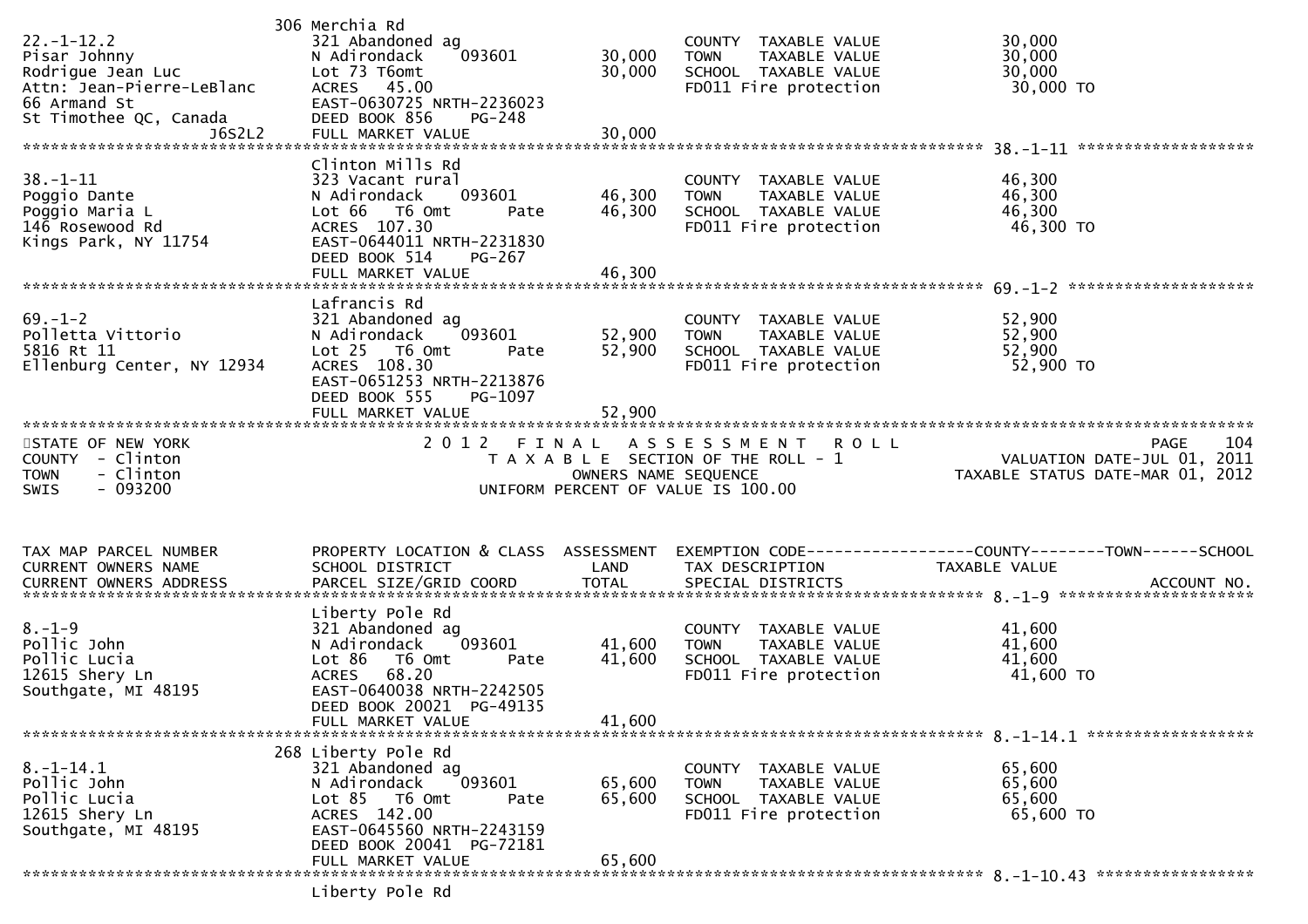| | | | | |
|---|---|---|---|---|
| 22.-1-12.2<br>Pisar Johnny<br>Rodrigue Jean Luc<br>Attn: Jean-Pierre-LeBlanc<br>66 Armand St<br>St Timothee QC, Canada<br>J6S2L2 | 306 Merchia Rd<br>321 Abandoned ag<br>N Adirondack 093601<br>Lot 73 T6omt<br>ACRES 45.00<br>EAST-0630725 NRTH-2236023<br>DEED BOOK 856 PG-248<br>FULL MARKET VALUE | 30,000<br>30,000<br><br><br><br><br>30,000 | COUNTY TAXABLE VALUE<br>TOWN TAXABLE VALUE<br>SCHOOL TAXABLE VALUE<br>FD011 Fire protection | 30,000<br>30,000<br>30,000<br>30,000 TO |
| 38.-1-11<br>Poggio Dante<br>Poggio Maria L<br>146 Rosewood Rd<br>Kings Park, NY 11754 | Clinton Mills Rd<br>323 Vacant rural<br>N Adirondack 093601<br>Lot 66 T6 Omt Pate<br>ACRES 107.30<br>EAST-0644011 NRTH-2231830<br>DEED BOOK 514 PG-267<br>FULL MARKET VALUE | 46,300<br>46,300<br><br><br><br><br>46,300 | COUNTY TAXABLE VALUE<br>TOWN TAXABLE VALUE<br>SCHOOL TAXABLE VALUE<br>FD011 Fire protection | 46,300<br>46,300<br>46,300<br>46,300 TO |
| 69.-1-2<br>Polletta Vittorio<br>5816 Rt 11<br>Ellenburg Center, NY 12934 | Lafrancis Rd<br>321 Abandoned ag<br>N Adirondack 093601<br>Lot 25 T6 Omt Pate<br>ACRES 108.30<br>EAST-0651253 NRTH-2213876<br>DEED BOOK 555 PG-1097<br>FULL MARKET VALUE | 52,900<br>52,900<br><br><br><br><br>52,900 | COUNTY TAXABLE VALUE<br>TOWN TAXABLE VALUE<br>SCHOOL TAXABLE VALUE<br>FD011 Fire protection | 52,900<br>52,900<br>52,900<br>52,900 TO |

STATE OF NEW YORK
COUNTY - Clinton
TOWN - Clinton
SWIS - 093200

2012 FINAL ASSESSMENT ROLL
TAXABLE SECTION OF THE ROLL - 1
OWNERS NAME SEQUENCE
UNIFORM PERCENT OF VALUE IS 100.00

PAGE 104
VALUATION DATE-JUL 01, 2011
TAXABLE STATUS DATE-MAR 01, 2012

| TAX MAP PARCEL NUMBER<br>CURRENT OWNERS NAME<br>CURRENT OWNERS ADDRESS | PROPERTY LOCATION & CLASS<br>SCHOOL DISTRICT<br>PARCEL SIZE/GRID COORD | ASSESSMENT<br>LAND<br>TOTAL | EXEMPTION CODE-----------------COUNTY--------TOWN------SCHOOL<br>TAX DESCRIPTION<br>SPECIAL DISTRICTS | TAXABLE VALUE<br><br>ACCOUNT NO. |
|---|---|---|---|---|
| 8.-1-9<br>Pollic John<br>Pollic Lucia<br>12615 Shery Ln<br>Southgate, MI 48195 | Liberty Pole Rd<br>321 Abandoned ag<br>N Adirondack 093601<br>Lot 86 T6 Omt Pate<br>ACRES 68.20<br>EAST-0640038 NRTH-2242505<br>DEED BOOK 20021 PG-49135<br>FULL MARKET VALUE | 41,600<br>41,600<br><br><br><br><br>41,600 | COUNTY TAXABLE VALUE<br>TOWN TAXABLE VALUE<br>SCHOOL TAXABLE VALUE<br>FD011 Fire protection | 41,600<br>41,600<br>41,600<br>41,600 TO |
| 8.-1-14.1<br>Pollic John<br>Pollic Lucia<br>12615 Shery Ln<br>Southgate, MI 48195 | 268 Liberty Pole Rd<br>321 Abandoned ag<br>N Adirondack 093601<br>Lot 85 T6 Omt Pate<br>ACRES 142.00<br>EAST-0645560 NRTH-2243159<br>DEED BOOK 20041 PG-72181<br>FULL MARKET VALUE | 65,600<br>65,600<br><br><br><br><br>65,600 | COUNTY TAXABLE VALUE<br>TOWN TAXABLE VALUE<br>SCHOOL TAXABLE VALUE<br>FD011 Fire protection | 65,600<br>65,600<br>65,600<br>65,600 TO |
| 8.-1-10.43 | Liberty Pole Rd | | | |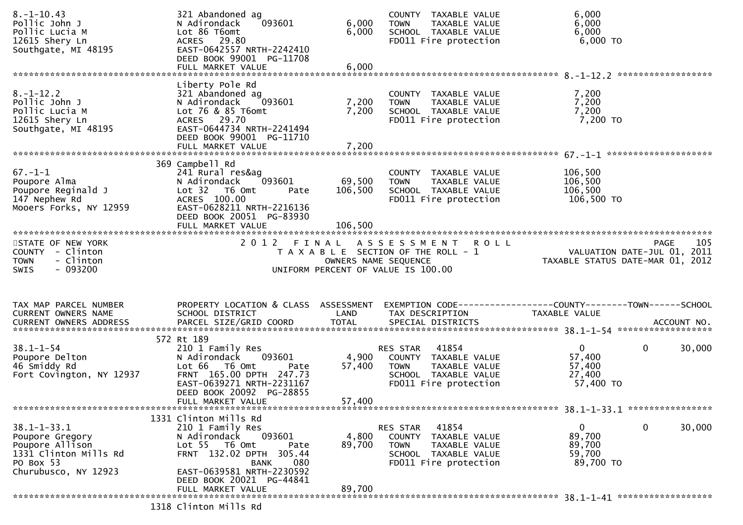```
8.-1-10.43                    321 Abandoned ag                   COUNTY  TAXABLE VALUE          6,000
Pollic John J                 N Adirondack    093601     6,000   TOWN    TAXABLE VALUE          6,000
Pollic Lucia M                Lot 86 T6omt               6,000   SCHOOL  TAXABLE VALUE          6,000
12615 Shery Ln                ACRES  29.80                       FD011 Fire protection           6,000 TO
Southgate, MI 48195           EAST-0642557 NRTH-2242410
                              DEED BOOK 99001  PG-11708
                              FULL MARKET VALUE          6,000
******************************************************************************************************* 8.-1-12.2 ******************
                              Liberty Pole Rd
8.-1-12.2                     321 Abandoned ag                   COUNTY  TAXABLE VALUE          7,200
Pollic John J                 N Adirondack    093601     7,200   TOWN    TAXABLE VALUE          7,200
Pollic Lucia M                Lot 76 & 85 T6omt          7,200   SCHOOL  TAXABLE VALUE          7,200
12615 Shery Ln                ACRES  29.70                       FD011 Fire protection           7,200 TO
Southgate, MI 48195           EAST-0644734 NRTH-2241494
                              DEED BOOK 99001  PG-11710
                              FULL MARKET VALUE          7,200
******************************************************************************************************* 67.-1-1 ********************
                          369 Campbell Rd
67.-1-1                       241 Rural res&ag                   COUNTY  TAXABLE VALUE        106,500
Poupore Alma                  N Adirondack    093601    69,500   TOWN    TAXABLE VALUE        106,500
Poupore Reginald J            Lot 32  T6 Omt      Pate 106,500   SCHOOL  TAXABLE VALUE        106,500
147 Nephew Rd                 ACRES 100.00                       FD011 Fire protection         106,500 TO
Mooers Forks, NY 12959        EAST-0628211 NRTH-2216136
                              DEED BOOK 20051  PG-83930
                              FULL MARKET VALUE        106,500
************************************************************************************************************************************
STATE OF NEW YORK                   2 0 1 2   F I N A L   A S S E S S M E N T   R O L L                              PAGE    105
COUNTY  - Clinton                         T A X A B L E  SECTION OF THE ROLL - 1                     VALUATION DATE-JUL 01, 2011
TOWN    - Clinton                              OWNERS NAME SEQUENCE                            TAXABLE STATUS DATE-MAR 01, 2012
SWIS    - 093200                        UNIFORM PERCENT OF VALUE IS 100.00


TAX MAP PARCEL NUMBER         PROPERTY LOCATION & CLASS  ASSESSMENT  EXEMPTION CODE------------------COUNTY--------TOWN------SCHOOL
CURRENT OWNERS NAME           SCHOOL DISTRICT               LAND     TAX DESCRIPTION             TAXABLE VALUE
CURRENT OWNERS ADDRESS        PARCEL SIZE/GRID COORD        TOTAL    SPECIAL DISTRICTS                                 ACCOUNT NO.
******************************************************************************************************* 38.1-1-54 ******************
                          572 Rt 189
38.1-1-54                     210 1 Family Res                   RES STAR   41854                   0           0       30,000
Poupore Delton                N Adirondack    093601     4,900     COUNTY  TAXABLE VALUE         57,400
46 Smiddy Rd                  Lot 66  T6 Omt      Pate  57,400     TOWN    TAXABLE VALUE         57,400
Fort Covington, NY 12937      FRNT 165.00 DPTH 247.73              SCHOOL  TAXABLE VALUE         27,400
                              EAST-0639271 NRTH-2231167            FD011 Fire protection          57,400 TO
                              DEED BOOK 20092  PG-28855
                              FULL MARKET VALUE         57,400
******************************************************************************************************* 38.1-1-33.1 ****************
                         1331 Clinton Mills Rd
38.1-1-33.1                   210 1 Family Res                   RES STAR   41854                   0           0       30,000
Poupore Gregory               N Adirondack    093601     4,800     COUNTY  TAXABLE VALUE         89,700
Poupore Allison               Lot 55  T6 Omt      Pate  89,700     TOWN    TAXABLE VALUE         89,700
1331 Clinton Mills Rd         FRNT 132.02 DPTH 305.44              SCHOOL  TAXABLE VALUE         59,700
PO Box 53                                  BANK    080             FD011 Fire protection          89,700 TO
Churubusco, NY 12923          EAST-0639581 NRTH-2230592
                              DEED BOOK 20021  PG-44841
                              FULL MARKET VALUE         89,700
******************************************************************************************************* 38.1-1-41 ******************
                         1318 Clinton Mills Rd
```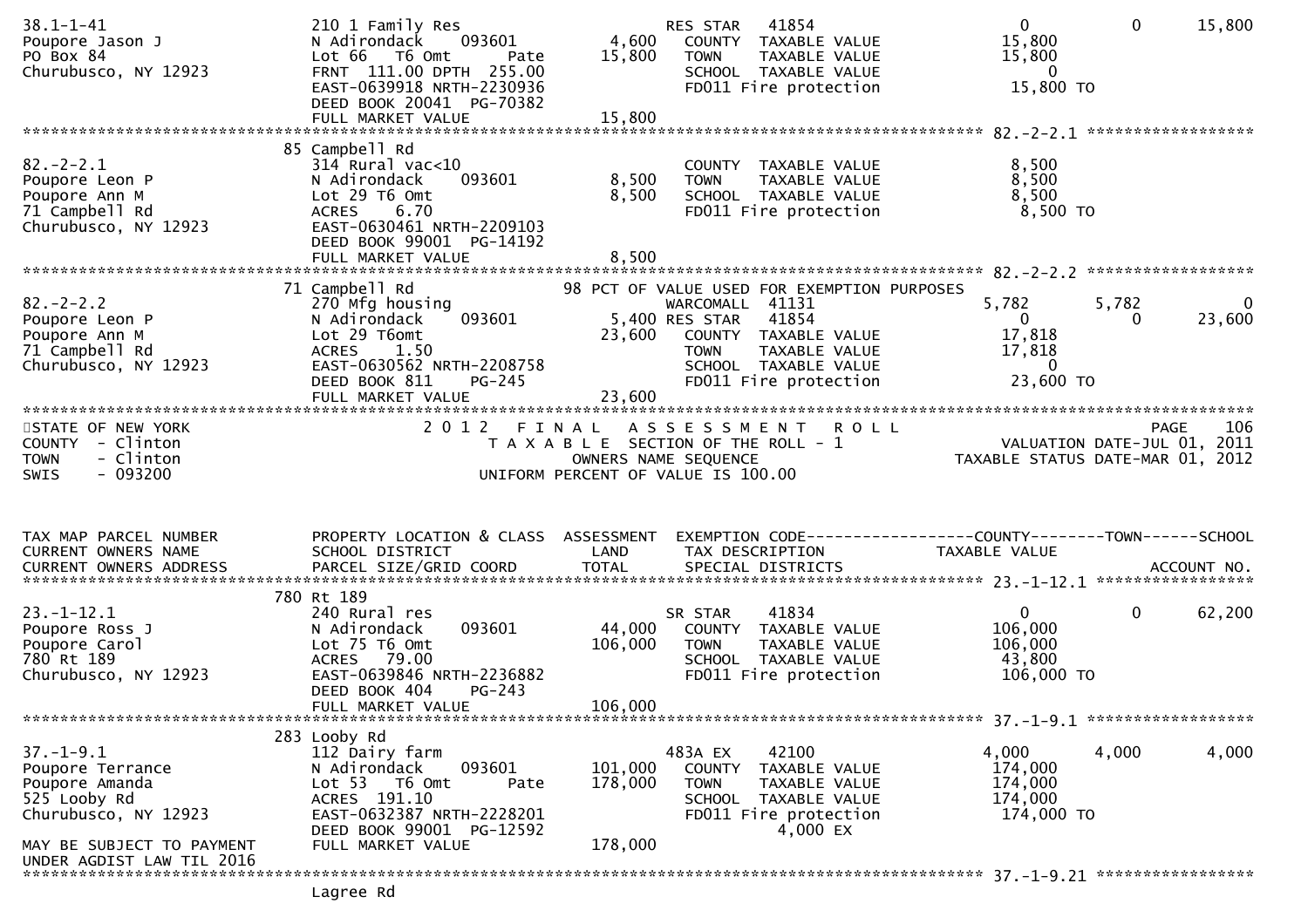```
38.1-1-41                      210 1 Family Res                   RES STAR   41854                   0              0         15,800
Poupore Jason J                N Adirondack    093601     4,600    COUNTY  TAXABLE VALUE         15,800
PO Box 84                      Lot 66   T6 Omt      Pate  15,800    TOWN    TAXABLE VALUE         15,800
Churubusco, NY 12923           FRNT 111.00 DPTH 255.00             SCHOOL  TAXABLE VALUE              0
                               EAST-0639918 NRTH-2230936           FD011 Fire protection          15,800 TO
                               DEED BOOK 20041  PG-70382
                               FULL MARKET VALUE         15,800
******************************************************************************************************* 82.-2-2.1 *****************
                               85 Campbell Rd
82.-2-2.1                      314 Rural vac<10                    COUNTY  TAXABLE VALUE          8,500
Poupore Leon P                 N Adirondack    093601     8,500    TOWN    TAXABLE VALUE          8,500
Poupore Ann M                  Lot 29 T6 Omt              8,500    SCHOOL  TAXABLE VALUE          8,500
71 Campbell Rd                 ACRES    6.70                       FD011 Fire protection           8,500 TO
Churubusco, NY 12923           EAST-0630461 NRTH-2209103
                               DEED BOOK 99001  PG-14192
                               FULL MARKET VALUE          8,500
******************************************************************************************************* 82.-2-2.2 *****************
                               71 Campbell Rd                98 PCT OF VALUE USED FOR EXEMPTION PURPOSES
82.-2-2.2                      270 Mfg housing                     WARCOMALL  41131               5,782          5,782              0
Poupore Leon P                 N Adirondack    093601     5,400 RES STAR   41854                     0              0         23,600
Poupore Ann M                  Lot 29 T6omt              23,600    COUNTY  TAXABLE VALUE         17,818
71 Campbell Rd                 ACRES    1.50                       TOWN    TAXABLE VALUE         17,818
Churubusco, NY 12923           EAST-0630562 NRTH-2208758           SCHOOL  TAXABLE VALUE              0
                               DEED BOOK 811    PG-245             FD011 Fire protection          23,600 TO
                               FULL MARKET VALUE         23,600
***********************************************************************************************************************************
STATE OF NEW YORK                    2 0 1 2   F I N A L   A S S E S S M E N T   R O L L                            PAGE    106
COUNTY  - Clinton                       T A X A B L E  SECTION OF THE ROLL - 1                       VALUATION DATE-JUL 01, 2011
TOWN    - Clinton                           OWNERS NAME SEQUENCE                                 TAXABLE STATUS DATE-MAR 01, 2012
SWIS    - 093200                      UNIFORM PERCENT OF VALUE IS 100.00


TAX MAP PARCEL NUMBER          PROPERTY LOCATION & CLASS  ASSESSMENT  EXEMPTION CODE------------------COUNTY--------TOWN------SCHOOL
CURRENT OWNERS NAME            SCHOOL DISTRICT               LAND      TAX DESCRIPTION            TAXABLE VALUE
CURRENT OWNERS ADDRESS         PARCEL SIZE/GRID COORD        TOTAL     SPECIAL DISTRICTS                                 ACCOUNT NO.
******************************************************************************************************* 23.-1-12.1 ****************
                               780 Rt 189
23.-1-12.1                     240 Rural res                       SR STAR    41834                   0              0         62,200
Poupore Ross J                 N Adirondack    093601    44,000    COUNTY  TAXABLE VALUE        106,000
Poupore Carol                  Lot 75 T6 Omt            106,000    TOWN    TAXABLE VALUE        106,000
780 Rt 189                     ACRES   79.00                       SCHOOL  TAXABLE VALUE         43,800
Churubusco, NY 12923           EAST-0639846 NRTH-2236882           FD011 Fire protection         106,000 TO
                               DEED BOOK 404    PG-243
                               FULL MARKET VALUE        106,000
******************************************************************************************************* 37.-1-9.1 *****************
                               283 Looby Rd
37.-1-9.1                      112 Dairy farm                      483A EX    42100               4,000          4,000          4,000
Poupore Terrance               N Adirondack    093601   101,000    COUNTY  TAXABLE VALUE        174,000
Poupore Amanda                 Lot 53   T6 Omt      Pate 178,000    TOWN    TAXABLE VALUE        174,000
525 Looby Rd                   ACRES  191.10                       SCHOOL  TAXABLE VALUE        174,000
Churubusco, NY 12923           EAST-0632387 NRTH-2228201           FD011 Fire protection         174,000 TO
                               DEED BOOK 99001  PG-12592                         4,000 EX
MAY BE SUBJECT TO PAYMENT      FULL MARKET VALUE        178,000
UNDER AGDIST LAW TIL 2016
******************************************************************************************************* 37.-1-9.21 ****************
                               Lagree Rd
```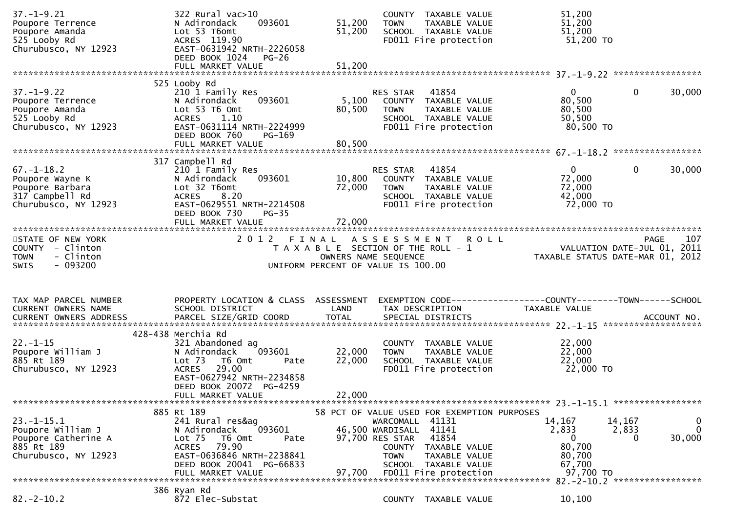```
37.-1-9.21                  322 Rural vac>10                         COUNTY  TAXABLE VALUE            51,200
Poupore Terrence            N Adirondack    093601        51,200     TOWN    TAXABLE VALUE            51,200
Poupore Amanda              Lot 53 T6omt                  51,200     SCHOOL  TAXABLE VALUE            51,200
525 Looby Rd                ACRES  119.90                            FD011 Fire protection             51,200 TO
Churubusco, NY 12923        EAST-0631942 NRTH-2226058
                            DEED BOOK 1024   PG-26
                            FULL MARKET VALUE             51,200
******************************************************************************************************* 37.-1-9.22 *****************
                            525 Looby Rd
37.-1-9.22                  210 1 Family Res                         RES STAR   41854                  0            0       30,000
Poupore Terrence            N Adirondack    093601         5,100     COUNTY  TAXABLE VALUE            80,500
Poupore Amanda              Lot 53 T6 Omt                 80,500     TOWN    TAXABLE VALUE            80,500
525 Looby Rd                ACRES    1.10                            SCHOOL  TAXABLE VALUE            50,500
Churubusco, NY 12923        EAST-0631114 NRTH-2224999                FD011 Fire protection             80,500 TO
                            DEED BOOK 760    PG-169
                            FULL MARKET VALUE             80,500
******************************************************************************************************* 67.-1-18.2 *****************
                            317 Campbell Rd
67.-1-18.2                  210 1 Family Res                         RES STAR   41854                  0            0       30,000
Poupore Wayne K             N Adirondack    093601        10,800     COUNTY  TAXABLE VALUE            72,000
Poupore Barbara             Lot 32 T6omt                  72,000     TOWN    TAXABLE VALUE            72,000
317 Campbell Rd             ACRES    8.20                            SCHOOL  TAXABLE VALUE            42,000
Churubusco, NY 12923        EAST-0629551 NRTH-2214508                FD011 Fire protection             72,000 TO
                            DEED BOOK 730    PG-35
                            FULL MARKET VALUE             72,000
************************************************************************************************************************************
STATE OF NEW YORK                      2 0 1 2   F I N A L   A S S E S S M E N T   R O L L                          PAGE    107
COUNTY  - Clinton                         T A X A B L E  SECTION OF THE ROLL - 1                      VALUATION DATE-JUL 01, 2011
TOWN    - Clinton                                  OWNERS NAME SEQUENCE                          TAXABLE STATUS DATE-MAR 01, 2012
SWIS    - 093200                              UNIFORM PERCENT OF VALUE IS 100.00


TAX MAP PARCEL NUMBER       PROPERTY LOCATION & CLASS  ASSESSMENT  EXEMPTION CODE------------------COUNTY--------TOWN------SCHOOL
CURRENT OWNERS NAME         SCHOOL DISTRICT               LAND     TAX DESCRIPTION              TAXABLE VALUE
CURRENT OWNERS ADDRESS      PARCEL SIZE/GRID COORD        TOTAL    SPECIAL DISTRICTS                                   ACCOUNT NO.
******************************************************************************************************* 22.-1-15 *******************
                        428-438 Merchia Rd
22.-1-15                    321 Abandoned ag                         COUNTY  TAXABLE VALUE            22,000
Poupore William J           N Adirondack    093601        22,000     TOWN    TAXABLE VALUE            22,000
885 Rt 189                  Lot 73  T6 Omt       Pate     22,000     SCHOOL  TAXABLE VALUE            22,000
Churubusco, NY 12923        ACRES   29.00                            FD011 Fire protection             22,000 TO
                            EAST-0627942 NRTH-2234858
                            DEED BOOK 20072  PG-4259
                            FULL MARKET VALUE             22,000
******************************************************************************************************* 23.-1-15.1 *****************
                            885 Rt 189                  58 PCT OF VALUE USED FOR EXEMPTION PURPOSES
23.-1-15.1                  241 Rural res&ag                   WARCOMALL  41131                 14,167       14,167            0
Poupore William J           N Adirondack    093601        46,500 WARDISALL  41141                  2,833        2,833            0
Poupore Catherine A         Lot 75  T6 Omt       Pate     97,700 RES STAR   41854                      0            0       30,000
885 Rt 189                  ACRES   79.90                            COUNTY  TAXABLE VALUE            80,700
Churubusco, NY 12923        EAST-0636846 NRTH-2238841                TOWN    TAXABLE VALUE            80,700
                            DEED BOOK 20041  PG-66833                SCHOOL  TAXABLE VALUE            67,700
                            FULL MARKET VALUE             97,700     FD011 Fire protection             97,700 TO
******************************************************************************************************* 82.-2-10.2 *****************
                            386 Ryan Rd
82.-2-10.2                  872 Elec-Substat                         COUNTY  TAXABLE VALUE            10,100
```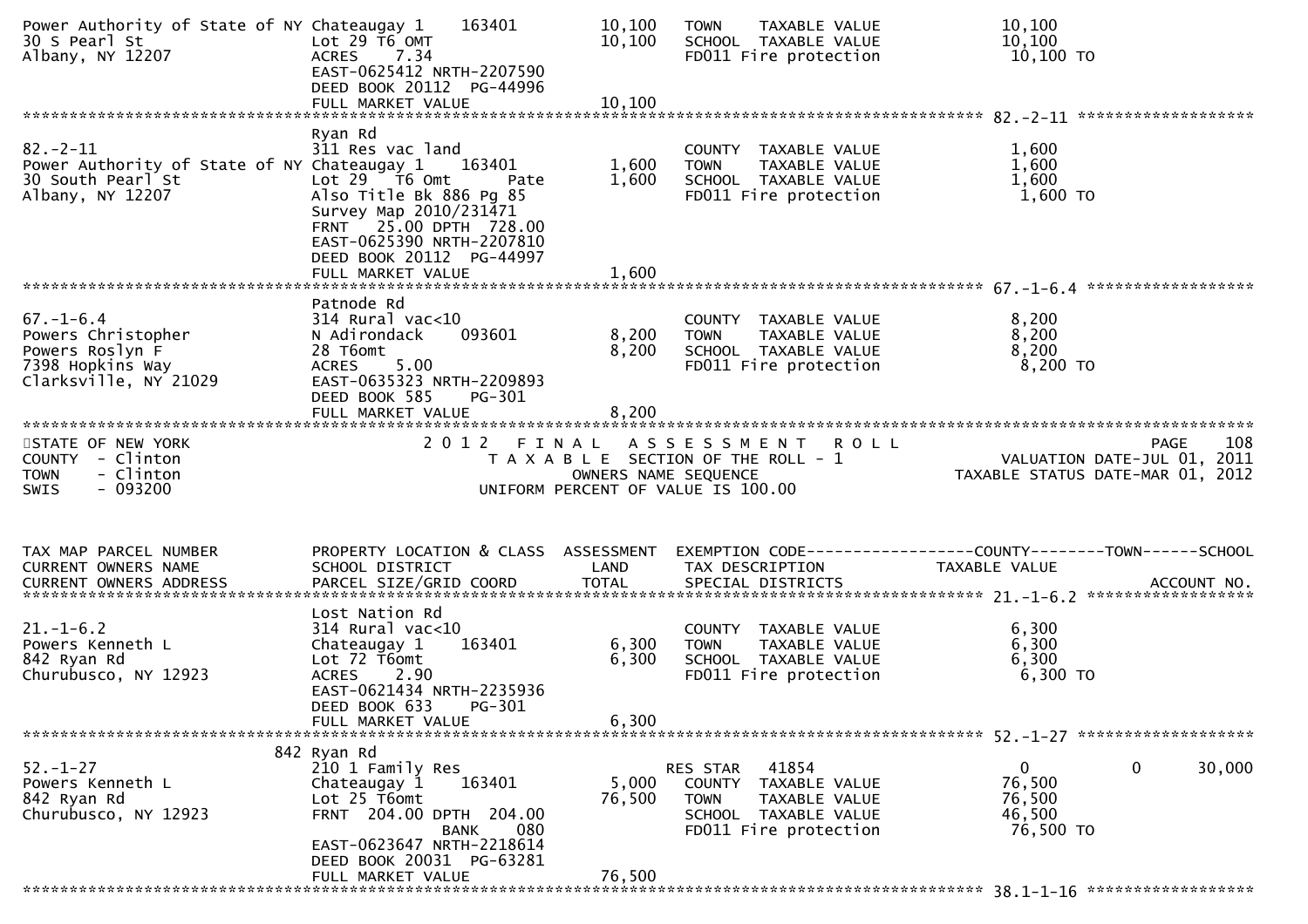```
Power Authority of State of NY Chateaugay 1    163401         10,100    TOWN    TAXABLE VALUE               10,100
30 S Pearl St                  Lot 29 T6 OMT                  10,100    SCHOOL  TAXABLE VALUE               10,100
Albany, NY 12207               ACRES    7.34                            FD011 Fire protection               10,100 TO
                               EAST-0625412 NRTH-2207590
                               DEED BOOK 20112  PG-44996
                               FULL MARKET VALUE              10,100
******************************************************************************************************* 82.-2-11 *******************
                               Ryan Rd
82.-2-11                       311 Res vac land                         COUNTY  TAXABLE VALUE                1,600
Power Authority of State of NY Chateaugay 1    163401          1,600    TOWN    TAXABLE VALUE                1,600
30 South Pearl St              Lot 29   T6 Omt       Pate      1,600    SCHOOL  TAXABLE VALUE                1,600
Albany, NY 12207               Also Title Bk 886 Pg 85                  FD011 Fire protection                1,600 TO
                               Survey Map 2010/231471
                               FRNT   25.00 DPTH  728.00
                               EAST-0625390 NRTH-2207810
                               DEED BOOK 20112  PG-44997
                               FULL MARKET VALUE               1,600
******************************************************************************************************* 67.-1-6.4 ******************
                               Patnode Rd
67.-1-6.4                      314 Rural vac<10                         COUNTY  TAXABLE VALUE                8,200
Powers Christopher             N Adirondack    093601          8,200    TOWN    TAXABLE VALUE                8,200
Powers Roslyn F                28 T6omt                        8,200    SCHOOL  TAXABLE VALUE                8,200
7398 Hopkins Way               ACRES    5.00                            FD011 Fire protection                8,200 TO
Clarksville, NY 21029          EAST-0635323 NRTH-2209893
                               DEED BOOK 585    PG-301
                               FULL MARKET VALUE               8,200
************************************************************************************************************************************
STATE OF NEW YORK                       2 0 1 2   F I N A L   A S S E S S M E N T   R O L L                              PAGE    108
COUNTY  - Clinton                          T A X A B L E  SECTION OF THE ROLL - 1                         VALUATION DATE-JUL 01, 2011
TOWN    - Clinton                                  OWNERS NAME SEQUENCE                              TAXABLE STATUS DATE-MAR 01, 2012
SWIS    - 093200                              UNIFORM PERCENT OF VALUE IS 100.00


TAX MAP PARCEL NUMBER          PROPERTY LOCATION & CLASS  ASSESSMENT  EXEMPTION CODE------------------COUNTY--------TOWN------SCHOOL
CURRENT OWNERS NAME            SCHOOL DISTRICT               LAND      TAX DESCRIPTION             TAXABLE VALUE
CURRENT OWNERS ADDRESS         PARCEL SIZE/GRID COORD        TOTAL     SPECIAL DISTRICTS                                  ACCOUNT NO.
******************************************************************************************************* 21.-1-6.2 ******************
                               Lost Nation Rd
21.-1-6.2                      314 Rural vac<10                         COUNTY  TAXABLE VALUE                6,300
Powers Kenneth L               Chateaugay 1    163401          6,300    TOWN    TAXABLE VALUE                6,300
842 Ryan Rd                    Lot 72 T6omt                    6,300    SCHOOL  TAXABLE VALUE                6,300
Churubusco, NY 12923           ACRES    2.90                            FD011 Fire protection                6,300 TO
                               EAST-0621434 NRTH-2235936
                               DEED BOOK 633    PG-301
                               FULL MARKET VALUE               6,300
******************************************************************************************************* 52.-1-27 *******************
                           842 Ryan Rd
52.-1-27                       210 1 Family Res                         RES STAR   41854                   0             0      30,000
Powers Kenneth L               Chateaugay 1    163401          5,000    COUNTY  TAXABLE VALUE               76,500
842 Ryan Rd                    Lot 25 T6omt                   76,500    TOWN    TAXABLE VALUE               76,500
Churubusco, NY 12923           FRNT  204.00 DPTH  204.00                SCHOOL  TAXABLE VALUE               46,500
                                             BANK     080               FD011 Fire protection               76,500 TO
                               EAST-0623647 NRTH-2218614
                               DEED BOOK 20031  PG-63281
                               FULL MARKET VALUE              76,500
******************************************************************************************************* 38.1-1-16 ******************
```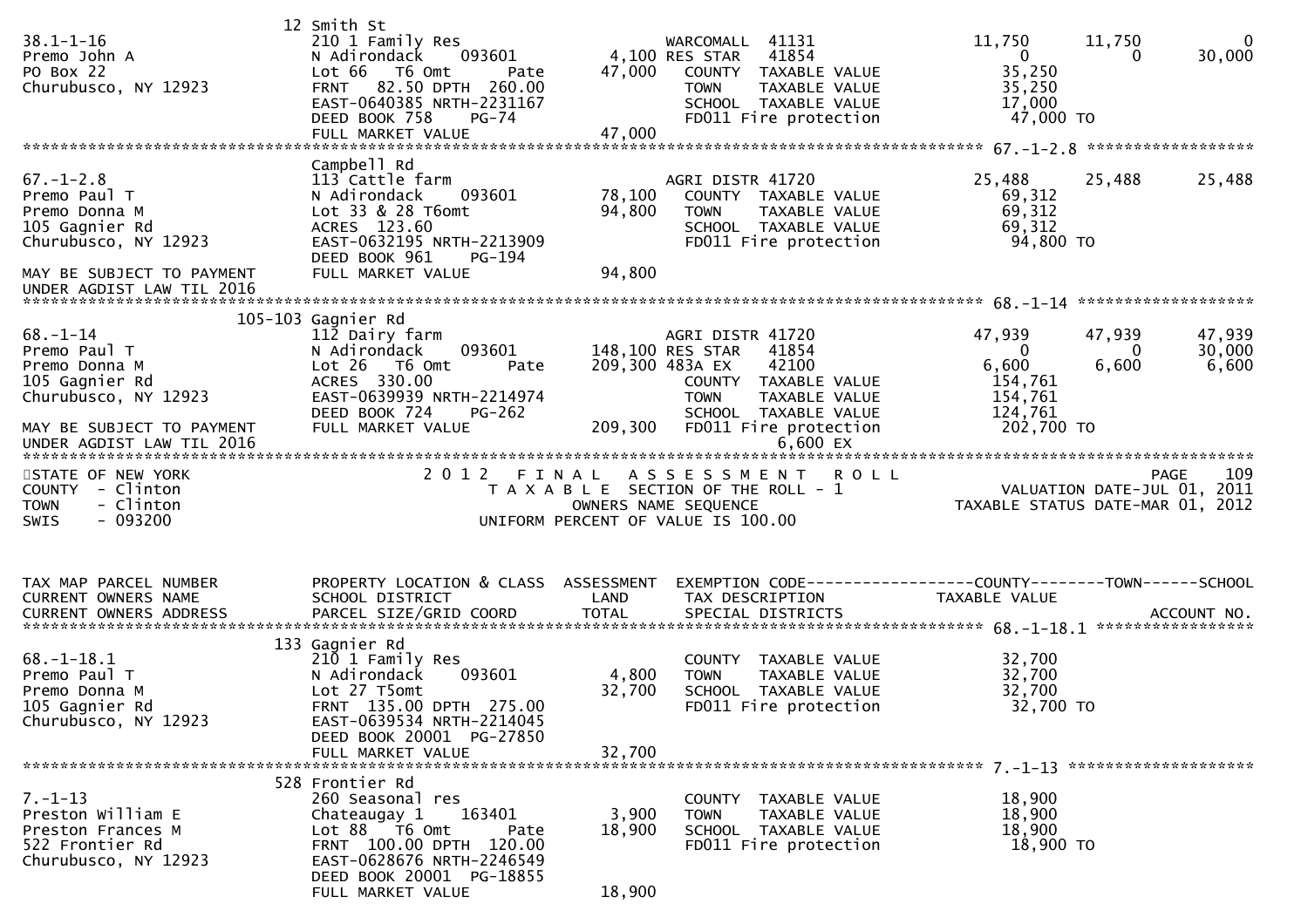```
                              12 Smith St
38.1-1-16                     210 1 Family Res                     WARCOMALL  41131              11,750      11,750           0
Premo John A                  N Adirondack    093601         4,100 RES STAR   41854                   0           0      30,000
PO Box 22                     Lot 66  T6 Omt        Pate    47,000   COUNTY  TAXABLE VALUE         35,250
Churubusco, NY 12923          FRNT  82.50 DPTH 260.00                TOWN    TAXABLE VALUE         35,250
                              EAST-0640385 NRTH-2231167              SCHOOL  TAXABLE VALUE         17,000
                              DEED BOOK 758    PG-74                 FD011 Fire protection          47,000 TO
                              FULL MARKET VALUE             47,000
******************************************************************************************************* 67.-1-2.8 ******************
                              Campbell Rd
67.-1-2.8                     113 Cattle farm                      AGRI DISTR 41720              25,488      25,488      25,488
Premo Paul T                  N Adirondack    093601        78,100   COUNTY  TAXABLE VALUE         69,312
Premo Donna M                 Lot 33 & 28 T6omt             94,800   TOWN    TAXABLE VALUE         69,312
105 Gagnier Rd                ACRES 123.60                           SCHOOL  TAXABLE VALUE         69,312
Churubusco, NY 12923          EAST-0632195 NRTH-2213909              FD011 Fire protection          94,800 TO
                              DEED BOOK 961    PG-194
MAY BE SUBJECT TO PAYMENT     FULL MARKET VALUE             94,800
UNDER AGDIST LAW TIL 2016
******************************************************************************************************* 68.-1-14 *******************
                        105-103 Gagnier Rd
68.-1-14                      112 Dairy farm                       AGRI DISTR 41720              47,939      47,939      47,939
Premo Paul T                  N Adirondack    093601       148,100 RES STAR   41854                   0           0      30,000
Premo Donna M                 Lot 26  T6 Omt        Pate   209,300 483A EX    42100               6,600       6,600       6,600
105 Gagnier Rd                ACRES 330.00                           COUNTY  TAXABLE VALUE        154,761
Churubusco, NY 12923          EAST-0639939 NRTH-2214974              TOWN    TAXABLE VALUE        154,761
                              DEED BOOK 724    PG-262                SCHOOL  TAXABLE VALUE        124,761
MAY BE SUBJECT TO PAYMENT     FULL MARKET VALUE            209,300   FD011 Fire protection         202,700 TO
UNDER AGDIST LAW TIL 2016                                                         6,600 EX
************************************************************************************************************************************
STATE OF NEW YORK                    2 0 1 2   F I N A L   A S S E S S M E N T   R O L L                             PAGE    109
COUNTY  - Clinton                         T A X A B L E  SECTION OF THE ROLL - 1                      VALUATION DATE-JUL 01, 2011
TOWN    - Clinton                                 OWNERS NAME SEQUENCE                            TAXABLE STATUS DATE-MAR 01, 2012
SWIS    - 093200                           UNIFORM PERCENT OF VALUE IS 100.00


TAX MAP PARCEL NUMBER         PROPERTY LOCATION & CLASS  ASSESSMENT  EXEMPTION CODE------------------COUNTY--------TOWN------SCHOOL
CURRENT OWNERS NAME           SCHOOL DISTRICT               LAND      TAX DESCRIPTION            TAXABLE VALUE
CURRENT OWNERS ADDRESS        PARCEL SIZE/GRID COORD        TOTAL     SPECIAL DISTRICTS                                 ACCOUNT NO.
******************************************************************************************************* 68.-1-18.1 *****************
                              133 Gagnier Rd
68.-1-18.1                    210 1 Family Res                       COUNTY  TAXABLE VALUE         32,700
Premo Paul T                  N Adirondack    093601         4,800   TOWN    TAXABLE VALUE         32,700
Premo Donna M                 Lot 27 T5omt                  32,700   SCHOOL  TAXABLE VALUE         32,700
105 Gagnier Rd                FRNT 135.00 DPTH 275.00                FD011 Fire protection          32,700 TO
Churubusco, NY 12923          EAST-0639534 NRTH-2214045
                              DEED BOOK 20001  PG-27850
                              FULL MARKET VALUE             32,700
******************************************************************************************************* 7.-1-13 ********************
                              528 Frontier Rd
7.-1-13                       260 Seasonal res                       COUNTY  TAXABLE VALUE         18,900
Preston William E             Chateaugay 1    163401         3,900   TOWN    TAXABLE VALUE         18,900
Preston Frances M             Lot 88  T6 Omt        Pate    18,900   SCHOOL  TAXABLE VALUE         18,900
522 Frontier Rd               FRNT 100.00 DPTH 120.00                FD011 Fire protection          18,900 TO
Churubusco, NY 12923          EAST-0628676 NRTH-2246549
                              DEED BOOK 20001  PG-18855
                              FULL MARKET VALUE             18,900
```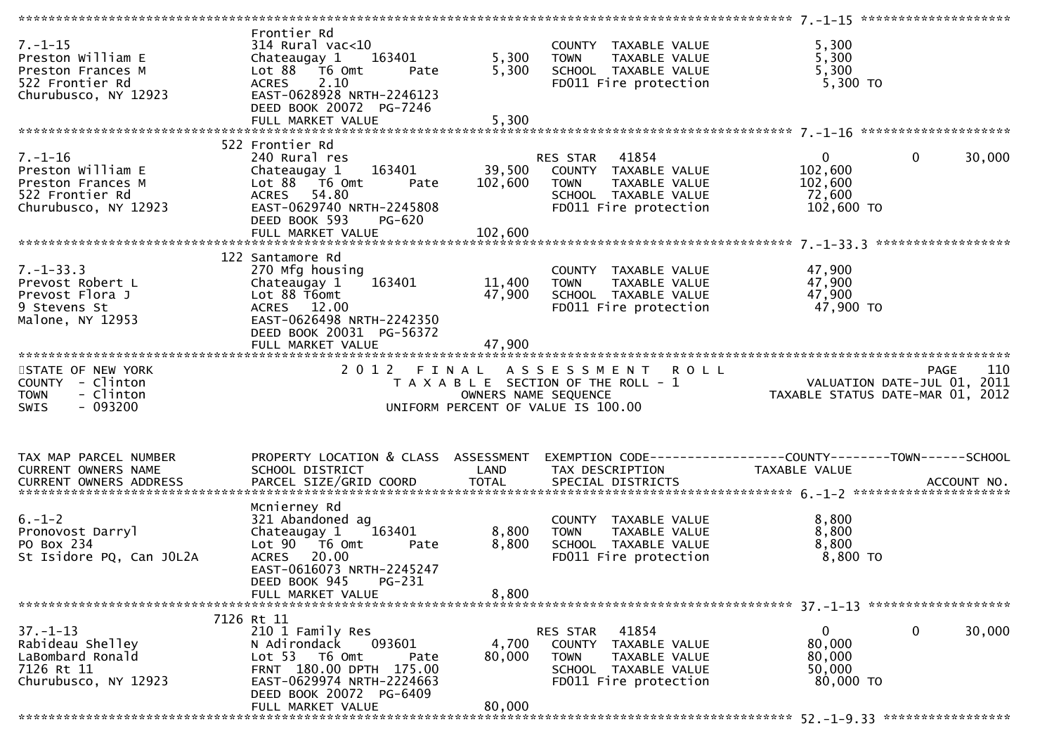```
********************************************************************************************** 7.-1-15 ********************
                                Frontier Rd
7.-1-15                         314 Rural vac<10                       COUNTY  TAXABLE VALUE            5,300
Preston William E               Chateaugay 1    163401        5,300    TOWN    TAXABLE VALUE            5,300
Preston Frances M               Lot 88  T6 Omt      Pate      5,300    SCHOOL  TAXABLE VALUE            5,300
522 Frontier Rd                 ACRES    2.10                          FD011 Fire protection             5,300 TO
Churubusco, NY 12923            EAST-0628928 NRTH-2246123
                                DEED BOOK 20072  PG-7246
                                FULL MARKET VALUE             5,300
********************************************************************************************** 7.-1-16 ********************
                                522 Frontier Rd
7.-1-16                         240 Rural res                          RES STAR    41854                   0         0     30,000
Preston William E               Chateaugay 1    163401       39,500    COUNTY  TAXABLE VALUE          102,600
Preston Frances M               Lot 88  T6 Omt      Pate    102,600    TOWN    TAXABLE VALUE          102,600
522 Frontier Rd                 ACRES   54.80                          SCHOOL  TAXABLE VALUE           72,600
Churubusco, NY 12923            EAST-0629740 NRTH-2245808              FD011 Fire protection           102,600 TO
                                DEED BOOK 593    PG-620
                                FULL MARKET VALUE           102,600
********************************************************************************************** 7.-1-33.3 ******************
                                122 Santamore Rd
7.-1-33.3                       270 Mfg housing                        COUNTY  TAXABLE VALUE           47,900
Prevost Robert L                Chateaugay 1    163401       11,400    TOWN    TAXABLE VALUE           47,900
Prevost Flora J                 Lot 88 T6omt                 47,900    SCHOOL  TAXABLE VALUE           47,900
9 Stevens St                    ACRES   12.00                          FD011 Fire protection            47,900 TO
Malone, NY 12953                EAST-0626498 NRTH-2242350
                                DEED BOOK 20031  PG-56372
                                FULL MARKET VALUE            47,900
*********************************************************************************************************************************
STATE OF NEW YORK                    2 0 1 2   F I N A L   A S S E S S M E N T   R O L L                              PAGE    110
COUNTY  - Clinton                       T A X A B L E  SECTION OF THE ROLL - 1                       VALUATION DATE-JUL 01, 2011
TOWN    - Clinton                              OWNERS NAME SEQUENCE                               TAXABLE STATUS DATE-MAR 01, 2012
SWIS    - 093200                        UNIFORM PERCENT OF VALUE IS 100.00


TAX MAP PARCEL NUMBER           PROPERTY LOCATION & CLASS  ASSESSMENT  EXEMPTION CODE------------------COUNTY--------TOWN------SCHOOL
CURRENT OWNERS NAME             SCHOOL DISTRICT               LAND     TAX DESCRIPTION              TAXABLE VALUE
CURRENT OWNERS ADDRESS          PARCEL SIZE/GRID COORD        TOTAL    SPECIAL DISTRICTS                                   ACCOUNT NO.
********************************************************************************************** 6.-1-2 *********************
                                Mcnierney Rd
6.-1-2                          321 Abandoned ag                       COUNTY  TAXABLE VALUE            8,800
Pronovost Darryl                Chateaugay 1    163401        8,800    TOWN    TAXABLE VALUE            8,800
PO Box 234                      Lot 90  T6 Omt      Pate      8,800    SCHOOL  TAXABLE VALUE            8,800
St Isidore PQ, Can J0L2A        ACRES   20.00                          FD011 Fire protection             8,800 TO
                                EAST-0616073 NRTH-2245247
                                DEED BOOK 945    PG-231
                                FULL MARKET VALUE             8,800
********************************************************************************************** 37.-1-13 *******************
                                7126 Rt 11
37.-1-13                        210 1 Family Res                       RES STAR    41854                   0         0     30,000
Rabideau Shelley                N Adirondack    093601        4,700    COUNTY  TAXABLE VALUE           80,000
LaBombard Ronald                Lot 53  T6 Omt      Pate     80,000    TOWN    TAXABLE VALUE           80,000
7126 Rt 11                      FRNT 180.00 DPTH 175.00                SCHOOL  TAXABLE VALUE           50,000
Churubusco, NY 12923            EAST-0629974 NRTH-2224663              FD011 Fire protection            80,000 TO
                                DEED BOOK 20072  PG-6409
                                FULL MARKET VALUE            80,000
********************************************************************************************** 52.-1-9.33 *****************
```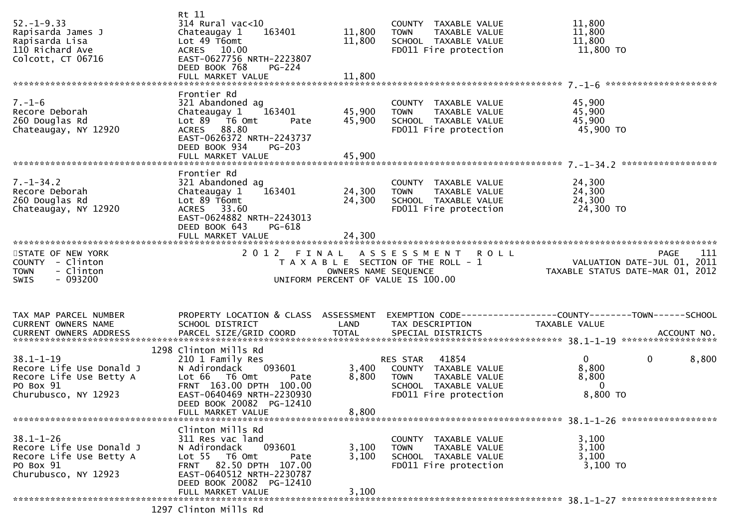| TAX MAP PARCEL NUMBER / CURRENT OWNERS NAME / CURRENT OWNERS ADDRESS | PROPERTY LOCATION & CLASS / SCHOOL DISTRICT / PARCEL SIZE/GRID COORD | ASSESSMENT LAND | ASSESSMENT TOTAL | EXEMPTION CODE / TAX DESCRIPTION / SPECIAL DISTRICTS | COUNTY TAXABLE VALUE | TOWN | SCHOOL | ACCOUNT NO. |
|---|---|---|---|---|---|---|---|---|
| 52.-1-9.33<br>Rapisarda James J<br>Rapisarda Lisa<br>110 Richard Ave<br>Colcott, CT 06716 | Rt 11<br>314 Rural vac<10<br>Chateaugay 1 163401<br>Lot 49 T6omt<br>ACRES 10.00<br>EAST-0627756 NRTH-2223807<br>DEED BOOK 768 PG-224<br>FULL MARKET VALUE 11,800 | 11,800 | 11,800 | COUNTY TAXABLE VALUE<br>TOWN TAXABLE VALUE<br>SCHOOL TAXABLE VALUE<br>FD011 Fire protection | 11,800<br>11,800<br>11,800<br>11,800 TO | | | |
| 7.-1-6<br>Recore Deborah<br>260 Douglas Rd<br>Chateaugay, NY 12920 | Frontier Rd<br>321 Abandoned ag<br>Chateaugay 1 163401<br>Lot 89 T6 Omt Pate<br>ACRES 88.80<br>EAST-0626372 NRTH-2243737<br>DEED BOOK 934 PG-203<br>FULL MARKET VALUE 45,900 | 45,900 | 45,900 | COUNTY TAXABLE VALUE<br>TOWN TAXABLE VALUE<br>SCHOOL TAXABLE VALUE<br>FD011 Fire protection | 45,900<br>45,900<br>45,900<br>45,900 TO | | | |
| 7.-1-34.2<br>Recore Deborah<br>260 Douglas Rd<br>Chateaugay, NY 12920 | Frontier Rd<br>321 Abandoned ag<br>Chateaugay 1 163401<br>Lot 89 T6omt<br>ACRES 33.60<br>EAST-0624882 NRTH-2243013<br>DEED BOOK 643 PG-618<br>FULL MARKET VALUE 24,300 | 24,300 | 24,300 | COUNTY TAXABLE VALUE<br>TOWN TAXABLE VALUE<br>SCHOOL TAXABLE VALUE<br>FD011 Fire protection | 24,300<br>24,300<br>24,300<br>24,300 TO | | | |

STATE OF NEW YORK
COUNTY - Clinton
TOWN - Clinton
SWIS - 093200

2012 FINAL ASSESSMENT ROLL
TAXABLE SECTION OF THE ROLL - 1
OWNERS NAME SEQUENCE
UNIFORM PERCENT OF VALUE IS 100.00

PAGE 111
VALUATION DATE-JUL 01, 2011
TAXABLE STATUS DATE-MAR 01, 2012

| TAX MAP PARCEL NUMBER / CURRENT OWNERS NAME / CURRENT OWNERS ADDRESS | PROPERTY LOCATION & CLASS / SCHOOL DISTRICT / PARCEL SIZE/GRID COORD | ASSESSMENT LAND | ASSESSMENT TOTAL | EXEMPTION CODE / TAX DESCRIPTION / SPECIAL DISTRICTS | COUNTY TAXABLE VALUE | TOWN | SCHOOL | ACCOUNT NO. |
|---|---|---|---|---|---|---|---|---|
| 38.1-1-19<br>Recore Life Use Donald J<br>Recore Life Use Betty A<br>PO Box 91<br>Churubusco, NY 12923 | 1298 Clinton Mills Rd<br>210 1 Family Res<br>N Adirondack 093601<br>Lot 66 T6 Omt Pate<br>FRNT 163.00 DPTH 100.00<br>EAST-0640469 NRTH-2230930<br>DEED BOOK 20082 PG-12410<br>FULL MARKET VALUE 8,800 | 3,400 | 8,800 | RES STAR 41854<br>COUNTY TAXABLE VALUE<br>TOWN TAXABLE VALUE<br>SCHOOL TAXABLE VALUE<br>FD011 Fire protection | 0<br>8,800<br>8,800<br>0<br>8,800 TO | 0 | 8,800 | |
| 38.1-1-26<br>Recore Life Use Donald J<br>Recore Life Use Betty A<br>PO Box 91<br>Churubusco, NY 12923 | Clinton Mills Rd<br>311 Res vac land<br>N Adirondack 093601<br>Lot 55 T6 Omt Pate<br>FRNT 82.50 DPTH 107.00<br>EAST-0640512 NRTH-2230787<br>DEED BOOK 20082 PG-12410<br>FULL MARKET VALUE 3,100 | 3,100 | 3,100 | COUNTY TAXABLE VALUE<br>TOWN TAXABLE VALUE<br>SCHOOL TAXABLE VALUE<br>FD011 Fire protection | 3,100<br>3,100<br>3,100<br>3,100 TO | | | |
| 38.1-1-27 | 1297 Clinton Mills Rd | | | | | | | |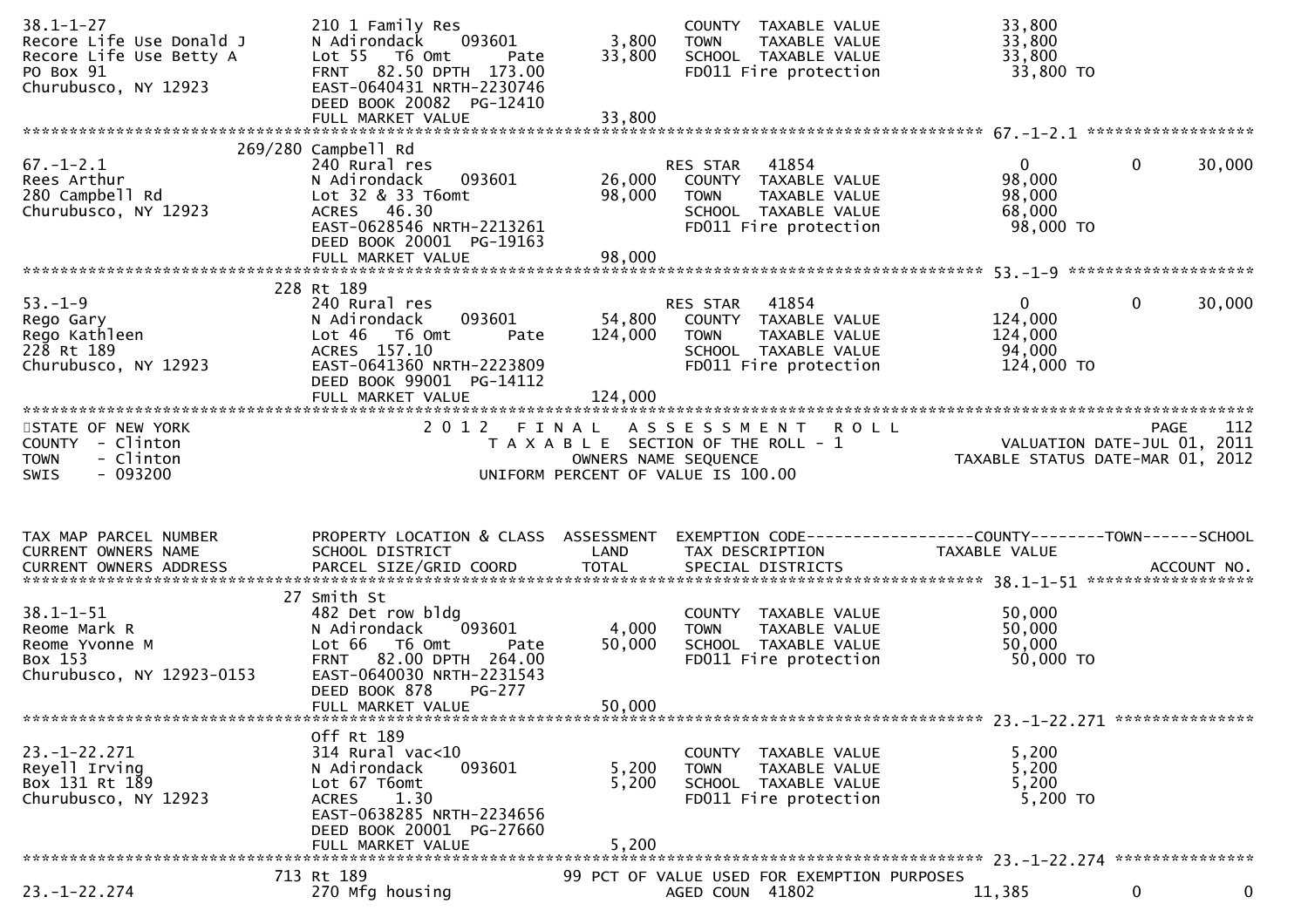```
38.1-1-27                      210 1 Family Res                      COUNTY  TAXABLE VALUE            33,800
Recore Life Use Donald J       N Adirondack    093601       3,800   TOWN    TAXABLE VALUE            33,800
Recore Life Use Betty A        Lot 55   T6 Omt      Pate   33,800   SCHOOL  TAXABLE VALUE            33,800
PO Box 91                      FRNT   82.50 DPTH  173.00            FD011 Fire protection             33,800 TO
Churubusco, NY 12923           EAST-0640431 NRTH-2230746
                               DEED BOOK 20082  PG-12410
                               FULL MARKET VALUE           33,800
******************************************************************************************************* 67.-1-2.1 *****************
                     269/280 Campbell Rd
67.-1-2.1                      240 Rural res                        RES STAR   41854                 0            0        30,000
Rees Arthur                    N Adirondack    093601      26,000   COUNTY  TAXABLE VALUE            98,000
280 Campbell Rd                Lot 32 & 33 T6omt           98,000   TOWN    TAXABLE VALUE            98,000
Churubusco, NY 12923           ACRES   46.30                        SCHOOL  TAXABLE VALUE            68,000
                               EAST-0628546 NRTH-2213261            FD011 Fire protection             98,000 TO
                               DEED BOOK 20001  PG-19163
                               FULL MARKET VALUE           98,000
******************************************************************************************************* 53.-1-9 *******************
                           228 Rt 189
53.-1-9                        240 Rural res                        RES STAR   41854                 0            0        30,000
Rego Gary                      N Adirondack    093601      54,800   COUNTY  TAXABLE VALUE           124,000
Rego Kathleen                  Lot 46   T6 Omt      Pate  124,000   TOWN    TAXABLE VALUE           124,000
228 Rt 189                     ACRES  157.10                        SCHOOL  TAXABLE VALUE            94,000
Churubusco, NY 12923           EAST-0641360 NRTH-2223809            FD011 Fire protection            124,000 TO
                               DEED BOOK 99001  PG-14112
                               FULL MARKET VALUE          124,000
************************************************************************************************************************************
STATE OF NEW YORK                        2 0 1 2   F I N A L   A S S E S S M E N T   R O L L                          PAGE    112
COUNTY  - Clinton                             T A X A B L E  SECTION OF THE ROLL - 1                    VALUATION DATE-JUL 01, 2011
TOWN    - Clinton                                   OWNERS NAME SEQUENCE                           TAXABLE STATUS DATE-MAR 01, 2012
SWIS    - 093200                                UNIFORM PERCENT OF VALUE IS 100.00


TAX MAP PARCEL NUMBER          PROPERTY LOCATION & CLASS  ASSESSMENT  EXEMPTION CODE------------------COUNTY--------TOWN------SCHOOL
CURRENT OWNERS NAME            SCHOOL DISTRICT               LAND      TAX DESCRIPTION             TAXABLE VALUE
CURRENT OWNERS ADDRESS         PARCEL SIZE/GRID COORD        TOTAL     SPECIAL DISTRICTS                                ACCOUNT NO.
******************************************************************************************************* 38.1-1-51 *****************
                            27 Smith St
38.1-1-51                      482 Det row bldg                      COUNTY  TAXABLE VALUE            50,000
Reome Mark R                   N Adirondack    093601       4,000   TOWN    TAXABLE VALUE            50,000
Reome Yvonne M                 Lot 66   T6 Omt      Pate   50,000   SCHOOL  TAXABLE VALUE            50,000
Box 153                        FRNT   82.00 DPTH  264.00            FD011 Fire protection             50,000 TO
Churubusco, NY 12923-0153      EAST-0640030 NRTH-2231543
                               DEED BOOK 878     PG-277
                               FULL MARKET VALUE           50,000
******************************************************************************************************* 23.-1-22.271 **************
                               Off Rt 189
23.-1-22.271                   314 Rural vac<10                      COUNTY  TAXABLE VALUE             5,200
Reyell Irving                  N Adirondack    093601       5,200   TOWN    TAXABLE VALUE             5,200
Box 131 Rt 189                 Lot 67 T6omt                 5,200   SCHOOL  TAXABLE VALUE             5,200
Churubusco, NY 12923           ACRES    1.30                        FD011 Fire protection              5,200 TO
                               EAST-0638285 NRTH-2234656
                               DEED BOOK 20001  PG-27660
                               FULL MARKET VALUE            5,200
******************************************************************************************************* 23.-1-22.274 **************
                           713 Rt 189                  99 PCT OF VALUE USED FOR EXEMPTION PURPOSES
23.-1-22.274                   270 Mfg housing                      AGED COUN  41802             11,385            0            0
```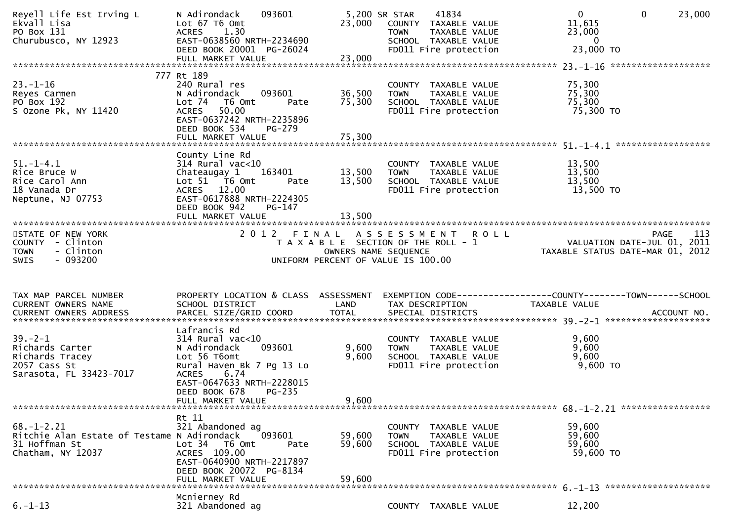| | | | | |
|---|---|---|---|---|
| Reyell Life Est Irving L<br>Ekvall Lisa<br>PO Box 131<br>Churubusco, NY 12923 | N Adirondack 093601<br>Lot 67 T6 Omt<br>ACRES 1.30<br>EAST-0638560 NRTH-2234690<br>DEED BOOK 20001 PG-26024<br>FULL MARKET VALUE | 5,200<br>23,000<br><br><br><br>23,000 | SR STAR 41834<br>COUNTY TAXABLE VALUE<br>TOWN TAXABLE VALUE<br>SCHOOL TAXABLE VALUE<br>FD011 Fire protection | 0 0 23,000<br>11,615<br>23,000<br>0<br>23,000 TO |

**23.-1-16**

| | | | | |
|---|---|---|---|---|
| 23.-1-16<br>Reyes Carmen<br>PO Box 192<br>S Ozone Pk, NY 11420 | 777 Rt 189<br>240 Rural res<br>N Adirondack 093601<br>Lot 74 T6 Omt Pate<br>ACRES 50.00<br>EAST-0637242 NRTH-2235896<br>DEED BOOK 534 PG-279<br>FULL MARKET VALUE | <br><br>36,500<br>75,300<br><br><br><br>75,300 | COUNTY TAXABLE VALUE<br>TOWN TAXABLE VALUE<br>SCHOOL TAXABLE VALUE<br>FD011 Fire protection | 75,300<br>75,300<br>75,300<br>75,300 TO |

**51.-1-4.1**

| | | | | |
|---|---|---|---|---|
| 51.-1-4.1<br>Rice Bruce W<br>Rice Carol Ann<br>18 Vanada Dr<br>Neptune, NJ 07753 | County Line Rd<br>314 Rural vac<10<br>Chateaugay 1 163401<br>Lot 51 T6 Omt Pate<br>ACRES 12.00<br>EAST-0617888 NRTH-2224305<br>DEED BOOK 942 PG-147<br>FULL MARKET VALUE | <br><br>13,500<br>13,500<br><br><br><br>13,500 | COUNTY TAXABLE VALUE<br>TOWN TAXABLE VALUE<br>SCHOOL TAXABLE VALUE<br>FD011 Fire protection | 13,500<br>13,500<br>13,500<br>13,500 TO |

STATE OF NEW YORK
COUNTY - Clinton
TOWN - Clinton
SWIS - 093200

2012 FINAL ASSESSMENT ROLL
TAXABLE SECTION OF THE ROLL - 1
OWNERS NAME SEQUENCE
UNIFORM PERCENT OF VALUE IS 100.00

PAGE 113
VALUATION DATE-JUL 01, 2011
TAXABLE STATUS DATE-MAR 01, 2012

| TAX MAP PARCEL NUMBER<br>CURRENT OWNERS NAME<br>CURRENT OWNERS ADDRESS | PROPERTY LOCATION & CLASS<br>SCHOOL DISTRICT<br>PARCEL SIZE/GRID COORD | ASSESSMENT<br>LAND<br>TOTAL | EXEMPTION CODE<br>TAX DESCRIPTION<br>SPECIAL DISTRICTS | COUNTY--------TOWN------SCHOOL<br>TAXABLE VALUE<br>ACCOUNT NO. |
|---|---|---|---|---|
| **39.-2-1** | | | | |
| 39.-2-1<br>Richards Carter<br>Richards Tracey<br>2057 Cass St<br>Sarasota, FL 33423-7017 | Lafrancis Rd<br>314 Rural vac<10<br>N Adirondack 093601<br>Lot 56 T6omt<br>Rural Haven Bk 7 Pg 13 Lo<br>ACRES 6.74<br>EAST-0647633 NRTH-2228015<br>DEED BOOK 678 PG-235<br>FULL MARKET VALUE | <br><br>9,600<br>9,600<br><br><br><br><br>9,600 | COUNTY TAXABLE VALUE<br>TOWN TAXABLE VALUE<br>SCHOOL TAXABLE VALUE<br>FD011 Fire protection | 9,600<br>9,600<br>9,600<br>9,600 TO |
| **68.-1-2.21** | | | | |
| 68.-1-2.21<br>Ritchie Alan Estate of Testame<br>31 Hoffman St<br>Chatham, NY 12037 | Rt 11<br>321 Abandoned ag<br>N Adirondack 093601<br>Lot 34 T6 Omt Pate<br>ACRES 109.00<br>EAST-0640900 NRTH-2217897<br>DEED BOOK 20072 PG-8134<br>FULL MARKET VALUE | <br><br>59,600<br>59,600<br><br><br><br>59,600 | COUNTY TAXABLE VALUE<br>TOWN TAXABLE VALUE<br>SCHOOL TAXABLE VALUE<br>FD011 Fire protection | 59,600<br>59,600<br>59,600<br>59,600 TO |
| **6.-1-13** | | | | |
| 6.-1-13 | Mcnierney Rd<br>321 Abandoned ag | | COUNTY TAXABLE VALUE | 12,200 |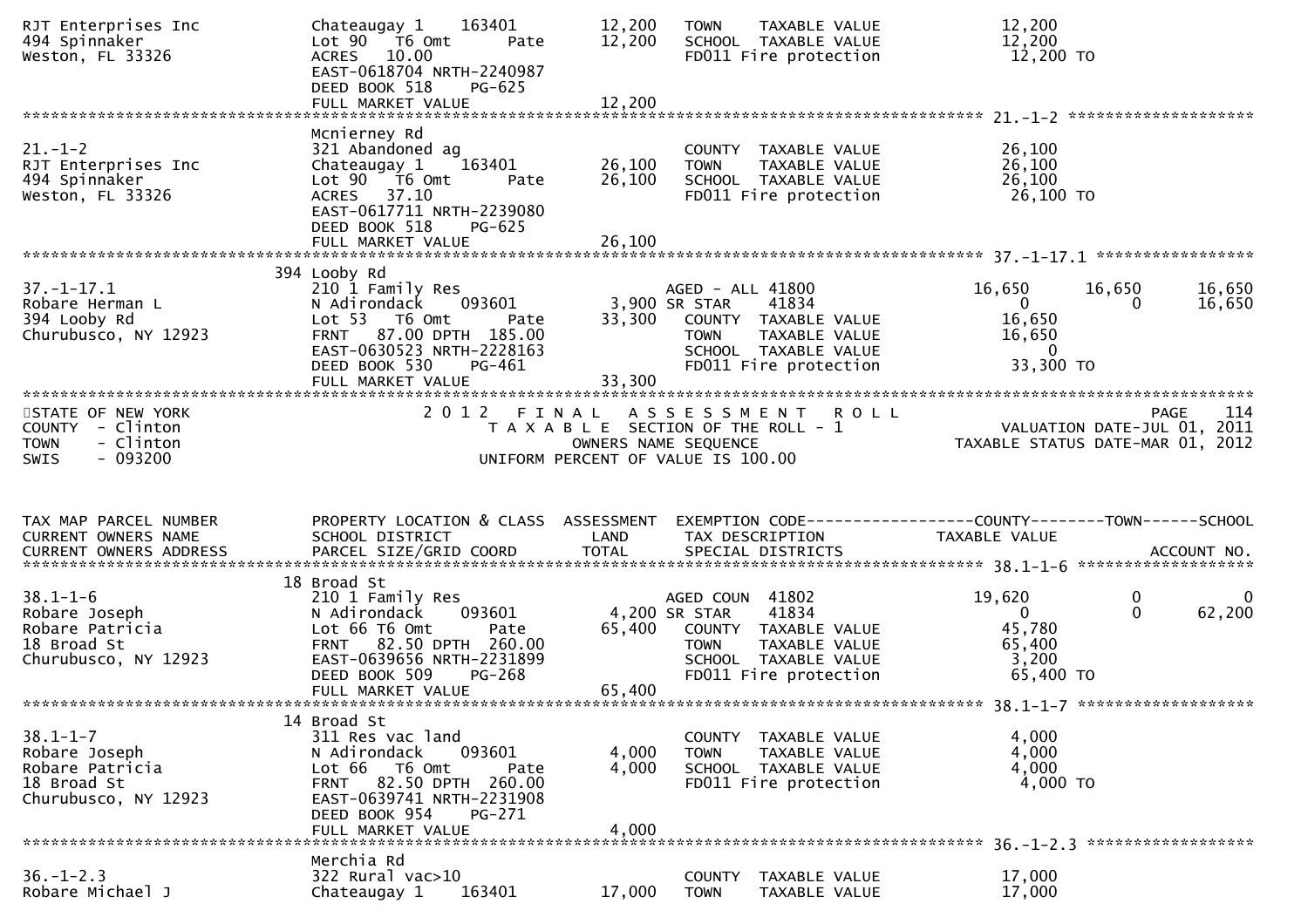```
RJT Enterprises Inc          Chateaugay 1    163401         12,200   TOWN    TAXABLE VALUE              12,200
494 Spinnaker                Lot 90   T6 Omt      Pate      12,200   SCHOOL  TAXABLE VALUE              12,200
Weston, FL 33326             ACRES   10.00                           FD011 Fire protection               12,200 TO
                             EAST-0618704 NRTH-2240987
                             DEED BOOK 518    PG-625
                             FULL MARKET VALUE              12,200
******************************************************************************************************* 21.-1-2 ********************
                             Mcnierney Rd
21.-1-2                      321 Abandoned ag                        COUNTY  TAXABLE VALUE              26,100
RJT Enterprises Inc          Chateaugay 1    163401         26,100   TOWN    TAXABLE VALUE              26,100
494 Spinnaker                Lot 90   T6 Omt      Pate      26,100   SCHOOL  TAXABLE VALUE              26,100
Weston, FL 33326             ACRES   37.10                           FD011 Fire protection               26,100 TO
                             EAST-0617711 NRTH-2239080
                             DEED BOOK 518    PG-625
                             FULL MARKET VALUE              26,100
******************************************************************************************************* 37.-1-17.1 *****************
                        394 Looby Rd
37.-1-17.1                   210 1 Family Res                        AGED - ALL 41800            16,650      16,650      16,650
Robare Herman L              N Adirondack    093601          3,900 SR STAR    41834                  0           0      16,650
394 Looby Rd                 Lot 53   T6 Omt      Pate      33,300   COUNTY  TAXABLE VALUE              16,650
Churubusco, NY 12923         FRNT   87.00 DPTH 185.00                TOWN    TAXABLE VALUE              16,650
                             EAST-0630523 NRTH-2228163               SCHOOL  TAXABLE VALUE                   0
                             DEED BOOK 530    PG-461                 FD011 Fire protection               33,300 TO
                             FULL MARKET VALUE              33,300
************************************************************************************************************************************
STATE OF NEW YORK                     2 0 1 2   F I N A L   A S S E S S M E N T   R O L L                                PAGE   114
COUNTY  - Clinton                        T A X A B L E  SECTION OF THE ROLL - 1                          VALUATION DATE-JUL 01, 2011
TOWN    - Clinton                               OWNERS NAME SEQUENCE                                   TAXABLE STATUS DATE-MAR 01, 2012
SWIS    - 093200                          UNIFORM PERCENT OF VALUE IS 100.00


TAX MAP PARCEL NUMBER        PROPERTY LOCATION & CLASS  ASSESSMENT  EXEMPTION CODE------------------COUNTY--------TOWN------SCHOOL
CURRENT OWNERS NAME          SCHOOL DISTRICT               LAND      TAX DESCRIPTION             TAXABLE VALUE
CURRENT OWNERS ADDRESS       PARCEL SIZE/GRID COORD       TOTAL      SPECIAL DISTRICTS                                  ACCOUNT NO.
******************************************************************************************************* 38.1-1-6 *******************
                        18 Broad St
38.1-1-6                     210 1 Family Res                        AGED COUN  41802            19,620           0           0
Robare Joseph                N Adirondack    093601          4,200 SR STAR    41834                  0           0      62,200
Robare Patricia              Lot 66 T6 Omt        Pate      65,400   COUNTY  TAXABLE VALUE              45,780
18 Broad St                  FRNT   82.50 DPTH 260.00                TOWN    TAXABLE VALUE              65,400
Churubusco, NY 12923         EAST-0639656 NRTH-2231899               SCHOOL  TAXABLE VALUE               3,200
                             DEED BOOK 509    PG-268                 FD011 Fire protection               65,400 TO
                             FULL MARKET VALUE              65,400
******************************************************************************************************* 38.1-1-7 *******************
                        14 Broad St
38.1-1-7                     311 Res vac land                        COUNTY  TAXABLE VALUE               4,000
Robare Joseph                N Adirondack    093601          4,000   TOWN    TAXABLE VALUE               4,000
Robare Patricia              Lot 66   T6 Omt      Pate       4,000   SCHOOL  TAXABLE VALUE               4,000
18 Broad St                  FRNT   82.50 DPTH 260.00                FD011 Fire protection                4,000 TO
Churubusco, NY 12923         EAST-0639741 NRTH-2231908
                             DEED BOOK 954    PG-271
                             FULL MARKET VALUE               4,000
******************************************************************************************************* 36.-1-2.3 ******************
                             Merchia Rd
36.-1-2.3                    322 Rural vac>10                        COUNTY  TAXABLE VALUE              17,000
Robare Michael J             Chateaugay 1    163401         17,000   TOWN    TAXABLE VALUE              17,000
```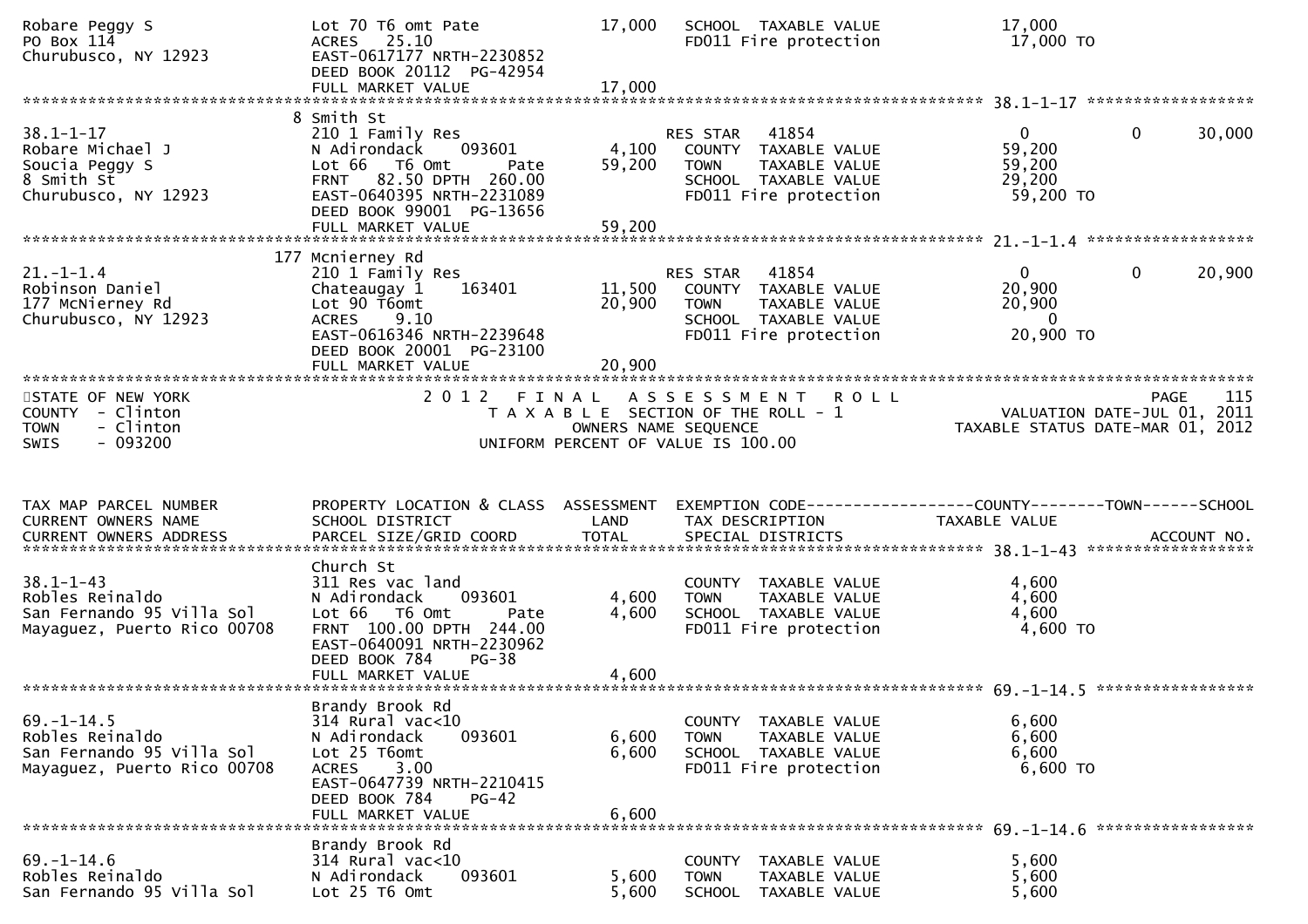```
Robare Peggy S                Lot 70 T6 omt Pate              17,000   SCHOOL  TAXABLE VALUE              17,000
PO Box 114                    ACRES   25.10                             FD011 Fire protection               17,000 TO
Churubusco, NY 12923          EAST-0617177 NRTH-2230852
                              DEED BOOK 20112  PG-42954
                              FULL MARKET VALUE                 17,000
******************************************************************************************************* 38.1-1-17 ******************
                            8 Smith St
38.1-1-17                     210 1 Family Res                          RES STAR   41854                    0           0       30,000
Robare Michael J              N Adirondack      093601          4,100   COUNTY  TAXABLE VALUE              59,200
Soucia Peggy S                Lot 66   T6 Omt       Pate       59,200   TOWN    TAXABLE VALUE              59,200
8 Smith St                    FRNT   82.50 DPTH  260.00                 SCHOOL  TAXABLE VALUE              29,200
Churubusco, NY 12923          EAST-0640395 NRTH-2231089                 FD011 Fire protection               59,200 TO
                              DEED BOOK 99001  PG-13656
                              FULL MARKET VALUE                 59,200
******************************************************************************************************* 21.-1-1.4 ******************
                          177 Mcnierney Rd
21.-1-1.4                     210 1 Family Res                          RES STAR   41854                    0           0       20,900
Robinson Daniel               Chateaugay 1      163401         11,500   COUNTY  TAXABLE VALUE              20,900
177 McNierney Rd              Lot 90 T6omt                     20,900   TOWN    TAXABLE VALUE              20,900
Churubusco, NY 12923          ACRES    9.10                             SCHOOL  TAXABLE VALUE                   0
                              EAST-0616346 NRTH-2239648                 FD011 Fire protection               20,900 TO
                              DEED BOOK 20001  PG-23100
                              FULL MARKET VALUE                 20,900
************************************************************************************************************************************
STATE OF NEW YORK                       2 0 1 2   F I N A L   A S S E S S M E N T   R O L L                                PAGE    115
COUNTY  - Clinton                          T A X A B L E  SECTION OF THE ROLL - 1                           VALUATION DATE-JUL 01, 2011
TOWN    - Clinton                                  OWNERS NAME SEQUENCE                                   TAXABLE STATUS DATE-MAR 01, 2012
SWIS    - 093200                          UNIFORM PERCENT OF VALUE IS 100.00


TAX MAP PARCEL NUMBER         PROPERTY LOCATION & CLASS  ASSESSMENT  EXEMPTION CODE------------------COUNTY--------TOWN------SCHOOL
CURRENT OWNERS NAME           SCHOOL DISTRICT               LAND     TAX DESCRIPTION                  TAXABLE VALUE
CURRENT OWNERS ADDRESS        PARCEL SIZE/GRID COORD       TOTAL     SPECIAL DISTRICTS                                       ACCOUNT NO.
******************************************************************************************************* 38.1-1-43 ******************
                              Church St
38.1-1-43                     311 Res vac land                          COUNTY  TAXABLE VALUE               4,600
Robles Reinaldo               N Adirondack      093601          4,600   TOWN    TAXABLE VALUE               4,600
San Fernando 95 Villa Sol     Lot 66   T6 Omt       Pate        4,600   SCHOOL  TAXABLE VALUE               4,600
Mayaguez, Puerto Rico 00708   FRNT  100.00 DPTH  244.00                 FD011 Fire protection                4,600 TO
                              EAST-0640091 NRTH-2230962
                              DEED BOOK 784     PG-38
                              FULL MARKET VALUE                  4,600
******************************************************************************************************* 69.-1-14.5 *****************
                              Brandy Brook Rd
69.-1-14.5                    314 Rural vac<10                          COUNTY  TAXABLE VALUE               6,600
Robles Reinaldo               N Adirondack      093601          6,600   TOWN    TAXABLE VALUE               6,600
San Fernando 95 Villa Sol     Lot 25 T6omt                      6,600   SCHOOL  TAXABLE VALUE               6,600
Mayaguez, Puerto Rico 00708   ACRES    3.00                             FD011 Fire protection                6,600 TO
                              EAST-0647739 NRTH-2210415
                              DEED BOOK 784     PG-42
                              FULL MARKET VALUE                  6,600
******************************************************************************************************* 69.-1-14.6 *****************
                              Brandy Brook Rd
69.-1-14.6                    314 Rural vac<10                          COUNTY  TAXABLE VALUE               5,600
Robles Reinaldo               N Adirondack      093601          5,600   TOWN    TAXABLE VALUE               5,600
San Fernando 95 Villa Sol     Lot 25 T6 Omt                     5,600   SCHOOL  TAXABLE VALUE               5,600
```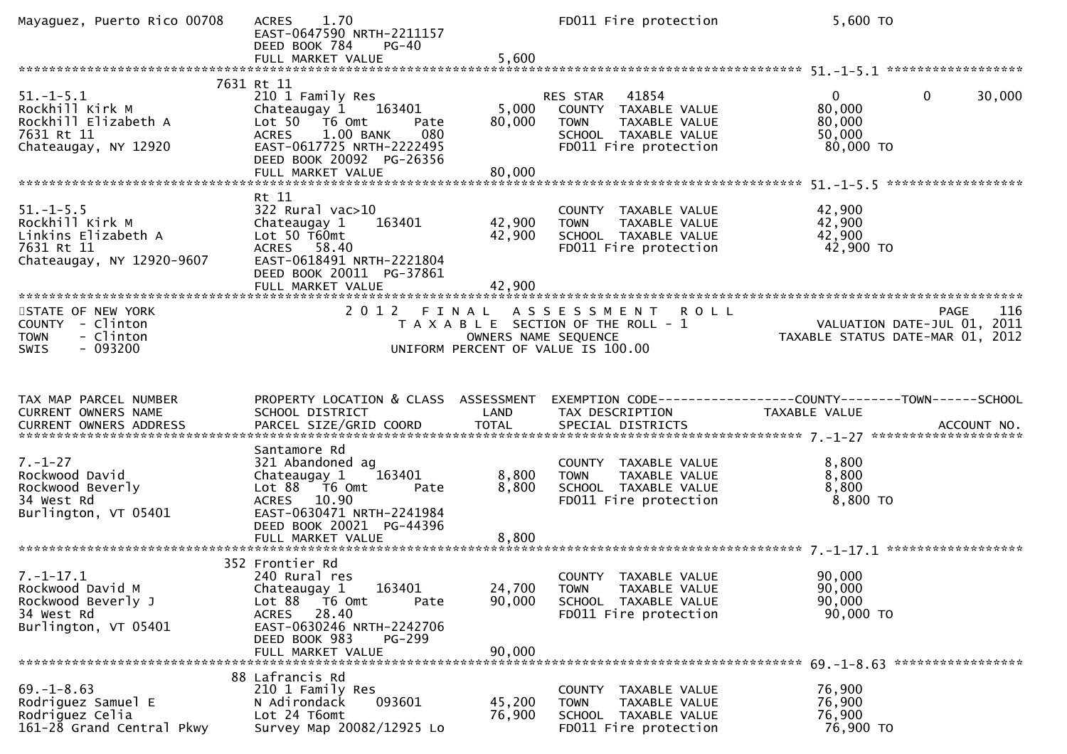```
Mayaguez, Puerto Rico 00708    ACRES    1.70                                FD011 Fire protection              5,600 TO
                               EAST-0647590 NRTH-2211157
                               DEED BOOK 784     PG-40
                               FULL MARKET VALUE               5,600
******************************************************************************************************* 51.-1-5.1 *****************
                         7631 Rt 11
51.-1-5.1                      210 1 Family Res                    RES STAR    41854                    0            0       30,000
Rockhill Kirk M                Chateaugay 1     163401         5,000   COUNTY  TAXABLE VALUE           80,000
Rockhill Elizabeth A           Lot 50   T6 Omt       Pate     80,000   TOWN    TAXABLE VALUE           80,000
7631 Rt 11                     ACRES    1.00 BANK     080              SCHOOL  TAXABLE VALUE           50,000
Chateaugay, NY 12920           EAST-0617725 NRTH-2222495               FD011 Fire protection            80,000 TO
                               DEED BOOK 20092  PG-26356
                               FULL MARKET VALUE              80,000
******************************************************************************************************* 51.-1-5.5 *****************
                               Rt 11
51.-1-5.5                      322 Rural vac>10                        COUNTY  TAXABLE VALUE           42,900
Rockhill Kirk M                Chateaugay 1     163401        42,900   TOWN    TAXABLE VALUE           42,900
Linkins Elizabeth A            Lot 50 T60mt                   42,900   SCHOOL  TAXABLE VALUE           42,900
7631 Rt 11                     ACRES   58.40                           FD011 Fire protection            42,900 TO
Chateaugay, NY 12920-9607      EAST-0618491 NRTH-2221804
                               DEED BOOK 20011  PG-37861
                               FULL MARKET VALUE              42,900
*************************************************************************************************************************************
STATE OF NEW YORK                          2 0 1 2   F I N A L   A S S E S S M E N T   R O L L                          PAGE    116
COUNTY  - Clinton                             T A X A B L E  SECTION OF THE ROLL - 1                   VALUATION DATE-JUL 01, 2011
TOWN    - Clinton                                  OWNERS NAME SEQUENCE                             TAXABLE STATUS DATE-MAR 01, 2012
SWIS    - 093200                            UNIFORM PERCENT OF VALUE IS 100.00


TAX MAP PARCEL NUMBER          PROPERTY LOCATION & CLASS  ASSESSMENT  EXEMPTION CODE------------------COUNTY--------TOWN------SCHOOL
CURRENT OWNERS NAME            SCHOOL DISTRICT               LAND      TAX DESCRIPTION              TAXABLE VALUE
CURRENT OWNERS ADDRESS         PARCEL SIZE/GRID COORD        TOTAL     SPECIAL DISTRICTS                                 ACCOUNT NO.
******************************************************************************************************* 7.-1-27 *******************
                               Santamore Rd
7.-1-27                        321 Abandoned ag                        COUNTY  TAXABLE VALUE            8,800
Rockwood David                 Chateaugay 1     163401         8,800   TOWN    TAXABLE VALUE            8,800
Rockwood Beverly               Lot 88   T6 Omt       Pate      8,800   SCHOOL  TAXABLE VALUE            8,800
34 West Rd                     ACRES   10.90                           FD011 Fire protection             8,800 TO
Burlington, VT 05401           EAST-0630471 NRTH-2241984
                               DEED BOOK 20021  PG-44396
                               FULL MARKET VALUE               8,800
******************************************************************************************************* 7.-1-17.1 *****************
                          352 Frontier Rd
7.-1-17.1                      240 Rural res                           COUNTY  TAXABLE VALUE           90,000
Rockwood David M               Chateaugay 1     163401        24,700   TOWN    TAXABLE VALUE           90,000
Rockwood Beverly J             Lot 88   T6 Omt       Pate     90,000   SCHOOL  TAXABLE VALUE           90,000
34 West Rd                     ACRES   28.40                           FD011 Fire protection            90,000 TO
Burlington, VT 05401           EAST-0630246 NRTH-2242706
                               DEED BOOK 983     PG-299
                               FULL MARKET VALUE              90,000
******************************************************************************************************* 69.-1-8.63 ****************
                           88 Lafrancis Rd
69.-1-8.63                     210 1 Family Res                        COUNTY  TAXABLE VALUE           76,900
Rodriguez Samuel E             N Adirondack     093601        45,200   TOWN    TAXABLE VALUE           76,900
Rodriguez Celia                Lot 24 T6omt                   76,900   SCHOOL  TAXABLE VALUE           76,900
161-28 Grand Central Pkwy      Survey Map 20082/12925 Lo               FD011 Fire protection            76,900 TO
```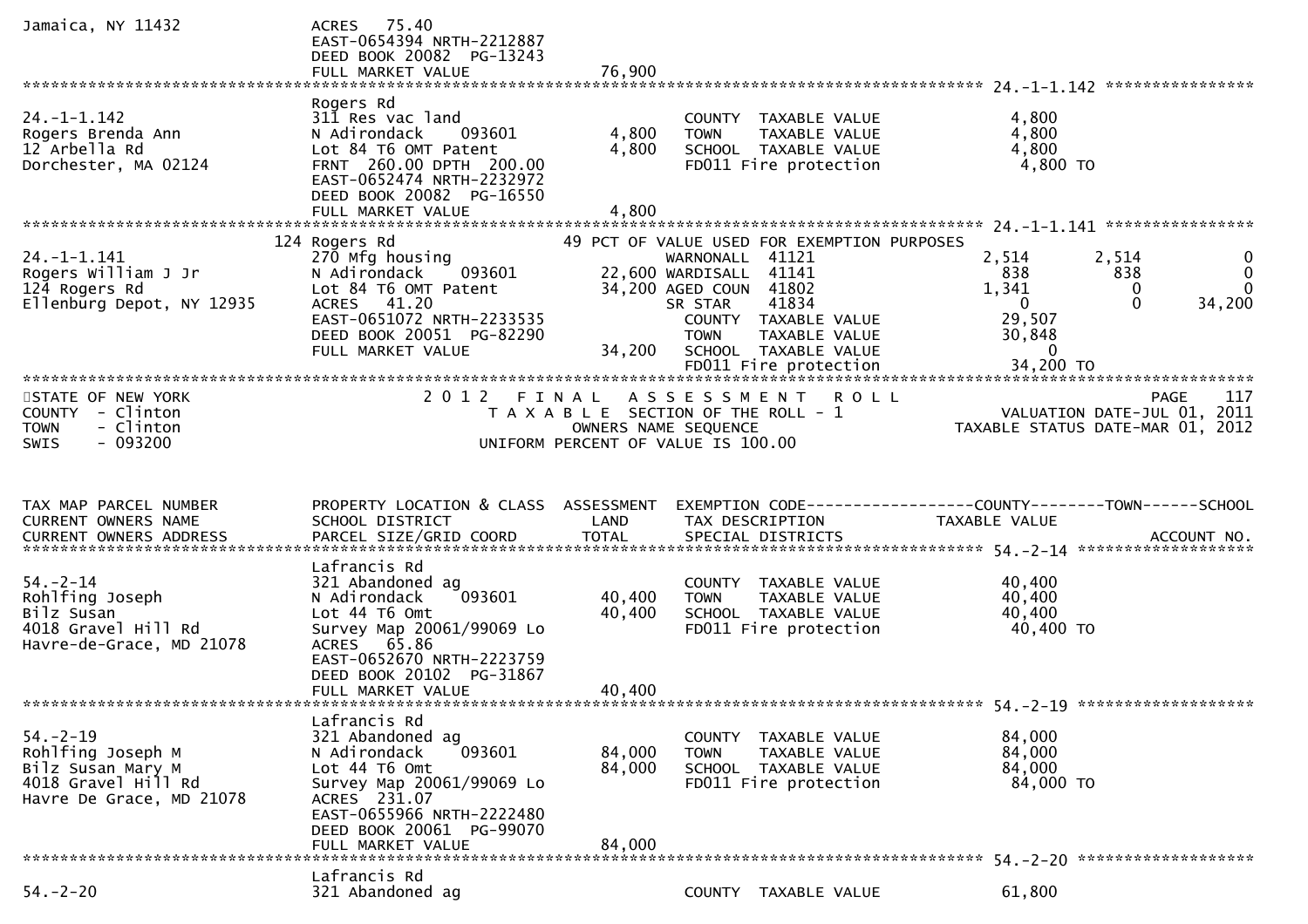```
Jamaica, NY 11432             ACRES  75.40
                              EAST-0654394 NRTH-2212887
                              DEED BOOK 20082  PG-13243
                              FULL MARKET VALUE             76,900
******************************************************************************************************* 24.-1-1.142 ****************
                              Rogers Rd
24.-1-1.142                   311 Res vac land                        COUNTY  TAXABLE VALUE            4,800
Rogers Brenda Ann             N Adirondack    093601         4,800    TOWN    TAXABLE VALUE            4,800
12 Arbella Rd                 Lot 84 T6 OMT Patent           4,800    SCHOOL  TAXABLE VALUE            4,800
Dorchester, MA 02124          FRNT 260.00 DPTH 200.00                 FD011 Fire protection             4,800 TO
                              EAST-0652474 NRTH-2232972
                              DEED BOOK 20082  PG-16550
                              FULL MARKET VALUE              4,800
******************************************************************************************************* 24.-1-1.141 ****************
                          124 Rogers Rd                     49 PCT OF VALUE USED FOR EXEMPTION PURPOSES
24.-1-1.141                   270 Mfg housing                         WARNONALL  41121             2,514       2,514           0
Rogers William J Jr           N Adirondack    093601        22,600 WARDISALL  41141                838         838           0
124 Rogers Rd                 Lot 84 T6 OMT Patent          34,200 AGED COUN  41802              1,341           0           0
Ellenburg Depot, NY 12935     ACRES  41.20                            SR STAR    41834                 0           0      34,200
                              EAST-0651072 NRTH-2233535                COUNTY  TAXABLE VALUE           29,507
                              DEED BOOK 20051  PG-82290                TOWN    TAXABLE VALUE           30,848
                              FULL MARKET VALUE             34,200    SCHOOL  TAXABLE VALUE                0
                                                                      FD011 Fire protection            34,200 TO
************************************************************************************************************************************
STATE OF NEW YORK                    2 0 1 2   F I N A L   A S S E S S M E N T   R O L L                              PAGE    117
COUNTY  - Clinton                        T A X A B L E  SECTION OF THE ROLL - 1                    VALUATION DATE-JUL 01, 2011
TOWN    - Clinton                               OWNERS NAME SEQUENCE                          TAXABLE STATUS DATE-MAR 01, 2012
SWIS    - 093200                        UNIFORM PERCENT OF VALUE IS 100.00


TAX MAP PARCEL NUMBER         PROPERTY LOCATION & CLASS  ASSESSMENT  EXEMPTION CODE------------------COUNTY--------TOWN------SCHOOL
CURRENT OWNERS NAME           SCHOOL DISTRICT               LAND      TAX DESCRIPTION              TAXABLE VALUE
CURRENT OWNERS ADDRESS        PARCEL SIZE/GRID COORD        TOTAL     SPECIAL DISTRICTS                                  ACCOUNT NO.
******************************************************************************************************* 54.-2-14 *******************
                              Lafrancis Rd
54.-2-14                      321 Abandoned ag                        COUNTY  TAXABLE VALUE           40,400
Rohlfing Joseph               N Adirondack    093601        40,400    TOWN    TAXABLE VALUE           40,400
Bilz Susan                    Lot 44 T6 Omt                 40,400    SCHOOL  TAXABLE VALUE           40,400
4018 Gravel Hill Rd           Survey Map 20061/99069 Lo               FD011 Fire protection            40,400 TO
Havre-de-Grace, MD 21078      ACRES  65.86
                              EAST-0652670 NRTH-2223759
                              DEED BOOK 20102  PG-31867
                              FULL MARKET VALUE             40,400
******************************************************************************************************* 54.-2-19 *******************
                              Lafrancis Rd
54.-2-19                      321 Abandoned ag                        COUNTY  TAXABLE VALUE           84,000
Rohlfing Joseph M             N Adirondack    093601        84,000    TOWN    TAXABLE VALUE           84,000
Bilz Susan Mary M             Lot 44 T6 Omt                 84,000    SCHOOL  TAXABLE VALUE           84,000
4018 Gravel Hill Rd           Survey Map 20061/99069 Lo               FD011 Fire protection            84,000 TO
Havre De Grace, MD 21078      ACRES 231.07
                              EAST-0655966 NRTH-2222480
                              DEED BOOK 20061  PG-99070
                              FULL MARKET VALUE             84,000
******************************************************************************************************* 54.-2-20 *******************
                              Lafrancis Rd
54.-2-20                      321 Abandoned ag                        COUNTY  TAXABLE VALUE           61,800
```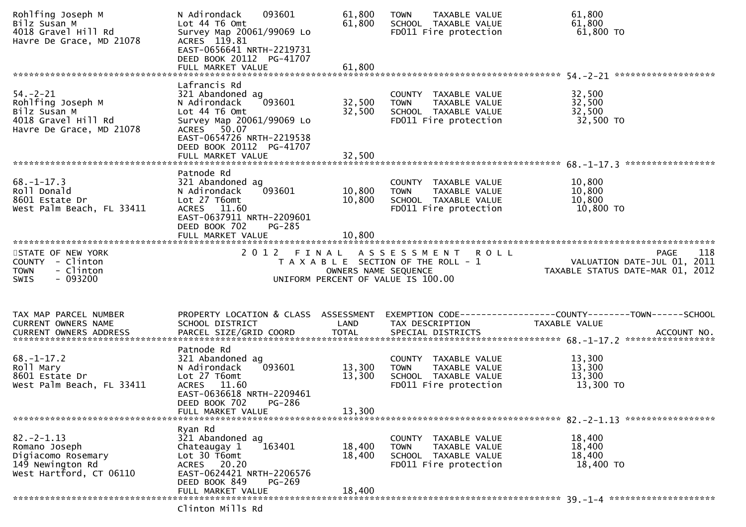```
Rohlfing Joseph M              N Adirondack    093601          61,800   TOWN    TAXABLE VALUE               61,800
Bilz Susan M                   Lot 44 T6 Omt                   61,800   SCHOOL  TAXABLE VALUE               61,800
4018 Gravel Hill Rd            Survey Map 20061/99069 Lo                FD011 Fire protection                 61,800 TO
Havre De Grace, MD 21078       ACRES 119.81
                               EAST-0656641 NRTH-2219731
                               DEED BOOK 20112  PG-41707
                               FULL MARKET VALUE               61,800
******************************************************************************************************* 54.-2-21 *******************
                               Lafrancis Rd
54.-2-21                       321 Abandoned ag                         COUNTY  TAXABLE VALUE               32,500
Rohlfing Joseph M              N Adirondack    093601          32,500   TOWN    TAXABLE VALUE               32,500
Bilz Susan M                   Lot 44 T6 Omt                   32,500   SCHOOL  TAXABLE VALUE               32,500
4018 Gravel Hill Rd            Survey Map 20061/99069 Lo                FD011 Fire protection                 32,500 TO
Havre De Grace, MD 21078       ACRES  50.07
                               EAST-0654726 NRTH-2219538
                               DEED BOOK 20112  PG-41707
                               FULL MARKET VALUE               32,500
******************************************************************************************************* 68.-1-17.3 *****************
                               Patnode Rd
68.-1-17.3                     321 Abandoned ag                         COUNTY  TAXABLE VALUE               10,800
Roll Donald                    N Adirondack    093601          10,800   TOWN    TAXABLE VALUE               10,800
8601 Estate Dr                 Lot 27 T6omt                    10,800   SCHOOL  TAXABLE VALUE               10,800
West Palm Beach, FL 33411      ACRES  11.60                             FD011 Fire protection                 10,800 TO
                               EAST-0637911 NRTH-2209601
                               DEED BOOK 702    PG-285
                               FULL MARKET VALUE               10,800
************************************************************************************************************************************
STATE OF NEW YORK                  2 0 1 2   F I N A L   A S S E S S M E N T   R O L L                              PAGE    118
COUNTY  - Clinton                       T A X A B L E  SECTION OF THE ROLL - 1                        VALUATION DATE-JUL 01, 2011
TOWN    - Clinton                              OWNERS NAME SEQUENCE                              TAXABLE STATUS DATE-MAR 01, 2012
SWIS    - 093200                          UNIFORM PERCENT OF VALUE IS 100.00


TAX MAP PARCEL NUMBER          PROPERTY LOCATION & CLASS  ASSESSMENT  EXEMPTION CODE------------------COUNTY--------TOWN------SCHOOL
CURRENT OWNERS NAME            SCHOOL DISTRICT               LAND      TAX DESCRIPTION            TAXABLE VALUE
CURRENT OWNERS ADDRESS         PARCEL SIZE/GRID COORD        TOTAL     SPECIAL DISTRICTS                                 ACCOUNT NO.
******************************************************************************************************* 68.-1-17.2 *****************
                               Patnode Rd
68.-1-17.2                     321 Abandoned ag                         COUNTY  TAXABLE VALUE               13,300
Roll Mary                      N Adirondack    093601          13,300   TOWN    TAXABLE VALUE               13,300
8601 Estate Dr                 Lot 27 T6omt                    13,300   SCHOOL  TAXABLE VALUE               13,300
West Palm Beach, FL 33411      ACRES  11.60                             FD011 Fire protection                 13,300 TO
                               EAST-0636618 NRTH-2209461
                               DEED BOOK 702    PG-286
                               FULL MARKET VALUE               13,300
******************************************************************************************************* 82.-2-1.13 *****************
                               Ryan Rd
82.-2-1.13                     321 Abandoned ag                         COUNTY  TAXABLE VALUE               18,400
Romano Joseph                  Chateaugay 1    163401          18,400   TOWN    TAXABLE VALUE               18,400
Digiacomo Rosemary             Lot 30 T6omt                    18,400   SCHOOL  TAXABLE VALUE               18,400
149 Newington Rd               ACRES  20.20                             FD011 Fire protection                 18,400 TO
West Hartford, CT 06110        EAST-0624421 NRTH-2206576
                               DEED BOOK 849    PG-269
                               FULL MARKET VALUE               18,400
******************************************************************************************************* 39.-1-4 ********************
                               Clinton Mills Rd
```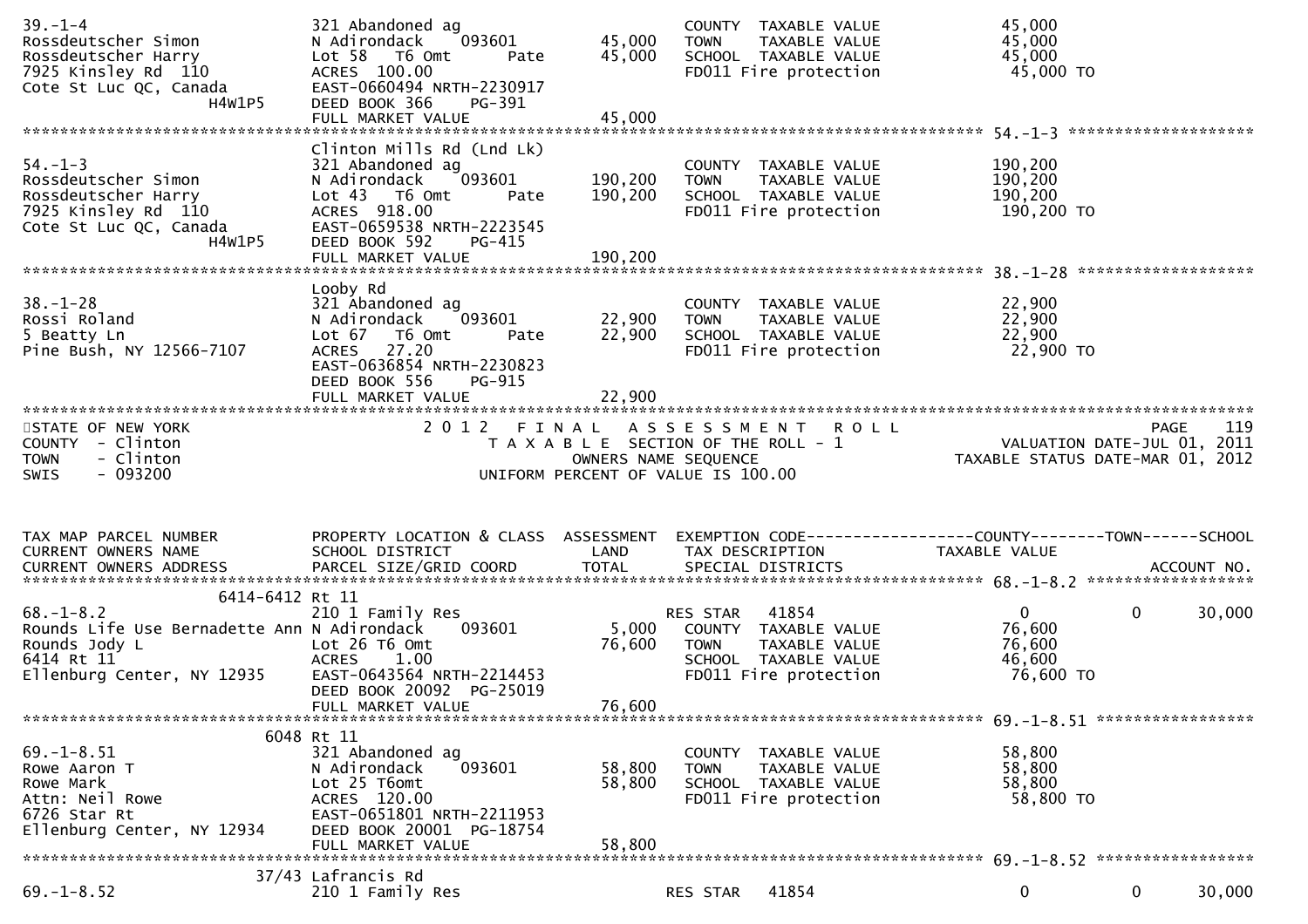```
39.-1-4                        321 Abandoned ag                        COUNTY  TAXABLE VALUE              45,000
Rossdeutscher Simon            N Adirondack    093601       45,000     TOWN    TAXABLE VALUE              45,000
Rossdeutscher Harry            Lot 58   T6 Omt      Pate    45,000     SCHOOL  TAXABLE VALUE              45,000
7925 Kinsley Rd  110           ACRES  100.00                           FD011 Fire protection               45,000 TO
Cote St Luc QC, Canada         EAST-0660494 NRTH-2230917
                 H4W1P5        DEED BOOK 366     PG-391
                               FULL MARKET VALUE            45,000
******************************************************************************************************* 54.-1-3 ********************
                               Clinton Mills Rd (Lnd Lk)
54.-1-3                        321 Abandoned ag                        COUNTY  TAXABLE VALUE             190,200
Rossdeutscher Simon            N Adirondack    093601      190,200     TOWN    TAXABLE VALUE             190,200
Rossdeutscher Harry            Lot 43   T6 Omt      Pate   190,200     SCHOOL  TAXABLE VALUE             190,200
7925 Kinsley Rd  110           ACRES  918.00                           FD011 Fire protection              190,200 TO
Cote St Luc QC, Canada         EAST-0659538 NRTH-2223545
                 H4W1P5        DEED BOOK 592     PG-415
                               FULL MARKET VALUE           190,200
******************************************************************************************************* 38.-1-28 *******************
                               Looby Rd
38.-1-28                       321 Abandoned ag                        COUNTY  TAXABLE VALUE              22,900
Rossi Roland                   N Adirondack    093601       22,900     TOWN    TAXABLE VALUE              22,900
5 Beatty Ln                    Lot 67   T6 Omt      Pate    22,900     SCHOOL  TAXABLE VALUE              22,900
Pine Bush, NY 12566-7107       ACRES   27.20                           FD011 Fire protection               22,900 TO
                               EAST-0636854 NRTH-2230823
                               DEED BOOK 556     PG-915
                               FULL MARKET VALUE            22,900
************************************************************************************************************************************
STATE OF NEW YORK                     2 0 1 2   F I N A L   A S S E S S M E N T   R O L L                          PAGE    119
COUNTY  - Clinton                        T A X A B L E  SECTION OF THE ROLL - 1                   VALUATION DATE-JUL 01, 2011
TOWN    - Clinton                               OWNERS NAME SEQUENCE                         TAXABLE STATUS DATE-MAR 01, 2012
SWIS    - 093200                       UNIFORM PERCENT OF VALUE IS 100.00


TAX MAP PARCEL NUMBER          PROPERTY LOCATION & CLASS  ASSESSMENT  EXEMPTION CODE------------------COUNTY--------TOWN------SCHOOL
CURRENT OWNERS NAME            SCHOOL DISTRICT               LAND      TAX DESCRIPTION             TAXABLE VALUE
CURRENT OWNERS ADDRESS         PARCEL SIZE/GRID COORD        TOTAL     SPECIAL DISTRICTS                                 ACCOUNT NO.
******************************************************************************************************* 68.-1-8.2 ******************
                6414-6412 Rt 11
68.-1-8.2                      210 1 Family Res                        RES STAR   41854                   0          0      30,000
Rounds Life Use Bernadette Ann N Adirondack    093601        5,000     COUNTY  TAXABLE VALUE              76,600
Rounds Jody L                  Lot 26 T6 Omt                76,600     TOWN    TAXABLE VALUE              76,600
6414 Rt 11                     ACRES    1.00                           SCHOOL  TAXABLE VALUE              46,600
Ellenburg Center, NY 12935     EAST-0643564 NRTH-2214453               FD011 Fire protection               76,600 TO
                               DEED BOOK 20092  PG-25019
                               FULL MARKET VALUE            76,600
******************************************************************************************************* 69.-1-8.51 *****************
                     6048 Rt 11
69.-1-8.51                     321 Abandoned ag                        COUNTY  TAXABLE VALUE              58,800
Rowe Aaron T                   N Adirondack    093601       58,800     TOWN    TAXABLE VALUE              58,800
Rowe Mark                      Lot 25 T6omt                 58,800     SCHOOL  TAXABLE VALUE              58,800
Attn: Neil Rowe                ACRES  120.00                           FD011 Fire protection               58,800 TO
6726 Star Rt                   EAST-0651801 NRTH-2211953
Ellenburg Center, NY 12934     DEED BOOK 20001  PG-18754
                               FULL MARKET VALUE            58,800
******************************************************************************************************* 69.-1-8.52 *****************
                    37/43 Lafrancis Rd
69.-1-8.52                     210 1 Family Res                        RES STAR   41854                   0          0      30,000
```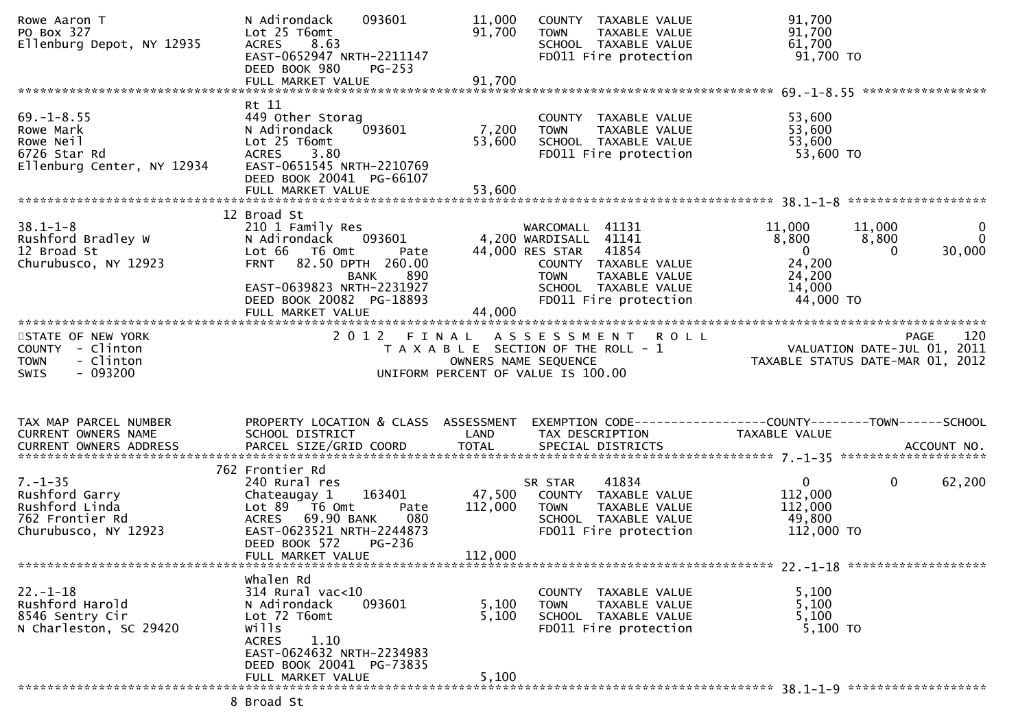```
Rowe Aaron T                   N Adirondack    093601          11,000    COUNTY  TAXABLE VALUE              91,700
PO Box 327                     Lot 25 T6omt                    91,700    TOWN    TAXABLE VALUE              91,700
Ellenburg Depot, NY 12935      ACRES    8.63                             SCHOOL  TAXABLE VALUE              61,700
                               EAST-0652947 NRTH-2211147                 FD011 Fire protection              91,700 TO
                               DEED BOOK 980     PG-253
                               FULL MARKET VALUE               91,700
******************************************************************************************************* 69.-1-8.55 *****************
                               Rt 11
69.-1-8.55                     449 Other Storag                          COUNTY  TAXABLE VALUE              53,600
Rowe Mark                      N Adirondack    093601           7,200    TOWN    TAXABLE VALUE              53,600
Rowe Neil                      Lot 25 T6omt                    53,600    SCHOOL  TAXABLE VALUE              53,600
6726 Star Rd                   ACRES    3.80                             FD011 Fire protection              53,600 TO
Ellenburg Center, NY 12934     EAST-0651545 NRTH-2210769
                               DEED BOOK 20041  PG-66107
                               FULL MARKET VALUE               53,600
******************************************************************************************************* 38.1-1-8 *******************
                             12 Broad St
38.1-1-8                       210 1 Family Res                  WARCOMALL  41131                   11,000       11,000            0
Rushford Bradley W             N Adirondack    093601           4,200 WARDISALL  41141                    8,800        8,800            0
12 Broad St                    Lot 66   T6 Omt        Pate     44,000 RES STAR   41854                        0            0       30,000
Churubusco, NY 12923           FRNT   82.50 DPTH  260.00                 COUNTY  TAXABLE VALUE              24,200
                                            BANK     890                 TOWN    TAXABLE VALUE              24,200
                               EAST-0639823 NRTH-2231927                 SCHOOL  TAXABLE VALUE              14,000
                               DEED BOOK 20082  PG-18893                 FD011 Fire protection              44,000 TO
                               FULL MARKET VALUE               44,000
************************************************************************************************************************************
STATE OF NEW YORK                      2 0 1 2   F I N A L   A S S E S S M E N T   R O L L                                PAGE    120
COUNTY  - Clinton                          T A X A B L E  SECTION OF THE ROLL - 1                        VALUATION DATE-JUL 01, 2011
TOWN    - Clinton                                OWNERS NAME SEQUENCE                              TAXABLE STATUS DATE-MAR 01, 2012
SWIS    - 093200                           UNIFORM PERCENT OF VALUE IS 100.00


TAX MAP PARCEL NUMBER          PROPERTY LOCATION & CLASS  ASSESSMENT  EXEMPTION CODE------------------COUNTY--------TOWN------SCHOOL
CURRENT OWNERS NAME            SCHOOL DISTRICT               LAND      TAX DESCRIPTION             TAXABLE VALUE
CURRENT OWNERS ADDRESS         PARCEL SIZE/GRID COORD        TOTAL     SPECIAL DISTRICTS                                  ACCOUNT NO.
******************************************************************************************************* 7.-1-35 ********************
                            762 Frontier Rd
7.-1-35                        240 Rural res                             SR STAR    41834                        0            0       62,200
Rushford Garry                 Chateaugay 1    163401          47,500    COUNTY  TAXABLE VALUE             112,000
Rushford Linda                 Lot 89   T6 Omt        Pate    112,000    TOWN    TAXABLE VALUE             112,000
762 Frontier Rd                ACRES   69.90 BANK     080                SCHOOL  TAXABLE VALUE              49,800
Churubusco, NY 12923           EAST-0623521 NRTH-2244873                 FD011 Fire protection             112,000 TO
                               DEED BOOK 572     PG-236
                               FULL MARKET VALUE              112,000
******************************************************************************************************* 22.-1-18 *******************
                               Whalen Rd
22.-1-18                       314 Rural vac<10                          COUNTY  TAXABLE VALUE               5,100
Rushford Harold                N Adirondack    093601           5,100    TOWN    TAXABLE VALUE               5,100
8546 Sentry Cir                Lot 72 T6omt                     5,100    SCHOOL  TAXABLE VALUE               5,100
N Charleston, SC 29420         Wills                                     FD011 Fire protection               5,100 TO
                               ACRES    1.10
                               EAST-0624632 NRTH-2234983
                               DEED BOOK 20041  PG-73835
                               FULL MARKET VALUE                5,100
******************************************************************************************************* 38.1-1-9 *******************
                              8 Broad St
```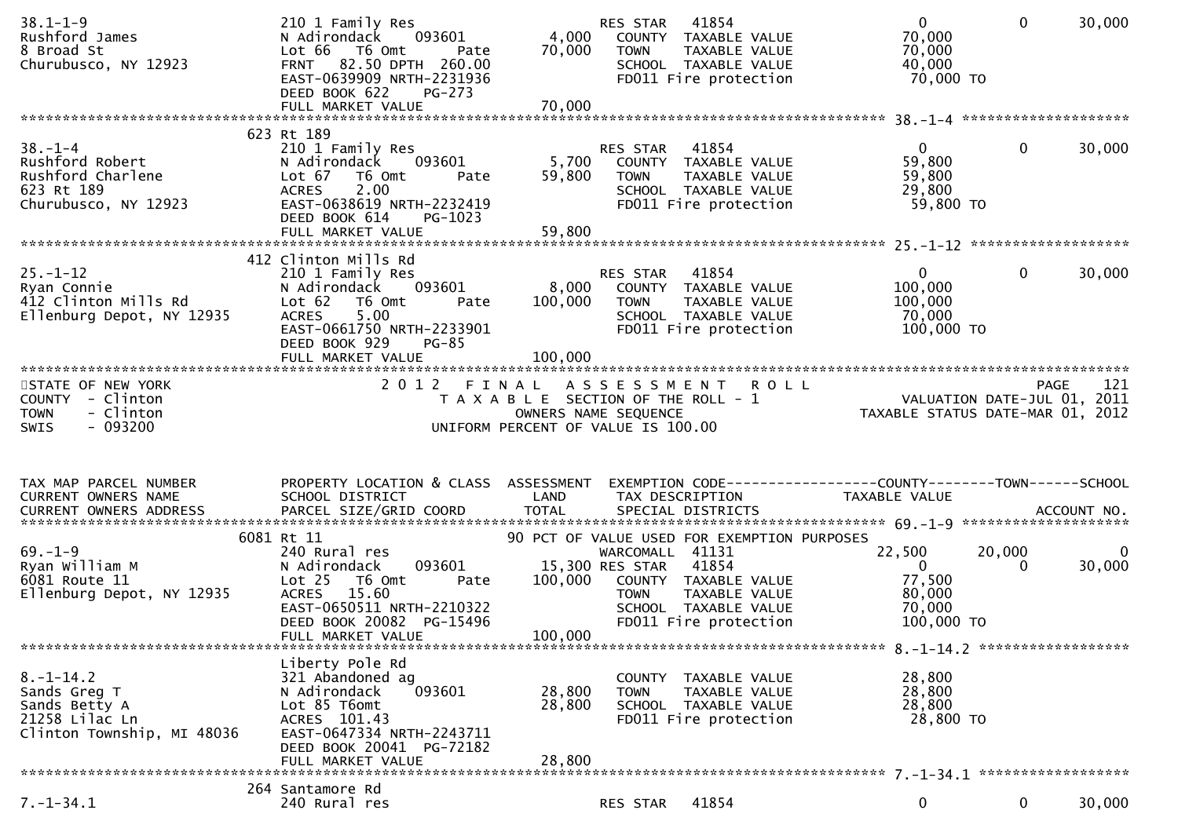```
38.1-1-9                        210 1 Family Res                      RES STAR   41854                    0           0       30,000
Rushford James                  N Adirondack    093601        4,000    COUNTY  TAXABLE VALUE           70,000
8 Broad St                      Lot 66   T6 Omt        Pate  70,000    TOWN    TAXABLE VALUE           70,000
Churubusco, NY 12923            FRNT   82.50 DPTH  260.00              SCHOOL  TAXABLE VALUE           40,000
                                EAST-0639909 NRTH-2231936              FD011 Fire protection            70,000 TO
                                DEED BOOK 622    PG-273
                                FULL MARKET VALUE              70,000
******************************************************************************************************* 38.-1-4 *******************
                              623 Rt 189
38.-1-4                         210 1 Family Res                      RES STAR   41854                    0           0       30,000
Rushford Robert                 N Adirondack    093601        5,700    COUNTY  TAXABLE VALUE           59,800
Rushford Charlene               Lot 67   T6 Omt        Pate  59,800    TOWN    TAXABLE VALUE           59,800
623 Rt 189                      ACRES    2.00                          SCHOOL  TAXABLE VALUE           29,800
Churubusco, NY 12923            EAST-0638619 NRTH-2232419              FD011 Fire protection            59,800 TO
                                DEED BOOK 614    PG-1023
                                FULL MARKET VALUE              59,800
******************************************************************************************************* 25.-1-12 ******************
                              412 Clinton Mills Rd
25.-1-12                        210 1 Family Res                      RES STAR   41854                    0           0       30,000
Ryan Connie                     N Adirondack    093601        8,000    COUNTY  TAXABLE VALUE          100,000
412 Clinton Mills Rd            Lot 62   T6 Omt        Pate 100,000    TOWN    TAXABLE VALUE          100,000
Ellenburg Depot, NY 12935       ACRES    5.00                          SCHOOL  TAXABLE VALUE           70,000
                                EAST-0661750 NRTH-2233901              FD011 Fire protection           100,000 TO
                                DEED BOOK 929    PG-85
                                FULL MARKET VALUE             100,000
************************************************************************************************************************************
STATE OF NEW YORK                     2 0 1 2   F I N A L   A S S E S S M E N T   R O L L                              PAGE    121
COUNTY  - Clinton                          T A X A B L E  SECTION OF THE ROLL - 1                      VALUATION DATE-JUL 01, 2011
TOWN    - Clinton                               OWNERS NAME SEQUENCE                               TAXABLE STATUS DATE-MAR 01, 2012
SWIS    - 093200                          UNIFORM PERCENT OF VALUE IS 100.00


TAX MAP PARCEL NUMBER           PROPERTY LOCATION & CLASS  ASSESSMENT  EXEMPTION CODE------------------COUNTY--------TOWN------SCHOOL
CURRENT OWNERS NAME             SCHOOL DISTRICT               LAND     TAX DESCRIPTION                 TAXABLE VALUE
CURRENT OWNERS ADDRESS          PARCEL SIZE/GRID COORD        TOTAL    SPECIAL DISTRICTS                                     ACCOUNT NO.
******************************************************************************************************* 69.-1-9 *******************
                             6081 Rt 11                           90 PCT OF VALUE USED FOR EXEMPTION PURPOSES
69.-1-9                         240 Rural res                         WARCOMALL  41131                22,500      20,000           0
Ryan William M                  N Adirondack    093601       15,300 RES STAR   41854                    0           0       30,000
6081 Route 11                   Lot 25   T6 Omt        Pate 100,000    COUNTY  TAXABLE VALUE           77,500
Ellenburg Depot, NY 12935       ACRES   15.60                          TOWN    TAXABLE VALUE           80,000
                                EAST-0650511 NRTH-2210322              SCHOOL  TAXABLE VALUE           70,000
                                DEED BOOK 20082  PG-15496              FD011 Fire protection           100,000 TO
                                FULL MARKET VALUE             100,000
******************************************************************************************************* 8.-1-14.2 *****************
                                Liberty Pole Rd
8.-1-14.2                       321 Abandoned ag                       COUNTY  TAXABLE VALUE           28,800
Sands Greg T                    N Adirondack    093601       28,800    TOWN    TAXABLE VALUE           28,800
Sands Betty A                   Lot 85 T6omt                 28,800    SCHOOL  TAXABLE VALUE           28,800
21258 Lilac Ln                  ACRES  101.43                          FD011 Fire protection            28,800 TO
Clinton Township, MI 48036      EAST-0647334 NRTH-2243711
                                DEED BOOK 20041  PG-72182
                                FULL MARKET VALUE              28,800
******************************************************************************************************* 7.-1-34.1 *****************
                              264 Santamore Rd
7.-1-34.1                       240 Rural res                         RES STAR   41854                    0           0       30,000
```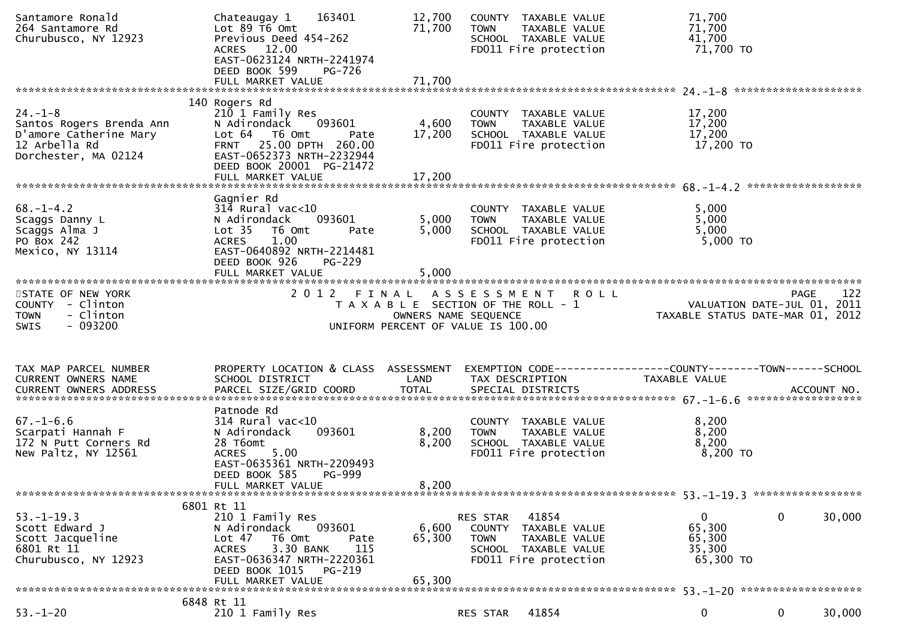```
Santamore Ronald                 Chateaugay 1    163401         12,700    COUNTY  TAXABLE VALUE              71,700
264 Santamore Rd                 Lot 89 T6 Omt                  71,700    TOWN    TAXABLE VALUE              71,700
Churubusco, NY 12923             Previous Deed 454-262                    SCHOOL  TAXABLE VALUE              41,700
                                 ACRES   12.00                            FD011 Fire protection               71,700 TO
                                 EAST-0623124 NRTH-2241974
                                 DEED BOOK 599     PG-726
                                 FULL MARKET VALUE              71,700
******************************************************************************************************* 24.-1-8 *******************
                             140 Rogers Rd
24.-1-8                          210 1 Family Res                         COUNTY  TAXABLE VALUE              17,200
Santos Rogers Brenda Ann         N Adirondack     093601         4,600    TOWN    TAXABLE VALUE              17,200
D'amore Catherine Mary           Lot 64   T6 Omt       Pate     17,200    SCHOOL  TAXABLE VALUE              17,200
12 Arbella Rd                    FRNT   25.00 DPTH  260.00                FD011 Fire protection               17,200 TO
Dorchester, MA 02124             EAST-0652373 NRTH-2232944
                                 DEED BOOK 20001  PG-21472
                                 FULL MARKET VALUE              17,200
******************************************************************************************************* 68.-1-4.2 *****************
                                 Gagnier Rd
68.-1-4.2                        314 Rural vac<10                         COUNTY  TAXABLE VALUE               5,000
Scaggs Danny L                   N Adirondack     093601         5,000    TOWN    TAXABLE VALUE               5,000
Scaggs Alma J                    Lot 35   T6 Omt       Pate      5,000    SCHOOL  TAXABLE VALUE               5,000
PO Box 242                       ACRES    1.00                            FD011 Fire protection                5,000 TO
Mexico, NY 13114                 EAST-0640892 NRTH-2214481
                                 DEED BOOK 926     PG-229
                                 FULL MARKET VALUE               5,000
************************************************************************************************************************************
STATE OF NEW YORK                      2 0 1 2   F I N A L   A S S E S S M E N T   R O L L                              PAGE    122
COUNTY  - Clinton                          T A X A B L E  SECTION OF THE ROLL - 1                        VALUATION DATE-JUL 01, 2011
TOWN    - Clinton                                 OWNERS NAME SEQUENCE                            TAXABLE STATUS DATE-MAR 01, 2012
SWIS    - 093200                           UNIFORM PERCENT OF VALUE IS 100.00


TAX MAP PARCEL NUMBER            PROPERTY LOCATION & CLASS  ASSESSMENT  EXEMPTION CODE------------------COUNTY--------TOWN------SCHOOL
CURRENT OWNERS NAME              SCHOOL DISTRICT                LAND    TAX DESCRIPTION              TAXABLE VALUE
CURRENT OWNERS ADDRESS           PARCEL SIZE/GRID COORD         TOTAL   SPECIAL DISTRICTS                                ACCOUNT NO.
******************************************************************************************************* 67.-1-6.6 *****************
                                 Patnode Rd
67.-1-6.6                        314 Rural vac<10                         COUNTY  TAXABLE VALUE               8,200
Scarpati Hannah F                N Adirondack     093601         8,200    TOWN    TAXABLE VALUE               8,200
172 N Putt Corners Rd            28 T6omt                        8,200    SCHOOL  TAXABLE VALUE               8,200
New Paltz, NY 12561              ACRES    5.00                            FD011 Fire protection                8,200 TO
                                 EAST-0635361 NRTH-2209493
                                 DEED BOOK 585     PG-999
                                 FULL MARKET VALUE               8,200
******************************************************************************************************* 53.-1-19.3 ****************
                           6801 Rt 11
53.-1-19.3                       210 1 Family Res                         RES STAR   41854                    0             0      30,000
Scott Edward J                   N Adirondack     093601         6,600    COUNTY  TAXABLE VALUE              65,300
Scott Jacqueline                 Lot 47   T6 Omt       Pate     65,300    TOWN    TAXABLE VALUE              65,300
6801 Rt 11                       ACRES    3.30 BANK     115               SCHOOL  TAXABLE VALUE              35,300
Churubusco, NY 12923             EAST-0636347 NRTH-2220361                FD011 Fire protection               65,300 TO
                                 DEED BOOK 1015   PG-219
                                 FULL MARKET VALUE              65,300
******************************************************************************************************* 53.-1-20 ******************
                           6848 Rt 11
53.-1-20                         210 1 Family Res                         RES STAR   41854                    0             0      30,000
```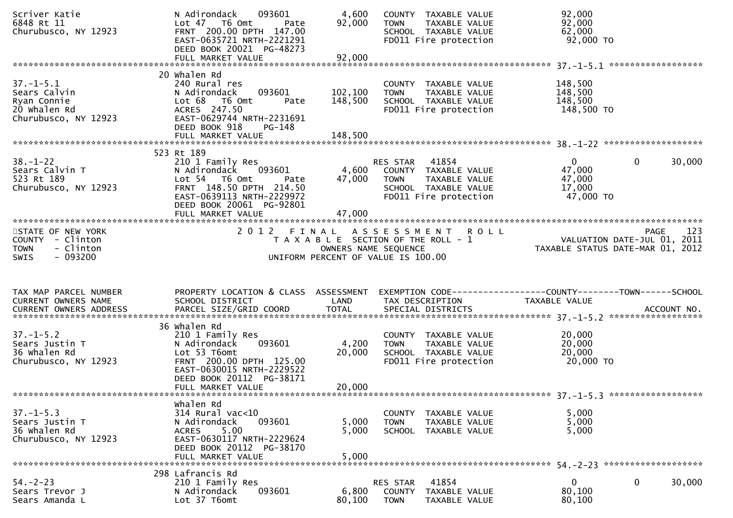```
Scriver Katie                      N Adirondack    093601          4,600   COUNTY  TAXABLE VALUE              92,000
6848 Rt 11                         Lot 47   T6 Omt       Pate     92,000   TOWN    TAXABLE VALUE              92,000
Churubusco, NY 12923               FRNT 200.00 DPTH 147.00                 SCHOOL  TAXABLE VALUE              62,000
                                   EAST-0635721 NRTH-2221291               FD011 Fire protection               92,000 TO
                                   DEED BOOK 20021  PG-48273
                                   FULL MARKET VALUE                92,000
******************************************************************************************************* 37.-1-5.1 ******************
                                 20 Whalen Rd
37.-1-5.1                          240 Rural res                           COUNTY  TAXABLE VALUE             148,500
Sears Calvin                       N Adirondack    093601        102,100   TOWN    TAXABLE VALUE             148,500
Ryan Connie                        Lot 68   T6 Omt       Pate    148,500   SCHOOL  TAXABLE VALUE             148,500
20 Whalen Rd                       ACRES 247.50                            FD011 Fire protection              148,500 TO
Churubusco, NY 12923               EAST-0629744 NRTH-2231691
                                   DEED BOOK 918    PG-148
                                   FULL MARKET VALUE               148,500
******************************************************************************************************* 38.-1-22 *******************
                                523 Rt 189
38.-1-22                           210 1 Family Res                        RES STAR   41854                   0          0       30,000
Sears Calvin T                     N Adirondack    093601          4,600   COUNTY  TAXABLE VALUE              47,000
523 Rt 189                         Lot 54   T6 Omt       Pate     47,000   TOWN    TAXABLE VALUE              47,000
Churubusco, NY 12923               FRNT 148.50 DPTH 214.50                 SCHOOL  TAXABLE VALUE              17,000
                                   EAST-0639113 NRTH-2229972               FD011 Fire protection               47,000 TO
                                   DEED BOOK 20061  PG-92801
                                   FULL MARKET VALUE                47,000
************************************************************************************************************************************
STATE OF NEW YORK                          2 0 1 2   F I N A L   A S S E S S M E N T   R O L L                              PAGE   123
COUNTY  - Clinton                               T A X A B L E  SECTION OF THE ROLL - 1                        VALUATION DATE-JUL 01, 2011
TOWN    - Clinton                                      OWNERS NAME SEQUENCE                             TAXABLE STATUS DATE-MAR 01, 2012
SWIS    - 093200                                UNIFORM PERCENT OF VALUE IS 100.00


TAX MAP PARCEL NUMBER              PROPERTY LOCATION & CLASS  ASSESSMENT  EXEMPTION CODE------------------COUNTY--------TOWN------SCHOOL
CURRENT OWNERS NAME                SCHOOL DISTRICT               LAND      TAX DESCRIPTION             TAXABLE VALUE
CURRENT OWNERS ADDRESS             PARCEL SIZE/GRID COORD        TOTAL     SPECIAL DISTRICTS                                ACCOUNT NO.
******************************************************************************************************* 37.-1-5.2 ******************
                                 36 Whalen Rd
37.-1-5.2                          210 1 Family Res                        COUNTY  TAXABLE VALUE              20,000
Sears Justin T                     N Adirondack    093601          4,200   TOWN    TAXABLE VALUE              20,000
36 Whalen Rd                       Lot 53 T6omt                   20,000   SCHOOL  TAXABLE VALUE              20,000
Churubusco, NY 12923               FRNT 200.00 DPTH 125.00                 FD011 Fire protection               20,000 TO
                                   EAST-0630015 NRTH-2229522
                                   DEED BOOK 20112  PG-38171
                                   FULL MARKET VALUE                20,000
******************************************************************************************************* 37.-1-5.3 ******************
                                   Whalen Rd
37.-1-5.3                          314 Rural vac<10                        COUNTY  TAXABLE VALUE               5,000
Sears Justin T                     N Adirondack    093601          5,000   TOWN    TAXABLE VALUE               5,000
36 Whalen Rd                       ACRES     5.00                  5,000   SCHOOL  TAXABLE VALUE               5,000
Churubusco, NY 12923               EAST-0630117 NRTH-2229624
                                   DEED BOOK 20112  PG-38170
                                   FULL MARKET VALUE                 5,000
******************************************************************************************************* 54.-2-23 *******************
                                298 Lafrancis Rd
54.-2-23                           210 1 Family Res                        RES STAR   41854                   0          0       30,000
Sears Trevor J                     N Adirondack    093601          6,800   COUNTY  TAXABLE VALUE              80,100
Sears Amanda L                     Lot 37 T6omt                   80,100   TOWN    TAXABLE VALUE              80,100
```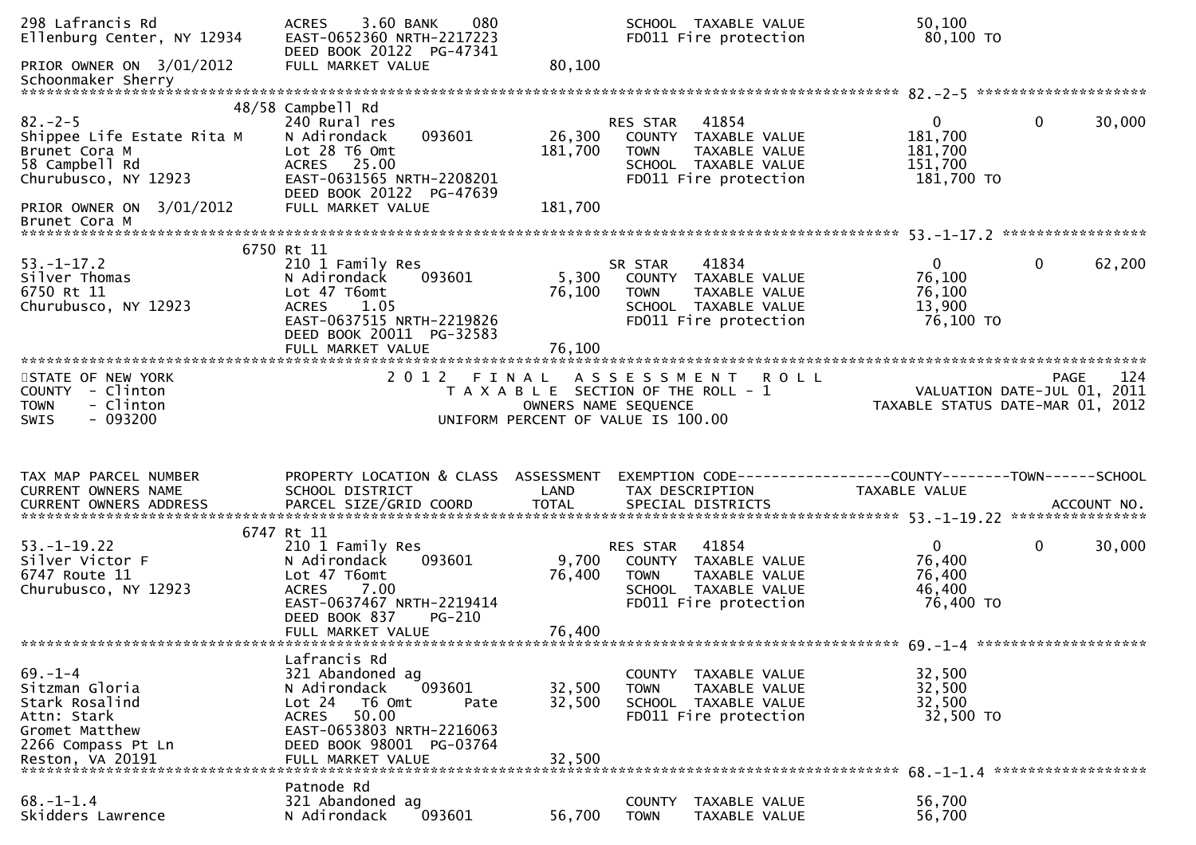```
298 Lafrancis Rd               ACRES    3.60 BANK    080                SCHOOL  TAXABLE VALUE              50,100
Ellenburg Center, NY 12934     EAST-0652360 NRTH-2217223                FD011 Fire protection              80,100 TO
                               DEED BOOK 20122  PG-47341
PRIOR OWNER ON  3/01/2012      FULL MARKET VALUE              80,100
Schoonmaker Sherry
******************************************************************************************************* 82.-2-5 ********************
                        48/58 Campbell Rd
82.-2-5                        240 Rural res                            RES STAR   41854                    0           0      30,000
Shippee Life Estate Rita M     N Adirondack      093601        26,300   COUNTY  TAXABLE VALUE             181,700
Brunet Cora M                  Lot 28 T6 Omt                  181,700   TOWN    TAXABLE VALUE             181,700
58 Campbell Rd                 ACRES   25.00                            SCHOOL  TAXABLE VALUE             151,700
Churubusco, NY 12923           EAST-0631565 NRTH-2208201                FD011 Fire protection             181,700 TO
                               DEED BOOK 20122  PG-47639
PRIOR OWNER ON  3/01/2012      FULL MARKET VALUE             181,700
Brunet Cora M
******************************************************************************************************* 53.-1-17.2 *****************
                        6750 Rt 11
53.-1-17.2                     210 1 Family Res                         SR STAR    41834                    0           0      62,200
Silver Thomas                  N Adirondack      093601         5,300   COUNTY  TAXABLE VALUE              76,100
6750 Rt 11                     Lot 47 T6omt                    76,100   TOWN    TAXABLE VALUE              76,100
Churubusco, NY 12923           ACRES    1.05                            SCHOOL  TAXABLE VALUE              13,900
                               EAST-0637515 NRTH-2219826                FD011 Fire protection              76,100 TO
                               DEED BOOK 20011  PG-32583
                               FULL MARKET VALUE              76,100
************************************************************************************************************************************
STATE OF NEW YORK                    2 0 1 2   F I N A L   A S S E S S M E N T   R O L L                             PAGE    124
COUNTY  - Clinton                         T A X A B L E  SECTION OF THE ROLL - 1                         VALUATION DATE-JUL 01, 2011
TOWN    - Clinton                                OWNERS NAME SEQUENCE                                 TAXABLE STATUS DATE-MAR 01, 2012
SWIS    - 093200                          UNIFORM PERCENT OF VALUE IS 100.00


TAX MAP PARCEL NUMBER          PROPERTY LOCATION & CLASS  ASSESSMENT  EXEMPTION CODE------------------COUNTY--------TOWN------SCHOOL
CURRENT OWNERS NAME            SCHOOL DISTRICT               LAND      TAX DESCRIPTION              TAXABLE VALUE
CURRENT OWNERS ADDRESS         PARCEL SIZE/GRID COORD        TOTAL     SPECIAL DISTRICTS                                  ACCOUNT NO.
******************************************************************************************************* 53.-1-19.22 ****************
                        6747 Rt 11
53.-1-19.22                    210 1 Family Res                         RES STAR   41854                    0           0      30,000
Silver Victor F                N Adirondack      093601         9,700   COUNTY  TAXABLE VALUE              76,400
6747 Route 11                  Lot 47 T6omt                    76,400   TOWN    TAXABLE VALUE              76,400
Churubusco, NY 12923           ACRES    7.00                            SCHOOL  TAXABLE VALUE              46,400
                               EAST-0637467 NRTH-2219414                FD011 Fire protection              76,400 TO
                               DEED BOOK 837     PG-210
                               FULL MARKET VALUE              76,400
******************************************************************************************************* 69.-1-4 ********************
                               Lafrancis Rd
69.-1-4                        321 Abandoned ag                         COUNTY  TAXABLE VALUE              32,500
Sitzman Gloria                 N Adirondack      093601        32,500   TOWN    TAXABLE VALUE              32,500
Stark Rosalind                 Lot 24   T6 Omt         Pate    32,500   SCHOOL  TAXABLE VALUE              32,500
Attn: Stark                    ACRES   50.00                            FD011 Fire protection              32,500 TO
Gromet Matthew                 EAST-0653803 NRTH-2216063
2266 Compass Pt Ln             DEED BOOK 98001  PG-03764
Reston, VA 20191               FULL MARKET VALUE              32,500
******************************************************************************************************* 68.-1-1.4 ******************
                               Patnode Rd
68.-1-1.4                      321 Abandoned ag                         COUNTY  TAXABLE VALUE              56,700
Skidders Lawrence              N Adirondack      093601        56,700   TOWN    TAXABLE VALUE              56,700
```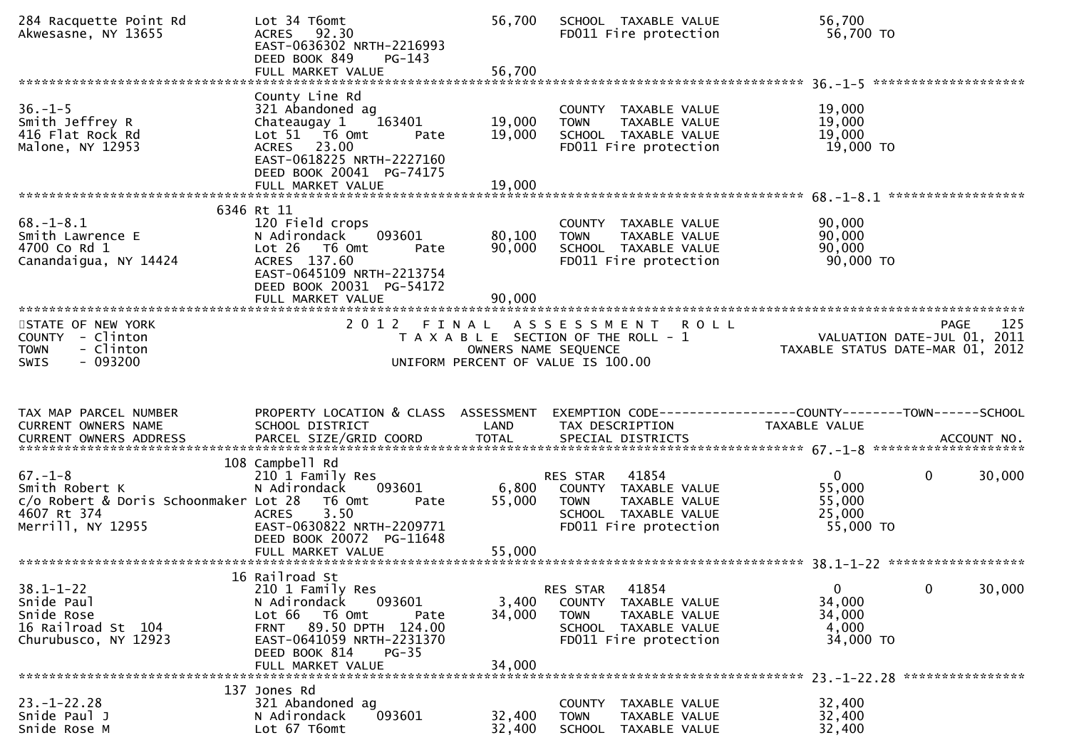```
284 Racquette Point Rd         Lot 34 T6omt                   56,700   SCHOOL  TAXABLE VALUE              56,700
Akwesasne, NY 13655            ACRES   92.30                           FD011 Fire protection               56,700 TO
                               EAST-0636302 NRTH-2216993
                               DEED BOOK 849    PG-143
                               FULL MARKET VALUE              56,700
******************************************************************************************************* 36.-1-5 ********************
                               County Line Rd
36.-1-5                        321 Abandoned ag                        COUNTY  TAXABLE VALUE              19,000
Smith Jeffrey R                Chateaugay 1     163401        19,000   TOWN    TAXABLE VALUE              19,000
416 Flat Rock Rd               Lot 51  T6 Omt       Pate      19,000   SCHOOL  TAXABLE VALUE              19,000
Malone, NY 12953               ACRES   23.00                           FD011 Fire protection               19,000 TO
                               EAST-0618225 NRTH-2227160
                               DEED BOOK 20041  PG-74175
                               FULL MARKET VALUE              19,000
******************************************************************************************************* 68.-1-8.1 ******************
                          6346 Rt 11
68.-1-8.1                      120 Field crops                         COUNTY  TAXABLE VALUE              90,000
Smith Lawrence E               N Adirondack     093601        80,100   TOWN    TAXABLE VALUE              90,000
4700 Co Rd 1                   Lot 26  T6 Omt       Pate      90,000   SCHOOL  TAXABLE VALUE              90,000
Canandaigua, NY 14424          ACRES  137.60                           FD011 Fire protection               90,000 TO
                               EAST-0645109 NRTH-2213754
                               DEED BOOK 20031  PG-54172
                               FULL MARKET VALUE              90,000
************************************************************************************************************************************
STATE OF NEW YORK                    2 0 1 2   F I N A L   A S S E S S M E N T   R O L L                                  PAGE    125
COUNTY  - Clinton                       T A X A B L E  SECTION OF THE ROLL - 1                         VALUATION DATE-JUL 01, 2011
TOWN    - Clinton                              OWNERS NAME SEQUENCE                               TAXABLE STATUS DATE-MAR 01, 2012
SWIS    - 093200                          UNIFORM PERCENT OF VALUE IS 100.00


TAX MAP PARCEL NUMBER          PROPERTY LOCATION & CLASS  ASSESSMENT  EXEMPTION CODE------------------COUNTY--------TOWN------SCHOOL
CURRENT OWNERS NAME            SCHOOL DISTRICT               LAND      TAX DESCRIPTION                TAXABLE VALUE
CURRENT OWNERS ADDRESS         PARCEL SIZE/GRID COORD        TOTAL     SPECIAL DISTRICTS                                  ACCOUNT NO.
******************************************************************************************************* 67.-1-8 ********************
                           108 Campbell Rd
67.-1-8                        210 1 Family Res                        RES STAR   41854                    0            0     30,000
Smith Robert K                 N Adirondack     093601         6,800    COUNTY  TAXABLE VALUE              55,000
c/o Robert & Doris Schoonmaker Lot 28  T6 Omt       Pate      55,000    TOWN    TAXABLE VALUE              55,000
4607 Rt 374                    ACRES    3.50                            SCHOOL  TAXABLE VALUE              25,000
Merrill, NY 12955              EAST-0630822 NRTH-2209771               FD011 Fire protection               55,000 TO
                               DEED BOOK 20072  PG-11648
                               FULL MARKET VALUE              55,000
******************************************************************************************************* 38.1-1-22 ******************
                            16 Railroad St
38.1-1-22                      210 1 Family Res                        RES STAR   41854                    0            0     30,000
Snide Paul                     N Adirondack     093601         3,400    COUNTY  TAXABLE VALUE              34,000
Snide Rose                     Lot 66  T6 Omt       Pate      34,000    TOWN    TAXABLE VALUE              34,000
16 Railroad St  104            FRNT   89.50 DPTH 124.00                 SCHOOL  TAXABLE VALUE               4,000
Churubusco, NY 12923           EAST-0641059 NRTH-2231370               FD011 Fire protection               34,000 TO
                               DEED BOOK 814    PG-35
                               FULL MARKET VALUE              34,000
******************************************************************************************************* 23.-1-22.28 ****************
                           137 Jones Rd
23.-1-22.28                    321 Abandoned ag                        COUNTY  TAXABLE VALUE              32,400
Snide Paul J                   N Adirondack     093601        32,400   TOWN    TAXABLE VALUE              32,400
Snide Rose M                   Lot 67 T6omt                   32,400   SCHOOL  TAXABLE VALUE              32,400
```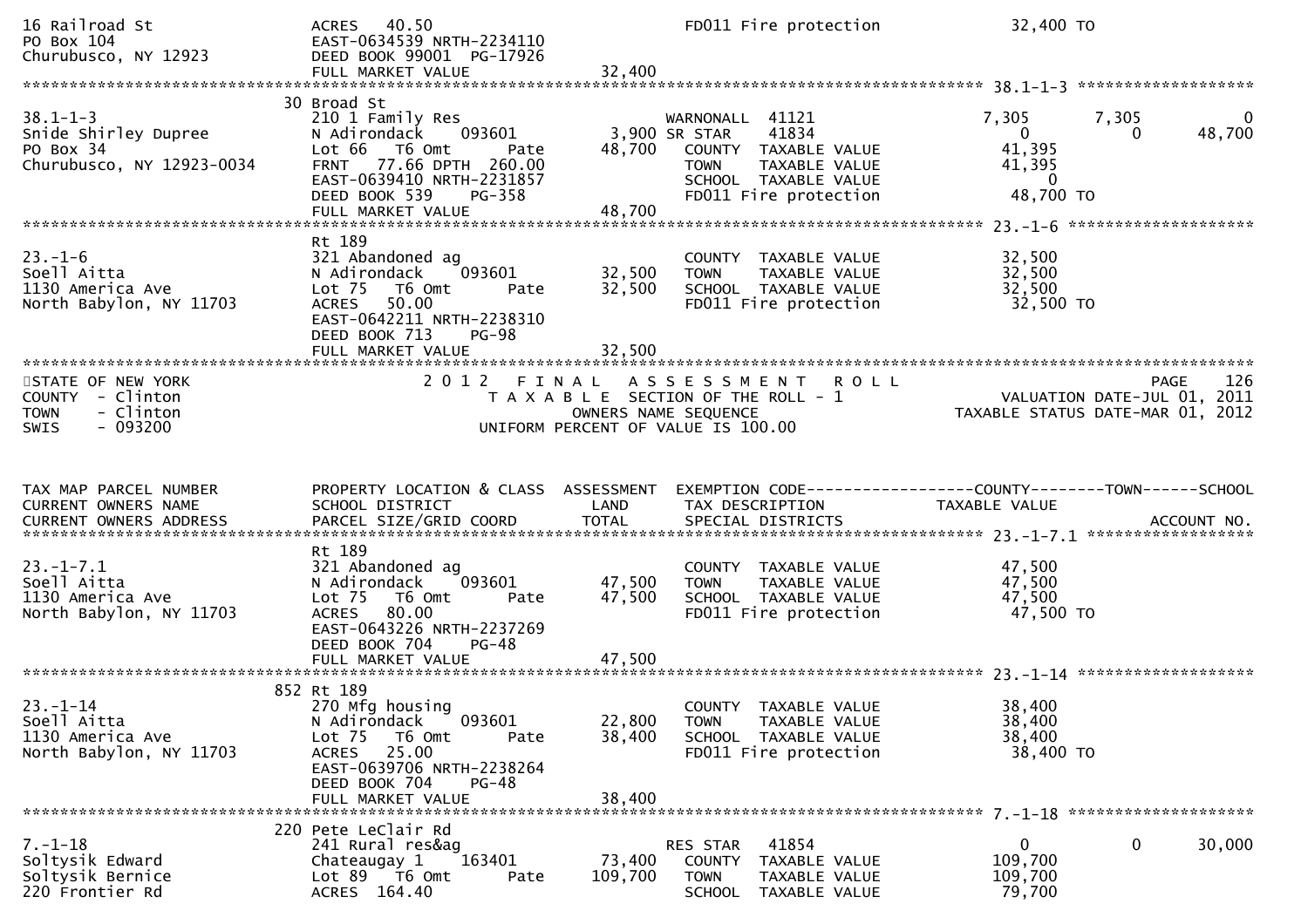```
16 Railroad St                ACRES  40.50                               FD011 Fire protection           32,400 TO
PO Box 104                    EAST-0634539 NRTH-2234110
Churubusco, NY 12923          DEED BOOK 99001 PG-17926
                              FULL MARKET VALUE              32,400
******************************************************************************************************* 38.1-1-3 ******************
                           30 Broad St
38.1-1-3                      210 1 Family Res                     WARNONALL  41121                7,305        7,305            0
Snide Shirley Dupree          N Adirondack    093601        3,900 SR STAR    41834                    0            0       48,700
PO Box 34                     Lot 66   T6 Omt       Pate   48,700    COUNTY  TAXABLE VALUE           41,395
Churubusco, NY 12923-0034     FRNT  77.66 DPTH 260.00                TOWN    TAXABLE VALUE           41,395
                              EAST-0639410 NRTH-2231857              SCHOOL  TAXABLE VALUE                0
                              DEED BOOK 539    PG-358                FD011 Fire protection           48,700 TO
                              FULL MARKET VALUE              48,700
******************************************************************************************************* 23.-1-6 *******************
                              Rt 189
23.-1-6                       321 Abandoned ag                       COUNTY  TAXABLE VALUE           32,500
Soell Aitta                   N Adirondack    093601       32,500    TOWN    TAXABLE VALUE           32,500
1130 America Ave              Lot 75   T6 Omt       Pate   32,500    SCHOOL  TAXABLE VALUE           32,500
North Babylon, NY 11703       ACRES  50.00                           FD011 Fire protection           32,500 TO
                              EAST-0642211 NRTH-2238310
                              DEED BOOK 713    PG-98
                              FULL MARKET VALUE              32,500
************************************************************************************************************************************
STATE OF NEW YORK                  2 0 1 2   F I N A L   A S S E S S M E N T   R O L L                              PAGE    126
COUNTY  - Clinton                        T A X A B L E  SECTION OF THE ROLL - 1                      VALUATION DATE-JUL 01, 2011
TOWN    - Clinton                              OWNERS NAME SEQUENCE                           TAXABLE STATUS DATE-MAR 01, 2012
SWIS    - 093200                        UNIFORM PERCENT OF VALUE IS 100.00


TAX MAP PARCEL NUMBER         PROPERTY LOCATION & CLASS  ASSESSMENT  EXEMPTION CODE------------------COUNTY--------TOWN------SCHOOL
CURRENT OWNERS NAME           SCHOOL DISTRICT               LAND      TAX DESCRIPTION              TAXABLE VALUE
CURRENT OWNERS ADDRESS        PARCEL SIZE/GRID COORD        TOTAL     SPECIAL DISTRICTS                                ACCOUNT NO.
******************************************************************************************************* 23.-1-7.1 *****************
                              Rt 189
23.-1-7.1                     321 Abandoned ag                       COUNTY  TAXABLE VALUE           47,500
Soell Aitta                   N Adirondack    093601       47,500    TOWN    TAXABLE VALUE           47,500
1130 America Ave              Lot 75   T6 Omt       Pate   47,500    SCHOOL  TAXABLE VALUE           47,500
North Babylon, NY 11703       ACRES  80.00                           FD011 Fire protection           47,500 TO
                              EAST-0643226 NRTH-2237269
                              DEED BOOK 704    PG-48
                              FULL MARKET VALUE              47,500
******************************************************************************************************* 23.-1-14 ******************
                          852 Rt 189
23.-1-14                      270 Mfg housing                        COUNTY  TAXABLE VALUE           38,400
Soell Aitta                   N Adirondack    093601       22,800    TOWN    TAXABLE VALUE           38,400
1130 America Ave              Lot 75   T6 Omt       Pate   38,400    SCHOOL  TAXABLE VALUE           38,400
North Babylon, NY 11703       ACRES  25.00                           FD011 Fire protection           38,400 TO
                              EAST-0639706 NRTH-2238264
                              DEED BOOK 704    PG-48
                              FULL MARKET VALUE              38,400
******************************************************************************************************* 7.-1-18 *******************
                          220 Pete LeClair Rd
7.-1-18                       241 Rural res&ag                     RES STAR   41854                       0            0       30,000
Soltysik Edward               Chateaugay 1    163401       73,400    COUNTY  TAXABLE VALUE          109,700
Soltysik Bernice              Lot 89   T6 Omt       Pate  109,700    TOWN    TAXABLE VALUE          109,700
220 Frontier Rd               ACRES 164.40                           SCHOOL  TAXABLE VALUE           79,700
```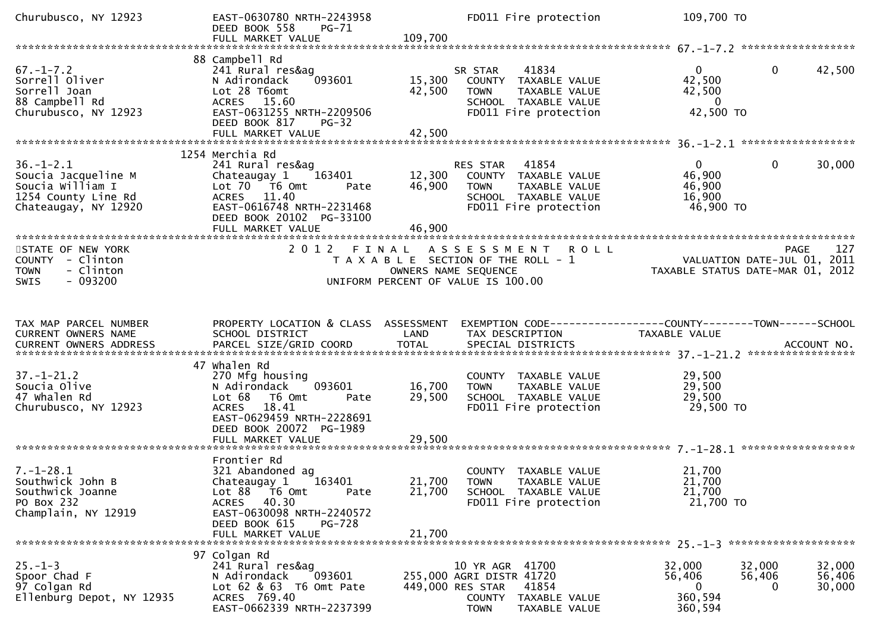```
Churubusco, NY 12923           EAST-0630780 NRTH-2243958                 FD011 Fire protection              109,700 TO
                               DEED BOOK 558     PG-71
                               FULL MARKET VALUE                109,700
******************************************************************************************************* 67.-1-7.2 ******************
                             88 Campbell Rd
67.-1-7.2                      241 Rural res&ag                    SR STAR     41834                    0             0        42,500
Sorrell Oliver                 N Adirondack     093601     15,300    COUNTY  TAXABLE VALUE            42,500
Sorrell Joan                   Lot 28 T6omt               42,500    TOWN    TAXABLE VALUE            42,500
88 Campbell Rd                 ACRES   15.60                         SCHOOL  TAXABLE VALUE                 0
Churubusco, NY 12923           EAST-0631255 NRTH-2209506             FD011 Fire protection              42,500 TO
                               DEED BOOK 817     PG-32
                               FULL MARKET VALUE                 42,500
******************************************************************************************************* 36.-1-2.1 ******************
                           1254 Merchia Rd
36.-1-2.1                      241 Rural res&ag                    RES STAR    41854                    0             0        30,000
Soucia Jacqueline M            Chateaugay 1     163401     12,300    COUNTY  TAXABLE VALUE            46,900
Soucia William I               Lot 70   T6 Omt      Pate   46,900    TOWN    TAXABLE VALUE            46,900
1254 County Line Rd            ACRES   11.40                         SCHOOL  TAXABLE VALUE            16,900
Chateaugay, NY 12920           EAST-0616748 NRTH-2231468             FD011 Fire protection              46,900 TO
                               DEED BOOK 20102  PG-33100
                               FULL MARKET VALUE                 46,900
************************************************************************************************************************************
STATE OF NEW YORK                        2 0 1 2   F I N A L   A S S E S S M E N T   R O L L                            PAGE    127
COUNTY  - Clinton                             T A X A B L E  SECTION OF THE ROLL - 1                       VALUATION DATE-JUL 01, 2011
TOWN    - Clinton                                   OWNERS NAME SEQUENCE                              TAXABLE STATUS DATE-MAR 01, 2012
SWIS    - 093200                              UNIFORM PERCENT OF VALUE IS 100.00


TAX MAP PARCEL NUMBER          PROPERTY LOCATION & CLASS  ASSESSMENT  EXEMPTION CODE------------------COUNTY--------TOWN------SCHOOL
CURRENT OWNERS NAME            SCHOOL DISTRICT               LAND      TAX DESCRIPTION             TAXABLE VALUE
CURRENT OWNERS ADDRESS         PARCEL SIZE/GRID COORD       TOTAL      SPECIAL DISTRICTS                                  ACCOUNT NO.
******************************************************************************************************* 37.-1-21.2 *****************
                             47 Whalen Rd
37.-1-21.2                     270 Mfg housing                        COUNTY  TAXABLE VALUE            29,500
Soucia Olive                   N Adirondack     093601     16,700    TOWN    TAXABLE VALUE            29,500
47 Whalen Rd                   Lot 68   T6 Omt      Pate   29,500    SCHOOL  TAXABLE VALUE            29,500
Churubusco, NY 12923           ACRES   18.41                         FD011 Fire protection              29,500 TO
                               EAST-0629459 NRTH-2228691
                               DEED BOOK 20072  PG-1989
                               FULL MARKET VALUE                 29,500
******************************************************************************************************* 7.-1-28.1 ******************
                               Frontier Rd
7.-1-28.1                      321 Abandoned ag                       COUNTY  TAXABLE VALUE            21,700
Southwick John B               Chateaugay 1     163401     21,700    TOWN    TAXABLE VALUE            21,700
Southwick Joanne               Lot 88   T6 Omt      Pate   21,700    SCHOOL  TAXABLE VALUE            21,700
PO Box 232                     ACRES   40.30                         FD011 Fire protection              21,700 TO
Champlain, NY 12919            EAST-0630098 NRTH-2240572
                               DEED BOOK 615     PG-728
                               FULL MARKET VALUE                 21,700
******************************************************************************************************* 25.-1-3 ********************
                             97 Colgan Rd
25.-1-3                        241 Rural res&ag                    10 YR AGR  41700                 32,000       32,000        32,000
Spoor Chad F                   N Adirondack     093601    255,000 AGRI DISTR 41720                 56,406       56,406        56,406
97 Colgan Rd                   Lot 62 & 63  T6 Omt Pate   449,000 RES STAR   41854                      0            0        30,000
Ellenburg Depot, NY 12935      ACRES  769.40                         COUNTY  TAXABLE VALUE           360,594
                               EAST-0662339 NRTH-2237399             TOWN    TAXABLE VALUE           360,594
```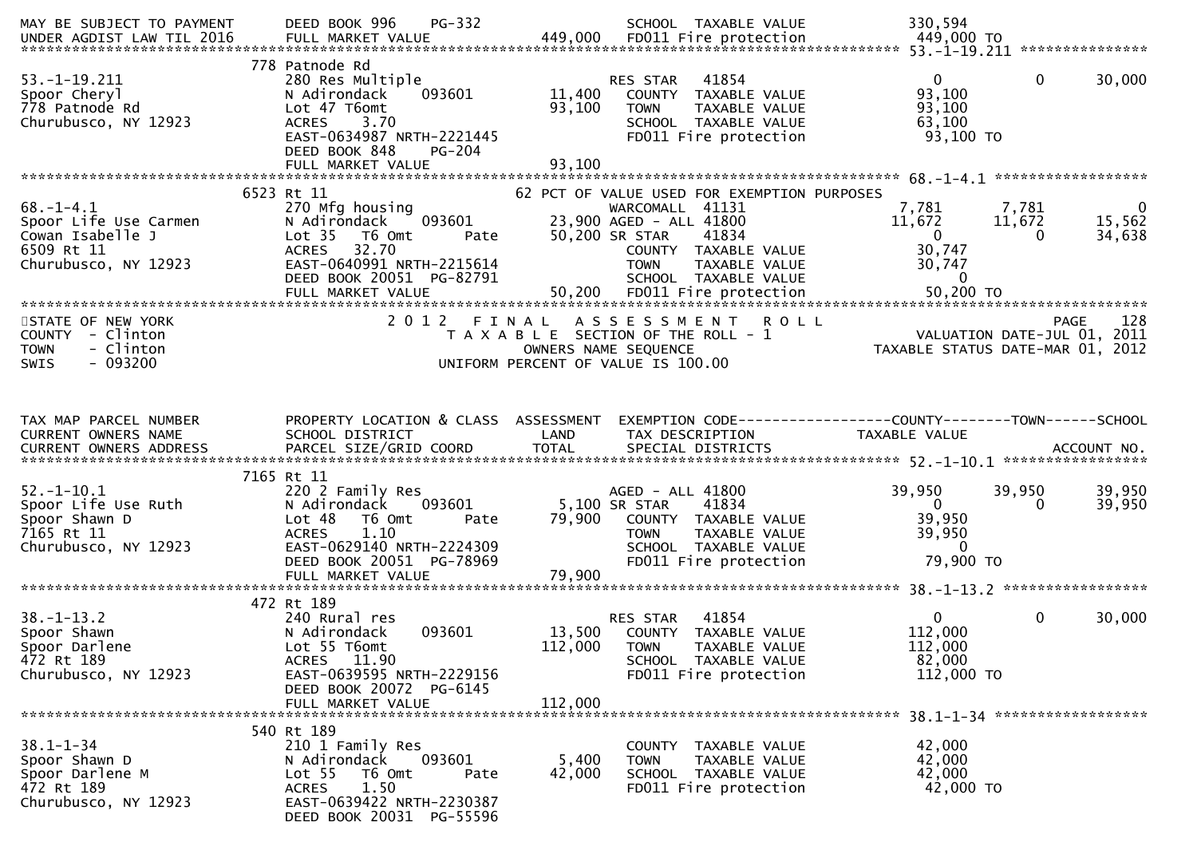```
MAY BE SUBJECT TO PAYMENT      DEED BOOK 996    PG-332                   SCHOOL  TAXABLE VALUE            330,594
UNDER AGDIST LAW TIL 2016      FULL MARKET VALUE            449,000      FD011 Fire protection             449,000 TO
******************************************************************************************************* 53.-1-19.211 ***************
                               778 Patnode Rd
53.-1-19.211                   280 Res Multiple                          RES STAR   41854                      0            0       30,000
Spoor Cheryl                   N Adirondack    093601        11,400      COUNTY  TAXABLE VALUE             93,100
778 Patnode Rd                 Lot 47 T6omt                  93,100      TOWN    TAXABLE VALUE             93,100
Churubusco, NY 12923           ACRES    3.70                             SCHOOL  TAXABLE VALUE             63,100
                               EAST-0634987 NRTH-2221445                 FD011 Fire protection              93,100 TO
                               DEED BOOK 848    PG-204
                               FULL MARKET VALUE             93,100
******************************************************************************************************* 68.-1-4.1 *****************
                               6523 Rt 11                          62 PCT OF VALUE USED FOR EXEMPTION PURPOSES
68.-1-4.1                      270 Mfg housing                           WARCOMALL  41131                  7,781        7,781            0
Spoor Life Use Carmen          N Adirondack    093601        23,900 AGED - ALL 41800                   11,672       11,672       15,562
Cowan Isabelle J               Lot 35   T6 Omt       Pate    50,200 SR STAR     41834                      0            0       34,638
6509 Rt 11                     ACRES   32.70                             COUNTY  TAXABLE VALUE             30,747
Churubusco, NY 12923           EAST-0640991 NRTH-2215614                 TOWN    TAXABLE VALUE             30,747
                               DEED BOOK 20051  PG-82791                 SCHOOL  TAXABLE VALUE                  0
                               FULL MARKET VALUE             50,200      FD011 Fire protection              50,200 TO
************************************************************************************************************************************
STATE OF NEW YORK                           2 0 1 2   F I N A L   A S S E S S M E N T   R O L L                              PAGE   128
COUNTY  - Clinton                             T A X A B L E  SECTION OF THE ROLL - 1                          VALUATION DATE-JUL 01, 2011
TOWN    - Clinton                                   OWNERS NAME SEQUENCE                                   TAXABLE STATUS DATE-MAR 01, 2012
SWIS    - 093200                               UNIFORM PERCENT OF VALUE IS 100.00


TAX MAP PARCEL NUMBER          PROPERTY LOCATION & CLASS  ASSESSMENT  EXEMPTION CODE------------------COUNTY--------TOWN------SCHOOL
CURRENT OWNERS NAME            SCHOOL DISTRICT               LAND      TAX DESCRIPTION                TAXABLE VALUE
CURRENT OWNERS ADDRESS         PARCEL SIZE/GRID COORD        TOTAL     SPECIAL DISTRICTS                                    ACCOUNT NO.
******************************************************************************************************* 52.-1-10.1 ****************
                               7165 Rt 11
52.-1-10.1                     220 2 Family Res                          AGED - ALL 41800                 39,950       39,950       39,950
Spoor Life Use Ruth            N Adirondack    093601         5,100 SR STAR     41834                      0            0       39,950
Spoor Shawn D                  Lot 48   T6 Omt       Pate    79,900      COUNTY  TAXABLE VALUE             39,950
7165 Rt 11                     ACRES    1.10                             TOWN    TAXABLE VALUE             39,950
Churubusco, NY 12923           EAST-0629140 NRTH-2224309                 SCHOOL  TAXABLE VALUE                  0
                               DEED BOOK 20051  PG-78969                 FD011 Fire protection              79,900 TO
                               FULL MARKET VALUE             79,900
******************************************************************************************************* 38.-1-13.2 ****************
                               472 Rt 189
38.-1-13.2                     240 Rural res                             RES STAR   41854                      0            0       30,000
Spoor Shawn                    N Adirondack    093601        13,500      COUNTY  TAXABLE VALUE            112,000
Spoor Darlene                  Lot 55 T6omt                 112,000      TOWN    TAXABLE VALUE            112,000
472 Rt 189                     ACRES   11.90                             SCHOOL  TAXABLE VALUE             82,000
Churubusco, NY 12923           EAST-0639595 NRTH-2229156                 FD011 Fire protection             112,000 TO
                               DEED BOOK 20072  PG-6145
                               FULL MARKET VALUE            112,000
******************************************************************************************************* 38.1-1-34 *****************
                               540 Rt 189
38.1-1-34                      210 1 Family Res                          COUNTY  TAXABLE VALUE             42,000
Spoor Shawn D                  N Adirondack    093601         5,400      TOWN    TAXABLE VALUE             42,000
Spoor Darlene M                Lot 55   T6 Omt       Pate    42,000      SCHOOL  TAXABLE VALUE             42,000
472 Rt 189                     ACRES    1.50                             FD011 Fire protection              42,000 TO
Churubusco, NY 12923           EAST-0639422 NRTH-2230387
                               DEED BOOK 20031  PG-55596
```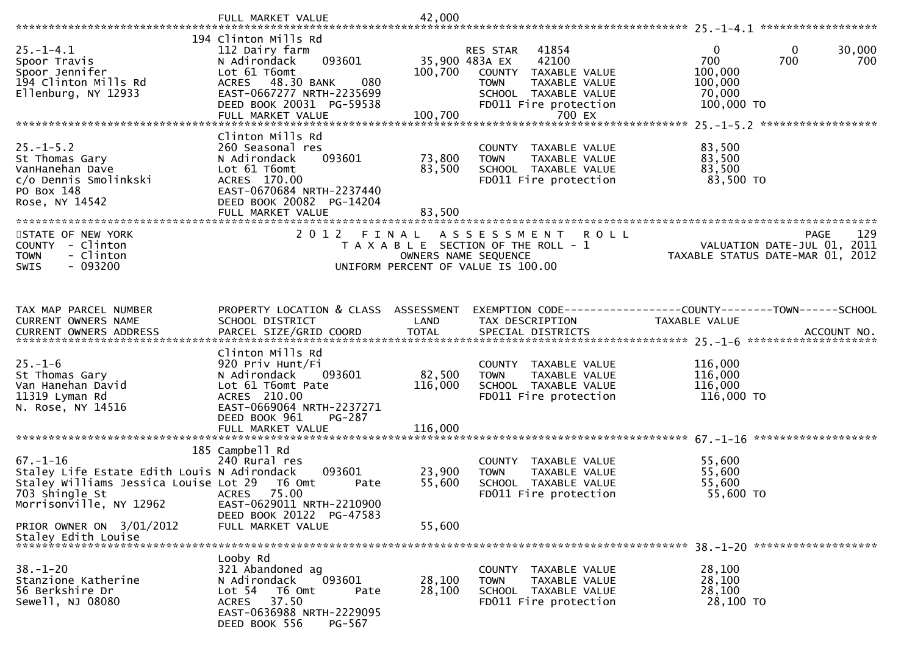```
                                  FULL MARKET VALUE             42,000
******************************************************************************************************* 25.-1-4.1 ******************
                              194 Clinton Mills Rd
25.-1-4.1                     112 Dairy farm                         RES STAR   41854                    0          0      30,000
Spoor Travis                  N Adirondack     093601        35,900 483A EX    42100                  700        700         700
Spoor Jennifer                Lot 61 T6omt                  100,700    COUNTY  TAXABLE VALUE         100,000
194 Clinton Mills Rd          ACRES   48.30 BANK     080                TOWN    TAXABLE VALUE         100,000
Ellenburg, NY 12933           EAST-0667277 NRTH-2235699                 SCHOOL  TAXABLE VALUE          70,000
                              DEED BOOK 20031  PG-59538                 FD011 Fire protection         100,000 TO
                              FULL MARKET VALUE             100,700                  700 EX
******************************************************************************************************* 25.-1-5.2 ******************
                              Clinton Mills Rd
25.-1-5.2                     260 Seasonal res                          COUNTY  TAXABLE VALUE          83,500
St Thomas Gary                N Adirondack     093601        73,800     TOWN    TAXABLE VALUE          83,500
VanHanehan Dave               Lot 61 T6omt                   83,500     SCHOOL  TAXABLE VALUE          83,500
c/o Dennis Smolinkski         ACRES  170.00                             FD011 Fire protection          83,500 TO
PO Box 148                    EAST-0670684 NRTH-2237440
Rose, NY 14542                DEED BOOK 20082  PG-14204
                              FULL MARKET VALUE              83,500
************************************************************************************************************************************
STATE OF NEW YORK                   2 0 1 2   F I N A L   A S S E S S M E N T   R O L L                                  PAGE    129
COUNTY  - Clinton                         T A X A B L E  SECTION OF THE ROLL - 1                           VALUATION DATE-JUL 01, 2011
TOWN    - Clinton                                OWNERS NAME SEQUENCE                                 TAXABLE STATUS DATE-MAR 01, 2012
SWIS    - 093200                          UNIFORM PERCENT OF VALUE IS 100.00


TAX MAP PARCEL NUMBER         PROPERTY LOCATION & CLASS  ASSESSMENT  EXEMPTION CODE------------------COUNTY--------TOWN------SCHOOL
CURRENT OWNERS NAME           SCHOOL DISTRICT               LAND      TAX DESCRIPTION               TAXABLE VALUE
CURRENT OWNERS ADDRESS        PARCEL SIZE/GRID COORD       TOTAL      SPECIAL DISTRICTS                                   ACCOUNT NO.
******************************************************************************************************* 25.-1-6 ********************
                              Clinton Mills Rd
25.-1-6                       920 Priv Hunt/Fi                          COUNTY  TAXABLE VALUE         116,000
St Thomas Gary                N Adirondack     093601        82,500     TOWN    TAXABLE VALUE         116,000
Van Hanehan David             Lot 61 T6omt Pate             116,000     SCHOOL  TAXABLE VALUE         116,000
11319 Lyman Rd                ACRES  210.00                             FD011 Fire protection         116,000 TO
N. Rose, NY 14516             EAST-0669064 NRTH-2237271
                              DEED BOOK 961     PG-287
                              FULL MARKET VALUE             116,000
******************************************************************************************************* 67.-1-16 *******************
                              185 Campbell Rd
67.-1-16                      240 Rural res                             COUNTY  TAXABLE VALUE          55,600
Staley Life Estate Edith Louis N Adirondack     093601       23,900     TOWN    TAXABLE VALUE          55,600
Staley Williams Jessica Louise Lot 29   T6 Omt      Pate     55,600     SCHOOL  TAXABLE VALUE          55,600
703 Shingle St                ACRES   75.00                             FD011 Fire protection          55,600 TO
Morrisonville, NY 12962       EAST-0629011 NRTH-2210900
                              DEED BOOK 20122  PG-47583
PRIOR OWNER ON  3/01/2012     FULL MARKET VALUE              55,600
Staley Edith Louise
******************************************************************************************************* 38.-1-20 *******************
                              Looby Rd
38.-1-20                      321 Abandoned ag                          COUNTY  TAXABLE VALUE          28,100
Stanzione Katherine           N Adirondack     093601        28,100     TOWN    TAXABLE VALUE          28,100
56 Berkshire Dr               Lot 54   T6 Omt      Pate      28,100     SCHOOL  TAXABLE VALUE          28,100
Sewell, NJ 08080              ACRES   37.50                             FD011 Fire protection          28,100 TO
                              EAST-0636988 NRTH-2229095
                              DEED BOOK 556     PG-567
```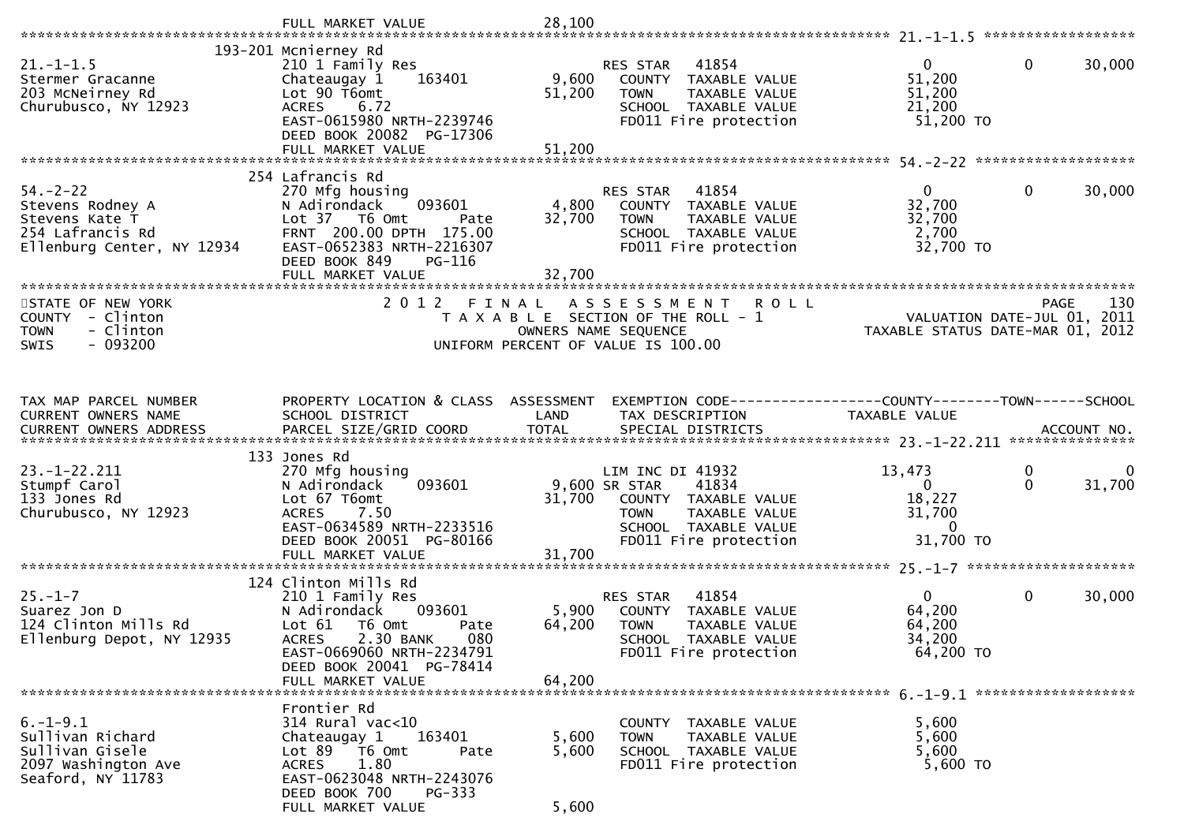FULL MARKET VALUE 28,100

**21.-1-1.5**

| 21.-1-1.5 | 193-201 Mcnierney Rd | | | | | |
|---|---|---|---|---|---|---|
| Stermer Gracanne | 210 1 Family Res | | RES STAR 41854 | 0 | 0 | 30,000 |
| 203 McNeirney Rd | Chateaugay 1 163401 | 9,600 | COUNTY TAXABLE VALUE | 51,200 | | |
| Churubusco, NY 12923 | Lot 90 T6omt | 51,200 | TOWN TAXABLE VALUE | 51,200 | | |
| | ACRES 6.72 | | SCHOOL TAXABLE VALUE | 21,200 | | |
| | EAST-0615980 NRTH-2239746 | | FD011 Fire protection | 51,200 TO | | |
| | DEED BOOK 20082 PG-17306 | | | | | |
| | FULL MARKET VALUE | 51,200 | | | | |

**54.-2-22**

| 54.-2-22 | 254 Lafrancis Rd | | | | | |
|---|---|---|---|---|---|---|
| Stevens Rodney A | 270 Mfg housing | | RES STAR 41854 | 0 | 0 | 30,000 |
| Stevens Kate T | N Adirondack 093601 | 4,800 | COUNTY TAXABLE VALUE | 32,700 | | |
| 254 Lafrancis Rd | Lot 37 T6 Omt Pate | 32,700 | TOWN TAXABLE VALUE | 32,700 | | |
| Ellenburg Center, NY 12934 | FRNT 200.00 DPTH 175.00 | | SCHOOL TAXABLE VALUE | 2,700 | | |
| | EAST-0652383 NRTH-2216307 | | FD011 Fire protection | 32,700 TO | | |
| | DEED BOOK 849 PG-116 | | | | | |
| | FULL MARKET VALUE | 32,700 | | | | |

STATE OF NEW YORK
COUNTY - Clinton
TOWN - Clinton
SWIS - 093200

2012 FINAL ASSESSMENT ROLL
TAXABLE SECTION OF THE ROLL - 1
OWNERS NAME SEQUENCE
UNIFORM PERCENT OF VALUE IS 100.00

PAGE 130
VALUATION DATE-JUL 01, 2011
TAXABLE STATUS DATE-MAR 01, 2012

| TAX MAP PARCEL NUMBER / CURRENT OWNERS NAME / CURRENT OWNERS ADDRESS | PROPERTY LOCATION & CLASS / SCHOOL DISTRICT / PARCEL SIZE/GRID COORD | ASSESSMENT LAND / TOTAL | EXEMPTION CODE / TAX DESCRIPTION / SPECIAL DISTRICTS | COUNTY TAXABLE VALUE | TOWN | SCHOOL / ACCOUNT NO. |
|---|---|---|---|---|---|---|
| **23.-1-22.211** | 133 Jones Rd | | | | | |
| 23.-1-22.211 | 270 Mfg housing | | LIM INC DI 41932 | 13,473 | 0 | 0 |
| Stumpf Carol | N Adirondack 093601 | 9,600 | SR STAR 41834 | 0 | 0 | 31,700 |
| 133 Jones Rd | Lot 67 T6omt | 31,700 | COUNTY TAXABLE VALUE | 18,227 | | |
| Churubusco, NY 12923 | ACRES 7.50 | | TOWN TAXABLE VALUE | 31,700 | | |
| | EAST-0634589 NRTH-2233516 | | SCHOOL TAXABLE VALUE | 0 | | |
| | DEED BOOK 20051 PG-80166 | | FD011 Fire protection | 31,700 TO | | |
| | FULL MARKET VALUE | 31,700 | | | | |
| **25.-1-7** | 124 Clinton Mills Rd | | | | | |
| 25.-1-7 | 210 1 Family Res | | RES STAR 41854 | 0 | 0 | 30,000 |
| Suarez Jon D | N Adirondack 093601 | 5,900 | COUNTY TAXABLE VALUE | 64,200 | | |
| 124 Clinton Mills Rd | Lot 61 T6 Omt Pate | 64,200 | TOWN TAXABLE VALUE | 64,200 | | |
| Ellenburg Depot, NY 12935 | ACRES 2.30 BANK 080 | | SCHOOL TAXABLE VALUE | 34,200 | | |
| | EAST-0669060 NRTH-2234791 | | FD011 Fire protection | 64,200 TO | | |
| | DEED BOOK 20041 PG-78414 | | | | | |
| | FULL MARKET VALUE | 64,200 | | | | |
| **6.-1-9.1** | Frontier Rd | | | | | |
| 6.-1-9.1 | 314 Rural vac<10 | | COUNTY TAXABLE VALUE | 5,600 | | |
| Sullivan Richard | Chateaugay 1 163401 | 5,600 | TOWN TAXABLE VALUE | 5,600 | | |
| Sullivan Gisele | Lot 89 T6 Omt Pate | 5,600 | SCHOOL TAXABLE VALUE | 5,600 | | |
| 2097 Washington Ave | ACRES 1.80 | | FD011 Fire protection | 5,600 TO | | |
| Seaford, NY 11783 | EAST-0623048 NRTH-2243076 | | | | | |
| | DEED BOOK 700 PG-333 | | | | | |
| | FULL MARKET VALUE | 5,600 | | | | |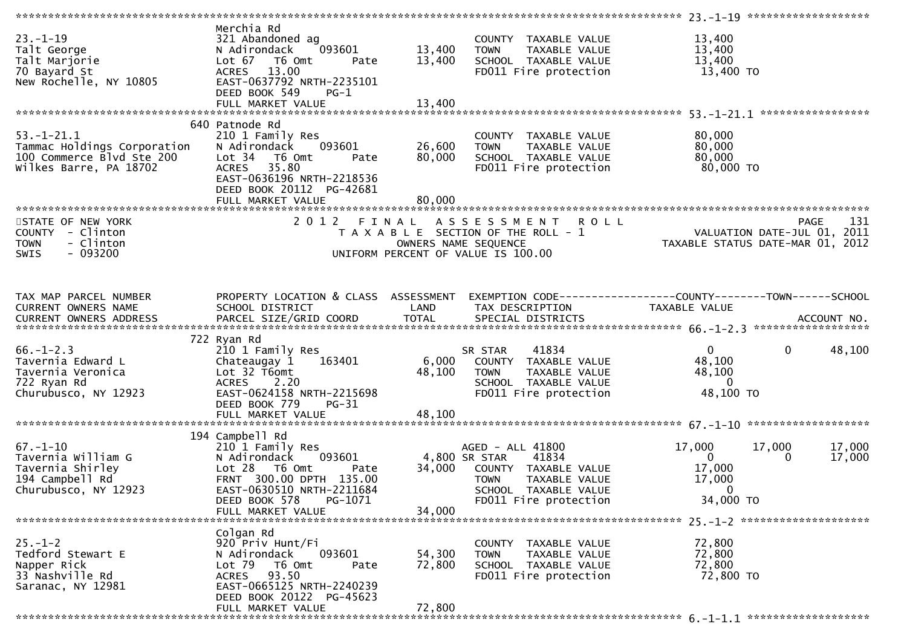```
******************************************************************************************************* 23.-1-19 ********************
                                Merchia Rd
23.-1-19                        321 Abandoned ag                          COUNTY  TAXABLE VALUE             13,400
Talt George                     N Adirondack    093601         13,400     TOWN    TAXABLE VALUE             13,400
Talt Marjorie                   Lot 67  T6 Omt       Pate      13,400     SCHOOL  TAXABLE VALUE             13,400
70 Bayard St                    ACRES   13.00                             FD011 Fire protection              13,400 TO
New Rochelle, NY 10805          EAST-0637792 NRTH-2235101
                                DEED BOOK 549     PG-1
                                FULL MARKET VALUE              13,400
******************************************************************************************************* 53.-1-21.1 ******************
                            640 Patnode Rd
53.-1-21.1                      210 1 Family Res                          COUNTY  TAXABLE VALUE             80,000
Tammac Holdings Corporation     N Adirondack    093601         26,600     TOWN    TAXABLE VALUE             80,000
100 Commerce Blvd Ste 200       Lot 34  T6 Omt       Pate      80,000     SCHOOL  TAXABLE VALUE             80,000
Wilkes Barre, PA 18702          ACRES   35.80                             FD011 Fire protection              80,000 TO
                                EAST-0636196 NRTH-2218536
                                DEED BOOK 20112  PG-42681
                                FULL MARKET VALUE              80,000
************************************************************************************************************************************
STATE OF NEW YORK                       2 0 1 2   F I N A L   A S S E S S M E N T   R O L L                                 PAGE    131
COUNTY  - Clinton                           T A X A B L E  SECTION OF THE ROLL - 1                        VALUATION DATE-JUL 01, 2011
TOWN    - Clinton                                  OWNERS NAME SEQUENCE                                 TAXABLE STATUS DATE-MAR 01, 2012
SWIS    - 093200                              UNIFORM PERCENT OF VALUE IS 100.00



TAX MAP PARCEL NUMBER           PROPERTY LOCATION & CLASS  ASSESSMENT  EXEMPTION CODE------------------COUNTY--------TOWN------SCHOOL
CURRENT OWNERS NAME             SCHOOL DISTRICT               LAND      TAX DESCRIPTION                  TAXABLE VALUE
CURRENT OWNERS ADDRESS          PARCEL SIZE/GRID COORD        TOTAL     SPECIAL DISTRICTS                                     ACCOUNT NO.
******************************************************************************************************* 66.-1-2.3 *******************
                            722 Ryan Rd
66.-1-2.3                       210 1 Family Res                          SR STAR      41834                   0            0     48,100
Tavernia Edward L               Chateaugay 1    163401          6,000     COUNTY  TAXABLE VALUE             48,100
Tavernia Veronica               Lot 32 T6omt                   48,100     TOWN    TAXABLE VALUE             48,100
722 Ryan Rd                     ACRES    2.20                             SCHOOL  TAXABLE VALUE                  0
Churubusco, NY 12923            EAST-0624158 NRTH-2215698                 FD011 Fire protection              48,100 TO
                                DEED BOOK 779     PG-31
                                FULL MARKET VALUE              48,100
******************************************************************************************************* 67.-1-10 ********************
                            194 Campbell Rd
67.-1-10                        210 1 Family Res                          AGED - ALL 41800                17,000       17,000     17,000
Tavernia William G              N Adirondack    093601          4,800 SR STAR      41834                   0            0     17,000
Tavernia Shirley                Lot 28  T6 Omt       Pate      34,000     COUNTY  TAXABLE VALUE             17,000
194 Campbell Rd                 FRNT 300.00 DPTH 135.00                   TOWN    TAXABLE VALUE             17,000
Churubusco, NY 12923            EAST-0630510 NRTH-2211684                 SCHOOL  TAXABLE VALUE                  0
                                DEED BOOK 578     PG-1071                 FD011 Fire protection              34,000 TO
                                FULL MARKET VALUE              34,000
******************************************************************************************************* 25.-1-2 *********************
                                Colgan Rd
25.-1-2                         920 Priv Hunt/Fi                          COUNTY  TAXABLE VALUE             72,800
Tedford Stewart E               N Adirondack    093601         54,300     TOWN    TAXABLE VALUE             72,800
Napper Rick                     Lot 79  T6 Omt       Pate      72,800     SCHOOL  TAXABLE VALUE             72,800
33 Nashville Rd                 ACRES   93.50                             FD011 Fire protection              72,800 TO
Saranac, NY 12981               EAST-0665125 NRTH-2240239
                                DEED BOOK 20122  PG-45623
                                FULL MARKET VALUE              72,800
******************************************************************************************************* 6.-1-1.1 ********************
```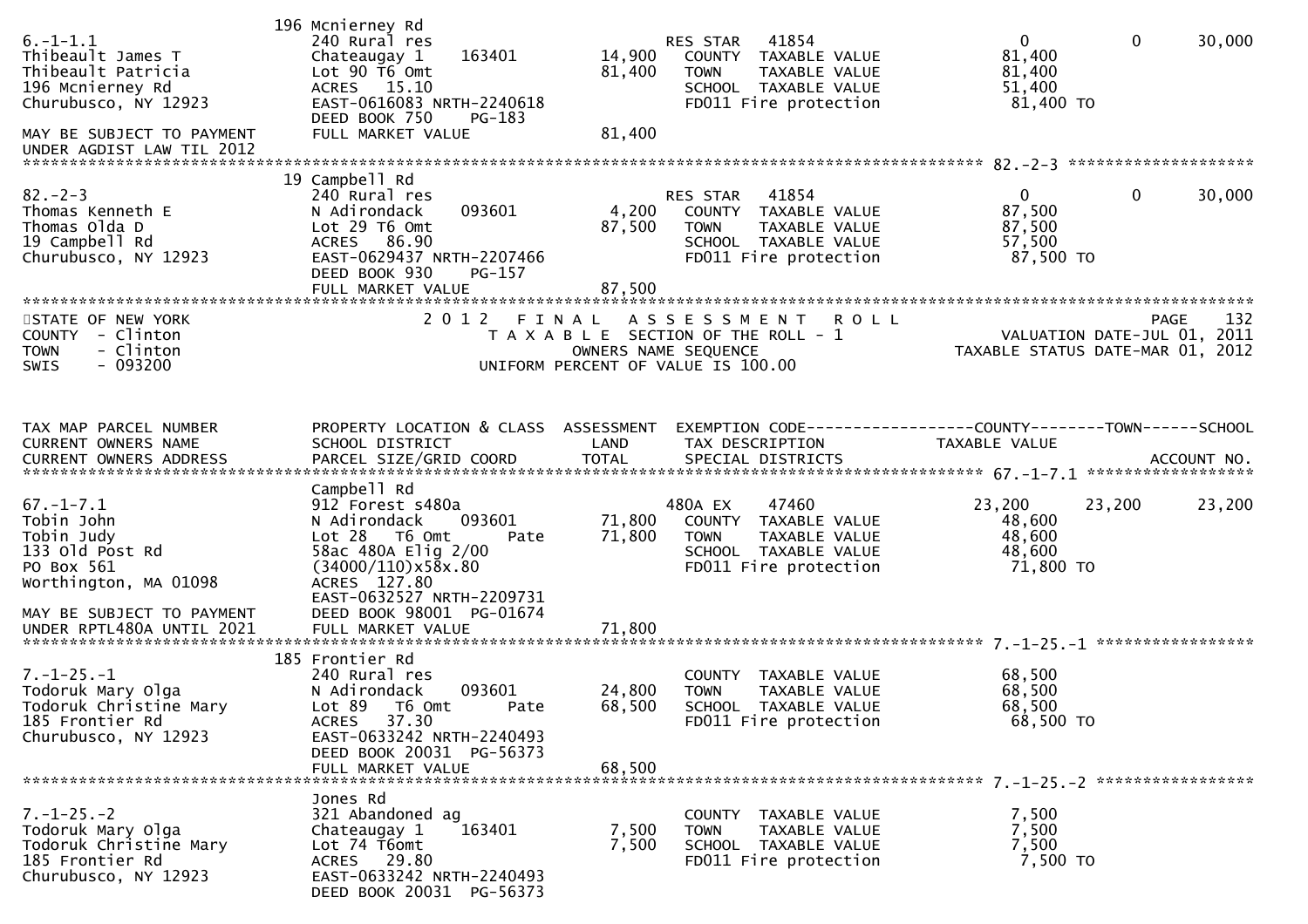```
                              196 Mcnierney Rd
6.-1-1.1                      240 Rural res                          RES STAR   41854                     0          0      30,000
Thibeault James T             Chateaugay 1     163401      14,900    COUNTY  TAXABLE VALUE             81,400
Thibeault Patricia            Lot 90 T6 Omt                81,400    TOWN    TAXABLE VALUE             81,400
196 Mcnierney Rd              ACRES   15.10                          SCHOOL  TAXABLE VALUE             51,400
Churubusco, NY 12923          EAST-0616083 NRTH-2240618              FD011 Fire protection              81,400 TO
                              DEED BOOK 750    PG-183
MAY BE SUBJECT TO PAYMENT     FULL MARKET VALUE            81,400
UNDER AGDIST LAW TIL 2012
******************************************************************************************************* 82.-2-3 ********************
                              19 Campbell Rd
82.-2-3                       240 Rural res                          RES STAR   41854                     0          0      30,000
Thomas Kenneth E              N Adirondack     093601       4,200    COUNTY  TAXABLE VALUE             87,500
Thomas Olda D                 Lot 29 T6 Omt                87,500    TOWN    TAXABLE VALUE             87,500
19 Campbell Rd                ACRES   86.90                          SCHOOL  TAXABLE VALUE             57,500
Churubusco, NY 12923          EAST-0629437 NRTH-2207466              FD011 Fire protection              87,500 TO
                              DEED BOOK 930    PG-157
                              FULL MARKET VALUE            87,500
************************************************************************************************************************************
STATE OF NEW YORK                    2 0 1 2   F I N A L   A S S E S S M E N T   R O L L                              PAGE    132
COUNTY  - Clinton                       T A X A B L E  SECTION OF THE ROLL - 1                         VALUATION DATE-JUL 01, 2011
TOWN    - Clinton                            OWNERS NAME SEQUENCE                                  TAXABLE STATUS DATE-MAR 01, 2012
SWIS    - 093200                      UNIFORM PERCENT OF VALUE IS 100.00


TAX MAP PARCEL NUMBER         PROPERTY LOCATION & CLASS  ASSESSMENT  EXEMPTION CODE------------------COUNTY--------TOWN------SCHOOL
CURRENT OWNERS NAME           SCHOOL DISTRICT               LAND     TAX DESCRIPTION              TAXABLE VALUE
CURRENT OWNERS ADDRESS        PARCEL SIZE/GRID COORD       TOTAL     SPECIAL DISTRICTS                                    ACCOUNT NO.
******************************************************************************************************* 67.-1-7.1 ******************
                              Campbell Rd
67.-1-7.1                     912 Forest s480a                       480A EX    47460                 23,200     23,200     23,200
Tobin John                    N Adirondack     093601      71,800    COUNTY  TAXABLE VALUE             48,600
Tobin Judy                    Lot 28   T6 Omt       Pate   71,800    TOWN    TAXABLE VALUE             48,600
133 Old Post Rd               58ac 480A Elig 2/00                    SCHOOL  TAXABLE VALUE             48,600
PO Box 561                    (34000/110)x58x.80                     FD011 Fire protection              71,800 TO
Worthington, MA 01098         ACRES  127.80
                              EAST-0632527 NRTH-2209731
MAY BE SUBJECT TO PAYMENT     DEED BOOK 98001  PG-01674
UNDER RPTL480A UNTIL 2021     FULL MARKET VALUE            71,800
******************************************************************************************************* 7.-1-25.-1 *****************
                              185 Frontier Rd
7.-1-25.-1                    240 Rural res                          COUNTY  TAXABLE VALUE             68,500
Todoruk Mary Olga             N Adirondack     093601      24,800    TOWN    TAXABLE VALUE             68,500
Todoruk Christine Mary        Lot 89   T6 Omt       Pate   68,500    SCHOOL  TAXABLE VALUE             68,500
185 Frontier Rd               ACRES   37.30                          FD011 Fire protection              68,500 TO
Churubusco, NY 12923          EAST-0633242 NRTH-2240493
                              DEED BOOK 20031  PG-56373
                              FULL MARKET VALUE            68,500
******************************************************************************************************* 7.-1-25.-2 *****************
                              Jones Rd
7.-1-25.-2                    321 Abandoned ag                       COUNTY  TAXABLE VALUE              7,500
Todoruk Mary Olga             Chateaugay 1     163401       7,500    TOWN    TAXABLE VALUE              7,500
Todoruk Christine Mary        Lot 74 T6omt                  7,500    SCHOOL  TAXABLE VALUE              7,500
185 Frontier Rd               ACRES   29.80                          FD011 Fire protection               7,500 TO
Churubusco, NY 12923          EAST-0633242 NRTH-2240493
                              DEED BOOK 20031  PG-56373
```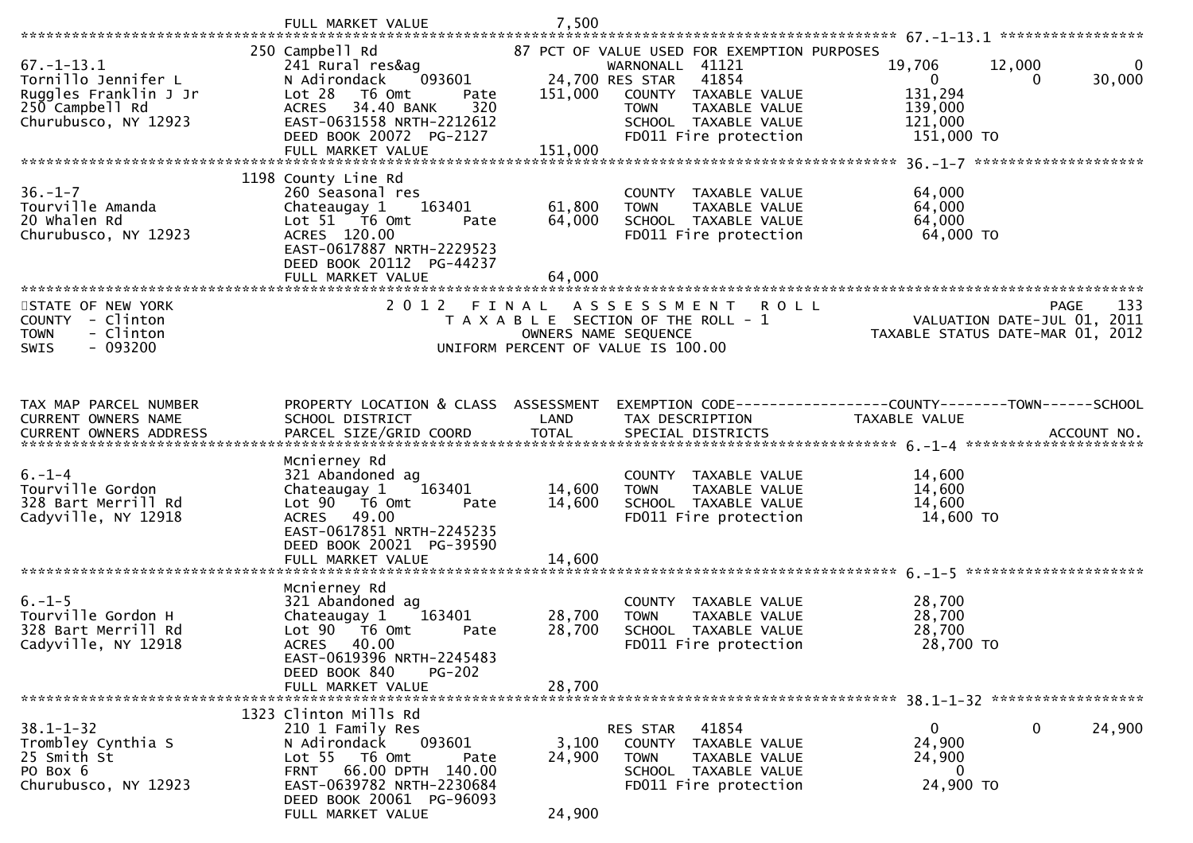FULL MARKET VALUE 7,500

**67.-1-13.1**

| | | | | | | |
|---|---|---|---|---|---|---|
| 67.-1-13.1 | 250 Campbell Rd | | 87 PCT OF VALUE USED FOR EXEMPTION PURPOSES | | | |
| Tornillo Jennifer L | 241 Rural res&ag | | WARNONALL 41121 | 19,706 | 12,000 | 0 |
| Ruggles Franklin J Jr | N Adirondack 093601 | 24,700 | RES STAR 41854 | 0 | 0 | 30,000 |
| 250 Campbell Rd | Lot 28 T6 Omt Pate | 151,000 | COUNTY TAXABLE VALUE | 131,294 | | |
| Churubusco, NY 12923 | ACRES 34.40 BANK 320 | | TOWN TAXABLE VALUE | 139,000 | | |
| | EAST-0631558 NRTH-2212612 | | SCHOOL TAXABLE VALUE | 121,000 | | |
| | DEED BOOK 20072 PG-2127 | | FD011 Fire protection | 151,000 TO | | |
| | FULL MARKET VALUE | 151,000 | | | | |

**36.-1-7**

| | | | | |
|---|---|---|---|---|
| 36.-1-7 | 1198 County Line Rd | | | |
| Tourville Amanda | 260 Seasonal res | | COUNTY TAXABLE VALUE | 64,000 |
| 20 Whalen Rd | Chateaugay 1 163401 | 61,800 | TOWN TAXABLE VALUE | 64,000 |
| Churubusco, NY 12923 | Lot 51 T6 Omt Pate | 64,000 | SCHOOL TAXABLE VALUE | 64,000 |
| | ACRES 120.00 | | FD011 Fire protection | 64,000 TO |
| | EAST-0617887 NRTH-2229523 | | | |
| | DEED BOOK 20112 PG-44237 | | | |
| | FULL MARKET VALUE | 64,000 | | |

STATE OF NEW YORK
COUNTY - Clinton
TOWN - Clinton
SWIS - 093200

2012 FINAL ASSESSMENT ROLL
TAXABLE SECTION OF THE ROLL - 1
OWNERS NAME SEQUENCE
UNIFORM PERCENT OF VALUE IS 100.00

VALUATION DATE-JUL 01, 2011
TAXABLE STATUS DATE-MAR 01, 2012

| TAX MAP PARCEL NUMBER / CURRENT OWNERS NAME / CURRENT OWNERS ADDRESS | PROPERTY LOCATION & CLASS / SCHOOL DISTRICT / PARCEL SIZE/GRID COORD | ASSESSMENT LAND / TOTAL | EXEMPTION CODE / TAX DESCRIPTION / SPECIAL DISTRICTS | COUNTY TAXABLE VALUE | TOWN | SCHOOL / ACCOUNT NO. |
|---|---|---|---|---|---|---|
| **6.-1-4** | Mcnierney Rd | | | | | |
| 6.-1-4 | 321 Abandoned ag | | COUNTY TAXABLE VALUE | 14,600 | | |
| Tourville Gordon | Chateaugay 1 163401 | 14,600 | TOWN TAXABLE VALUE | 14,600 | | |
| 328 Bart Merrill Rd | Lot 90 T6 Omt Pate | 14,600 | SCHOOL TAXABLE VALUE | 14,600 | | |
| Cadyville, NY 12918 | ACRES 49.00 | | FD011 Fire protection | 14,600 TO | | |
| | EAST-0617851 NRTH-2245235 | | | | | |
| | DEED BOOK 20021 PG-39590 | | | | | |
| | FULL MARKET VALUE | 14,600 | | | | |
| **6.-1-5** | Mcnierney Rd | | | | | |
| 6.-1-5 | 321 Abandoned ag | | COUNTY TAXABLE VALUE | 28,700 | | |
| Tourville Gordon H | Chateaugay 1 163401 | 28,700 | TOWN TAXABLE VALUE | 28,700 | | |
| 328 Bart Merrill Rd | Lot 90 T6 Omt Pate | 28,700 | SCHOOL TAXABLE VALUE | 28,700 | | |
| Cadyville, NY 12918 | ACRES 40.00 | | FD011 Fire protection | 28,700 TO | | |
| | EAST-0619396 NRTH-2245483 | | | | | |
| | DEED BOOK 840 PG-202 | | | | | |
| | FULL MARKET VALUE | 28,700 | | | | |
| **38.1-1-32** | 1323 Clinton Mills Rd | | | | | |
| 38.1-1-32 | 210 1 Family Res | | RES STAR 41854 | 0 | 0 | 24,900 |
| Trombley Cynthia S | N Adirondack 093601 | 3,100 | COUNTY TAXABLE VALUE | 24,900 | | |
| 25 Smith St | Lot 55 T6 Omt Pate | 24,900 | TOWN TAXABLE VALUE | 24,900 | | |
| PO Box 6 | FRNT 66.00 DPTH 140.00 | | SCHOOL TAXABLE VALUE | 0 | | |
| Churubusco, NY 12923 | EAST-0639782 NRTH-2230684 | | FD011 Fire protection | 24,900 TO | | |
| | DEED BOOK 20061 PG-96093 | | | | | |
| | FULL MARKET VALUE | 24,900 | | | | |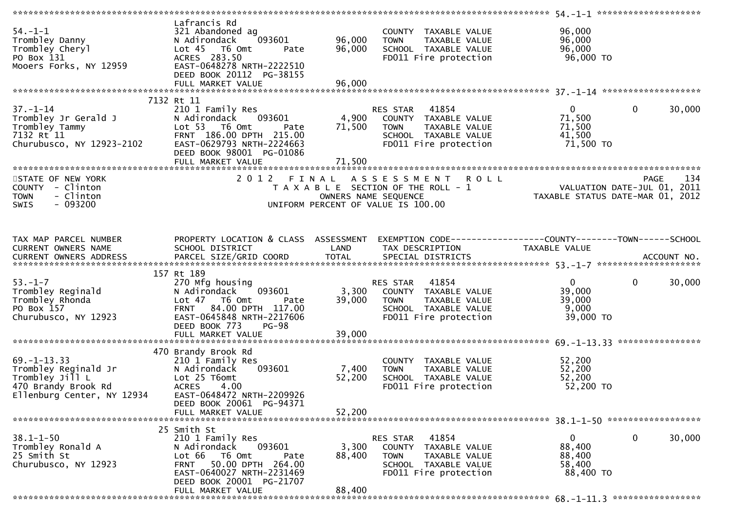```
******************************************************************************************************* 54.-1-1 ********************
                               Lafrancis Rd
54.-1-1                        321 Abandoned ag                         COUNTY  TAXABLE VALUE             96,000
Trombley Danny                 N Adirondack    093601        96,000     TOWN    TAXABLE VALUE             96,000
Trombley Cheryl                Lot 45   T6 Omt        Pate   96,000     SCHOOL  TAXABLE VALUE             96,000
PO Box 131                     ACRES  283.50                            FD011 Fire protection              96,000 TO
Mooers Forks, NY 12959         EAST-0648278 NRTH-2222510
                               DEED BOOK 20112  PG-38155
                               FULL MARKET VALUE             96,000
******************************************************************************************************* 37.-1-14 *******************
                        7132 Rt 11
37.-1-14                       210 1 Family Res                         RES STAR   41854                   0             0     30,000
Trombley Jr Gerald J           N Adirondack    093601         4,900     COUNTY  TAXABLE VALUE             71,500
Trombley Tammy                 Lot 53   T6 Omt        Pate   71,500     TOWN    TAXABLE VALUE             71,500
7132 Rt 11                     FRNT 186.00 DPTH 215.00                  SCHOOL  TAXABLE VALUE             41,500
Churubusco, NY 12923-2102      EAST-0629793 NRTH-2224663                FD011 Fire protection              71,500 TO
                               DEED BOOK 98001  PG-01086
                               FULL MARKET VALUE             71,500
************************************************************************************************************************************
STATE OF NEW YORK                          2 0 1 2   F I N A L   A S S E S S M E N T   R O L L                                PAGE   134
COUNTY  - Clinton                             T A X A B L E  SECTION OF THE ROLL - 1                           VALUATION DATE-JUL 01, 2011
TOWN    - Clinton                                    OWNERS NAME SEQUENCE                                 TAXABLE STATUS DATE-MAR 01, 2012
SWIS    - 093200                                UNIFORM PERCENT OF VALUE IS 100.00


TAX MAP PARCEL NUMBER          PROPERTY LOCATION & CLASS  ASSESSMENT  EXEMPTION CODE-----------------COUNTY--------TOWN------SCHOOL
CURRENT OWNERS NAME            SCHOOL DISTRICT               LAND     TAX DESCRIPTION              TAXABLE VALUE
CURRENT OWNERS ADDRESS         PARCEL SIZE/GRID COORD        TOTAL    SPECIAL DISTRICTS                                  ACCOUNT NO.
******************************************************************************************************* 53.-1-7 ********************
                         157 Rt 189
53.-1-7                        270 Mfg housing                          RES STAR   41854                   0             0     30,000
Trombley Reginald              N Adirondack    093601         3,300     COUNTY  TAXABLE VALUE             39,000
Trombley Rhonda                Lot 47   T6 Omt        Pate   39,000     TOWN    TAXABLE VALUE             39,000
PO Box 157                     FRNT  84.00 DPTH 117.00                  SCHOOL  TAXABLE VALUE              9,000
Churubusco, NY 12923           EAST-0645848 NRTH-2217606                FD011 Fire protection              39,000 TO
                               DEED BOOK 773    PG-98
                               FULL MARKET VALUE             39,000
******************************************************************************************************* 69.-1-13.33 ****************
                         470 Brandy Brook Rd
69.-1-13.33                    210 1 Family Res                         COUNTY  TAXABLE VALUE             52,200
Trombley Reginald Jr           N Adirondack    093601         7,400     TOWN    TAXABLE VALUE             52,200
Trombley Jill L                Lot 25 T6omt                  52,200     SCHOOL  TAXABLE VALUE             52,200
470 Brandy Brook Rd            ACRES    4.00                            FD011 Fire protection              52,200 TO
Ellenburg Center, NY 12934     EAST-0648472 NRTH-2209926
                               DEED BOOK 20061  PG-94371
                               FULL MARKET VALUE             52,200
******************************************************************************************************* 38.1-1-50 ******************
                          25 Smith St
38.1-1-50                      210 1 Family Res                         RES STAR   41854                   0             0     30,000
Trombley Ronald A              N Adirondack    093601         3,300     COUNTY  TAXABLE VALUE             88,400
25 Smith St                    Lot 66   T6 Omt        Pate   88,400     TOWN    TAXABLE VALUE             88,400
Churubusco, NY 12923           FRNT  50.00 DPTH 264.00                  SCHOOL  TAXABLE VALUE             58,400
                               EAST-0640027 NRTH-2231469                FD011 Fire protection              88,400 TO
                               DEED BOOK 20001  PG-21707
                               FULL MARKET VALUE             88,400
******************************************************************************************************* 68.-1-11.3 *****************
```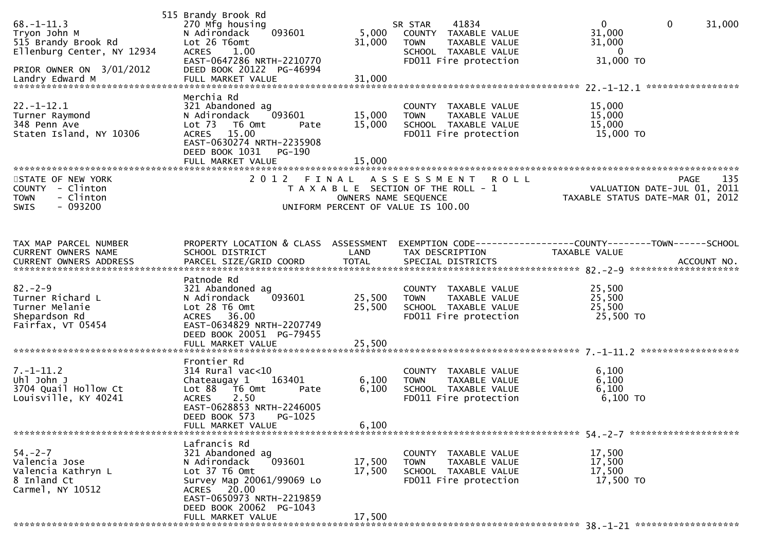| Parcel / Owner | Property Location & Class / School District / Parcel Size | Land | Total | Exemption / Tax Description | County | Town | School |
|---|---|---|---|---|---|---|---|
| 68.-1-11.3 | 515 Brandy Brook Rd | | | | | | |
| Tryon John M | 270 Mfg housing | | | SR STAR 41834 | 0 | 0 | 31,000 |
| 515 Brandy Brook Rd | N Adirondack 093601 | 5,000 | | COUNTY TAXABLE VALUE | 31,000 | | |
| Ellenburg Center, NY 12934 | Lot 26 T6omt | | 31,000 | TOWN TAXABLE VALUE | 31,000 | | |
| | ACRES 1.00 | | | SCHOOL TAXABLE VALUE | 0 | | |
| | EAST-0647286 NRTH-2210770 | | | FD011 Fire protection | 31,000 TO | | |
| PRIOR OWNER ON 3/01/2012 | DEED BOOK 20122 PG-46994 | | | | | | |
| Landry Edward M | FULL MARKET VALUE | | 31,000 | | | | |
| 22.-1-12.1 | Merchia Rd | | | | | | |
| Turner Raymond | 321 Abandoned ag | | | COUNTY TAXABLE VALUE | 15,000 | | |
| 348 Penn Ave | N Adirondack 093601 | 15,000 | | TOWN TAXABLE VALUE | 15,000 | | |
| Staten Island, NY 10306 | Lot 73 T6 Omt Pate | | 15,000 | SCHOOL TAXABLE VALUE | 15,000 | | |
| | ACRES 15.00 | | | FD011 Fire protection | 15,000 TO | | |
| | EAST-0630274 NRTH-2235908 | | | | | | |
| | DEED BOOK 1031 PG-190 | | | | | | |
| | FULL MARKET VALUE | | 15,000 | | | | |

STATE OF NEW YORK
COUNTY - Clinton
TOWN - Clinton
SWIS - 093200

2012 FINAL ASSESSMENT ROLL
TAXABLE SECTION OF THE ROLL - 1
OWNERS NAME SEQUENCE
UNIFORM PERCENT OF VALUE IS 100.00

PAGE 135
VALUATION DATE-JUL 01, 2011
TAXABLE STATUS DATE-MAR 01, 2012

| TAX MAP PARCEL NUMBER / CURRENT OWNERS NAME / CURRENT OWNERS ADDRESS | PROPERTY LOCATION & CLASS / SCHOOL DISTRICT / PARCEL SIZE/GRID COORD | ASSESSMENT LAND | TOTAL | EXEMPTION CODE / TAX DESCRIPTION / SPECIAL DISTRICTS | COUNTY TAXABLE VALUE | TOWN | SCHOOL / ACCOUNT NO. |
|---|---|---|---|---|---|---|---|
| 82.-2-9 | Patnode Rd | | | | | | |
| Turner Richard L | 321 Abandoned ag | | | COUNTY TAXABLE VALUE | 25,500 | | |
| Turner Melanie | N Adirondack 093601 | 25,500 | | TOWN TAXABLE VALUE | 25,500 | | |
| Shepardson Rd | Lot 28 T6 Omt | | 25,500 | SCHOOL TAXABLE VALUE | 25,500 | | |
| Fairfax, VT 05454 | ACRES 36.00 | | | FD011 Fire protection | 25,500 TO | | |
| | EAST-0634829 NRTH-2207749 | | | | | | |
| | DEED BOOK 20051 PG-79455 | | | | | | |
| | FULL MARKET VALUE | | 25,500 | | | | |
| 7.-1-11.2 | Frontier Rd | | | | | | |
| Uhl John J | 314 Rural vac<10 | | | COUNTY TAXABLE VALUE | 6,100 | | |
| 3704 Quail Hollow Ct | Chateaugay 1 163401 | 6,100 | | TOWN TAXABLE VALUE | 6,100 | | |
| Louisville, KY 40241 | Lot 88 T6 Omt Pate | | 6,100 | SCHOOL TAXABLE VALUE | 6,100 | | |
| | ACRES 2.50 | | | FD011 Fire protection | 6,100 TO | | |
| | EAST-0628853 NRTH-2246005 | | | | | | |
| | DEED BOOK 573 PG-1025 | | | | | | |
| | FULL MARKET VALUE | | 6,100 | | | | |
| 54.-2-7 | Lafrancis Rd | | | | | | |
| Valencia Jose | 321 Abandoned ag | | | COUNTY TAXABLE VALUE | 17,500 | | |
| Valencia Kathryn L | N Adirondack 093601 | 17,500 | | TOWN TAXABLE VALUE | 17,500 | | |
| 8 Inland Ct | Lot 37 T6 Omt | | 17,500 | SCHOOL TAXABLE VALUE | 17,500 | | |
| Carmel, NY 10512 | Survey Map 20061/99069 Lo | | | FD011 Fire protection | 17,500 TO | | |
| | ACRES 20.00 | | | | | | |
| | EAST-0650973 NRTH-2219859 | | | | | | |
| | DEED BOOK 20062 PG-1043 | | | | | | |
| | FULL MARKET VALUE | | 17,500 | | | | |

38.-1-21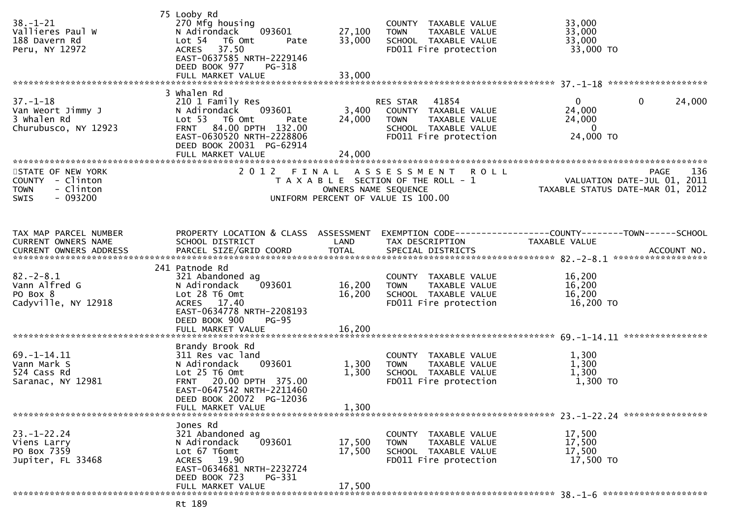```
                          75 Looby Rd
38.-1-21                  270 Mfg housing                           COUNTY  TAXABLE VALUE            33,000
Vallieres Paul W          N Adirondack    093601        27,100      TOWN    TAXABLE VALUE            33,000
188 Davern Rd             Lot 54   T6 Omt       Pate    33,000      SCHOOL  TAXABLE VALUE            33,000
Peru, NY 12972            ACRES   37.50                             FD011 Fire protection             33,000 TO
                          EAST-0637585 NRTH-2229146
                          DEED BOOK 977     PG-318
                          FULL MARKET VALUE             33,000
******************************************************************************************************* 37.-1-18 ******************
                          3 Whalen Rd
37.-1-18                  210 1 Family Res                          RES STAR   41854                  0             0       24,000
Van Weort Jimmy J         N Adirondack    093601         3,400      COUNTY  TAXABLE VALUE            24,000
3 Whalen Rd               Lot 53   T6 Omt       Pate    24,000      TOWN    TAXABLE VALUE            24,000
Churubusco, NY 12923      FRNT   84.00 DPTH  132.00                 SCHOOL  TAXABLE VALUE                 0
                          EAST-0630520 NRTH-2228806                 FD011 Fire protection             24,000 TO
                          DEED BOOK 20031  PG-62914
                          FULL MARKET VALUE             24,000
************************************************************************************************************************************
STATE OF NEW YORK                    2 0 1 2   F I N A L   A S S E S S M E N T   R O L L                          PAGE    136
COUNTY  - Clinton                       T A X A B L E  SECTION OF THE ROLL - 1                    VALUATION DATE-JUL 01, 2011
TOWN    - Clinton                               OWNERS NAME SEQUENCE                           TAXABLE STATUS DATE-MAR 01, 2012
SWIS    - 093200                        UNIFORM PERCENT OF VALUE IS 100.00



TAX MAP PARCEL NUMBER     PROPERTY LOCATION & CLASS  ASSESSMENT  EXEMPTION CODE------------------COUNTY--------TOWN------SCHOOL
CURRENT OWNERS NAME       SCHOOL DISTRICT               LAND      TAX DESCRIPTION              TAXABLE VALUE
CURRENT OWNERS ADDRESS    PARCEL SIZE/GRID COORD        TOTAL     SPECIAL DISTRICTS                                  ACCOUNT NO.
******************************************************************************************************* 82.-2-8.1 *****************
                          241 Patnode Rd
82.-2-8.1                 321 Abandoned ag                          COUNTY  TAXABLE VALUE            16,200
Vann Alfred G             N Adirondack    093601        16,200      TOWN    TAXABLE VALUE            16,200
PO Box 8                  Lot 28 T6 Omt                 16,200      SCHOOL  TAXABLE VALUE            16,200
Cadyville, NY 12918       ACRES   17.40                             FD011 Fire protection             16,200 TO
                          EAST-0634778 NRTH-2208193
                          DEED BOOK 900     PG-95
                          FULL MARKET VALUE             16,200
******************************************************************************************************* 69.-1-14.11 ***************
                          Brandy Brook Rd
69.-1-14.11               311 Res vac land                          COUNTY  TAXABLE VALUE             1,300
Vann Mark S               N Adirondack    093601         1,300      TOWN    TAXABLE VALUE             1,300
524 Cass Rd               Lot 25 T6 Omt                  1,300      SCHOOL  TAXABLE VALUE             1,300
Saranac, NY 12981         FRNT   20.00 DPTH  375.00                 FD011 Fire protection              1,300 TO
                          EAST-0647542 NRTH-2211460
                          DEED BOOK 20072  PG-12036
                          FULL MARKET VALUE              1,300
******************************************************************************************************* 23.-1-22.24 ***************
                          Jones Rd
23.-1-22.24               321 Abandoned ag                          COUNTY  TAXABLE VALUE            17,500
Viens Larry               N Adirondack    093601        17,500      TOWN    TAXABLE VALUE            17,500
PO Box 7359               Lot 67 T6omt                  17,500      SCHOOL  TAXABLE VALUE            17,500
Jupiter, FL 33468         ACRES   19.90                             FD011 Fire protection             17,500 TO
                          EAST-0634681 NRTH-2232724
                          DEED BOOK 723     PG-331
                          FULL MARKET VALUE             17,500
******************************************************************************************************* 38.-1-6 *******************
                          Rt 189
```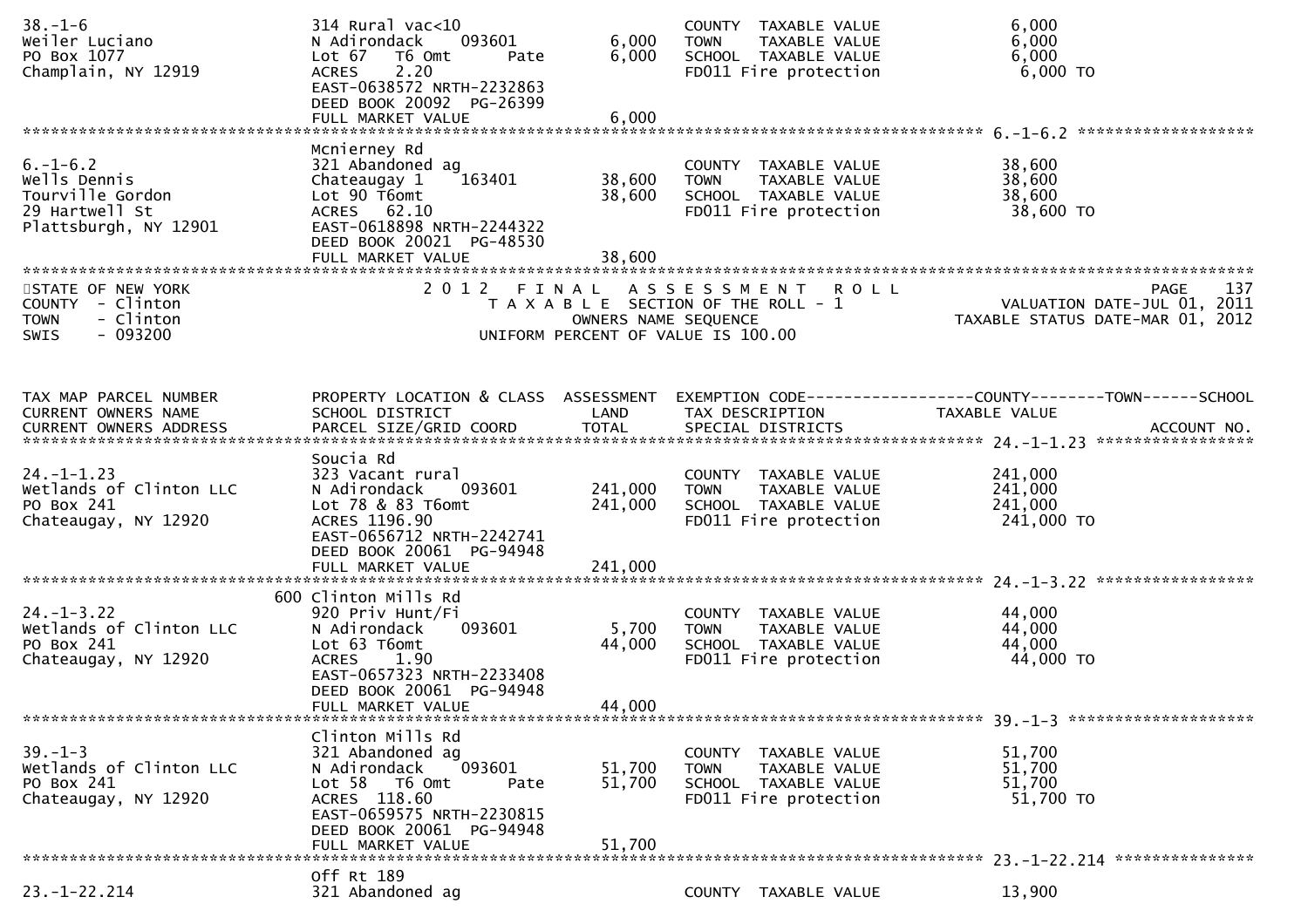| TAX MAP PARCEL NUMBER | PROPERTY LOCATION & CLASS | ASSESSMENT | EXEMPTION CODE | COUNTY | TOWN | SCHOOL |
|---|---|---|---|---|---|---|
| CURRENT OWNERS NAME | SCHOOL DISTRICT | LAND | TAX DESCRIPTION | TAXABLE VALUE | | |
| CURRENT OWNERS ADDRESS | PARCEL SIZE/GRID COORD | TOTAL | SPECIAL DISTRICTS | | | ACCOUNT NO. |
| 38.-1-6 | 314 Rural vac<10 | | COUNTY TAXABLE VALUE | 6,000 | | |
| Weiler Luciano | N Adirondack 093601 | 6,000 | TOWN TAXABLE VALUE | 6,000 | | |
| PO Box 1077 | Lot 67 T6 Omt Pate | 6,000 | SCHOOL TAXABLE VALUE | 6,000 | | |
| Champlain, NY 12919 | ACRES 2.20 | | FD011 Fire protection | 6,000 TO | | |
| | EAST-0638572 NRTH-2232863 | | | | | |
| | DEED BOOK 20092 PG-26399 | | | | | |
| | FULL MARKET VALUE | 6,000 | | | | |
| 6.-1-6.2 | Mcnierney Rd | | | | | |
| | 321 Abandoned ag | | COUNTY TAXABLE VALUE | 38,600 | | |
| Wells Dennis | Chateaugay 1 163401 | 38,600 | TOWN TAXABLE VALUE | 38,600 | | |
| Tourville Gordon | Lot 90 T6omt | 38,600 | SCHOOL TAXABLE VALUE | 38,600 | | |
| 29 Hartwell St | ACRES 62.10 | | FD011 Fire protection | 38,600 TO | | |
| Plattsburgh, NY 12901 | EAST-0618898 NRTH-2244322 | | | | | |
| | DEED BOOK 20021 PG-48530 | | | | | |
| | FULL MARKET VALUE | 38,600 | | | | |

STATE OF NEW YORK
COUNTY - Clinton
TOWN - Clinton
SWIS - 093200

2012 FINAL ASSESSMENT ROLL
TAXABLE SECTION OF THE ROLL - 1
OWNERS NAME SEQUENCE
UNIFORM PERCENT OF VALUE IS 100.00

PAGE 137
VALUATION DATE-JUL 01, 2011
TAXABLE STATUS DATE-MAR 01, 2012

| TAX MAP PARCEL NUMBER | PROPERTY LOCATION & CLASS | ASSESSMENT | EXEMPTION CODE | COUNTY | TOWN | SCHOOL |
|---|---|---|---|---|---|---|
| CURRENT OWNERS NAME | SCHOOL DISTRICT | LAND | TAX DESCRIPTION | TAXABLE VALUE | | |
| CURRENT OWNERS ADDRESS | PARCEL SIZE/GRID COORD | TOTAL | SPECIAL DISTRICTS | | | ACCOUNT NO. |
| 24.-1-1.23 | Soucia Rd | | | | | |
| | 323 Vacant rural | | COUNTY TAXABLE VALUE | 241,000 | | |
| Wetlands of Clinton LLC | N Adirondack 093601 | 241,000 | TOWN TAXABLE VALUE | 241,000 | | |
| PO Box 241 | Lot 78 & 83 T6omt | 241,000 | SCHOOL TAXABLE VALUE | 241,000 | | |
| Chateaugay, NY 12920 | ACRES 1196.90 | | FD011 Fire protection | 241,000 TO | | |
| | EAST-0656712 NRTH-2242741 | | | | | |
| | DEED BOOK 20061 PG-94948 | | | | | |
| | FULL MARKET VALUE | 241,000 | | | | |
| 24.-1-3.22 | 600 Clinton Mills Rd | | | | | |
| | 920 Priv Hunt/Fi | | COUNTY TAXABLE VALUE | 44,000 | | |
| Wetlands of Clinton LLC | N Adirondack 093601 | 5,700 | TOWN TAXABLE VALUE | 44,000 | | |
| PO Box 241 | Lot 63 T6omt | 44,000 | SCHOOL TAXABLE VALUE | 44,000 | | |
| Chateaugay, NY 12920 | ACRES 1.90 | | FD011 Fire protection | 44,000 TO | | |
| | EAST-0657323 NRTH-2233408 | | | | | |
| | DEED BOOK 20061 PG-94948 | | | | | |
| | FULL MARKET VALUE | 44,000 | | | | |
| 39.-1-3 | Clinton Mills Rd | | | | | |
| | 321 Abandoned ag | | COUNTY TAXABLE VALUE | 51,700 | | |
| Wetlands of Clinton LLC | N Adirondack 093601 | 51,700 | TOWN TAXABLE VALUE | 51,700 | | |
| PO Box 241 | Lot 58 T6 Omt Pate | 51,700 | SCHOOL TAXABLE VALUE | 51,700 | | |
| Chateaugay, NY 12920 | ACRES 118.60 | | FD011 Fire protection | 51,700 TO | | |
| | EAST-0659575 NRTH-2230815 | | | | | |
| | DEED BOOK 20061 PG-94948 | | | | | |
| | FULL MARKET VALUE | 51,700 | | | | |
| 23.-1-22.214 | Off Rt 189 | | | | | |
| | 321 Abandoned ag | | COUNTY TAXABLE VALUE | 13,900 | | |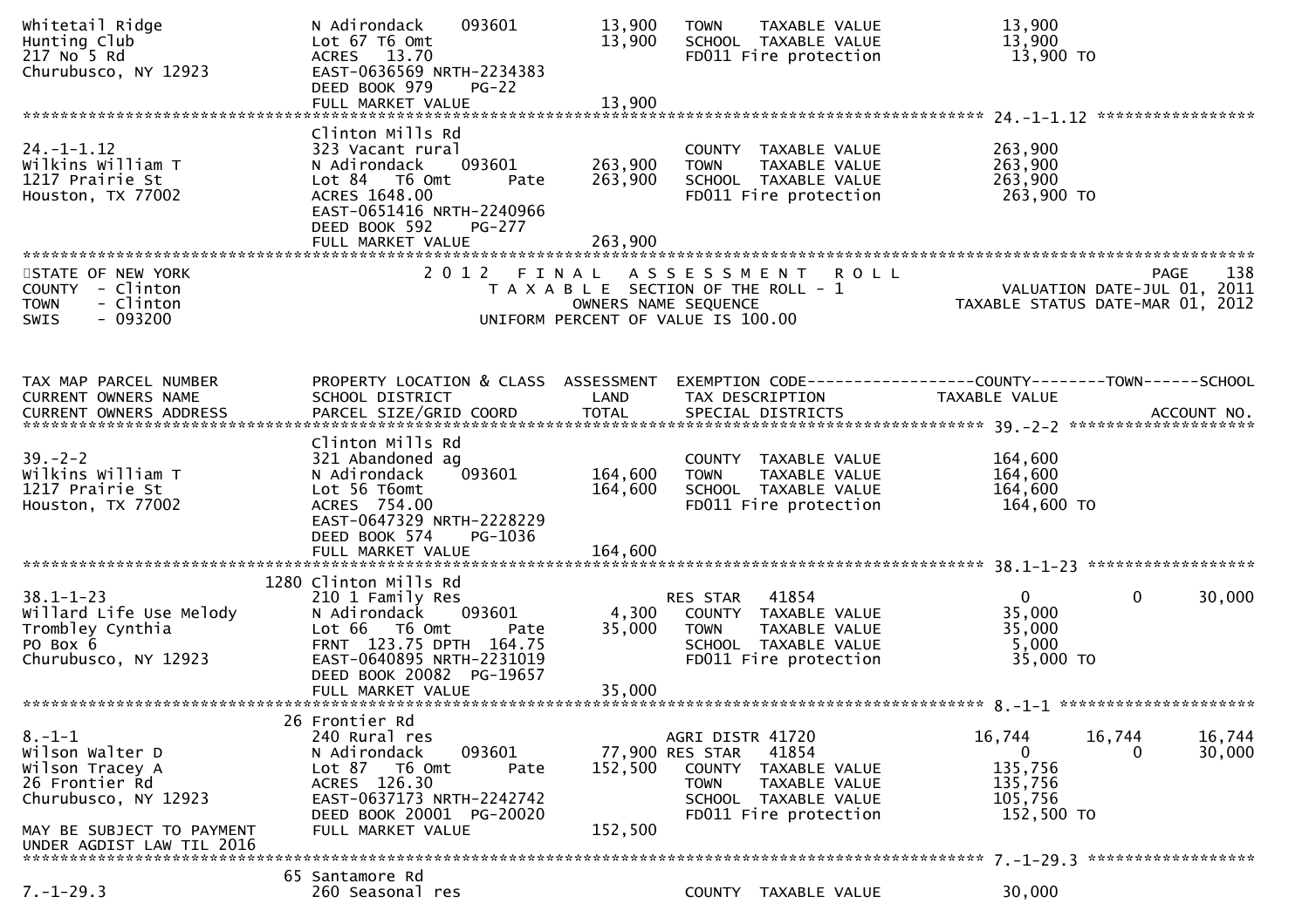```
Whitetail Ridge                N Adirondack     093601         13,900   TOWN    TAXABLE VALUE             13,900
Hunting Club                   Lot 67 T6 Omt                   13,900   SCHOOL  TAXABLE VALUE             13,900
217 No 5 Rd                    ACRES   13.70                            FD011 Fire protection              13,900 TO
Churubusco, NY 12923           EAST-0636569 NRTH-2234383
                               DEED BOOK 979     PG-22
                               FULL MARKET VALUE               13,900
******************************************************************************************************* 24.-1-1.12 *****************
                               Clinton Mills Rd
24.-1-1.12                     323 Vacant rural                         COUNTY  TAXABLE VALUE            263,900
Wilkins William T              N Adirondack     093601        263,900   TOWN    TAXABLE VALUE            263,900
1217 Prairie St                Lot 84   T6 Omt        Pate    263,900   SCHOOL  TAXABLE VALUE            263,900
Houston, TX 77002              ACRES 1648.00                            FD011 Fire protection             263,900 TO
                               EAST-0651416 NRTH-2240966
                               DEED BOOK 592     PG-277
                               FULL MARKET VALUE              263,900
************************************************************************************************************************************
STATE OF NEW YORK                        2 0 1 2   F I N A L   A S S E S S M E N T   R O L L                           PAGE    138
COUNTY  - Clinton                           T A X A B L E  SECTION OF THE ROLL - 1                         VALUATION DATE-JUL 01, 2011
TOWN    - Clinton                                  OWNERS NAME SEQUENCE                              TAXABLE STATUS DATE-MAR 01, 2012
SWIS    - 093200                              UNIFORM PERCENT OF VALUE IS 100.00


TAX MAP PARCEL NUMBER          PROPERTY LOCATION & CLASS  ASSESSMENT  EXEMPTION CODE-----------------COUNTY--------TOWN------SCHOOL
CURRENT OWNERS NAME            SCHOOL DISTRICT               LAND     TAX DESCRIPTION             TAXABLE VALUE
CURRENT OWNERS ADDRESS         PARCEL SIZE/GRID COORD        TOTAL    SPECIAL DISTRICTS                                  ACCOUNT NO.
******************************************************************************************************* 39.-2-2 ********************
                               Clinton Mills Rd
39.-2-2                        321 Abandoned ag                         COUNTY  TAXABLE VALUE            164,600
Wilkins William T              N Adirondack     093601        164,600   TOWN    TAXABLE VALUE            164,600
1217 Prairie St                Lot 56 T6omt                   164,600   SCHOOL  TAXABLE VALUE            164,600
Houston, TX 77002              ACRES  754.00                            FD011 Fire protection             164,600 TO
                               EAST-0647329 NRTH-2228229
                               DEED BOOK 574     PG-1036
                               FULL MARKET VALUE              164,600
******************************************************************************************************* 38.1-1-23 ******************
                          1280 Clinton Mills Rd
38.1-1-23                      210 1 Family Res                         RES STAR   41854                   0            0       30,000
Willard Life Use Melody        N Adirondack     093601          4,300   COUNTY  TAXABLE VALUE             35,000
Trombley Cynthia               Lot 66   T6 Omt        Pate     35,000   TOWN    TAXABLE VALUE             35,000
PO Box 6                       FRNT 123.75 DPTH  164.75                 SCHOOL  TAXABLE VALUE              5,000
Churubusco, NY 12923           EAST-0640895 NRTH-2231019                FD011 Fire protection              35,000 TO
                               DEED BOOK 20082  PG-19657
                               FULL MARKET VALUE               35,000
******************************************************************************************************* 8.-1-1 *********************
                            26 Frontier Rd
8.-1-1                         240 Rural res                            AGRI DISTR 41720              16,744       16,744       16,744
Wilson Walter D                N Adirondack     093601         77,900 RES STAR   41854                   0            0       30,000
Wilson Tracey A                Lot 87   T6 Omt        Pate    152,500   COUNTY  TAXABLE VALUE            135,756
26 Frontier Rd                 ACRES  126.30                            TOWN    TAXABLE VALUE            135,756
Churubusco, NY 12923           EAST-0637173 NRTH-2242742                SCHOOL  TAXABLE VALUE            105,756
                               DEED BOOK 20001  PG-20020                FD011 Fire protection             152,500 TO
MAY BE SUBJECT TO PAYMENT      FULL MARKET VALUE              152,500
UNDER AGDIST LAW TIL 2016
******************************************************************************************************* 7.-1-29.3 ******************
                            65 Santamore Rd
7.-1-29.3                      260 Seasonal res                         COUNTY  TAXABLE VALUE             30,000
```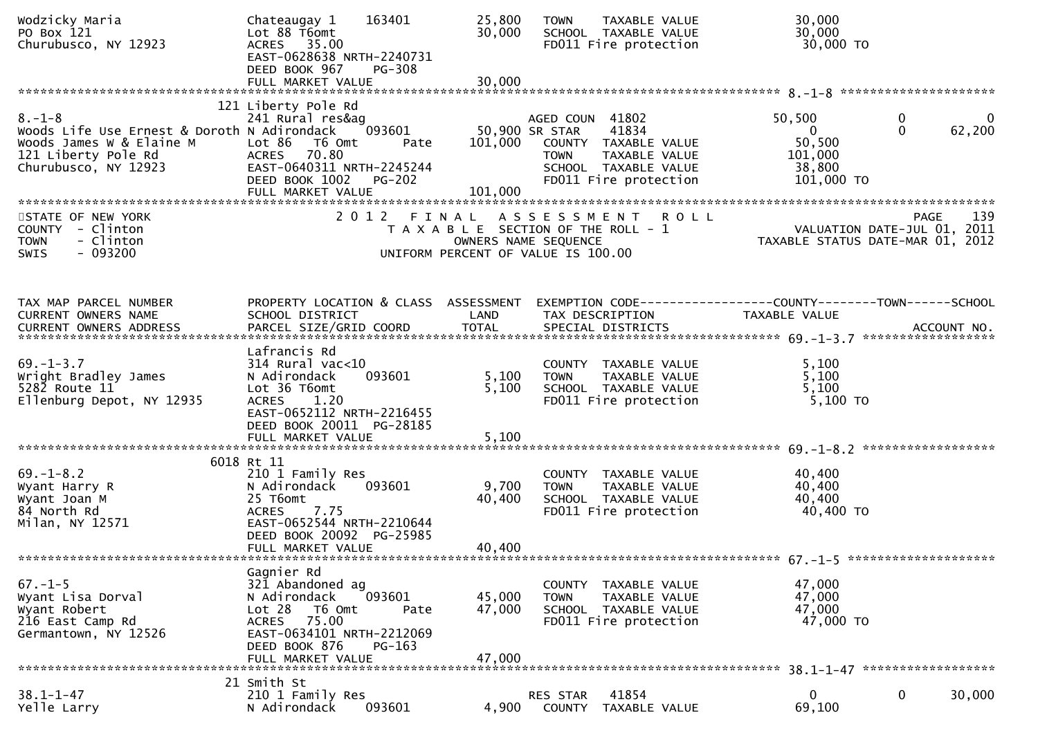```
Wodzicky Maria                 Chateaugay 1    163401        25,800   TOWN    TAXABLE VALUE              30,000
PO Box 121                     Lot 88 T6omt                  30,000   SCHOOL  TAXABLE VALUE              30,000
Churubusco, NY 12923           ACRES   35.00                          FD011 Fire protection               30,000 TO
                               EAST-0628638 NRTH-2240731
                               DEED BOOK 967     PG-308
                               FULL MARKET VALUE             30,000
******************************************************************************************************* 8.-1-8 ********************
                           121 Liberty Pole Rd
8.-1-8                         241 Rural res&ag                        AGED COUN  41802             50,500          0            0
Woods Life Use Ernest & Doroth N Adirondack    093601        50,900 SR STAR    41834                 0          0       62,200
Woods James W & Elaine M       Lot 86   T6 Omt       Pate   101,000    COUNTY  TAXABLE VALUE          50,500
121 Liberty Pole Rd            ACRES   70.80                           TOWN    TAXABLE VALUE         101,000
Churubusco, NY 12923           EAST-0640311 NRTH-2245244               SCHOOL  TAXABLE VALUE          38,800
                               DEED BOOK 1002   PG-202                 FD011 Fire protection          101,000 TO
                               FULL MARKET VALUE            101,000
************************************************************************************************************************************
STATE OF NEW YORK                  2 0 1 2   F I N A L   A S S E S S M E N T   R O L L                                PAGE   139
COUNTY  - Clinton                     T A X A B L E  SECTION OF THE ROLL - 1                       VALUATION DATE-JUL 01, 2011
TOWN    - Clinton                           OWNERS NAME SEQUENCE                               TAXABLE STATUS DATE-MAR 01, 2012
SWIS    - 093200                    UNIFORM PERCENT OF VALUE IS 100.00


TAX MAP PARCEL NUMBER          PROPERTY LOCATION & CLASS  ASSESSMENT  EXEMPTION CODE------------------COUNTY--------TOWN------SCHOOL
CURRENT OWNERS NAME            SCHOOL DISTRICT               LAND     TAX DESCRIPTION            TAXABLE VALUE
CURRENT OWNERS ADDRESS         PARCEL SIZE/GRID COORD       TOTAL     SPECIAL DISTRICTS                                  ACCOUNT NO.
******************************************************************************************************* 69.-1-3.7 *****************
                               Lafrancis Rd
69.-1-3.7                      314 Rural vac<10                       COUNTY  TAXABLE VALUE               5,100
Wright Bradley James           N Adirondack    093601         5,100   TOWN    TAXABLE VALUE               5,100
5282 Route 11                  Lot 36 T6omt                   5,100   SCHOOL  TAXABLE VALUE               5,100
Ellenburg Depot, NY 12935      ACRES    1.20                          FD011 Fire protection                5,100 TO
                               EAST-0652112 NRTH-2216455
                               DEED BOOK 20011  PG-28185
                               FULL MARKET VALUE              5,100
******************************************************************************************************* 69.-1-8.2 *****************
                          6018 Rt 11
69.-1-8.2                      210 1 Family Res                       COUNTY  TAXABLE VALUE              40,400
Wyant Harry R                  N Adirondack    093601         9,700   TOWN    TAXABLE VALUE              40,400
Wyant Joan M                   25 T6omt                      40,400   SCHOOL  TAXABLE VALUE              40,400
84 North Rd                    ACRES    7.75                          FD011 Fire protection               40,400 TO
Milan, NY 12571                EAST-0652544 NRTH-2210644
                               DEED BOOK 20092  PG-25985
                               FULL MARKET VALUE             40,400
******************************************************************************************************* 67.-1-5 *******************
                               Gagnier Rd
67.-1-5                        321 Abandoned ag                       COUNTY  TAXABLE VALUE              47,000
Wyant Lisa Dorval              N Adirondack    093601        45,000   TOWN    TAXABLE VALUE              47,000
Wyant Robert                   Lot 28   T6 Omt       Pate    47,000   SCHOOL  TAXABLE VALUE              47,000
216 East Camp Rd               ACRES   75.00                          FD011 Fire protection               47,000 TO
Germantown, NY 12526           EAST-0634101 NRTH-2212069
                               DEED BOOK 876     PG-163
                               FULL MARKET VALUE             47,000
******************************************************************************************************* 38.1-1-47 *****************
                            21 Smith St
38.1-1-47                      210 1 Family Res                       RES STAR   41854                 0          0       30,000
Yelle Larry                    N Adirondack    093601         4,900   COUNTY  TAXABLE VALUE          69,100
```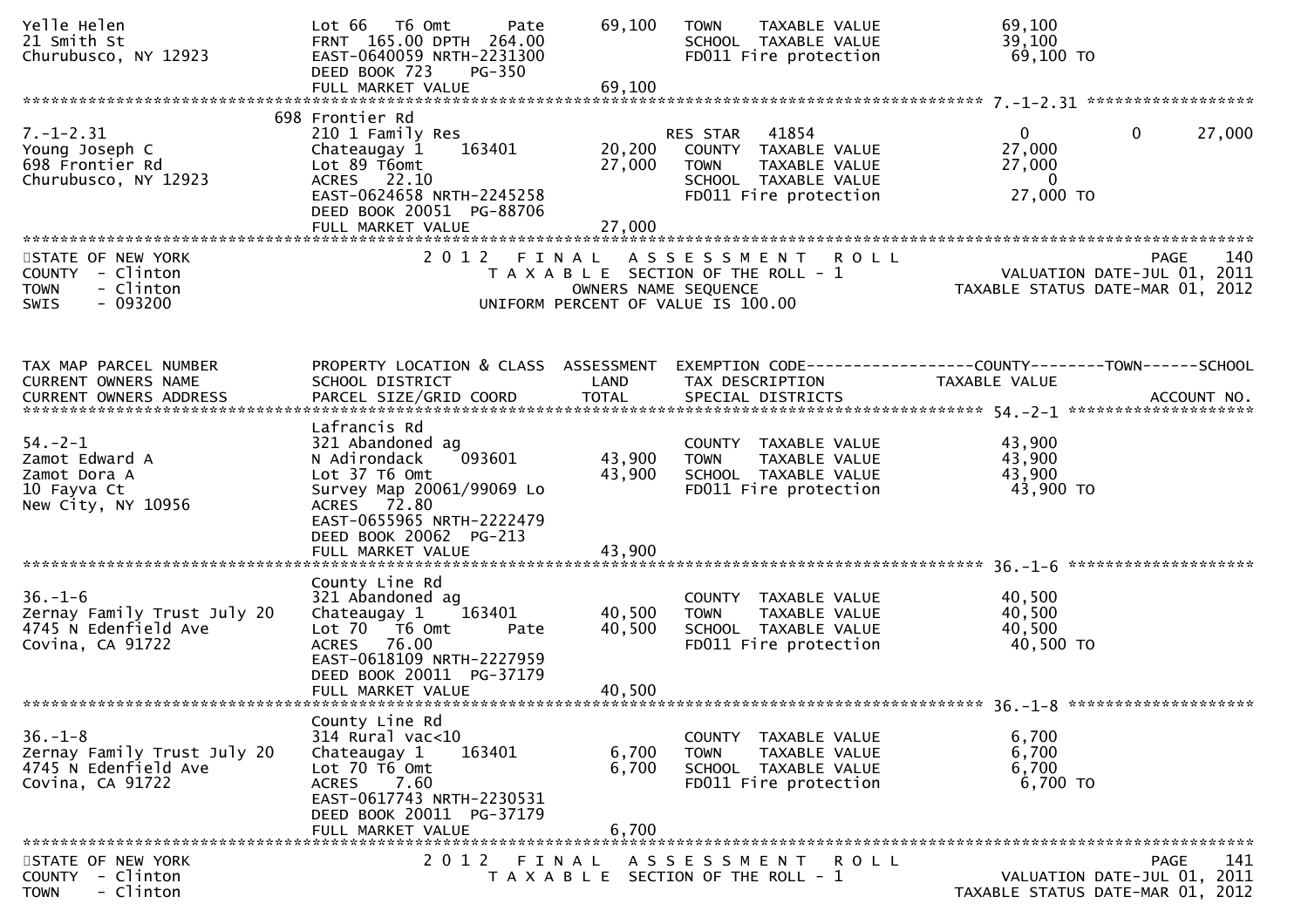```
Yelle Helen                    Lot 66   T6 Omt      Pate       69,100   TOWN    TAXABLE VALUE              69,100
21 Smith St                    FRNT  165.00 DPTH  264.00                SCHOOL  TAXABLE VALUE              39,100
Churubusco, NY 12923           EAST-0640059 NRTH-2231300                FD011 Fire protection              69,100 TO
                               DEED BOOK 723    PG-350
                               FULL MARKET VALUE              69,100
******************************************************************************************************* 7.-1-2.31 *****************
                              698 Frontier Rd
7.-1-2.31                      210 1 Family Res                         RES STAR   41854                     0          0        27,000
Young Joseph C                 Chateaugay 1     163401       20,200     COUNTY  TAXABLE VALUE              27,000
698 Frontier Rd                Lot 89 T6omt                  27,000     TOWN    TAXABLE VALUE              27,000
Churubusco, NY 12923           ACRES   22.10                            SCHOOL  TAXABLE VALUE                   0
                               EAST-0624658 NRTH-2245258                FD011 Fire protection              27,000 TO
                               DEED BOOK 20051  PG-88706
                               FULL MARKET VALUE              27,000
************************************************************************************************************************************
STATE OF NEW YORK                 2 0 1 2   F I N A L   A S S E S S M E N T   R O L L                                 PAGE    140
COUNTY  - Clinton                    T A X A B L E  SECTION OF THE ROLL - 1                            VALUATION DATE-JUL 01, 2011
TOWN    - Clinton                           OWNERS NAME SEQUENCE                                 TAXABLE STATUS DATE-MAR 01, 2012
SWIS    - 093200                       UNIFORM PERCENT OF VALUE IS 100.00


TAX MAP PARCEL NUMBER          PROPERTY LOCATION & CLASS  ASSESSMENT  EXEMPTION CODE------------------COUNTY--------TOWN------SCHOOL
CURRENT OWNERS NAME            SCHOOL DISTRICT               LAND     TAX DESCRIPTION                 TAXABLE VALUE
CURRENT OWNERS ADDRESS         PARCEL SIZE/GRID COORD        TOTAL    SPECIAL DISTRICTS                                  ACCOUNT NO.
******************************************************************************************************* 54.-2-1 *******************
                               Lafrancis Rd
54.-2-1                        321 Abandoned ag                         COUNTY  TAXABLE VALUE              43,900
Zamot Edward A                 N Adirondack     093601       43,900     TOWN    TAXABLE VALUE              43,900
Zamot Dora A                   Lot 37 T6 Omt                 43,900     SCHOOL  TAXABLE VALUE              43,900
10 Fayva Ct                    Survey Map 20061/99069 Lo                FD011 Fire protection              43,900 TO
New City, NY 10956             ACRES   72.80
                               EAST-0655965 NRTH-2222479
                               DEED BOOK 20062  PG-213
                               FULL MARKET VALUE              43,900
******************************************************************************************************* 36.-1-6 *******************
                               County Line Rd
36.-1-6                        321 Abandoned ag                         COUNTY  TAXABLE VALUE              40,500
Zernay Family Trust July 20    Chateaugay 1     163401       40,500     TOWN    TAXABLE VALUE              40,500
4745 N Edenfield Ave           Lot 70   T6 Omt      Pate     40,500     SCHOOL  TAXABLE VALUE              40,500
Covina, CA 91722               ACRES   76.00                            FD011 Fire protection              40,500 TO
                               EAST-0618109 NRTH-2227959
                               DEED BOOK 20011  PG-37179
                               FULL MARKET VALUE              40,500
******************************************************************************************************* 36.-1-8 *******************
                               County Line Rd
36.-1-8                        314 Rural vac<10                         COUNTY  TAXABLE VALUE               6,700
Zernay Family Trust July 20    Chateaugay 1     163401        6,700     TOWN    TAXABLE VALUE               6,700
4745 N Edenfield Ave           Lot 70 T6 Omt                  6,700     SCHOOL  TAXABLE VALUE               6,700
Covina, CA 91722               ACRES    7.60                            FD011 Fire protection               6,700 TO
                               EAST-0617743 NRTH-2230531
                               DEED BOOK 20011  PG-37179
                               FULL MARKET VALUE               6,700
************************************************************************************************************************************
STATE OF NEW YORK                 2 0 1 2   F I N A L   A S S E S S M E N T   R O L L                                 PAGE    141
COUNTY  - Clinton                    T A X A B L E  SECTION OF THE ROLL - 1                            VALUATION DATE-JUL 01, 2011
TOWN    - Clinton                                                                                TAXABLE STATUS DATE-MAR 01, 2012
```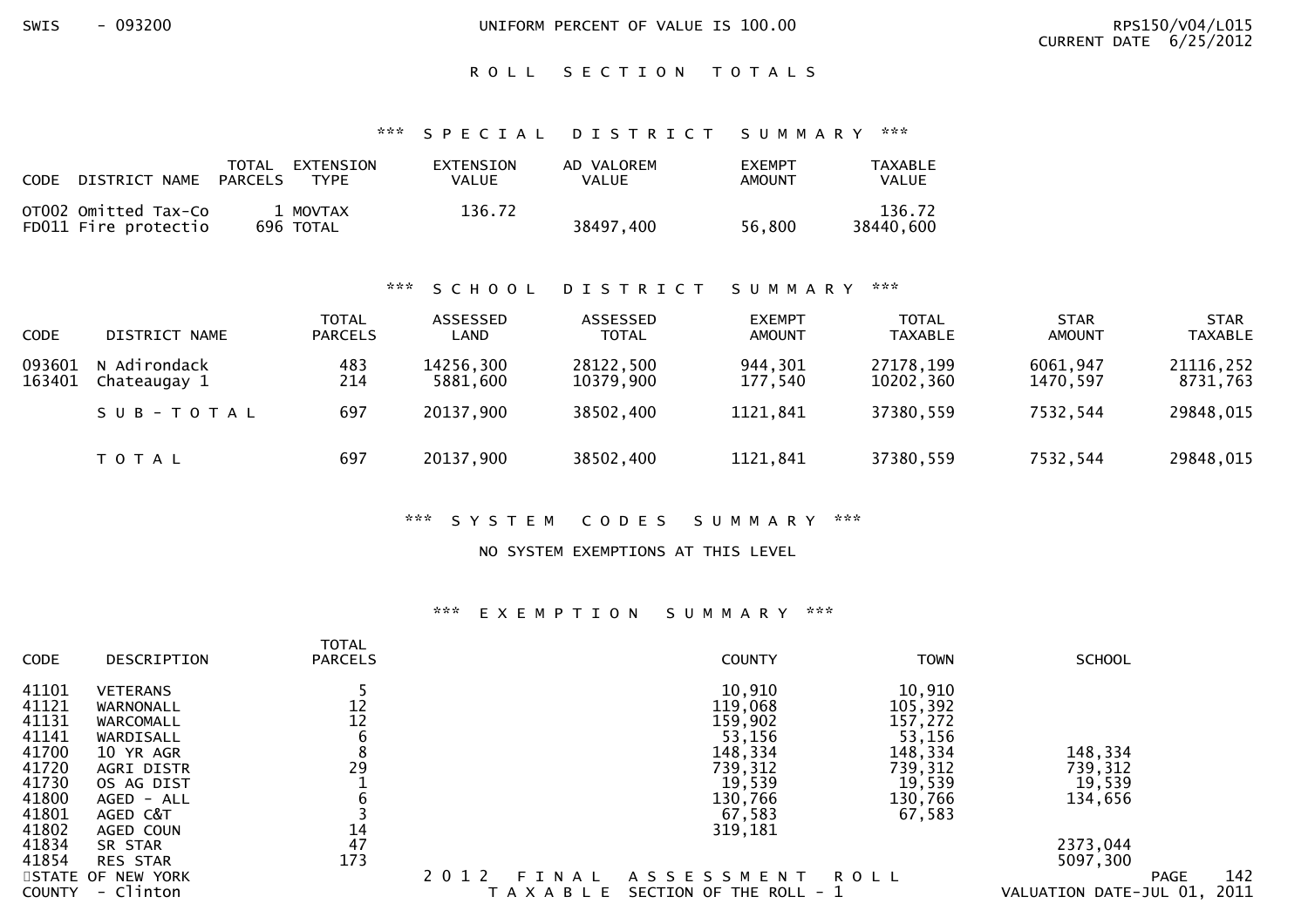## ROLL SECTION TOTALS

### *** SPECIAL DISTRICT SUMMARY ***

| CODE | DISTRICT NAME | TOTAL PARCELS | EXTENSION TYPE | EXTENSION VALUE | AD VALOREM VALUE | EXEMPT AMOUNT | TAXABLE VALUE |
|---|---|---|---|---|---|---|---|
| OT002 | Omitted Tax-Co | 1 | MOVTAX | 136.72 | | | 136.72 |
| FD011 | Fire protectio | 696 | TOTAL | | 38497,400 | 56,800 | 38440,600 |

### *** SCHOOL DISTRICT SUMMARY ***

| CODE | DISTRICT NAME | TOTAL PARCELS | ASSESSED LAND | ASSESSED TOTAL | EXEMPT AMOUNT | TOTAL TAXABLE | STAR AMOUNT | STAR TAXABLE |
|---|---|---|---|---|---|---|---|---|
| 093601 | N Adirondack | 483 | 14256,300 | 28122,500 | 944,301 | 27178,199 | 6061,947 | 21116,252 |
| 163401 | Chateaugay 1 | 214 | 5881,600 | 10379,900 | 177,540 | 10202,360 | 1470,597 | 8731,763 |
| | SUB-TOTAL | 697 | 20137,900 | 38502,400 | 1121,841 | 37380,559 | 7532,544 | 29848,015 |
| | TOTAL | 697 | 20137,900 | 38502,400 | 1121,841 | 37380,559 | 7532,544 | 29848,015 |

### *** SYSTEM CODES SUMMARY ***

NO SYSTEM EXEMPTIONS AT THIS LEVEL

### *** EXEMPTION SUMMARY ***

| CODE | DESCRIPTION | TOTAL PARCELS | COUNTY | TOWN | SCHOOL |
|---|---|---|---|---|---|
| 41101 | VETERANS | 5 | 10,910 | 10,910 | |
| 41121 | WARNONALL | 12 | 119,068 | 105,392 | |
| 41131 | WARCOMALL | 12 | 159,902 | 157,272 | |
| 41141 | WARDISALL | 6 | 53,156 | 53,156 | |
| 41700 | 10 YR AGR | 8 | 148,334 | 148,334 | 148,334 |
| 41720 | AGRI DISTR | 29 | 739,312 | 739,312 | 739,312 |
| 41730 | OS AG DIST | 1 | 19,539 | 19,539 | 19,539 |
| 41800 | AGED - ALL | 6 | 130,766 | 130,766 | 134,656 |
| 41801 | AGED C&T | 3 | 67,583 | 67,583 | |
| 41802 | AGED COUN | 14 | 319,181 | | |
| 41834 | SR STAR | 47 | | | 2373,044 |
| 41854 | RES STAR | 173 | | | 5097,300 |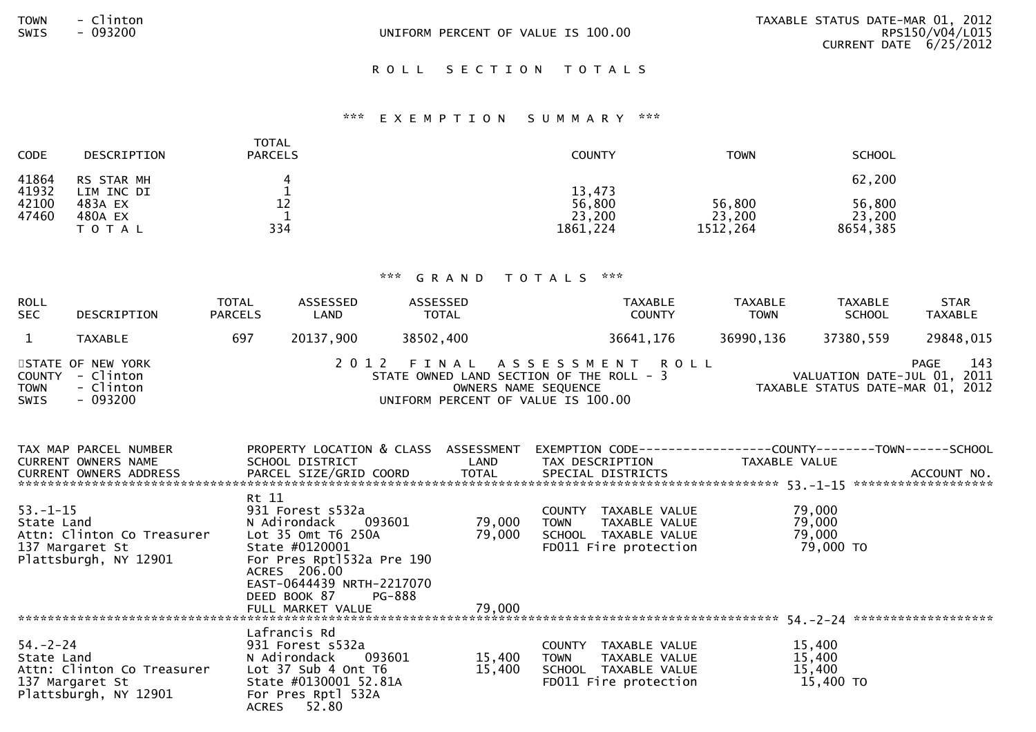TOWN - Clinton
SWIS - 093200

UNIFORM PERCENT OF VALUE IS 100.00

TAXABLE STATUS DATE-MAR 01, 2012
RPS150/V04/L015
CURRENT DATE 6/25/2012

## R O L L  S E C T I O N  T O T A L S

### *** E X E M P T I O N  S U M M A R Y ***

| CODE | DESCRIPTION | TOTAL PARCELS | COUNTY | TOWN | SCHOOL |
|---|---|---|---|---|---|
| 41864 | RS STAR MH | 4 | | | 62,200 |
| 41932 | LIM INC DI | 1 | 13,473 | | |
| 42100 | 483A EX | 12 | 56,800 | 56,800 | 56,800 |
| 47460 | 480A EX | 1 | 23,200 | 23,200 | 23,200 |
| | T O T A L | 334 | 1861,224 | 1512,264 | 8654,385 |

### *** G R A N D  T O T A L S ***

| ROLL SEC | DESCRIPTION | TOTAL PARCELS | ASSESSED LAND | ASSESSED TOTAL | TAXABLE COUNTY | TAXABLE TOWN | TAXABLE SCHOOL | STAR TAXABLE |
|---|---|---|---|---|---|---|---|---|
| 1 | TAXABLE | 697 | 20137,900 | 38502,400 | 36641,176 | 36990,136 | 37380,559 | 29848,015 |

STATE OF NEW YORK
COUNTY - Clinton
TOWN - Clinton
SWIS - 093200

2 0 1 2  F I N A L  A S S E S S M E N T  R O L L
STATE OWNED LAND SECTION OF THE ROLL - 3
OWNERS NAME SEQUENCE
UNIFORM PERCENT OF VALUE IS 100.00

PAGE 143
VALUATION DATE-JUL 01, 2011
TAXABLE STATUS DATE-MAR 01, 2012

| TAX MAP PARCEL NUMBER / CURRENT OWNERS NAME / CURRENT OWNERS ADDRESS | PROPERTY LOCATION & CLASS / SCHOOL DISTRICT / PARCEL SIZE/GRID COORD | ASSESSMENT LAND / TOTAL | EXEMPTION CODE / TAX DESCRIPTION / SPECIAL DISTRICTS | COUNTY--------TOWN------SCHOOL TAXABLE VALUE | ACCOUNT NO. |
|---|---|---|---|---|---|
| ***** 53.-1-15 ***** | | | | | |
| | Rt 11 | | | | |
| 53.-1-15 | 931 Forest s532a | | COUNTY TAXABLE VALUE | 79,000 | |
| State Land | N Adirondack 093601 | 79,000 | TOWN TAXABLE VALUE | 79,000 | |
| Attn: Clinton Co Treasurer | Lot 35 Omt T6 250A | 79,000 | SCHOOL TAXABLE VALUE | 79,000 | |
| 137 Margaret St | State #0120001 | | FD011 Fire protection | 79,000 TO | |
| Plattsburgh, NY 12901 | For Pres Rptl532a Pre 190 | | | | |
| | ACRES 206.00 | | | | |
| | EAST-0644439 NRTH-2217070 | | | | |
| | DEED BOOK 87 PG-888 | | | | |
| | FULL MARKET VALUE | 79,000 | | | |
| ***** 54.-2-24 ***** | | | | | |
| | Lafrancis Rd | | | | |
| 54.-2-24 | 931 Forest s532a | | COUNTY TAXABLE VALUE | 15,400 | |
| State Land | N Adirondack 093601 | 15,400 | TOWN TAXABLE VALUE | 15,400 | |
| Attn: Clinton Co Treasurer | Lot 37 Sub 4 Ont T6 | 15,400 | SCHOOL TAXABLE VALUE | 15,400 | |
| 137 Margaret St | State #0130001 52.81A | | FD011 Fire protection | 15,400 TO | |
| Plattsburgh, NY 12901 | For Pres Rptl 532A | | | | |
| | ACRES 52.80 | | | | |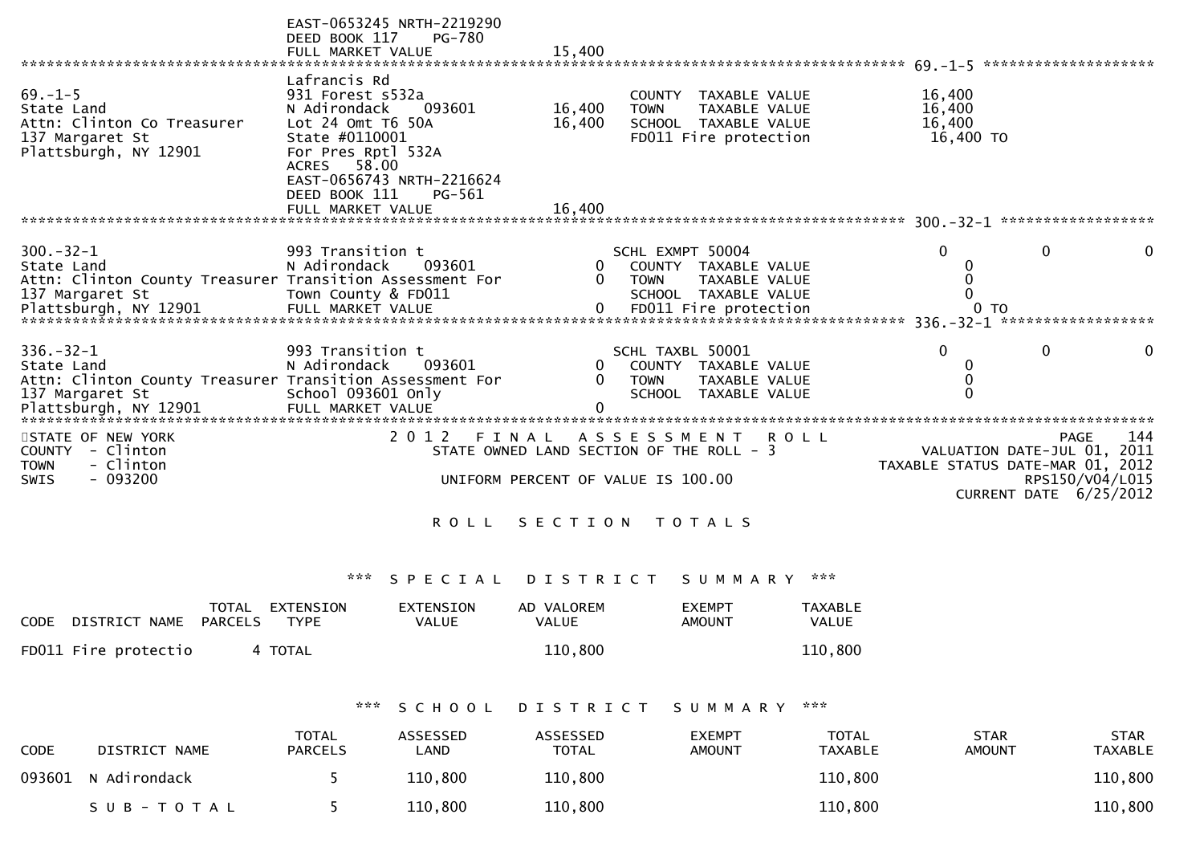```
                                  EAST-0653245 NRTH-2219290
                                  DEED BOOK 117    PG-780
                                  FULL MARKET VALUE              15,400
******************************************************************************************************* 69.-1-5 ********************
                                  Lafrancis Rd
69.-1-5                           931 Forest s532a                          COUNTY  TAXABLE VALUE            16,400
State Land                        N Adirondack    093601        16,400      TOWN    TAXABLE VALUE            16,400
Attn: Clinton Co Treasurer        Lot 24 Omt T6 50A             16,400      SCHOOL  TAXABLE VALUE            16,400
137 Margaret St                   State #0110001                            FD011 Fire protection             16,400 TO
Plattsburgh, NY 12901             For Pres Rptl 532A
                                  ACRES   58.00
                                  EAST-0656743 NRTH-2216624
                                  DEED BOOK 111    PG-561
                                  FULL MARKET VALUE              16,400
******************************************************************************************************* 300.-32-1 ******************

300.-32-1                         993 Transition t                  SCHL EXMPT 50004                    0              0              0
State Land                        N Adirondack    093601             0      COUNTY  TAXABLE VALUE                0
Attn: Clinton County Treasurer Transition Assessment For            0      TOWN    TAXABLE VALUE                0
137 Margaret St                   Town County & FD011                       SCHOOL  TAXABLE VALUE                0
Plattsburgh, NY 12901             FULL MARKET VALUE                  0      FD011 Fire protection                0 TO
******************************************************************************************************* 336.-32-1 ******************

336.-32-1                         993 Transition t                  SCHL TAXBL 50001                    0              0              0
State Land                        N Adirondack    093601             0      COUNTY  TAXABLE VALUE                0
Attn: Clinton County Treasurer Transition Assessment For            0      TOWN    TAXABLE VALUE                0
137 Margaret St                   School 093601 Only                        SCHOOL  TAXABLE VALUE                0
Plattsburgh, NY 12901             FULL MARKET VALUE                  0
************************************************************************************************************************************
```

STATE OF NEW YORK — 2012 FINAL ASSESSMENT ROLL — PAGE 144
COUNTY - Clinton — STATE OWNED LAND SECTION OF THE ROLL - 3 — VALUATION DATE-JUL 01, 2011
TOWN - Clinton — TAXABLE STATUS DATE-MAR 01, 2012
SWIS - 093200 — UNIFORM PERCENT OF VALUE IS 100.00 — RPS150/V04/L015 — CURRENT DATE 6/25/2012

# R O L L   S E C T I O N   T O T A L S

## *** S P E C I A L   D I S T R I C T   S U M M A R Y ***

| CODE | DISTRICT NAME | TOTAL PARCELS | EXTENSION TYPE | EXTENSION VALUE | AD VALOREM VALUE | EXEMPT AMOUNT | TAXABLE VALUE |
|---|---|---|---|---|---|---|---|
| FD011 | Fire protectio | 4 | TOTAL | | 110,800 | | 110,800 |

## *** S C H O O L   D I S T R I C T   S U M M A R Y ***

| CODE | DISTRICT NAME | TOTAL PARCELS | ASSESSED LAND | ASSESSED TOTAL | EXEMPT AMOUNT | TOTAL TAXABLE | STAR AMOUNT | STAR TAXABLE |
|---|---|---|---|---|---|---|---|---|
| 093601 | N Adirondack | 5 | 110,800 | 110,800 | | 110,800 | | 110,800 |
| | S U B - T O T A L | 5 | 110,800 | 110,800 | | 110,800 | | 110,800 |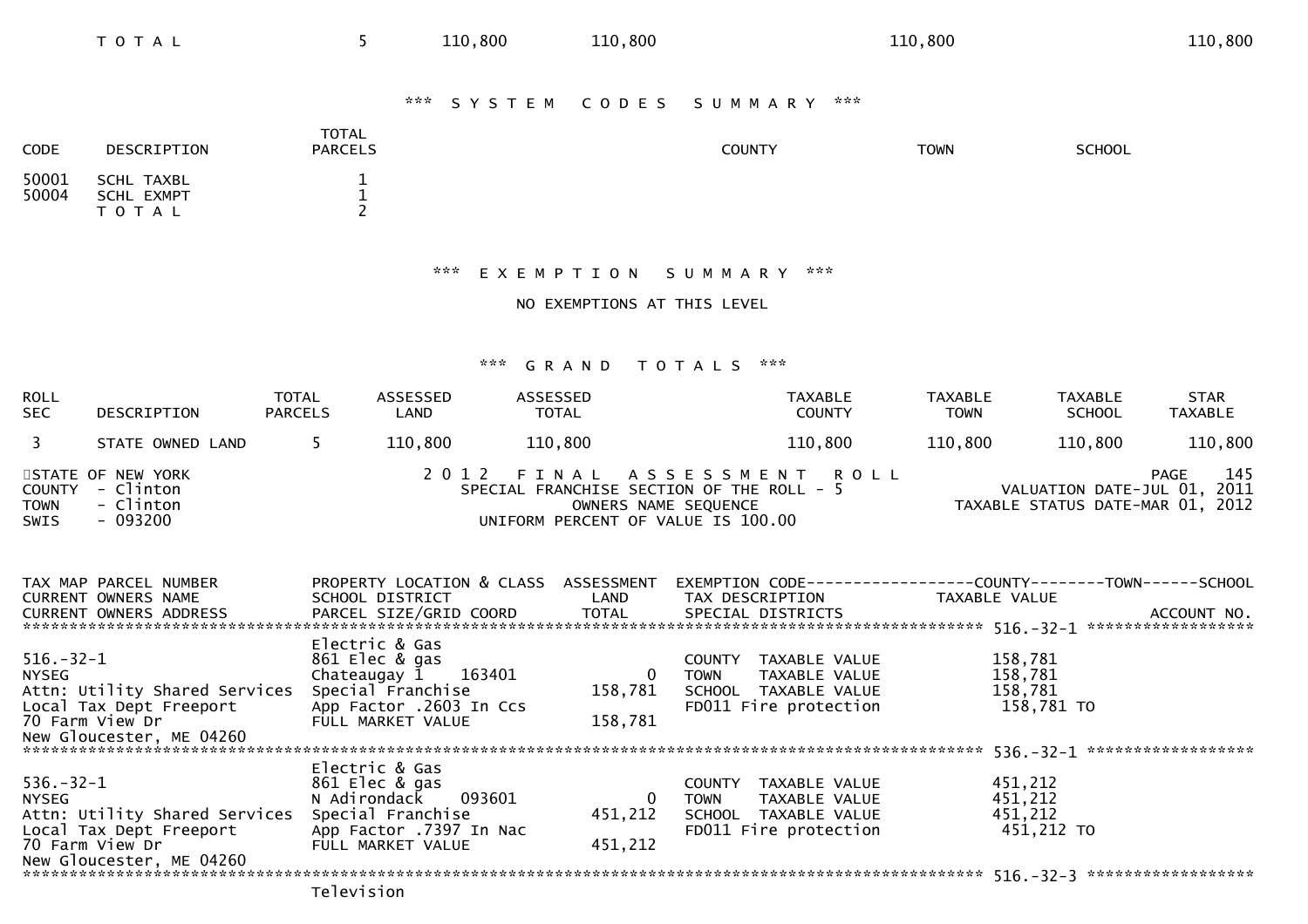| | | | | | | | |
|---|---|---|---|---|---|---|---|
| T O T A L | 5 | 110,800 | 110,800 | 110,800 | | | 110,800 |

## *** S Y S T E M   C O D E S   S U M M A R Y ***

| CODE | DESCRIPTION | TOTAL PARCELS | COUNTY | TOWN | SCHOOL |
|---|---|---|---|---|---|
| 50001 | SCHL TAXBL | 1 | | | |
| 50004 | SCHL EXMPT | 1 | | | |
| | T O T A L | 2 | | | |

## *** E X E M P T I O N   S U M M A R Y ***

NO EXEMPTIONS AT THIS LEVEL

## *** G R A N D   T O T A L S ***

| ROLL SEC | DESCRIPTION | TOTAL PARCELS | ASSESSED LAND | ASSESSED TOTAL | TAXABLE COUNTY | TAXABLE TOWN | TAXABLE SCHOOL | STAR TAXABLE |
|---|---|---|---|---|---|---|---|---|
| 3 | STATE OWNED LAND | 5 | 110,800 | 110,800 | 110,800 | 110,800 | 110,800 | 110,800 |

STATE OF NEW YORK
COUNTY - Clinton
TOWN - Clinton
SWIS - 093200

2 0 1 2   F I N A L   A S S E S S M E N T   R O L L
SPECIAL FRANCHISE SECTION OF THE ROLL - 5
OWNERS NAME SEQUENCE
UNIFORM PERCENT OF VALUE IS 100.00

VALUATION DATE-JUL 01, 2011
TAXABLE STATUS DATE-MAR 01, 2012

```
TAX MAP PARCEL NUMBER          PROPERTY LOCATION & CLASS  ASSESSMENT  EXEMPTION CODE------------------COUNTY--------TOWN------SCHOOL
CURRENT OWNERS NAME            SCHOOL DISTRICT               LAND      TAX DESCRIPTION            TAXABLE VALUE
CURRENT OWNERS ADDRESS         PARCEL SIZE/GRID COORD       TOTAL      SPECIAL DISTRICTS                                        ACCOUNT NO.
******************************************************************************************************* 516.-32-1 ******************
                               Electric & Gas
516.-32-1                      861 Elec & gas                          COUNTY  TAXABLE VALUE          158,781
NYSEG                          Chateaugay 1    163401           0      TOWN    TAXABLE VALUE          158,781
Attn: Utility Shared Services  Special Franchise          158,781      SCHOOL  TAXABLE VALUE          158,781
Local Tax Dept Freeport        App Factor .2603 In Ccs                 FD011 Fire protection           158,781 TO
70 Farm View Dr                FULL MARKET VALUE          158,781
New Gloucester, ME 04260
******************************************************************************************************* 536.-32-1 ******************
                               Electric & Gas
536.-32-1                      861 Elec & gas                          COUNTY  TAXABLE VALUE          451,212
NYSEG                          N Adirondack    093601           0      TOWN    TAXABLE VALUE          451,212
Attn: Utility Shared Services  Special Franchise          451,212      SCHOOL  TAXABLE VALUE          451,212
Local Tax Dept Freeport        App Factor .7397 In Nac                 FD011 Fire protection           451,212 TO
70 Farm View Dr                FULL MARKET VALUE          451,212
New Gloucester, ME 04260
******************************************************************************************************* 516.-32-3 ******************
                               Television
```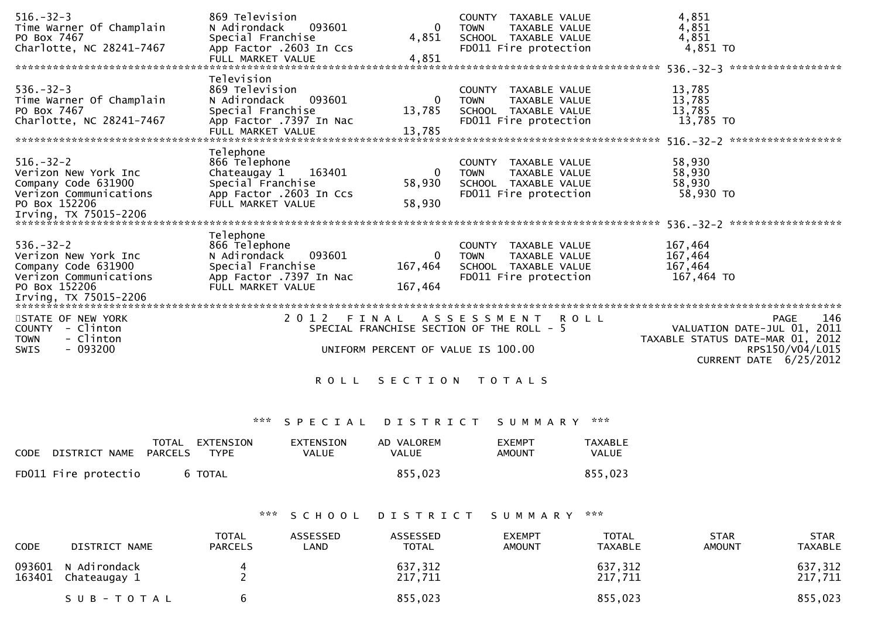```
516.-32-3                    869 Television                          COUNTY  TAXABLE VALUE            4,851
Time Warner Of Champlain     N Adirondack    093601          0      TOWN    TAXABLE VALUE            4,851
PO Box 7467                  Special Franchise           4,851      SCHOOL  TAXABLE VALUE            4,851
Charlotte, NC 28241-7467     App Factor .2603 In Ccs                FD011 Fire protection             4,851 TO
                             FULL MARKET VALUE           4,851
******************************************************************************************** 536.-32-3 ******************
                             Television
536.-32-3                    869 Television                          COUNTY  TAXABLE VALUE           13,785
Time Warner Of Champlain     N Adirondack    093601          0      TOWN    TAXABLE VALUE           13,785
PO Box 7467                  Special Franchise          13,785      SCHOOL  TAXABLE VALUE           13,785
Charlotte, NC 28241-7467     App Factor .7397 In Nac                FD011 Fire protection            13,785 TO
                             FULL MARKET VALUE          13,785
******************************************************************************************** 516.-32-2 ******************
                             Telephone
516.-32-2                    866 Telephone                           COUNTY  TAXABLE VALUE           58,930
Verizon New York Inc         Chateaugay 1    163401          0      TOWN    TAXABLE VALUE           58,930
Company Code 631900          Special Franchise          58,930      SCHOOL  TAXABLE VALUE           58,930
Verizon Communications       App Factor .2603 In Ccs                FD011 Fire protection            58,930 TO
PO Box 152206                FULL MARKET VALUE          58,930
Irving, TX 75015-2206
******************************************************************************************** 536.-32-2 ******************
                             Telephone
536.-32-2                    866 Telephone                           COUNTY  TAXABLE VALUE          167,464
Verizon New York Inc         N Adirondack    093601          0      TOWN    TAXABLE VALUE          167,464
Company Code 631900          Special Franchise         167,464      SCHOOL  TAXABLE VALUE          167,464
Verizon Communications       App Factor .7397 In Nac                FD011 Fire protection           167,464 TO
PO Box 152206                FULL MARKET VALUE         167,464
Irving, TX 75015-2206
*****************************************************************************************************************************
```

STATE OF NEW YORK — 2012 FINAL ASSESSMENT ROLL
COUNTY - Clinton — SPECIAL FRANCHISE SECTION OF THE ROLL - 5
TOWN - Clinton
SWIS - 093200 — UNIFORM PERCENT OF VALUE IS 100.00

PAGE 146
VALUATION DATE-JUL 01, 2011
TAXABLE STATUS DATE-MAR 01, 2012
RPS150/V04/L015
CURRENT DATE 6/25/2012

## R O L L   S E C T I O N   T O T A L S

### *** S P E C I A L   D I S T R I C T   S U M M A R Y ***

| CODE | DISTRICT NAME | TOTAL PARCELS | EXTENSION TYPE | EXTENSION VALUE | AD VALOREM VALUE | EXEMPT AMOUNT | TAXABLE VALUE |
|---|---|---|---|---|---|---|---|
| FD011 | Fire protectio | 6 | TOTAL | | 855,023 | | 855,023 |

### *** S C H O O L   D I S T R I C T   S U M M A R Y ***

| CODE | DISTRICT NAME | TOTAL PARCELS | ASSESSED LAND | ASSESSED TOTAL | EXEMPT AMOUNT | TOTAL TAXABLE | STAR AMOUNT | STAR TAXABLE |
|---|---|---|---|---|---|---|---|---|
| 093601 | N Adirondack | 4 | | 637,312 | | 637,312 | | 637,312 |
| 163401 | Chateaugay 1 | 2 | | 217,711 | | 217,711 | | 217,711 |
| | S U B - T O T A L | 6 | | 855,023 | | 855,023 | | 855,023 |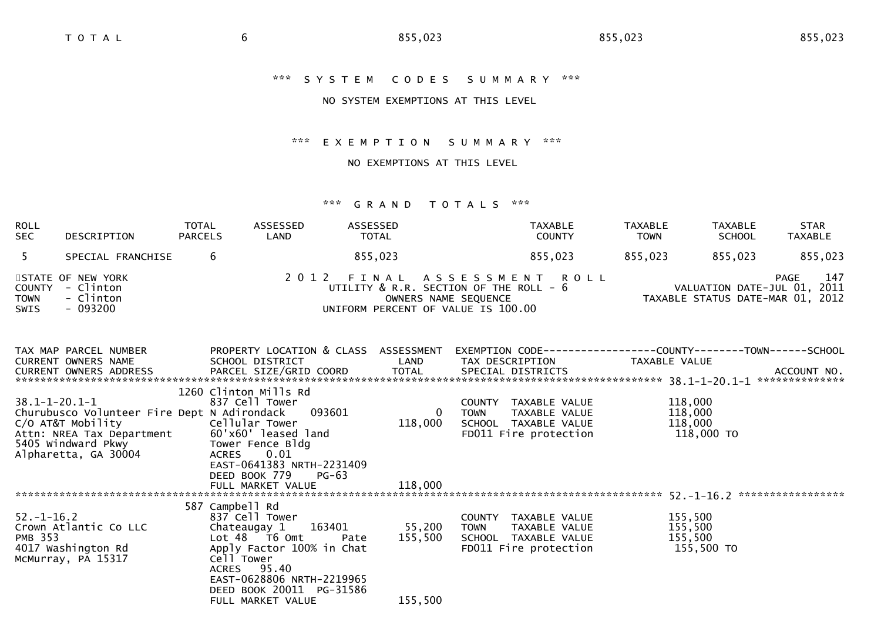| T O T A L | 6 | 855,023 | 855,023 | 855,023 |
|---|---|---|---|---|

*** S Y S T E M   C O D E S   S U M M A R Y ***

NO SYSTEM EXEMPTIONS AT THIS LEVEL

*** E X E M P T I O N   S U M M A R Y ***

NO EXEMPTIONS AT THIS LEVEL

*** G R A N D   T O T A L S ***

| ROLL SEC | DESCRIPTION | TOTAL PARCELS | ASSESSED LAND | ASSESSED TOTAL | TAXABLE COUNTY | TAXABLE TOWN | TAXABLE SCHOOL | STAR TAXABLE |
|---|---|---|---|---|---|---|---|---|
| 5 | SPECIAL FRANCHISE | 6 | | 855,023 | 855,023 | 855,023 | 855,023 | 855,023 |

STATE OF NEW YORK
COUNTY - Clinton
TOWN - Clinton
SWIS - 093200

2 0 1 2   F I N A L   A S S E S S M E N T   R O L L
UTILITY & R.R. SECTION OF THE ROLL - 6
OWNERS NAME SEQUENCE
UNIFORM PERCENT OF VALUE IS 100.00

PAGE 147
VALUATION DATE-JUL 01, 2011
TAXABLE STATUS DATE-MAR 01, 2012

| TAX MAP PARCEL NUMBER / CURRENT OWNERS NAME / CURRENT OWNERS ADDRESS | PROPERTY LOCATION & CLASS / SCHOOL DISTRICT / PARCEL SIZE/GRID COORD | ASSESSMENT LAND / TOTAL | EXEMPTION CODE / TAX DESCRIPTION / SPECIAL DISTRICTS | TAXABLE VALUE (COUNTY / TOWN / SCHOOL) | ACCOUNT NO. |
|---|---|---|---|---|---|
| **38.1-1-20.1-1** | 1260 Clinton Mills Rd | | | | |
| 38.1-1-20.1-1 | 837 Cell Tower | | COUNTY TAXABLE VALUE | 118,000 | |
| Churubusco Volunteer Fire Dept | N Adirondack 093601 | 0 | TOWN TAXABLE VALUE | 118,000 | |
| C/O AT&T Mobility | Cellular Tower | 118,000 | SCHOOL TAXABLE VALUE | 118,000 | |
| Attn: NREA Tax Department | 60'x60' leased land | | FD011 Fire protection | 118,000 TO | |
| 5405 Windward Pkwy | Tower Fence Bldg | | | | |
| Alpharetta, GA 30004 | ACRES 0.01 | | | | |
| | EAST-0641383 NRTH-2231409 | | | | |
| | DEED BOOK 779 PG-63 | | | | |
| | FULL MARKET VALUE | 118,000 | | | |
| **52.-1-16.2** | 587 Campbell Rd | | | | |
| 52.-1-16.2 | 837 Cell Tower | | COUNTY TAXABLE VALUE | 155,500 | |
| Crown Atlantic Co LLC | Chateaugay 1 163401 | 55,200 | TOWN TAXABLE VALUE | 155,500 | |
| PMB 353 | Lot 48 T6 Omt Pate | 155,500 | SCHOOL TAXABLE VALUE | 155,500 | |
| 4017 Washington Rd | Apply Factor 100% in Chat | | FD011 Fire protection | 155,500 TO | |
| McMurray, PA 15317 | Cell Tower | | | | |
| | ACRES 95.40 | | | | |
| | EAST-0628806 NRTH-2219965 | | | | |
| | DEED BOOK 20011 PG-31586 | | | | |
| | FULL MARKET VALUE | 155,500 | | | |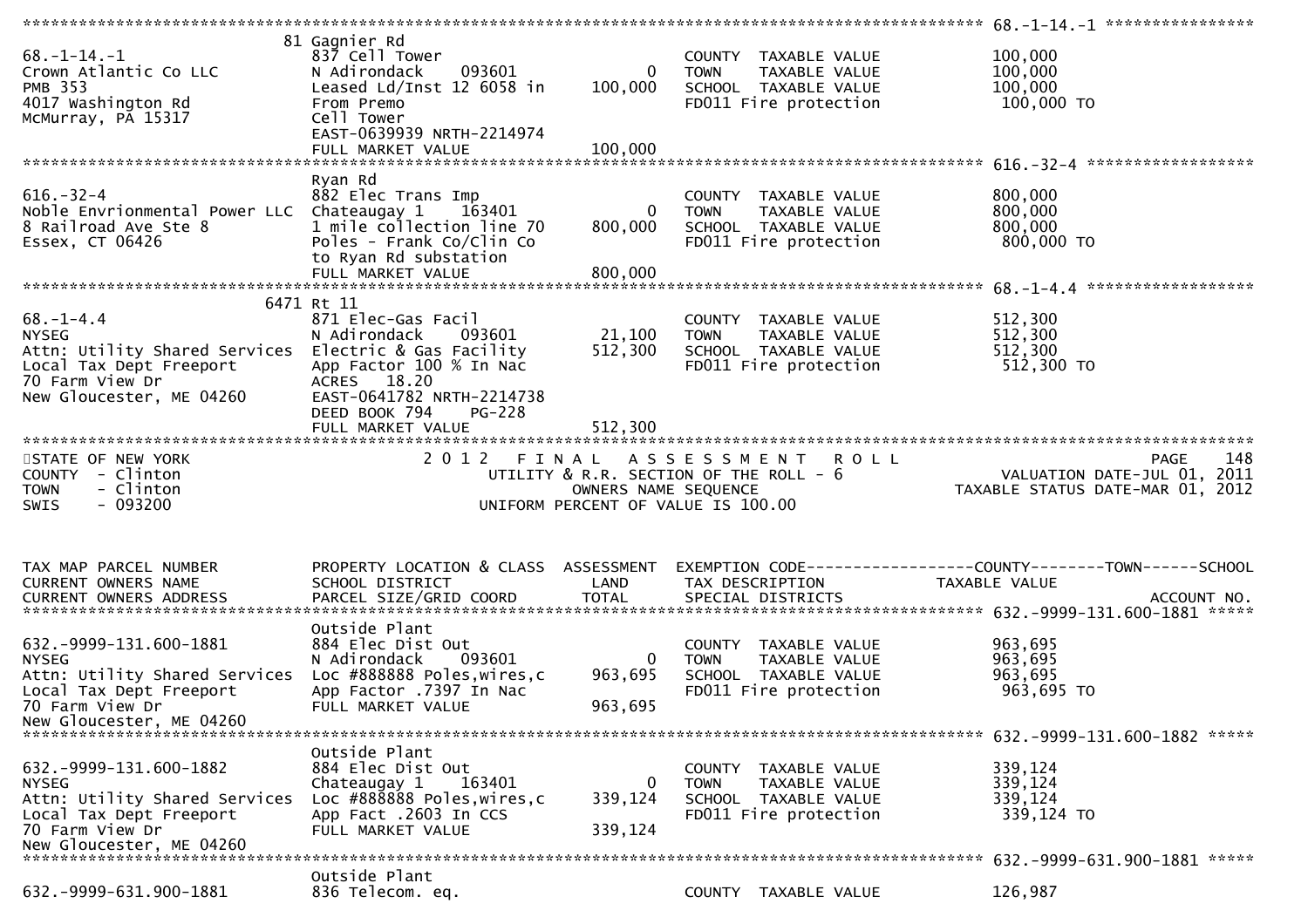```
******************************************************************************************************* 68.-1-14.-1 ****************
                            81 Gagnier Rd
68.-1-14.-1                 837 Cell Tower                               COUNTY  TAXABLE VALUE              100,000
Crown Atlantic Co LLC       N Adirondack     093601           0          TOWN    TAXABLE VALUE              100,000
PMB 353                     Leased Ld/Inst 12 6058 in    100,000         SCHOOL  TAXABLE VALUE              100,000
4017 Washington Rd          From Premo                                   FD011 Fire protection               100,000 TO
McMurray, PA 15317          Cell Tower
                            EAST-0639939 NRTH-2214974
                            FULL MARKET VALUE            100,000
******************************************************************************************************* 616.-32-4 ******************
                            Ryan Rd
616.-32-4                   882 Elec Trans Imp                           COUNTY  TAXABLE VALUE              800,000
Noble Envrionmental Power LLC  Chateaugay 1    163401           0        TOWN    TAXABLE VALUE              800,000
8 Railroad Ave Ste 8        1 mile collection line 70    800,000         SCHOOL  TAXABLE VALUE              800,000
Essex, CT 06426             Poles - Frank Co/Clin Co                     FD011 Fire protection               800,000 TO
                            to Ryan Rd substation
                            FULL MARKET VALUE            800,000
******************************************************************************************************* 68.-1-4.4 ******************
                            6471 Rt 11
68.-1-4.4                   871 Elec-Gas Facil                           COUNTY  TAXABLE VALUE              512,300
NYSEG                       N Adirondack     093601       21,100         TOWN    TAXABLE VALUE              512,300
Attn: Utility Shared Services  Electric & Gas Facility   512,300         SCHOOL  TAXABLE VALUE              512,300
Local Tax Dept Freeport     App Factor 100 % In Nac                      FD011 Fire protection               512,300 TO
70 Farm View Dr             ACRES    18.20
New Gloucester, ME 04260    EAST-0641782 NRTH-2214738
                            DEED BOOK 794     PG-228
                            FULL MARKET VALUE            512,300
************************************************************************************************************************************
STATE OF NEW YORK                       2 0 1 2   F I N A L   A S S E S S M E N T   R O L L                                PAGE    148
COUNTY  - Clinton                           UTILITY & R.R. SECTION OF THE ROLL - 6                        VALUATION DATE-JUL 01, 2011
TOWN    - Clinton                                  OWNERS NAME SEQUENCE                               TAXABLE STATUS DATE-MAR 01, 2012
SWIS    - 093200                              UNIFORM PERCENT OF VALUE IS 100.00


TAX MAP PARCEL NUMBER       PROPERTY LOCATION & CLASS  ASSESSMENT  EXEMPTION CODE------------------COUNTY--------TOWN------SCHOOL
CURRENT OWNERS NAME         SCHOOL DISTRICT               LAND      TAX DESCRIPTION               TAXABLE VALUE
CURRENT OWNERS ADDRESS      PARCEL SIZE/GRID COORD        TOTAL     SPECIAL DISTRICTS                                   ACCOUNT NO.
******************************************************************************************************* 632.-9999-131.600-1881 *****
                            Outside Plant
632.-9999-131.600-1881      884 Elec Dist Out                            COUNTY  TAXABLE VALUE              963,695
NYSEG                       N Adirondack     093601           0          TOWN    TAXABLE VALUE              963,695
Attn: Utility Shared Services  Loc #888888 Poles,wires,c  963,695        SCHOOL  TAXABLE VALUE              963,695
Local Tax Dept Freeport     App Factor .7397 In Nac                      FD011 Fire protection               963,695 TO
70 Farm View Dr             FULL MARKET VALUE            963,695
New Gloucester, ME 04260
******************************************************************************************************* 632.-9999-131.600-1882 *****
                            Outside Plant
632.-9999-131.600-1882      884 Elec Dist Out                            COUNTY  TAXABLE VALUE              339,124
NYSEG                       Chateaugay 1     163401           0          TOWN    TAXABLE VALUE              339,124
Attn: Utility Shared Services  Loc #888888 Poles,wires,c  339,124        SCHOOL  TAXABLE VALUE              339,124
Local Tax Dept Freeport     App Fact .2603 In CCS                        FD011 Fire protection               339,124 TO
70 Farm View Dr             FULL MARKET VALUE            339,124
New Gloucester, ME 04260
******************************************************************************************************* 632.-9999-631.900-1881 *****
                            Outside Plant
632.-9999-631.900-1881      836 Telecom. eq.                             COUNTY  TAXABLE VALUE              126,987
```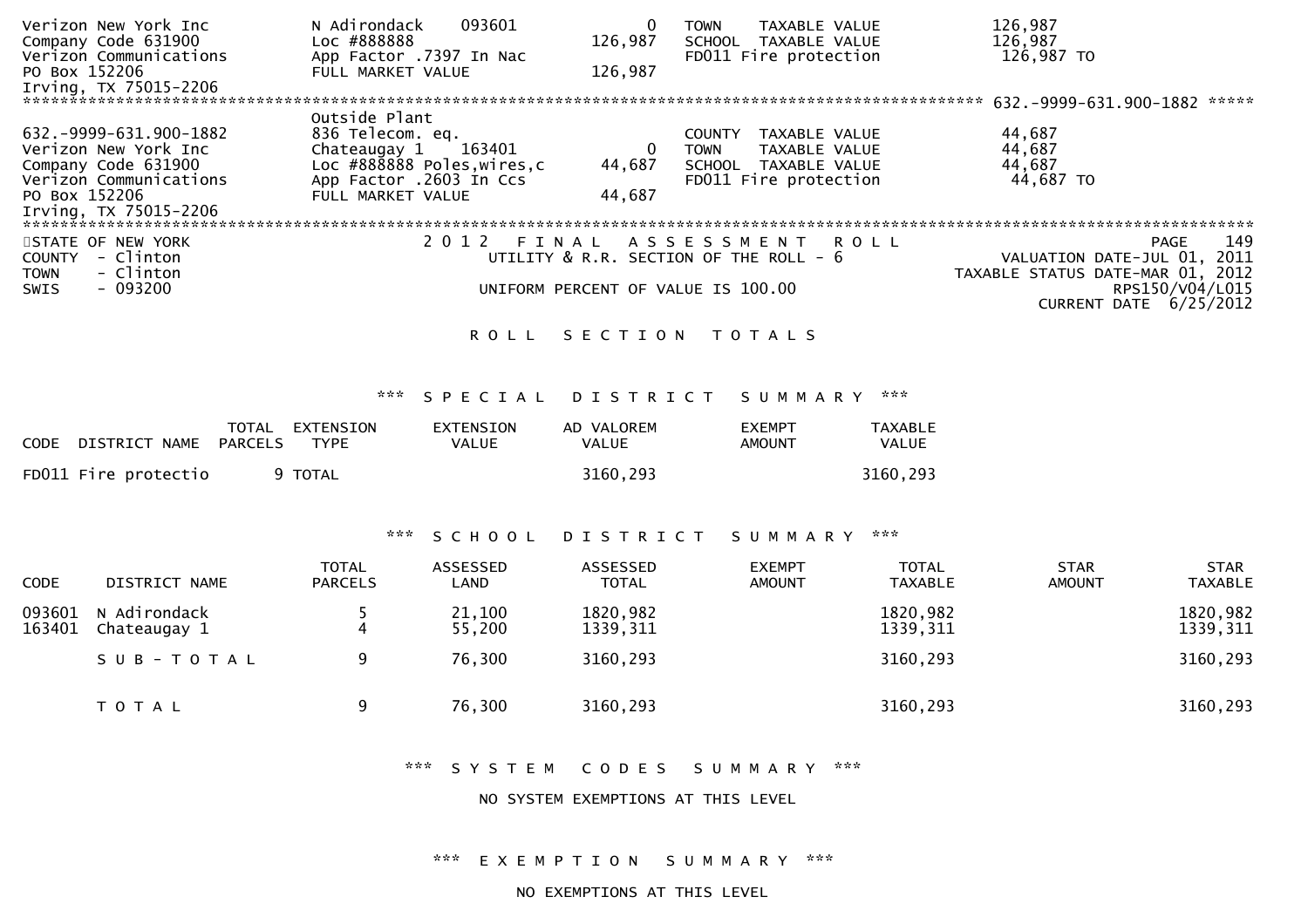```
Verizon New York Inc          N Adirondack     093601          0    TOWN    TAXABLE VALUE              126,987
Company Code 631900           Loc #888888                  126,987    SCHOOL  TAXABLE VALUE              126,987
Verizon Communications        App Factor .7397 In Nac                 FD011 Fire protection              126,987 TO
PO Box 152206                 FULL MARKET VALUE            126,987
Irving, TX 75015-2206
******************************************************************************************** 632.-9999-631.900-1882 *****
                              Outside Plant
632.-9999-631.900-1882        836 Telecom. eq.                        COUNTY  TAXABLE VALUE               44,687
Verizon New York Inc          Chateaugay 1     163401          0    TOWN    TAXABLE VALUE               44,687
Company Code 631900           Loc #888888 Poles,wires,c     44,687    SCHOOL  TAXABLE VALUE               44,687
Verizon Communications        App Factor .2603 In Ccs                 FD011 Fire protection               44,687 TO
PO Box 152206                 FULL MARKET VALUE             44,687
Irving, TX 75015-2206
*****************************************************************************************************************************
```

STATE OF NEW YORK
COUNTY - Clinton
TOWN - Clinton
SWIS - 093200

2 0 1 2 F I N A L A S S E S S M E N T R O L L
UTILITY & R.R. SECTION OF THE ROLL - 6

UNIFORM PERCENT OF VALUE IS 100.00

VALUATION DATE-JUL 01, 2011
TAXABLE STATUS DATE-MAR 01, 2012
RPS150/V04/L015
CURRENT DATE 6/25/2012

R O L L S E C T I O N T O T A L S

*** S P E C I A L D I S T R I C T S U M M A R Y ***

| CODE | DISTRICT NAME | TOTAL PARCELS | EXTENSION TYPE | EXTENSION VALUE | AD VALOREM VALUE | EXEMPT AMOUNT | TAXABLE VALUE |
|---|---|---|---|---|---|---|---|
| FD011 | Fire protectio | 9 | TOTAL | | 3160,293 | | 3160,293 |

*** S C H O O L D I S T R I C T S U M M A R Y ***

| CODE | DISTRICT NAME | TOTAL PARCELS | ASSESSED LAND | ASSESSED TOTAL | EXEMPT AMOUNT | TOTAL TAXABLE | STAR AMOUNT | STAR TAXABLE |
|---|---|---|---|---|---|---|---|---|
| 093601 | N Adirondack | 5 | 21,100 | 1820,982 | | 1820,982 | | 1820,982 |
| 163401 | Chateaugay 1 | 4 | 55,200 | 1339,311 | | 1339,311 | | 1339,311 |
| | S U B - T O T A L | 9 | 76,300 | 3160,293 | | 3160,293 | | 3160,293 |
| | T O T A L | 9 | 76,300 | 3160,293 | | 3160,293 | | 3160,293 |

*** S Y S T E M C O D E S S U M M A R Y ***

NO SYSTEM EXEMPTIONS AT THIS LEVEL

*** E X E M P T I O N S U M M A R Y ***

NO EXEMPTIONS AT THIS LEVEL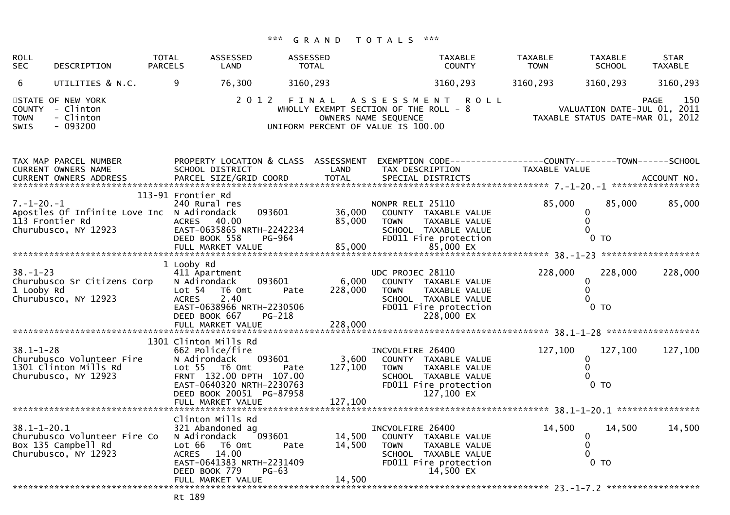*** G R A N D   T O T A L S ***

| ROLL SEC | DESCRIPTION | TOTAL PARCELS | ASSESSED LAND | ASSESSED TOTAL | TAXABLE COUNTY | TAXABLE TOWN | TAXABLE SCHOOL | STAR TAXABLE |
|---|---|---|---|---|---|---|---|---|
| 6 | UTILITIES & N.C. | 9 | 76,300 | 3160,293 | 3160,293 | 3160,293 | 3160,293 | 3160,293 |

STATE OF NEW YORK
COUNTY - Clinton
TOWN - Clinton
SWIS - 093200

2 0 1 2 F I N A L A S S E S S M E N T R O L L
WHOLLY EXEMPT SECTION OF THE ROLL - 8
OWNERS NAME SEQUENCE
UNIFORM PERCENT OF VALUE IS 100.00

PAGE 150
VALUATION DATE-JUL 01, 2011
TAXABLE STATUS DATE-MAR 01, 2012

```
TAX MAP PARCEL NUMBER          PROPERTY LOCATION & CLASS  ASSESSMENT  EXEMPTION CODE------------------COUNTY--------TOWN------SCHOOL
CURRENT OWNERS NAME            SCHOOL DISTRICT               LAND      TAX DESCRIPTION              TAXABLE VALUE
CURRENT OWNERS ADDRESS         PARCEL SIZE/GRID COORD        TOTAL     SPECIAL DISTRICTS                                      ACCOUNT NO.
******************************************************************************************************* 7.-1-20.-1 *****************
                               113-91 Frontier Rd
7.-1-20.-1                     240 Rural res                          NONPR RELI 25110            85,000      85,000      85,000
Apostles Of Infinite Love Inc  N Adirondack      093601     36,000     COUNTY  TAXABLE VALUE            0
113 Frontier Rd                ACRES  40.00                  85,000     TOWN    TAXABLE VALUE            0
Churubusco, NY 12923           EAST-0635865 NRTH-2242234               SCHOOL  TAXABLE VALUE            0
                               DEED BOOK 558     PG-964                FD011 Fire protection            0 TO
                               FULL MARKET VALUE             85,000            85,000 EX
******************************************************************************************************* 38.-1-23 *******************
                               1 Looby Rd
38.-1-23                       411 Apartment                          UDC PROJEC 28110           228,000     228,000     228,000
Churubusco Sr Citizens Corp    N Adirondack      093601      6,000     COUNTY  TAXABLE VALUE            0
1 Looby Rd                     Lot 54   T6 Omt       Pate   228,000     TOWN    TAXABLE VALUE            0
Churubusco, NY 12923           ACRES    2.40                           SCHOOL  TAXABLE VALUE            0
                               EAST-0638966 NRTH-2230506               FD011 Fire protection            0 TO
                               DEED BOOK 667     PG-218                       228,000 EX
                               FULL MARKET VALUE            228,000
******************************************************************************************************* 38.1-1-28 ******************
                               1301 Clinton Mills Rd
38.1-1-28                      662 Police/fire                        INCVOLFIRE 26400           127,100     127,100     127,100
Churubusco Volunteer Fire      N Adirondack      093601      3,600     COUNTY  TAXABLE VALUE            0
1301 Clinton Mills Rd          Lot 55   T6 Omt       Pate   127,100     TOWN    TAXABLE VALUE            0
Churubusco, NY 12923           FRNT 132.00 DPTH 107.00                 SCHOOL  TAXABLE VALUE            0
                               EAST-0640320 NRTH-2230763               FD011 Fire protection            0 TO
                               DEED BOOK 20051 PG-87958                       127,100 EX
                               FULL MARKET VALUE            127,100
******************************************************************************************************* 38.1-1-20.1 ****************
                               Clinton Mills Rd
38.1-1-20.1                    321 Abandoned ag                       INCVOLFIRE 26400            14,500      14,500      14,500
Churubusco Volunteer Fire Co   N Adirondack      093601     14,500     COUNTY  TAXABLE VALUE            0
Box 135 Campbell Rd            Lot 66   T6 Omt       Pate    14,500     TOWN    TAXABLE VALUE            0
Churubusco, NY 12923           ACRES  14.00                            SCHOOL  TAXABLE VALUE            0
                               EAST-0641383 NRTH-2231409               FD011 Fire protection            0 TO
                               DEED BOOK 779     PG-63                         14,500 EX
                               FULL MARKET VALUE             14,500
******************************************************************************************************* 23.-1-7.2 ******************
                               Rt 189
```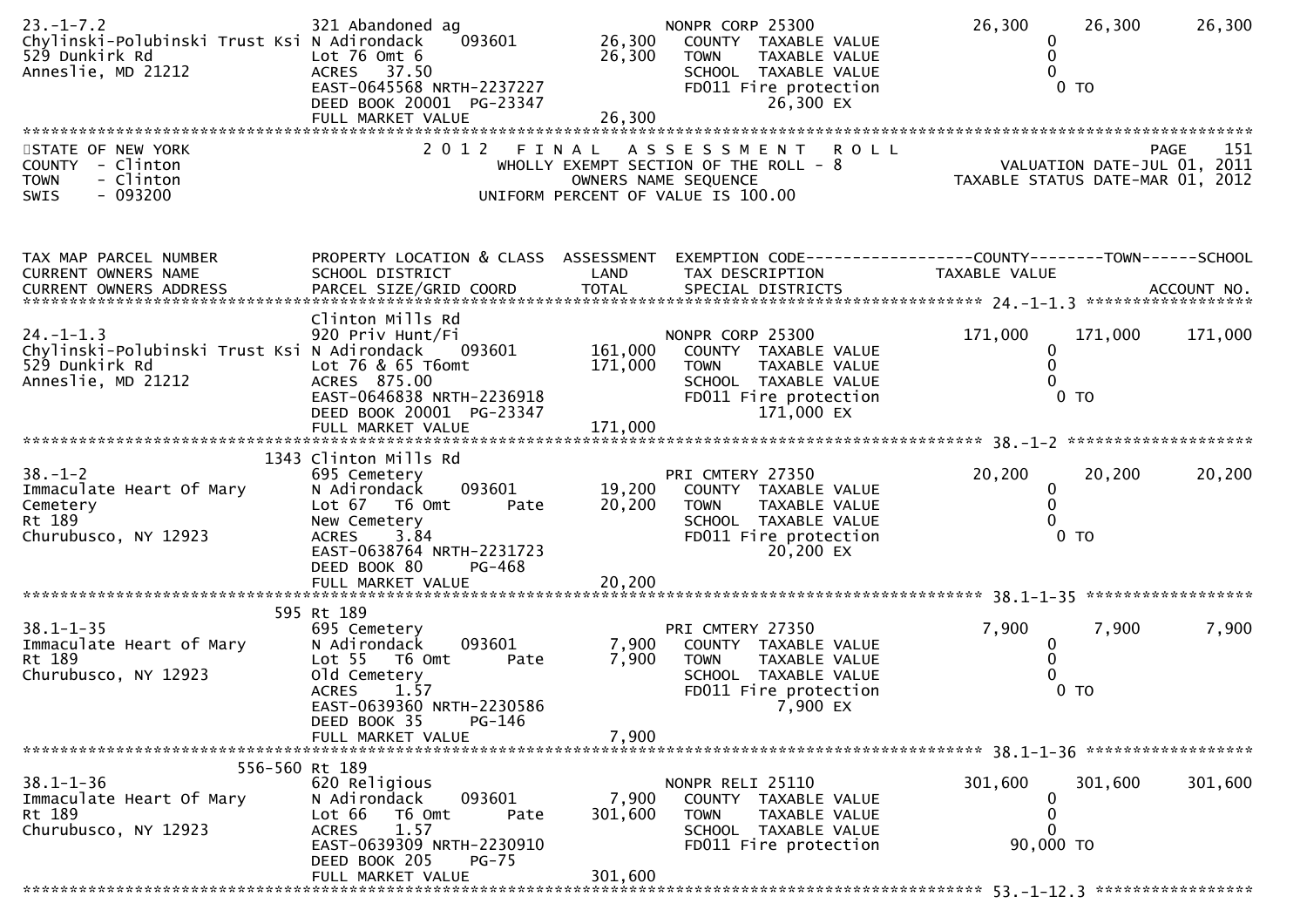```
23.-1-7.2                      321 Abandoned ag                    NONPR CORP 25300                26,300      26,300      26,300
Chylinski-Polubinski Trust Ksi N Adirondack     093601      26,300   COUNTY  TAXABLE VALUE               0
529 Dunkirk Rd                 Lot 76 Omt 6                 26,300   TOWN    TAXABLE VALUE               0
Anneslie, MD 21212             ACRES   37.50                         SCHOOL  TAXABLE VALUE               0
                               EAST-0645568 NRTH-2237227             FD011 Fire protection               0 TO
                               DEED BOOK 20001  PG-23347                       26,300 EX
                               FULL MARKET VALUE            26,300
******************************************************************************************************************************
```

STATE OF NEW YORK
COUNTY - Clinton
TOWN - Clinton
SWIS - 093200

2012 FINAL ASSESSMENT ROLL
WHOLLY EXEMPT SECTION OF THE ROLL - 8
OWNERS NAME SEQUENCE
UNIFORM PERCENT OF VALUE IS 100.00

VALUATION DATE-JUL 01, 2011
TAXABLE STATUS DATE-MAR 01, 2012

```
TAX MAP PARCEL NUMBER          PROPERTY LOCATION & CLASS  ASSESSMENT  EXEMPTION CODE-----------------COUNTY--------TOWN------SCHOOL
CURRENT OWNERS NAME            SCHOOL DISTRICT               LAND      TAX DESCRIPTION              TAXABLE VALUE
CURRENT OWNERS ADDRESS         PARCEL SIZE/GRID COORD        TOTAL     SPECIAL DISTRICTS                                 ACCOUNT NO.
****************************************************************************************************** 24.-1-1.3 ******************
                               Clinton Mills Rd
24.-1-1.3                      920 Priv Hunt/Fi                    NONPR CORP 25300               171,000     171,000     171,000
Chylinski-Polubinski Trust Ksi N Adirondack     093601     161,000   COUNTY  TAXABLE VALUE               0
529 Dunkirk Rd                 Lot 76 & 65 T6omt           171,000   TOWN    TAXABLE VALUE               0
Anneslie, MD 21212             ACRES  875.00                         SCHOOL  TAXABLE VALUE               0
                               EAST-0646838 NRTH-2236918             FD011 Fire protection               0 TO
                               DEED BOOK 20001  PG-23347                       171,000 EX
                               FULL MARKET VALUE           171,000
****************************************************************************************************** 38.-1-2 ********************
                          1343 Clinton Mills Rd
38.-1-2                        695 Cemetery                        PRI CMTERY 27350                20,200      20,200      20,200
Immaculate Heart Of Mary       N Adirondack     093601      19,200   COUNTY  TAXABLE VALUE               0
Cemetery                       Lot 67  T6 Omt        Pate   20,200   TOWN    TAXABLE VALUE               0
Rt 189                         New Cemetery                          SCHOOL  TAXABLE VALUE               0
Churubusco, NY 12923           ACRES    3.84                         FD011 Fire protection               0 TO
                               EAST-0638764 NRTH-2231723                       20,200 EX
                               DEED BOOK 80     PG-468
                               FULL MARKET VALUE            20,200
****************************************************************************************************** 38.1-1-35 ******************
                           595 Rt 189
38.1-1-35                      695 Cemetery                        PRI CMTERY 27350                 7,900       7,900       7,900
Immaculate Heart of Mary       N Adirondack     093601       7,900   COUNTY  TAXABLE VALUE               0
Rt 189                         Lot 55  T6 Omt        Pate    7,900   TOWN    TAXABLE VALUE               0
Churubusco, NY 12923           Old Cemetery                          SCHOOL  TAXABLE VALUE               0
                               ACRES    1.57                         FD011 Fire protection               0 TO
                               EAST-0639360 NRTH-2230586                       7,900 EX
                               DEED BOOK 35     PG-146
                               FULL MARKET VALUE             7,900
****************************************************************************************************** 38.1-1-36 ******************
                       556-560 Rt 189
38.1-1-36                      620 Religious                       NONPR RELI 25110               301,600     301,600     301,600
Immaculate Heart Of Mary       N Adirondack     093601       7,900   COUNTY  TAXABLE VALUE               0
Rt 189                         Lot 66  T6 Omt        Pate  301,600   TOWN    TAXABLE VALUE               0
Churubusco, NY 12923           ACRES    1.57                         SCHOOL  TAXABLE VALUE               0
                               EAST-0639309 NRTH-2230910             FD011 Fire protection          90,000 TO
                               DEED BOOK 205    PG-75
                               FULL MARKET VALUE           301,600
****************************************************************************************************** 53.-1-12.3 *****************
```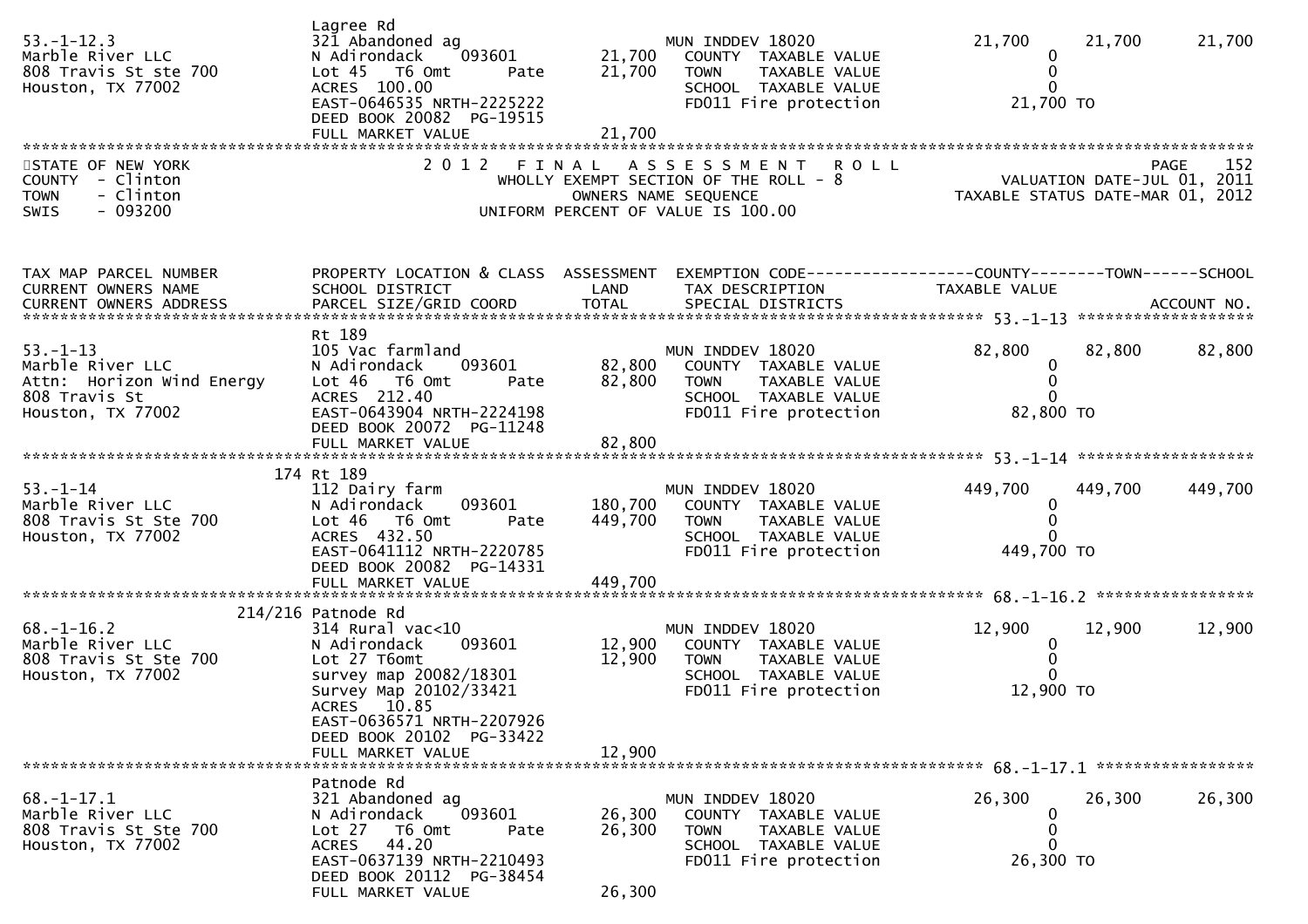```
                                Lagree Rd
53.-1-12.3                      321 Abandoned ag                    MUN INDDEV 18020              21,700     21,700     21,700
Marble River LLC                N Adirondack   093601     21,700    COUNTY  TAXABLE VALUE              0
808 Travis St ste 700           Lot 45  T6 Omt     Pate   21,700    TOWN    TAXABLE VALUE              0
Houston, TX 77002               ACRES 100.00                        SCHOOL  TAXABLE VALUE              0
                                EAST-0646535 NRTH-2225222           FD011 Fire protection          21,700 TO
                                DEED BOOK 20082  PG-19515
                                FULL MARKET VALUE         21,700
******************************************************************************************************************************
STATE OF NEW YORK                 2 0 1 2   F I N A L   A S S E S S M E N T   R O L L                              PAGE   152
COUNTY  - Clinton                    WHOLLY EXEMPT SECTION OF THE ROLL - 8                     VALUATION DATE-JUL 01, 2011
TOWN    - Clinton                           OWNERS NAME SEQUENCE                          TAXABLE STATUS DATE-MAR 01, 2012
SWIS    - 093200                    UNIFORM PERCENT OF VALUE IS 100.00



TAX MAP PARCEL NUMBER           PROPERTY LOCATION & CLASS  ASSESSMENT  EXEMPTION CODE------------------COUNTY--------TOWN------SCHOOL
CURRENT OWNERS NAME             SCHOOL DISTRICT               LAND     TAX DESCRIPTION              TAXABLE VALUE
CURRENT OWNERS ADDRESS          PARCEL SIZE/GRID COORD        TOTAL    SPECIAL DISTRICTS                                ACCOUNT NO.
****************************************************************************************** 53.-1-13 *******************
                                Rt 189
53.-1-13                        105 Vac farmland                    MUN INDDEV 18020              82,800     82,800     82,800
Marble River LLC                N Adirondack   093601     82,800    COUNTY  TAXABLE VALUE              0
Attn: Horizon Wind Energy       Lot 46  T6 Omt     Pate   82,800    TOWN    TAXABLE VALUE              0
808 Travis St                   ACRES 212.40                        SCHOOL  TAXABLE VALUE              0
Houston, TX 77002               EAST-0643904 NRTH-2224198           FD011 Fire protection          82,800 TO
                                DEED BOOK 20072  PG-11248
                                FULL MARKET VALUE         82,800
****************************************************************************************** 53.-1-14 *******************
                            174 Rt 189
53.-1-14                        112 Dairy farm                      MUN INDDEV 18020             449,700    449,700    449,700
Marble River LLC                N Adirondack   093601    180,700    COUNTY  TAXABLE VALUE              0
808 Travis St Ste 700           Lot 46  T6 Omt     Pate  449,700    TOWN    TAXABLE VALUE              0
Houston, TX 77002               ACRES 432.50                        SCHOOL  TAXABLE VALUE              0
                                EAST-0641112 NRTH-2220785           FD011 Fire protection         449,700 TO
                                DEED BOOK 20082  PG-14331
                                FULL MARKET VALUE        449,700
****************************************************************************************** 68.-1-16.2 *****************
                        214/216 Patnode Rd
68.-1-16.2                      314 Rural vac<10                    MUN INDDEV 18020              12,900     12,900     12,900
Marble River LLC                N Adirondack   093601     12,900    COUNTY  TAXABLE VALUE              0
808 Travis St Ste 700           Lot 27 T6omt                12,900  TOWN    TAXABLE VALUE              0
Houston, TX 77002               survey map 20082/18301              SCHOOL  TAXABLE VALUE              0
                                Survey Map 20102/33421              FD011 Fire protection          12,900 TO
                                ACRES  10.85
                                EAST-0636571 NRTH-2207926
                                DEED BOOK 20102  PG-33422
                                FULL MARKET VALUE         12,900
****************************************************************************************** 68.-1-17.1 *****************
                                Patnode Rd
68.-1-17.1                      321 Abandoned ag                    MUN INDDEV 18020              26,300     26,300     26,300
Marble River LLC                N Adirondack   093601     26,300    COUNTY  TAXABLE VALUE              0
808 Travis St Ste 700           Lot 27  T6 Omt     Pate   26,300    TOWN    TAXABLE VALUE              0
Houston, TX 77002               ACRES  44.20                        SCHOOL  TAXABLE VALUE              0
                                EAST-0637139 NRTH-2210493           FD011 Fire protection          26,300 TO
                                DEED BOOK 20112  PG-38454
                                FULL MARKET VALUE         26,300
```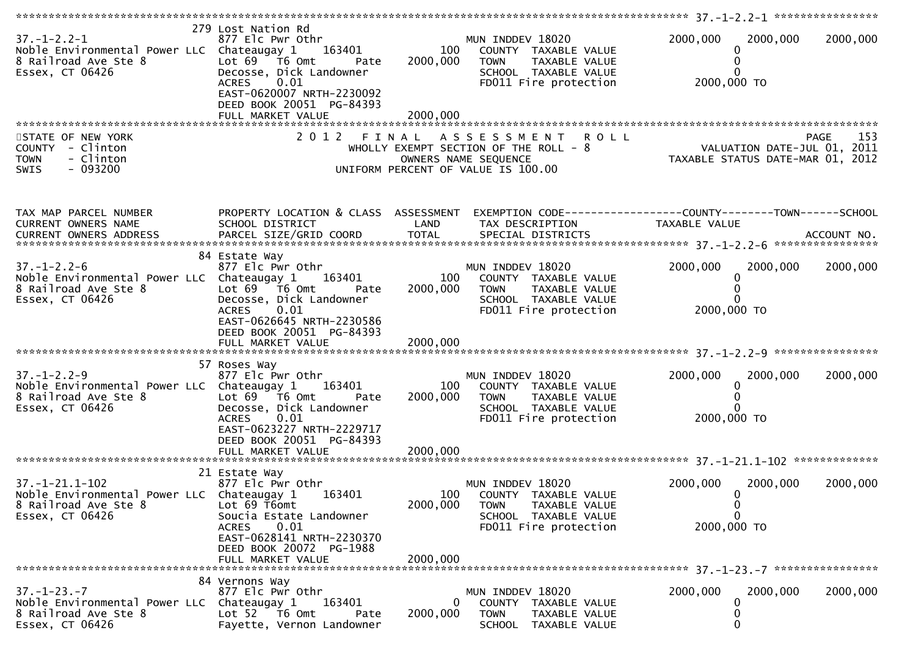******************************************************************************************************* 37.-1-2.2-1 *****************

```
                              279 Lost Nation Rd
37.-1-2.2-1                   877 Elc Pwr Othr                    MUN INDDEV 18020            2000,000     2000,000     2000,000
Noble Environmental Power LLC Chateaugay 1      163401       100    COUNTY  TAXABLE VALUE            0
8 Railroad Ave Ste 8          Lot 69   T6 Omt       Pate  2000,000    TOWN    TAXABLE VALUE            0
Essex, CT 06426               Decosse, Dick Landowner               SCHOOL  TAXABLE VALUE            0
                              ACRES     0.01                        FD011 Fire protection       2000,000 TO
                              EAST-0620007 NRTH-2230092
                              DEED BOOK 20051  PG-84393
                              FULL MARKET VALUE             2000,000
```

STATE OF NEW YORK — 2 0 1 2 F I N A L A S S E S S M E N T R O L L
COUNTY - Clinton — WHOLLY EXEMPT SECTION OF THE ROLL - 8 — VALUATION DATE-JUL 01, 2011
TOWN - Clinton — OWNERS NAME SEQUENCE — TAXABLE STATUS DATE-MAR 01, 2012
SWIS - 093200 — UNIFORM PERCENT OF VALUE IS 100.00

```
TAX MAP PARCEL NUMBER         PROPERTY LOCATION & CLASS  ASSESSMENT  EXEMPTION CODE------------------COUNTY--------TOWN------SCHOOL
CURRENT OWNERS NAME           SCHOOL DISTRICT               LAND      TAX DESCRIPTION             TAXABLE VALUE
CURRENT OWNERS ADDRESS        PARCEL SIZE/GRID COORD        TOTAL     SPECIAL DISTRICTS                                    ACCOUNT NO.
******************************************************************************************************* 37.-1-2.2-6 *****************
                              84 Estate Way
37.-1-2.2-6                   877 Elc Pwr Othr                    MUN INDDEV 18020            2000,000     2000,000     2000,000
Noble Environmental Power LLC Chateaugay 1      163401       100    COUNTY  TAXABLE VALUE            0
8 Railroad Ave Ste 8          Lot 69   T6 Omt       Pate  2000,000    TOWN    TAXABLE VALUE            0
Essex, CT 06426               Decosse, Dick Landowner               SCHOOL  TAXABLE VALUE            0
                              ACRES     0.01                        FD011 Fire protection       2000,000 TO
                              EAST-0626645 NRTH-2230586
                              DEED BOOK 20051  PG-84393
                              FULL MARKET VALUE             2000,000
******************************************************************************************************* 37.-1-2.2-9 *****************
                              57 Roses Way
37.-1-2.2-9                   877 Elc Pwr Othr                    MUN INDDEV 18020            2000,000     2000,000     2000,000
Noble Environmental Power LLC Chateaugay 1      163401       100    COUNTY  TAXABLE VALUE            0
8 Railroad Ave Ste 8          Lot 69   T6 Omt       Pate  2000,000    TOWN    TAXABLE VALUE            0
Essex, CT 06426               Decosse, Dick Landowner               SCHOOL  TAXABLE VALUE            0
                              ACRES     0.01                        FD011 Fire protection       2000,000 TO
                              EAST-0623227 NRTH-2229717
                              DEED BOOK 20051  PG-84393
                              FULL MARKET VALUE             2000,000
******************************************************************************************************* 37.-1-21.1-102 *************
                              21 Estate Way
37.-1-21.1-102                877 Elc Pwr Othr                    MUN INDDEV 18020            2000,000     2000,000     2000,000
Noble Environmental Power LLC Chateaugay 1      163401       100    COUNTY  TAXABLE VALUE            0
8 Railroad Ave Ste 8          Lot 69 T6omt                2000,000    TOWN    TAXABLE VALUE            0
Essex, CT 06426               Soucia Estate Landowner               SCHOOL  TAXABLE VALUE            0
                              ACRES     0.01                        FD011 Fire protection       2000,000 TO
                              EAST-0628141 NRTH-2230370
                              DEED BOOK 20072  PG-1988
                              FULL MARKET VALUE             2000,000
******************************************************************************************************* 37.-1-23.-7 *****************
                              84 Vernons Way
37.-1-23.-7                   877 Elc Pwr Othr                    MUN INDDEV 18020            2000,000     2000,000     2000,000
Noble Environmental Power LLC Chateaugay 1      163401         0    COUNTY  TAXABLE VALUE            0
8 Railroad Ave Ste 8          Lot 52   T6 Omt       Pate  2000,000    TOWN    TAXABLE VALUE            0
Essex, CT 06426               Fayette, Vernon Landowner             SCHOOL  TAXABLE VALUE            0
```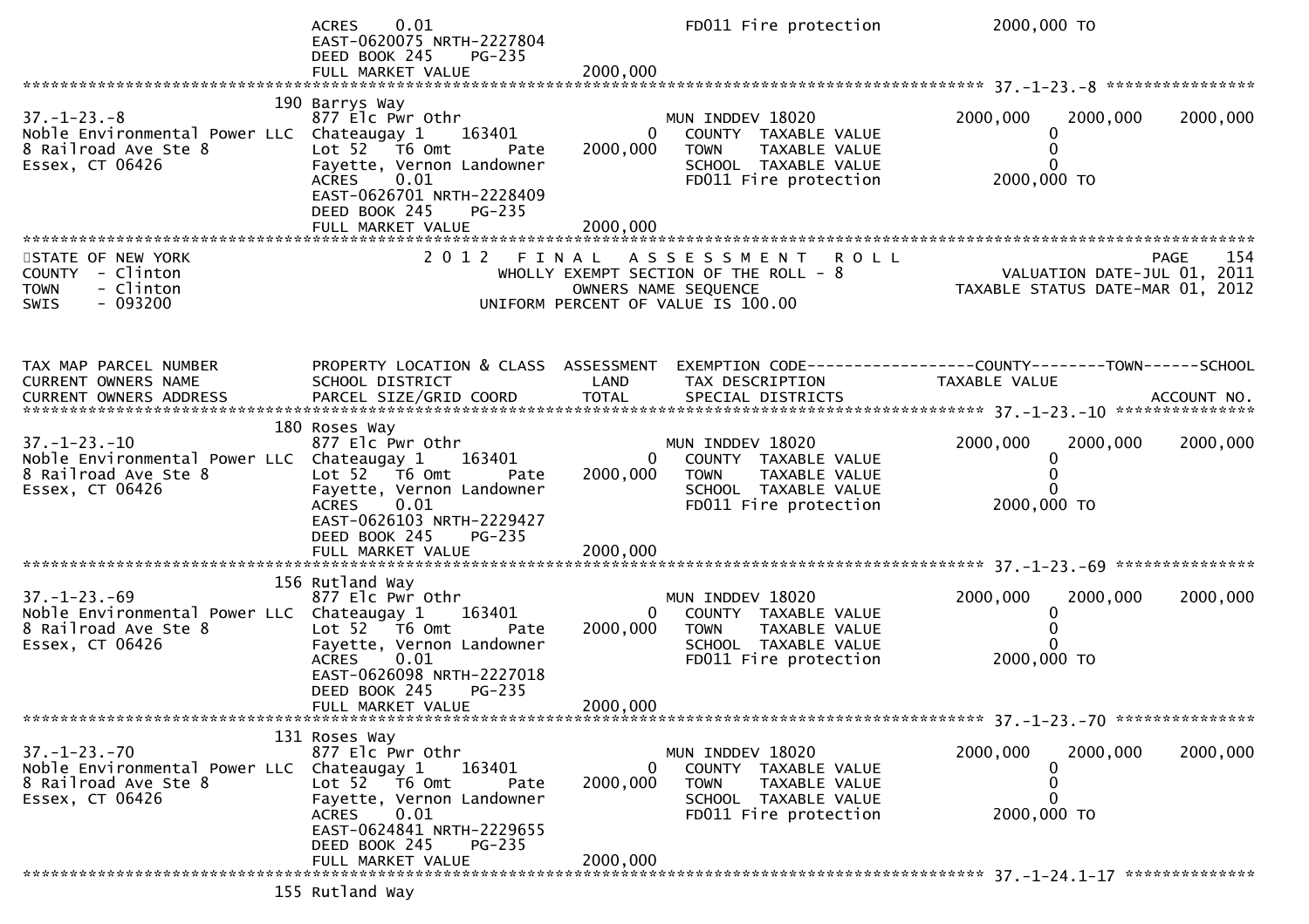```
                              ACRES     0.01                                     FD011 Fire protection          2000,000 TO
                              EAST-0620075 NRTH-2227804
                              DEED BOOK 245    PG-235
                              FULL MARKET VALUE              2000,000
******************************************************************************************************* 37.-1-23.-8 ****************
                          190 Barrys Way
37.-1-23.-8                   877 Elc Pwr Othr                          MUN INDDEV 18020              2000,000     2000,000     2000,000
Noble Environmental Power LLC Chateaugay 1    163401               0     COUNTY  TAXABLE VALUE                0
8 Railroad Ave Ste 8          Lot 52  T6 Omt        Pate    2000,000     TOWN    TAXABLE VALUE                0
Essex, CT 06426               Fayette, Vernon Landowner                  SCHOOL  TAXABLE VALUE                0
                              ACRES     0.01                             FD011 Fire protection          2000,000 TO
                              EAST-0626701 NRTH-2228409
                              DEED BOOK 245    PG-235
                              FULL MARKET VALUE              2000,000
************************************************************************************************************************************
STATE OF NEW YORK                      2 0 1 2   F I N A L   A S S E S S M E N T   R O L L                                  PAGE    154
COUNTY  - Clinton                           WHOLLY EXEMPT SECTION OF THE ROLL - 8                          VALUATION DATE-JUL 01, 2011
TOWN    - Clinton                                 OWNERS NAME SEQUENCE                                 TAXABLE STATUS DATE-MAR 01, 2012
SWIS    - 093200                              UNIFORM PERCENT OF VALUE IS 100.00


TAX MAP PARCEL NUMBER         PROPERTY LOCATION & CLASS  ASSESSMENT  EXEMPTION CODE------------------COUNTY--------TOWN------SCHOOL
CURRENT OWNERS NAME           SCHOOL DISTRICT               LAND      TAX DESCRIPTION               TAXABLE VALUE
CURRENT OWNERS ADDRESS        PARCEL SIZE/GRID COORD        TOTAL     SPECIAL DISTRICTS                                  ACCOUNT NO.
******************************************************************************************************* 37.-1-23.-10 ***************
                          180 Roses Way
37.-1-23.-10                  877 Elc Pwr Othr                          MUN INDDEV 18020              2000,000     2000,000     2000,000
Noble Environmental Power LLC Chateaugay 1    163401               0     COUNTY  TAXABLE VALUE                0
8 Railroad Ave Ste 8          Lot 52  T6 Omt        Pate    2000,000     TOWN    TAXABLE VALUE                0
Essex, CT 06426               Fayette, Vernon Landowner                  SCHOOL  TAXABLE VALUE                0
                              ACRES     0.01                             FD011 Fire protection          2000,000 TO
                              EAST-0626103 NRTH-2229427
                              DEED BOOK 245    PG-235
                              FULL MARKET VALUE              2000,000
******************************************************************************************************* 37.-1-23.-69 ***************
                          156 Rutland Way
37.-1-23.-69                  877 Elc Pwr Othr                          MUN INDDEV 18020              2000,000     2000,000     2000,000
Noble Environmental Power LLC Chateaugay 1    163401               0     COUNTY  TAXABLE VALUE                0
8 Railroad Ave Ste 8          Lot 52  T6 Omt        Pate    2000,000     TOWN    TAXABLE VALUE                0
Essex, CT 06426               Fayette, Vernon Landowner                  SCHOOL  TAXABLE VALUE                0
                              ACRES     0.01                             FD011 Fire protection          2000,000 TO
                              EAST-0626098 NRTH-2227018
                              DEED BOOK 245    PG-235
                              FULL MARKET VALUE              2000,000
******************************************************************************************************* 37.-1-23.-70 ***************
                          131 Roses Way
37.-1-23.-70                  877 Elc Pwr Othr                          MUN INDDEV 18020              2000,000     2000,000     2000,000
Noble Environmental Power LLC Chateaugay 1    163401               0     COUNTY  TAXABLE VALUE                0
8 Railroad Ave Ste 8          Lot 52  T6 Omt        Pate    2000,000     TOWN    TAXABLE VALUE                0
Essex, CT 06426               Fayette, Vernon Landowner                  SCHOOL  TAXABLE VALUE                0
                              ACRES     0.01                             FD011 Fire protection          2000,000 TO
                              EAST-0624841 NRTH-2229655
                              DEED BOOK 245    PG-235
                              FULL MARKET VALUE              2000,000
******************************************************************************************************* 37.-1-24.1-17 **************
                          155 Rutland Way
```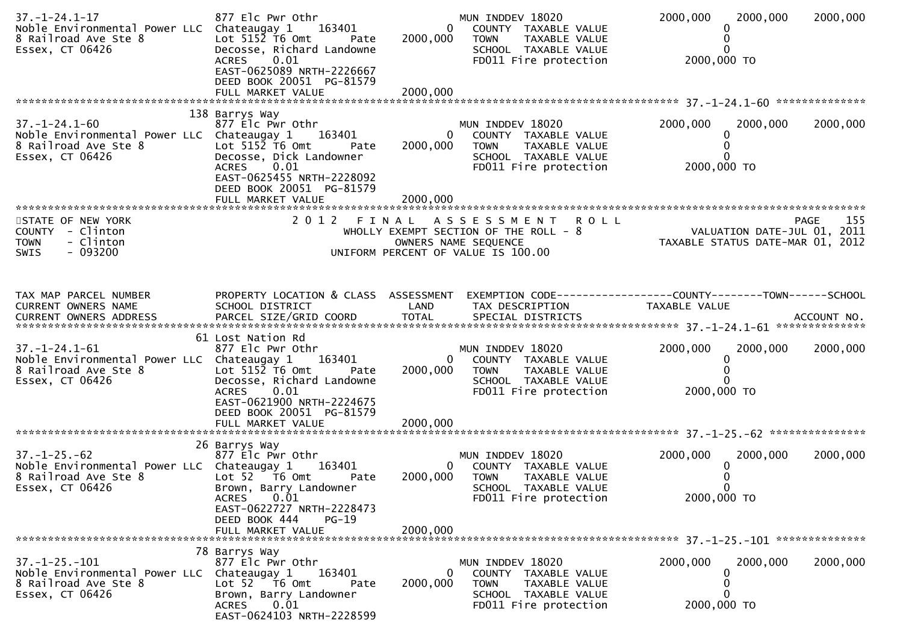```
37.-1-24.1-17                  877 Elc Pwr Othr                          MUN INDDEV 18020              2000,000    2000,000    2000,000
Noble Environmental Power LLC  Chateaugay 1    163401           0         COUNTY  TAXABLE VALUE                 0
8 Railroad Ave Ste 8           Lot 5152 T6 Omt       Pate   2000,000      TOWN    TAXABLE VALUE                 0
Essex, CT 06426                Decosse, Richard Landowne                  SCHOOL  TAXABLE VALUE                 0
                               ACRES     0.01                             FD011 Fire protection         2000,000 TO
                               EAST-0625089 NRTH-2226667
                               DEED BOOK 20051  PG-81579
                               FULL MARKET VALUE            2000,000
******************************************************************************************************* 37.-1-24.1-60 **************
                           138 Barrys Way
37.-1-24.1-60                  877 Elc Pwr Othr                          MUN INDDEV 18020              2000,000    2000,000    2000,000
Noble Environmental Power LLC  Chateaugay 1    163401           0         COUNTY  TAXABLE VALUE                 0
8 Railroad Ave Ste 8           Lot 5152 T6 Omt       Pate   2000,000      TOWN    TAXABLE VALUE                 0
Essex, CT 06426                Decosse, Dick Landowner                    SCHOOL  TAXABLE VALUE                 0
                               ACRES     0.01                             FD011 Fire protection         2000,000 TO
                               EAST-0625455 NRTH-2228092
                               DEED BOOK 20051  PG-81579
                               FULL MARKET VALUE            2000,000
************************************************************************************************************************************
STATE OF NEW YORK                    2 0 1 2   F I N A L   A S S E S S M E N T   R O L L                                PAGE    155
COUNTY  - Clinton                           WHOLLY EXEMPT SECTION OF THE ROLL - 8                         VALUATION DATE-JUL 01, 2011
TOWN    - Clinton                                  OWNERS NAME SEQUENCE                                TAXABLE STATUS DATE-MAR 01, 2012
SWIS    - 093200                              UNIFORM PERCENT OF VALUE IS 100.00


TAX MAP PARCEL NUMBER          PROPERTY LOCATION & CLASS  ASSESSMENT  EXEMPTION CODE------------------COUNTY--------TOWN------SCHOOL
CURRENT OWNERS NAME            SCHOOL DISTRICT               LAND      TAX DESCRIPTION             TAXABLE VALUE
CURRENT OWNERS ADDRESS         PARCEL SIZE/GRID COORD        TOTAL     SPECIAL DISTRICTS                                  ACCOUNT NO.
******************************************************************************************************* 37.-1-24.1-61 **************
                            61 Lost Nation Rd
37.-1-24.1-61                  877 Elc Pwr Othr                          MUN INDDEV 18020              2000,000    2000,000    2000,000
Noble Environmental Power LLC  Chateaugay 1    163401           0         COUNTY  TAXABLE VALUE                 0
8 Railroad Ave Ste 8           Lot 5152 T6 Omt       Pate   2000,000      TOWN    TAXABLE VALUE                 0
Essex, CT 06426                Decosse, Richard Landowne                  SCHOOL  TAXABLE VALUE                 0
                               ACRES     0.01                             FD011 Fire protection         2000,000 TO
                               EAST-0621900 NRTH-2224675
                               DEED BOOK 20051  PG-81579
                               FULL MARKET VALUE            2000,000
******************************************************************************************************* 37.-1-25.-62 ***************
                            26 Barrys Way
37.-1-25.-62                   877 Elc Pwr Othr                          MUN INDDEV 18020              2000,000    2000,000    2000,000
Noble Environmental Power LLC  Chateaugay 1    163401           0         COUNTY  TAXABLE VALUE                 0
8 Railroad Ave Ste 8           Lot 52   T6 Omt       Pate   2000,000      TOWN    TAXABLE VALUE                 0
Essex, CT 06426                Brown, Barry Landowner                     SCHOOL  TAXABLE VALUE                 0
                               ACRES     0.01                             FD011 Fire protection         2000,000 TO
                               EAST-0622727 NRTH-2228473
                               DEED BOOK 444     PG-19
                               FULL MARKET VALUE            2000,000
******************************************************************************************************* 37.-1-25.-101 **************
                            78 Barrys Way
37.-1-25.-101                  877 Elc Pwr Othr                          MUN INDDEV 18020              2000,000    2000,000    2000,000
Noble Environmental Power LLC  Chateaugay 1    163401           0         COUNTY  TAXABLE VALUE                 0
8 Railroad Ave Ste 8           Lot 52   T6 Omt       Pate   2000,000      TOWN    TAXABLE VALUE                 0
Essex, CT 06426                Brown, Barry Landowner                     SCHOOL  TAXABLE VALUE                 0
                               ACRES     0.01                             FD011 Fire protection         2000,000 TO
                               EAST-0624103 NRTH-2228599
```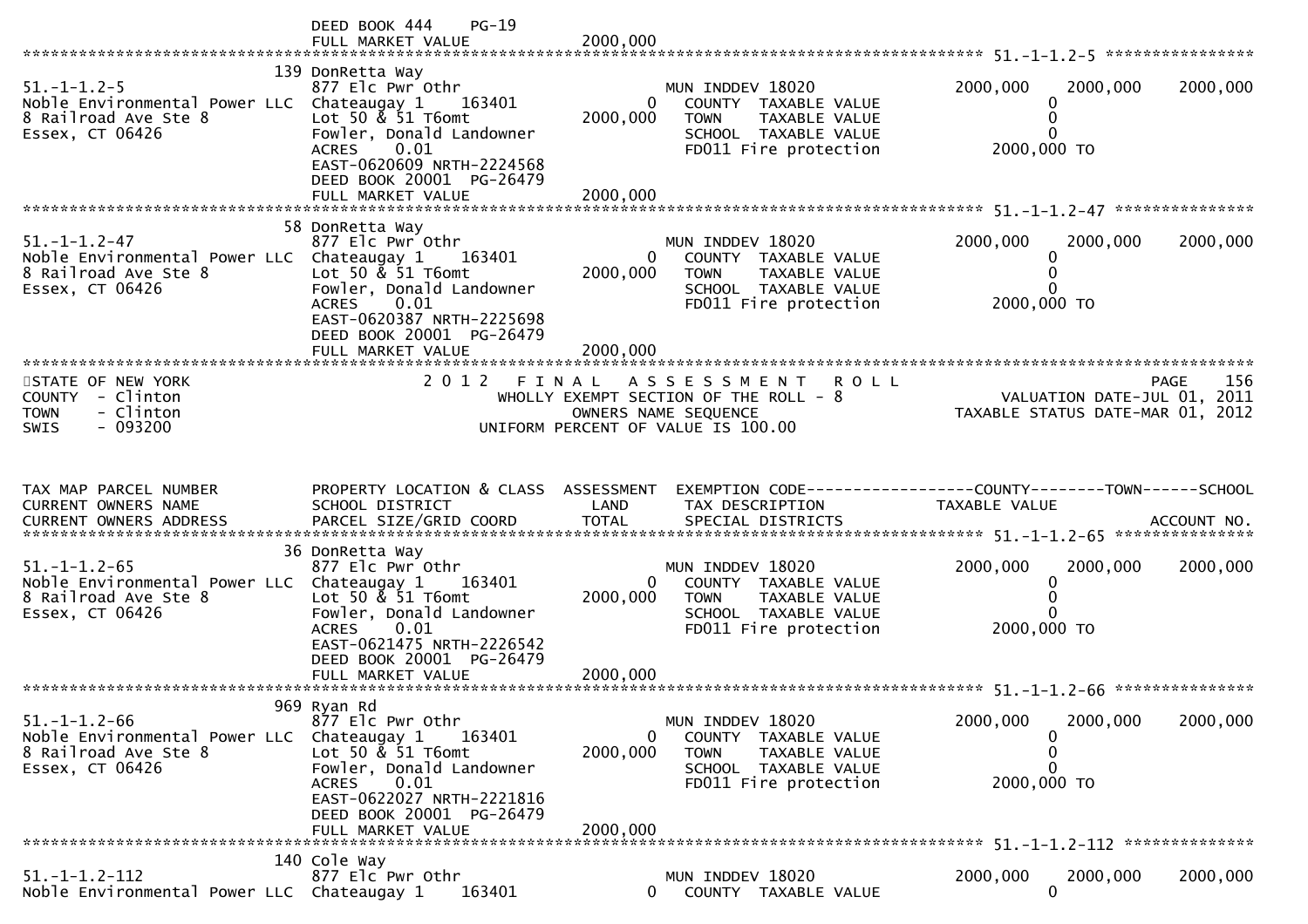```
                              DEED BOOK 444     PG-19
                              FULL MARKET VALUE              2000,000
******************************************************************************************************* 51.-1-1.2-5 *****************
                          139 DonRetta Way
51.-1-1.2-5                   877 Elc Pwr Othr                          MUN INDDEV 18020            2000,000    2000,000     2000,000
Noble Environmental Power LLC  Chateaugay 1     163401          0      COUNTY  TAXABLE VALUE                  0
8 Railroad Ave Ste 8          Lot 50 & 51 T6omt             2000,000   TOWN    TAXABLE VALUE                  0
Essex, CT 06426               Fowler, Donald Landowner                 SCHOOL  TAXABLE VALUE                  0
                              ACRES     0.01                           FD011 Fire protection           2000,000 TO
                              EAST-0620609 NRTH-2224568
                              DEED BOOK 20001  PG-26479
                              FULL MARKET VALUE              2000,000
******************************************************************************************************* 51.-1-1.2-47 ****************
                           58 DonRetta Way
51.-1-1.2-47                  877 Elc Pwr Othr                          MUN INDDEV 18020            2000,000    2000,000     2000,000
Noble Environmental Power LLC  Chateaugay 1     163401          0      COUNTY  TAXABLE VALUE                  0
8 Railroad Ave Ste 8          Lot 50 & 51 T6omt             2000,000   TOWN    TAXABLE VALUE                  0
Essex, CT 06426               Fowler, Donald Landowner                 SCHOOL  TAXABLE VALUE                  0
                              ACRES     0.01                           FD011 Fire protection           2000,000 TO
                              EAST-0620387 NRTH-2225698
                              DEED BOOK 20001  PG-26479
                              FULL MARKET VALUE              2000,000
************************************************************************************************************************************
STATE OF NEW YORK                        2 0 1 2   F I N A L   A S S E S S M E N T   R O L L                                PAGE    156
COUNTY  - Clinton                              WHOLLY EXEMPT SECTION OF THE ROLL - 8                        VALUATION DATE-JUL 01, 2011
TOWN    - Clinton                                     OWNERS NAME SEQUENCE                               TAXABLE STATUS DATE-MAR 01, 2012
SWIS    - 093200                                UNIFORM PERCENT OF VALUE IS 100.00


TAX MAP PARCEL NUMBER          PROPERTY LOCATION & CLASS  ASSESSMENT  EXEMPTION CODE------------------COUNTY--------TOWN------SCHOOL
CURRENT OWNERS NAME            SCHOOL DISTRICT               LAND      TAX DESCRIPTION             TAXABLE VALUE
CURRENT OWNERS ADDRESS         PARCEL SIZE/GRID COORD        TOTAL     SPECIAL DISTRICTS                                   ACCOUNT NO.
******************************************************************************************************* 51.-1-1.2-65 ****************
                           36 DonRetta Way
51.-1-1.2-65                  877 Elc Pwr Othr                          MUN INDDEV 18020            2000,000    2000,000     2000,000
Noble Environmental Power LLC  Chateaugay 1     163401          0      COUNTY  TAXABLE VALUE                  0
8 Railroad Ave Ste 8          Lot 50 & 51 T6omt             2000,000   TOWN    TAXABLE VALUE                  0
Essex, CT 06426               Fowler, Donald Landowner                 SCHOOL  TAXABLE VALUE                  0
                              ACRES     0.01                           FD011 Fire protection           2000,000 TO
                              EAST-0621475 NRTH-2226542
                              DEED BOOK 20001  PG-26479
                              FULL MARKET VALUE              2000,000
******************************************************************************************************* 51.-1-1.2-66 ****************
                          969 Ryan Rd
51.-1-1.2-66                  877 Elc Pwr Othr                          MUN INDDEV 18020            2000,000    2000,000     2000,000
Noble Environmental Power LLC  Chateaugay 1     163401          0      COUNTY  TAXABLE VALUE                  0
8 Railroad Ave Ste 8          Lot 50 & 51 T6omt             2000,000   TOWN    TAXABLE VALUE                  0
Essex, CT 06426               Fowler, Donald Landowner                 SCHOOL  TAXABLE VALUE                  0
                              ACRES     0.01                           FD011 Fire protection           2000,000 TO
                              EAST-0622027 NRTH-2221816
                              DEED BOOK 20001  PG-26479
                              FULL MARKET VALUE              2000,000
******************************************************************************************************* 51.-1-1.2-112 ***************
                          140 Cole Way
51.-1-1.2-112                 877 Elc Pwr Othr                          MUN INDDEV 18020            2000,000    2000,000     2000,000
Noble Environmental Power LLC  Chateaugay 1     163401          0      COUNTY  TAXABLE VALUE                  0
```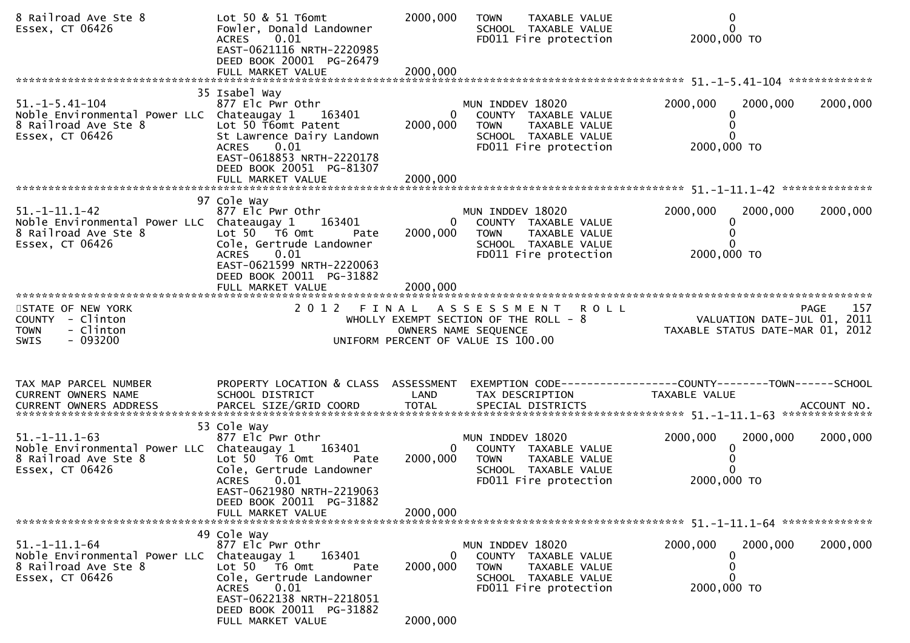```
8 Railroad Ave Ste 8           Lot 50 & 51 T6omt             2000,000   TOWN    TAXABLE VALUE                 0
Essex, CT 06426                Fowler, Donald Landowner                 SCHOOL  TAXABLE VALUE                 0
                               ACRES     0.01                           FD011 Fire protection           2000,000 TO
                               EAST-0621116 NRTH-2220985
                               DEED BOOK 20001  PG-26479
                               FULL MARKET VALUE             2000,000
******************************************************************************************************* 51.-1-5.41-104 *************
                           35 Isabel Way
51.-1-5.41-104                 877 Elc Pwr Othr                         MUN INDDEV 18020             2000,000    2000,000    2000,000
Noble Environmental Power LLC  Chateaugay 1    163401            0      COUNTY  TAXABLE VALUE                 0
8 Railroad Ave Ste 8           Lot 50 T6omt Patent          2000,000    TOWN    TAXABLE VALUE                 0
Essex, CT 06426                St Lawrence Dairy Landown                SCHOOL  TAXABLE VALUE                 0
                               ACRES     0.01                           FD011 Fire protection           2000,000 TO
                               EAST-0618853 NRTH-2220178
                               DEED BOOK 20051  PG-81307
                               FULL MARKET VALUE             2000,000
******************************************************************************************************* 51.-1-11.1-42 **************
                           97 Cole Way
51.-1-11.1-42                  877 Elc Pwr Othr                         MUN INDDEV 18020             2000,000    2000,000    2000,000
Noble Environmental Power LLC  Chateaugay 1    163401            0      COUNTY  TAXABLE VALUE                 0
8 Railroad Ave Ste 8           Lot 50   T6 Omt      Pate    2000,000    TOWN    TAXABLE VALUE                 0
Essex, CT 06426                Cole, Gertrude Landowner                 SCHOOL  TAXABLE VALUE                 0
                               ACRES     0.01                           FD011 Fire protection           2000,000 TO
                               EAST-0621599 NRTH-2220063
                               DEED BOOK 20011  PG-31882
                               FULL MARKET VALUE             2000,000
************************************************************************************************************************************
STATE OF NEW YORK                    2 0 1 2   F I N A L   A S S E S S M E N T   R O L L                               PAGE    157
COUNTY  - Clinton                         WHOLLY EXEMPT SECTION OF THE ROLL - 8                             VALUATION DATE-JUL 01, 2011
TOWN    - Clinton                                  OWNERS NAME SEQUENCE                                   TAXABLE STATUS DATE-MAR 01, 2012
SWIS    - 093200                            UNIFORM PERCENT OF VALUE IS 100.00


TAX MAP PARCEL NUMBER          PROPERTY LOCATION & CLASS  ASSESSMENT  EXEMPTION CODE------------------COUNTY--------TOWN------SCHOOL
CURRENT OWNERS NAME            SCHOOL DISTRICT               LAND      TAX DESCRIPTION              TAXABLE VALUE
CURRENT OWNERS ADDRESS         PARCEL SIZE/GRID COORD        TOTAL     SPECIAL DISTRICTS                                  ACCOUNT NO.
******************************************************************************************************* 51.-1-11.1-63 **************
                           53 Cole Way
51.-1-11.1-63                  877 Elc Pwr Othr                         MUN INDDEV 18020             2000,000    2000,000    2000,000
Noble Environmental Power LLC  Chateaugay 1    163401            0      COUNTY  TAXABLE VALUE                 0
8 Railroad Ave Ste 8           Lot 50   T6 Omt      Pate    2000,000    TOWN    TAXABLE VALUE                 0
Essex, CT 06426                Cole, Gertrude Landowner                 SCHOOL  TAXABLE VALUE                 0
                               ACRES     0.01                           FD011 Fire protection           2000,000 TO
                               EAST-0621980 NRTH-2219063
                               DEED BOOK 20011  PG-31882
                               FULL MARKET VALUE             2000,000
******************************************************************************************************* 51.-1-11.1-64 **************
                           49 Cole Way
51.-1-11.1-64                  877 Elc Pwr Othr                         MUN INDDEV 18020             2000,000    2000,000    2000,000
Noble Environmental Power LLC  Chateaugay 1    163401            0      COUNTY  TAXABLE VALUE                 0
8 Railroad Ave Ste 8           Lot 50   T6 Omt      Pate    2000,000    TOWN    TAXABLE VALUE                 0
Essex, CT 06426                Cole, Gertrude Landowner                 SCHOOL  TAXABLE VALUE                 0
                               ACRES     0.01                           FD011 Fire protection           2000,000 TO
                               EAST-0622138 NRTH-2218051
                               DEED BOOK 20011  PG-31882
                               FULL MARKET VALUE             2000,000
```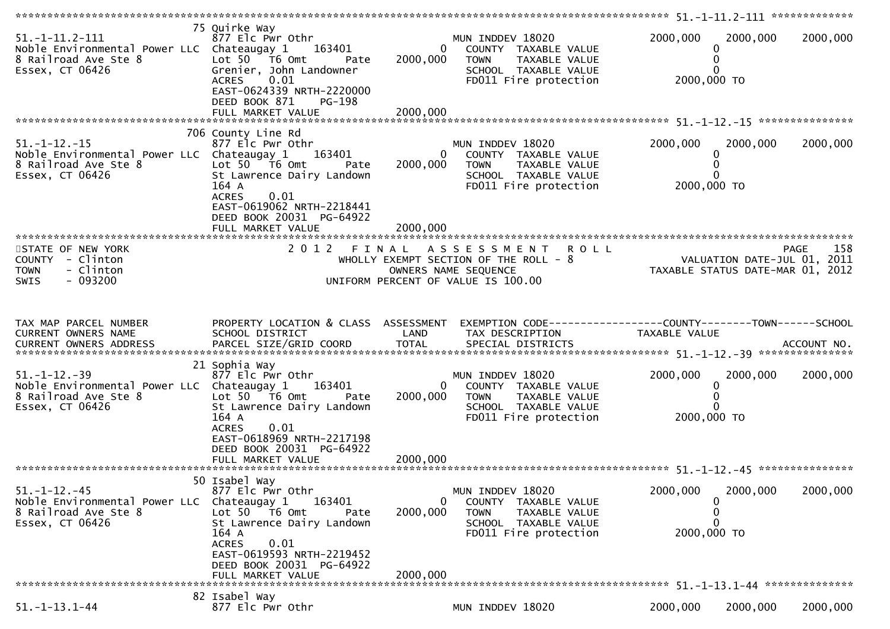```
******************************************************************************************************* 51.-1-11.2-111 *************
                              75 Quirke Way
51.-1-11.2-111                877 Elc Pwr Othr                        MUN INDDEV 18020              2000,000   2000,000   2000,000
Noble Environmental Power LLC  Chateaugay 1     163401          0      COUNTY  TAXABLE VALUE              0
8 Railroad Ave Ste 8          Lot 50   T6 Omt       Pate   2000,000   TOWN    TAXABLE VALUE              0
Essex, CT 06426               Grenier, John Landowner                  SCHOOL  TAXABLE VALUE              0
                              ACRES     0.01                           FD011 Fire protection        2000,000 TO
                              EAST-0624339 NRTH-2220000
                              DEED BOOK 871     PG-198
                              FULL MARKET VALUE             2000,000
******************************************************************************************************* 51.-1-12.-15 ***************
                              706 County Line Rd
51.-1-12.-15                  877 Elc Pwr Othr                        MUN INDDEV 18020              2000,000   2000,000   2000,000
Noble Environmental Power LLC  Chateaugay 1     163401          0      COUNTY  TAXABLE VALUE              0
8 Railroad Ave Ste 8          Lot 50   T6 Omt       Pate   2000,000   TOWN    TAXABLE VALUE              0
Essex, CT 06426               St Lawrence Dairy Landown                SCHOOL  TAXABLE VALUE              0
                              164 A                                    FD011 Fire protection        2000,000 TO
                              ACRES     0.01
                              EAST-0619062 NRTH-2218441
                              DEED BOOK 20031  PG-64922
                              FULL MARKET VALUE             2000,000
************************************************************************************************************************************
STATE OF NEW YORK                        2 0 1 2   F I N A L   A S S E S S M E N T   R O L L                          PAGE    158
COUNTY  - Clinton                             WHOLLY EXEMPT SECTION OF THE ROLL - 8                      VALUATION DATE-JUL 01, 2011
TOWN    - Clinton                                  OWNERS NAME SEQUENCE                             TAXABLE STATUS DATE-MAR 01, 2012
SWIS    - 093200                              UNIFORM PERCENT OF VALUE IS 100.00



TAX MAP PARCEL NUMBER         PROPERTY LOCATION & CLASS  ASSESSMENT  EXEMPTION CODE------------------COUNTY--------TOWN------SCHOOL
CURRENT OWNERS NAME           SCHOOL DISTRICT               LAND      TAX DESCRIPTION             TAXABLE VALUE
CURRENT OWNERS ADDRESS        PARCEL SIZE/GRID COORD        TOTAL     SPECIAL DISTRICTS                                  ACCOUNT NO.
******************************************************************************************************* 51.-1-12.-39 ***************
                              21 Sophia Way
51.-1-12.-39                  877 Elc Pwr Othr                        MUN INDDEV 18020              2000,000   2000,000   2000,000
Noble Environmental Power LLC  Chateaugay 1     163401          0      COUNTY  TAXABLE VALUE              0
8 Railroad Ave Ste 8          Lot 50   T6 Omt       Pate   2000,000   TOWN    TAXABLE VALUE              0
Essex, CT 06426               St Lawrence Dairy Landown                SCHOOL  TAXABLE VALUE              0
                              164 A                                    FD011 Fire protection        2000,000 TO
                              ACRES     0.01
                              EAST-0618969 NRTH-2217198
                              DEED BOOK 20031  PG-64922
                              FULL MARKET VALUE             2000,000
******************************************************************************************************* 51.-1-12.-45 ***************
                              50 Isabel Way
51.-1-12.-45                  877 Elc Pwr Othr                        MUN INDDEV 18020              2000,000   2000,000   2000,000
Noble Environmental Power LLC  Chateaugay 1     163401          0      COUNTY  TAXABLE VALUE              0
8 Railroad Ave Ste 8          Lot 50   T6 Omt       Pate   2000,000   TOWN    TAXABLE VALUE              0
Essex, CT 06426               St Lawrence Dairy Landown                SCHOOL  TAXABLE VALUE              0
                              164 A                                    FD011 Fire protection        2000,000 TO
                              ACRES     0.01
                              EAST-0619593 NRTH-2219452
                              DEED BOOK 20031  PG-64922
                              FULL MARKET VALUE             2000,000
******************************************************************************************************* 51.-1-13.1-44 **************
                              82 Isabel Way
51.-1-13.1-44                 877 Elc Pwr Othr                        MUN INDDEV 18020              2000,000   2000,000   2000,000
```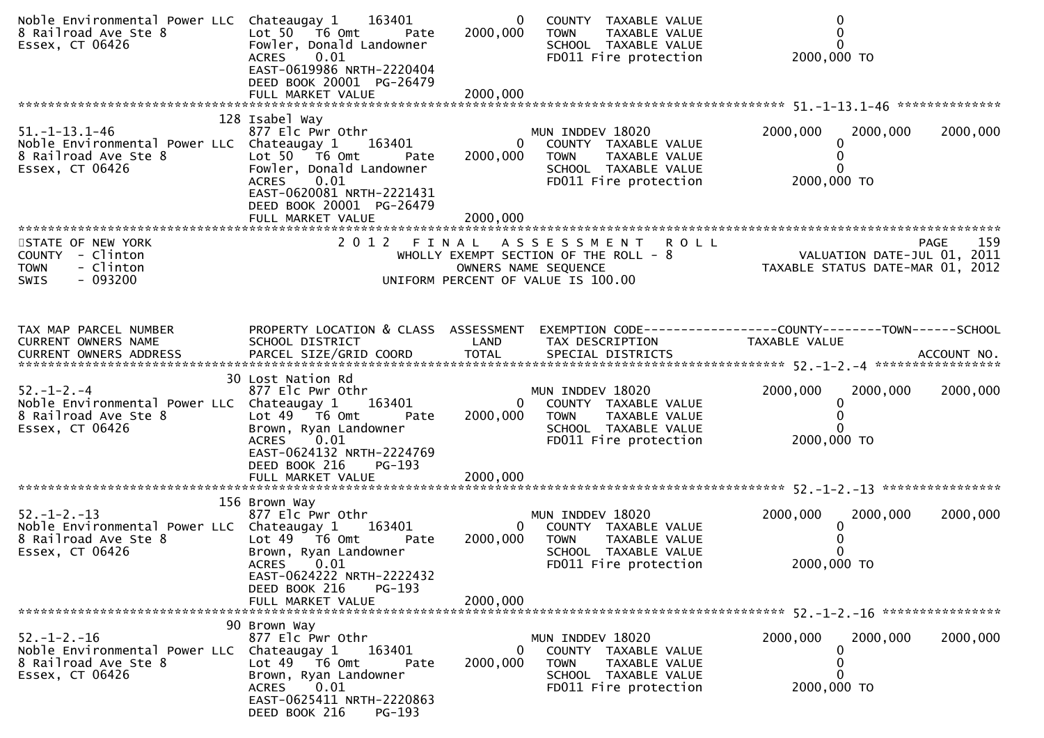```
Noble Environmental Power LLC  Chateaugay 1    163401            0    COUNTY  TAXABLE VALUE                 0
8 Railroad Ave Ste 8           Lot 50   T6 Omt       Pate   2000,000   TOWN    TAXABLE VALUE                 0
Essex, CT 06426                Fowler, Donald Landowner              SCHOOL  TAXABLE VALUE                 0
                               ACRES     0.01                        FD011 Fire protection          2000,000 TO
                               EAST-0619986 NRTH-2220404
                               DEED BOOK 20001  PG-26479
                               FULL MARKET VALUE            2000,000
******************************************************************************************************* 51.-1-13.1-46 **************
                           128 Isabel Way
51.-1-13.1-46                  877 Elc Pwr Othr                      MUN INDDEV 18020             2000,000    2000,000     2000,000
Noble Environmental Power LLC  Chateaugay 1    163401            0    COUNTY  TAXABLE VALUE                 0
8 Railroad Ave Ste 8           Lot 50   T6 Omt       Pate   2000,000   TOWN    TAXABLE VALUE                 0
Essex, CT 06426                Fowler, Donald Landowner              SCHOOL  TAXABLE VALUE                 0
                               ACRES     0.01                        FD011 Fire protection          2000,000 TO
                               EAST-0620081 NRTH-2221431
                               DEED BOOK 20001  PG-26479
                               FULL MARKET VALUE            2000,000
************************************************************************************************************************************
STATE OF NEW YORK                       2 0 1 2   F I N A L   A S S E S S M E N T   R O L L                        PAGE    159
COUNTY  - Clinton                         WHOLLY EXEMPT SECTION OF THE ROLL - 8                      VALUATION DATE-JUL 01, 2011
TOWN    - Clinton                                 OWNERS NAME SEQUENCE                           TAXABLE STATUS DATE-MAR 01, 2012
SWIS    - 093200                            UNIFORM PERCENT OF VALUE IS 100.00



TAX MAP PARCEL NUMBER          PROPERTY LOCATION & CLASS  ASSESSMENT  EXEMPTION CODE------------------COUNTY--------TOWN------SCHOOL
CURRENT OWNERS NAME            SCHOOL DISTRICT               LAND      TAX DESCRIPTION              TAXABLE VALUE
CURRENT OWNERS ADDRESS         PARCEL SIZE/GRID COORD        TOTAL     SPECIAL DISTRICTS                                  ACCOUNT NO.
******************************************************************************************************* 52.-1-2.-4 *****************
                            30 Lost Nation Rd
52.-1-2.-4                     877 Elc Pwr Othr                      MUN INDDEV 18020             2000,000    2000,000     2000,000
Noble Environmental Power LLC  Chateaugay 1    163401            0    COUNTY  TAXABLE VALUE                 0
8 Railroad Ave Ste 8           Lot 49   T6 Omt       Pate   2000,000   TOWN    TAXABLE VALUE                 0
Essex, CT 06426                Brown, Ryan Landowner                 SCHOOL  TAXABLE VALUE                 0
                               ACRES     0.01                        FD011 Fire protection          2000,000 TO
                               EAST-0624132 NRTH-2224769
                               DEED BOOK 216     PG-193
                               FULL MARKET VALUE            2000,000
******************************************************************************************************* 52.-1-2.-13 ****************
                           156 Brown Way
52.-1-2.-13                    877 Elc Pwr Othr                      MUN INDDEV 18020             2000,000    2000,000     2000,000
Noble Environmental Power LLC  Chateaugay 1    163401            0    COUNTY  TAXABLE VALUE                 0
8 Railroad Ave Ste 8           Lot 49   T6 Omt       Pate   2000,000   TOWN    TAXABLE VALUE                 0
Essex, CT 06426                Brown, Ryan Landowner                 SCHOOL  TAXABLE VALUE                 0
                               ACRES     0.01                        FD011 Fire protection          2000,000 TO
                               EAST-0624222 NRTH-2222432
                               DEED BOOK 216     PG-193
                               FULL MARKET VALUE            2000,000
******************************************************************************************************* 52.-1-2.-16 ****************
                            90 Brown Way
52.-1-2.-16                    877 Elc Pwr Othr                      MUN INDDEV 18020             2000,000    2000,000     2000,000
Noble Environmental Power LLC  Chateaugay 1    163401            0    COUNTY  TAXABLE VALUE                 0
8 Railroad Ave Ste 8           Lot 49   T6 Omt       Pate   2000,000   TOWN    TAXABLE VALUE                 0
Essex, CT 06426                Brown, Ryan Landowner                 SCHOOL  TAXABLE VALUE                 0
                               ACRES     0.01                        FD011 Fire protection          2000,000 TO
                               EAST-0625411 NRTH-2220863
                               DEED BOOK 216     PG-193
```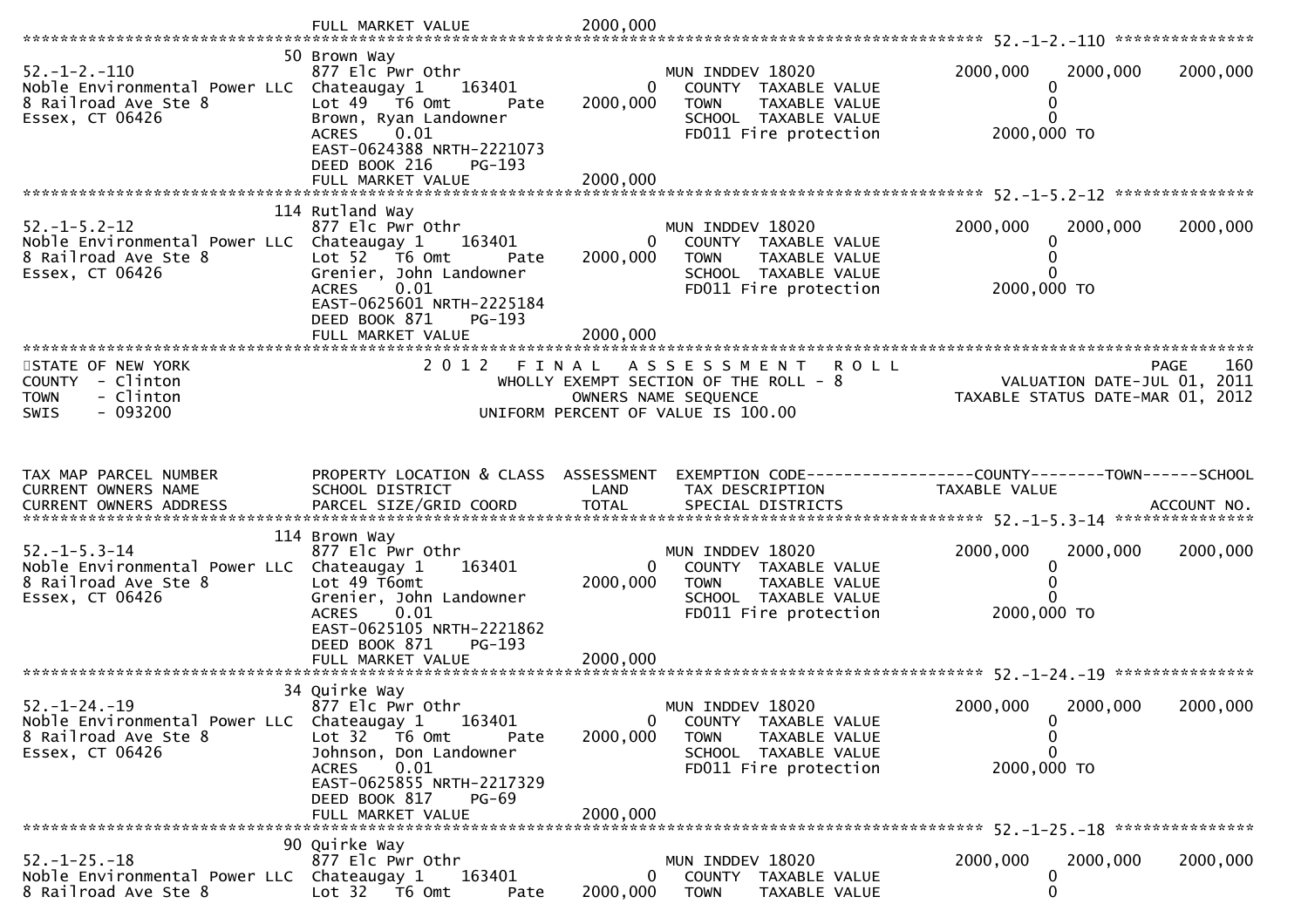```
                              FULL MARKET VALUE            2000,000
******************************************************************************************************* 52.-1-2.-110 ***************
                              50 Brown Way
52.-1-2.-110                  877 Elc Pwr Othr                    MUN INDDEV 18020                 2000,000    2000,000    2000,000
Noble Environmental Power LLC Chateaugay 1    163401           0   COUNTY  TAXABLE VALUE                  0
8 Railroad Ave Ste 8          Lot 49   T6 Omt      Pate   2000,000   TOWN    TAXABLE VALUE                  0
Essex, CT 06426               Brown, Ryan Landowner                SCHOOL  TAXABLE VALUE                  0
                              ACRES     0.01                       FD011 Fire protection            2000,000 TO
                              EAST-0624388 NRTH-2221073
                              DEED BOOK 216     PG-193
                              FULL MARKET VALUE            2000,000
******************************************************************************************************* 52.-1-5.2-12 ***************
                              114 Rutland Way
52.-1-5.2-12                  877 Elc Pwr Othr                    MUN INDDEV 18020                 2000,000    2000,000    2000,000
Noble Environmental Power LLC Chateaugay 1    163401           0   COUNTY  TAXABLE VALUE                  0
8 Railroad Ave Ste 8          Lot 52   T6 Omt      Pate   2000,000   TOWN    TAXABLE VALUE                  0
Essex, CT 06426               Grenier, John Landowner              SCHOOL  TAXABLE VALUE                  0
                              ACRES     0.01                       FD011 Fire protection            2000,000 TO
                              EAST-0625601 NRTH-2225184
                              DEED BOOK 871     PG-193
                              FULL MARKET VALUE            2000,000
************************************************************************************************************************************
STATE OF NEW YORK                         2 0 1 2   F I N A L   A S S E S S M E N T   R O L L                                PAGE    160
COUNTY  - Clinton                              WHOLLY EXEMPT SECTION OF THE ROLL - 8                       VALUATION DATE-JUL 01, 2011
TOWN    - Clinton                                    OWNERS NAME SEQUENCE                           TAXABLE STATUS DATE-MAR 01, 2012
SWIS    - 093200                                 UNIFORM PERCENT OF VALUE IS 100.00


TAX MAP PARCEL NUMBER         PROPERTY LOCATION & CLASS  ASSESSMENT  EXEMPTION CODE------------------COUNTY--------TOWN------SCHOOL
CURRENT OWNERS NAME           SCHOOL DISTRICT               LAND      TAX DESCRIPTION              TAXABLE VALUE
CURRENT OWNERS ADDRESS        PARCEL SIZE/GRID COORD        TOTAL     SPECIAL DISTRICTS                                  ACCOUNT NO.
******************************************************************************************************* 52.-1-5.3-14 ***************
                              114 Brown Way
52.-1-5.3-14                  877 Elc Pwr Othr                    MUN INDDEV 18020                 2000,000    2000,000    2000,000
Noble Environmental Power LLC Chateaugay 1    163401           0   COUNTY  TAXABLE VALUE                  0
8 Railroad Ave Ste 8          Lot 49 T6omt                2000,000   TOWN    TAXABLE VALUE                  0
Essex, CT 06426               Grenier, John Landowner              SCHOOL  TAXABLE VALUE                  0
                              ACRES     0.01                       FD011 Fire protection            2000,000 TO
                              EAST-0625105 NRTH-2221862
                              DEED BOOK 871     PG-193
                              FULL MARKET VALUE            2000,000
******************************************************************************************************* 52.-1-24.-19 ***************
                              34 Quirke Way
52.-1-24.-19                  877 Elc Pwr Othr                    MUN INDDEV 18020                 2000,000    2000,000    2000,000
Noble Environmental Power LLC Chateaugay 1    163401           0   COUNTY  TAXABLE VALUE                  0
8 Railroad Ave Ste 8          Lot 32   T6 Omt      Pate   2000,000   TOWN    TAXABLE VALUE                  0
Essex, CT 06426               Johnson, Don Landowner               SCHOOL  TAXABLE VALUE                  0
                              ACRES     0.01                       FD011 Fire protection            2000,000 TO
                              EAST-0625855 NRTH-2217329
                              DEED BOOK 817     PG-69
                              FULL MARKET VALUE            2000,000
******************************************************************************************************* 52.-1-25.-18 ***************
                              90 Quirke Way
52.-1-25.-18                  877 Elc Pwr Othr                    MUN INDDEV 18020                 2000,000    2000,000    2000,000
Noble Environmental Power LLC Chateaugay 1    163401           0   COUNTY  TAXABLE VALUE                  0
8 Railroad Ave Ste 8          Lot 32   T6 Omt      Pate   2000,000   TOWN    TAXABLE VALUE                  0
```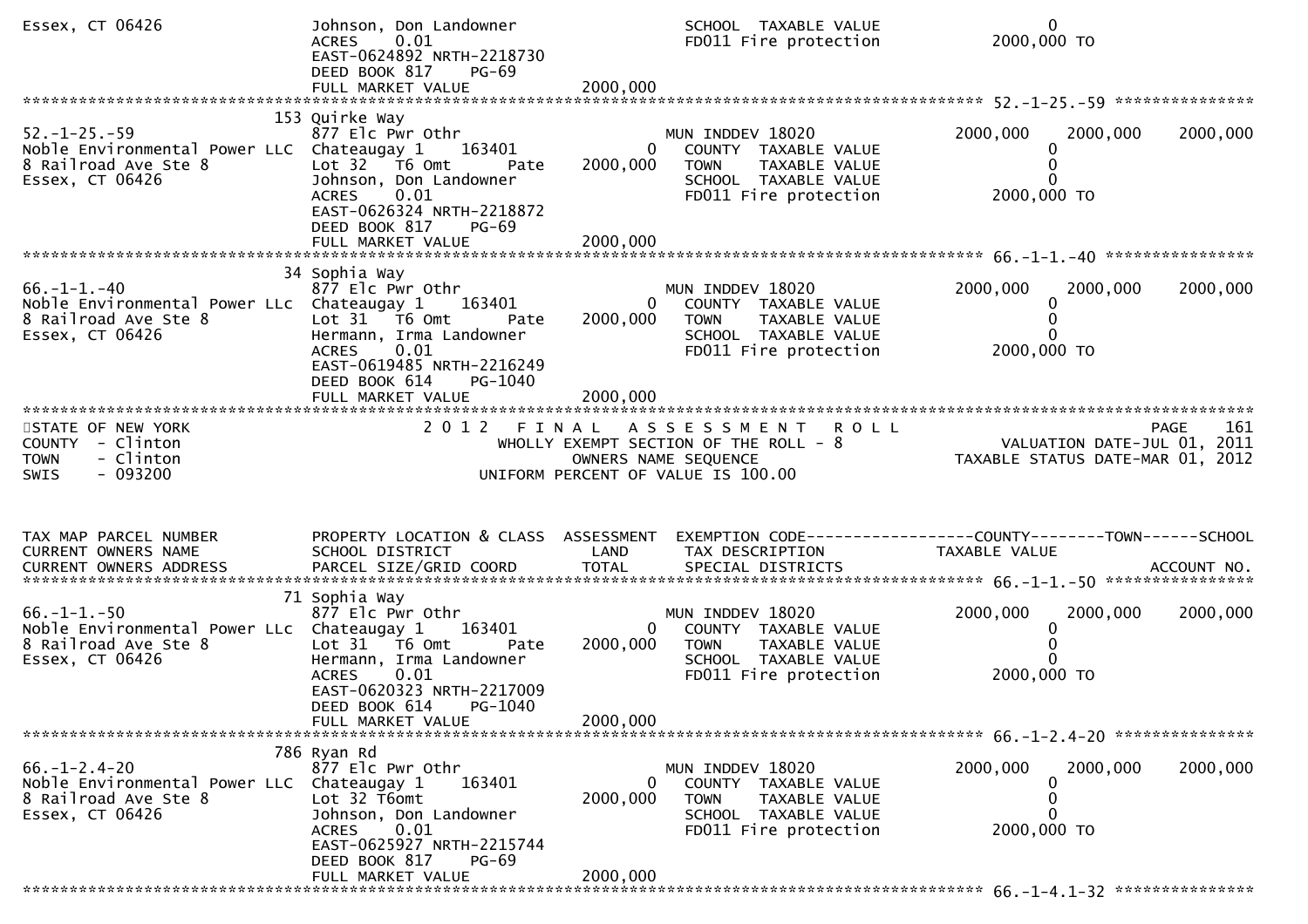```
Essex, CT 06426                 Johnson, Don Landowner                         SCHOOL  TAXABLE VALUE                    0
                                ACRES     0.01                                 FD011 Fire protection             2000,000 TO
                                EAST-0624892 NRTH-2218730
                                DEED BOOK 817    PG-69
                                FULL MARKET VALUE             2000,000
****************************************************************************************************** 52.-1-25.-59 ***************
                             153 Quirke Way
52.-1-25.-59                    877 Elc Pwr Othr                               MUN INDDEV 18020                  2000,000    2000,000    2000,000
Noble Environmental Power LLC  Chateaugay 1     163401             0          COUNTY  TAXABLE VALUE                    0
8 Railroad Ave Ste 8            Lot 32   T6 Omt      Pate     2000,000         TOWN    TAXABLE VALUE                    0
Essex, CT 06426                 Johnson, Don Landowner                         SCHOOL  TAXABLE VALUE                    0
                                ACRES     0.01                                 FD011 Fire protection             2000,000 TO
                                EAST-0626324 NRTH-2218872
                                DEED BOOK 817    PG-69
                                FULL MARKET VALUE             2000,000
****************************************************************************************************** 66.-1-1.-40 ****************
                             34 Sophia Way
66.-1-1.-40                     877 Elc Pwr Othr                               MUN INDDEV 18020                  2000,000    2000,000    2000,000
Noble Environmental Power LLc  Chateaugay 1     163401             0          COUNTY  TAXABLE VALUE                    0
8 Railroad Ave Ste 8            Lot 31   T6 Omt      Pate     2000,000         TOWN    TAXABLE VALUE                    0
Essex, CT 06426                 Hermann, Irma Landowner                        SCHOOL  TAXABLE VALUE                    0
                                ACRES     0.01                                 FD011 Fire protection             2000,000 TO
                                EAST-0619485 NRTH-2216249
                                DEED BOOK 614    PG-1040
                                FULL MARKET VALUE             2000,000
************************************************************************************************************************************
STATE OF NEW YORK                     2 0 1 2   F I N A L   A S S E S S M E N T   R O L L                                PAGE    161
COUNTY  - Clinton                          WHOLLY EXEMPT SECTION OF THE ROLL - 8                       VALUATION DATE-JUL 01, 2011
TOWN    - Clinton                                  OWNERS NAME SEQUENCE                              TAXABLE STATUS DATE-MAR 01, 2012
SWIS    - 093200                            UNIFORM PERCENT OF VALUE IS 100.00



TAX MAP PARCEL NUMBER           PROPERTY LOCATION & CLASS  ASSESSMENT  EXEMPTION CODE------------------COUNTY--------TOWN------SCHOOL
CURRENT OWNERS NAME             SCHOOL DISTRICT               LAND      TAX DESCRIPTION                   TAXABLE VALUE
CURRENT OWNERS ADDRESS          PARCEL SIZE/GRID COORD        TOTAL     SPECIAL DISTRICTS                                    ACCOUNT NO.
****************************************************************************************************** 66.-1-1.-50 ****************
                             71 Sophia Way
66.-1-1.-50                     877 Elc Pwr Othr                               MUN INDDEV 18020                  2000,000    2000,000    2000,000
Noble Environmental Power LLc  Chateaugay 1     163401             0          COUNTY  TAXABLE VALUE                    0
8 Railroad Ave Ste 8            Lot 31   T6 Omt      Pate     2000,000         TOWN    TAXABLE VALUE                    0
Essex, CT 06426                 Hermann, Irma Landowner                        SCHOOL  TAXABLE VALUE                    0
                                ACRES     0.01                                 FD011 Fire protection             2000,000 TO
                                EAST-0620323 NRTH-2217009
                                DEED BOOK 614    PG-1040
                                FULL MARKET VALUE             2000,000
****************************************************************************************************** 66.-1-2.4-20 ***************
                             786 Ryan Rd
66.-1-2.4-20                    877 Elc Pwr Othr                               MUN INDDEV 18020                  2000,000    2000,000    2000,000
Noble Environmental Power LLC  Chateaugay 1     163401             0          COUNTY  TAXABLE VALUE                    0
8 Railroad Ave Ste 8            Lot 32 T6omt                  2000,000         TOWN    TAXABLE VALUE                    0
Essex, CT 06426                 Johnson, Don Landowner                         SCHOOL  TAXABLE VALUE                    0
                                ACRES     0.01                                 FD011 Fire protection             2000,000 TO
                                EAST-0625927 NRTH-2215744
                                DEED BOOK 817    PG-69
                                FULL MARKET VALUE             2000,000
****************************************************************************************************** 66.-1-4.1-32 ***************
```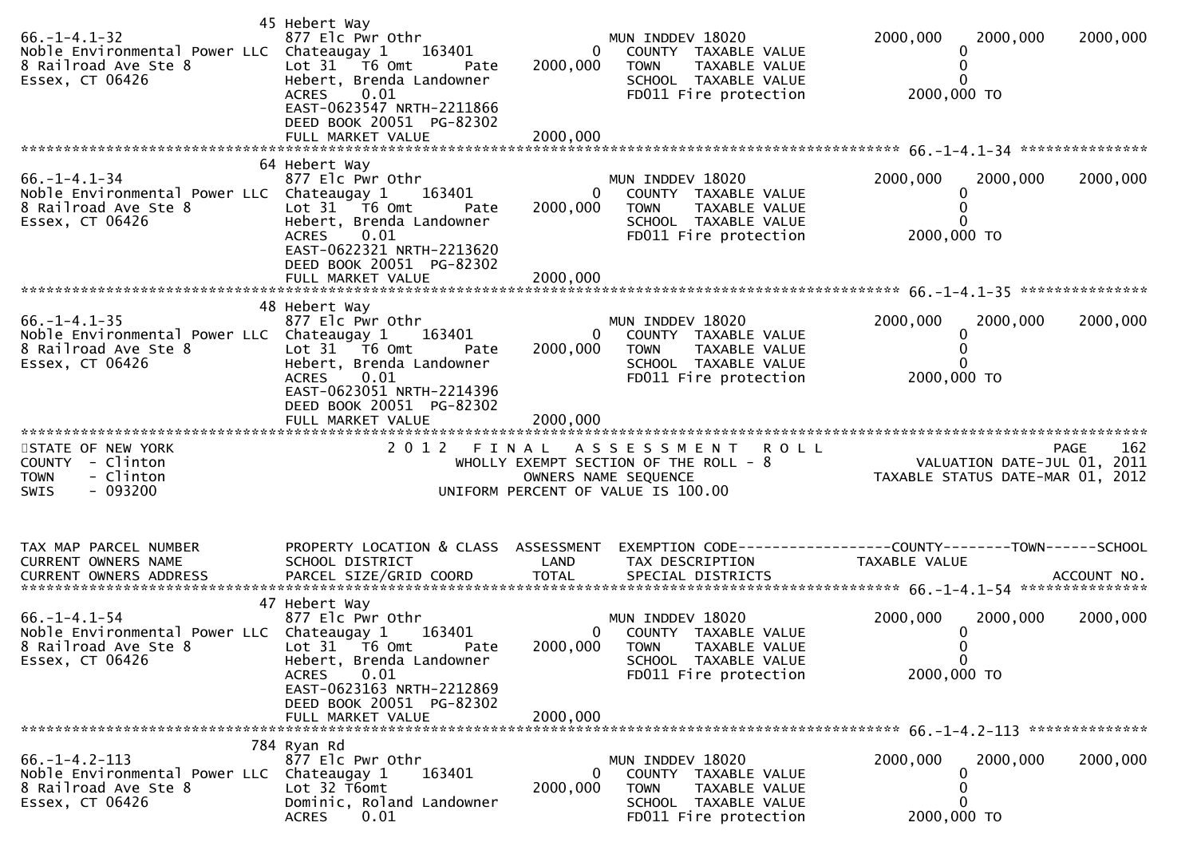```
                              45 Hebert Way
66.-1-4.1-32                  877 Elc Pwr Othr                       MUN INDDEV 18020              2000,000    2000,000     2000,000
Noble Environmental Power LLC  Chateaugay 1    163401          0     COUNTY  TAXABLE VALUE                0
8 Railroad Ave Ste 8          Lot 31   T6 Omt        Pate  2000,000   TOWN    TAXABLE VALUE                0
Essex, CT 06426               Hebert, Brenda Landowner               SCHOOL  TAXABLE VALUE                0
                              ACRES     0.01                          FD011 Fire protection          2000,000 TO
                              EAST-0623547 NRTH-2211866
                              DEED BOOK 20051  PG-82302
                              FULL MARKET VALUE             2000,000
******************************************************************************************************* 66.-1-4.1-34 ***************
                              64 Hebert Way
66.-1-4.1-34                  877 Elc Pwr Othr                       MUN INDDEV 18020              2000,000    2000,000     2000,000
Noble Environmental Power LLC  Chateaugay 1    163401          0     COUNTY  TAXABLE VALUE                0
8 Railroad Ave Ste 8          Lot 31   T6 Omt        Pate  2000,000   TOWN    TAXABLE VALUE                0
Essex, CT 06426               Hebert, Brenda Landowner               SCHOOL  TAXABLE VALUE                0
                              ACRES     0.01                          FD011 Fire protection          2000,000 TO
                              EAST-0622321 NRTH-2213620
                              DEED BOOK 20051  PG-82302
                              FULL MARKET VALUE             2000,000
******************************************************************************************************* 66.-1-4.1-35 ***************
                              48 Hebert Way
66.-1-4.1-35                  877 Elc Pwr Othr                       MUN INDDEV 18020              2000,000    2000,000     2000,000
Noble Environmental Power LLC  Chateaugay 1    163401          0     COUNTY  TAXABLE VALUE                0
8 Railroad Ave Ste 8          Lot 31   T6 Omt        Pate  2000,000   TOWN    TAXABLE VALUE                0
Essex, CT 06426               Hebert, Brenda Landowner               SCHOOL  TAXABLE VALUE                0
                              ACRES     0.01                          FD011 Fire protection          2000,000 TO
                              EAST-0623051 NRTH-2214396
                              DEED BOOK 20051  PG-82302
                              FULL MARKET VALUE             2000,000
************************************************************************************************************************************
STATE OF NEW YORK                    2 0 1 2   F I N A L   A S S E S S M E N T   R O L L                              PAGE    162
COUNTY  - Clinton                          WHOLLY EXEMPT SECTION OF THE ROLL - 8                          VALUATION DATE-JUL 01, 2011
TOWN    - Clinton                                 OWNERS NAME SEQUENCE                               TAXABLE STATUS DATE-MAR 01, 2012
SWIS    - 093200                             UNIFORM PERCENT OF VALUE IS 100.00


TAX MAP PARCEL NUMBER          PROPERTY LOCATION & CLASS  ASSESSMENT  EXEMPTION CODE------------------COUNTY--------TOWN------SCHOOL
CURRENT OWNERS NAME            SCHOOL DISTRICT              LAND      TAX DESCRIPTION              TAXABLE VALUE
CURRENT OWNERS ADDRESS         PARCEL SIZE/GRID COORD       TOTAL     SPECIAL DISTRICTS                                  ACCOUNT NO.
******************************************************************************************************* 66.-1-4.1-54 ***************
                              47 Hebert Way
66.-1-4.1-54                  877 Elc Pwr Othr                       MUN INDDEV 18020              2000,000    2000,000     2000,000
Noble Environmental Power LLC  Chateaugay 1    163401          0     COUNTY  TAXABLE VALUE                0
8 Railroad Ave Ste 8          Lot 31   T6 Omt        Pate  2000,000   TOWN    TAXABLE VALUE                0
Essex, CT 06426               Hebert, Brenda Landowner               SCHOOL  TAXABLE VALUE                0
                              ACRES     0.01                          FD011 Fire protection          2000,000 TO
                              EAST-0623163 NRTH-2212869
                              DEED BOOK 20051  PG-82302
                              FULL MARKET VALUE             2000,000
******************************************************************************************************* 66.-1-4.2-113 **************
                              784 Ryan Rd
66.-1-4.2-113                 877 Elc Pwr Othr                       MUN INDDEV 18020              2000,000    2000,000     2000,000
Noble Environmental Power LLC  Chateaugay 1    163401          0     COUNTY  TAXABLE VALUE                0
8 Railroad Ave Ste 8          Lot 32 T6omt                 2000,000   TOWN    TAXABLE VALUE                0
Essex, CT 06426               Dominic, Roland Landowner              SCHOOL  TAXABLE VALUE                0
                              ACRES     0.01                          FD011 Fire protection          2000,000 TO
```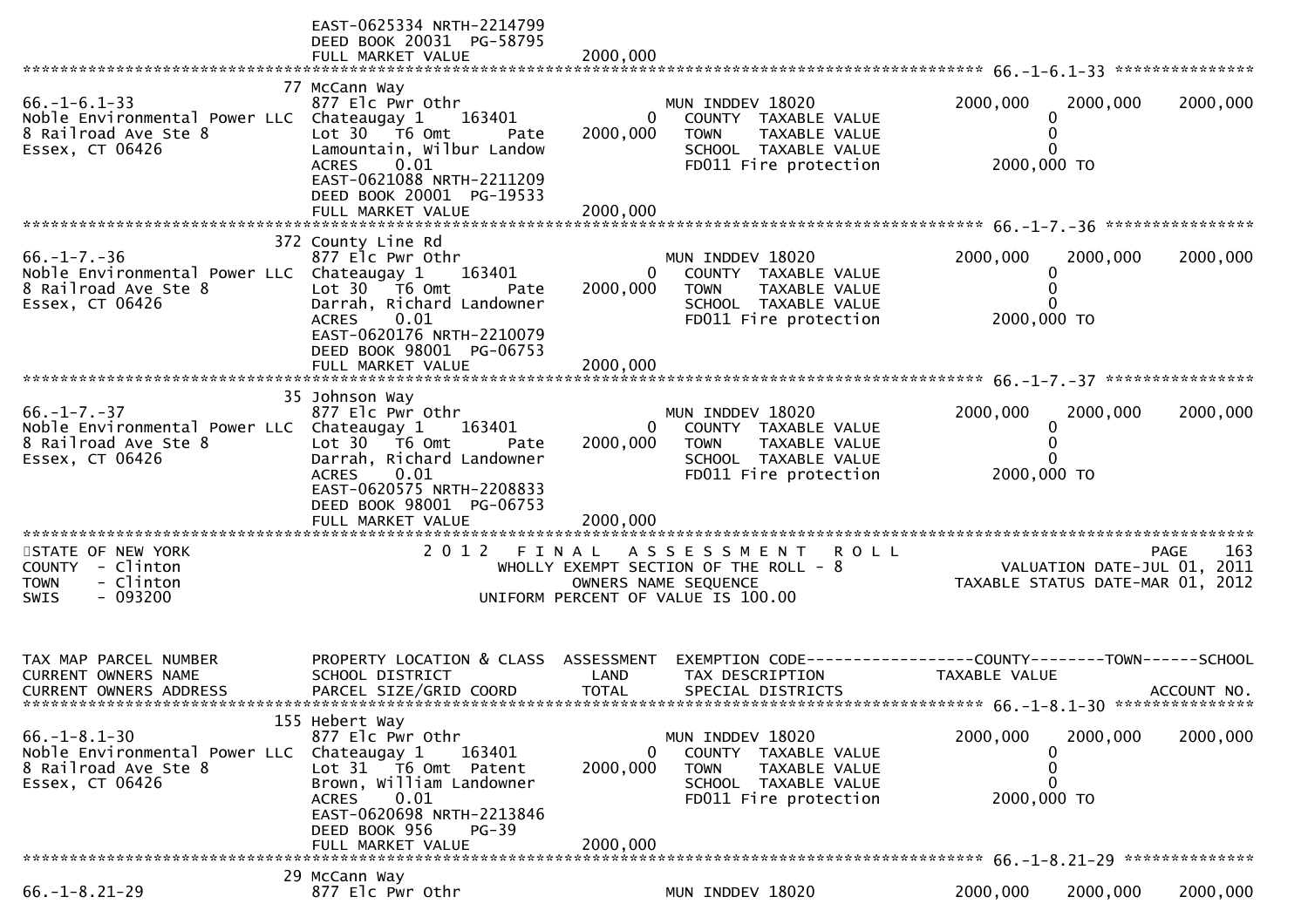```
                                EAST-0625334 NRTH-2214799
                                DEED BOOK 20031 PG-58795
                                FULL MARKET VALUE            2000,000
******************************************************************************************************* 66.-1-6.1-33 ***************
                              77 McCann Way
66.-1-6.1-33                  877 Elc Pwr Othr                       MUN INDDEV 18020             2000,000   2000,000    2000,000
Noble Environmental Power LLC Chateaugay 1     163401          0      COUNTY  TAXABLE VALUE              0
8 Railroad Ave Ste 8          Lot 30   T6 Omt       Pate     2000,000  TOWN    TAXABLE VALUE              0
Essex, CT 06426               Lamountain, Wilbur Landow              SCHOOL  TAXABLE VALUE              0
                              ACRES     0.01                          FD011 Fire protection           2000,000 TO
                              EAST-0621088 NRTH-2211209
                              DEED BOOK 20001 PG-19533
                              FULL MARKET VALUE            2000,000
******************************************************************************************************* 66.-1-7.-36 ****************
                              372 County Line Rd
66.-1-7.-36                   877 Elc Pwr Othr                       MUN INDDEV 18020             2000,000   2000,000    2000,000
Noble Environmental Power LLC Chateaugay 1     163401          0      COUNTY  TAXABLE VALUE              0
8 Railroad Ave Ste 8          Lot 30   T6 Omt       Pate     2000,000  TOWN    TAXABLE VALUE              0
Essex, CT 06426               Darrah, Richard Landowner              SCHOOL  TAXABLE VALUE              0
                              ACRES     0.01                          FD011 Fire protection           2000,000 TO
                              EAST-0620176 NRTH-2210079
                              DEED BOOK 98001 PG-06753
                              FULL MARKET VALUE            2000,000
******************************************************************************************************* 66.-1-7.-37 ****************
                              35 Johnson Way
66.-1-7.-37                   877 Elc Pwr Othr                       MUN INDDEV 18020             2000,000   2000,000    2000,000
Noble Environmental Power LLC Chateaugay 1     163401          0      COUNTY  TAXABLE VALUE              0
8 Railroad Ave Ste 8          Lot 30   T6 Omt       Pate     2000,000  TOWN    TAXABLE VALUE              0
Essex, CT 06426               Darrah, Richard Landowner              SCHOOL  TAXABLE VALUE              0
                              ACRES     0.01                          FD011 Fire protection           2000,000 TO
                              EAST-0620575 NRTH-2208833
                              DEED BOOK 98001 PG-06753
                              FULL MARKET VALUE            2000,000
************************************************************************************************************************************
STATE OF NEW YORK                 2 0 1 2   F I N A L   A S S E S S M E N T   R O L L                              PAGE    163
COUNTY  - Clinton                       WHOLLY EXEMPT SECTION OF THE ROLL - 8                      VALUATION DATE-JUL 01, 2011
TOWN    - Clinton                             OWNERS NAME SEQUENCE                               TAXABLE STATUS DATE-MAR 01, 2012
SWIS    - 093200                        UNIFORM PERCENT OF VALUE IS 100.00


TAX MAP PARCEL NUMBER          PROPERTY LOCATION & CLASS  ASSESSMENT  EXEMPTION CODE------------------COUNTY--------TOWN------SCHOOL
CURRENT OWNERS NAME            SCHOOL DISTRICT               LAND      TAX DESCRIPTION             TAXABLE VALUE
CURRENT OWNERS ADDRESS         PARCEL SIZE/GRID COORD        TOTAL     SPECIAL DISTRICTS                                  ACCOUNT NO.
******************************************************************************************************* 66.-1-8.1-30 ***************
                              155 Hebert Way
66.-1-8.1-30                  877 Elc Pwr Othr                       MUN INDDEV 18020             2000,000   2000,000    2000,000
Noble Environmental Power LLC Chateaugay 1     163401          0      COUNTY  TAXABLE VALUE              0
8 Railroad Ave Ste 8          Lot 31   T6 Omt  Patent    2000,000  TOWN    TAXABLE VALUE              0
Essex, CT 06426               Brown, William Landowner               SCHOOL  TAXABLE VALUE              0
                              ACRES     0.01                          FD011 Fire protection           2000,000 TO
                              EAST-0620698 NRTH-2213846
                              DEED BOOK 956    PG-39
                              FULL MARKET VALUE            2000,000
******************************************************************************************************* 66.-1-8.21-29 **************
                              29 McCann Way
66.-1-8.21-29                 877 Elc Pwr Othr                       MUN INDDEV 18020             2000,000   2000,000    2000,000
```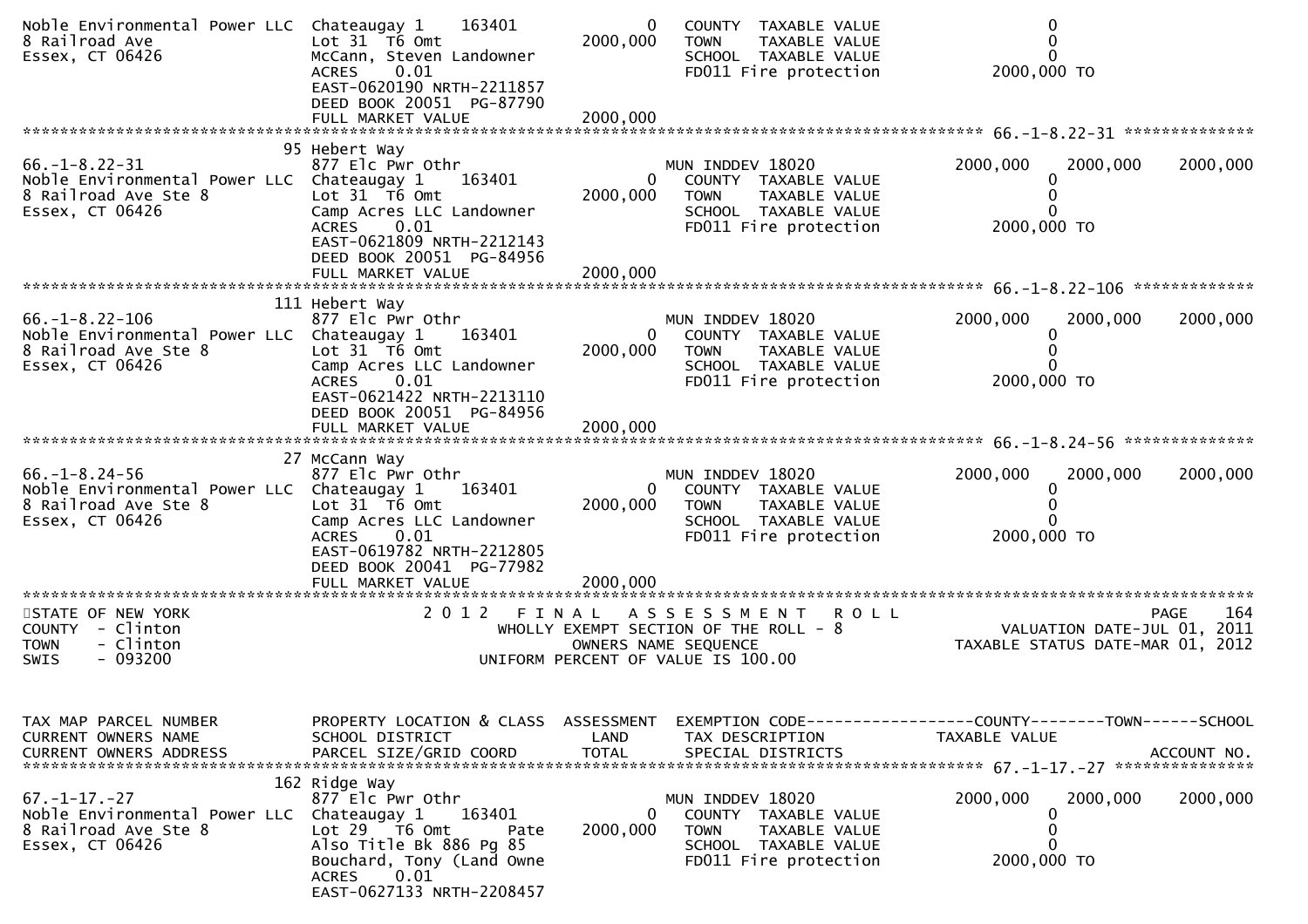```
Noble Environmental Power LLC  Chateaugay 1    163401            0    COUNTY  TAXABLE VALUE                     0
8 Railroad Ave                 Lot 31  T6 Omt                 2000,000   TOWN    TAXABLE VALUE                     0
Essex, CT 06426                McCann, Steven Landowner                  SCHOOL  TAXABLE VALUE                     0
                               ACRES     0.01                            FD011 Fire protection               2000,000 TO
                               EAST-0620190 NRTH-2211857
                               DEED BOOK 20051  PG-87790
                               FULL MARKET VALUE              2000,000
******************************************************************************************************* 66.-1-8.22-31 **************
                             95 Hebert Way
66.-1-8.22-31                  877 Elc Pwr Othr                          MUN INDDEV 18020              2000,000    2000,000    2000,000
Noble Environmental Power LLC  Chateaugay 1    163401            0    COUNTY  TAXABLE VALUE                     0
8 Railroad Ave Ste 8           Lot 31  T6 Omt                 2000,000   TOWN    TAXABLE VALUE                     0
Essex, CT 06426                Camp Acres LLC Landowner                  SCHOOL  TAXABLE VALUE                     0
                               ACRES     0.01                            FD011 Fire protection               2000,000 TO
                               EAST-0621809 NRTH-2212143
                               DEED BOOK 20051  PG-84956
                               FULL MARKET VALUE              2000,000
******************************************************************************************************* 66.-1-8.22-106 *************
                            111 Hebert Way
66.-1-8.22-106                 877 Elc Pwr Othr                          MUN INDDEV 18020              2000,000    2000,000    2000,000
Noble Environmental Power LLC  Chateaugay 1    163401            0    COUNTY  TAXABLE VALUE                     0
8 Railroad Ave Ste 8           Lot 31  T6 Omt                 2000,000   TOWN    TAXABLE VALUE                     0
Essex, CT 06426                Camp Acres LLC Landowner                  SCHOOL  TAXABLE VALUE                     0
                               ACRES     0.01                            FD011 Fire protection               2000,000 TO
                               EAST-0621422 NRTH-2213110
                               DEED BOOK 20051  PG-84956
                               FULL MARKET VALUE              2000,000
******************************************************************************************************* 66.-1-8.24-56 **************
                             27 McCann Way
66.-1-8.24-56                  877 Elc Pwr Othr                          MUN INDDEV 18020              2000,000    2000,000    2000,000
Noble Environmental Power LLC  Chateaugay 1    163401            0    COUNTY  TAXABLE VALUE                     0
8 Railroad Ave Ste 8           Lot 31  T6 Omt                 2000,000   TOWN    TAXABLE VALUE                     0
Essex, CT 06426                Camp Acres LLC Landowner                  SCHOOL  TAXABLE VALUE                     0
                               ACRES     0.01                            FD011 Fire protection               2000,000 TO
                               EAST-0619782 NRTH-2212805
                               DEED BOOK 20041  PG-77982
                               FULL MARKET VALUE              2000,000
************************************************************************************************************************************
STATE OF NEW YORK                          2 0 1 2   F I N A L   A S S E S S M E N T   R O L L                              PAGE   164
COUNTY  - Clinton                                 WHOLLY EXEMPT SECTION OF THE ROLL - 8                       VALUATION DATE-JUL 01, 2011
TOWN    - Clinton                                        OWNERS NAME SEQUENCE                             TAXABLE STATUS DATE-MAR 01, 2012
SWIS    - 093200                                   UNIFORM PERCENT OF VALUE IS 100.00


TAX MAP PARCEL NUMBER          PROPERTY LOCATION & CLASS  ASSESSMENT  EXEMPTION CODE------------------COUNTY--------TOWN------SCHOOL
CURRENT OWNERS NAME            SCHOOL DISTRICT               LAND      TAX DESCRIPTION               TAXABLE VALUE
CURRENT OWNERS ADDRESS         PARCEL SIZE/GRID COORD        TOTAL     SPECIAL DISTRICTS                                    ACCOUNT NO.
******************************************************************************************************* 67.-1-17.-27 ***************
                            162 Ridge Way
67.-1-17.-27                   877 Elc Pwr Othr                          MUN INDDEV 18020              2000,000    2000,000    2000,000
Noble Environmental Power LLC  Chateaugay 1    163401            0    COUNTY  TAXABLE VALUE                     0
8 Railroad Ave Ste 8           Lot 29   T6 Omt         Pate   2000,000   TOWN    TAXABLE VALUE                     0
Essex, CT 06426                Also Title Bk 886 Pg 85                   SCHOOL  TAXABLE VALUE                     0
                               Bouchard, Tony (Land Owne                 FD011 Fire protection               2000,000 TO
                               ACRES     0.01
                               EAST-0627133 NRTH-2208457
```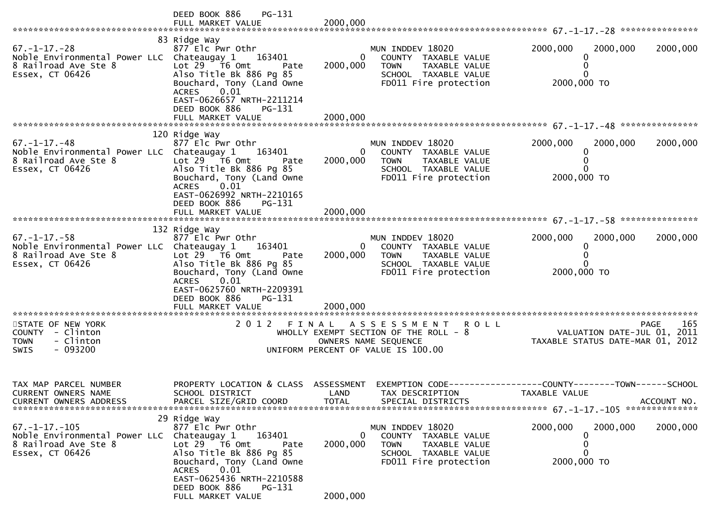DEED BOOK 886 PG-131
FULL MARKET VALUE 2000,000

********************************************************************************************** 67.-1-17.-28 ***************

| Parcel | Property Location & Class / School District / Parcel Size | Assessment Land / Total | Exemption Code / Tax Description | County | Town | School |
|---|---|---|---|---|---|---|
| 67.-1-17.-28 | 83 Ridge Way | | | | | |
| Noble Environmental Power LLC | 877 Elc Pwr Othr | | MUN INDDEV 18020 | 2000,000 | 2000,000 | 2000,000 |
| 8 Railroad Ave Ste 8 | Chateaugay 1 163401 | 0 | COUNTY TAXABLE VALUE | 0 | | |
| Essex, CT 06426 | Lot 29 T6 Omt Pate | 2000,000 | TOWN TAXABLE VALUE | 0 | | |
| | Also Title Bk 886 Pg 85 | | SCHOOL TAXABLE VALUE | 0 | | |
| | Bouchard, Tony (Land Owne | | FD011 Fire protection | 2000,000 TO | | |
| | ACRES 0.01 | | | | | |
| | EAST-0626657 NRTH-2211214 | | | | | |
| | DEED BOOK 886 PG-131 | | | | | |
| | FULL MARKET VALUE | 2000,000 | | | | |

********************************************************************************************** 67.-1-17.-48 ***************

| Parcel | Property Location & Class / School District / Parcel Size | Assessment Land / Total | Exemption Code / Tax Description | County | Town | School |
|---|---|---|---|---|---|---|
| 67.-1-17.-48 | 120 Ridge Way | | | | | |
| Noble Environmental Power LLC | 877 Elc Pwr Othr | | MUN INDDEV 18020 | 2000,000 | 2000,000 | 2000,000 |
| 8 Railroad Ave Ste 8 | Chateaugay 1 163401 | 0 | COUNTY TAXABLE VALUE | 0 | | |
| Essex, CT 06426 | Lot 29 T6 Omt Pate | 2000,000 | TOWN TAXABLE VALUE | 0 | | |
| | Also Title Bk 886 Pg 85 | | SCHOOL TAXABLE VALUE | 0 | | |
| | Bouchard, Tony (Land Owne | | FD011 Fire protection | 2000,000 TO | | |
| | ACRES 0.01 | | | | | |
| | EAST-0626992 NRTH-2210165 | | | | | |
| | DEED BOOK 886 PG-131 | | | | | |
| | FULL MARKET VALUE | 2000,000 | | | | |

********************************************************************************************** 67.-1-17.-58 ***************

| Parcel | Property Location & Class / School District / Parcel Size | Assessment Land / Total | Exemption Code / Tax Description | County | Town | School |
|---|---|---|---|---|---|---|
| 67.-1-17.-58 | 132 Ridge Way | | | | | |
| Noble Environmental Power LLC | 877 Elc Pwr Othr | | MUN INDDEV 18020 | 2000,000 | 2000,000 | 2000,000 |
| 8 Railroad Ave Ste 8 | Chateaugay 1 163401 | 0 | COUNTY TAXABLE VALUE | 0 | | |
| Essex, CT 06426 | Lot 29 T6 Omt Pate | 2000,000 | TOWN TAXABLE VALUE | 0 | | |
| | Also Title Bk 886 Pg 85 | | SCHOOL TAXABLE VALUE | 0 | | |
| | Bouchard, Tony (Land Owne | | FD011 Fire protection | 2000,000 TO | | |
| | ACRES 0.01 | | | | | |
| | EAST-0625760 NRTH-2209391 | | | | | |
| | DEED BOOK 886 PG-131 | | | | | |
| | FULL MARKET VALUE | 2000,000 | | | | |

**********************************************************************************************************************************

STATE OF NEW YORK
COUNTY - Clinton
TOWN - Clinton
SWIS - 093200

2 0 1 2 F I N A L A S S E S S M E N T R O L L
WHOLLY EXEMPT SECTION OF THE ROLL - 8
OWNERS NAME SEQUENCE
UNIFORM PERCENT OF VALUE IS 100.00

PAGE 165
VALUATION DATE-JUL 01, 2011
TAXABLE STATUS DATE-MAR 01, 2012

| TAX MAP PARCEL NUMBER / CURRENT OWNERS NAME / CURRENT OWNERS ADDRESS | PROPERTY LOCATION & CLASS / SCHOOL DISTRICT / PARCEL SIZE/GRID COORD | ASSESSMENT LAND / TOTAL | EXEMPTION CODE / TAX DESCRIPTION / SPECIAL DISTRICTS | COUNTY TAXABLE VALUE | TOWN | SCHOOL / ACCOUNT NO. |
|---|---|---|---|---|---|---|
| 67.-1-17.-105 | 29 Ridge Way | | | | | |
| Noble Environmental Power LLC | 877 Elc Pwr Othr | | MUN INDDEV 18020 | 2000,000 | 2000,000 | 2000,000 |
| 8 Railroad Ave Ste 8 | Chateaugay 1 163401 | 0 | COUNTY TAXABLE VALUE | 0 | | |
| Essex, CT 06426 | Lot 29 T6 Omt Pate | 2000,000 | TOWN TAXABLE VALUE | 0 | | |
| | Also Title Bk 886 Pg 85 | | SCHOOL TAXABLE VALUE | 0 | | |
| | Bouchard, Tony (Land Owne | | FD011 Fire protection | 2000,000 TO | | |
| | ACRES 0.01 | | | | | |
| | EAST-0625436 NRTH-2210588 | | | | | |
| | DEED BOOK 886 PG-131 | | | | | |
| | FULL MARKET VALUE | 2000,000 | | | | |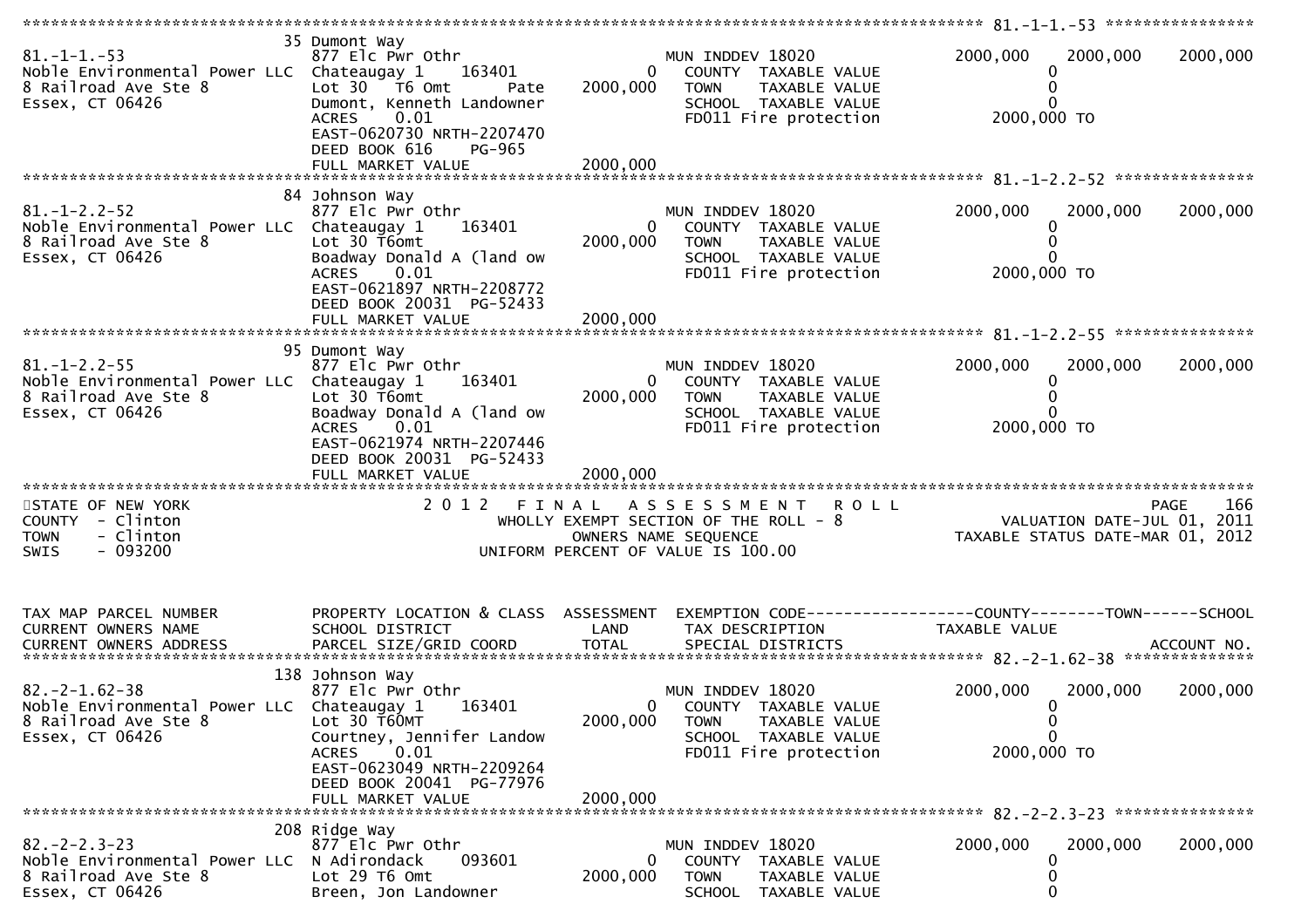```
******************************************************************************************************* 81.-1-1.-53 ****************
                                 35 Dumont Way
81.-1-1.-53                      877 Elc Pwr Othr                    MUN INDDEV 18020             2000,000     2000,000     2000,000
Noble Environmental Power LLC   Chateaugay 1     163401           0   COUNTY  TAXABLE VALUE                0
8 Railroad Ave Ste 8             Lot 30  T6 Omt        Pate   2000,000   TOWN    TAXABLE VALUE                0
Essex, CT 06426                  Dumont, Kenneth Landowner             SCHOOL  TAXABLE VALUE                0
                                 ACRES     0.01                        FD011 Fire protection          2000,000 TO
                                 EAST-0620730 NRTH-2207470
                                 DEED BOOK 616     PG-965
                                 FULL MARKET VALUE              2000,000
******************************************************************************************************* 81.-1-2.2-52 ***************
                                 84 Johnson Way
81.-1-2.2-52                     877 Elc Pwr Othr                    MUN INDDEV 18020             2000,000     2000,000     2000,000
Noble Environmental Power LLC   Chateaugay 1     163401           0   COUNTY  TAXABLE VALUE                0
8 Railroad Ave Ste 8             Lot 30 T6omt                  2000,000   TOWN    TAXABLE VALUE                0
Essex, CT 06426                  Boadway Donald A (land ow             SCHOOL  TAXABLE VALUE                0
                                 ACRES     0.01                        FD011 Fire protection          2000,000 TO
                                 EAST-0621897 NRTH-2208772
                                 DEED BOOK 20031  PG-52433
                                 FULL MARKET VALUE              2000,000
******************************************************************************************************* 81.-1-2.2-55 ***************
                                 95 Dumont Way
81.-1-2.2-55                     877 Elc Pwr Othr                    MUN INDDEV 18020             2000,000     2000,000     2000,000
Noble Environmental Power LLC   Chateaugay 1     163401           0   COUNTY  TAXABLE VALUE                0
8 Railroad Ave Ste 8             Lot 30 T6omt                  2000,000   TOWN    TAXABLE VALUE                0
Essex, CT 06426                  Boadway Donald A (land ow             SCHOOL  TAXABLE VALUE                0
                                 ACRES     0.01                        FD011 Fire protection          2000,000 TO
                                 EAST-0621974 NRTH-2207446
                                 DEED BOOK 20031  PG-52433
                                 FULL MARKET VALUE              2000,000
************************************************************************************************************************************
STATE OF NEW YORK                    2 0 1 2   F I N A L   A S S E S S M E N T   R O L L                                PAGE    166
COUNTY  - Clinton                          WHOLLY EXEMPT SECTION OF THE ROLL - 8                        VALUATION DATE-JUL 01, 2011
TOWN    - Clinton                                  OWNERS NAME SEQUENCE                              TAXABLE STATUS DATE-MAR 01, 2012
SWIS    - 093200                          UNIFORM PERCENT OF VALUE IS 100.00


TAX MAP PARCEL NUMBER            PROPERTY LOCATION & CLASS  ASSESSMENT  EXEMPTION CODE------------------COUNTY--------TOWN------SCHOOL
CURRENT OWNERS NAME              SCHOOL DISTRICT               LAND      TAX DESCRIPTION              TAXABLE VALUE
CURRENT OWNERS ADDRESS           PARCEL SIZE/GRID COORD        TOTAL     SPECIAL DISTRICTS                                  ACCOUNT NO.
******************************************************************************************************* 82.-2-1.62-38 **************
                                 138 Johnson Way
82.-2-1.62-38                    877 Elc Pwr Othr                    MUN INDDEV 18020             2000,000     2000,000     2000,000
Noble Environmental Power LLC   Chateaugay 1     163401           0   COUNTY  TAXABLE VALUE                0
8 Railroad Ave Ste 8             Lot 30 T60MT                  2000,000   TOWN    TAXABLE VALUE                0
Essex, CT 06426                  Courtney, Jennifer Landow             SCHOOL  TAXABLE VALUE                0
                                 ACRES     0.01                        FD011 Fire protection          2000,000 TO
                                 EAST-0623049 NRTH-2209264
                                 DEED BOOK 20041  PG-77976
                                 FULL MARKET VALUE              2000,000
******************************************************************************************************* 82.-2-2.3-23 ***************
                                 208 Ridge Way
82.-2-2.3-23                     877 Elc Pwr Othr                    MUN INDDEV 18020             2000,000     2000,000     2000,000
Noble Environmental Power LLC   N Adirondack     093601           0   COUNTY  TAXABLE VALUE                0
8 Railroad Ave Ste 8             Lot 29 T6 Omt                 2000,000   TOWN    TAXABLE VALUE                0
Essex, CT 06426                  Breen, Jon Landowner                  SCHOOL  TAXABLE VALUE                0
```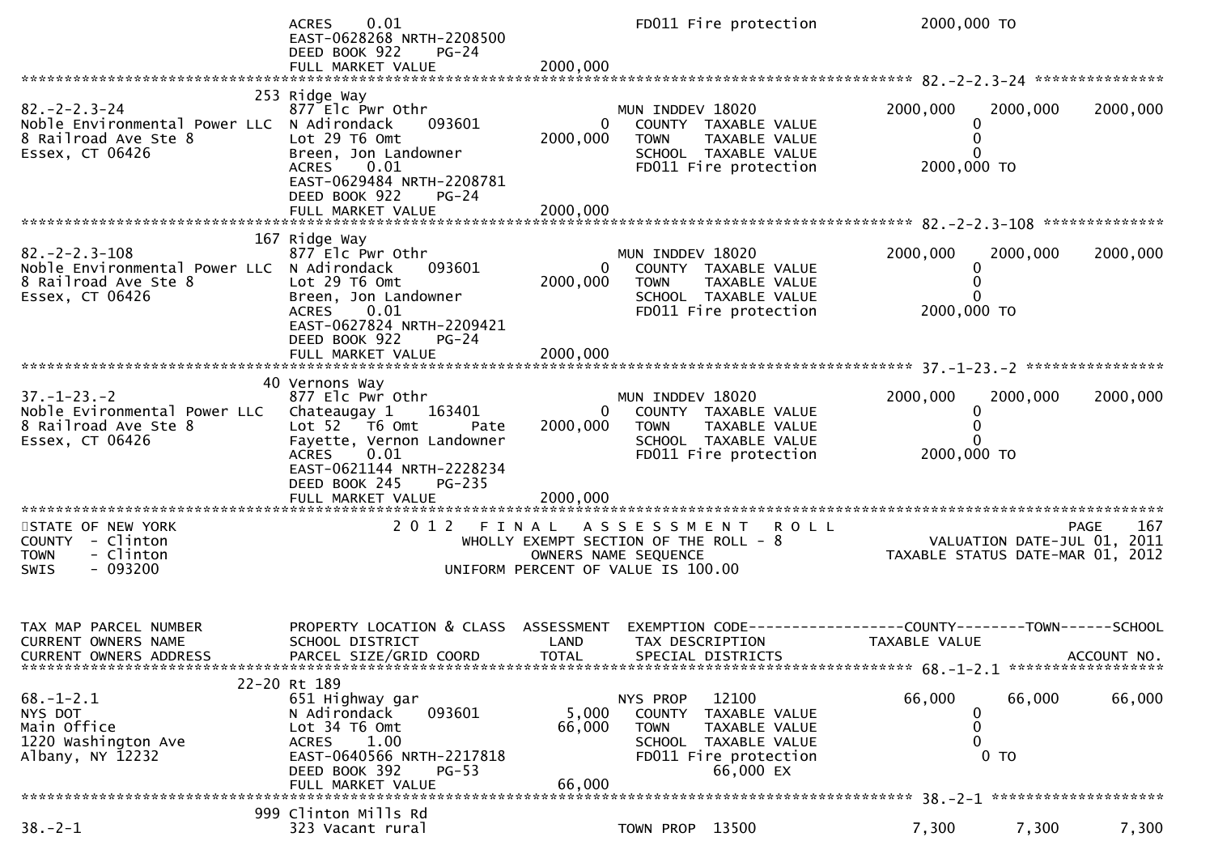```
                                   ACRES     0.01                                 FD011 Fire protection          2000,000 TO
                                   EAST-0628268 NRTH-2208500
                                   DEED BOOK 922     PG-24
                                   FULL MARKET VALUE              2000,000
******************************************************************************************************* 82.-2-2.3-24 ***************
                               253 Ridge Way
82.-2-2.3-24                       877 Elc Pwr Othr                       MUN INDDEV 18020            2000,000    2000,000    2000,000
Noble Environmental Power LLC  N Adirondack      093601          0      COUNTY  TAXABLE VALUE                0
8 Railroad Ave Ste 8               Lot 29 T6 Omt                   2000,000    TOWN    TAXABLE VALUE                0
Essex, CT 06426                    Breen, Jon Landowner                   SCHOOL  TAXABLE VALUE                0
                                   ACRES     0.01                         FD011 Fire protection          2000,000 TO
                                   EAST-0629484 NRTH-2208781
                                   DEED BOOK 922     PG-24
                                   FULL MARKET VALUE              2000,000
******************************************************************************************************* 82.-2-2.3-108 **************
                               167 Ridge Way
82.-2-2.3-108                      877 Elc Pwr Othr                       MUN INDDEV 18020            2000,000    2000,000    2000,000
Noble Environmental Power LLC  N Adirondack      093601          0      COUNTY  TAXABLE VALUE                0
8 Railroad Ave Ste 8               Lot 29 T6 Omt                   2000,000    TOWN    TAXABLE VALUE                0
Essex, CT 06426                    Breen, Jon Landowner                   SCHOOL  TAXABLE VALUE                0
                                   ACRES     0.01                         FD011 Fire protection          2000,000 TO
                                   EAST-0627824 NRTH-2209421
                                   DEED BOOK 922     PG-24
                                   FULL MARKET VALUE              2000,000
******************************************************************************************************* 37.-1-23.-2 ****************
                                40 Vernons Way
37.-1-23.-2                        877 Elc Pwr Othr                       MUN INDDEV 18020            2000,000    2000,000    2000,000
Noble Evironmental Power LLC   Chateaugay 1      163401          0      COUNTY  TAXABLE VALUE                0
8 Railroad Ave Ste 8               Lot 52   T6 Omt        Pate     2000,000    TOWN    TAXABLE VALUE                0
Essex, CT 06426                    Fayette, Vernon Landowner              SCHOOL  TAXABLE VALUE                0
                                   ACRES     0.01                         FD011 Fire protection          2000,000 TO
                                   EAST-0621144 NRTH-2228234
                                   DEED BOOK 245     PG-235
                                   FULL MARKET VALUE              2000,000
************************************************************************************************************************************
STATE OF NEW YORK                          2 0 1 2   F I N A L   A S S E S S M E N T   R O L L                           PAGE   167
COUNTY  - Clinton                               WHOLLY EXEMPT SECTION OF THE ROLL - 8                  VALUATION DATE-JUL 01, 2011
TOWN    - Clinton                                    OWNERS NAME SEQUENCE                            TAXABLE STATUS DATE-MAR 01, 2012
SWIS    - 093200                               UNIFORM PERCENT OF VALUE IS 100.00


TAX MAP PARCEL NUMBER          PROPERTY LOCATION & CLASS  ASSESSMENT  EXEMPTION CODE------------------COUNTY--------TOWN------SCHOOL
CURRENT OWNERS NAME            SCHOOL DISTRICT               LAND      TAX DESCRIPTION            TAXABLE VALUE
CURRENT OWNERS ADDRESS         PARCEL SIZE/GRID COORD        TOTAL     SPECIAL DISTRICTS                                  ACCOUNT NO.
******************************************************************************************************* 68.-1-2.1 ******************
                             22-20 Rt 189
68.-1-2.1                          651 Highway gar                        NYS PROP    12100             66,000      66,000      66,000
NYS DOT                            N Adirondack      093601       5,000    COUNTY  TAXABLE VALUE                0
Main Office                        Lot 34 T6 Omt                   66,000    TOWN    TAXABLE VALUE                0
1220 Washington Ave                ACRES     1.00                         SCHOOL  TAXABLE VALUE                0
Albany, NY 12232                   EAST-0640566 NRTH-2217818              FD011 Fire protection                0 TO
                                   DEED BOOK 392     PG-53                         66,000 EX
                                   FULL MARKET VALUE                66,000
******************************************************************************************************* 38.-2-1 ********************
                               999 Clinton Mills Rd
38.-2-1                            323 Vacant rural                       TOWN PROP  13500               7,300       7,300       7,300
```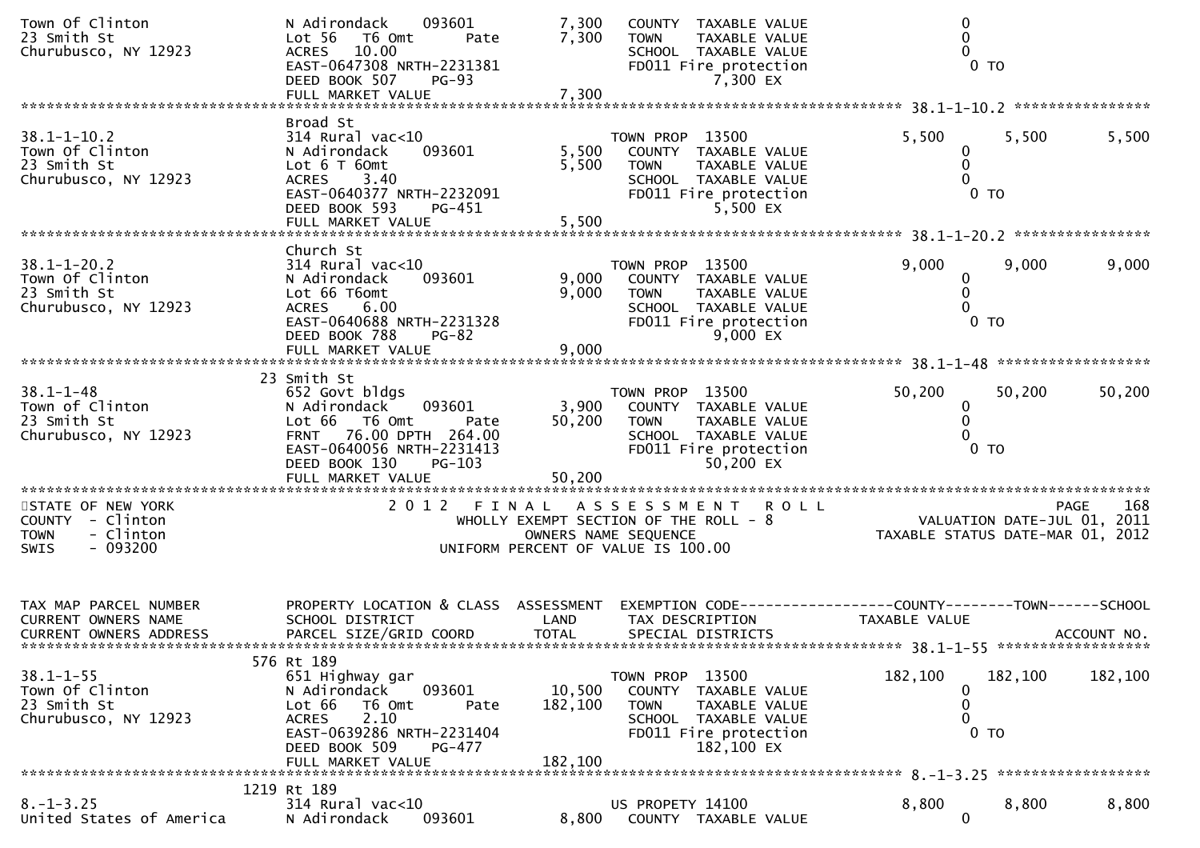```
Town Of Clinton               N Adirondack    093601          7,300   COUNTY  TAXABLE VALUE              0
23 Smith St                   Lot 56  T6 Omt      Pate        7,300   TOWN    TAXABLE VALUE              0
Churubusco, NY 12923          ACRES   10.00                           SCHOOL  TAXABLE VALUE              0
                              EAST-0647308 NRTH-2231381               FD011 Fire protection               0 TO
                              DEED BOOK 507    PG-93                          7,300 EX
                              FULL MARKET VALUE               7,300
******************************************************************************************************* 38.1-1-10.2 ****************
                              Broad St
38.1-1-10.2                   314 Rural vac<10                        TOWN PROP  13500               5,500       5,500       5,500
Town Of Clinton               N Adirondack    093601          5,500   COUNTY  TAXABLE VALUE              0
23 Smith St                   Lot 6 T 60mt                    5,500   TOWN    TAXABLE VALUE              0
Churubusco, NY 12923          ACRES    3.40                           SCHOOL  TAXABLE VALUE              0
                              EAST-0640377 NRTH-2232091               FD011 Fire protection               0 TO
                              DEED BOOK 593    PG-451                         5,500 EX
                              FULL MARKET VALUE               5,500
******************************************************************************************************* 38.1-1-20.2 ****************
                              Church St
38.1-1-20.2                   314 Rural vac<10                        TOWN PROP  13500               9,000       9,000       9,000
Town Of Clinton               N Adirondack    093601          9,000   COUNTY  TAXABLE VALUE              0
23 Smith St                   Lot 66 T6omt                    9,000   TOWN    TAXABLE VALUE              0
Churubusco, NY 12923          ACRES    6.00                           SCHOOL  TAXABLE VALUE              0
                              EAST-0640688 NRTH-2231328               FD011 Fire protection               0 TO
                              DEED BOOK 788    PG-82                          9,000 EX
                              FULL MARKET VALUE               9,000
******************************************************************************************************* 38.1-1-48 ******************
                           23 Smith St
38.1-1-48                     652 Govt bldgs                          TOWN PROP  13500              50,200      50,200      50,200
Town of Clinton               N Adirondack    093601          3,900   COUNTY  TAXABLE VALUE              0
23 Smith St                   Lot 66  T6 Omt      Pate       50,200   TOWN    TAXABLE VALUE              0
Churubusco, NY 12923          FRNT   76.00 DPTH  264.00               SCHOOL  TAXABLE VALUE              0
                              EAST-0640056 NRTH-2231413               FD011 Fire protection               0 TO
                              DEED BOOK 130    PG-103                        50,200 EX
                              FULL MARKET VALUE              50,200
************************************************************************************************************************************
STATE OF NEW YORK                 2 0 1 2   F I N A L   A S S E S S M E N T   R O L L                               PAGE   168
COUNTY  - Clinton                        WHOLLY EXEMPT SECTION OF THE ROLL - 8                      VALUATION DATE-JUL 01, 2011
TOWN    - Clinton                               OWNERS NAME SEQUENCE                            TAXABLE STATUS DATE-MAR 01, 2012
SWIS    - 093200                          UNIFORM PERCENT OF VALUE IS 100.00


TAX MAP PARCEL NUMBER         PROPERTY LOCATION & CLASS  ASSESSMENT  EXEMPTION CODE------------------COUNTY--------TOWN------SCHOOL
CURRENT OWNERS NAME           SCHOOL DISTRICT               LAND      TAX DESCRIPTION            TAXABLE VALUE
CURRENT OWNERS ADDRESS        PARCEL SIZE/GRID COORD        TOTAL     SPECIAL DISTRICTS                                 ACCOUNT NO.
******************************************************************************************************* 38.1-1-55 ******************
                          576 Rt 189
38.1-1-55                     651 Highway gar                         TOWN PROP  13500             182,100     182,100     182,100
Town Of Clinton               N Adirondack    093601         10,500   COUNTY  TAXABLE VALUE              0
23 Smith St                   Lot 66  T6 Omt      Pate      182,100   TOWN    TAXABLE VALUE              0
Churubusco, NY 12923          ACRES    2.10                           SCHOOL  TAXABLE VALUE              0
                              EAST-0639286 NRTH-2231404               FD011 Fire protection               0 TO
                              DEED BOOK 509    PG-477                       182,100 EX
                              FULL MARKET VALUE             182,100
******************************************************************************************************* 8.-1-3.25 ******************
                         1219 Rt 189
8.-1-3.25                     314 Rural vac<10                        US PROPETY 14100               8,800       8,800       8,800
United States of America      N Adirondack    093601          8,800   COUNTY  TAXABLE VALUE              0
```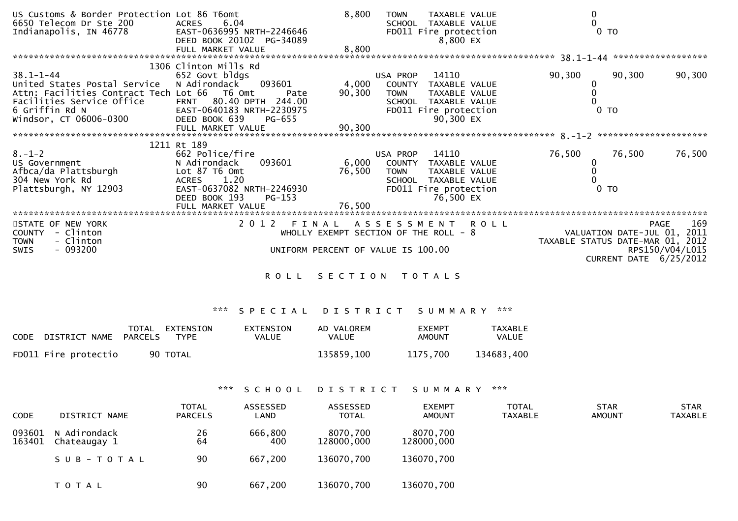```
US Customs & Border Protection Lot 86 T6omt                      8,800    TOWN    TAXABLE VALUE                    0
6650 Telecom Dr Ste 200        ACRES     6.04                             SCHOOL  TAXABLE VALUE                    0
Indianapolis, IN 46778         EAST-0636995 NRTH-2246646                  FD011 Fire protection                    0 TO
                               DEED BOOK 20102  PG-34089                            8,800 EX
                               FULL MARKET VALUE                 8,800
******************************************************************************************************* 38.1-1-44 ******************
                          1306 Clinton Mills Rd
38.1-1-44                      652 Govt bldgs                           USA PROP   14110                   90,300      90,300      90,300
United States Postal Service   N Adirondack      093601          4,000   COUNTY  TAXABLE VALUE                    0
Attn: Facilities Contract Tech Lot 66  T6 Omt        Pate       90,300   TOWN    TAXABLE VALUE                    0
Facilities Service Office      FRNT   80.40 DPTH  244.00                  SCHOOL  TAXABLE VALUE                    0
6 Griffin Rd N                 EAST-0640183 NRTH-2230975                  FD011 Fire protection                    0 TO
Windsor, CT 06006-0300         DEED BOOK 639     PG-655                            90,300 EX
                               FULL MARKET VALUE                90,300
******************************************************************************************************* 8.-1-2 ********************
                          1211 Rt 189
8.-1-2                         662 Police/fire                          USA PROP   14110                   76,500      76,500      76,500
US Government                  N Adirondack      093601          6,000   COUNTY  TAXABLE VALUE                    0
Afbca/da Plattsburgh           Lot 87 T6 Omt                    76,500   TOWN    TAXABLE VALUE                    0
304 New York Rd                ACRES     1.20                             SCHOOL  TAXABLE VALUE                    0
Plattsburgh, NY 12903          EAST-0637082 NRTH-2246930                  FD011 Fire protection                    0 TO
                               DEED BOOK 193     PG-153                            76,500 EX
                               FULL MARKET VALUE                76,500
************************************************************************************************************************************
STATE OF NEW YORK                       2 0 1 2   F I N A L   A S S E S S M E N T   R O L L                              PAGE    169
COUNTY  - Clinton                            WHOLLY EXEMPT SECTION OF THE ROLL - 8                    VALUATION DATE-JUL 01, 2011
TOWN    - Clinton                                                                              TAXABLE STATUS DATE-MAR 01, 2012
SWIS    - 093200                             UNIFORM PERCENT OF VALUE IS 100.00                                    RPS150/V04/L015
                                                                                                         CURRENT DATE  6/25/2012
```

R O L L   S E C T I O N   T O T A L S

*** S P E C I A L   D I S T R I C T   S U M M A R Y ***

| CODE | DISTRICT NAME | TOTAL PARCELS | EXTENSION TYPE | EXTENSION VALUE | AD VALOREM VALUE | EXEMPT AMOUNT | TAXABLE VALUE |
|---|---|---|---|---|---|---|---|
| FD011 | Fire protectio | 90 | TOTAL | | 135859,100 | 1175,700 | 134683,400 |

*** S C H O O L   D I S T R I C T   S U M M A R Y ***

| CODE | DISTRICT NAME | TOTAL PARCELS | ASSESSED LAND | ASSESSED TOTAL | EXEMPT AMOUNT | TOTAL TAXABLE | STAR AMOUNT | STAR TAXABLE |
|---|---|---|---|---|---|---|---|---|
| 093601 | N Adirondack | 26 | 666,800 | 8070,700 | 8070,700 | | | |
| 163401 | Chateaugay 1 | 64 | 400 | 128000,000 | 128000,000 | | | |
| | S U B - T O T A L | 90 | 667,200 | 136070,700 | 136070,700 | | | |
| | T O T A L | 90 | 667,200 | 136070,700 | 136070,700 | | | |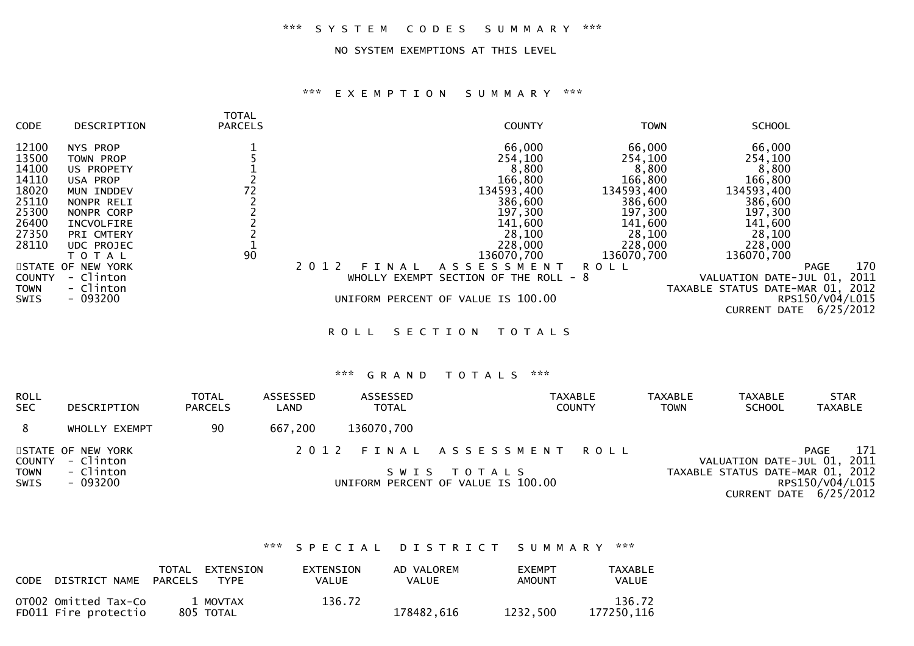*** SYSTEM CODES SUMMARY ***

NO SYSTEM EXEMPTIONS AT THIS LEVEL

*** EXEMPTION SUMMARY ***

| CODE | DESCRIPTION | TOTAL PARCELS | COUNTY | TOWN | SCHOOL |
|---|---|---|---|---|---|
| 12100 | NYS PROP | 1 | 66,000 | 66,000 | 66,000 |
| 13500 | TOWN PROP | 5 | 254,100 | 254,100 | 254,100 |
| 14100 | US PROPETY | 1 | 8,800 | 8,800 | 8,800 |
| 14110 | USA PROP | 2 | 166,800 | 166,800 | 166,800 |
| 18020 | MUN INDDEV | 72 | 134593,400 | 134593,400 | 134593,400 |
| 25110 | NONPR RELI | 2 | 386,600 | 386,600 | 386,600 |
| 25300 | NONPR CORP | 2 | 197,300 | 197,300 | 197,300 |
| 26400 | INCVOLFIRE | 2 | 141,600 | 141,600 | 141,600 |
| 27350 | PRI CMTERY | 2 | 28,100 | 28,100 | 28,100 |
| 28110 | UDC PROJEC | 1 | 228,000 | 228,000 | 228,000 |
| | TOTAL | 90 | 136070,700 | 136070,700 | 136070,700 |

STATE OF NEW YORK
COUNTY - Clinton
TOWN - Clinton
SWIS - 093200

2012 FINAL ASSESSMENT ROLL
WHOLLY EXEMPT SECTION OF THE ROLL - 8
UNIFORM PERCENT OF VALUE IS 100.00

VALUATION DATE-JUL 01, 2011
TAXABLE STATUS DATE-MAR 01, 2012
RPS150/V04/L015
CURRENT DATE 6/25/2012

ROLL SECTION TOTALS

*** GRAND TOTALS ***

| ROLL SEC | DESCRIPTION | TOTAL PARCELS | ASSESSED LAND | ASSESSED TOTAL | TAXABLE COUNTY | TAXABLE TOWN | TAXABLE SCHOOL | STAR TAXABLE |
|---|---|---|---|---|---|---|---|---|
| 8 | WHOLLY EXEMPT | 90 | 667,200 | 136070,700 | | | | |

STATE OF NEW YORK
COUNTY - Clinton
TOWN - Clinton
SWIS - 093200

2012 FINAL ASSESSMENT ROLL
SWIS TOTALS
UNIFORM PERCENT OF VALUE IS 100.00

VALUATION DATE-JUL 01, 2011
TAXABLE STATUS DATE-MAR 01, 2012
RPS150/V04/L015
CURRENT DATE 6/25/2012

*** SPECIAL DISTRICT SUMMARY ***

| CODE | DISTRICT NAME | TOTAL PARCELS | EXTENSION TYPE | EXTENSION VALUE | AD VALOREM VALUE | EXEMPT AMOUNT | TAXABLE VALUE |
|---|---|---|---|---|---|---|---|
| OT002 | Omitted Tax-Co | 1 | MOVTAX | 136.72 | | | 136.72 |
| FD011 | Fire protectio | 805 | TOTAL | | 178482,616 | 1232,500 | 177250,116 |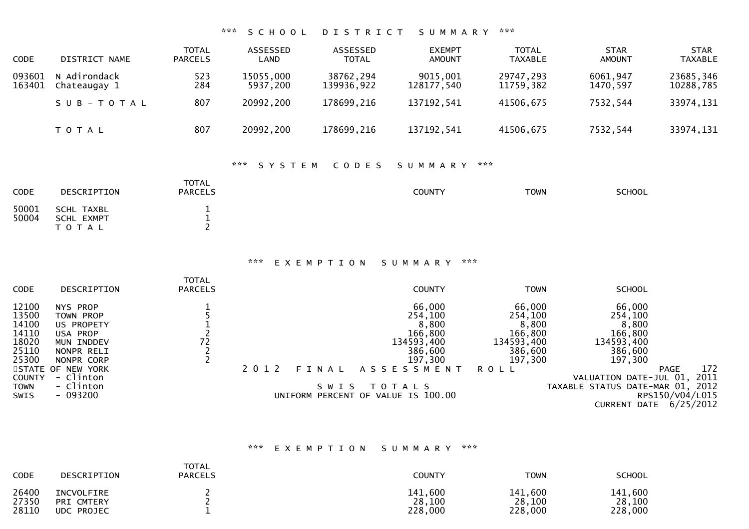### *** SCHOOL DISTRICT SUMMARY ***

| CODE | DISTRICT NAME | TOTAL PARCELS | ASSESSED LAND | ASSESSED TOTAL | EXEMPT AMOUNT | TOTAL TAXABLE | STAR AMOUNT | STAR TAXABLE |
|---|---|---|---|---|---|---|---|---|
| 093601 | N Adirondack | 523 | 15055,000 | 38762,294 | 9015,001 | 29747,293 | 6061,947 | 23685,346 |
| 163401 | Chateaugay 1 | 284 | 5937,200 | 139936,922 | 128177,540 | 11759,382 | 1470,597 | 10288,785 |
| | SUB-TOTAL | 807 | 20992,200 | 178699,216 | 137192,541 | 41506,675 | 7532,544 | 33974,131 |
| | TOTAL | 807 | 20992,200 | 178699,216 | 137192,541 | 41506,675 | 7532,544 | 33974,131 |

### *** SYSTEM CODES SUMMARY ***

| CODE | DESCRIPTION | TOTAL PARCELS | COUNTY | TOWN | SCHOOL |
|---|---|---|---|---|---|
| 50001 | SCHL TAXBL | 1 | | | |
| 50004 | SCHL EXMPT | 1 | | | |
| | TOTAL | 2 | | | |

### *** EXEMPTION SUMMARY ***

| CODE | DESCRIPTION | TOTAL PARCELS | COUNTY | TOWN | SCHOOL |
|---|---|---|---|---|---|
| 12100 | NYS PROP | 1 | 66,000 | 66,000 | 66,000 |
| 13500 | TOWN PROP | 5 | 254,100 | 254,100 | 254,100 |
| 14100 | US PROPETY | 1 | 8,800 | 8,800 | 8,800 |
| 14110 | USA PROP | 2 | 166,800 | 166,800 | 166,800 |
| 18020 | MUN INDDEV | 72 | 134593,400 | 134593,400 | 134593,400 |
| 25110 | NONPR RELI | 2 | 386,600 | 386,600 | 386,600 |
| 25300 | NONPR CORP | 2 | 197,300 | 197,300 | 197,300 |

STATE OF NEW YORK
COUNTY - Clinton
TOWN - Clinton
SWIS - 093200

2012 FINAL ASSESSMENT ROLL

SWIS TOTALS

UNIFORM PERCENT OF VALUE IS 100.00

VALUATION DATE-JUL 01, 2011
TAXABLE STATUS DATE-MAR 01, 2012
RPS150/V04/L015
CURRENT DATE 6/25/2012

### *** EXEMPTION SUMMARY ***

| CODE | DESCRIPTION | TOTAL PARCELS | COUNTY | TOWN | SCHOOL |
|---|---|---|---|---|---|
| 26400 | INCVOLFIRE | 2 | 141,600 | 141,600 | 141,600 |
| 27350 | PRI CMTERY | 2 | 28,100 | 28,100 | 28,100 |
| 28110 | UDC PROJEC | 1 | 228,000 | 228,000 | 228,000 |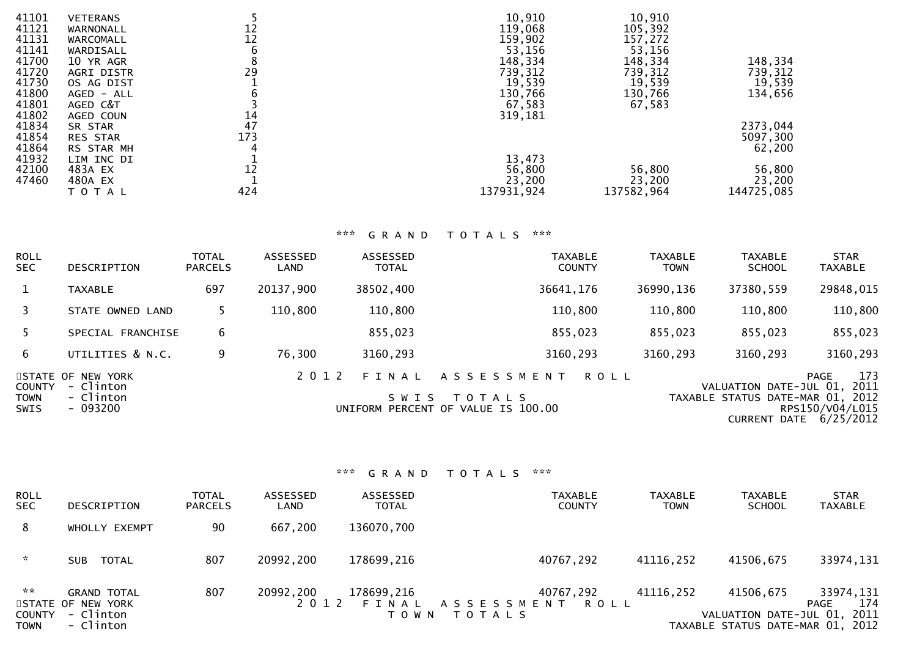| | | | | | |
|---|---|---|---|---|---|
| 41101 | VETERANS | 5 | 10,910 | 10,910 | |
| 41121 | WARNONALL | 12 | 119,068 | 105,392 | |
| 41131 | WARCOMALL | 12 | 159,902 | 157,272 | |
| 41141 | WARDISALL | 6 | 53,156 | 53,156 | |
| 41700 | 10 YR AGR | 8 | 148,334 | 148,334 | 148,334 |
| 41720 | AGRI DISTR | 29 | 739,312 | 739,312 | 739,312 |
| 41730 | OS AG DIST | 1 | 19,539 | 19,539 | 19,539 |
| 41800 | AGED - ALL | 6 | 130,766 | 130,766 | 134,656 |
| 41801 | AGED C&T | 3 | 67,583 | 67,583 | |
| 41802 | AGED COUN | 14 | 319,181 | | |
| 41834 | SR STAR | 47 | | | 2373,044 |
| 41854 | RES STAR | 173 | | | 5097,300 |
| 41864 | RS STAR MH | 4 | | | 62,200 |
| 41932 | LIM INC DI | 1 | 13,473 | | |
| 42100 | 483A EX | 12 | 56,800 | 56,800 | 56,800 |
| 47460 | 480A EX | 1 | 23,200 | 23,200 | 23,200 |
| | T O T A L | 424 | 137931,924 | 137582,964 | 144725,085 |

*** G R A N D   T O T A L S ***

| ROLL SEC | DESCRIPTION | TOTAL PARCELS | ASSESSED LAND | ASSESSED TOTAL | TAXABLE COUNTY | TAXABLE TOWN | TAXABLE SCHOOL | STAR TAXABLE |
|---|---|---|---|---|---|---|---|---|
| 1 | TAXABLE | 697 | 20137,900 | 38502,400 | 36641,176 | 36990,136 | 37380,559 | 29848,015 |
| 3 | STATE OWNED LAND | 5 | 110,800 | 110,800 | 110,800 | 110,800 | 110,800 | 110,800 |
| 5 | SPECIAL FRANCHISE | 6 | | 855,023 | 855,023 | 855,023 | 855,023 | 855,023 |
| 6 | UTILITIES & N.C. | 9 | 76,300 | 3160,293 | 3160,293 | 3160,293 | 3160,293 | 3160,293 |

STATE OF NEW YORK — 2 0 1 2 F I N A L A S S E S S M E N T R O L L — PAGE 173
COUNTY - Clinton — VALUATION DATE-JUL 01, 2011
TOWN - Clinton — S W I S T O T A L S — TAXABLE STATUS DATE-MAR 01, 2012
SWIS - 093200 — UNIFORM PERCENT OF VALUE IS 100.00 — RPS150/V04/L015
CURRENT DATE 6/25/2012

*** G R A N D   T O T A L S ***

| ROLL SEC | DESCRIPTION | TOTAL PARCELS | ASSESSED LAND | ASSESSED TOTAL | TAXABLE COUNTY | TAXABLE TOWN | TAXABLE SCHOOL | STAR TAXABLE |
|---|---|---|---|---|---|---|---|---|
| 8 | WHOLLY EXEMPT | 90 | 667,200 | 136070,700 | | | | |
| * | SUB TOTAL | 807 | 20992,200 | 178699,216 | 40767,292 | 41116,252 | 41506,675 | 33974,131 |
| ** | GRAND TOTAL | 807 | 20992,200 | 178699,216 | 40767,292 | 41116,252 | 41506,675 | 33974,131 |

STATE OF NEW YORK — 2 0 1 2 F I N A L A S S E S S M E N T R O L L — PAGE 174
COUNTY - Clinton — T O W N T O T A L S — VALUATION DATE-JUL 01, 2011
TOWN - Clinton — TAXABLE STATUS DATE-MAR 01, 2012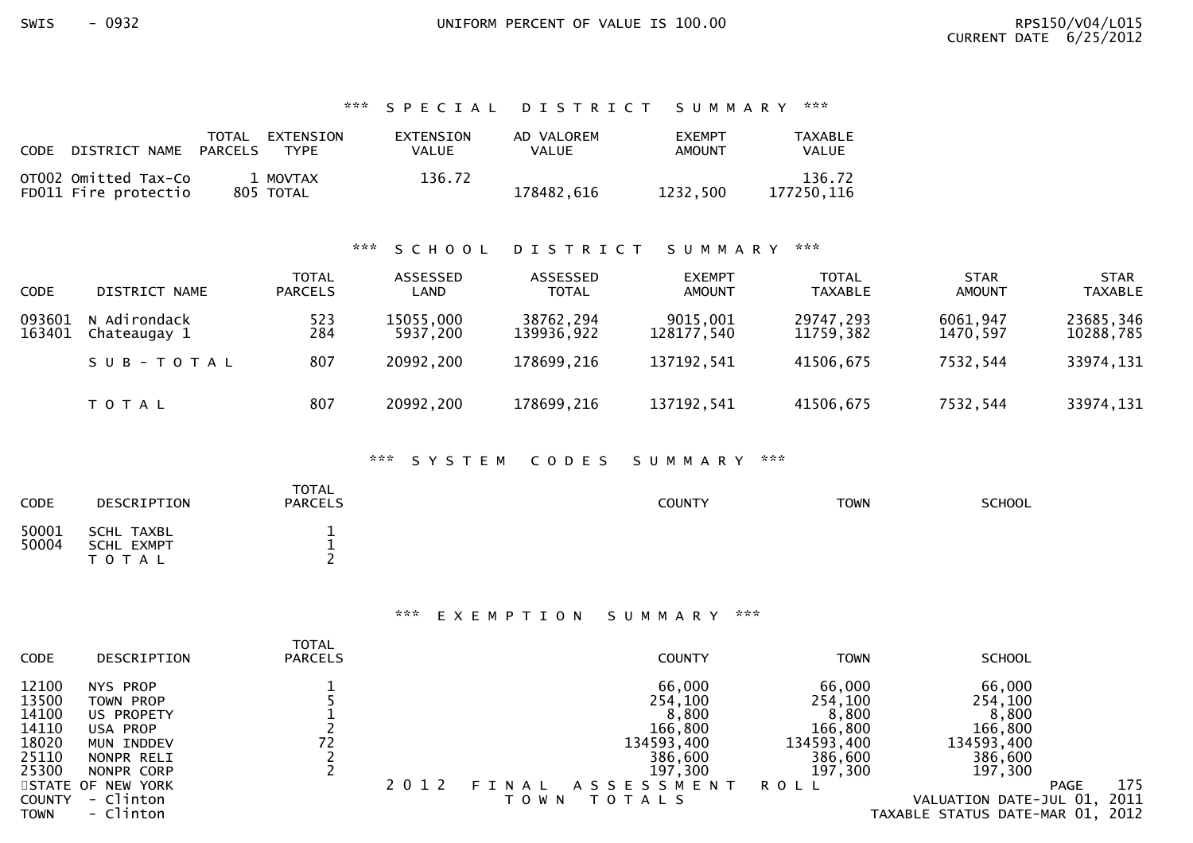### \*\*\* SPECIAL DISTRICT SUMMARY \*\*\*

| CODE | DISTRICT NAME | TOTAL PARCELS | EXTENSION TYPE | EXTENSION VALUE | AD VALOREM VALUE | EXEMPT AMOUNT | TAXABLE VALUE |
|---|---|---|---|---|---|---|---|
| OT002 | Omitted Tax-Co | 1 | MOVTAX | 136.72 | | | 136.72 |
| FD011 | Fire protectio | 805 | TOTAL | | 178482,616 | 1232,500 | 177250,116 |

### \*\*\* SCHOOL DISTRICT SUMMARY \*\*\*

| CODE | DISTRICT NAME | TOTAL PARCELS | ASSESSED LAND | ASSESSED TOTAL | EXEMPT AMOUNT | TOTAL TAXABLE | STAR AMOUNT | STAR TAXABLE |
|---|---|---|---|---|---|---|---|---|
| 093601 | N Adirondack | 523 | 15055,000 | 38762,294 | 9015,001 | 29747,293 | 6061,947 | 23685,346 |
| 163401 | Chateaugay 1 | 284 | 5937,200 | 139936,922 | 128177,540 | 11759,382 | 1470,597 | 10288,785 |
| | S U B - T O T A L | 807 | 20992,200 | 178699,216 | 137192,541 | 41506,675 | 7532,544 | 33974,131 |
| | T O T A L | 807 | 20992,200 | 178699,216 | 137192,541 | 41506,675 | 7532,544 | 33974,131 |

### \*\*\* SYSTEM CODES SUMMARY \*\*\*

| CODE | DESCRIPTION | TOTAL PARCELS | COUNTY | TOWN | SCHOOL |
|---|---|---|---|---|---|
| 50001 | SCHL TAXBL | 1 | | | |
| 50004 | SCHL EXMPT | 1 | | | |
| | T O T A L | 2 | | | |

### \*\*\* EXEMPTION SUMMARY \*\*\*

| CODE | DESCRIPTION | TOTAL PARCELS | COUNTY | TOWN | SCHOOL |
|---|---|---|---|---|---|
| 12100 | NYS PROP | 1 | 66,000 | 66,000 | 66,000 |
| 13500 | TOWN PROP | 5 | 254,100 | 254,100 | 254,100 |
| 14100 | US PROPETY | 1 | 8,800 | 8,800 | 8,800 |
| 14110 | USA PROP | 2 | 166,800 | 166,800 | 166,800 |
| 18020 | MUN INDDEV | 72 | 134593,400 | 134593,400 | 134593,400 |
| 25110 | NONPR RELI | 2 | 386,600 | 386,600 | 386,600 |
| 25300 | NONPR CORP | 2 | 197,300 | 197,300 | 197,300 |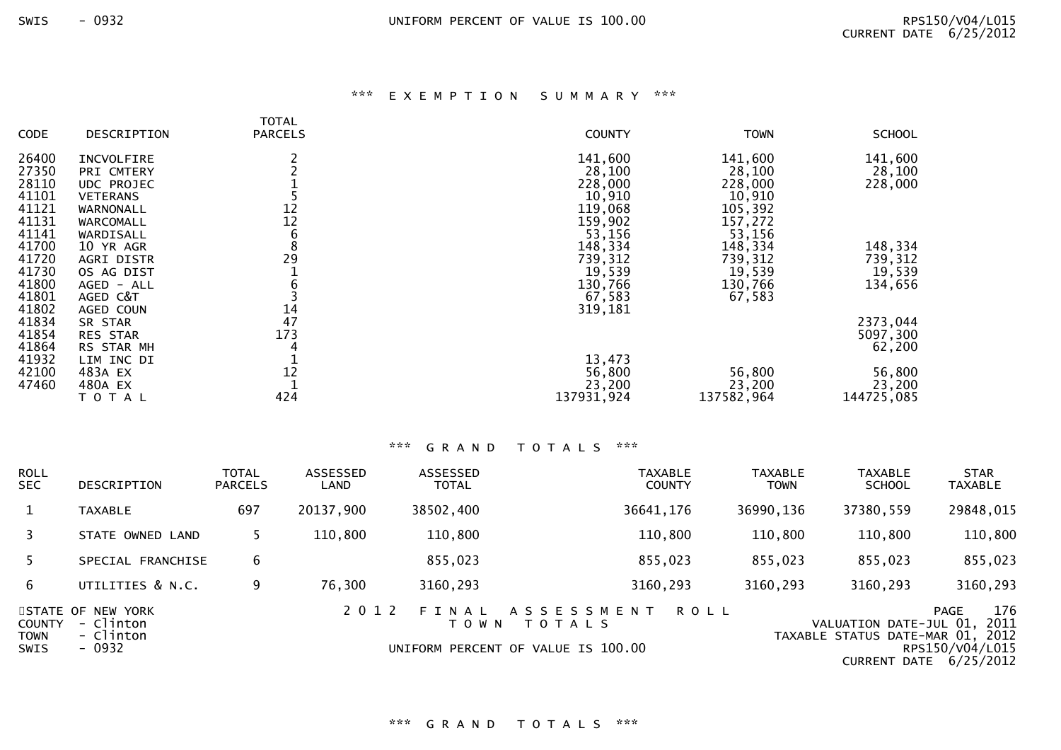### *** E X E M P T I O N   S U M M A R Y ***

| CODE | DESCRIPTION | TOTAL PARCELS | COUNTY | TOWN | SCHOOL |
|---|---|---|---|---|---|
| 26400 | INCVOLFIRE | 2 | 141,600 | 141,600 | 141,600 |
| 27350 | PRI CMTERY | 2 | 28,100 | 28,100 | 28,100 |
| 28110 | UDC PROJEC | 1 | 228,000 | 228,000 | 228,000 |
| 41101 | VETERANS | 5 | 10,910 | 10,910 | |
| 41121 | WARNONALL | 12 | 119,068 | 105,392 | |
| 41131 | WARCOMALL | 12 | 159,902 | 157,272 | |
| 41141 | WARDISALL | 6 | 53,156 | 53,156 | |
| 41700 | 10 YR AGR | 8 | 148,334 | 148,334 | 148,334 |
| 41720 | AGRI DISTR | 29 | 739,312 | 739,312 | 739,312 |
| 41730 | OS AG DIST | 1 | 19,539 | 19,539 | 19,539 |
| 41800 | AGED - ALL | 6 | 130,766 | 130,766 | 134,656 |
| 41801 | AGED C&T | 3 | 67,583 | 67,583 | |
| 41802 | AGED COUN | 14 | 319,181 | | |
| 41834 | SR STAR | 47 | | | 2373,044 |
| 41854 | RES STAR | 173 | | | 5097,300 |
| 41864 | RS STAR MH | 4 | | | 62,200 |
| 41932 | LIM INC DI | 1 | 13,473 | | |
| 42100 | 483A EX | 12 | 56,800 | 56,800 | 56,800 |
| 47460 | 480A EX | 1 | 23,200 | 23,200 | 23,200 |
| | T O T A L | 424 | 137931,924 | 137582,964 | 144725,085 |

### *** G R A N D   T O T A L S ***

| ROLL SEC | DESCRIPTION | TOTAL PARCELS | ASSESSED LAND | ASSESSED TOTAL | TAXABLE COUNTY | TAXABLE TOWN | TAXABLE SCHOOL | STAR TAXABLE |
|---|---|---|---|---|---|---|---|---|
| 1 | TAXABLE | 697 | 20137,900 | 38502,400 | 36641,176 | 36990,136 | 37380,559 | 29848,015 |
| 3 | STATE OWNED LAND | 5 | 110,800 | 110,800 | 110,800 | 110,800 | 110,800 | 110,800 |
| 5 | SPECIAL FRANCHISE | 6 | | 855,023 | 855,023 | 855,023 | 855,023 | 855,023 |
| 6 | UTILITIES & N.C. | 9 | 76,300 | 3160,293 | 3160,293 | 3160,293 | 3160,293 | 3160,293 |

STATE OF NEW YORK
COUNTY - Clinton
TOWN - Clinton
SWIS - 0932

2 0 1 2   F I N A L   A S S E S S M E N T   R O L L
T O W N   T O T A L S
UNIFORM PERCENT OF VALUE IS 100.00

VALUATION DATE-JUL 01, 2011
TAXABLE STATUS DATE-MAR 01, 2012

### *** G R A N D   T O T A L S ***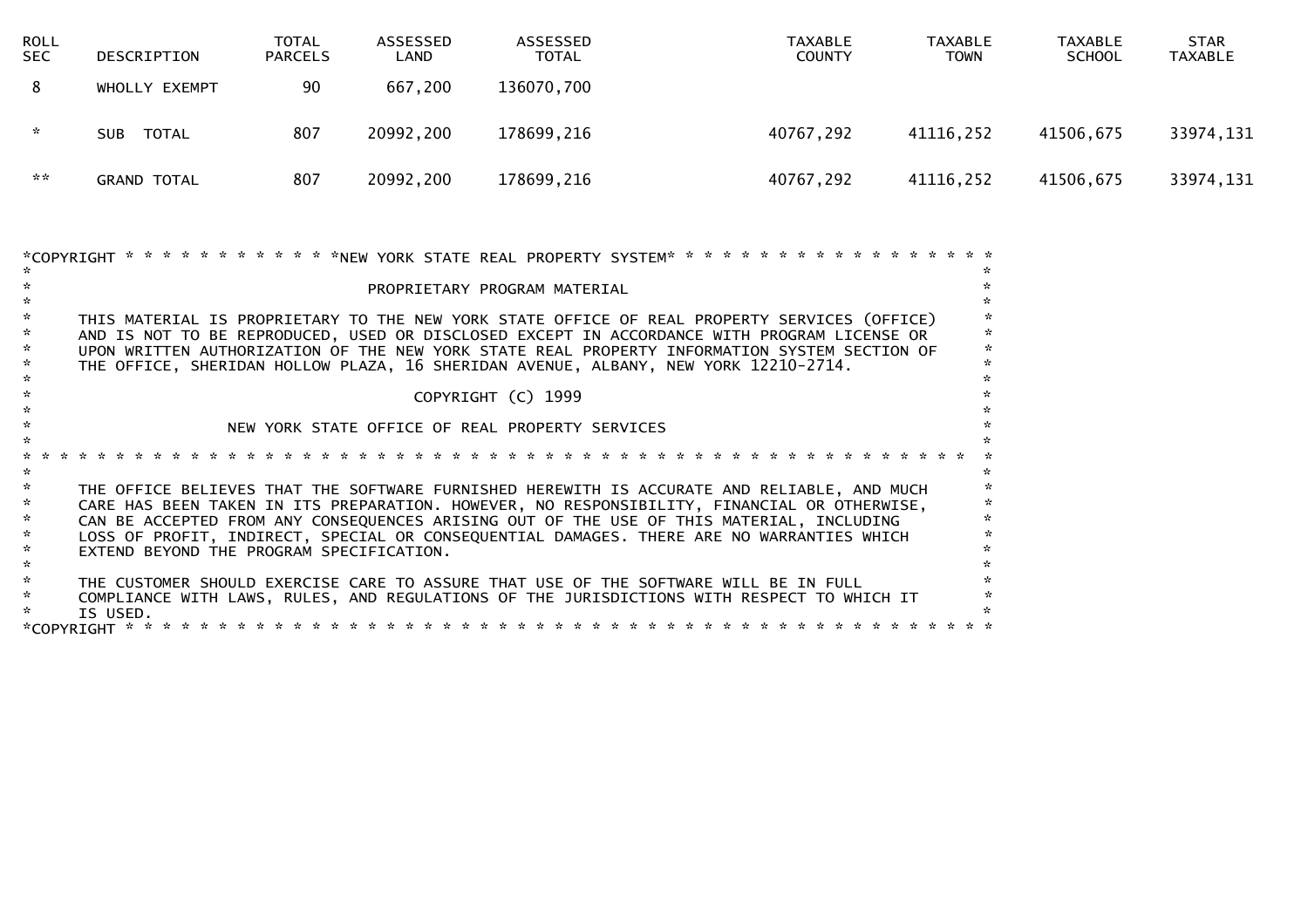| ROLL SEC | DESCRIPTION | TOTAL PARCELS | ASSESSED LAND | ASSESSED TOTAL | TAXABLE COUNTY | TAXABLE TOWN | TAXABLE SCHOOL | STAR TAXABLE |
|---|---|---|---|---|---|---|---|---|
| 8 | WHOLLY EXEMPT | 90 | 667,200 | 136070,700 | | | | |
| * | SUB TOTAL | 807 | 20992,200 | 178699,216 | 40767,292 | 41116,252 | 41506,675 | 33974,131 |
| ** | GRAND TOTAL | 807 | 20992,200 | 178699,216 | 40767,292 | 41116,252 | 41506,675 | 33974,131 |

*COPYRIGHT * * * * * * * * * * * *NEW YORK STATE REAL PROPERTY SYSTEM* * * * * * * * * * * * * * * * * *

PROPRIETARY PROGRAM MATERIAL

THIS MATERIAL IS PROPRIETARY TO THE NEW YORK STATE OFFICE OF REAL PROPERTY SERVICES (OFFICE) AND IS NOT TO BE REPRODUCED, USED OR DISCLOSED EXCEPT IN ACCORDANCE WITH PROGRAM LICENSE OR UPON WRITTEN AUTHORIZATION OF THE NEW YORK STATE REAL PROPERTY INFORMATION SYSTEM SECTION OF THE OFFICE, SHERIDAN HOLLOW PLAZA, 16 SHERIDAN AVENUE, ALBANY, NEW YORK 12210-2714.

COPYRIGHT (C) 1999

NEW YORK STATE OFFICE OF REAL PROPERTY SERVICES

THE OFFICE BELIEVES THAT THE SOFTWARE FURNISHED HEREWITH IS ACCURATE AND RELIABLE, AND MUCH CARE HAS BEEN TAKEN IN ITS PREPARATION. HOWEVER, NO RESPONSIBILITY, FINANCIAL OR OTHERWISE, CAN BE ACCEPTED FROM ANY CONSEQUENCES ARISING OUT OF THE USE OF THIS MATERIAL, INCLUDING LOSS OF PROFIT, INDIRECT, SPECIAL OR CONSEQUENTIAL DAMAGES. THERE ARE NO WARRANTIES WHICH EXTEND BEYOND THE PROGRAM SPECIFICATION.

THE CUSTOMER SHOULD EXERCISE CARE TO ASSURE THAT USE OF THE SOFTWARE WILL BE IN FULL COMPLIANCE WITH LAWS, RULES, AND REGULATIONS OF THE JURISDICTIONS WITH RESPECT TO WHICH IT IS USED.

*COPYRIGHT * * * * * * * * * * * * * * * * * * * * * * * * * * * * * * * * * * * * * * * * * * * * *